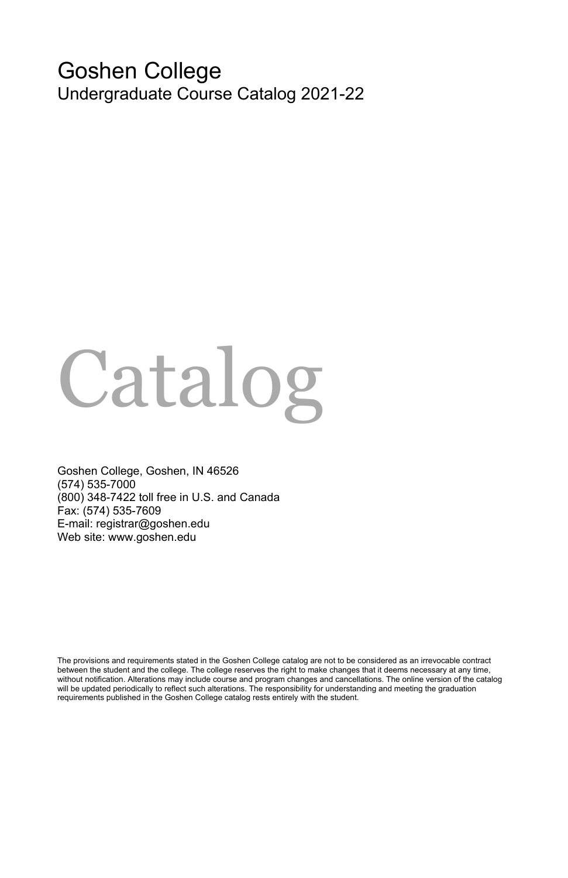# Goshen College

## Undergraduate Course Catalog 2021-22

# Catalog

Goshen College, Goshen, IN 46526
(574) 535-7000
(800) 348-7422 toll free in U.S. and Canada
Fax: (574) 535-7609
E-mail: registrar@goshen.edu
Web site: www.goshen.edu

The provisions and requirements stated in the Goshen College catalog are not to be considered as an irrevocable contract between the student and the college. The college reserves the right to make changes that it deems necessary at any time, without notification. Alterations may include course and program changes and cancellations. The online version of the catalog will be updated periodically to reflect such alterations. The responsibility for understanding and meeting the graduation requirements published in the Goshen College catalog rests entirely with the student.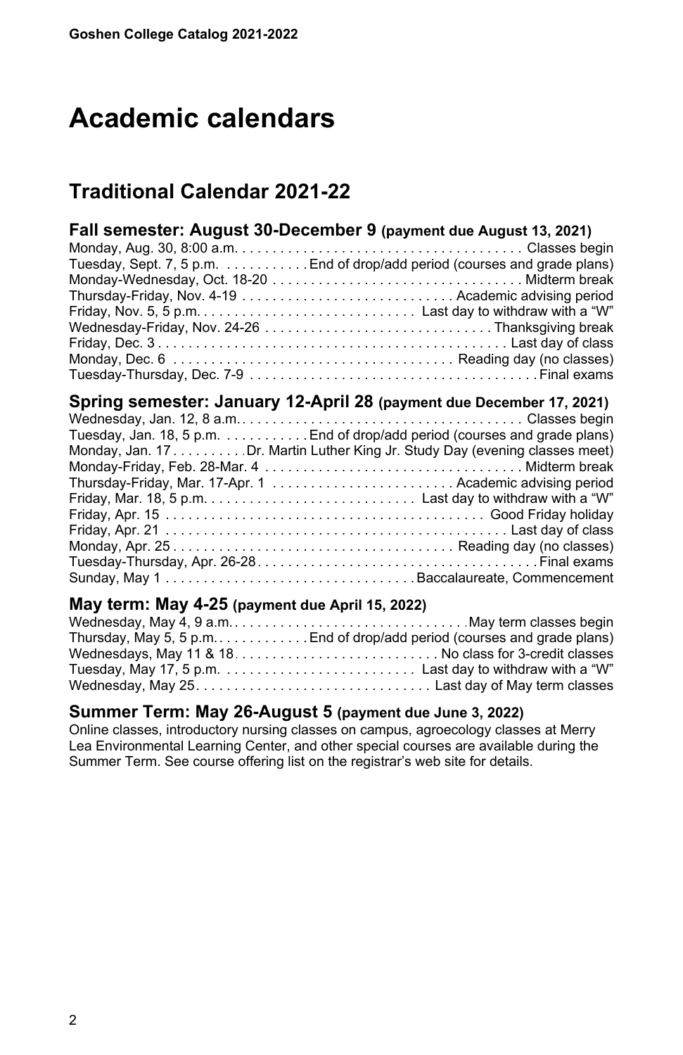# Academic calendars

## Traditional Calendar 2021-22

### Fall semester: August 30-December 9 (payment due August 13, 2021)

| Date | Event |
|---|---|
| Monday, Aug. 30, 8:00 a.m. | Classes begin |
| Tuesday, Sept. 7, 5 p.m. | End of drop/add period (courses and grade plans) |
| Monday-Wednesday, Oct. 18-20 | Midterm break |
| Thursday-Friday, Nov. 4-19 | Academic advising period |
| Friday, Nov. 5, 5 p.m. | Last day to withdraw with a "W" |
| Wednesday-Friday, Nov. 24-26 | Thanksgiving break |
| Friday, Dec. 3 | Last day of class |
| Monday, Dec. 6 | Reading day (no classes) |
| Tuesday-Thursday, Dec. 7-9 | Final exams |

### Spring semester: January 12-April 28 (payment due December 17, 2021)

| Date | Event |
|---|---|
| Wednesday, Jan. 12, 8 a.m. | Classes begin |
| Tuesday, Jan. 18, 5 p.m. | End of drop/add period (courses and grade plans) |
| Monday, Jan. 17 | Dr. Martin Luther King Jr. Study Day (evening classes meet) |
| Monday-Friday, Feb. 28-Mar. 4 | Midterm break |
| Thursday-Friday, Mar. 17-Apr. 1 | Academic advising period |
| Friday, Mar. 18, 5 p.m. | Last day to withdraw with a "W" |
| Friday, Apr. 15 | Good Friday holiday |
| Friday, Apr. 21 | Last day of class |
| Monday, Apr. 25 | Reading day (no classes) |
| Tuesday-Thursday, Apr. 26-28 | Final exams |
| Sunday, May 1 | Baccalaureate, Commencement |

### May term: May 4-25 (payment due April 15, 2022)

| Date | Event |
|---|---|
| Wednesday, May 4, 9 a.m. | May term classes begin |
| Thursday, May 5, 5 p.m. | End of drop/add period (courses and grade plans) |
| Wednesdays, May 11 & 18 | No class for 3-credit classes |
| Tuesday, May 17, 5 p.m. | Last day to withdraw with a "W" |
| Wednesday, May 25 | Last day of May term classes |

### Summer Term: May 26-August 5 (payment due June 3, 2022)

Online classes, introductory nursing classes on campus, agroecology classes at Merry Lea Environmental Learning Center, and other special courses are available during the Summer Term. See course offering list on the registrar's web site for details.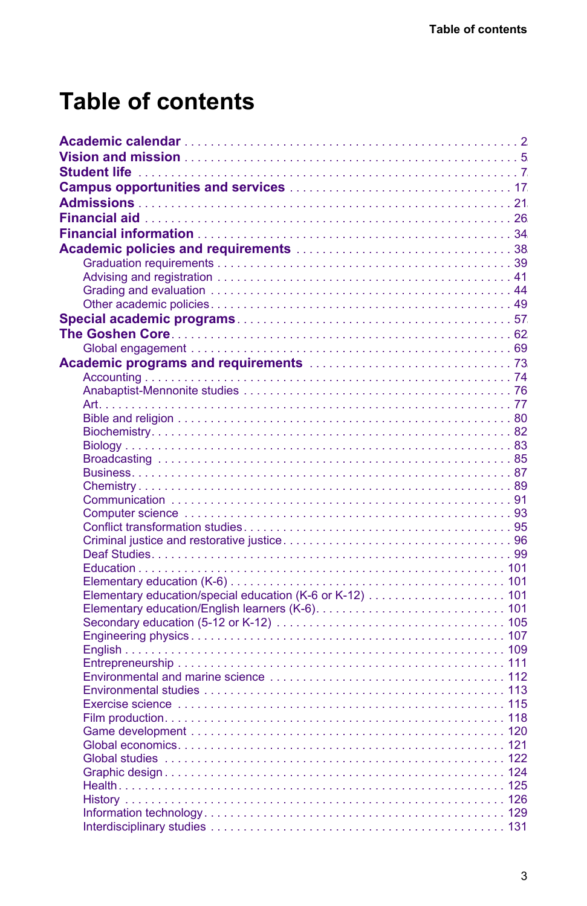# Table of contents

**Academic calendar** . . . . . . . . . . 2
**Vision and mission** . . . . . . . . . . 5
**Student life** . . . . . . . . . . 7
**Campus opportunities and services** . . . . . . . . . . 17
**Admissions** . . . . . . . . . . 21
**Financial aid** . . . . . . . . . . 26
**Financial information** . . . . . . . . . . 34
**Academic policies and requirements** . . . . . . . . . . 38
- Graduation requirements . . . . . . . . . . 39
- Advising and registration . . . . . . . . . . 41
- Grading and evaluation . . . . . . . . . . 44
- Other academic policies . . . . . . . . . . 49

**Special academic programs** . . . . . . . . . . 57
**The Goshen Core** . . . . . . . . . . 62
- Global engagement . . . . . . . . . . 69

**Academic programs and requirements** . . . . . . . . . . 73
- Accounting . . . . . . . . . . 74
- Anabaptist-Mennonite studies . . . . . . . . . . 76
- Art . . . . . . . . . . 77
- Bible and religion . . . . . . . . . . 80
- Biochemistry . . . . . . . . . . 82
- Biology . . . . . . . . . . 83
- Broadcasting . . . . . . . . . . 85
- Business . . . . . . . . . . 87
- Chemistry . . . . . . . . . . 89
- Communication . . . . . . . . . . 91
- Computer science . . . . . . . . . . 93
- Conflict transformation studies . . . . . . . . . . 95
- Criminal justice and restorative justice . . . . . . . . . . 96
- Deaf Studies . . . . . . . . . . 99
- Education . . . . . . . . . . 101
- Elementary education (K-6) . . . . . . . . . . 101
- Elementary education/special education (K-6 or K-12) . . . . . . . . . . 101
- Elementary education/English learners (K-6) . . . . . . . . . . 101
- Secondary education (5-12 or K-12) . . . . . . . . . . 105
- Engineering physics . . . . . . . . . . 107
- English . . . . . . . . . . 109
- Entrepreneurship . . . . . . . . . . 111
- Environmental and marine science . . . . . . . . . . 112
- Environmental studies . . . . . . . . . . 113
- Exercise science . . . . . . . . . . 115
- Film production . . . . . . . . . . 118
- Game development . . . . . . . . . . 120
- Global economics . . . . . . . . . . 121
- Global studies . . . . . . . . . . 122
- Graphic design . . . . . . . . . . 124
- Health . . . . . . . . . . 125
- History . . . . . . . . . . 126
- Information technology . . . . . . . . . . 129
- Interdisciplinary studies . . . . . . . . . . 131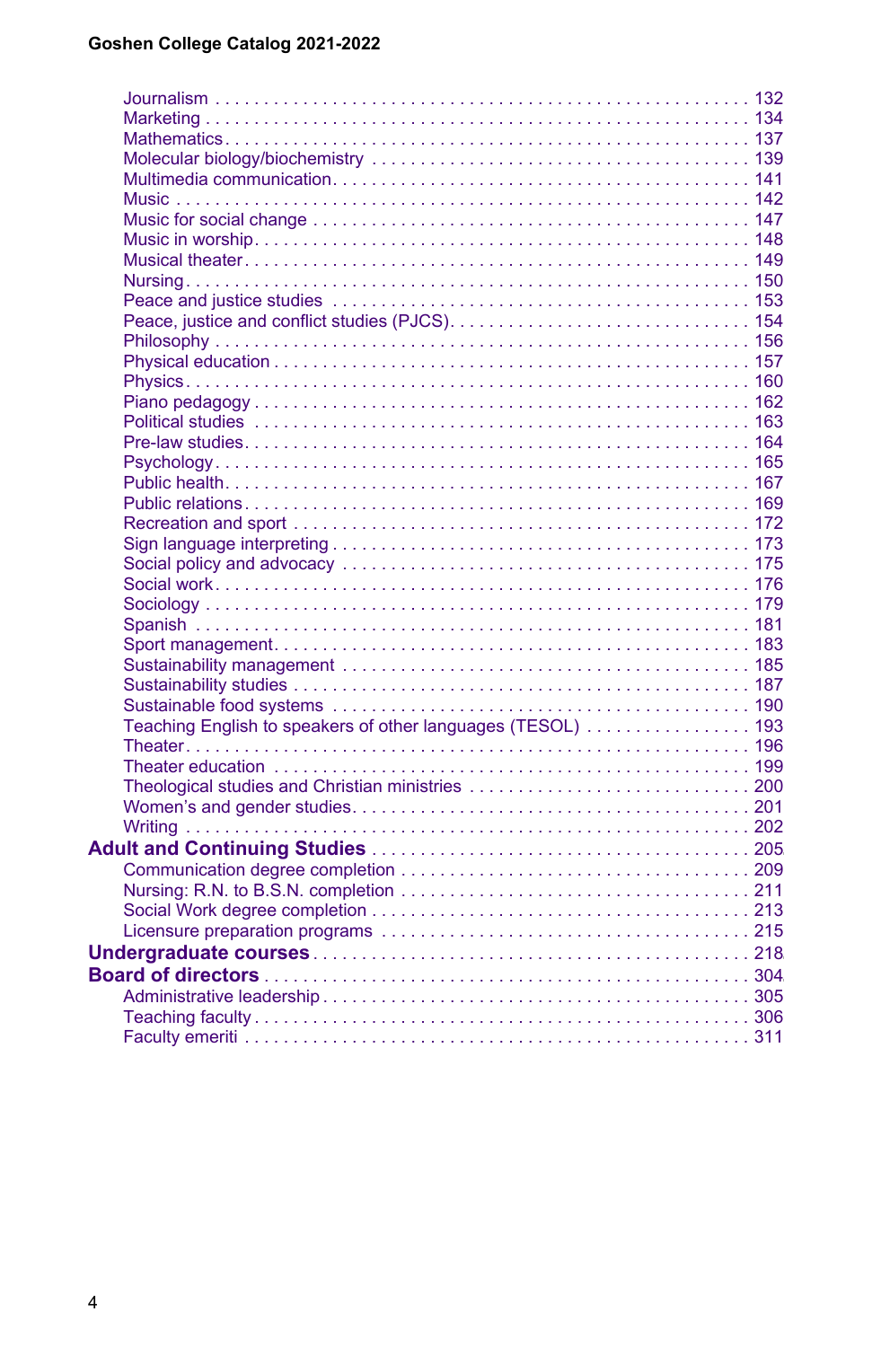- Journalism . . . 132
- Marketing . . . 134
- Mathematics . . . 137
- Molecular biology/biochemistry . . . 139
- Multimedia communication . . . 141
- Music . . . 142
- Music for social change . . . 147
- Music in worship . . . 148
- Musical theater . . . 149
- Nursing . . . 150
- Peace and justice studies . . . 153
- Peace, justice and conflict studies (PJCS) . . . 154
- Philosophy . . . 156
- Physical education . . . 157
- Physics . . . 160
- Piano pedagogy . . . 162
- Political studies . . . 163
- Pre-law studies . . . 164
- Psychology . . . 165
- Public health . . . 167
- Public relations . . . 169
- Recreation and sport . . . 172
- Sign language interpreting . . . 173
- Social policy and advocacy . . . 175
- Social work . . . 176
- Sociology . . . 179
- Spanish . . . 181
- Sport management . . . 183
- Sustainability management . . . 185
- Sustainability studies . . . 187
- Sustainable food systems . . . 190
- Teaching English to speakers of other languages (TESOL) . . . 193
- Theater . . . 196
- Theater education . . . 199
- Theological studies and Christian ministries . . . 200
- Women's and gender studies . . . 201
- Writing . . . 202

**Adult and Continuing Studies** . . . 205

- Communication degree completion . . . 209
- Nursing: R.N. to B.S.N. completion . . . 211
- Social Work degree completion . . . 213
- Licensure preparation programs . . . 215

**Undergraduate courses** . . . 218

**Board of directors** . . . 304

- Administrative leadership . . . 305
- Teaching faculty . . . 306
- Faculty emeriti . . . 311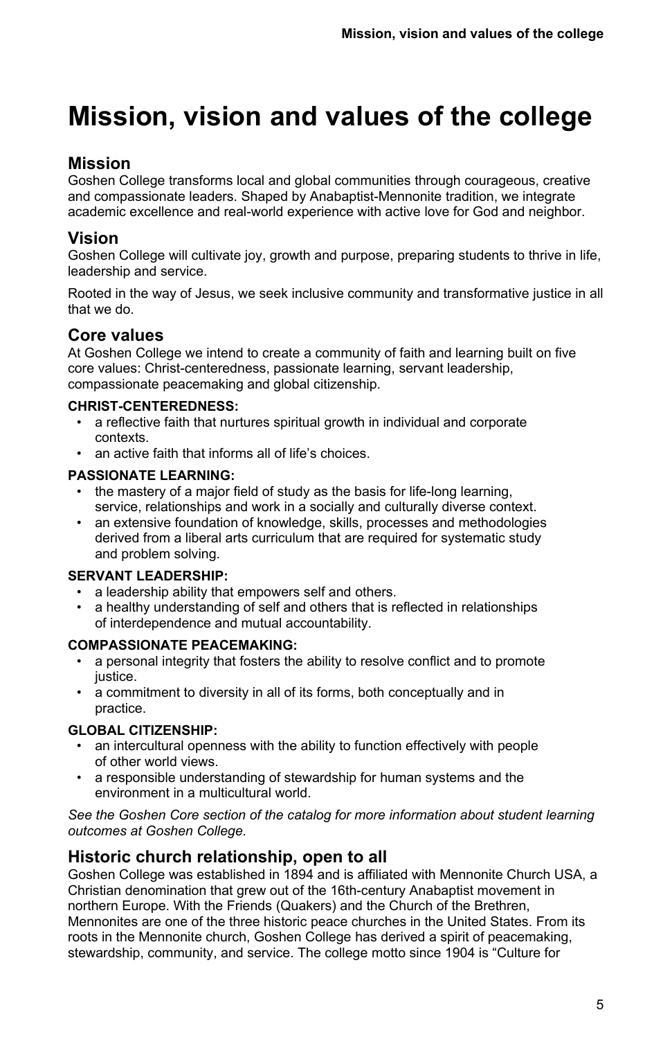# Mission, vision and values of the college

## Mission

Goshen College transforms local and global communities through courageous, creative and compassionate leaders. Shaped by Anabaptist-Mennonite tradition, we integrate academic excellence and real-world experience with active love for God and neighbor.

## Vision

Goshen College will cultivate joy, growth and purpose, preparing students to thrive in life, leadership and service.

Rooted in the way of Jesus, we seek inclusive community and transformative justice in all that we do.

## Core values

At Goshen College we intend to create a community of faith and learning built on five core values: Christ-centeredness, passionate learning, servant leadership, compassionate peacemaking and global citizenship.

**CHRIST-CENTEREDNESS:**

- a reflective faith that nurtures spiritual growth in individual and corporate contexts.
- an active faith that informs all of life's choices.

**PASSIONATE LEARNING:**

- the mastery of a major field of study as the basis for life-long learning, service, relationships and work in a socially and culturally diverse context.
- an extensive foundation of knowledge, skills, processes and methodologies derived from a liberal arts curriculum that are required for systematic study and problem solving.

**SERVANT LEADERSHIP:**

- a leadership ability that empowers self and others.
- a healthy understanding of self and others that is reflected in relationships of interdependence and mutual accountability.

**COMPASSIONATE PEACEMAKING:**

- a personal integrity that fosters the ability to resolve conflict and to promote justice.
- a commitment to diversity in all of its forms, both conceptually and in practice.

**GLOBAL CITIZENSHIP:**

- an intercultural openness with the ability to function effectively with people of other world views.
- a responsible understanding of stewardship for human systems and the environment in a multicultural world.

*See the Goshen Core section of the catalog for more information about student learning outcomes at Goshen College.*

## Historic church relationship, open to all

Goshen College was established in 1894 and is affiliated with Mennonite Church USA, a Christian denomination that grew out of the 16th-century Anabaptist movement in northern Europe. With the Friends (Quakers) and the Church of the Brethren, Mennonites are one of the three historic peace churches in the United States. From its roots in the Mennonite church, Goshen College has derived a spirit of peacemaking, stewardship, community, and service. The college motto since 1904 is "Culture for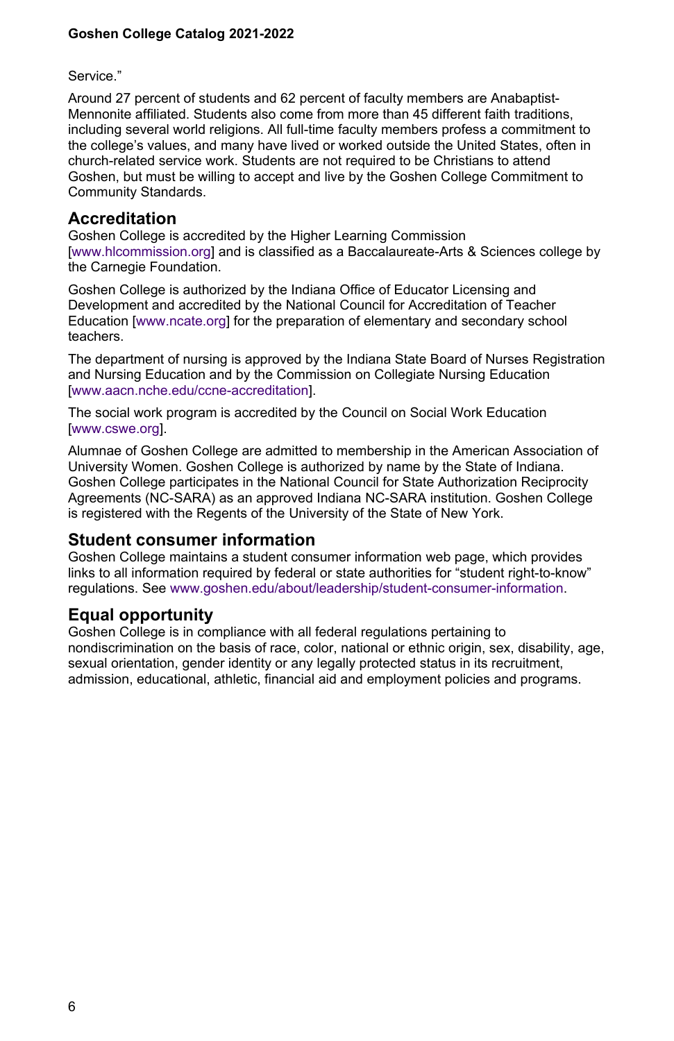Service."

Around 27 percent of students and 62 percent of faculty members are Anabaptist-Mennonite affiliated. Students also come from more than 45 different faith traditions, including several world religions. All full-time faculty members profess a commitment to the college's values, and many have lived or worked outside the United States, often in church-related service work. Students are not required to be Christians to attend Goshen, but must be willing to accept and live by the Goshen College Commitment to Community Standards.

## Accreditation

Goshen College is accredited by the Higher Learning Commission [www.hlcommission.org] and is classified as a Baccalaureate-Arts & Sciences college by the Carnegie Foundation.

Goshen College is authorized by the Indiana Office of Educator Licensing and Development and accredited by the National Council for Accreditation of Teacher Education [www.ncate.org] for the preparation of elementary and secondary school teachers.

The department of nursing is approved by the Indiana State Board of Nurses Registration and Nursing Education and by the Commission on Collegiate Nursing Education [www.aacn.nche.edu/ccne-accreditation].

The social work program is accredited by the Council on Social Work Education [www.cswe.org].

Alumnae of Goshen College are admitted to membership in the American Association of University Women. Goshen College is authorized by name by the State of Indiana. Goshen College participates in the National Council for State Authorization Reciprocity Agreements (NC-SARA) as an approved Indiana NC-SARA institution. Goshen College is registered with the Regents of the University of the State of New York.

## Student consumer information

Goshen College maintains a student consumer information web page, which provides links to all information required by federal or state authorities for "student right-to-know" regulations. See www.goshen.edu/about/leadership/student-consumer-information.

## Equal opportunity

Goshen College is in compliance with all federal regulations pertaining to nondiscrimination on the basis of race, color, national or ethnic origin, sex, disability, age, sexual orientation, gender identity or any legally protected status in its recruitment, admission, educational, athletic, financial aid and employment policies and programs.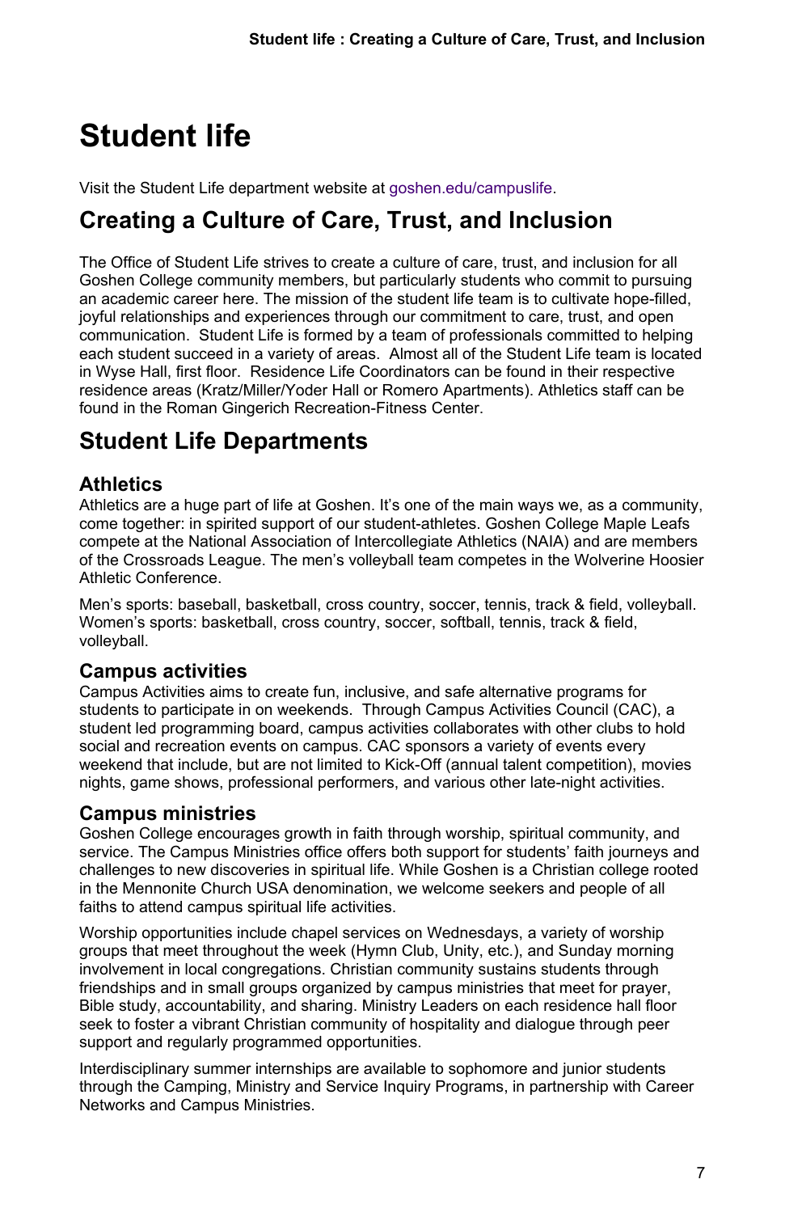# Student life

Visit the Student Life department website at goshen.edu/campuslife.

## Creating a Culture of Care, Trust, and Inclusion

The Office of Student Life strives to create a culture of care, trust, and inclusion for all Goshen College community members, but particularly students who commit to pursuing an academic career here. The mission of the student life team is to cultivate hope-filled, joyful relationships and experiences through our commitment to care, trust, and open communication. Student Life is formed by a team of professionals committed to helping each student succeed in a variety of areas. Almost all of the Student Life team is located in Wyse Hall, first floor. Residence Life Coordinators can be found in their respective residence areas (Kratz/Miller/Yoder Hall or Romero Apartments). Athletics staff can be found in the Roman Gingerich Recreation-Fitness Center.

## Student Life Departments

### Athletics

Athletics are a huge part of life at Goshen. It's one of the main ways we, as a community, come together: in spirited support of our student-athletes. Goshen College Maple Leafs compete at the National Association of Intercollegiate Athletics (NAIA) and are members of the Crossroads League. The men's volleyball team competes in the Wolverine Hoosier Athletic Conference.

Men's sports: baseball, basketball, cross country, soccer, tennis, track & field, volleyball.
Women's sports: basketball, cross country, soccer, softball, tennis, track & field, volleyball.

### Campus activities

Campus Activities aims to create fun, inclusive, and safe alternative programs for students to participate in on weekends. Through Campus Activities Council (CAC), a student led programming board, campus activities collaborates with other clubs to hold social and recreation events on campus. CAC sponsors a variety of events every weekend that include, but are not limited to Kick-Off (annual talent competition), movies nights, game shows, professional performers, and various other late-night activities.

### Campus ministries

Goshen College encourages growth in faith through worship, spiritual community, and service. The Campus Ministries office offers both support for students' faith journeys and challenges to new discoveries in spiritual life. While Goshen is a Christian college rooted in the Mennonite Church USA denomination, we welcome seekers and people of all faiths to attend campus spiritual life activities.

Worship opportunities include chapel services on Wednesdays, a variety of worship groups that meet throughout the week (Hymn Club, Unity, etc.), and Sunday morning involvement in local congregations. Christian community sustains students through friendships and in small groups organized by campus ministries that meet for prayer, Bible study, accountability, and sharing. Ministry Leaders on each residence hall floor seek to foster a vibrant Christian community of hospitality and dialogue through peer support and regularly programmed opportunities.

Interdisciplinary summer internships are available to sophomore and junior students through the Camping, Ministry and Service Inquiry Programs, in partnership with Career Networks and Campus Ministries.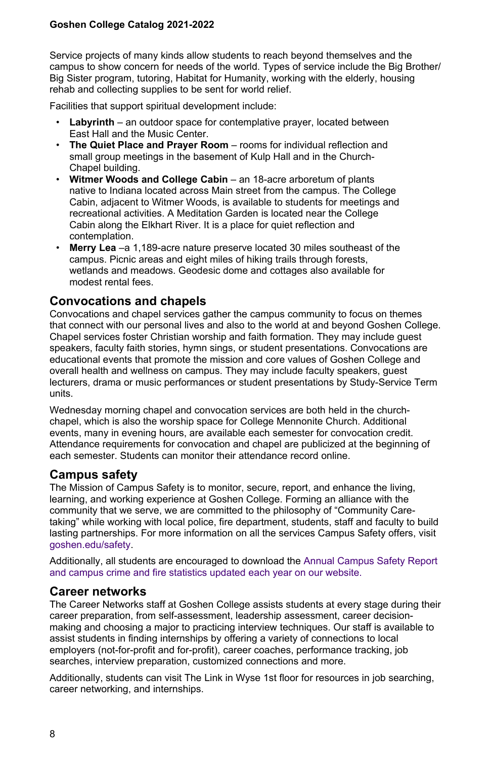Service projects of many kinds allow students to reach beyond themselves and the campus to show concern for needs of the world. Types of service include the Big Brother/Big Sister program, tutoring, Habitat for Humanity, working with the elderly, housing rehab and collecting supplies to be sent for world relief.

Facilities that support spiritual development include:

- **Labyrinth** – an outdoor space for contemplative prayer, located between East Hall and the Music Center.
- **The Quiet Place and Prayer Room** – rooms for individual reflection and small group meetings in the basement of Kulp Hall and in the Church-Chapel building.
- **Witmer Woods and College Cabin** – an 18-acre arboretum of plants native to Indiana located across Main street from the campus. The College Cabin, adjacent to Witmer Woods, is available to students for meetings and recreational activities. A Meditation Garden is located near the College Cabin along the Elkhart River. It is a place for quiet reflection and contemplation.
- **Merry Lea** –a 1,189-acre nature preserve located 30 miles southeast of the campus. Picnic areas and eight miles of hiking trails through forests, wetlands and meadows. Geodesic dome and cottages also available for modest rental fees.

## Convocations and chapels

Convocations and chapel services gather the campus community to focus on themes that connect with our personal lives and also to the world at and beyond Goshen College. Chapel services foster Christian worship and faith formation. They may include guest speakers, faculty faith stories, hymn sings, or student presentations. Convocations are educational events that promote the mission and core values of Goshen College and overall health and wellness on campus. They may include faculty speakers, guest lecturers, drama or music performances or student presentations by Study-Service Term units.

Wednesday morning chapel and convocation services are both held in the church-chapel, which is also the worship space for College Mennonite Church. Additional events, many in evening hours, are available each semester for convocation credit. Attendance requirements for convocation and chapel are publicized at the beginning of each semester. Students can monitor their attendance record online.

## Campus safety

The Mission of Campus Safety is to monitor, secure, report, and enhance the living, learning, and working experience at Goshen College. Forming an alliance with the community that we serve, we are committed to the philosophy of "Community Care-taking" while working with local police, fire department, students, staff and faculty to build lasting partnerships. For more information on all the services Campus Safety offers, visit goshen.edu/safety.

Additionally, all students are encouraged to download the Annual Campus Safety Report and campus crime and fire statistics updated each year on our website.

## Career networks

The Career Networks staff at Goshen College assists students at every stage during their career preparation, from self-assessment, leadership assessment, career decision-making and choosing a major to practicing interview techniques. Our staff is available to assist students in finding internships by offering a variety of connections to local employers (not-for-profit and for-profit), career coaches, performance tracking, job searches, interview preparation, customized connections and more.

Additionally, students can visit The Link in Wyse 1st floor for resources in job searching, career networking, and internships.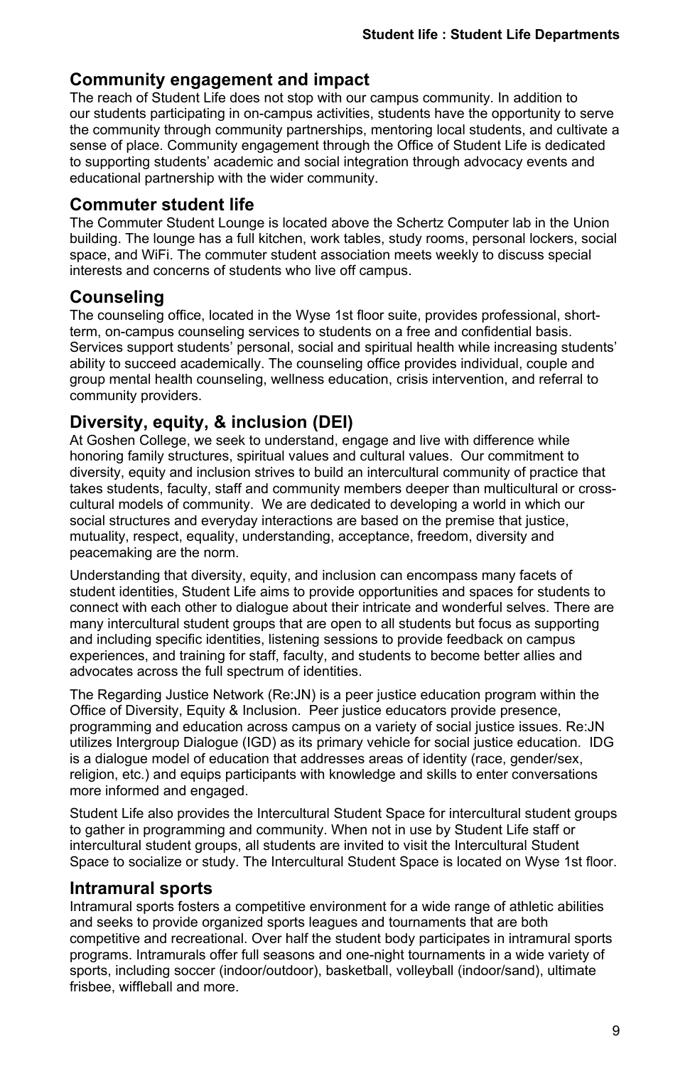## Community engagement and impact

The reach of Student Life does not stop with our campus community. In addition to our students participating in on-campus activities, students have the opportunity to serve the community through community partnerships, mentoring local students, and cultivate a sense of place. Community engagement through the Office of Student Life is dedicated to supporting students' academic and social integration through advocacy events and educational partnership with the wider community.

## Commuter student life

The Commuter Student Lounge is located above the Schertz Computer lab in the Union building. The lounge has a full kitchen, work tables, study rooms, personal lockers, social space, and WiFi. The commuter student association meets weekly to discuss special interests and concerns of students who live off campus.

## Counseling

The counseling office, located in the Wyse 1st floor suite, provides professional, short-term, on-campus counseling services to students on a free and confidential basis. Services support students' personal, social and spiritual health while increasing students' ability to succeed academically. The counseling office provides individual, couple and group mental health counseling, wellness education, crisis intervention, and referral to community providers.

## Diversity, equity, & inclusion (DEI)

At Goshen College, we seek to understand, engage and live with difference while honoring family structures, spiritual values and cultural values. Our commitment to diversity, equity and inclusion strives to build an intercultural community of practice that takes students, faculty, staff and community members deeper than multicultural or cross-cultural models of community. We are dedicated to developing a world in which our social structures and everyday interactions are based on the premise that justice, mutuality, respect, equality, understanding, acceptance, freedom, diversity and peacemaking are the norm.

Understanding that diversity, equity, and inclusion can encompass many facets of student identities, Student Life aims to provide opportunities and spaces for students to connect with each other to dialogue about their intricate and wonderful selves. There are many intercultural student groups that are open to all students but focus as supporting and including specific identities, listening sessions to provide feedback on campus experiences, and training for staff, faculty, and students to become better allies and advocates across the full spectrum of identities.

The Regarding Justice Network (Re:JN) is a peer justice education program within the Office of Diversity, Equity & Inclusion. Peer justice educators provide presence, programming and education across campus on a variety of social justice issues. Re:JN utilizes Intergroup Dialogue (IGD) as its primary vehicle for social justice education. IDG is a dialogue model of education that addresses areas of identity (race, gender/sex, religion, etc.) and equips participants with knowledge and skills to enter conversations more informed and engaged.

Student Life also provides the Intercultural Student Space for intercultural student groups to gather in programming and community. When not in use by Student Life staff or intercultural student groups, all students are invited to visit the Intercultural Student Space to socialize or study. The Intercultural Student Space is located on Wyse 1st floor.

## Intramural sports

Intramural sports fosters a competitive environment for a wide range of athletic abilities and seeks to provide organized sports leagues and tournaments that are both competitive and recreational. Over half the student body participates in intramural sports programs. Intramurals offer full seasons and one-night tournaments in a wide variety of sports, including soccer (indoor/outdoor), basketball, volleyball (indoor/sand), ultimate frisbee, wiffleball and more.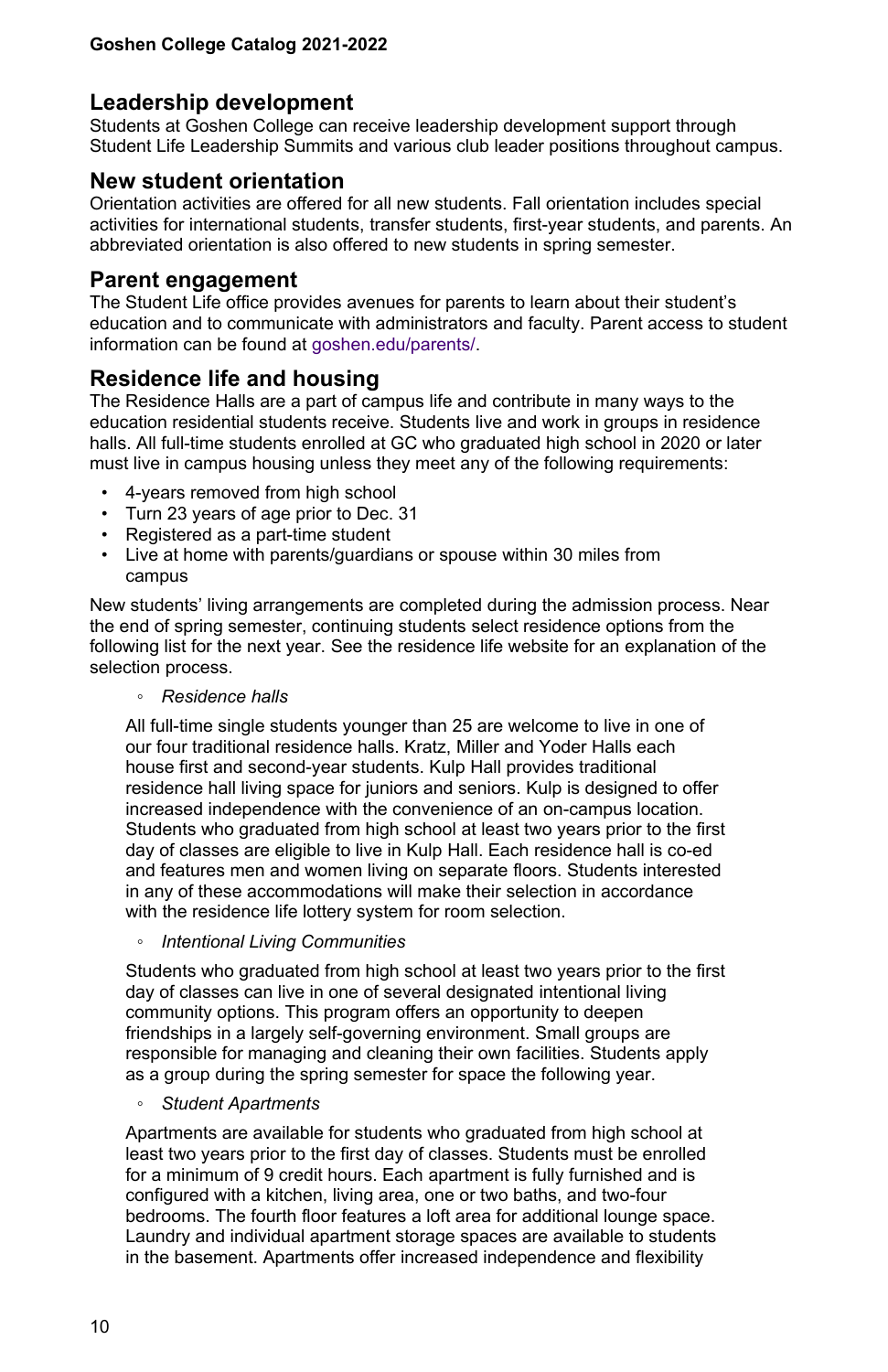## Leadership development

Students at Goshen College can receive leadership development support through Student Life Leadership Summits and various club leader positions throughout campus.

## New student orientation

Orientation activities are offered for all new students. Fall orientation includes special activities for international students, transfer students, first-year students, and parents. An abbreviated orientation is also offered to new students in spring semester.

## Parent engagement

The Student Life office provides avenues for parents to learn about their student's education and to communicate with administrators and faculty. Parent access to student information can be found at goshen.edu/parents/.

## Residence life and housing

The Residence Halls are a part of campus life and contribute in many ways to the education residential students receive. Students live and work in groups in residence halls. All full-time students enrolled at GC who graduated high school in 2020 or later must live in campus housing unless they meet any of the following requirements:

- 4-years removed from high school
- Turn 23 years of age prior to Dec. 31
- Registered as a part-time student
- Live at home with parents/guardians or spouse within 30 miles from campus

New students' living arrangements are completed during the admission process. Near the end of spring semester, continuing students select residence options from the following list for the next year. See the residence life website for an explanation of the selection process.

- *Residence halls*

  All full-time single students younger than 25 are welcome to live in one of our four traditional residence halls. Kratz, Miller and Yoder Halls each house first and second-year students. Kulp Hall provides traditional residence hall living space for juniors and seniors. Kulp is designed to offer increased independence with the convenience of an on-campus location. Students who graduated from high school at least two years prior to the first day of classes are eligible to live in Kulp Hall. Each residence hall is co-ed and features men and women living on separate floors. Students interested in any of these accommodations will make their selection in accordance with the residence life lottery system for room selection.

- *Intentional Living Communities*

  Students who graduated from high school at least two years prior to the first day of classes can live in one of several designated intentional living community options. This program offers an opportunity to deepen friendships in a largely self-governing environment. Small groups are responsible for managing and cleaning their own facilities. Students apply as a group during the spring semester for space the following year.

- *Student Apartments*

  Apartments are available for students who graduated from high school at least two years prior to the first day of classes. Students must be enrolled for a minimum of 9 credit hours. Each apartment is fully furnished and is configured with a kitchen, living area, one or two baths, and two-four bedrooms. The fourth floor features a loft area for additional lounge space. Laundry and individual apartment storage spaces are available to students in the basement. Apartments offer increased independence and flexibility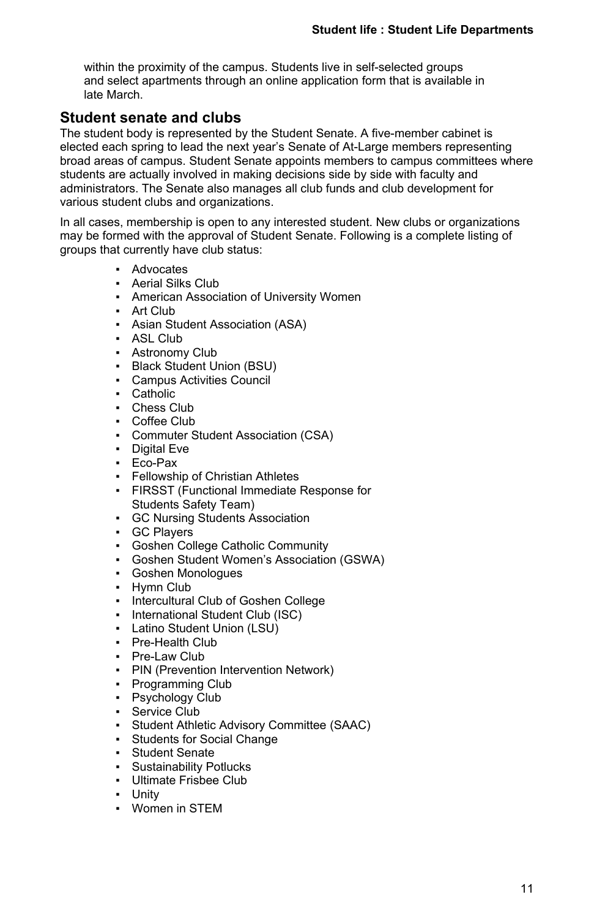within the proximity of the campus. Students live in self-selected groups and select apartments through an online application form that is available in late March.

## Student senate and clubs

The student body is represented by the Student Senate. A five-member cabinet is elected each spring to lead the next year's Senate of At-Large members representing broad areas of campus. Student Senate appoints members to campus committees where students are actually involved in making decisions side by side with faculty and administrators. The Senate also manages all club funds and club development for various student clubs and organizations.

In all cases, membership is open to any interested student. New clubs or organizations may be formed with the approval of Student Senate. Following is a complete listing of groups that currently have club status:

- Advocates
- Aerial Silks Club
- American Association of University Women
- Art Club
- Asian Student Association (ASA)
- ASL Club
- Astronomy Club
- Black Student Union (BSU)
- Campus Activities Council
- Catholic
- Chess Club
- Coffee Club
- Commuter Student Association (CSA)
- Digital Eve
- Eco-Pax
- Fellowship of Christian Athletes
- FIRSST (Functional Immediate Response for Students Safety Team)
- GC Nursing Students Association
- GC Players
- Goshen College Catholic Community
- Goshen Student Women's Association (GSWA)
- Goshen Monologues
- Hymn Club
- Intercultural Club of Goshen College
- International Student Club (ISC)
- Latino Student Union (LSU)
- Pre-Health Club
- Pre-Law Club
- PIN (Prevention Intervention Network)
- Programming Club
- Psychology Club
- Service Club
- Student Athletic Advisory Committee (SAAC)
- Students for Social Change
- Student Senate
- Sustainability Potlucks
- Ultimate Frisbee Club
- Unity
- Women in STEM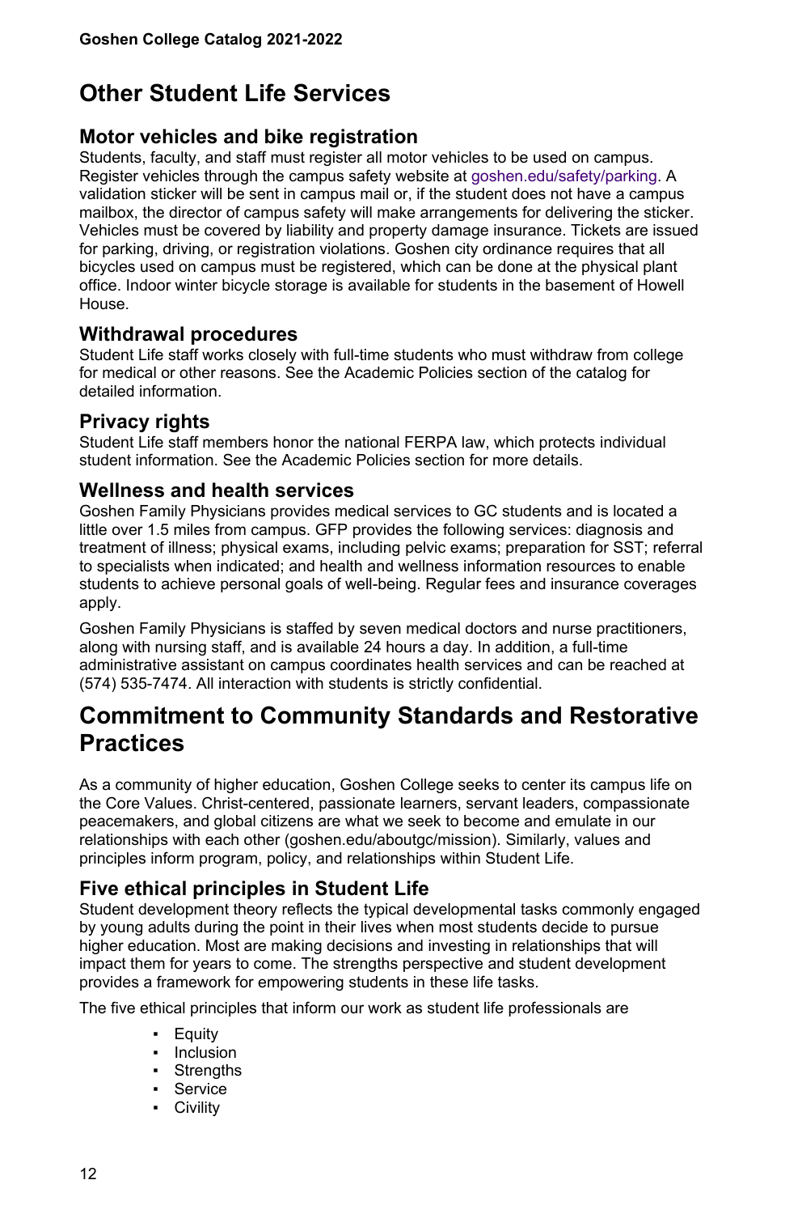# Other Student Life Services

## Motor vehicles and bike registration

Students, faculty, and staff must register all motor vehicles to be used on campus. Register vehicles through the campus safety website at goshen.edu/safety/parking. A validation sticker will be sent in campus mail or, if the student does not have a campus mailbox, the director of campus safety will make arrangements for delivering the sticker. Vehicles must be covered by liability and property damage insurance. Tickets are issued for parking, driving, or registration violations. Goshen city ordinance requires that all bicycles used on campus must be registered, which can be done at the physical plant office. Indoor winter bicycle storage is available for students in the basement of Howell House.

## Withdrawal procedures

Student Life staff works closely with full-time students who must withdraw from college for medical or other reasons. See the Academic Policies section of the catalog for detailed information.

## Privacy rights

Student Life staff members honor the national FERPA law, which protects individual student information. See the Academic Policies section for more details.

## Wellness and health services

Goshen Family Physicians provides medical services to GC students and is located a little over 1.5 miles from campus. GFP provides the following services: diagnosis and treatment of illness; physical exams, including pelvic exams; preparation for SST; referral to specialists when indicated; and health and wellness information resources to enable students to achieve personal goals of well-being. Regular fees and insurance coverages apply.

Goshen Family Physicians is staffed by seven medical doctors and nurse practitioners, along with nursing staff, and is available 24 hours a day. In addition, a full-time administrative assistant on campus coordinates health services and can be reached at (574) 535-7474. All interaction with students is strictly confidential.

# Commitment to Community Standards and Restorative Practices

As a community of higher education, Goshen College seeks to center its campus life on the Core Values. Christ-centered, passionate learners, servant leaders, compassionate peacemakers, and global citizens are what we seek to become and emulate in our relationships with each other (goshen.edu/aboutgc/mission). Similarly, values and principles inform program, policy, and relationships within Student Life.

## Five ethical principles in Student Life

Student development theory reflects the typical developmental tasks commonly engaged by young adults during the point in their lives when most students decide to pursue higher education. Most are making decisions and investing in relationships that will impact them for years to come. The strengths perspective and student development provides a framework for empowering students in these life tasks.

The five ethical principles that inform our work as student life professionals are

- Equity
- Inclusion
- Strengths
- Service
- Civility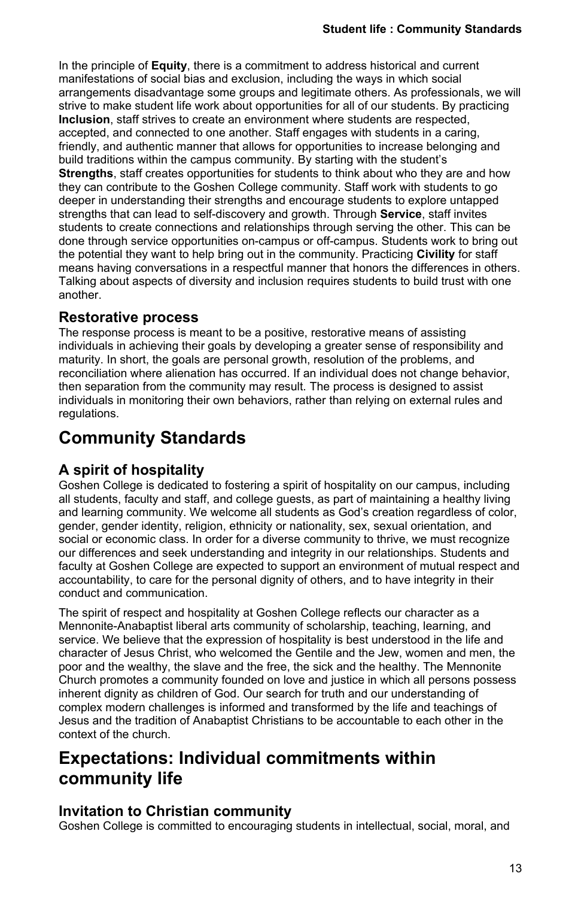In the principle of **Equity**, there is a commitment to address historical and current manifestations of social bias and exclusion, including the ways in which social arrangements disadvantage some groups and legitimate others. As professionals, we will strive to make student life work about opportunities for all of our students. By practicing **Inclusion**, staff strives to create an environment where students are respected, accepted, and connected to one another. Staff engages with students in a caring, friendly, and authentic manner that allows for opportunities to increase belonging and build traditions within the campus community. By starting with the student's **Strengths**, staff creates opportunities for students to think about who they are and how they can contribute to the Goshen College community. Staff work with students to go deeper in understanding their strengths and encourage students to explore untapped strengths that can lead to self-discovery and growth. Through **Service**, staff invites students to create connections and relationships through serving the other. This can be done through service opportunities on-campus or off-campus. Students work to bring out the potential they want to help bring out in the community. Practicing **Civility** for staff means having conversations in a respectful manner that honors the differences in others. Talking about aspects of diversity and inclusion requires students to build trust with one another.

### Restorative process

The response process is meant to be a positive, restorative means of assisting individuals in achieving their goals by developing a greater sense of responsibility and maturity. In short, the goals are personal growth, resolution of the problems, and reconciliation where alienation has occurred. If an individual does not change behavior, then separation from the community may result. The process is designed to assist individuals in monitoring their own behaviors, rather than relying on external rules and regulations.

## Community Standards

### A spirit of hospitality

Goshen College is dedicated to fostering a spirit of hospitality on our campus, including all students, faculty and staff, and college guests, as part of maintaining a healthy living and learning community. We welcome all students as God's creation regardless of color, gender, gender identity, religion, ethnicity or nationality, sex, sexual orientation, and social or economic class. In order for a diverse community to thrive, we must recognize our differences and seek understanding and integrity in our relationships. Students and faculty at Goshen College are expected to support an environment of mutual respect and accountability, to care for the personal dignity of others, and to have integrity in their conduct and communication.

The spirit of respect and hospitality at Goshen College reflects our character as a Mennonite-Anabaptist liberal arts community of scholarship, teaching, learning, and service. We believe that the expression of hospitality is best understood in the life and character of Jesus Christ, who welcomed the Gentile and the Jew, women and men, the poor and the wealthy, the slave and the free, the sick and the healthy. The Mennonite Church promotes a community founded on love and justice in which all persons possess inherent dignity as children of God. Our search for truth and our understanding of complex modern challenges is informed and transformed by the life and teachings of Jesus and the tradition of Anabaptist Christians to be accountable to each other in the context of the church.

## Expectations: Individual commitments within community life

### Invitation to Christian community

Goshen College is committed to encouraging students in intellectual, social, moral, and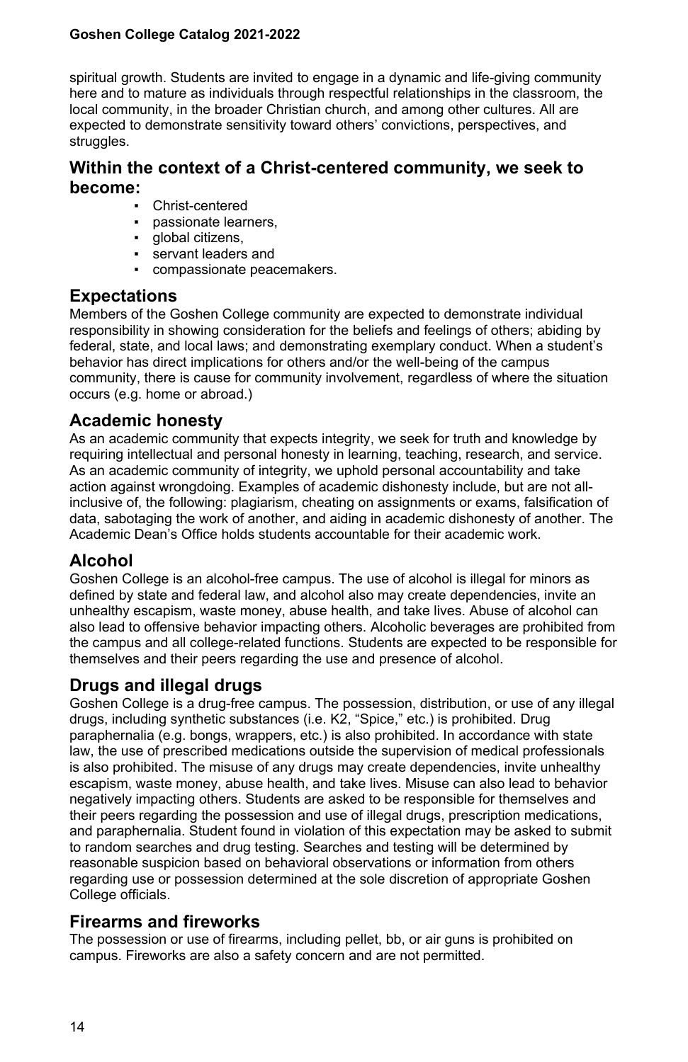spiritual growth. Students are invited to engage in a dynamic and life-giving community here and to mature as individuals through respectful relationships in the classroom, the local community, in the broader Christian church, and among other cultures. All are expected to demonstrate sensitivity toward others' convictions, perspectives, and struggles.

## Within the context of a Christ-centered community, we seek to become:

- Christ-centered
- passionate learners,
- global citizens,
- servant leaders and
- compassionate peacemakers.

## Expectations

Members of the Goshen College community are expected to demonstrate individual responsibility in showing consideration for the beliefs and feelings of others; abiding by federal, state, and local laws; and demonstrating exemplary conduct. When a student's behavior has direct implications for others and/or the well-being of the campus community, there is cause for community involvement, regardless of where the situation occurs (e.g. home or abroad.)

## Academic honesty

As an academic community that expects integrity, we seek for truth and knowledge by requiring intellectual and personal honesty in learning, teaching, research, and service. As an academic community of integrity, we uphold personal accountability and take action against wrongdoing. Examples of academic dishonesty include, but are not all-inclusive of, the following: plagiarism, cheating on assignments or exams, falsification of data, sabotaging the work of another, and aiding in academic dishonesty of another. The Academic Dean's Office holds students accountable for their academic work.

## Alcohol

Goshen College is an alcohol-free campus. The use of alcohol is illegal for minors as defined by state and federal law, and alcohol also may create dependencies, invite an unhealthy escapism, waste money, abuse health, and take lives. Abuse of alcohol can also lead to offensive behavior impacting others. Alcoholic beverages are prohibited from the campus and all college-related functions. Students are expected to be responsible for themselves and their peers regarding the use and presence of alcohol.

## Drugs and illegal drugs

Goshen College is a drug-free campus. The possession, distribution, or use of any illegal drugs, including synthetic substances (i.e. K2, "Spice," etc.) is prohibited. Drug paraphernalia (e.g. bongs, wrappers, etc.) is also prohibited. In accordance with state law, the use of prescribed medications outside the supervision of medical professionals is also prohibited. The misuse of any drugs may create dependencies, invite unhealthy escapism, waste money, abuse health, and take lives. Misuse can also lead to behavior negatively impacting others. Students are asked to be responsible for themselves and their peers regarding the possession and use of illegal drugs, prescription medications, and paraphernalia. Student found in violation of this expectation may be asked to submit to random searches and drug testing. Searches and testing will be determined by reasonable suspicion based on behavioral observations or information from others regarding use or possession determined at the sole discretion of appropriate Goshen College officials.

## Firearms and fireworks

The possession or use of firearms, including pellet, bb, or air guns is prohibited on campus. Fireworks are also a safety concern and are not permitted.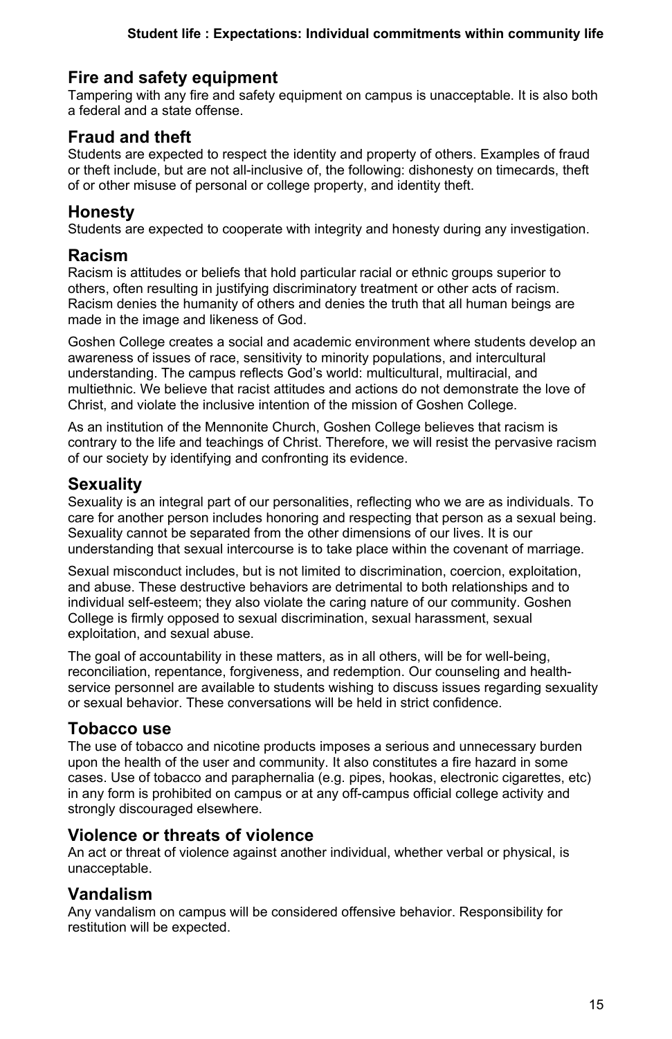## Fire and safety equipment

Tampering with any fire and safety equipment on campus is unacceptable. It is also both a federal and a state offense.

## Fraud and theft

Students are expected to respect the identity and property of others. Examples of fraud or theft include, but are not all-inclusive of, the following: dishonesty on timecards, theft of or other misuse of personal or college property, and identity theft.

## Honesty

Students are expected to cooperate with integrity and honesty during any investigation.

## Racism

Racism is attitudes or beliefs that hold particular racial or ethnic groups superior to others, often resulting in justifying discriminatory treatment or other acts of racism. Racism denies the humanity of others and denies the truth that all human beings are made in the image and likeness of God.

Goshen College creates a social and academic environment where students develop an awareness of issues of race, sensitivity to minority populations, and intercultural understanding. The campus reflects God's world: multicultural, multiracial, and multiethnic. We believe that racist attitudes and actions do not demonstrate the love of Christ, and violate the inclusive intention of the mission of Goshen College.

As an institution of the Mennonite Church, Goshen College believes that racism is contrary to the life and teachings of Christ. Therefore, we will resist the pervasive racism of our society by identifying and confronting its evidence.

## Sexuality

Sexuality is an integral part of our personalities, reflecting who we are as individuals. To care for another person includes honoring and respecting that person as a sexual being. Sexuality cannot be separated from the other dimensions of our lives. It is our understanding that sexual intercourse is to take place within the covenant of marriage.

Sexual misconduct includes, but is not limited to discrimination, coercion, exploitation, and abuse. These destructive behaviors are detrimental to both relationships and to individual self-esteem; they also violate the caring nature of our community. Goshen College is firmly opposed to sexual discrimination, sexual harassment, sexual exploitation, and sexual abuse.

The goal of accountability in these matters, as in all others, will be for well-being, reconciliation, repentance, forgiveness, and redemption. Our counseling and health-service personnel are available to students wishing to discuss issues regarding sexuality or sexual behavior. These conversations will be held in strict confidence.

## Tobacco use

The use of tobacco and nicotine products imposes a serious and unnecessary burden upon the health of the user and community. It also constitutes a fire hazard in some cases. Use of tobacco and paraphernalia (e.g. pipes, hookas, electronic cigarettes, etc) in any form is prohibited on campus or at any off-campus official college activity and strongly discouraged elsewhere.

## Violence or threats of violence

An act or threat of violence against another individual, whether verbal or physical, is unacceptable.

## Vandalism

Any vandalism on campus will be considered offensive behavior. Responsibility for restitution will be expected.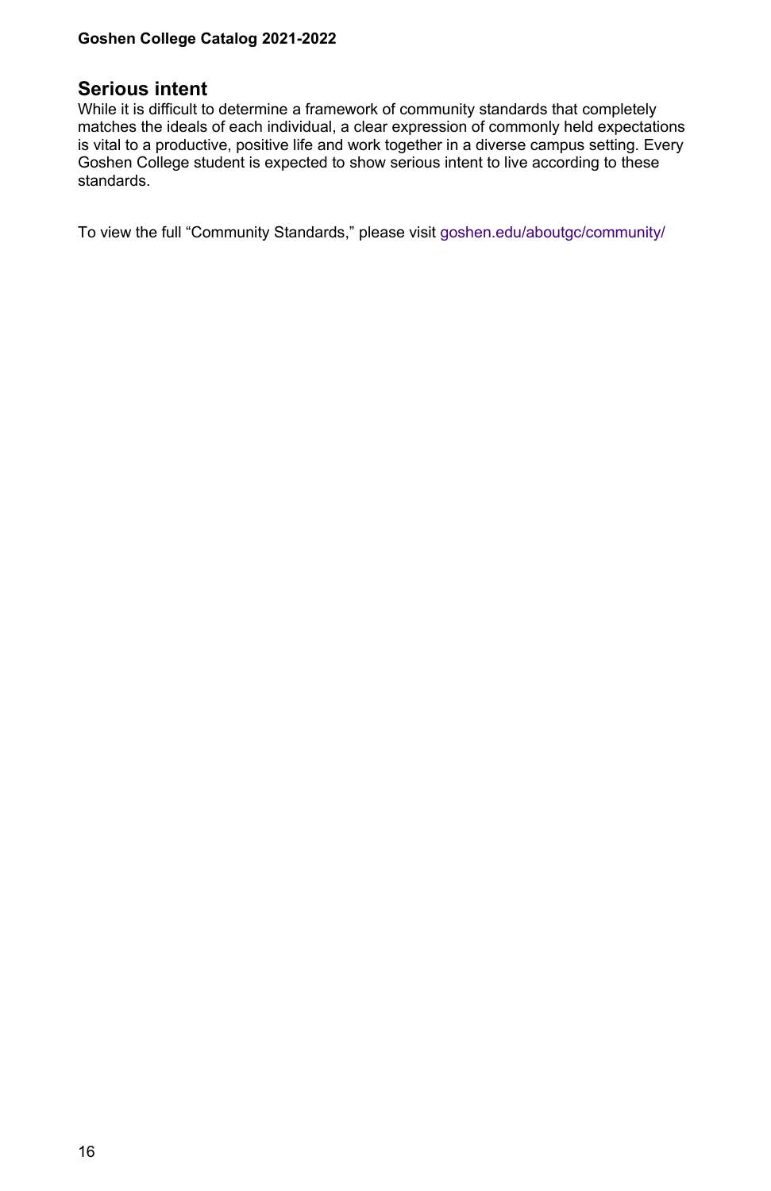## Serious intent

While it is difficult to determine a framework of community standards that completely matches the ideals of each individual, a clear expression of commonly held expectations is vital to a productive, positive life and work together in a diverse campus setting. Every Goshen College student is expected to show serious intent to live according to these standards.

To view the full "Community Standards," please visit goshen.edu/aboutgc/community/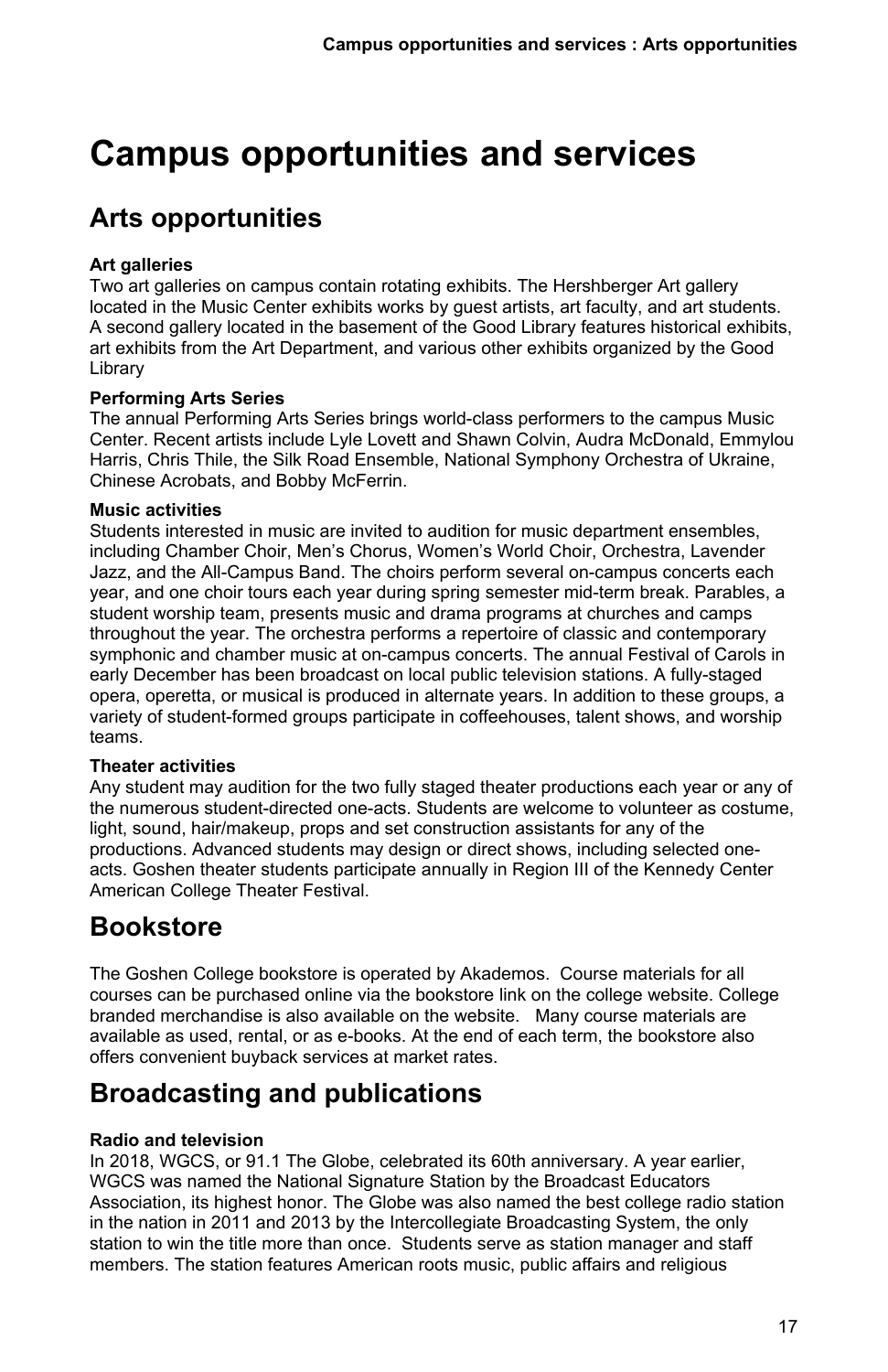# Campus opportunities and services

## Arts opportunities

**Art galleries**
Two art galleries on campus contain rotating exhibits. The Hershberger Art gallery located in the Music Center exhibits works by guest artists, art faculty, and art students. A second gallery located in the basement of the Good Library features historical exhibits, art exhibits from the Art Department, and various other exhibits organized by the Good Library

**Performing Arts Series**
The annual Performing Arts Series brings world-class performers to the campus Music Center. Recent artists include Lyle Lovett and Shawn Colvin, Audra McDonald, Emmylou Harris, Chris Thile, the Silk Road Ensemble, National Symphony Orchestra of Ukraine, Chinese Acrobats, and Bobby McFerrin.

**Music activities**
Students interested in music are invited to audition for music department ensembles, including Chamber Choir, Men's Chorus, Women's World Choir, Orchestra, Lavender Jazz, and the All-Campus Band. The choirs perform several on-campus concerts each year, and one choir tours each year during spring semester mid-term break. Parables, a student worship team, presents music and drama programs at churches and camps throughout the year. The orchestra performs a repertoire of classic and contemporary symphonic and chamber music at on-campus concerts. The annual Festival of Carols in early December has been broadcast on local public television stations. A fully-staged opera, operetta, or musical is produced in alternate years. In addition to these groups, a variety of student-formed groups participate in coffeehouses, talent shows, and worship teams.

**Theater activities**
Any student may audition for the two fully staged theater productions each year or any of the numerous student-directed one-acts. Students are welcome to volunteer as costume, light, sound, hair/makeup, props and set construction assistants for any of the productions. Advanced students may design or direct shows, including selected one-acts. Goshen theater students participate annually in Region III of the Kennedy Center American College Theater Festival.

# Bookstore

The Goshen College bookstore is operated by Akademos. Course materials for all courses can be purchased online via the bookstore link on the college website. College branded merchandise is also available on the website. Many course materials are available as used, rental, or as e-books. At the end of each term, the bookstore also offers convenient buyback services at market rates.

# Broadcasting and publications

**Radio and television**
In 2018, WGCS, or 91.1 The Globe, celebrated its 60th anniversary. A year earlier, WGCS was named the National Signature Station by the Broadcast Educators Association, its highest honor. The Globe was also named the best college radio station in the nation in 2011 and 2013 by the Intercollegiate Broadcasting System, the only station to win the title more than once. Students serve as station manager and staff members. The station features American roots music, public affairs and religious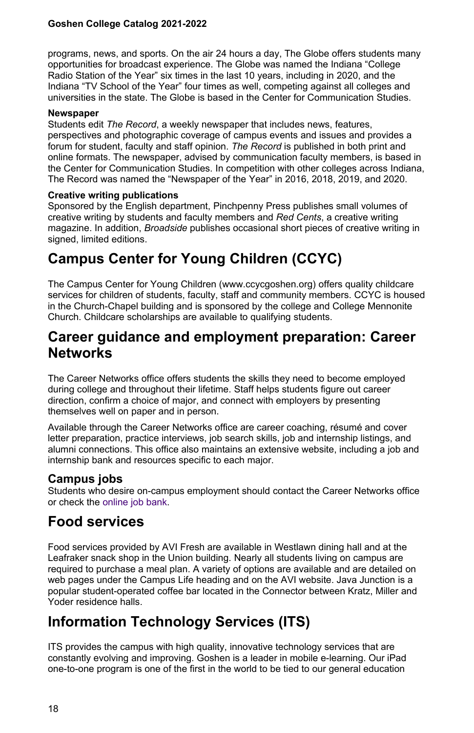programs, news, and sports. On the air 24 hours a day, The Globe offers students many opportunities for broadcast experience. The Globe was named the Indiana "College Radio Station of the Year" six times in the last 10 years, including in 2020, and the Indiana "TV School of the Year" four times as well, competing against all colleges and universities in the state. The Globe is based in the Center for Communication Studies.

**Newspaper**

Students edit *The Record*, a weekly newspaper that includes news, features, perspectives and photographic coverage of campus events and issues and provides a forum for student, faculty and staff opinion. *The Record* is published in both print and online formats. The newspaper, advised by communication faculty members, is based in the Center for Communication Studies. In competition with other colleges across Indiana, The Record was named the "Newspaper of the Year" in 2016, 2018, 2019, and 2020.

**Creative writing publications**

Sponsored by the English department, Pinchpenny Press publishes small volumes of creative writing by students and faculty members and *Red Cents*, a creative writing magazine. In addition, *Broadside* publishes occasional short pieces of creative writing in signed, limited editions.

# Campus Center for Young Children (CCYC)

The Campus Center for Young Children (www.ccycgoshen.org) offers quality childcare services for children of students, faculty, staff and community members. CCYC is housed in the Church-Chapel building and is sponsored by the college and College Mennonite Church. Childcare scholarships are available to qualifying students.

# Career guidance and employment preparation: Career Networks

The Career Networks office offers students the skills they need to become employed during college and throughout their lifetime. Staff helps students figure out career direction, confirm a choice of major, and connect with employers by presenting themselves well on paper and in person.

Available through the Career Networks office are career coaching, résumé and cover letter preparation, practice interviews, job search skills, job and internship listings, and alumni connections. This office also maintains an extensive website, including a job and internship bank and resources specific to each major.

## Campus jobs

Students who desire on-campus employment should contact the Career Networks office or check the online job bank.

# Food services

Food services provided by AVI Fresh are available in Westlawn dining hall and at the Leafraker snack shop in the Union building. Nearly all students living on campus are required to purchase a meal plan. A variety of options are available and are detailed on web pages under the Campus Life heading and on the AVI website. Java Junction is a popular student-operated coffee bar located in the Connector between Kratz, Miller and Yoder residence halls.

# Information Technology Services (ITS)

ITS provides the campus with high quality, innovative technology services that are constantly evolving and improving. Goshen is a leader in mobile e-learning. Our iPad one-to-one program is one of the first in the world to be tied to our general education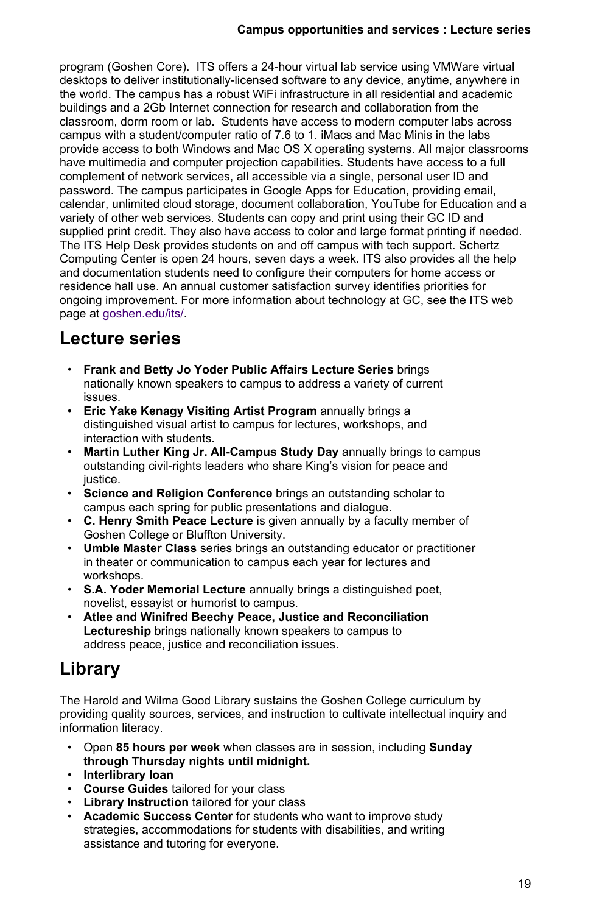program (Goshen Core). ITS offers a 24-hour virtual lab service using VMWare virtual desktops to deliver institutionally-licensed software to any device, anytime, anywhere in the world. The campus has a robust WiFi infrastructure in all residential and academic buildings and a 2Gb Internet connection for research and collaboration from the classroom, dorm room or lab. Students have access to modern computer labs across campus with a student/computer ratio of 7.6 to 1. iMacs and Mac Minis in the labs provide access to both Windows and Mac OS X operating systems. All major classrooms have multimedia and computer projection capabilities. Students have access to a full complement of network services, all accessible via a single, personal user ID and password. The campus participates in Google Apps for Education, providing email, calendar, unlimited cloud storage, document collaboration, YouTube for Education and a variety of other web services. Students can copy and print using their GC ID and supplied print credit. They also have access to color and large format printing if needed. The ITS Help Desk provides students on and off campus with tech support. Schertz Computing Center is open 24 hours, seven days a week. ITS also provides all the help and documentation students need to configure their computers for home access or residence hall use. An annual customer satisfaction survey identifies priorities for ongoing improvement. For more information about technology at GC, see the ITS web page at goshen.edu/its/.

## Lecture series

- **Frank and Betty Jo Yoder Public Affairs Lecture Series** brings nationally known speakers to campus to address a variety of current issues.
- **Eric Yake Kenagy Visiting Artist Program** annually brings a distinguished visual artist to campus for lectures, workshops, and interaction with students.
- **Martin Luther King Jr. All-Campus Study Day** annually brings to campus outstanding civil-rights leaders who share King's vision for peace and justice.
- **Science and Religion Conference** brings an outstanding scholar to campus each spring for public presentations and dialogue.
- **C. Henry Smith Peace Lecture** is given annually by a faculty member of Goshen College or Bluffton University.
- **Umble Master Class** series brings an outstanding educator or practitioner in theater or communication to campus each year for lectures and workshops.
- **S.A. Yoder Memorial Lecture** annually brings a distinguished poet, novelist, essayist or humorist to campus.
- **Atlee and Winifred Beechy Peace, Justice and Reconciliation Lectureship** brings nationally known speakers to campus to address peace, justice and reconciliation issues.

## Library

The Harold and Wilma Good Library sustains the Goshen College curriculum by providing quality sources, services, and instruction to cultivate intellectual inquiry and information literacy.

- Open **85 hours per week** when classes are in session, including **Sunday through Thursday nights until midnight.**
- **Interlibrary loan**
- **Course Guides** tailored for your class
- **Library Instruction** tailored for your class
- **Academic Success Center** for students who want to improve study strategies, accommodations for students with disabilities, and writing assistance and tutoring for everyone.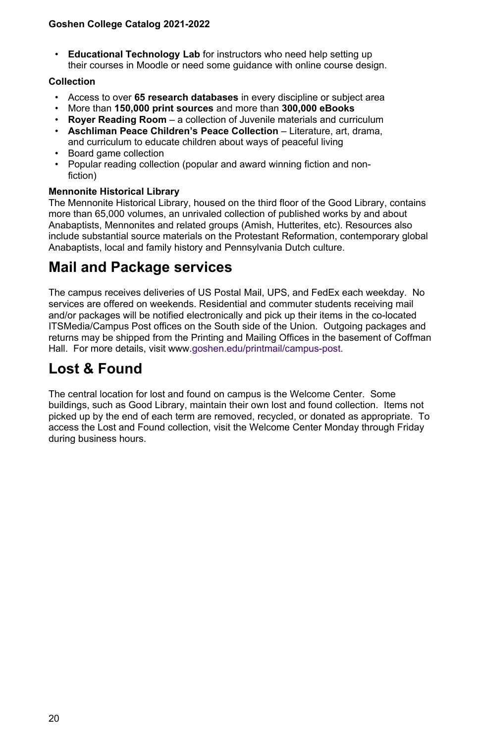- **Educational Technology Lab** for instructors who need help setting up their courses in Moodle or need some guidance with online course design.

**Collection**

- Access to over **65 research databases** in every discipline or subject area
- More than **150,000 print sources** and more than **300,000 eBooks**
- **Royer Reading Room** – a collection of Juvenile materials and curriculum
- **Aschliman Peace Children's Peace Collection** – Literature, art, drama, and curriculum to educate children about ways of peaceful living
- Board game collection
- Popular reading collection (popular and award winning fiction and non-fiction)

**Mennonite Historical Library**

The Mennonite Historical Library, housed on the third floor of the Good Library, contains more than 65,000 volumes, an unrivaled collection of published works by and about Anabaptists, Mennonites and related groups (Amish, Hutterites, etc). Resources also include substantial source materials on the Protestant Reformation, contemporary global Anabaptists, local and family history and Pennsylvania Dutch culture.

## Mail and Package services

The campus receives deliveries of US Postal Mail, UPS, and FedEx each weekday. No services are offered on weekends. Residential and commuter students receiving mail and/or packages will be notified electronically and pick up their items in the co-located ITSMedia/Campus Post offices on the South side of the Union. Outgoing packages and returns may be shipped from the Printing and Mailing Offices in the basement of Coffman Hall. For more details, visit www.goshen.edu/printmail/campus-post.

## Lost & Found

The central location for lost and found on campus is the Welcome Center. Some buildings, such as Good Library, maintain their own lost and found collection. Items not picked up by the end of each term are removed, recycled, or donated as appropriate. To access the Lost and Found collection, visit the Welcome Center Monday through Friday during business hours.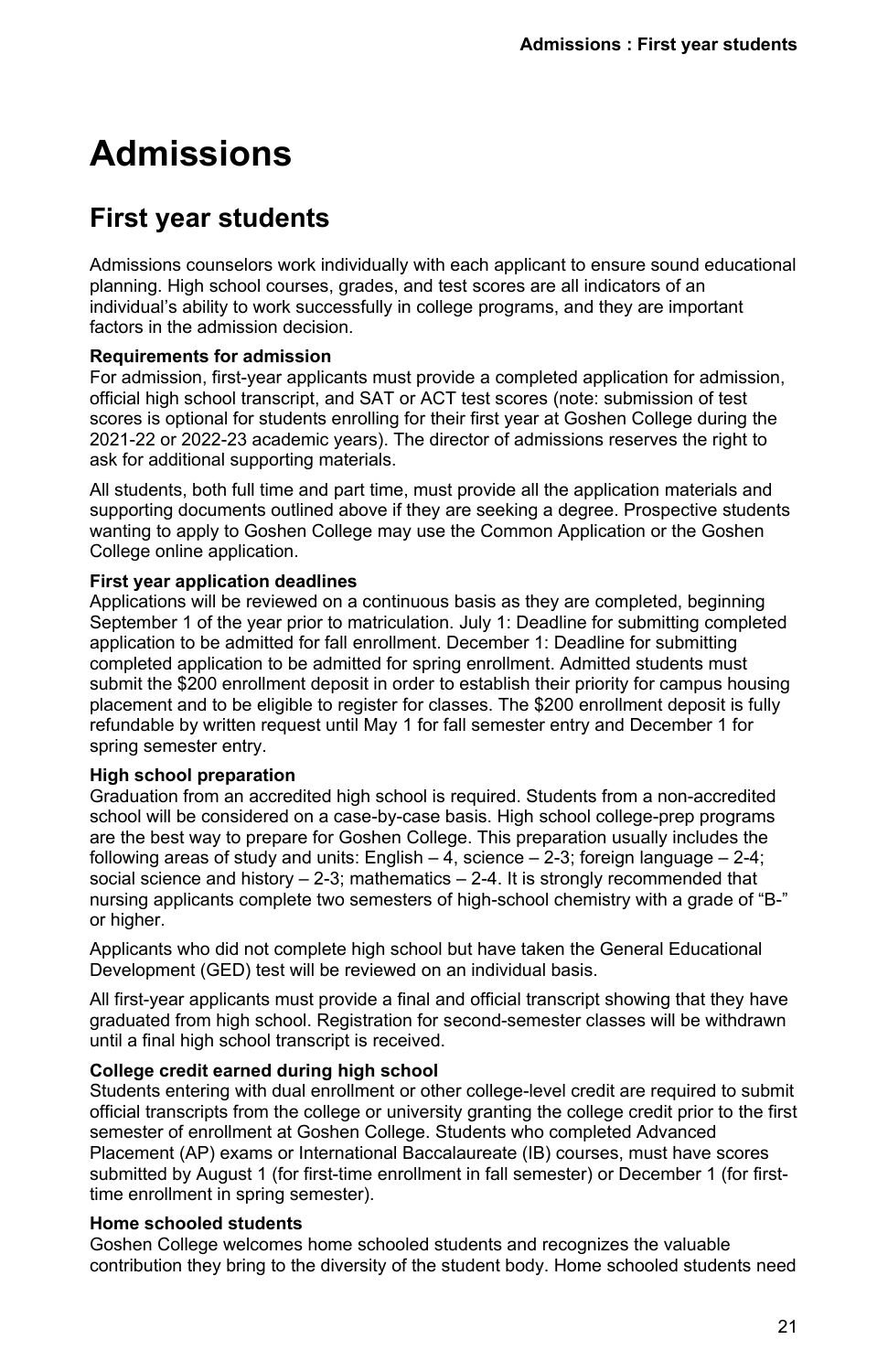# Admissions

## First year students

Admissions counselors work individually with each applicant to ensure sound educational planning. High school courses, grades, and test scores are all indicators of an individual's ability to work successfully in college programs, and they are important factors in the admission decision.

**Requirements for admission**

For admission, first-year applicants must provide a completed application for admission, official high school transcript, and SAT or ACT test scores (note: submission of test scores is optional for students enrolling for their first year at Goshen College during the 2021-22 or 2022-23 academic years). The director of admissions reserves the right to ask for additional supporting materials.

All students, both full time and part time, must provide all the application materials and supporting documents outlined above if they are seeking a degree. Prospective students wanting to apply to Goshen College may use the Common Application or the Goshen College online application.

**First year application deadlines**

Applications will be reviewed on a continuous basis as they are completed, beginning September 1 of the year prior to matriculation. July 1: Deadline for submitting completed application to be admitted for fall enrollment. December 1: Deadline for submitting completed application to be admitted for spring enrollment. Admitted students must submit the $200 enrollment deposit in order to establish their priority for campus housing placement and to be eligible to register for classes. The $200 enrollment deposit is fully refundable by written request until May 1 for fall semester entry and December 1 for spring semester entry.

**High school preparation**

Graduation from an accredited high school is required. Students from a non-accredited school will be considered on a case-by-case basis. High school college-prep programs are the best way to prepare for Goshen College. This preparation usually includes the following areas of study and units: English – 4, science – 2-3; foreign language – 2-4; social science and history – 2-3; mathematics – 2-4. It is strongly recommended that nursing applicants complete two semesters of high-school chemistry with a grade of "B-" or higher.

Applicants who did not complete high school but have taken the General Educational Development (GED) test will be reviewed on an individual basis.

All first-year applicants must provide a final and official transcript showing that they have graduated from high school. Registration for second-semester classes will be withdrawn until a final high school transcript is received.

**College credit earned during high school**

Students entering with dual enrollment or other college-level credit are required to submit official transcripts from the college or university granting the college credit prior to the first semester of enrollment at Goshen College. Students who completed Advanced Placement (AP) exams or International Baccalaureate (IB) courses, must have scores submitted by August 1 (for first-time enrollment in fall semester) or December 1 (for first-time enrollment in spring semester).

**Home schooled students**

Goshen College welcomes home schooled students and recognizes the valuable contribution they bring to the diversity of the student body. Home schooled students need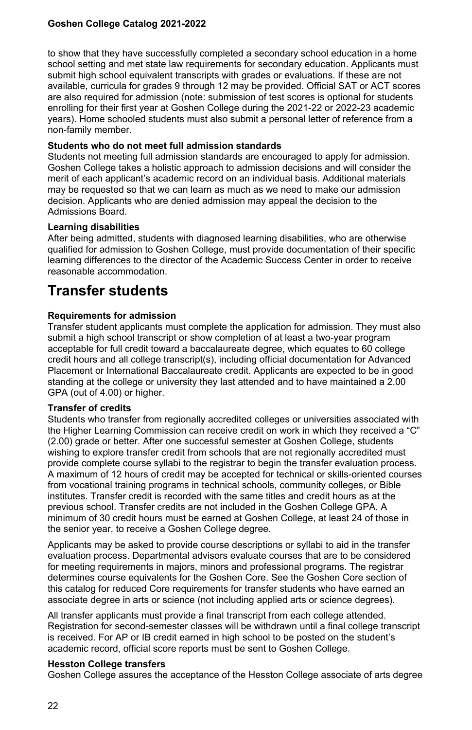to show that they have successfully completed a secondary school education in a home school setting and met state law requirements for secondary education. Applicants must submit high school equivalent transcripts with grades or evaluations. If these are not available, curricula for grades 9 through 12 may be provided. Official SAT or ACT scores are also required for admission (note: submission of test scores is optional for students enrolling for their first year at Goshen College during the 2021-22 or 2022-23 academic years). Home schooled students must also submit a personal letter of reference from a non-family member.

**Students who do not meet full admission standards**

Students not meeting full admission standards are encouraged to apply for admission. Goshen College takes a holistic approach to admission decisions and will consider the merit of each applicant's academic record on an individual basis. Additional materials may be requested so that we can learn as much as we need to make our admission decision. Applicants who are denied admission may appeal the decision to the Admissions Board.

**Learning disabilities**

After being admitted, students with diagnosed learning disabilities, who are otherwise qualified for admission to Goshen College, must provide documentation of their specific learning differences to the director of the Academic Success Center in order to receive reasonable accommodation.

# Transfer students

**Requirements for admission**

Transfer student applicants must complete the application for admission. They must also submit a high school transcript or show completion of at least a two-year program acceptable for full credit toward a baccalaureate degree, which equates to 60 college credit hours and all college transcript(s), including official documentation for Advanced Placement or International Baccalaureate credit. Applicants are expected to be in good standing at the college or university they last attended and to have maintained a 2.00 GPA (out of 4.00) or higher.

**Transfer of credits**

Students who transfer from regionally accredited colleges or universities associated with the Higher Learning Commission can receive credit on work in which they received a "C" (2.00) grade or better. After one successful semester at Goshen College, students wishing to explore transfer credit from schools that are not regionally accredited must provide complete course syllabi to the registrar to begin the transfer evaluation process. A maximum of 12 hours of credit may be accepted for technical or skills-oriented courses from vocational training programs in technical schools, community colleges, or Bible institutes. Transfer credit is recorded with the same titles and credit hours as at the previous school. Transfer credits are not included in the Goshen College GPA. A minimum of 30 credit hours must be earned at Goshen College, at least 24 of those in the senior year, to receive a Goshen College degree.

Applicants may be asked to provide course descriptions or syllabi to aid in the transfer evaluation process. Departmental advisors evaluate courses that are to be considered for meeting requirements in majors, minors and professional programs. The registrar determines course equivalents for the Goshen Core. See the Goshen Core section of this catalog for reduced Core requirements for transfer students who have earned an associate degree in arts or science (not including applied arts or science degrees).

All transfer applicants must provide a final transcript from each college attended. Registration for second-semester classes will be withdrawn until a final college transcript is received. For AP or IB credit earned in high school to be posted on the student's academic record, official score reports must be sent to Goshen College.

**Hesston College transfers**

Goshen College assures the acceptance of the Hesston College associate of arts degree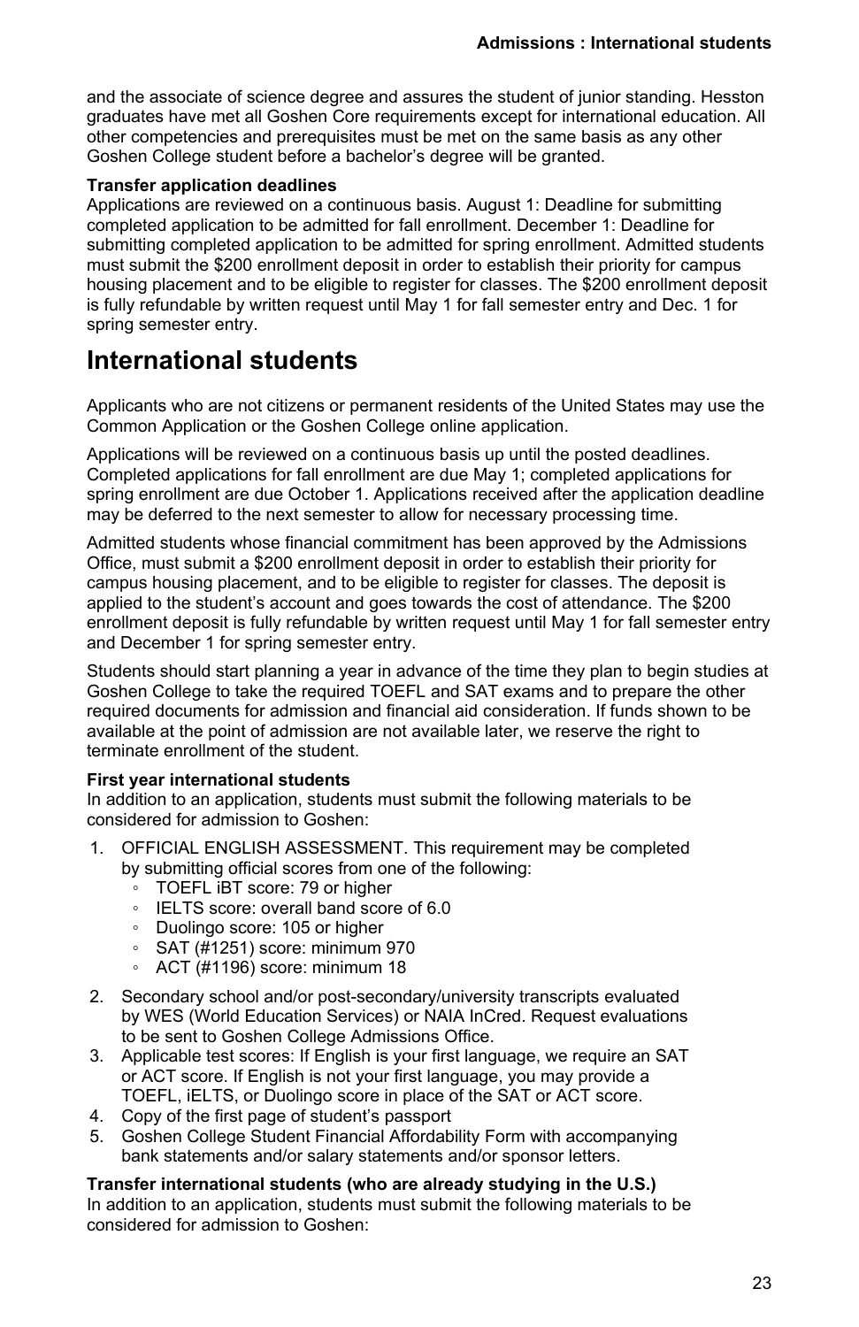and the associate of science degree and assures the student of junior standing. Hesston graduates have met all Goshen Core requirements except for international education. All other competencies and prerequisites must be met on the same basis as any other Goshen College student before a bachelor's degree will be granted.

**Transfer application deadlines**

Applications are reviewed on a continuous basis. August 1: Deadline for submitting completed application to be admitted for fall enrollment. December 1: Deadline for submitting completed application to be admitted for spring enrollment. Admitted students must submit the $200 enrollment deposit in order to establish their priority for campus housing placement and to be eligible to register for classes. The $200 enrollment deposit is fully refundable by written request until May 1 for fall semester entry and Dec. 1 for spring semester entry.

# International students

Applicants who are not citizens or permanent residents of the United States may use the Common Application or the Goshen College online application.

Applications will be reviewed on a continuous basis up until the posted deadlines. Completed applications for fall enrollment are due May 1; completed applications for spring enrollment are due October 1. Applications received after the application deadline may be deferred to the next semester to allow for necessary processing time.

Admitted students whose financial commitment has been approved by the Admissions Office, must submit a $200 enrollment deposit in order to establish their priority for campus housing placement, and to be eligible to register for classes. The deposit is applied to the student's account and goes towards the cost of attendance. The $200 enrollment deposit is fully refundable by written request until May 1 for fall semester entry and December 1 for spring semester entry.

Students should start planning a year in advance of the time they plan to begin studies at Goshen College to take the required TOEFL and SAT exams and to prepare the other required documents for admission and financial aid consideration. If funds shown to be available at the point of admission are not available later, we reserve the right to terminate enrollment of the student.

**First year international students**

In addition to an application, students must submit the following materials to be considered for admission to Goshen:

1. OFFICIAL ENGLISH ASSESSMENT. This requirement may be completed by submitting official scores from one of the following:
   - TOEFL iBT score: 79 or higher
   - IELTS score: overall band score of 6.0
   - Duolingo score: 105 or higher
   - SAT (#1251) score: minimum 970
   - ACT (#1196) score: minimum 18
2. Secondary school and/or post-secondary/university transcripts evaluated by WES (World Education Services) or NAIA InCred. Request evaluations to be sent to Goshen College Admissions Office.
3. Applicable test scores: If English is your first language, we require an SAT or ACT score. If English is not your first language, you may provide a TOEFL, iELTS, or Duolingo score in place of the SAT or ACT score.
4. Copy of the first page of student's passport
5. Goshen College Student Financial Affordability Form with accompanying bank statements and/or salary statements and/or sponsor letters.

**Transfer international students (who are already studying in the U.S.)**

In addition to an application, students must submit the following materials to be considered for admission to Goshen: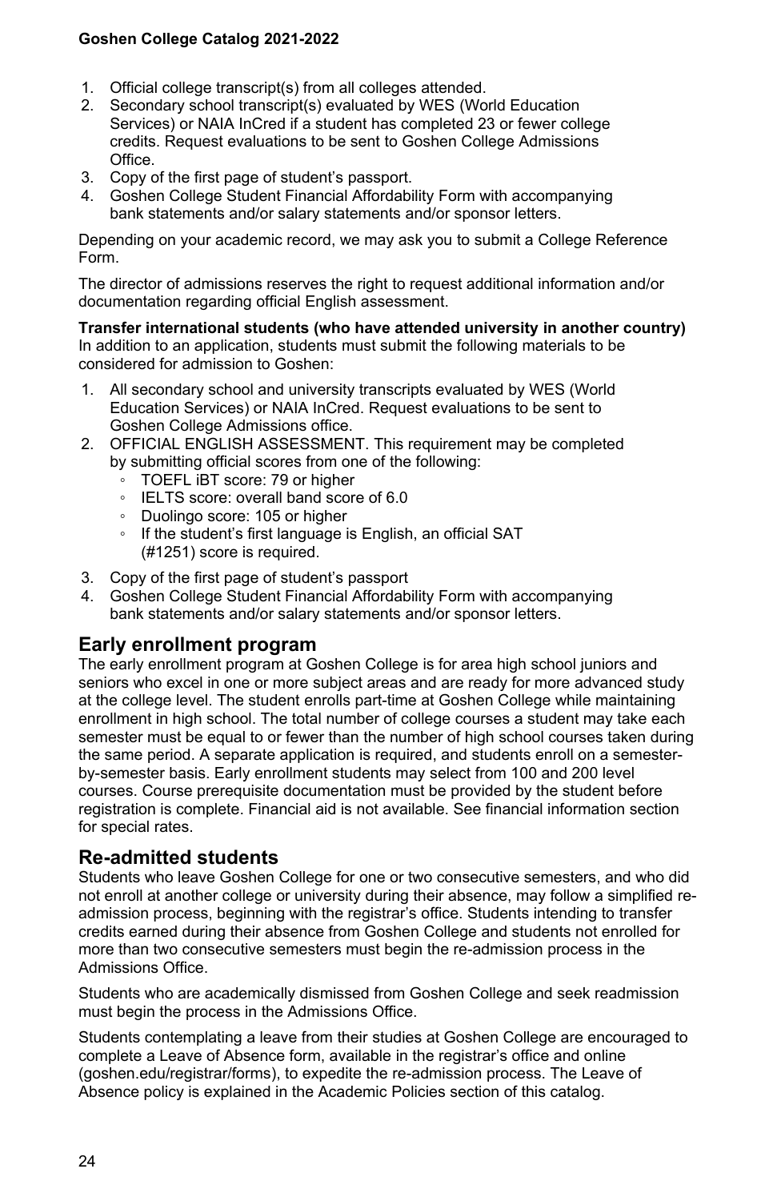1. Official college transcript(s) from all colleges attended.
2. Secondary school transcript(s) evaluated by WES (World Education Services) or NAIA InCred if a student has completed 23 or fewer college credits. Request evaluations to be sent to Goshen College Admissions Office.
3. Copy of the first page of student's passport.
4. Goshen College Student Financial Affordability Form with accompanying bank statements and/or salary statements and/or sponsor letters.

Depending on your academic record, we may ask you to submit a College Reference Form.

The director of admissions reserves the right to request additional information and/or documentation regarding official English assessment.

**Transfer international students (who have attended university in another country)**
In addition to an application, students must submit the following materials to be considered for admission to Goshen:

1. All secondary school and university transcripts evaluated by WES (World Education Services) or NAIA InCred. Request evaluations to be sent to Goshen College Admissions office.
2. OFFICIAL ENGLISH ASSESSMENT. This requirement may be completed by submitting official scores from one of the following:
   - TOEFL iBT score: 79 or higher
   - IELTS score: overall band score of 6.0
   - Duolingo score: 105 or higher
   - If the student's first language is English, an official SAT (#1251) score is required.
3. Copy of the first page of student's passport
4. Goshen College Student Financial Affordability Form with accompanying bank statements and/or salary statements and/or sponsor letters.

## Early enrollment program

The early enrollment program at Goshen College is for area high school juniors and seniors who excel in one or more subject areas and are ready for more advanced study at the college level. The student enrolls part-time at Goshen College while maintaining enrollment in high school. The total number of college courses a student may take each semester must be equal to or fewer than the number of high school courses taken during the same period. A separate application is required, and students enroll on a semester-by-semester basis. Early enrollment students may select from 100 and 200 level courses. Course prerequisite documentation must be provided by the student before registration is complete. Financial aid is not available. See financial information section for special rates.

## Re-admitted students

Students who leave Goshen College for one or two consecutive semesters, and who did not enroll at another college or university during their absence, may follow a simplified re-admission process, beginning with the registrar's office. Students intending to transfer credits earned during their absence from Goshen College and students not enrolled for more than two consecutive semesters must begin the re-admission process in the Admissions Office.

Students who are academically dismissed from Goshen College and seek readmission must begin the process in the Admissions Office.

Students contemplating a leave from their studies at Goshen College are encouraged to complete a Leave of Absence form, available in the registrar's office and online (goshen.edu/registrar/forms), to expedite the re-admission process. The Leave of Absence policy is explained in the Academic Policies section of this catalog.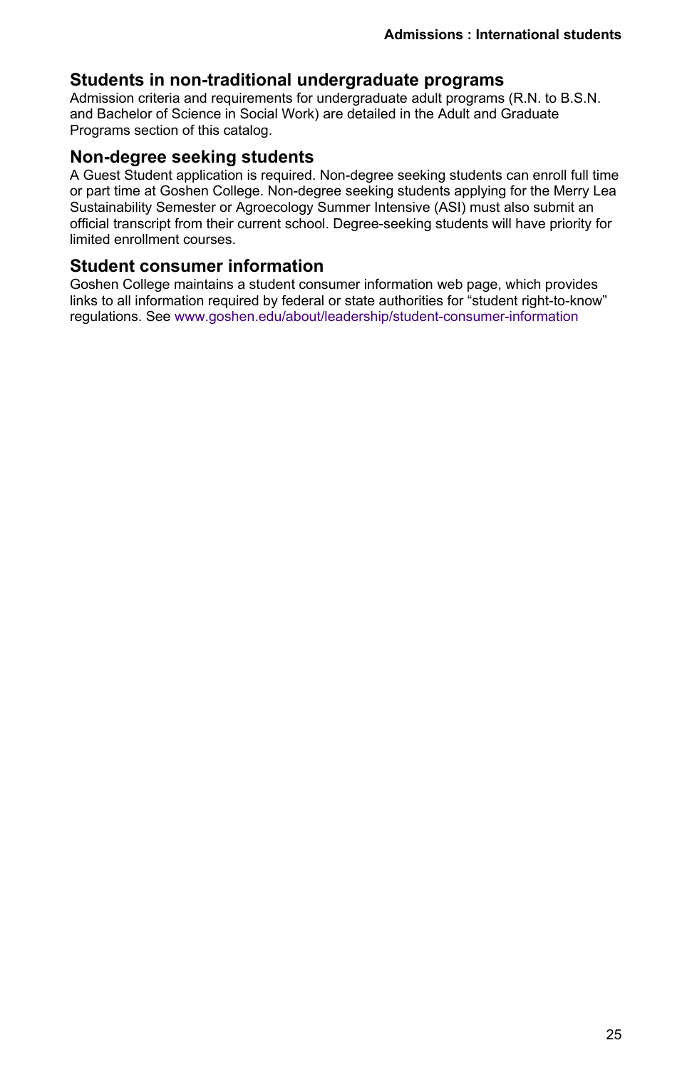## Students in non-traditional undergraduate programs

Admission criteria and requirements for undergraduate adult programs (R.N. to B.S.N. and Bachelor of Science in Social Work) are detailed in the Adult and Graduate Programs section of this catalog.

## Non-degree seeking students

A Guest Student application is required. Non-degree seeking students can enroll full time or part time at Goshen College. Non-degree seeking students applying for the Merry Lea Sustainability Semester or Agroecology Summer Intensive (ASI) must also submit an official transcript from their current school. Degree-seeking students will have priority for limited enrollment courses.

## Student consumer information

Goshen College maintains a student consumer information web page, which provides links to all information required by federal or state authorities for "student right-to-know" regulations. See www.goshen.edu/about/leadership/student-consumer-information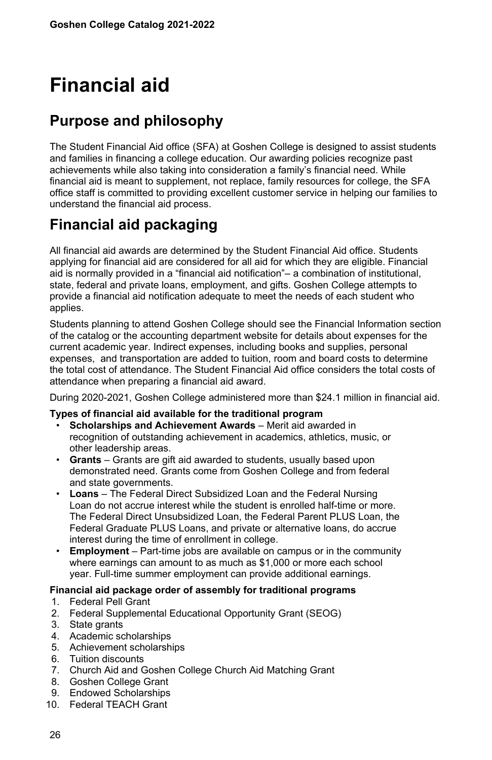# Financial aid

## Purpose and philosophy

The Student Financial Aid office (SFA) at Goshen College is designed to assist students and families in financing a college education. Our awarding policies recognize past achievements while also taking into consideration a family's financial need. While financial aid is meant to supplement, not replace, family resources for college, the SFA office staff is committed to providing excellent customer service in helping our families to understand the financial aid process.

## Financial aid packaging

All financial aid awards are determined by the Student Financial Aid office. Students applying for financial aid are considered for all aid for which they are eligible. Financial aid is normally provided in a "financial aid notification"– a combination of institutional, state, federal and private loans, employment, and gifts. Goshen College attempts to provide a financial aid notification adequate to meet the needs of each student who applies.

Students planning to attend Goshen College should see the Financial Information section of the catalog or the accounting department website for details about expenses for the current academic year. Indirect expenses, including books and supplies, personal expenses, and transportation are added to tuition, room and board costs to determine the total cost of attendance. The Student Financial Aid office considers the total costs of attendance when preparing a financial aid award.

During 2020-2021, Goshen College administered more than $24.1 million in financial aid.

**Types of financial aid available for the traditional program**

- **Scholarships and Achievement Awards** – Merit aid awarded in recognition of outstanding achievement in academics, athletics, music, or other leadership areas.
- **Grants** – Grants are gift aid awarded to students, usually based upon demonstrated need. Grants come from Goshen College and from federal and state governments.
- **Loans** – The Federal Direct Subsidized Loan and the Federal Nursing Loan do not accrue interest while the student is enrolled half-time or more. The Federal Direct Unsubsidized Loan, the Federal Parent PLUS Loan, the Federal Graduate PLUS Loans, and private or alternative loans, do accrue interest during the time of enrollment in college.
- **Employment** – Part-time jobs are available on campus or in the community where earnings can amount to as much as $1,000 or more each school year. Full-time summer employment can provide additional earnings.

**Financial aid package order of assembly for traditional programs**

1. Federal Pell Grant
2. Federal Supplemental Educational Opportunity Grant (SEOG)
3. State grants
4. Academic scholarships
5. Achievement scholarships
6. Tuition discounts
7. Church Aid and Goshen College Church Aid Matching Grant
8. Goshen College Grant
9. Endowed Scholarships
10. Federal TEACH Grant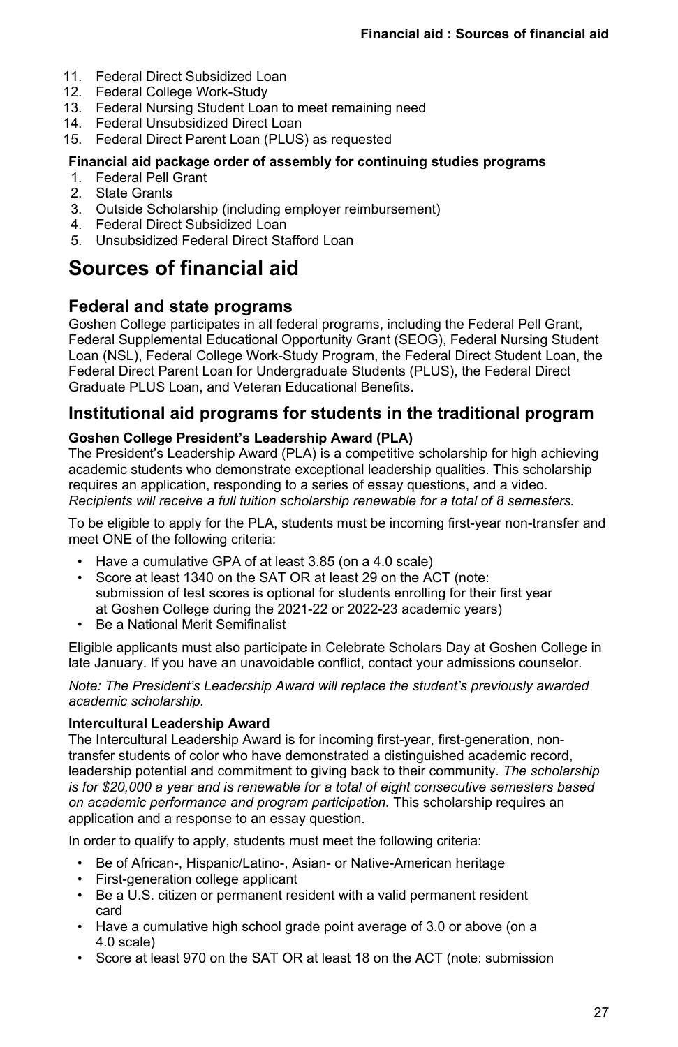11. Federal Direct Subsidized Loan
12. Federal College Work-Study
13. Federal Nursing Student Loan to meet remaining need
14. Federal Unsubsidized Direct Loan
15. Federal Direct Parent Loan (PLUS) as requested

**Financial aid package order of assembly for continuing studies programs**

1. Federal Pell Grant
2. State Grants
3. Outside Scholarship (including employer reimbursement)
4. Federal Direct Subsidized Loan
5. Unsubsidized Federal Direct Stafford Loan

# Sources of financial aid

## Federal and state programs

Goshen College participates in all federal programs, including the Federal Pell Grant, Federal Supplemental Educational Opportunity Grant (SEOG), Federal Nursing Student Loan (NSL), Federal College Work-Study Program, the Federal Direct Student Loan, the Federal Direct Parent Loan for Undergraduate Students (PLUS), the Federal Direct Graduate PLUS Loan, and Veteran Educational Benefits.

## Institutional aid programs for students in the traditional program

**Goshen College President's Leadership Award (PLA)**

The President's Leadership Award (PLA) is a competitive scholarship for high achieving academic students who demonstrate exceptional leadership qualities. This scholarship requires an application, responding to a series of essay questions, and a video. *Recipients will receive a full tuition scholarship renewable for a total of 8 semesters.*

To be eligible to apply for the PLA, students must be incoming first-year non-transfer and meet ONE of the following criteria:

- Have a cumulative GPA of at least 3.85 (on a 4.0 scale)
- Score at least 1340 on the SAT OR at least 29 on the ACT (note: submission of test scores is optional for students enrolling for their first year at Goshen College during the 2021-22 or 2022-23 academic years)
- Be a National Merit Semifinalist

Eligible applicants must also participate in Celebrate Scholars Day at Goshen College in late January. If you have an unavoidable conflict, contact your admissions counselor.

*Note: The President's Leadership Award will replace the student's previously awarded academic scholarship.*

**Intercultural Leadership Award**

The Intercultural Leadership Award is for incoming first-year, first-generation, non-transfer students of color who have demonstrated a distinguished academic record, leadership potential and commitment to giving back to their community. *The scholarship is for $20,000 a year and is renewable for a total of eight consecutive semesters based on academic performance and program participation.* This scholarship requires an application and a response to an essay question.

In order to qualify to apply, students must meet the following criteria:

- Be of African-, Hispanic/Latino-, Asian- or Native-American heritage
- First-generation college applicant
- Be a U.S. citizen or permanent resident with a valid permanent resident card
- Have a cumulative high school grade point average of 3.0 or above (on a 4.0 scale)
- Score at least 970 on the SAT OR at least 18 on the ACT (note: submission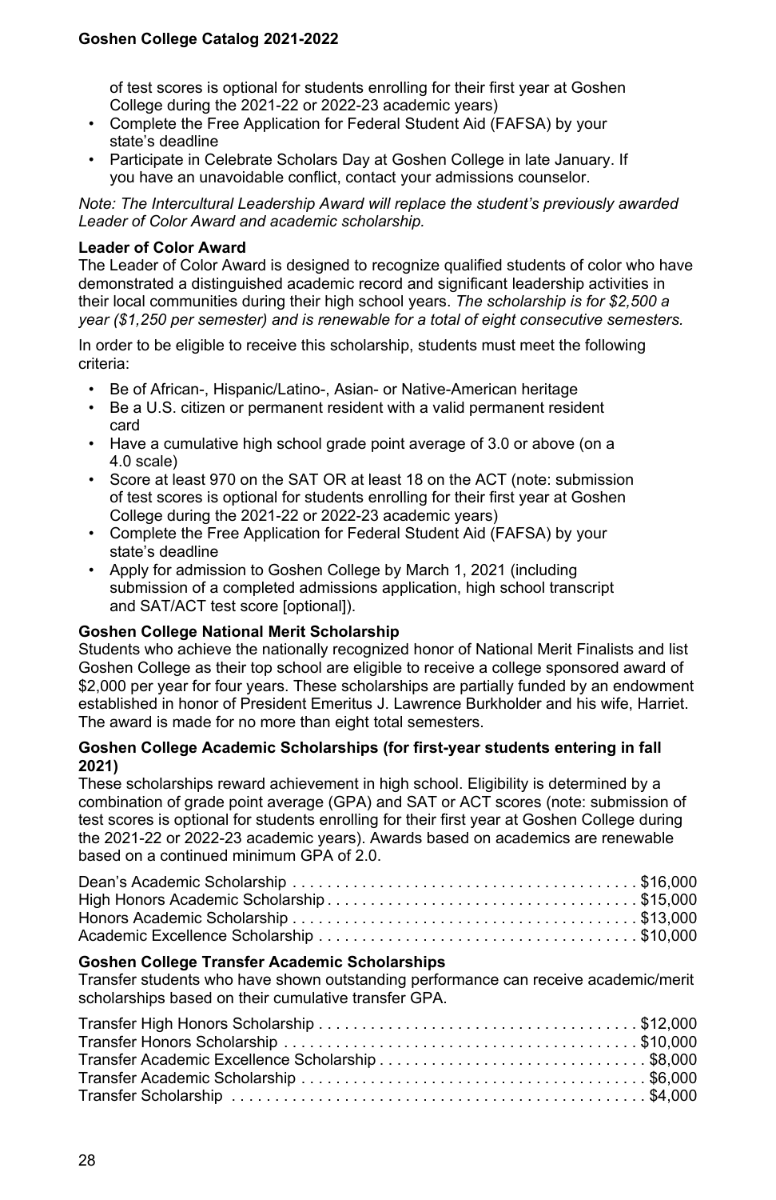of test scores is optional for students enrolling for their first year at Goshen College during the 2021-22 or 2022-23 academic years)
- Complete the Free Application for Federal Student Aid (FAFSA) by your state's deadline
- Participate in Celebrate Scholars Day at Goshen College in late January. If you have an unavoidable conflict, contact your admissions counselor.

*Note: The Intercultural Leadership Award will replace the student's previously awarded Leader of Color Award and academic scholarship.*

**Leader of Color Award**

The Leader of Color Award is designed to recognize qualified students of color who have demonstrated a distinguished academic record and significant leadership activities in their local communities during their high school years. *The scholarship is for $2,500 a year ($1,250 per semester) and is renewable for a total of eight consecutive semesters.*

In order to be eligible to receive this scholarship, students must meet the following criteria:

- Be of African-, Hispanic/Latino-, Asian- or Native-American heritage
- Be a U.S. citizen or permanent resident with a valid permanent resident card
- Have a cumulative high school grade point average of 3.0 or above (on a 4.0 scale)
- Score at least 970 on the SAT OR at least 18 on the ACT (note: submission of test scores is optional for students enrolling for their first year at Goshen College during the 2021-22 or 2022-23 academic years)
- Complete the Free Application for Federal Student Aid (FAFSA) by your state's deadline
- Apply for admission to Goshen College by March 1, 2021 (including submission of a completed admissions application, high school transcript and SAT/ACT test score [optional]).

**Goshen College National Merit Scholarship**

Students who achieve the nationally recognized honor of National Merit Finalists and list Goshen College as their top school are eligible to receive a college sponsored award of $2,000 per year for four years. These scholarships are partially funded by an endowment established in honor of President Emeritus J. Lawrence Burkholder and his wife, Harriet. The award is made for no more than eight total semesters.

**Goshen College Academic Scholarships (for first-year students entering in fall 2021)**

These scholarships reward achievement in high school. Eligibility is determined by a combination of grade point average (GPA) and SAT or ACT scores (note: submission of test scores is optional for students enrolling for their first year at Goshen College during the 2021-22 or 2022-23 academic years). Awards based on academics are renewable based on a continued minimum GPA of 2.0.

| Scholarship | Amount |
|---|---|
| Dean's Academic Scholarship | $16,000 |
| High Honors Academic Scholarship | $15,000 |
| Honors Academic Scholarship | $13,000 |
| Academic Excellence Scholarship | $10,000 |

**Goshen College Transfer Academic Scholarships**

Transfer students who have shown outstanding performance can receive academic/merit scholarships based on their cumulative transfer GPA.

| Scholarship | Amount |
|---|---|
| Transfer High Honors Scholarship | $12,000 |
| Transfer Honors Scholarship | $10,000 |
| Transfer Academic Excellence Scholarship | $8,000 |
| Transfer Academic Scholarship | $6,000 |
| Transfer Scholarship | $4,000 |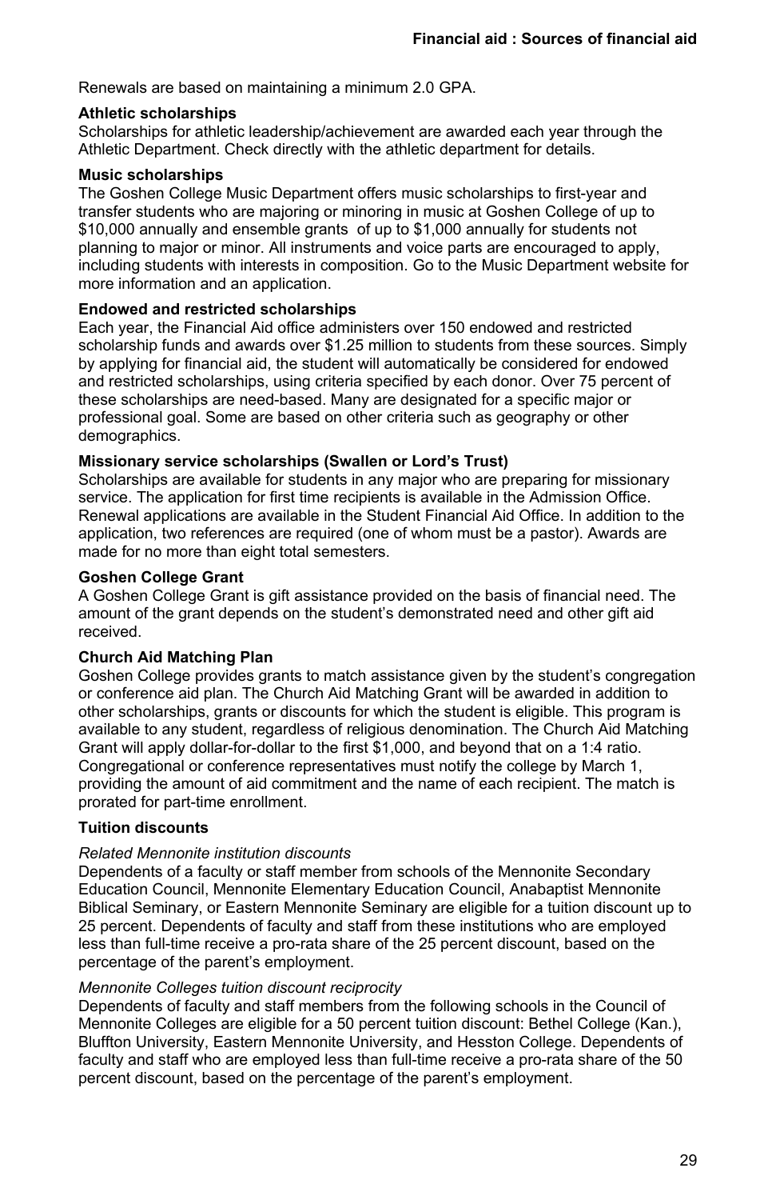Renewals are based on maintaining a minimum 2.0 GPA.

**Athletic scholarships**

Scholarships for athletic leadership/achievement are awarded each year through the Athletic Department. Check directly with the athletic department for details.

**Music scholarships**

The Goshen College Music Department offers music scholarships to first-year and transfer students who are majoring or minoring in music at Goshen College of up to $10,000 annually and ensemble grants of up to $1,000 annually for students not planning to major or minor. All instruments and voice parts are encouraged to apply, including students with interests in composition. Go to the Music Department website for more information and an application.

**Endowed and restricted scholarships**

Each year, the Financial Aid office administers over 150 endowed and restricted scholarship funds and awards over $1.25 million to students from these sources. Simply by applying for financial aid, the student will automatically be considered for endowed and restricted scholarships, using criteria specified by each donor. Over 75 percent of these scholarships are need-based. Many are designated for a specific major or professional goal. Some are based on other criteria such as geography or other demographics.

**Missionary service scholarships (Swallen or Lord's Trust)**

Scholarships are available for students in any major who are preparing for missionary service. The application for first time recipients is available in the Admission Office. Renewal applications are available in the Student Financial Aid Office. In addition to the application, two references are required (one of whom must be a pastor). Awards are made for no more than eight total semesters.

**Goshen College Grant**

A Goshen College Grant is gift assistance provided on the basis of financial need. The amount of the grant depends on the student's demonstrated need and other gift aid received.

**Church Aid Matching Plan**

Goshen College provides grants to match assistance given by the student's congregation or conference aid plan. The Church Aid Matching Grant will be awarded in addition to other scholarships, grants or discounts for which the student is eligible. This program is available to any student, regardless of religious denomination. The Church Aid Matching Grant will apply dollar-for-dollar to the first $1,000, and beyond that on a 1:4 ratio. Congregational or conference representatives must notify the college by March 1, providing the amount of aid commitment and the name of each recipient. The match is prorated for part-time enrollment.

**Tuition discounts**

*Related Mennonite institution discounts*

Dependents of a faculty or staff member from schools of the Mennonite Secondary Education Council, Mennonite Elementary Education Council, Anabaptist Mennonite Biblical Seminary, or Eastern Mennonite Seminary are eligible for a tuition discount up to 25 percent. Dependents of faculty and staff from these institutions who are employed less than full-time receive a pro-rata share of the 25 percent discount, based on the percentage of the parent's employment.

*Mennonite Colleges tuition discount reciprocity*

Dependents of faculty and staff members from the following schools in the Council of Mennonite Colleges are eligible for a 50 percent tuition discount: Bethel College (Kan.), Bluffton University, Eastern Mennonite University, and Hesston College. Dependents of faculty and staff who are employed less than full-time receive a pro-rata share of the 50 percent discount, based on the percentage of the parent's employment.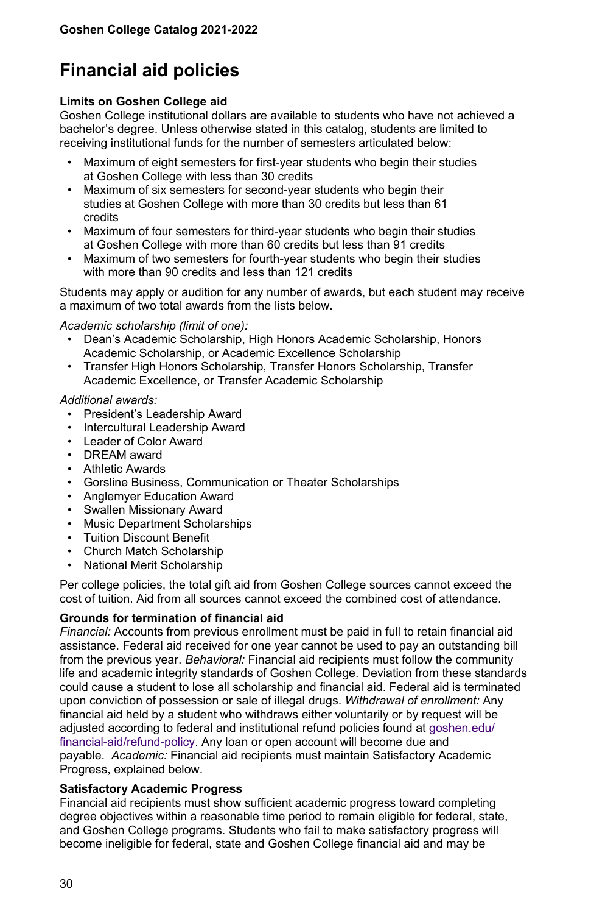# Financial aid policies

**Limits on Goshen College aid**
Goshen College institutional dollars are available to students who have not achieved a bachelor's degree. Unless otherwise stated in this catalog, students are limited to receiving institutional funds for the number of semesters articulated below:

- Maximum of eight semesters for first-year students who begin their studies at Goshen College with less than 30 credits
- Maximum of six semesters for second-year students who begin their studies at Goshen College with more than 30 credits but less than 61 credits
- Maximum of four semesters for third-year students who begin their studies at Goshen College with more than 60 credits but less than 91 credits
- Maximum of two semesters for fourth-year students who begin their studies with more than 90 credits and less than 121 credits

Students may apply or audition for any number of awards, but each student may receive a maximum of two total awards from the lists below.

*Academic scholarship (limit of one):*

- Dean's Academic Scholarship, High Honors Academic Scholarship, Honors Academic Scholarship, or Academic Excellence Scholarship
- Transfer High Honors Scholarship, Transfer Honors Scholarship, Transfer Academic Excellence, or Transfer Academic Scholarship

*Additional awards:*

- President's Leadership Award
- Intercultural Leadership Award
- Leader of Color Award
- DREAM award
- Athletic Awards
- Gorsline Business, Communication or Theater Scholarships
- Anglemyer Education Award
- Swallen Missionary Award
- Music Department Scholarships
- Tuition Discount Benefit
- Church Match Scholarship
- National Merit Scholarship

Per college policies, the total gift aid from Goshen College sources cannot exceed the cost of tuition. Aid from all sources cannot exceed the combined cost of attendance.

**Grounds for termination of financial aid**
*Financial:* Accounts from previous enrollment must be paid in full to retain financial aid assistance. Federal aid received for one year cannot be used to pay an outstanding bill from the previous year. *Behavioral:* Financial aid recipients must follow the community life and academic integrity standards of Goshen College. Deviation from these standards could cause a student to lose all scholarship and financial aid. Federal aid is terminated upon conviction of possession or sale of illegal drugs. *Withdrawal of enrollment:* Any financial aid held by a student who withdraws either voluntarily or by request will be adjusted according to federal and institutional refund policies found at goshen.edu/financial-aid/refund-policy. Any loan or open account will become due and payable. *Academic:* Financial aid recipients must maintain Satisfactory Academic Progress, explained below.

**Satisfactory Academic Progress**
Financial aid recipients must show sufficient academic progress toward completing degree objectives within a reasonable time period to remain eligible for federal, state, and Goshen College programs. Students who fail to make satisfactory progress will become ineligible for federal, state and Goshen College financial aid and may be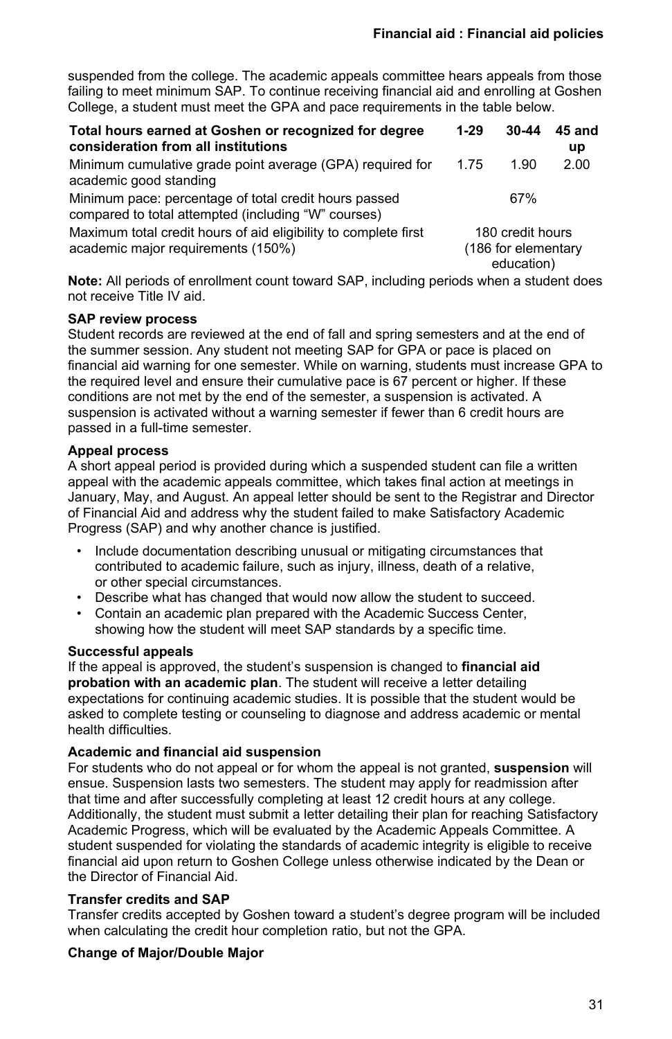suspended from the college. The academic appeals committee hears appeals from those failing to meet minimum SAP. To continue receiving financial aid and enrolling at Goshen College, a student must meet the GPA and pace requirements in the table below.

| Total hours earned at Goshen or recognized for degree consideration from all institutions | 1-29 | 30-44 | 45 and up |
|---|---|---|---|
| Minimum cumulative grade point average (GPA) required for academic good standing | 1.75 | 1.90 | 2.00 |
| Minimum pace: percentage of total credit hours passed compared to total attempted (including "W" courses) | | 67% | |
| Maximum total credit hours of aid eligibility to complete first academic major requirements (150%) | | 180 credit hours (186 for elementary education) | |

**Note:** All periods of enrollment count toward SAP, including periods when a student does not receive Title IV aid.

**SAP review process**
Student records are reviewed at the end of fall and spring semesters and at the end of the summer session. Any student not meeting SAP for GPA or pace is placed on financial aid warning for one semester. While on warning, students must increase GPA to the required level and ensure their cumulative pace is 67 percent or higher. If these conditions are not met by the end of the semester, a suspension is activated. A suspension is activated without a warning semester if fewer than 6 credit hours are passed in a full-time semester.

**Appeal process**
A short appeal period is provided during which a suspended student can file a written appeal with the academic appeals committee, which takes final action at meetings in January, May, and August. An appeal letter should be sent to the Registrar and Director of Financial Aid and address why the student failed to make Satisfactory Academic Progress (SAP) and why another chance is justified.

- Include documentation describing unusual or mitigating circumstances that contributed to academic failure, such as injury, illness, death of a relative, or other special circumstances.
- Describe what has changed that would now allow the student to succeed.
- Contain an academic plan prepared with the Academic Success Center, showing how the student will meet SAP standards by a specific time.

**Successful appeals**
If the appeal is approved, the student's suspension is changed to **financial aid probation with an academic plan**. The student will receive a letter detailing expectations for continuing academic studies. It is possible that the student would be asked to complete testing or counseling to diagnose and address academic or mental health difficulties.

**Academic and financial aid suspension**
For students who do not appeal or for whom the appeal is not granted, **suspension** will ensue. Suspension lasts two semesters. The student may apply for readmission after that time and after successfully completing at least 12 credit hours at any college. Additionally, the student must submit a letter detailing their plan for reaching Satisfactory Academic Progress, which will be evaluated by the Academic Appeals Committee. A student suspended for violating the standards of academic integrity is eligible to receive financial aid upon return to Goshen College unless otherwise indicated by the Dean or the Director of Financial Aid.

**Transfer credits and SAP**
Transfer credits accepted by Goshen toward a student's degree program will be included when calculating the credit hour completion ratio, but not the GPA.

**Change of Major/Double Major**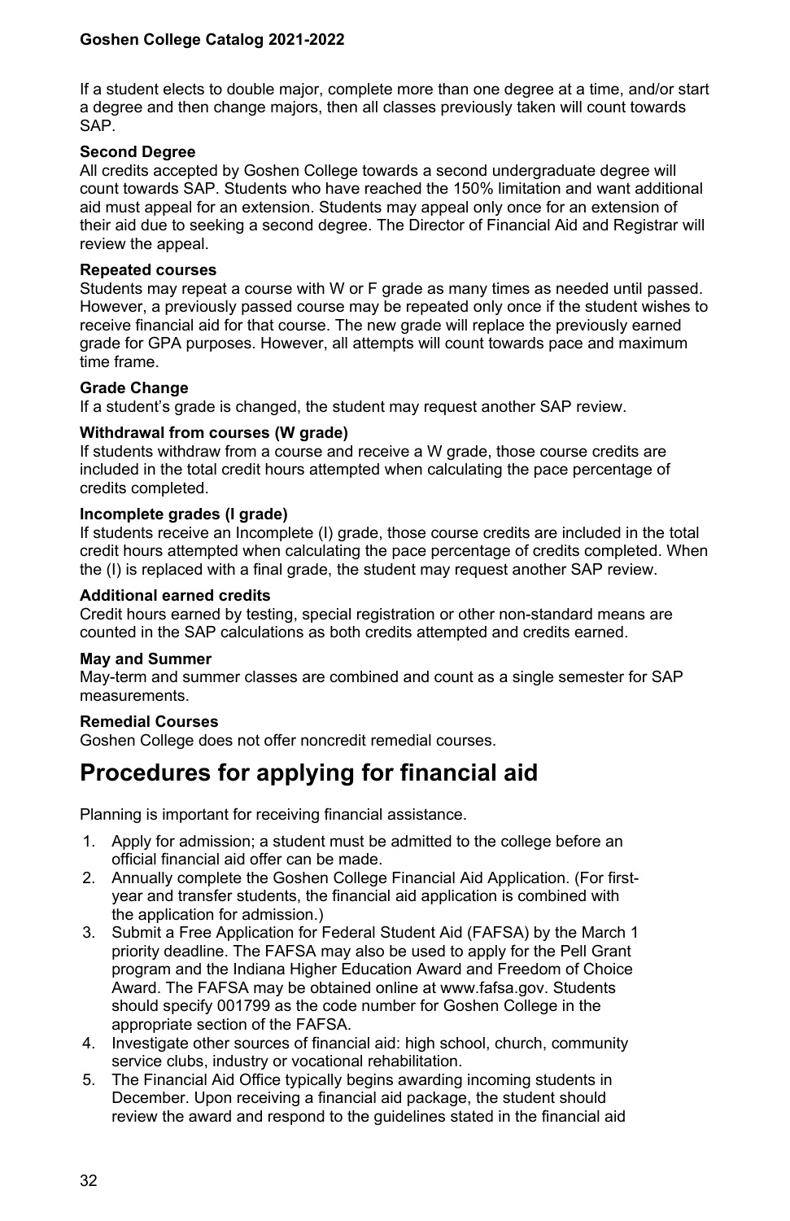If a student elects to double major, complete more than one degree at a time, and/or start a degree and then change majors, then all classes previously taken will count towards SAP.

**Second Degree**
All credits accepted by Goshen College towards a second undergraduate degree will count towards SAP. Students who have reached the 150% limitation and want additional aid must appeal for an extension. Students may appeal only once for an extension of their aid due to seeking a second degree. The Director of Financial Aid and Registrar will review the appeal.

**Repeated courses**
Students may repeat a course with W or F grade as many times as needed until passed. However, a previously passed course may be repeated only once if the student wishes to receive financial aid for that course. The new grade will replace the previously earned grade for GPA purposes. However, all attempts will count towards pace and maximum time frame.

**Grade Change**
If a student's grade is changed, the student may request another SAP review.

**Withdrawal from courses (W grade)**
If students withdraw from a course and receive a W grade, those course credits are included in the total credit hours attempted when calculating the pace percentage of credits completed.

**Incomplete grades (I grade)**
If students receive an Incomplete (I) grade, those course credits are included in the total credit hours attempted when calculating the pace percentage of credits completed. When the (I) is replaced with a final grade, the student may request another SAP review.

**Additional earned credits**
Credit hours earned by testing, special registration or other non-standard means are counted in the SAP calculations as both credits attempted and credits earned.

**May and Summer**
May-term and summer classes are combined and count as a single semester for SAP measurements.

**Remedial Courses**
Goshen College does not offer noncredit remedial courses.

# Procedures for applying for financial aid

Planning is important for receiving financial assistance.

1. Apply for admission; a student must be admitted to the college before an official financial aid offer can be made.
2. Annually complete the Goshen College Financial Aid Application. (For first-year and transfer students, the financial aid application is combined with the application for admission.)
3. Submit a Free Application for Federal Student Aid (FAFSA) by the March 1 priority deadline. The FAFSA may also be used to apply for the Pell Grant program and the Indiana Higher Education Award and Freedom of Choice Award. The FAFSA may be obtained online at www.fafsa.gov. Students should specify 001799 as the code number for Goshen College in the appropriate section of the FAFSA.
4. Investigate other sources of financial aid: high school, church, community service clubs, industry or vocational rehabilitation.
5. The Financial Aid Office typically begins awarding incoming students in December. Upon receiving a financial aid package, the student should review the award and respond to the guidelines stated in the financial aid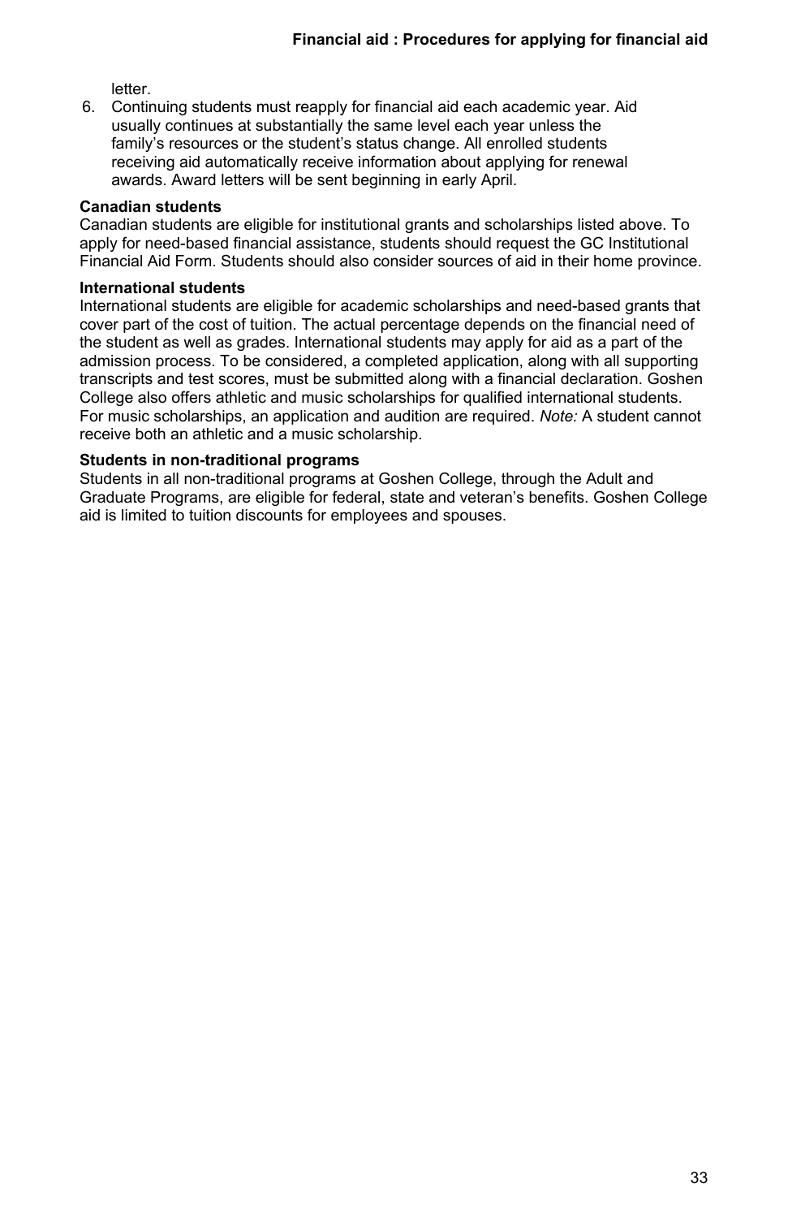letter.

6. Continuing students must reapply for financial aid each academic year. Aid usually continues at substantially the same level each year unless the family's resources or the student's status change. All enrolled students receiving aid automatically receive information about applying for renewal awards. Award letters will be sent beginning in early April.

**Canadian students**

Canadian students are eligible for institutional grants and scholarships listed above. To apply for need-based financial assistance, students should request the GC Institutional Financial Aid Form. Students should also consider sources of aid in their home province.

**International students**

International students are eligible for academic scholarships and need-based grants that cover part of the cost of tuition. The actual percentage depends on the financial need of the student as well as grades. International students may apply for aid as a part of the admission process. To be considered, a completed application, along with all supporting transcripts and test scores, must be submitted along with a financial declaration. Goshen College also offers athletic and music scholarships for qualified international students. For music scholarships, an application and audition are required. *Note:* A student cannot receive both an athletic and a music scholarship.

**Students in non-traditional programs**

Students in all non-traditional programs at Goshen College, through the Adult and Graduate Programs, are eligible for federal, state and veteran's benefits. Goshen College aid is limited to tuition discounts for employees and spouses.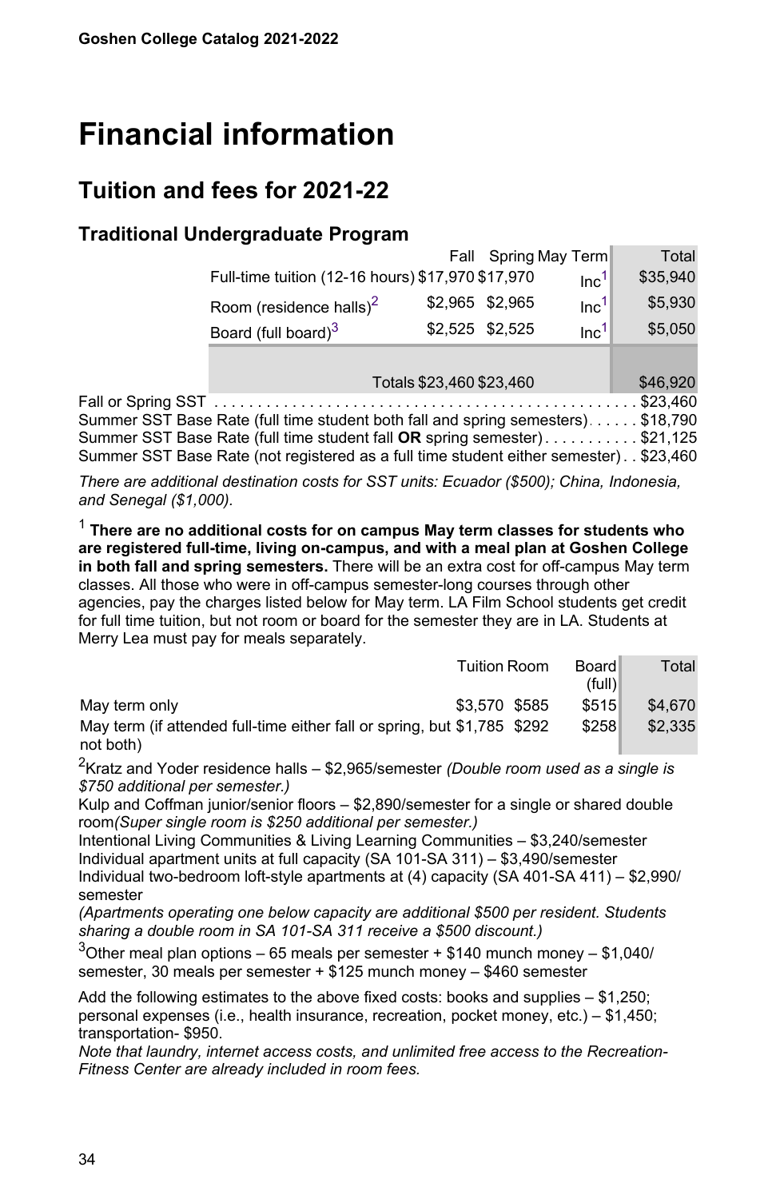# Financial information

## Tuition and fees for 2021-22

### Traditional Undergraduate Program

| | Fall | Spring | May Term | Total |
|---|---|---|---|---|
| Full-time tuition (12-16 hours) | $17,970 | $17,970 | Inc[1] | $35,940 |
| Room (residence halls)[2] | $2,965 | $2,965 | Inc[1] | $5,930 |
| Board (full board)[3] | $2,525 | $2,525 | Inc[1] | $5,050 |
| Totals | $23,460 | $23,460 | | $46,920 |

Fall or Spring SST . . . . . . . . . . . . . . . . . . . . . . . . . . . . . . . . . . . . . . . . . . . . . . $23,460
Summer SST Base Rate (full time student both fall and spring semesters) . . . . . . $18,790
Summer SST Base Rate (full time student fall **OR** spring semester) . . . . . . . . . . . $21,125
Summer SST Base Rate (not registered as a full time student either semester) . . $23,460

*There are additional destination costs for SST units: Ecuador ($500); China, Indonesia, and Senegal ($1,000).*

[1] **There are no additional costs for on campus May term classes for students who are registered full-time, living on-campus, and with a meal plan at Goshen College in both fall and spring semesters.** There will be an extra cost for off-campus May term classes. All those who were in off-campus semester-long courses through other agencies, pay the charges listed below for May term. LA Film School students get credit for full time tuition, but not room or board for the semester they are in LA. Students at Merry Lea must pay for meals separately.

| | Tuition | Room | Board (full) | Total |
|---|---|---|---|---|
| May term only | $3,570 | $585 | $515 | $4,670 |
| May term (if attended full-time either fall or spring, but not both) | $1,785 | $292 | $258 | $2,335 |

[2]Kratz and Yoder residence halls – $2,965/semester *(Double room used as a single is $750 additional per semester.)*
Kulp and Coffman junior/senior floors – $2,890/semester for a single or shared double room*(Super single room is $250 additional per semester.)*
Intentional Living Communities & Living Learning Communities – $3,240/semester
Individual apartment units at full capacity (SA 101-SA 311) – $3,490/semester
Individual two-bedroom loft-style apartments at (4) capacity (SA 401-SA 411) – $2,990/ semester
*(Apartments operating one below capacity are additional $500 per resident. Students sharing a double room in SA 101-SA 311 receive a $500 discount.)*

[3]Other meal plan options – 65 meals per semester + $140 munch money – $1,040/ semester, 30 meals per semester + $125 munch money – $460 semester

Add the following estimates to the above fixed costs: books and supplies – $1,250; personal expenses (i.e., health insurance, recreation, pocket money, etc.) – $1,450; transportation- $950.
*Note that laundry, internet access costs, and unlimited free access to the Recreation-Fitness Center are already included in room fees.*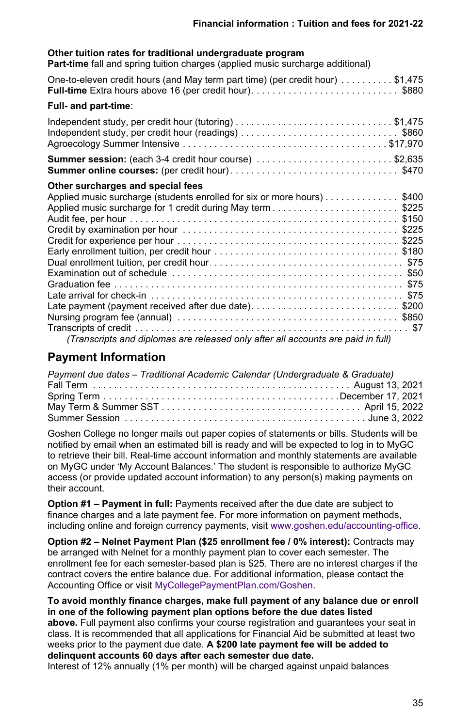**Other tuition rates for traditional undergraduate program**
**Part-time** fall and spring tuition charges (applied music surcharge additional)

| | |
|---|---|
| One-to-eleven credit hours (and May term part time) (per credit hour) | $1,475 |
| **Full-time** Extra hours above 16 (per credit hour) | $880 |

**Full- and part-time**:

| | |
|---|---|
| Independent study, per credit hour (tutoring) | $1,475 |
| Independent study, per credit hour (readings) | $860 |
| Agroecology Summer Intensive | $17,970 |
| **Summer session:** (each 3-4 credit hour course) | $2,635 |
| **Summer online courses:** (per credit hour) | $470 |

**Other surcharges and special fees**

| | |
|---|---|
| Applied music surcharge (students enrolled for six or more hours) | $400 |
| Applied music surcharge for 1 credit during May term | $225 |
| Audit fee, per hour | $150 |
| Credit by examination per hour | $225 |
| Credit for experience per hour | $225 |
| Early enrollment tuition, per credit hour | $180 |
| Dual enrollment tuition, per credit hour | $75 |
| Examination out of schedule | $50 |
| Graduation fee | $75 |
| Late arrival for check-in | $75 |
| Late payment (payment received after due date) | $200 |
| Nursing program fee (annual) | $850 |
| Transcripts of credit | $7 |

*(Transcripts and diplomas are released only after all accounts are paid in full)*

## Payment Information

*Payment due dates – Traditional Academic Calendar (Undergraduate & Graduate)*

| | |
|---|---|
| Fall Term | August 13, 2021 |
| Spring Term | December 17, 2021 |
| May Term & Summer SST | April 15, 2022 |
| Summer Session | June 3, 2022 |

Goshen College no longer mails out paper copies of statements or bills. Students will be notified by email when an estimated bill is ready and will be expected to log in to MyGC to retrieve their bill. Real-time account information and monthly statements are available on MyGC under 'My Account Balances.' The student is responsible to authorize MyGC access (or provide updated account information) to any person(s) making payments on their account.

**Option #1 – Payment in full:** Payments received after the due date are subject to finance charges and a late payment fee. For more information on payment methods, including online and foreign currency payments, visit www.goshen.edu/accounting-office.

**Option #2 – Nelnet Payment Plan ($25 enrollment fee / 0% interest):** Contracts may be arranged with Nelnet for a monthly payment plan to cover each semester. The enrollment fee for each semester-based plan is $25. There are no interest charges if the contract covers the entire balance due. For additional information, please contact the Accounting Office or visit MyCollegePaymentPlan.com/Goshen.

**To avoid monthly finance charges, make full payment of any balance due or enroll in one of the following payment plan options before the due dates listed above.** Full payment also confirms your course registration and guarantees your seat in class. It is recommended that all applications for Financial Aid be submitted at least two weeks prior to the payment due date. **A $200 late payment fee will be added to delinquent accounts 60 days after each semester due date.**
Interest of 12% annually (1% per month) will be charged against unpaid balances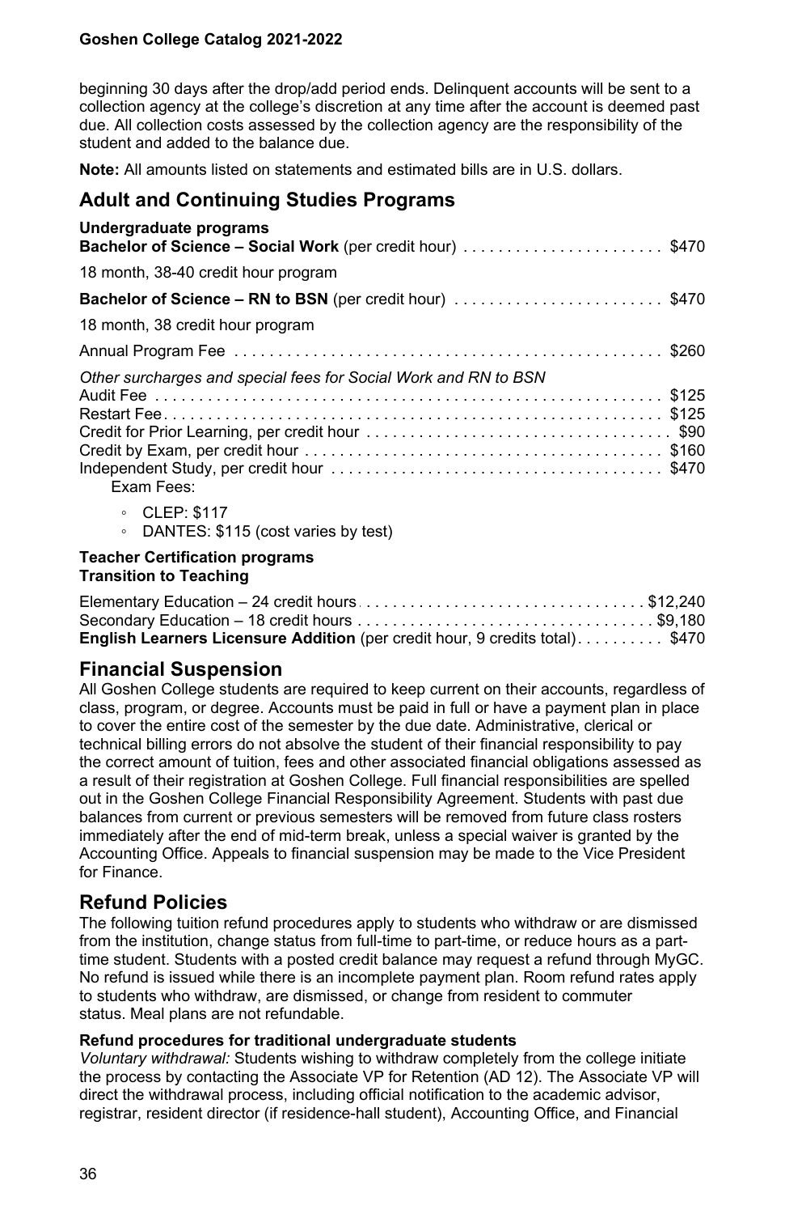beginning 30 days after the drop/add period ends. Delinquent accounts will be sent to a collection agency at the college's discretion at any time after the account is deemed past due. All collection costs assessed by the collection agency are the responsibility of the student and added to the balance due.

**Note:** All amounts listed on statements and estimated bills are in U.S. dollars.

## Adult and Continuing Studies Programs

**Undergraduate programs**

**Bachelor of Science – Social Work** (per credit hour) .......................... $470

18 month, 38-40 credit hour program

**Bachelor of Science – RN to BSN** (per credit hour) .......................... $470

18 month, 38 credit hour program

Annual Program Fee .......................... $260

*Other surcharges and special fees for Social Work and RN to BSN*

Audit Fee .......................... $125
Restart Fee .......................... $125
Credit for Prior Learning, per credit hour .......................... $90
Credit by Exam, per credit hour .......................... $160
Independent Study, per credit hour .......................... $470
Exam Fees:

- CLEP: $117
- DANTES: $115 (cost varies by test)

**Teacher Certification programs**
**Transition to Teaching**

Elementary Education – 24 credit hours .......................... $12,240
Secondary Education – 18 credit hours .......................... $9,180
**English Learners Licensure Addition** (per credit hour, 9 credits total) .......................... $470

## Financial Suspension

All Goshen College students are required to keep current on their accounts, regardless of class, program, or degree. Accounts must be paid in full or have a payment plan in place to cover the entire cost of the semester by the due date. Administrative, clerical or technical billing errors do not absolve the student of their financial responsibility to pay the correct amount of tuition, fees and other associated financial obligations assessed as a result of their registration at Goshen College. Full financial responsibilities are spelled out in the Goshen College Financial Responsibility Agreement. Students with past due balances from current or previous semesters will be removed from future class rosters immediately after the end of mid-term break, unless a special waiver is granted by the Accounting Office. Appeals to financial suspension may be made to the Vice President for Finance.

## Refund Policies

The following tuition refund procedures apply to students who withdraw or are dismissed from the institution, change status from full-time to part-time, or reduce hours as a part-time student. Students with a posted credit balance may request a refund through MyGC. No refund is issued while there is an incomplete payment plan. Room refund rates apply to students who withdraw, are dismissed, or change from resident to commuter status. Meal plans are not refundable.

**Refund procedures for traditional undergraduate students**

*Voluntary withdrawal:* Students wishing to withdraw completely from the college initiate the process by contacting the Associate VP for Retention (AD 12). The Associate VP will direct the withdrawal process, including official notification to the academic advisor, registrar, resident director (if residence-hall student), Accounting Office, and Financial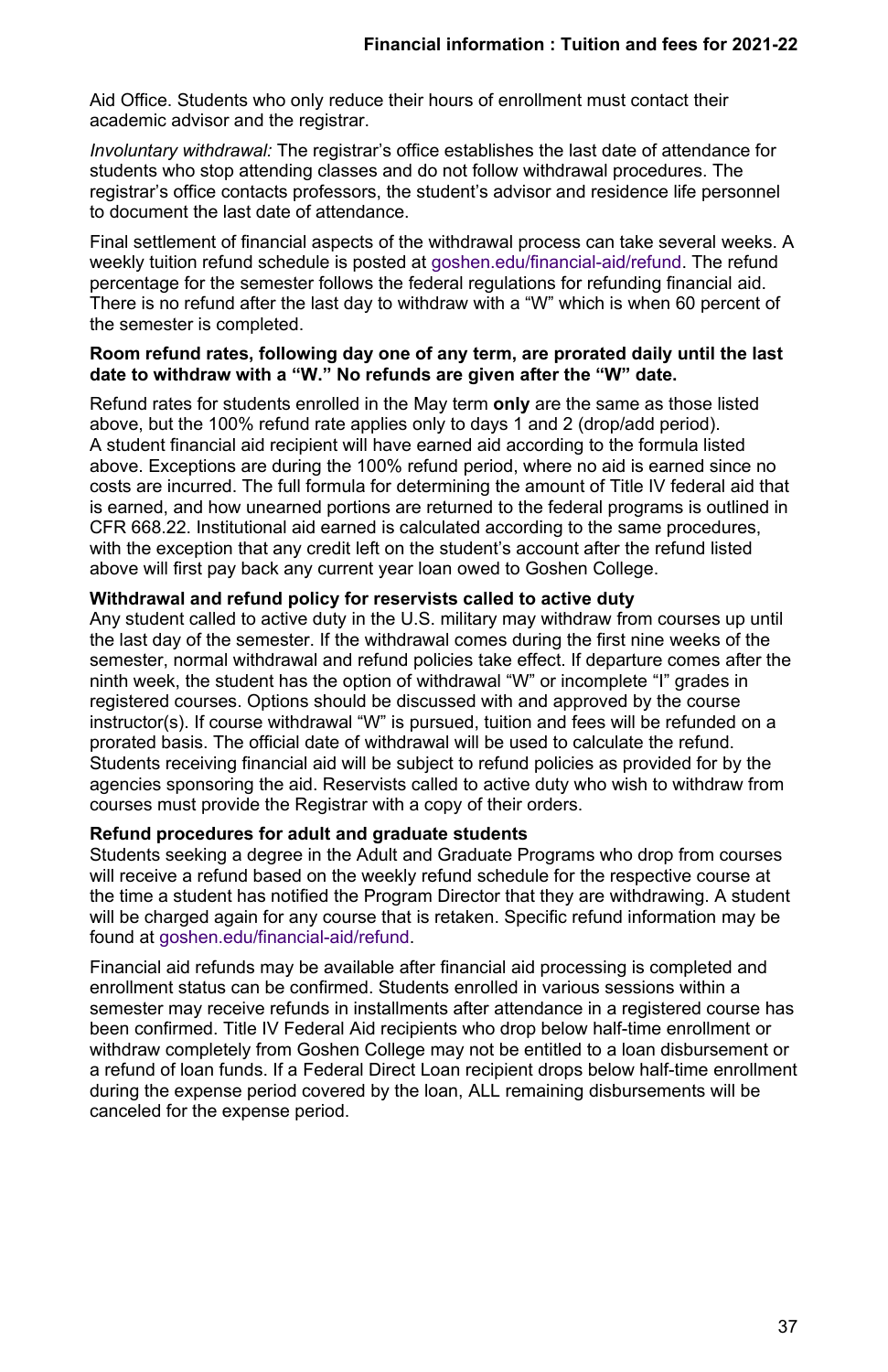Aid Office. Students who only reduce their hours of enrollment must contact their academic advisor and the registrar.

*Involuntary withdrawal:* The registrar's office establishes the last date of attendance for students who stop attending classes and do not follow withdrawal procedures. The registrar's office contacts professors, the student's advisor and residence life personnel to document the last date of attendance.

Final settlement of financial aspects of the withdrawal process can take several weeks. A weekly tuition refund schedule is posted at goshen.edu/financial-aid/refund. The refund percentage for the semester follows the federal regulations for refunding financial aid. There is no refund after the last day to withdraw with a "W" which is when 60 percent of the semester is completed.

**Room refund rates, following day one of any term, are prorated daily until the last date to withdraw with a "W." No refunds are given after the "W" date.**

Refund rates for students enrolled in the May term **only** are the same as those listed above, but the 100% refund rate applies only to days 1 and 2 (drop/add period). A student financial aid recipient will have earned aid according to the formula listed above. Exceptions are during the 100% refund period, where no aid is earned since no costs are incurred. The full formula for determining the amount of Title IV federal aid that is earned, and how unearned portions are returned to the federal programs is outlined in CFR 668.22. Institutional aid earned is calculated according to the same procedures, with the exception that any credit left on the student's account after the refund listed above will first pay back any current year loan owed to Goshen College.

**Withdrawal and refund policy for reservists called to active duty**

Any student called to active duty in the U.S. military may withdraw from courses up until the last day of the semester. If the withdrawal comes during the first nine weeks of the semester, normal withdrawal and refund policies take effect. If departure comes after the ninth week, the student has the option of withdrawal "W" or incomplete "I" grades in registered courses. Options should be discussed with and approved by the course instructor(s). If course withdrawal "W" is pursued, tuition and fees will be refunded on a prorated basis. The official date of withdrawal will be used to calculate the refund. Students receiving financial aid will be subject to refund policies as provided for by the agencies sponsoring the aid. Reservists called to active duty who wish to withdraw from courses must provide the Registrar with a copy of their orders.

**Refund procedures for adult and graduate students**

Students seeking a degree in the Adult and Graduate Programs who drop from courses will receive a refund based on the weekly refund schedule for the respective course at the time a student has notified the Program Director that they are withdrawing. A student will be charged again for any course that is retaken. Specific refund information may be found at goshen.edu/financial-aid/refund.

Financial aid refunds may be available after financial aid processing is completed and enrollment status can be confirmed. Students enrolled in various sessions within a semester may receive refunds in installments after attendance in a registered course has been confirmed. Title IV Federal Aid recipients who drop below half-time enrollment or withdraw completely from Goshen College may not be entitled to a loan disbursement or a refund of loan funds. If a Federal Direct Loan recipient drops below half-time enrollment during the expense period covered by the loan, ALL remaining disbursements will be canceled for the expense period.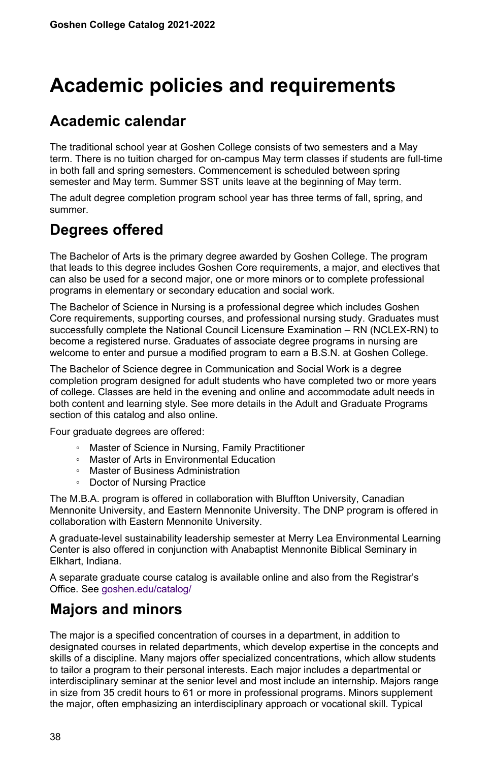# Academic policies and requirements

## Academic calendar

The traditional school year at Goshen College consists of two semesters and a May term. There is no tuition charged for on-campus May term classes if students are full-time in both fall and spring semesters. Commencement is scheduled between spring semester and May term. Summer SST units leave at the beginning of May term.

The adult degree completion program school year has three terms of fall, spring, and summer.

## Degrees offered

The Bachelor of Arts is the primary degree awarded by Goshen College. The program that leads to this degree includes Goshen Core requirements, a major, and electives that can also be used for a second major, one or more minors or to complete professional programs in elementary or secondary education and social work.

The Bachelor of Science in Nursing is a professional degree which includes Goshen Core requirements, supporting courses, and professional nursing study. Graduates must successfully complete the National Council Licensure Examination – RN (NCLEX-RN) to become a registered nurse. Graduates of associate degree programs in nursing are welcome to enter and pursue a modified program to earn a B.S.N. at Goshen College.

The Bachelor of Science degree in Communication and Social Work is a degree completion program designed for adult students who have completed two or more years of college. Classes are held in the evening and online and accommodate adult needs in both content and learning style. See more details in the Adult and Graduate Programs section of this catalog and also online.

Four graduate degrees are offered:

- Master of Science in Nursing, Family Practitioner
- Master of Arts in Environmental Education
- Master of Business Administration
- Doctor of Nursing Practice

The M.B.A. program is offered in collaboration with Bluffton University, Canadian Mennonite University, and Eastern Mennonite University. The DNP program is offered in collaboration with Eastern Mennonite University.

A graduate-level sustainability leadership semester at Merry Lea Environmental Learning Center is also offered in conjunction with Anabaptist Mennonite Biblical Seminary in Elkhart, Indiana.

A separate graduate course catalog is available online and also from the Registrar's Office. See goshen.edu/catalog/

## Majors and minors

The major is a specified concentration of courses in a department, in addition to designated courses in related departments, which develop expertise in the concepts and skills of a discipline. Many majors offer specialized concentrations, which allow students to tailor a program to their personal interests. Each major includes a departmental or interdisciplinary seminar at the senior level and most include an internship. Majors range in size from 35 credit hours to 61 or more in professional programs. Minors supplement the major, often emphasizing an interdisciplinary approach or vocational skill. Typical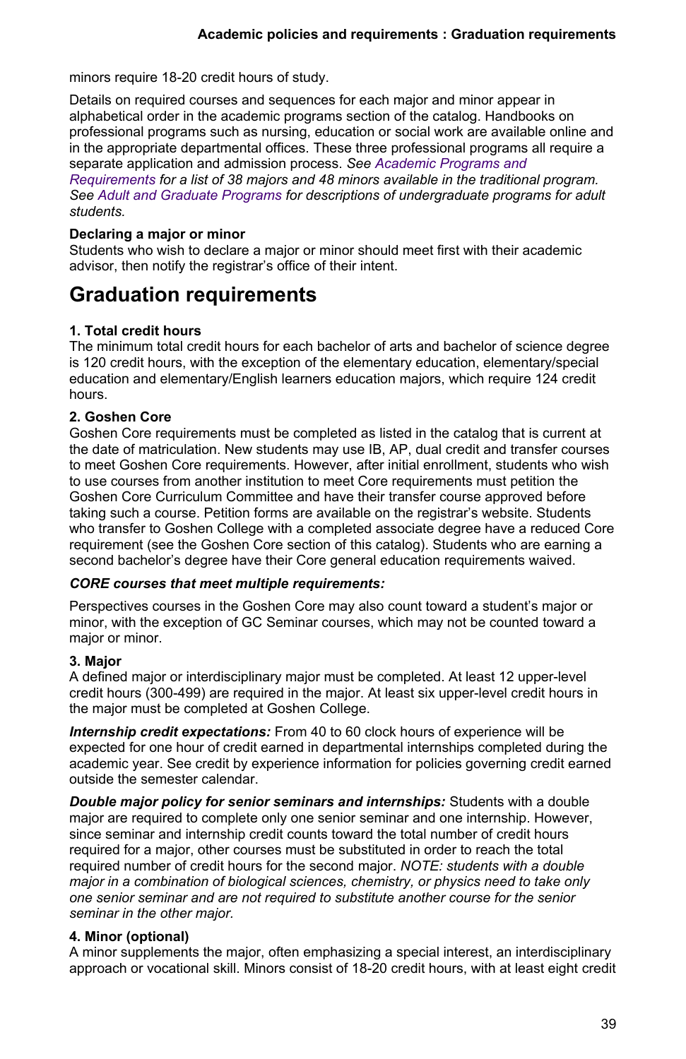minors require 18-20 credit hours of study.

Details on required courses and sequences for each major and minor appear in alphabetical order in the academic programs section of the catalog. Handbooks on professional programs such as nursing, education or social work are available online and in the appropriate departmental offices. These three professional programs all require a separate application and admission process. *See Academic Programs and Requirements for a list of 38 majors and 48 minors available in the traditional program. See Adult and Graduate Programs for descriptions of undergraduate programs for adult students.*

**Declaring a major or minor**
Students who wish to declare a major or minor should meet first with their academic advisor, then notify the registrar's office of their intent.

# Graduation requirements

**1. Total credit hours**
The minimum total credit hours for each bachelor of arts and bachelor of science degree is 120 credit hours, with the exception of the elementary education, elementary/special education and elementary/English learners education majors, which require 124 credit hours.

**2. Goshen Core**
Goshen Core requirements must be completed as listed in the catalog that is current at the date of matriculation. New students may use IB, AP, dual credit and transfer courses to meet Goshen Core requirements. However, after initial enrollment, students who wish to use courses from another institution to meet Core requirements must petition the Goshen Core Curriculum Committee and have their transfer course approved before taking such a course. Petition forms are available on the registrar's website. Students who transfer to Goshen College with a completed associate degree have a reduced Core requirement (see the Goshen Core section of this catalog). Students who are earning a second bachelor's degree have their Core general education requirements waived.

***CORE courses that meet multiple requirements:***

Perspectives courses in the Goshen Core may also count toward a student's major or minor, with the exception of GC Seminar courses, which may not be counted toward a major or minor.

**3. Major**
A defined major or interdisciplinary major must be completed. At least 12 upper-level credit hours (300-499) are required in the major. At least six upper-level credit hours in the major must be completed at Goshen College.

***Internship credit expectations:*** From 40 to 60 clock hours of experience will be expected for one hour of credit earned in departmental internships completed during the academic year. See credit by experience information for policies governing credit earned outside the semester calendar.

***Double major policy for senior seminars and internships:*** Students with a double major are required to complete only one senior seminar and one internship. However, since seminar and internship credit counts toward the total number of credit hours required for a major, other courses must be substituted in order to reach the total required number of credit hours for the second major. *NOTE: students with a double major in a combination of biological sciences, chemistry, or physics need to take only one senior seminar and are not required to substitute another course for the senior seminar in the other major.*

**4. Minor (optional)**
A minor supplements the major, often emphasizing a special interest, an interdisciplinary approach or vocational skill. Minors consist of 18-20 credit hours, with at least eight credit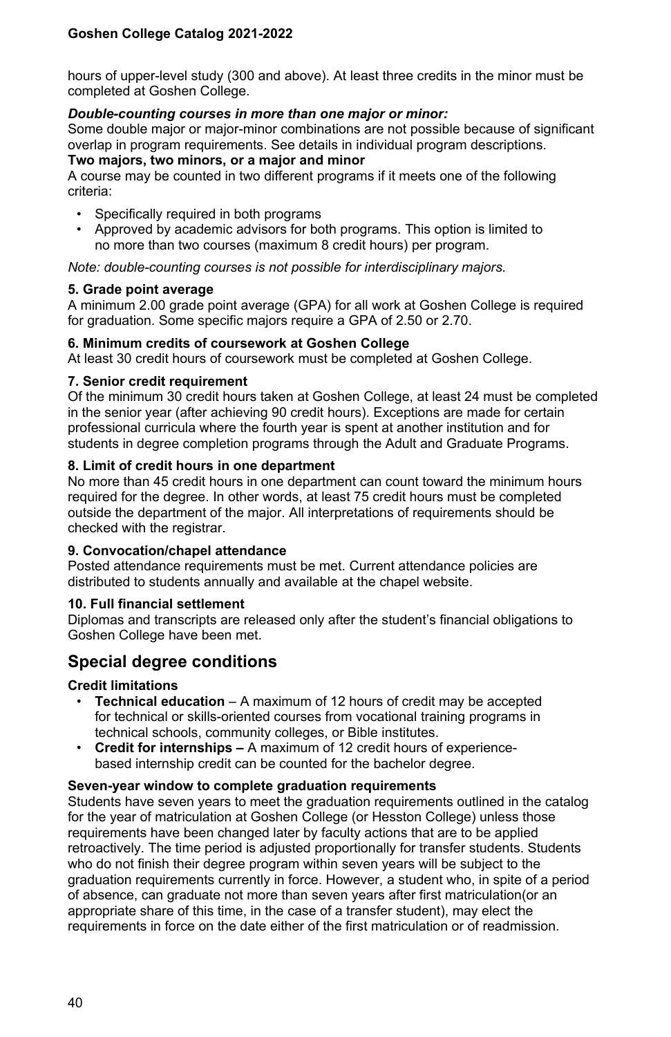hours of upper-level study (300 and above). At least three credits in the minor must be completed at Goshen College.

***Double-counting courses in more than one major or minor:***

Some double major or major-minor combinations are not possible because of significant overlap in program requirements. See details in individual program descriptions.

**Two majors, two minors, or a major and minor**

A course may be counted in two different programs if it meets one of the following criteria:

- Specifically required in both programs
- Approved by academic advisors for both programs. This option is limited to no more than two courses (maximum 8 credit hours) per program.

*Note: double-counting courses is not possible for interdisciplinary majors.*

**5. Grade point average**

A minimum 2.00 grade point average (GPA) for all work at Goshen College is required for graduation. Some specific majors require a GPA of 2.50 or 2.70.

**6. Minimum credits of coursework at Goshen College**

At least 30 credit hours of coursework must be completed at Goshen College.

**7. Senior credit requirement**

Of the minimum 30 credit hours taken at Goshen College, at least 24 must be completed in the senior year (after achieving 90 credit hours). Exceptions are made for certain professional curricula where the fourth year is spent at another institution and for students in degree completion programs through the Adult and Graduate Programs.

**8. Limit of credit hours in one department**

No more than 45 credit hours in one department can count toward the minimum hours required for the degree. In other words, at least 75 credit hours must be completed outside the department of the major. All interpretations of requirements should be checked with the registrar.

**9. Convocation/chapel attendance**

Posted attendance requirements must be met. Current attendance policies are distributed to students annually and available at the chapel website.

**10. Full financial settlement**

Diplomas and transcripts are released only after the student's financial obligations to Goshen College have been met.

## Special degree conditions

**Credit limitations**

- **Technical education** – A maximum of 12 hours of credit may be accepted for technical or skills-oriented courses from vocational training programs in technical schools, community colleges, or Bible institutes.
- **Credit for internships –** A maximum of 12 credit hours of experience-based internship credit can be counted for the bachelor degree.

**Seven-year window to complete graduation requirements**

Students have seven years to meet the graduation requirements outlined in the catalog for the year of matriculation at Goshen College (or Hesston College) unless those requirements have been changed later by faculty actions that are to be applied retroactively. The time period is adjusted proportionally for transfer students. Students who do not finish their degree program within seven years will be subject to the graduation requirements currently in force. However, a student who, in spite of a period of absence, can graduate not more than seven years after first matriculation(or an appropriate share of this time, in the case of a transfer student), may elect the requirements in force on the date either of the first matriculation or of readmission.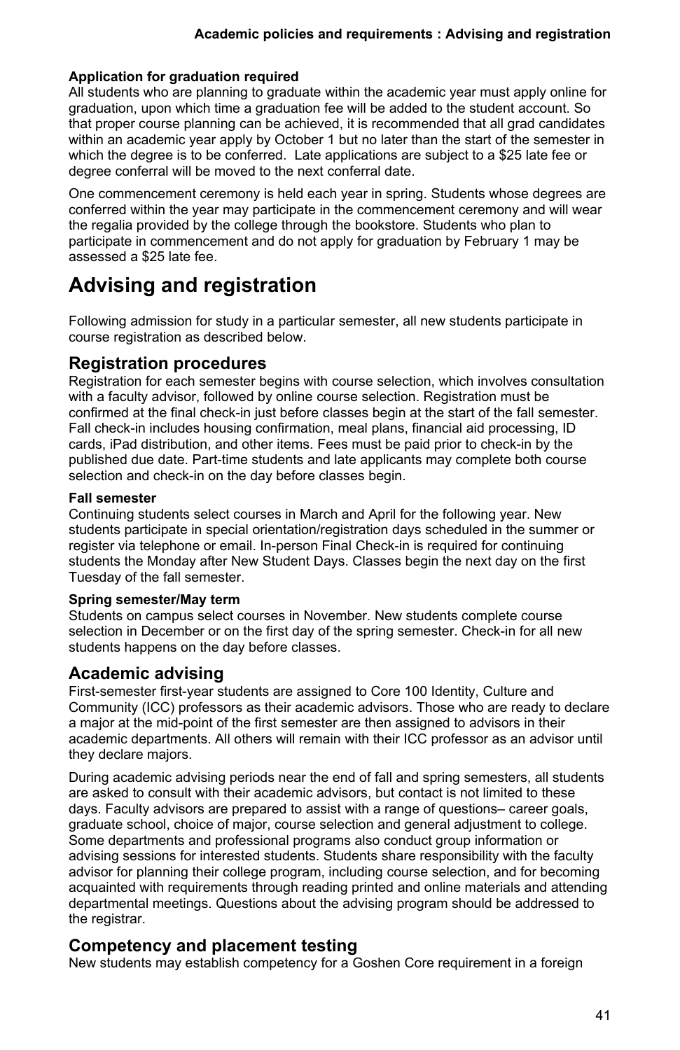#### Application for graduation required

All students who are planning to graduate within the academic year must apply online for graduation, upon which time a graduation fee will be added to the student account. So that proper course planning can be achieved, it is recommended that all grad candidates within an academic year apply by October 1 but no later than the start of the semester in which the degree is to be conferred.  Late applications are subject to a $25 late fee or degree conferral will be moved to the next conferral date.

One commencement ceremony is held each year in spring. Students whose degrees are conferred within the year may participate in the commencement ceremony and will wear the regalia provided by the college through the bookstore. Students who plan to participate in commencement and do not apply for graduation by February 1 may be assessed a $25 late fee.

# Advising and registration

Following admission for study in a particular semester, all new students participate in course registration as described below.

## Registration procedures

Registration for each semester begins with course selection, which involves consultation with a faculty advisor, followed by online course selection. Registration must be confirmed at the final check-in just before classes begin at the start of the fall semester. Fall check-in includes housing confirmation, meal plans, financial aid processing, ID cards, iPad distribution, and other items. Fees must be paid prior to check-in by the published due date. Part-time students and late applicants may complete both course selection and check-in on the day before classes begin.

#### Fall semester

Continuing students select courses in March and April for the following year. New students participate in special orientation/registration days scheduled in the summer or register via telephone or email. In-person Final Check-in is required for continuing students the Monday after New Student Days. Classes begin the next day on the first Tuesday of the fall semester.

#### Spring semester/May term

Students on campus select courses in November. New students complete course selection in December or on the first day of the spring semester. Check-in for all new students happens on the day before classes.

## Academic advising

First-semester first-year students are assigned to Core 100 Identity, Culture and Community (ICC) professors as their academic advisors. Those who are ready to declare a major at the mid-point of the first semester are then assigned to advisors in their academic departments. All others will remain with their ICC professor as an advisor until they declare majors.

During academic advising periods near the end of fall and spring semesters, all students are asked to consult with their academic advisors, but contact is not limited to these days. Faculty advisors are prepared to assist with a range of questions– career goals, graduate school, choice of major, course selection and general adjustment to college. Some departments and professional programs also conduct group information or advising sessions for interested students. Students share responsibility with the faculty advisor for planning their college program, including course selection, and for becoming acquainted with requirements through reading printed and online materials and attending departmental meetings. Questions about the advising program should be addressed to the registrar.

## Competency and placement testing

New students may establish competency for a Goshen Core requirement in a foreign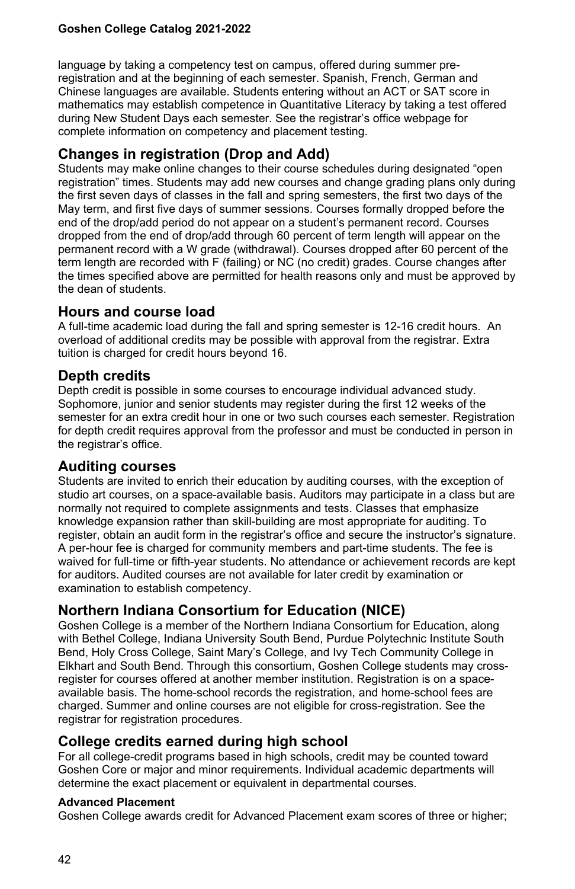language by taking a competency test on campus, offered during summer pre-registration and at the beginning of each semester. Spanish, French, German and Chinese languages are available. Students entering without an ACT or SAT score in mathematics may establish competence in Quantitative Literacy by taking a test offered during New Student Days each semester. See the registrar's office webpage for complete information on competency and placement testing.

## Changes in registration (Drop and Add)

Students may make online changes to their course schedules during designated "open registration" times. Students may add new courses and change grading plans only during the first seven days of classes in the fall and spring semesters, the first two days of the May term, and first five days of summer sessions. Courses formally dropped before the end of the drop/add period do not appear on a student's permanent record. Courses dropped from the end of drop/add through 60 percent of term length will appear on the permanent record with a W grade (withdrawal). Courses dropped after 60 percent of the term length are recorded with F (failing) or NC (no credit) grades. Course changes after the times specified above are permitted for health reasons only and must be approved by the dean of students.

## Hours and course load

A full-time academic load during the fall and spring semester is 12-16 credit hours. An overload of additional credits may be possible with approval from the registrar. Extra tuition is charged for credit hours beyond 16.

## Depth credits

Depth credit is possible in some courses to encourage individual advanced study. Sophomore, junior and senior students may register during the first 12 weeks of the semester for an extra credit hour in one or two such courses each semester. Registration for depth credit requires approval from the professor and must be conducted in person in the registrar's office.

## Auditing courses

Students are invited to enrich their education by auditing courses, with the exception of studio art courses, on a space-available basis. Auditors may participate in a class but are normally not required to complete assignments and tests. Classes that emphasize knowledge expansion rather than skill-building are most appropriate for auditing. To register, obtain an audit form in the registrar's office and secure the instructor's signature. A per-hour fee is charged for community members and part-time students. The fee is waived for full-time or fifth-year students. No attendance or achievement records are kept for auditors. Audited courses are not available for later credit by examination or examination to establish competency.

## Northern Indiana Consortium for Education (NICE)

Goshen College is a member of the Northern Indiana Consortium for Education, along with Bethel College, Indiana University South Bend, Purdue Polytechnic Institute South Bend, Holy Cross College, Saint Mary's College, and Ivy Tech Community College in Elkhart and South Bend. Through this consortium, Goshen College students may cross-register for courses offered at another member institution. Registration is on a space-available basis. The home-school records the registration, and home-school fees are charged. Summer and online courses are not eligible for cross-registration. See the registrar for registration procedures.

## College credits earned during high school

For all college-credit programs based in high schools, credit may be counted toward Goshen Core or major and minor requirements. Individual academic departments will determine the exact placement or equivalent in departmental courses.

### Advanced Placement

Goshen College awards credit for Advanced Placement exam scores of three or higher;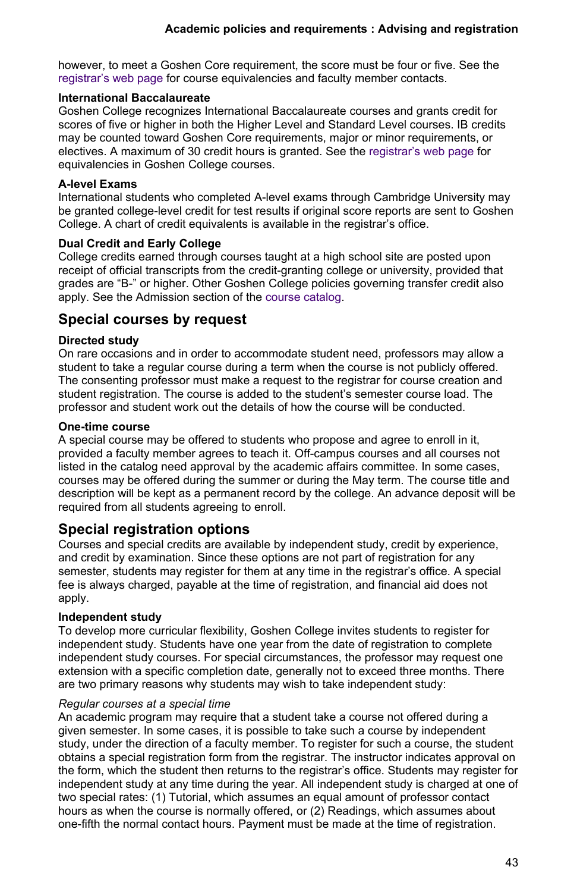however, to meet a Goshen Core requirement, the score must be four or five. See the registrar's web page for course equivalencies and faculty member contacts.

**International Baccalaureate**
Goshen College recognizes International Baccalaureate courses and grants credit for scores of five or higher in both the Higher Level and Standard Level courses. IB credits may be counted toward Goshen Core requirements, major or minor requirements, or electives. A maximum of 30 credit hours is granted. See the registrar's web page for equivalencies in Goshen College courses.

**A-level Exams**
International students who completed A-level exams through Cambridge University may be granted college-level credit for test results if original score reports are sent to Goshen College. A chart of credit equivalents is available in the registrar's office.

**Dual Credit and Early College**
College credits earned through courses taught at a high school site are posted upon receipt of official transcripts from the credit-granting college or university, provided that grades are "B-" or higher. Other Goshen College policies governing transfer credit also apply. See the Admission section of the course catalog.

## Special courses by request

**Directed study**
On rare occasions and in order to accommodate student need, professors may allow a student to take a regular course during a term when the course is not publicly offered. The consenting professor must make a request to the registrar for course creation and student registration. The course is added to the student's semester course load. The professor and student work out the details of how the course will be conducted.

**One-time course**
A special course may be offered to students who propose and agree to enroll in it, provided a faculty member agrees to teach it. Off-campus courses and all courses not listed in the catalog need approval by the academic affairs committee. In some cases, courses may be offered during the summer or during the May term. The course title and description will be kept as a permanent record by the college. An advance deposit will be required from all students agreeing to enroll.

## Special registration options

Courses and special credits are available by independent study, credit by experience, and credit by examination. Since these options are not part of registration for any semester, students may register for them at any time in the registrar's office. A special fee is always charged, payable at the time of registration, and financial aid does not apply.

**Independent study**
To develop more curricular flexibility, Goshen College invites students to register for independent study. Students have one year from the date of registration to complete independent study courses. For special circumstances, the professor may request one extension with a specific completion date, generally not to exceed three months. There are two primary reasons why students may wish to take independent study:

*Regular courses at a special time*
An academic program may require that a student take a course not offered during a given semester. In some cases, it is possible to take such a course by independent study, under the direction of a faculty member. To register for such a course, the student obtains a special registration form from the registrar. The instructor indicates approval on the form, which the student then returns to the registrar's office. Students may register for independent study at any time during the year. All independent study is charged at one of two special rates: (1) Tutorial, which assumes an equal amount of professor contact hours as when the course is normally offered, or (2) Readings, which assumes about one-fifth the normal contact hours. Payment must be made at the time of registration.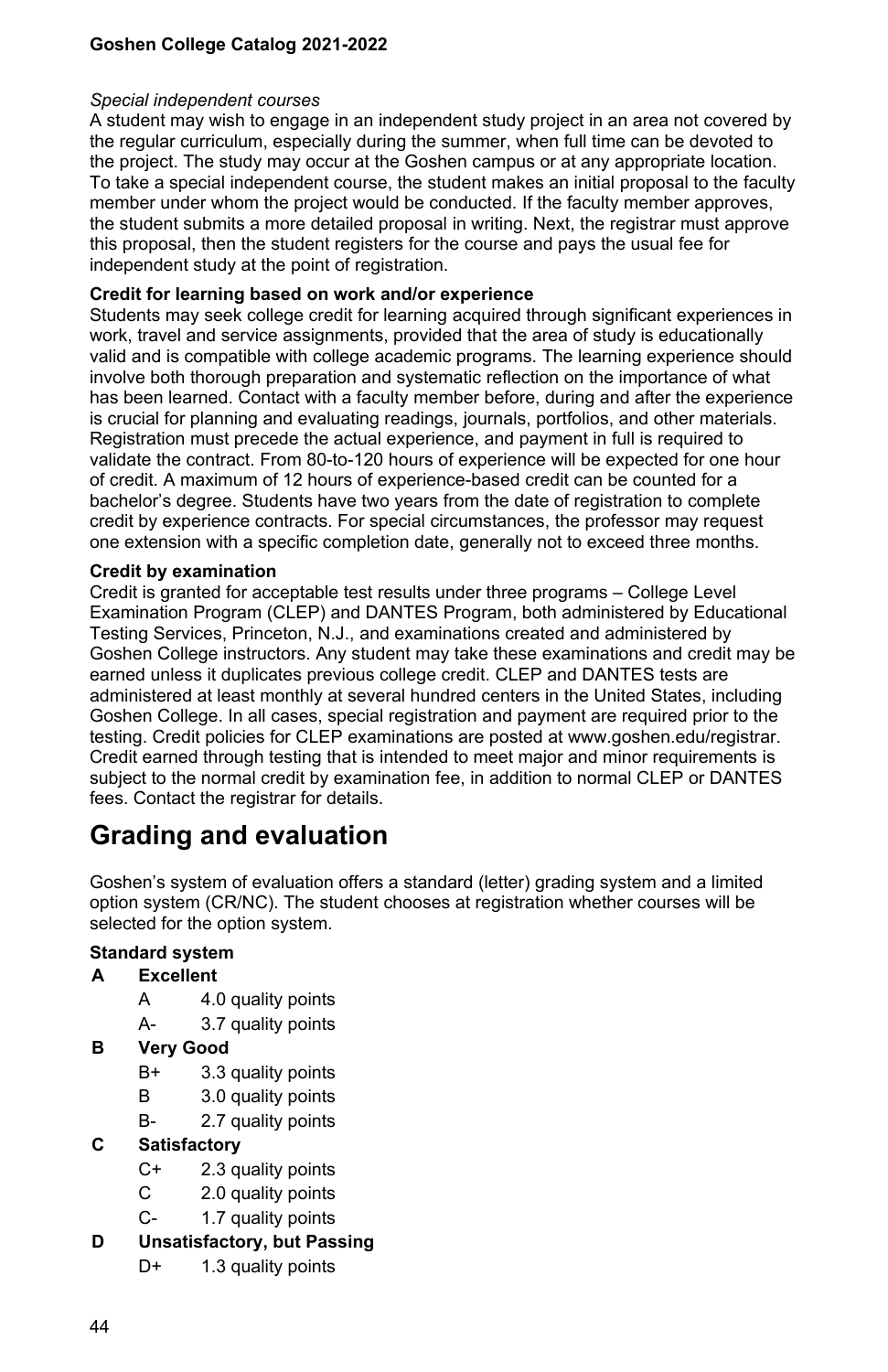*Special independent courses*

A student may wish to engage in an independent study project in an area not covered by the regular curriculum, especially during the summer, when full time can be devoted to the project. The study may occur at the Goshen campus or at any appropriate location. To take a special independent course, the student makes an initial proposal to the faculty member under whom the project would be conducted. If the faculty member approves, the student submits a more detailed proposal in writing. Next, the registrar must approve this proposal, then the student registers for the course and pays the usual fee for independent study at the point of registration.

**Credit for learning based on work and/or experience**

Students may seek college credit for learning acquired through significant experiences in work, travel and service assignments, provided that the area of study is educationally valid and is compatible with college academic programs. The learning experience should involve both thorough preparation and systematic reflection on the importance of what has been learned. Contact with a faculty member before, during and after the experience is crucial for planning and evaluating readings, journals, portfolios, and other materials. Registration must precede the actual experience, and payment in full is required to validate the contract. From 80-to-120 hours of experience will be expected for one hour of credit. A maximum of 12 hours of experience-based credit can be counted for a bachelor's degree. Students have two years from the date of registration to complete credit by experience contracts. For special circumstances, the professor may request one extension with a specific completion date, generally not to exceed three months.

**Credit by examination**

Credit is granted for acceptable test results under three programs – College Level Examination Program (CLEP) and DANTES Program, both administered by Educational Testing Services, Princeton, N.J., and examinations created and administered by Goshen College instructors. Any student may take these examinations and credit may be earned unless it duplicates previous college credit. CLEP and DANTES tests are administered at least monthly at several hundred centers in the United States, including Goshen College. In all cases, special registration and payment are required prior to the testing. Credit policies for CLEP examinations are posted at www.goshen.edu/registrar. Credit earned through testing that is intended to meet major and minor requirements is subject to the normal credit by examination fee, in addition to normal CLEP or DANTES fees. Contact the registrar for details.

# Grading and evaluation

Goshen's system of evaluation offers a standard (letter) grading system and a limited option system (CR/NC). The student chooses at registration whether courses will be selected for the option system.

**Standard system**

**A Excellent**

- A 4.0 quality points
- A- 3.7 quality points

**B Very Good**

- B+ 3.3 quality points
- B 3.0 quality points
- B- 2.7 quality points

**C Satisfactory**

- C+ 2.3 quality points
- C 2.0 quality points
- C- 1.7 quality points

**D Unsatisfactory, but Passing**

- D+ 1.3 quality points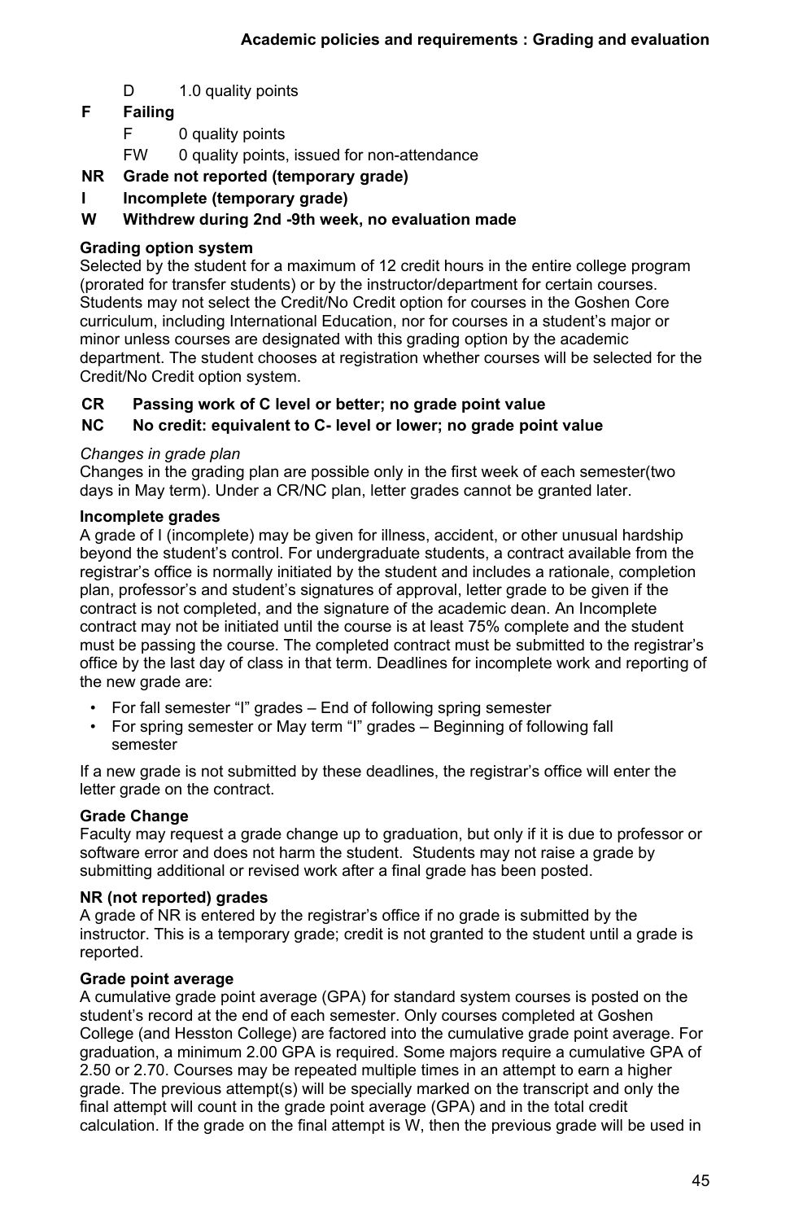- D 1.0 quality points

**F Failing**

- F 0 quality points
- FW 0 quality points, issued for non-attendance

**NR Grade not reported (temporary grade)**

**I Incomplete (temporary grade)**

**W Withdrew during 2nd -9th week, no evaluation made**

**Grading option system**

Selected by the student for a maximum of 12 credit hours in the entire college program (prorated for transfer students) or by the instructor/department for certain courses. Students may not select the Credit/No Credit option for courses in the Goshen Core curriculum, including International Education, nor for courses in a student's major or minor unless courses are designated with this grading option by the academic department. The student chooses at registration whether courses will be selected for the Credit/No Credit option system.

**CR Passing work of C level or better; no grade point value**

**NC No credit: equivalent to C- level or lower; no grade point value**

*Changes in grade plan*

Changes in the grading plan are possible only in the first week of each semester(two days in May term). Under a CR/NC plan, letter grades cannot be granted later.

**Incomplete grades**

A grade of I (incomplete) may be given for illness, accident, or other unusual hardship beyond the student's control. For undergraduate students, a contract available from the registrar's office is normally initiated by the student and includes a rationale, completion plan, professor's and student's signatures of approval, letter grade to be given if the contract is not completed, and the signature of the academic dean. An Incomplete contract may not be initiated until the course is at least 75% complete and the student must be passing the course. The completed contract must be submitted to the registrar's office by the last day of class in that term. Deadlines for incomplete work and reporting of the new grade are:

- For fall semester "I" grades – End of following spring semester
- For spring semester or May term "I" grades – Beginning of following fall semester

If a new grade is not submitted by these deadlines, the registrar's office will enter the letter grade on the contract.

**Grade Change**

Faculty may request a grade change up to graduation, but only if it is due to professor or software error and does not harm the student. Students may not raise a grade by submitting additional or revised work after a final grade has been posted.

**NR (not reported) grades**

A grade of NR is entered by the registrar's office if no grade is submitted by the instructor. This is a temporary grade; credit is not granted to the student until a grade is reported.

**Grade point average**

A cumulative grade point average (GPA) for standard system courses is posted on the student's record at the end of each semester. Only courses completed at Goshen College (and Hesston College) are factored into the cumulative grade point average. For graduation, a minimum 2.00 GPA is required. Some majors require a cumulative GPA of 2.50 or 2.70. Courses may be repeated multiple times in an attempt to earn a higher grade. The previous attempt(s) will be specially marked on the transcript and only the final attempt will count in the grade point average (GPA) and in the total credit calculation. If the grade on the final attempt is W, then the previous grade will be used in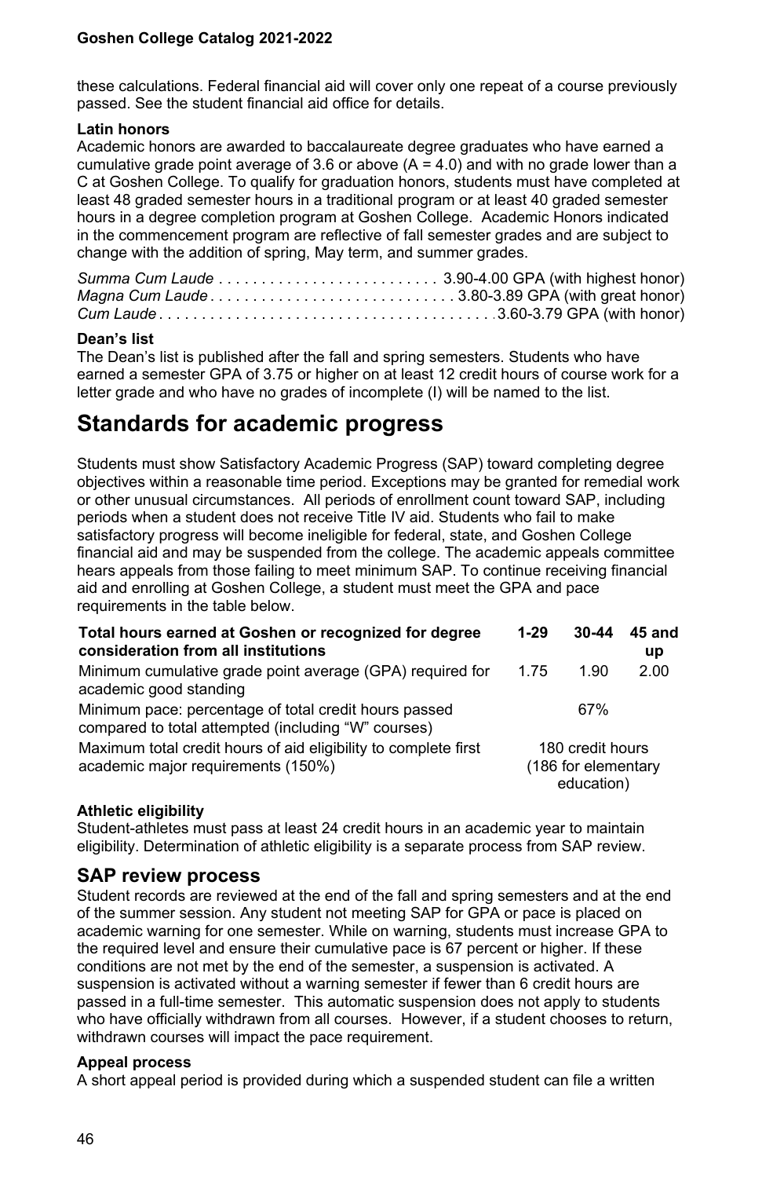these calculations. Federal financial aid will cover only one repeat of a course previously passed. See the student financial aid office for details.

**Latin honors**

Academic honors are awarded to baccalaureate degree graduates who have earned a cumulative grade point average of 3.6 or above (A = 4.0) and with no grade lower than a C at Goshen College. To qualify for graduation honors, students must have completed at least 48 graded semester hours in a traditional program or at least 40 graded semester hours in a degree completion program at Goshen College. Academic Honors indicated in the commencement program are reflective of fall semester grades and are subject to change with the addition of spring, May term, and summer grades.

*Summa Cum Laude* . . . . . . . . . . . . . . . . . . . . . . . . . . 3.90-4.00 GPA (with highest honor)
*Magna Cum Laude* . . . . . . . . . . . . . . . . . . . . . . . . . . . . 3.80-3.89 GPA (with great honor)
*Cum Laude* . . . . . . . . . . . . . . . . . . . . . . . . . . . . . . . . . . . . . . 3.60-3.79 GPA (with honor)

**Dean's list**

The Dean's list is published after the fall and spring semesters. Students who have earned a semester GPA of 3.75 or higher on at least 12 credit hours of course work for a letter grade and who have no grades of incomplete (I) will be named to the list.

# Standards for academic progress

Students must show Satisfactory Academic Progress (SAP) toward completing degree objectives within a reasonable time period. Exceptions may be granted for remedial work or other unusual circumstances. All periods of enrollment count toward SAP, including periods when a student does not receive Title IV aid. Students who fail to make satisfactory progress will become ineligible for federal, state, and Goshen College financial aid and may be suspended from the college. The academic appeals committee hears appeals from those failing to meet minimum SAP. To continue receiving financial aid and enrolling at Goshen College, a student must meet the GPA and pace requirements in the table below.

| Total hours earned at Goshen or recognized for degree consideration from all institutions | 1-29 | 30-44 | 45 and up |
|---|---|---|---|
| Minimum cumulative grade point average (GPA) required for academic good standing | 1.75 | 1.90 | 2.00 |
| Minimum pace: percentage of total credit hours passed compared to total attempted (including "W" courses) | | 67% | |
| Maximum total credit hours of aid eligibility to complete first academic major requirements (150%) | | 180 credit hours (186 for elementary education) | |

**Athletic eligibility**

Student-athletes must pass at least 24 credit hours in an academic year to maintain eligibility. Determination of athletic eligibility is a separate process from SAP review.

## SAP review process

Student records are reviewed at the end of the fall and spring semesters and at the end of the summer session. Any student not meeting SAP for GPA or pace is placed on academic warning for one semester. While on warning, students must increase GPA to the required level and ensure their cumulative pace is 67 percent or higher. If these conditions are not met by the end of the semester, a suspension is activated. A suspension is activated without a warning semester if fewer than 6 credit hours are passed in a full-time semester. This automatic suspension does not apply to students who have officially withdrawn from all courses. However, if a student chooses to return, withdrawn courses will impact the pace requirement.

**Appeal process**

A short appeal period is provided during which a suspended student can file a written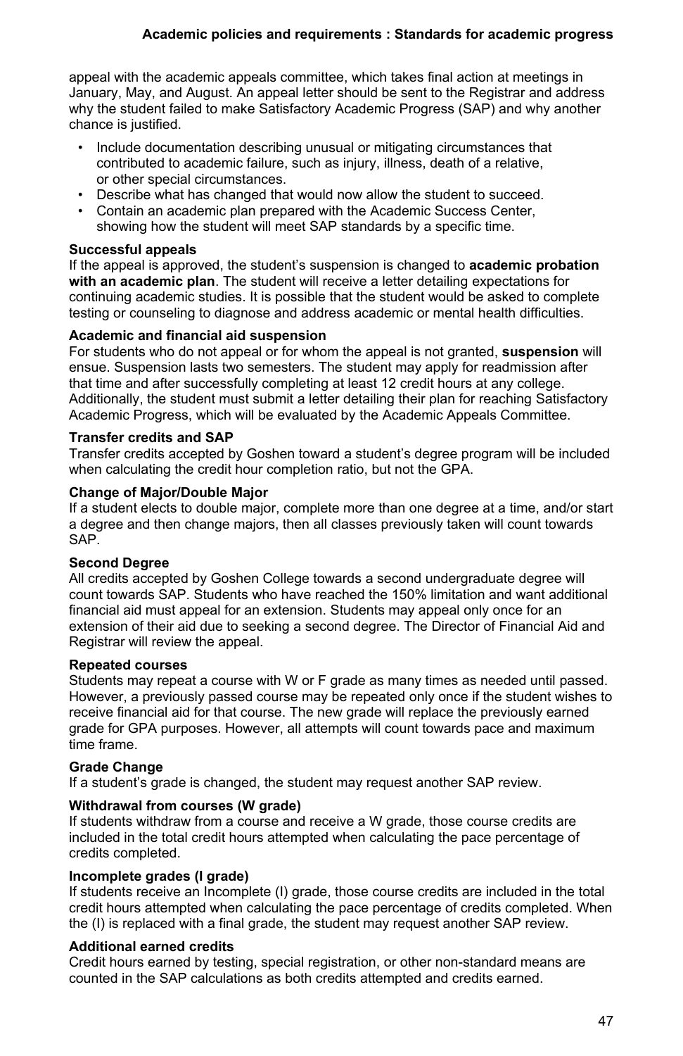appeal with the academic appeals committee, which takes final action at meetings in January, May, and August. An appeal letter should be sent to the Registrar and address why the student failed to make Satisfactory Academic Progress (SAP) and why another chance is justified.

- Include documentation describing unusual or mitigating circumstances that contributed to academic failure, such as injury, illness, death of a relative, or other special circumstances.
- Describe what has changed that would now allow the student to succeed.
- Contain an academic plan prepared with the Academic Success Center, showing how the student will meet SAP standards by a specific time.

**Successful appeals**

If the appeal is approved, the student's suspension is changed to **academic probation with an academic plan**. The student will receive a letter detailing expectations for continuing academic studies. It is possible that the student would be asked to complete testing or counseling to diagnose and address academic or mental health difficulties.

**Academic and financial aid suspension**

For students who do not appeal or for whom the appeal is not granted, **suspension** will ensue. Suspension lasts two semesters. The student may apply for readmission after that time and after successfully completing at least 12 credit hours at any college. Additionally, the student must submit a letter detailing their plan for reaching Satisfactory Academic Progress, which will be evaluated by the Academic Appeals Committee.

**Transfer credits and SAP**

Transfer credits accepted by Goshen toward a student's degree program will be included when calculating the credit hour completion ratio, but not the GPA.

**Change of Major/Double Major**

If a student elects to double major, complete more than one degree at a time, and/or start a degree and then change majors, then all classes previously taken will count towards SAP.

**Second Degree**

All credits accepted by Goshen College towards a second undergraduate degree will count towards SAP. Students who have reached the 150% limitation and want additional financial aid must appeal for an extension. Students may appeal only once for an extension of their aid due to seeking a second degree. The Director of Financial Aid and Registrar will review the appeal.

**Repeated courses**

Students may repeat a course with W or F grade as many times as needed until passed. However, a previously passed course may be repeated only once if the student wishes to receive financial aid for that course. The new grade will replace the previously earned grade for GPA purposes. However, all attempts will count towards pace and maximum time frame.

**Grade Change**

If a student's grade is changed, the student may request another SAP review.

**Withdrawal from courses (W grade)**

If students withdraw from a course and receive a W grade, those course credits are included in the total credit hours attempted when calculating the pace percentage of credits completed.

**Incomplete grades (I grade)**

If students receive an Incomplete (I) grade, those course credits are included in the total credit hours attempted when calculating the pace percentage of credits completed. When the (I) is replaced with a final grade, the student may request another SAP review.

**Additional earned credits**

Credit hours earned by testing, special registration, or other non-standard means are counted in the SAP calculations as both credits attempted and credits earned.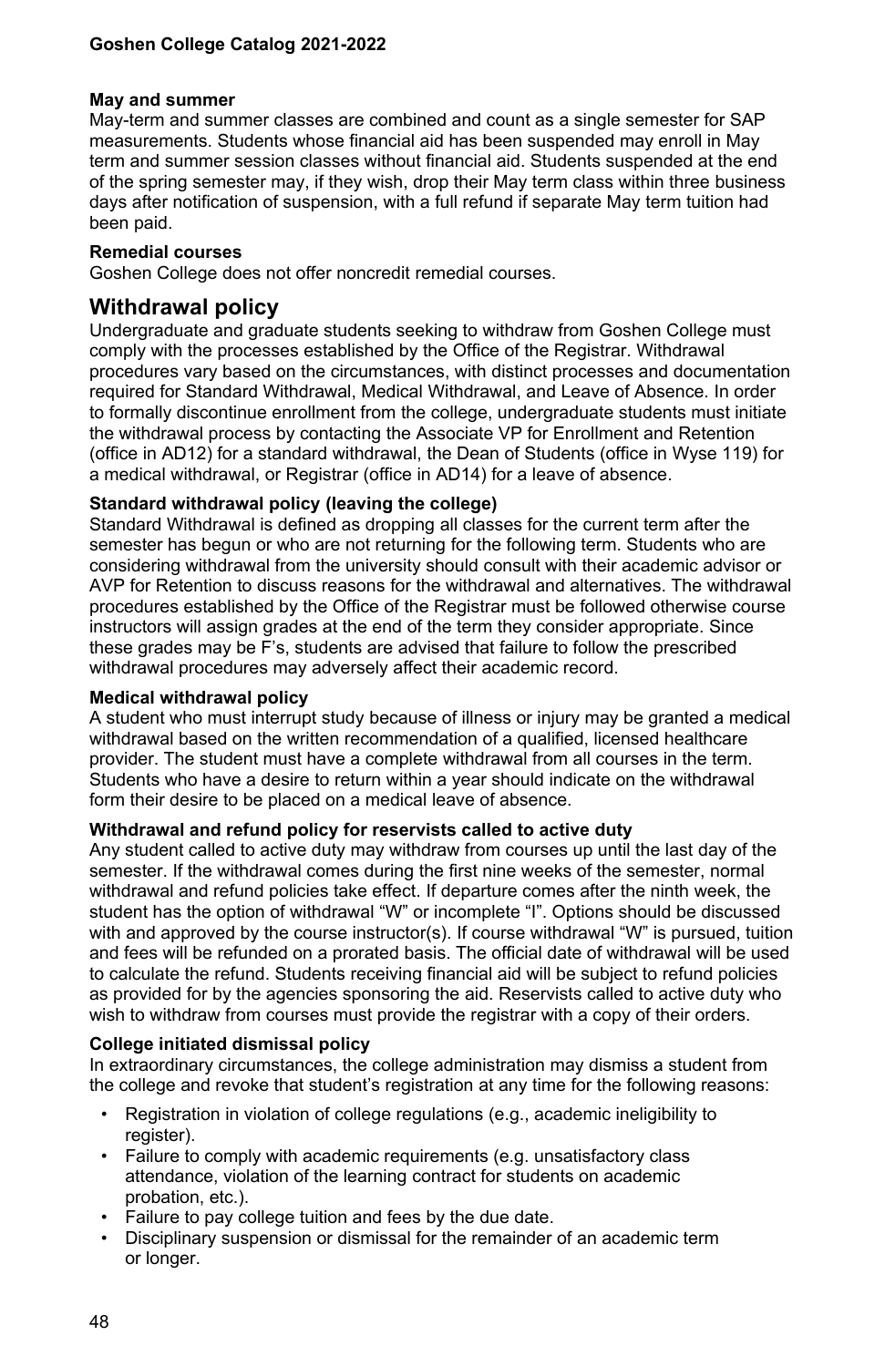### May and summer

May-term and summer classes are combined and count as a single semester for SAP measurements. Students whose financial aid has been suspended may enroll in May term and summer session classes without financial aid. Students suspended at the end of the spring semester may, if they wish, drop their May term class within three business days after notification of suspension, with a full refund if separate May term tuition had been paid.

### Remedial courses

Goshen College does not offer noncredit remedial courses.

## Withdrawal policy

Undergraduate and graduate students seeking to withdraw from Goshen College must comply with the processes established by the Office of the Registrar. Withdrawal procedures vary based on the circumstances, with distinct processes and documentation required for Standard Withdrawal, Medical Withdrawal, and Leave of Absence. In order to formally discontinue enrollment from the college, undergraduate students must initiate the withdrawal process by contacting the Associate VP for Enrollment and Retention (office in AD12) for a standard withdrawal, the Dean of Students (office in Wyse 119) for a medical withdrawal, or Registrar (office in AD14) for a leave of absence.

### Standard withdrawal policy (leaving the college)

Standard Withdrawal is defined as dropping all classes for the current term after the semester has begun or who are not returning for the following term. Students who are considering withdrawal from the university should consult with their academic advisor or AVP for Retention to discuss reasons for the withdrawal and alternatives. The withdrawal procedures established by the Office of the Registrar must be followed otherwise course instructors will assign grades at the end of the term they consider appropriate. Since these grades may be F's, students are advised that failure to follow the prescribed withdrawal procedures may adversely affect their academic record.

### Medical withdrawal policy

A student who must interrupt study because of illness or injury may be granted a medical withdrawal based on the written recommendation of a qualified, licensed healthcare provider. The student must have a complete withdrawal from all courses in the term. Students who have a desire to return within a year should indicate on the withdrawal form their desire to be placed on a medical leave of absence.

### Withdrawal and refund policy for reservists called to active duty

Any student called to active duty may withdraw from courses up until the last day of the semester. If the withdrawal comes during the first nine weeks of the semester, normal withdrawal and refund policies take effect. If departure comes after the ninth week, the student has the option of withdrawal "W" or incomplete "I". Options should be discussed with and approved by the course instructor(s). If course withdrawal "W" is pursued, tuition and fees will be refunded on a prorated basis. The official date of withdrawal will be used to calculate the refund. Students receiving financial aid will be subject to refund policies as provided for by the agencies sponsoring the aid. Reservists called to active duty who wish to withdraw from courses must provide the registrar with a copy of their orders.

### College initiated dismissal policy

In extraordinary circumstances, the college administration may dismiss a student from the college and revoke that student's registration at any time for the following reasons:

- Registration in violation of college regulations (e.g., academic ineligibility to register).
- Failure to comply with academic requirements (e.g. unsatisfactory class attendance, violation of the learning contract for students on academic probation, etc.).
- Failure to pay college tuition and fees by the due date.
- Disciplinary suspension or dismissal for the remainder of an academic term or longer.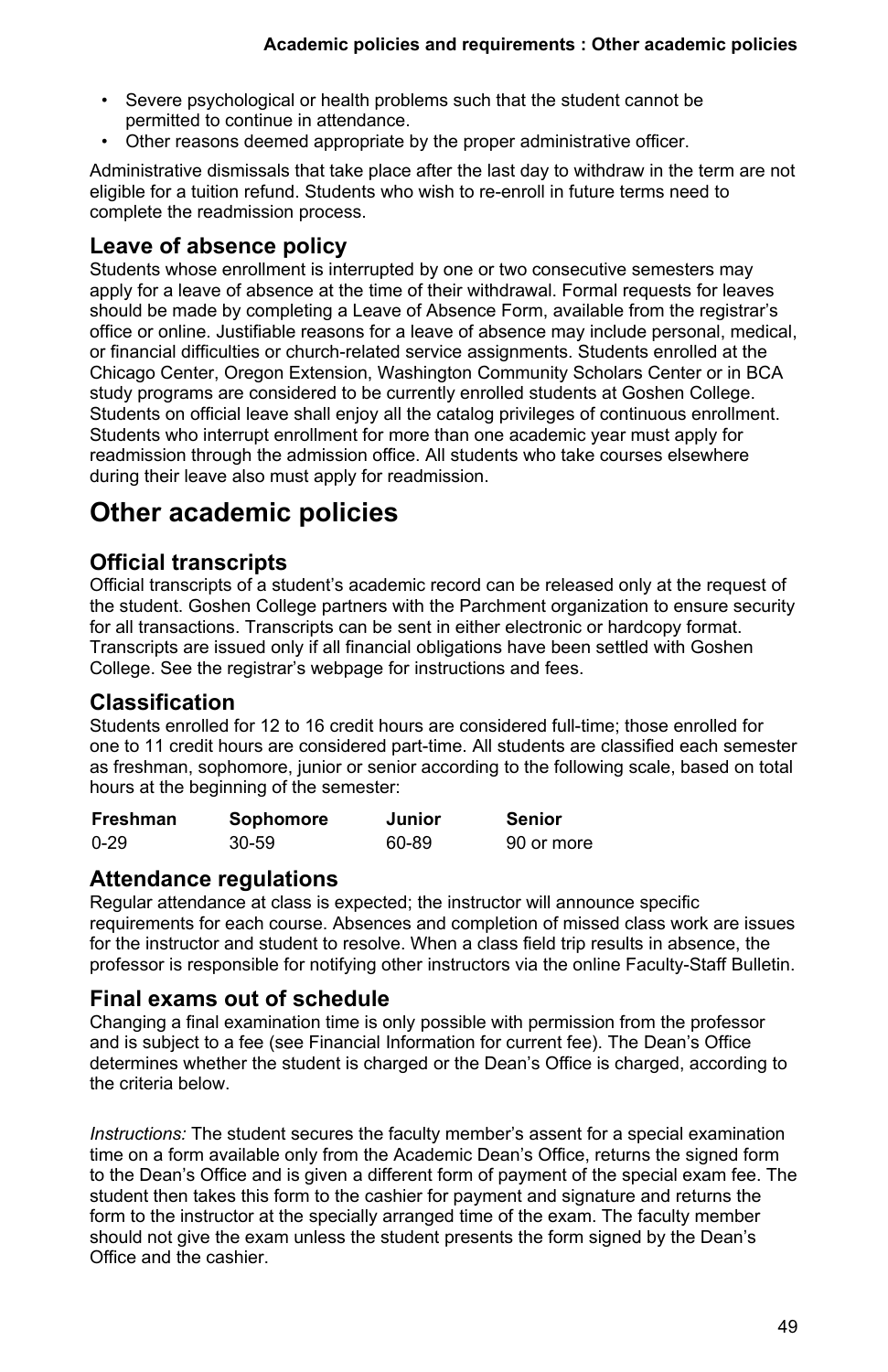- Severe psychological or health problems such that the student cannot be permitted to continue in attendance.
- Other reasons deemed appropriate by the proper administrative officer.

Administrative dismissals that take place after the last day to withdraw in the term are not eligible for a tuition refund. Students who wish to re-enroll in future terms need to complete the readmission process.

### Leave of absence policy

Students whose enrollment is interrupted by one or two consecutive semesters may apply for a leave of absence at the time of their withdrawal. Formal requests for leaves should be made by completing a Leave of Absence Form, available from the registrar's office or online. Justifiable reasons for a leave of absence may include personal, medical, or financial difficulties or church-related service assignments. Students enrolled at the Chicago Center, Oregon Extension, Washington Community Scholars Center or in BCA study programs are considered to be currently enrolled students at Goshen College. Students on official leave shall enjoy all the catalog privileges of continuous enrollment. Students who interrupt enrollment for more than one academic year must apply for readmission through the admission office. All students who take courses elsewhere during their leave also must apply for readmission.

## Other academic policies

### Official transcripts

Official transcripts of a student's academic record can be released only at the request of the student. Goshen College partners with the Parchment organization to ensure security for all transactions. Transcripts can be sent in either electronic or hardcopy format. Transcripts are issued only if all financial obligations have been settled with Goshen College. See the registrar's webpage for instructions and fees.

### Classification

Students enrolled for 12 to 16 credit hours are considered full-time; those enrolled for one to 11 credit hours are considered part-time. All students are classified each semester as freshman, sophomore, junior or senior according to the following scale, based on total hours at the beginning of the semester:

| Freshman | Sophomore | Junior | Senior |
|---|---|---|---|
| 0-29 | 30-59 | 60-89 | 90 or more |

### Attendance regulations

Regular attendance at class is expected; the instructor will announce specific requirements for each course. Absences and completion of missed class work are issues for the instructor and student to resolve. When a class field trip results in absence, the professor is responsible for notifying other instructors via the online Faculty-Staff Bulletin.

### Final exams out of schedule

Changing a final examination time is only possible with permission from the professor and is subject to a fee (see Financial Information for current fee). The Dean's Office determines whether the student is charged or the Dean's Office is charged, according to the criteria below.

*Instructions:* The student secures the faculty member's assent for a special examination time on a form available only from the Academic Dean's Office, returns the signed form to the Dean's Office and is given a different form of payment of the special exam fee. The student then takes this form to the cashier for payment and signature and returns the form to the instructor at the specially arranged time of the exam. The faculty member should not give the exam unless the student presents the form signed by the Dean's Office and the cashier.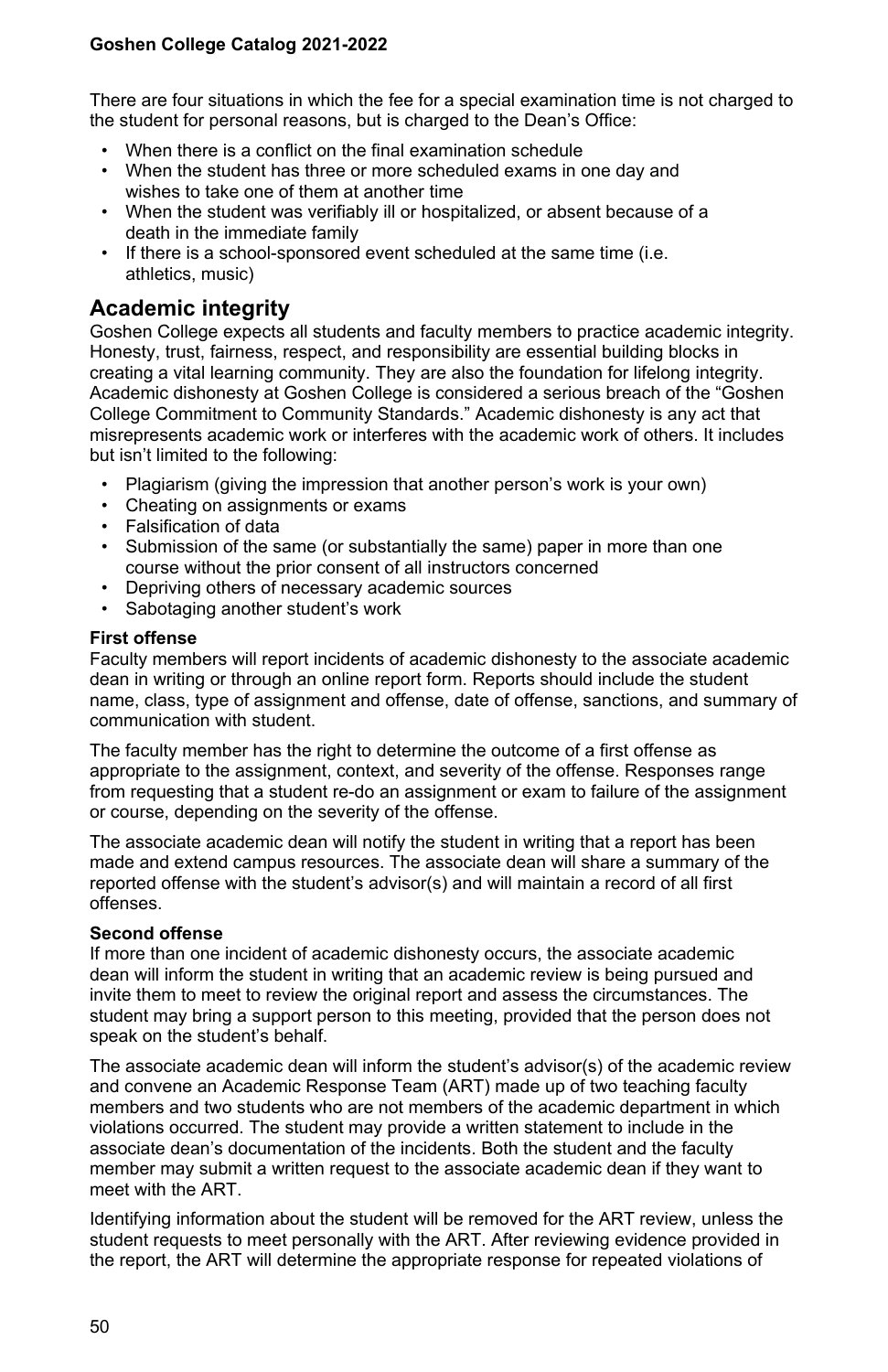There are four situations in which the fee for a special examination time is not charged to the student for personal reasons, but is charged to the Dean's Office:

- When there is a conflict on the final examination schedule
- When the student has three or more scheduled exams in one day and wishes to take one of them at another time
- When the student was verifiably ill or hospitalized, or absent because of a death in the immediate family
- If there is a school-sponsored event scheduled at the same time (i.e. athletics, music)

## Academic integrity

Goshen College expects all students and faculty members to practice academic integrity. Honesty, trust, fairness, respect, and responsibility are essential building blocks in creating a vital learning community. They are also the foundation for lifelong integrity. Academic dishonesty at Goshen College is considered a serious breach of the "Goshen College Commitment to Community Standards." Academic dishonesty is any act that misrepresents academic work or interferes with the academic work of others. It includes but isn't limited to the following:

- Plagiarism (giving the impression that another person's work is your own)
- Cheating on assignments or exams
- Falsification of data
- Submission of the same (or substantially the same) paper in more than one course without the prior consent of all instructors concerned
- Depriving others of necessary academic sources
- Sabotaging another student's work

**First offense**

Faculty members will report incidents of academic dishonesty to the associate academic dean in writing or through an online report form. Reports should include the student name, class, type of assignment and offense, date of offense, sanctions, and summary of communication with student.

The faculty member has the right to determine the outcome of a first offense as appropriate to the assignment, context, and severity of the offense. Responses range from requesting that a student re-do an assignment or exam to failure of the assignment or course, depending on the severity of the offense.

The associate academic dean will notify the student in writing that a report has been made and extend campus resources. The associate dean will share a summary of the reported offense with the student's advisor(s) and will maintain a record of all first offenses.

**Second offense**

If more than one incident of academic dishonesty occurs, the associate academic dean will inform the student in writing that an academic review is being pursued and invite them to meet to review the original report and assess the circumstances. The student may bring a support person to this meeting, provided that the person does not speak on the student's behalf.

The associate academic dean will inform the student's advisor(s) of the academic review and convene an Academic Response Team (ART) made up of two teaching faculty members and two students who are not members of the academic department in which violations occurred. The student may provide a written statement to include in the associate dean's documentation of the incidents. Both the student and the faculty member may submit a written request to the associate academic dean if they want to meet with the ART.

Identifying information about the student will be removed for the ART review, unless the student requests to meet personally with the ART. After reviewing evidence provided in the report, the ART will determine the appropriate response for repeated violations of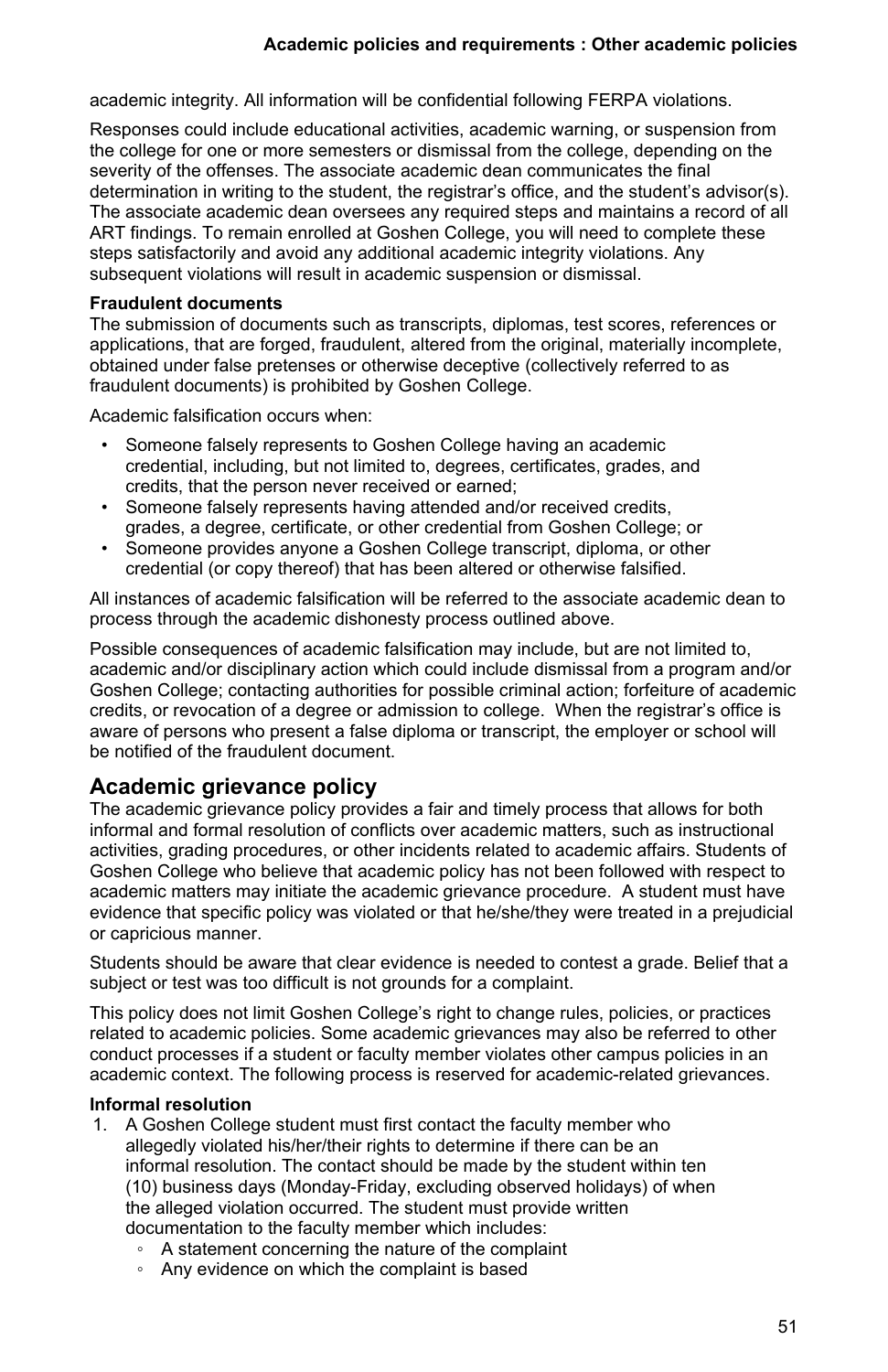academic integrity. All information will be confidential following FERPA violations.

Responses could include educational activities, academic warning, or suspension from the college for one or more semesters or dismissal from the college, depending on the severity of the offenses. The associate academic dean communicates the final determination in writing to the student, the registrar's office, and the student's advisor(s). The associate academic dean oversees any required steps and maintains a record of all ART findings. To remain enrolled at Goshen College, you will need to complete these steps satisfactorily and avoid any additional academic integrity violations. Any subsequent violations will result in academic suspension or dismissal.

**Fraudulent documents**

The submission of documents such as transcripts, diplomas, test scores, references or applications, that are forged, fraudulent, altered from the original, materially incomplete, obtained under false pretenses or otherwise deceptive (collectively referred to as fraudulent documents) is prohibited by Goshen College.

Academic falsification occurs when:

- Someone falsely represents to Goshen College having an academic credential, including, but not limited to, degrees, certificates, grades, and credits, that the person never received or earned;
- Someone falsely represents having attended and/or received credits, grades, a degree, certificate, or other credential from Goshen College; or
- Someone provides anyone a Goshen College transcript, diploma, or other credential (or copy thereof) that has been altered or otherwise falsified.

All instances of academic falsification will be referred to the associate academic dean to process through the academic dishonesty process outlined above.

Possible consequences of academic falsification may include, but are not limited to, academic and/or disciplinary action which could include dismissal from a program and/or Goshen College; contacting authorities for possible criminal action; forfeiture of academic credits, or revocation of a degree or admission to college. When the registrar's office is aware of persons who present a false diploma or transcript, the employer or school will be notified of the fraudulent document.

## Academic grievance policy

The academic grievance policy provides a fair and timely process that allows for both informal and formal resolution of conflicts over academic matters, such as instructional activities, grading procedures, or other incidents related to academic affairs. Students of Goshen College who believe that academic policy has not been followed with respect to academic matters may initiate the academic grievance procedure. A student must have evidence that specific policy was violated or that he/she/they were treated in a prejudicial or capricious manner.

Students should be aware that clear evidence is needed to contest a grade. Belief that a subject or test was too difficult is not grounds for a complaint.

This policy does not limit Goshen College's right to change rules, policies, or practices related to academic policies. Some academic grievances may also be referred to other conduct processes if a student or faculty member violates other campus policies in an academic context. The following process is reserved for academic-related grievances.

**Informal resolution**

1. A Goshen College student must first contact the faculty member who allegedly violated his/her/their rights to determine if there can be an informal resolution. The contact should be made by the student within ten (10) business days (Monday-Friday, excluding observed holidays) of when the alleged violation occurred. The student must provide written documentation to the faculty member which includes:
   - A statement concerning the nature of the complaint
   - Any evidence on which the complaint is based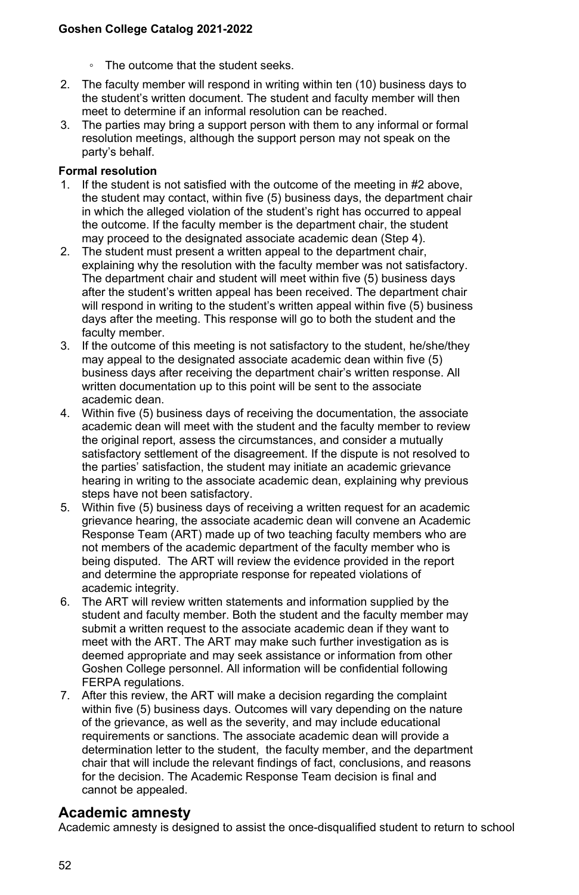- The outcome that the student seeks.

2. The faculty member will respond in writing within ten (10) business days to the student's written document. The student and faculty member will then meet to determine if an informal resolution can be reached.
3. The parties may bring a support person with them to any informal or formal resolution meetings, although the support person may not speak on the party's behalf.

**Formal resolution**

1. If the student is not satisfied with the outcome of the meeting in #2 above, the student may contact, within five (5) business days, the department chair in which the alleged violation of the student's right has occurred to appeal the outcome. If the faculty member is the department chair, the student may proceed to the designated associate academic dean (Step 4).
2. The student must present a written appeal to the department chair, explaining why the resolution with the faculty member was not satisfactory. The department chair and student will meet within five (5) business days after the student's written appeal has been received. The department chair will respond in writing to the student's written appeal within five (5) business days after the meeting. This response will go to both the student and the faculty member.
3. If the outcome of this meeting is not satisfactory to the student, he/she/they may appeal to the designated associate academic dean within five (5) business days after receiving the department chair's written response. All written documentation up to this point will be sent to the associate academic dean.
4. Within five (5) business days of receiving the documentation, the associate academic dean will meet with the student and the faculty member to review the original report, assess the circumstances, and consider a mutually satisfactory settlement of the disagreement. If the dispute is not resolved to the parties' satisfaction, the student may initiate an academic grievance hearing in writing to the associate academic dean, explaining why previous steps have not been satisfactory.
5. Within five (5) business days of receiving a written request for an academic grievance hearing, the associate academic dean will convene an Academic Response Team (ART) made up of two teaching faculty members who are not members of the academic department of the faculty member who is being disputed. The ART will review the evidence provided in the report and determine the appropriate response for repeated violations of academic integrity.
6. The ART will review written statements and information supplied by the student and faculty member. Both the student and the faculty member may submit a written request to the associate academic dean if they want to meet with the ART. The ART may make such further investigation as is deemed appropriate and may seek assistance or information from other Goshen College personnel. All information will be confidential following FERPA regulations.
7. After this review, the ART will make a decision regarding the complaint within five (5) business days. Outcomes will vary depending on the nature of the grievance, as well as the severity, and may include educational requirements or sanctions. The associate academic dean will provide a determination letter to the student, the faculty member, and the department chair that will include the relevant findings of fact, conclusions, and reasons for the decision. The Academic Response Team decision is final and cannot be appealed.

## Academic amnesty

Academic amnesty is designed to assist the once-disqualified student to return to school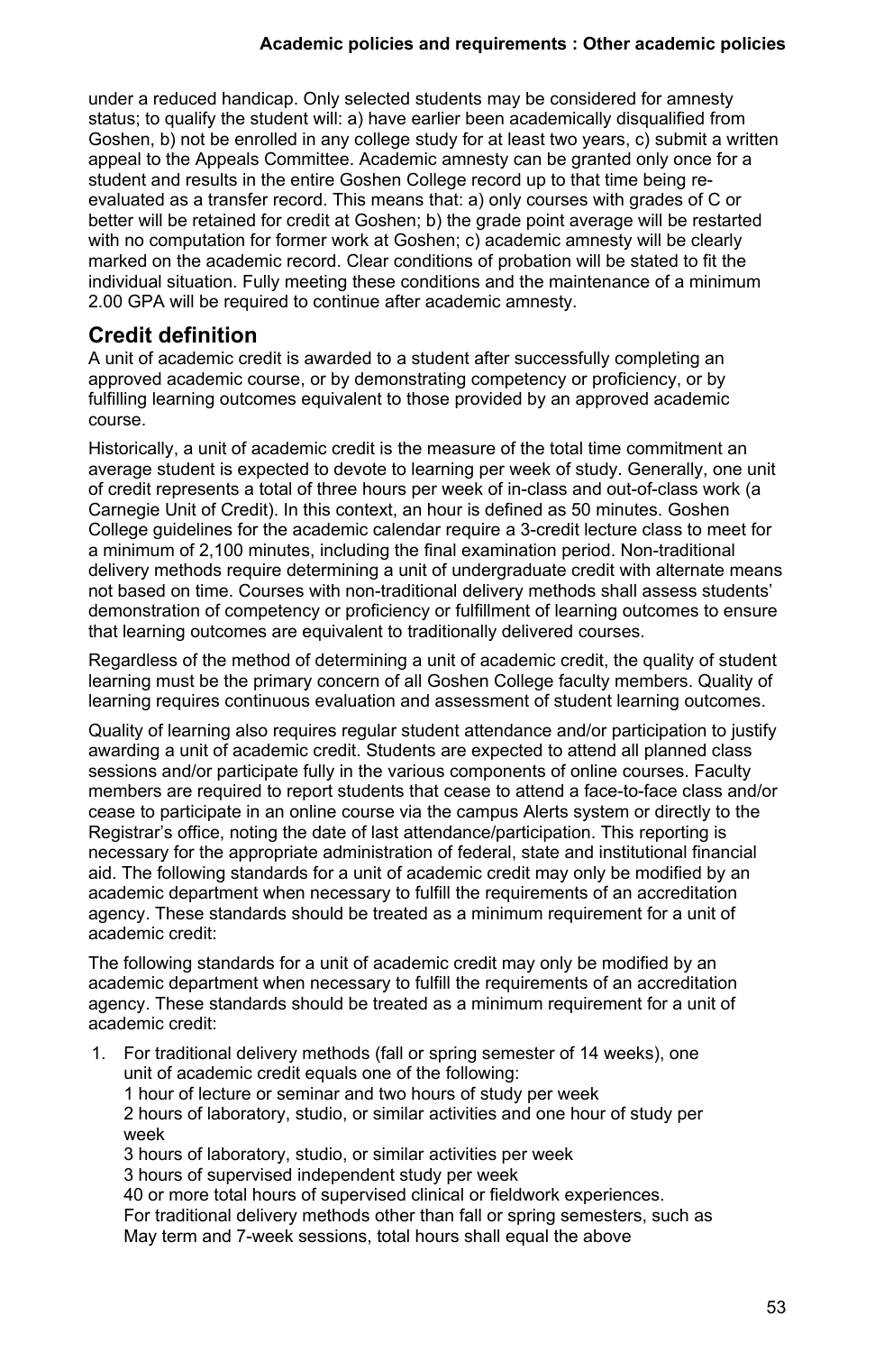under a reduced handicap. Only selected students may be considered for amnesty status; to qualify the student will: a) have earlier been academically disqualified from Goshen, b) not be enrolled in any college study for at least two years, c) submit a written appeal to the Appeals Committee. Academic amnesty can be granted only once for a student and results in the entire Goshen College record up to that time being re-evaluated as a transfer record. This means that: a) only courses with grades of C or better will be retained for credit at Goshen; b) the grade point average will be restarted with no computation for former work at Goshen; c) academic amnesty will be clearly marked on the academic record. Clear conditions of probation will be stated to fit the individual situation. Fully meeting these conditions and the maintenance of a minimum 2.00 GPA will be required to continue after academic amnesty.

## Credit definition

A unit of academic credit is awarded to a student after successfully completing an approved academic course, or by demonstrating competency or proficiency, or by fulfilling learning outcomes equivalent to those provided by an approved academic course.

Historically, a unit of academic credit is the measure of the total time commitment an average student is expected to devote to learning per week of study. Generally, one unit of credit represents a total of three hours per week of in-class and out-of-class work (a Carnegie Unit of Credit). In this context, an hour is defined as 50 minutes. Goshen College guidelines for the academic calendar require a 3-credit lecture class to meet for a minimum of 2,100 minutes, including the final examination period. Non-traditional delivery methods require determining a unit of undergraduate credit with alternate means not based on time. Courses with non-traditional delivery methods shall assess students' demonstration of competency or proficiency or fulfillment of learning outcomes to ensure that learning outcomes are equivalent to traditionally delivered courses.

Regardless of the method of determining a unit of academic credit, the quality of student learning must be the primary concern of all Goshen College faculty members. Quality of learning requires continuous evaluation and assessment of student learning outcomes.

Quality of learning also requires regular student attendance and/or participation to justify awarding a unit of academic credit. Students are expected to attend all planned class sessions and/or participate fully in the various components of online courses. Faculty members are required to report students that cease to attend a face-to-face class and/or cease to participate in an online course via the campus Alerts system or directly to the Registrar's office, noting the date of last attendance/participation. This reporting is necessary for the appropriate administration of federal, state and institutional financial aid. The following standards for a unit of academic credit may only be modified by an academic department when necessary to fulfill the requirements of an accreditation agency. These standards should be treated as a minimum requirement for a unit of academic credit:

The following standards for a unit of academic credit may only be modified by an academic department when necessary to fulfill the requirements of an accreditation agency. These standards should be treated as a minimum requirement for a unit of academic credit:

1. For traditional delivery methods (fall or spring semester of 14 weeks), one unit of academic credit equals one of the following:
   1 hour of lecture or seminar and two hours of study per week
   2 hours of laboratory, studio, or similar activities and one hour of study per week
   3 hours of laboratory, studio, or similar activities per week
   3 hours of supervised independent study per week
   40 or more total hours of supervised clinical or fieldwork experiences.
   For traditional delivery methods other than fall or spring semesters, such as May term and 7-week sessions, total hours shall equal the above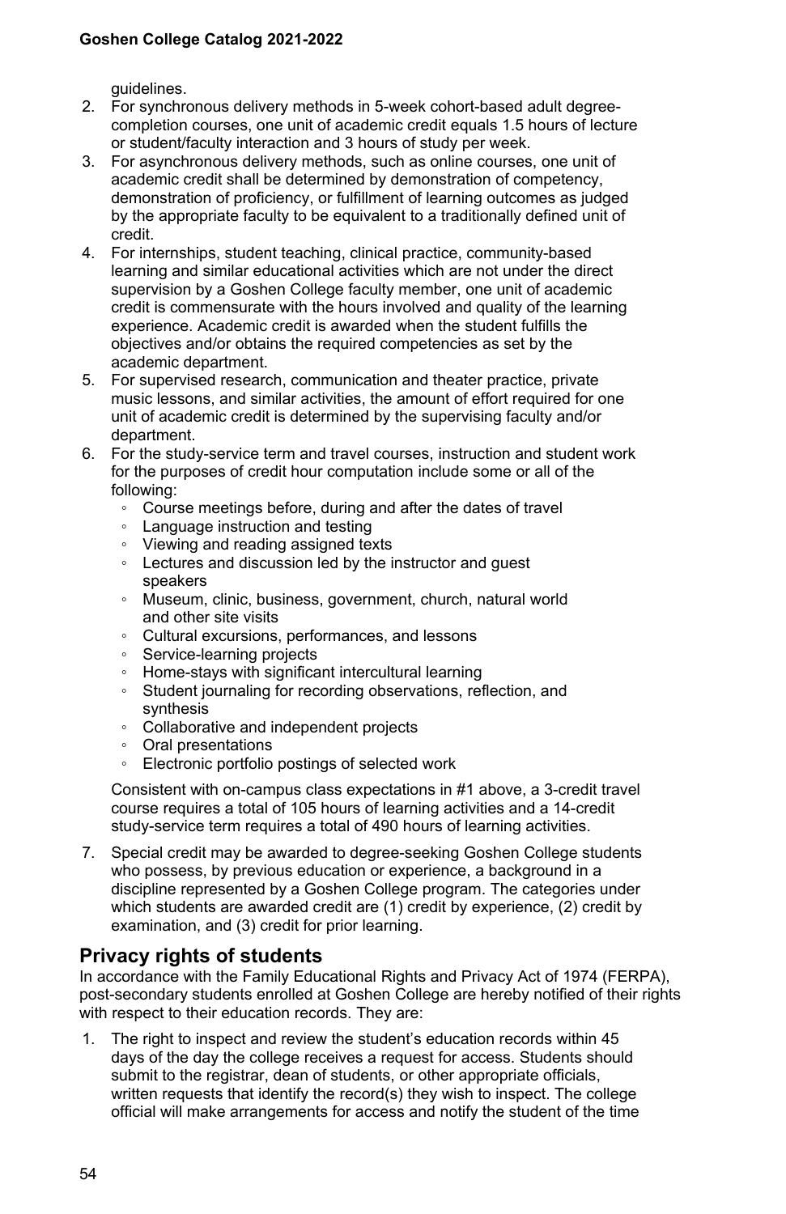guidelines.

2. For synchronous delivery methods in 5-week cohort-based adult degree-completion courses, one unit of academic credit equals 1.5 hours of lecture or student/faculty interaction and 3 hours of study per week.
3. For asynchronous delivery methods, such as online courses, one unit of academic credit shall be determined by demonstration of competency, demonstration of proficiency, or fulfillment of learning outcomes as judged by the appropriate faculty to be equivalent to a traditionally defined unit of credit.
4. For internships, student teaching, clinical practice, community-based learning and similar educational activities which are not under the direct supervision by a Goshen College faculty member, one unit of academic credit is commensurate with the hours involved and quality of the learning experience. Academic credit is awarded when the student fulfills the objectives and/or obtains the required competencies as set by the academic department.
5. For supervised research, communication and theater practice, private music lessons, and similar activities, the amount of effort required for one unit of academic credit is determined by the supervising faculty and/or department.
6. For the study-service term and travel courses, instruction and student work for the purposes of credit hour computation include some or all of the following:
   - Course meetings before, during and after the dates of travel
   - Language instruction and testing
   - Viewing and reading assigned texts
   - Lectures and discussion led by the instructor and guest speakers
   - Museum, clinic, business, government, church, natural world and other site visits
   - Cultural excursions, performances, and lessons
   - Service-learning projects
   - Home-stays with significant intercultural learning
   - Student journaling for recording observations, reflection, and synthesis
   - Collaborative and independent projects
   - Oral presentations
   - Electronic portfolio postings of selected work

   Consistent with on-campus class expectations in #1 above, a 3-credit travel course requires a total of 105 hours of learning activities and a 14-credit study-service term requires a total of 490 hours of learning activities.

7. Special credit may be awarded to degree-seeking Goshen College students who possess, by previous education or experience, a background in a discipline represented by a Goshen College program. The categories under which students are awarded credit are (1) credit by experience, (2) credit by examination, and (3) credit for prior learning.

## Privacy rights of students

In accordance with the Family Educational Rights and Privacy Act of 1974 (FERPA), post-secondary students enrolled at Goshen College are hereby notified of their rights with respect to their education records. They are:

1. The right to inspect and review the student's education records within 45 days of the day the college receives a request for access. Students should submit to the registrar, dean of students, or other appropriate officials, written requests that identify the record(s) they wish to inspect. The college official will make arrangements for access and notify the student of the time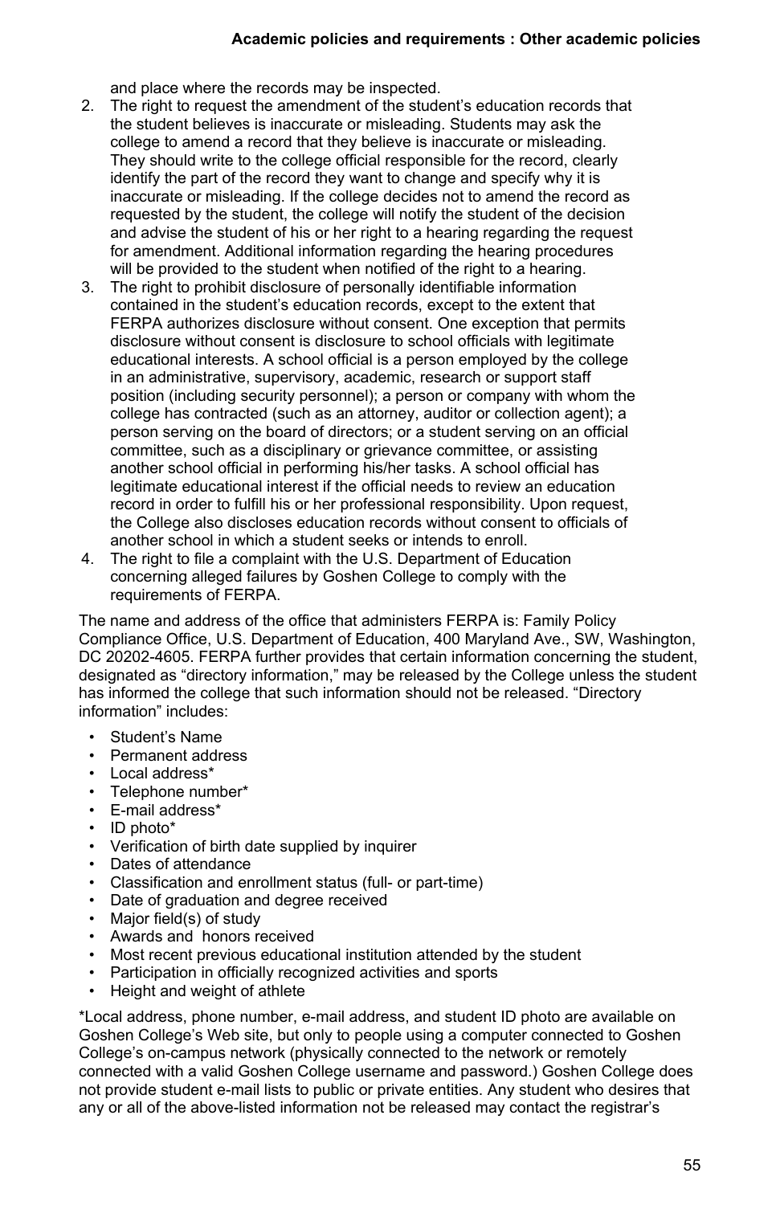and place where the records may be inspected.

2. The right to request the amendment of the student's education records that the student believes is inaccurate or misleading. Students may ask the college to amend a record that they believe is inaccurate or misleading. They should write to the college official responsible for the record, clearly identify the part of the record they want to change and specify why it is inaccurate or misleading. If the college decides not to amend the record as requested by the student, the college will notify the student of the decision and advise the student of his or her right to a hearing regarding the request for amendment. Additional information regarding the hearing procedures will be provided to the student when notified of the right to a hearing.
3. The right to prohibit disclosure of personally identifiable information contained in the student's education records, except to the extent that FERPA authorizes disclosure without consent. One exception that permits disclosure without consent is disclosure to school officials with legitimate educational interests. A school official is a person employed by the college in an administrative, supervisory, academic, research or support staff position (including security personnel); a person or company with whom the college has contracted (such as an attorney, auditor or collection agent); a person serving on the board of directors; or a student serving on an official committee, such as a disciplinary or grievance committee, or assisting another school official in performing his/her tasks. A school official has legitimate educational interest if the official needs to review an education record in order to fulfill his or her professional responsibility. Upon request, the College also discloses education records without consent to officials of another school in which a student seeks or intends to enroll.
4. The right to file a complaint with the U.S. Department of Education concerning alleged failures by Goshen College to comply with the requirements of FERPA.

The name and address of the office that administers FERPA is: Family Policy Compliance Office, U.S. Department of Education, 400 Maryland Ave., SW, Washington, DC 20202-4605. FERPA further provides that certain information concerning the student, designated as "directory information," may be released by the College unless the student has informed the college that such information should not be released. "Directory information" includes:

- Student's Name
- Permanent address
- Local address*
- Telephone number*
- E-mail address*
- ID photo*
- Verification of birth date supplied by inquirer
- Dates of attendance
- Classification and enrollment status (full- or part-time)
- Date of graduation and degree received
- Major field(s) of study
- Awards and honors received
- Most recent previous educational institution attended by the student
- Participation in officially recognized activities and sports
- Height and weight of athlete

*Local address, phone number, e-mail address, and student ID photo are available on Goshen College's Web site, but only to people using a computer connected to Goshen College's on-campus network (physically connected to the network or remotely connected with a valid Goshen College username and password.) Goshen College does not provide student e-mail lists to public or private entities. Any student who desires that any or all of the above-listed information not be released may contact the registrar's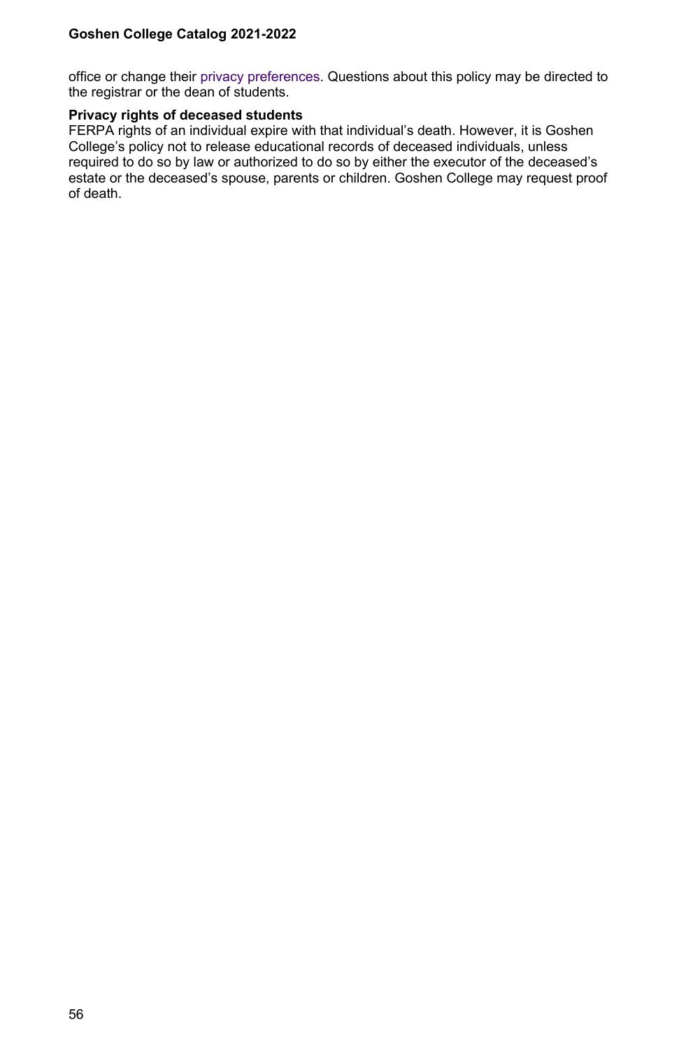office or change their privacy preferences. Questions about this policy may be directed to the registrar or the dean of students.

**Privacy rights of deceased students**

FERPA rights of an individual expire with that individual's death. However, it is Goshen College's policy not to release educational records of deceased individuals, unless required to do so by law or authorized to do so by either the executor of the deceased's estate or the deceased's spouse, parents or children. Goshen College may request proof of death.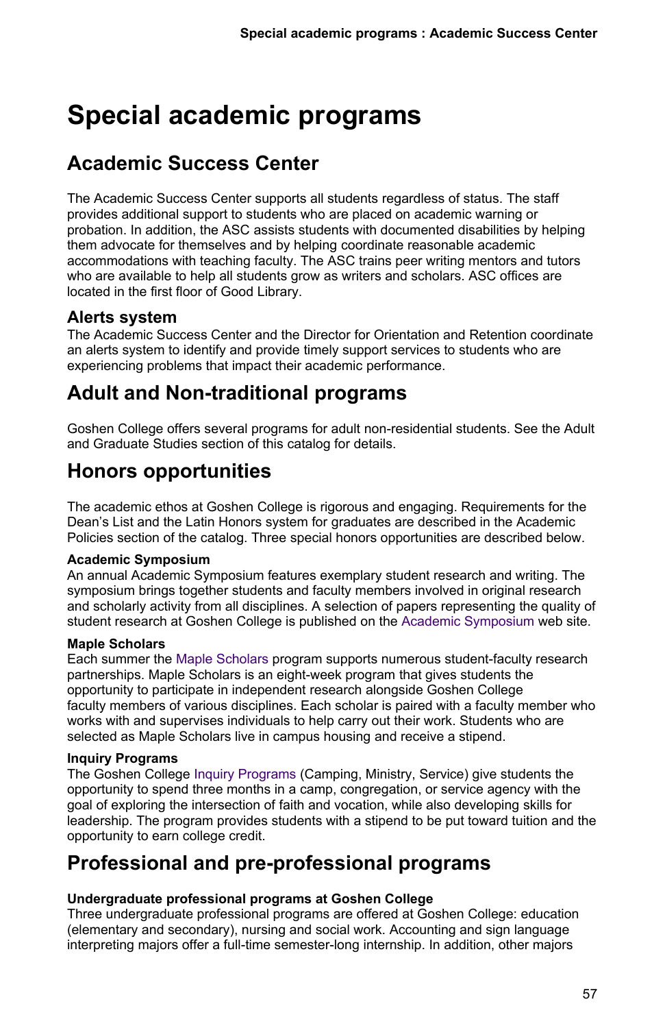# Special academic programs

## Academic Success Center

The Academic Success Center supports all students regardless of status. The staff provides additional support to students who are placed on academic warning or probation. In addition, the ASC assists students with documented disabilities by helping them advocate for themselves and by helping coordinate reasonable academic accommodations with teaching faculty. The ASC trains peer writing mentors and tutors who are available to help all students grow as writers and scholars. ASC offices are located in the first floor of Good Library.

### Alerts system

The Academic Success Center and the Director for Orientation and Retention coordinate an alerts system to identify and provide timely support services to students who are experiencing problems that impact their academic performance.

## Adult and Non-traditional programs

Goshen College offers several programs for adult non-residential students. See the Adult and Graduate Studies section of this catalog for details.

## Honors opportunities

The academic ethos at Goshen College is rigorous and engaging. Requirements for the Dean's List and the Latin Honors system for graduates are described in the Academic Policies section of the catalog. Three special honors opportunities are described below.

**Academic Symposium**

An annual Academic Symposium features exemplary student research and writing. The symposium brings together students and faculty members involved in original research and scholarly activity from all disciplines. A selection of papers representing the quality of student research at Goshen College is published on the Academic Symposium web site.

**Maple Scholars**

Each summer the Maple Scholars program supports numerous student-faculty research partnerships. Maple Scholars is an eight-week program that gives students the opportunity to participate in independent research alongside Goshen College faculty members of various disciplines. Each scholar is paired with a faculty member who works with and supervises individuals to help carry out their work. Students who are selected as Maple Scholars live in campus housing and receive a stipend.

**Inquiry Programs**

The Goshen College Inquiry Programs (Camping, Ministry, Service) give students the opportunity to spend three months in a camp, congregation, or service agency with the goal of exploring the intersection of faith and vocation, while also developing skills for leadership. The program provides students with a stipend to be put toward tuition and the opportunity to earn college credit.

## Professional and pre-professional programs

**Undergraduate professional programs at Goshen College**

Three undergraduate professional programs are offered at Goshen College: education (elementary and secondary), nursing and social work. Accounting and sign language interpreting majors offer a full-time semester-long internship. In addition, other majors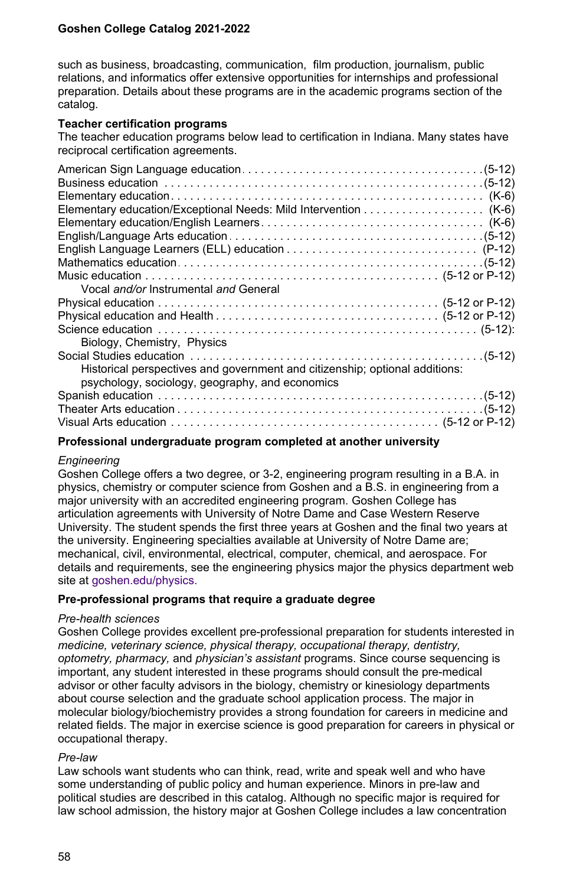such as business, broadcasting, communication,  film production, journalism, public relations, and informatics offer extensive opportunities for internships and professional preparation. Details about these programs are in the academic programs section of the catalog.

**Teacher certification programs**

The teacher education programs below lead to certification in Indiana. Many states have reciprocal certification agreements.

| Program | Grades |
|---|---|
| American Sign Language education | (5-12) |
| Business education | (5-12) |
| Elementary education | (K-6) |
| Elementary education/Exceptional Needs: Mild Intervention | (K-6) |
| Elementary education/English Learners | (K-6) |
| English/Language Arts education | (5-12) |
| English Language Learners (ELL) education | (P-12) |
| Mathematics education | (5-12) |
| Music education<br>Vocal *and/or* Instrumental *and* General | (5-12 or P-12) |
| Physical education | (5-12 or P-12) |
| Physical education and Health | (5-12 or P-12) |
| Science education<br>Biology, Chemistry, Physics | (5-12): |
| Social Studies education<br>Historical perspectives and government and citizenship; optional additions: psychology, sociology, geography, and economics | (5-12) |
| Spanish education | (5-12) |
| Theater Arts education | (5-12) |
| Visual Arts education | (5-12 or P-12) |

**Professional undergraduate program completed at another university**

*Engineering*

Goshen College offers a two degree, or 3-2, engineering program resulting in a B.A. in physics, chemistry or computer science from Goshen and a B.S. in engineering from a major university with an accredited engineering program. Goshen College has articulation agreements with University of Notre Dame and Case Western Reserve University. The student spends the first three years at Goshen and the final two years at the university. Engineering specialties available at University of Notre Dame are; mechanical, civil, environmental, electrical, computer, chemical, and aerospace. For details and requirements, see the engineering physics major the physics department web site at goshen.edu/physics.

**Pre-professional programs that require a graduate degree**

*Pre-health sciences*

Goshen College provides excellent pre-professional preparation for students interested in *medicine, veterinary science, physical therapy, occupational therapy, dentistry, optometry, pharmacy,* and *physician's assistant* programs. Since course sequencing is important, any student interested in these programs should consult the pre-medical advisor or other faculty advisors in the biology, chemistry or kinesiology departments about course selection and the graduate school application process. The major in molecular biology/biochemistry provides a strong foundation for careers in medicine and related fields. The major in exercise science is good preparation for careers in physical or occupational therapy.

*Pre-law*

Law schools want students who can think, read, write and speak well and who have some understanding of public policy and human experience. Minors in pre-law and political studies are described in this catalog. Although no specific major is required for law school admission, the history major at Goshen College includes a law concentration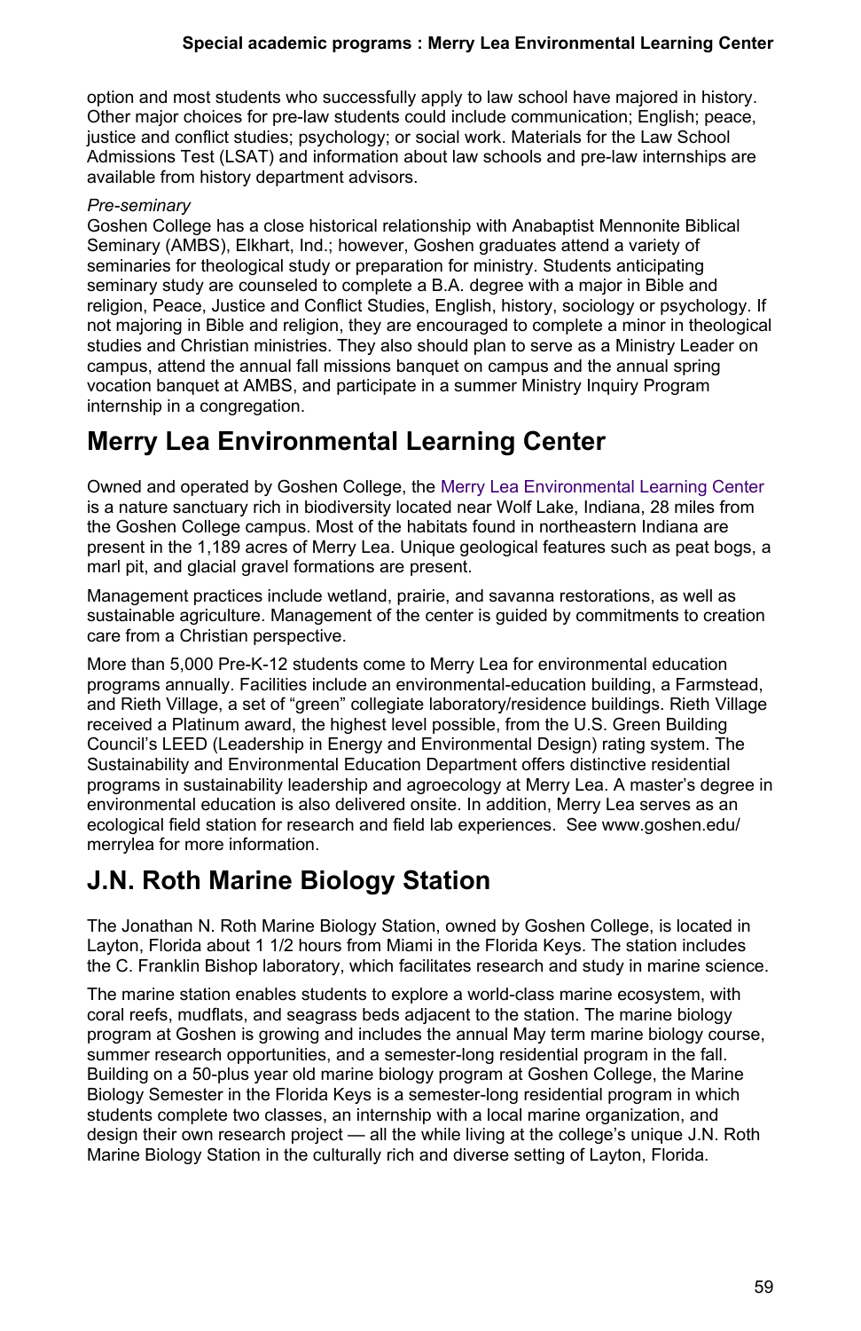option and most students who successfully apply to law school have majored in history. Other major choices for pre-law students could include communication; English; peace, justice and conflict studies; psychology; or social work. Materials for the Law School Admissions Test (LSAT) and information about law schools and pre-law internships are available from history department advisors.

*Pre-seminary*
Goshen College has a close historical relationship with Anabaptist Mennonite Biblical Seminary (AMBS), Elkhart, Ind.; however, Goshen graduates attend a variety of seminaries for theological study or preparation for ministry. Students anticipating seminary study are counseled to complete a B.A. degree with a major in Bible and religion, Peace, Justice and Conflict Studies, English, history, sociology or psychology. If not majoring in Bible and religion, they are encouraged to complete a minor in theological studies and Christian ministries. They also should plan to serve as a Ministry Leader on campus, attend the annual fall missions banquet on campus and the annual spring vocation banquet at AMBS, and participate in a summer Ministry Inquiry Program internship in a congregation.

## Merry Lea Environmental Learning Center

Owned and operated by Goshen College, the Merry Lea Environmental Learning Center is a nature sanctuary rich in biodiversity located near Wolf Lake, Indiana, 28 miles from the Goshen College campus. Most of the habitats found in northeastern Indiana are present in the 1,189 acres of Merry Lea. Unique geological features such as peat bogs, a marl pit, and glacial gravel formations are present.

Management practices include wetland, prairie, and savanna restorations, as well as sustainable agriculture. Management of the center is guided by commitments to creation care from a Christian perspective.

More than 5,000 Pre-K-12 students come to Merry Lea for environmental education programs annually. Facilities include an environmental-education building, a Farmstead, and Rieth Village, a set of "green" collegiate laboratory/residence buildings. Rieth Village received a Platinum award, the highest level possible, from the U.S. Green Building Council's LEED (Leadership in Energy and Environmental Design) rating system. The Sustainability and Environmental Education Department offers distinctive residential programs in sustainability leadership and agroecology at Merry Lea. A master's degree in environmental education is also delivered onsite. In addition, Merry Lea serves as an ecological field station for research and field lab experiences. See www.goshen.edu/merrylea for more information.

## J.N. Roth Marine Biology Station

The Jonathan N. Roth Marine Biology Station, owned by Goshen College, is located in Layton, Florida about 1 1/2 hours from Miami in the Florida Keys. The station includes the C. Franklin Bishop laboratory, which facilitates research and study in marine science.

The marine station enables students to explore a world-class marine ecosystem, with coral reefs, mudflats, and seagrass beds adjacent to the station. The marine biology program at Goshen is growing and includes the annual May term marine biology course, summer research opportunities, and a semester-long residential program in the fall. Building on a 50-plus year old marine biology program at Goshen College, the Marine Biology Semester in the Florida Keys is a semester-long residential program in which students complete two classes, an internship with a local marine organization, and design their own research project — all the while living at the college's unique J.N. Roth Marine Biology Station in the culturally rich and diverse setting of Layton, Florida.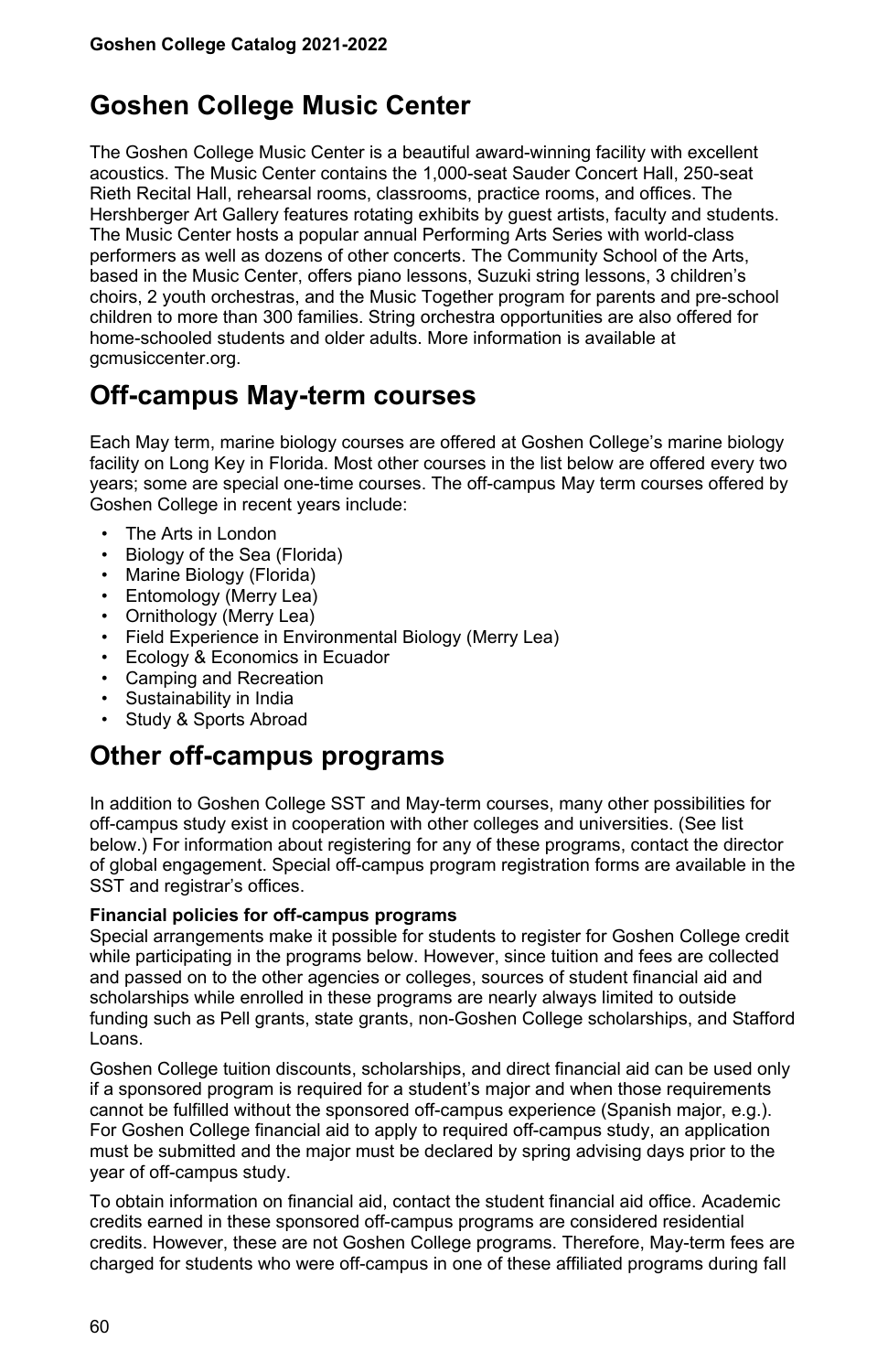## Goshen College Music Center

The Goshen College Music Center is a beautiful award-winning facility with excellent acoustics. The Music Center contains the 1,000-seat Sauder Concert Hall, 250-seat Rieth Recital Hall, rehearsal rooms, classrooms, practice rooms, and offices. The Hershberger Art Gallery features rotating exhibits by guest artists, faculty and students. The Music Center hosts a popular annual Performing Arts Series with world-class performers as well as dozens of other concerts. The Community School of the Arts, based in the Music Center, offers piano lessons, Suzuki string lessons, 3 children's choirs, 2 youth orchestras, and the Music Together program for parents and pre-school children to more than 300 families. String orchestra opportunities are also offered for home-schooled students and older adults. More information is available at gcmusiccenter.org.

## Off-campus May-term courses

Each May term, marine biology courses are offered at Goshen College's marine biology facility on Long Key in Florida. Most other courses in the list below are offered every two years; some are special one-time courses. The off-campus May term courses offered by Goshen College in recent years include:

- The Arts in London
- Biology of the Sea (Florida)
- Marine Biology (Florida)
- Entomology (Merry Lea)
- Ornithology (Merry Lea)
- Field Experience in Environmental Biology (Merry Lea)
- Ecology & Economics in Ecuador
- Camping and Recreation
- Sustainability in India
- Study & Sports Abroad

## Other off-campus programs

In addition to Goshen College SST and May-term courses, many other possibilities for off-campus study exist in cooperation with other colleges and universities. (See list below.) For information about registering for any of these programs, contact the director of global engagement. Special off-campus program registration forms are available in the SST and registrar's offices.

**Financial policies for off-campus programs**

Special arrangements make it possible for students to register for Goshen College credit while participating in the programs below. However, since tuition and fees are collected and passed on to the other agencies or colleges, sources of student financial aid and scholarships while enrolled in these programs are nearly always limited to outside funding such as Pell grants, state grants, non-Goshen College scholarships, and Stafford Loans.

Goshen College tuition discounts, scholarships, and direct financial aid can be used only if a sponsored program is required for a student's major and when those requirements cannot be fulfilled without the sponsored off-campus experience (Spanish major, e.g.). For Goshen College financial aid to apply to required off-campus study, an application must be submitted and the major must be declared by spring advising days prior to the year of off-campus study.

To obtain information on financial aid, contact the student financial aid office. Academic credits earned in these sponsored off-campus programs are considered residential credits. However, these are not Goshen College programs. Therefore, May-term fees are charged for students who were off-campus in one of these affiliated programs during fall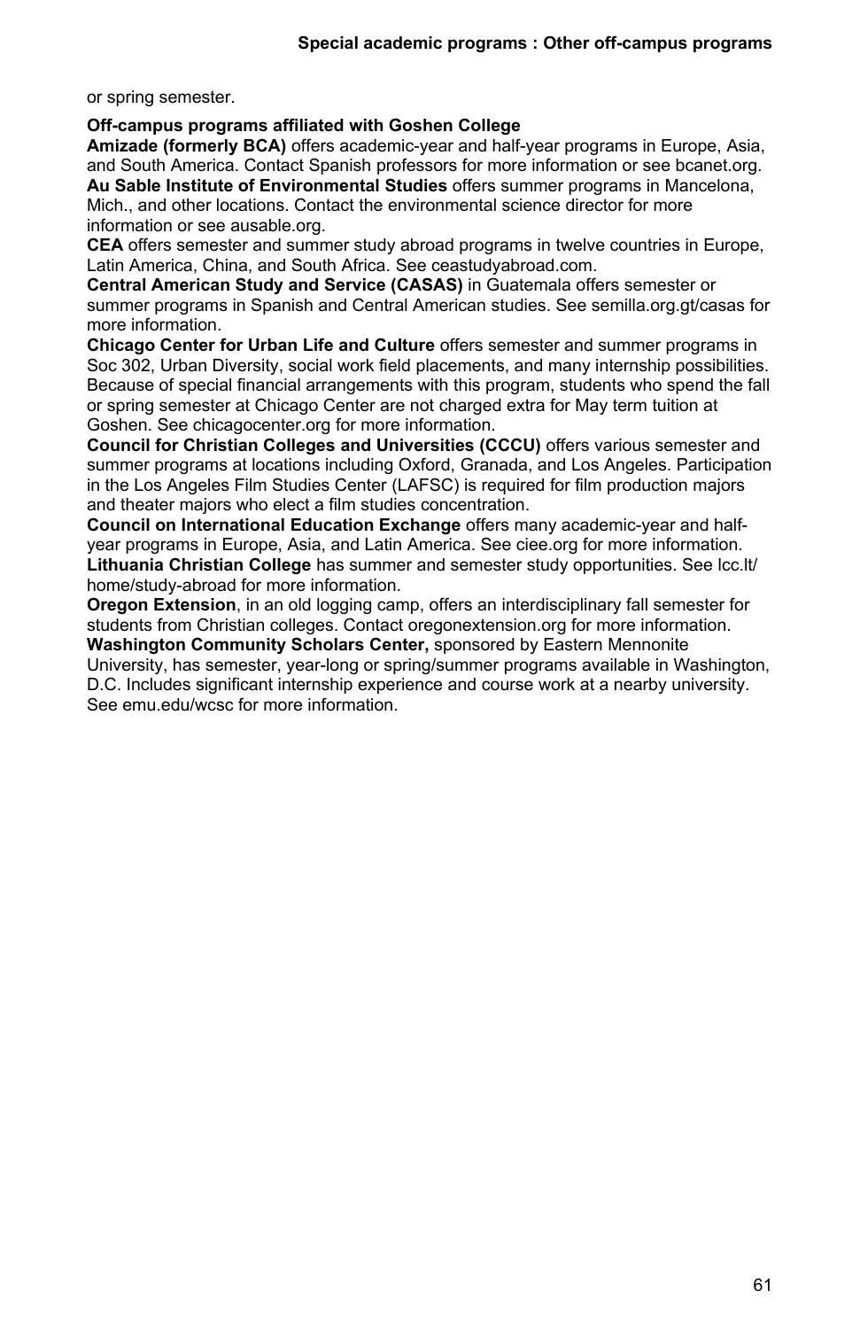or spring semester.

**Off-campus programs affiliated with Goshen College**

**Amizade (formerly BCA)** offers academic-year and half-year programs in Europe, Asia, and South America. Contact Spanish professors for more information or see bcanet.org.

**Au Sable Institute of Environmental Studies** offers summer programs in Mancelona, Mich., and other locations. Contact the environmental science director for more information or see ausable.org.

**CEA** offers semester and summer study abroad programs in twelve countries in Europe, Latin America, China, and South Africa. See ceastudyabroad.com.

**Central American Study and Service (CASAS)** in Guatemala offers semester or summer programs in Spanish and Central American studies. See semilla.org.gt/casas for more information.

**Chicago Center for Urban Life and Culture** offers semester and summer programs in Soc 302, Urban Diversity, social work field placements, and many internship possibilities. Because of special financial arrangements with this program, students who spend the fall or spring semester at Chicago Center are not charged extra for May term tuition at Goshen. See chicagocenter.org for more information.

**Council for Christian Colleges and Universities (CCCU)** offers various semester and summer programs at locations including Oxford, Granada, and Los Angeles. Participation in the Los Angeles Film Studies Center (LAFSC) is required for film production majors and theater majors who elect a film studies concentration.

**Council on International Education Exchange** offers many academic-year and half-year programs in Europe, Asia, and Latin America. See ciee.org for more information.

**Lithuania Christian College** has summer and semester study opportunities. See lcc.lt/home/study-abroad for more information.

**Oregon Extension**, in an old logging camp, offers an interdisciplinary fall semester for students from Christian colleges. Contact oregonextension.org for more information.

**Washington Community Scholars Center,** sponsored by Eastern Mennonite University, has semester, year-long or spring/summer programs available in Washington, D.C. Includes significant internship experience and course work at a nearby university. See emu.edu/wcsc for more information.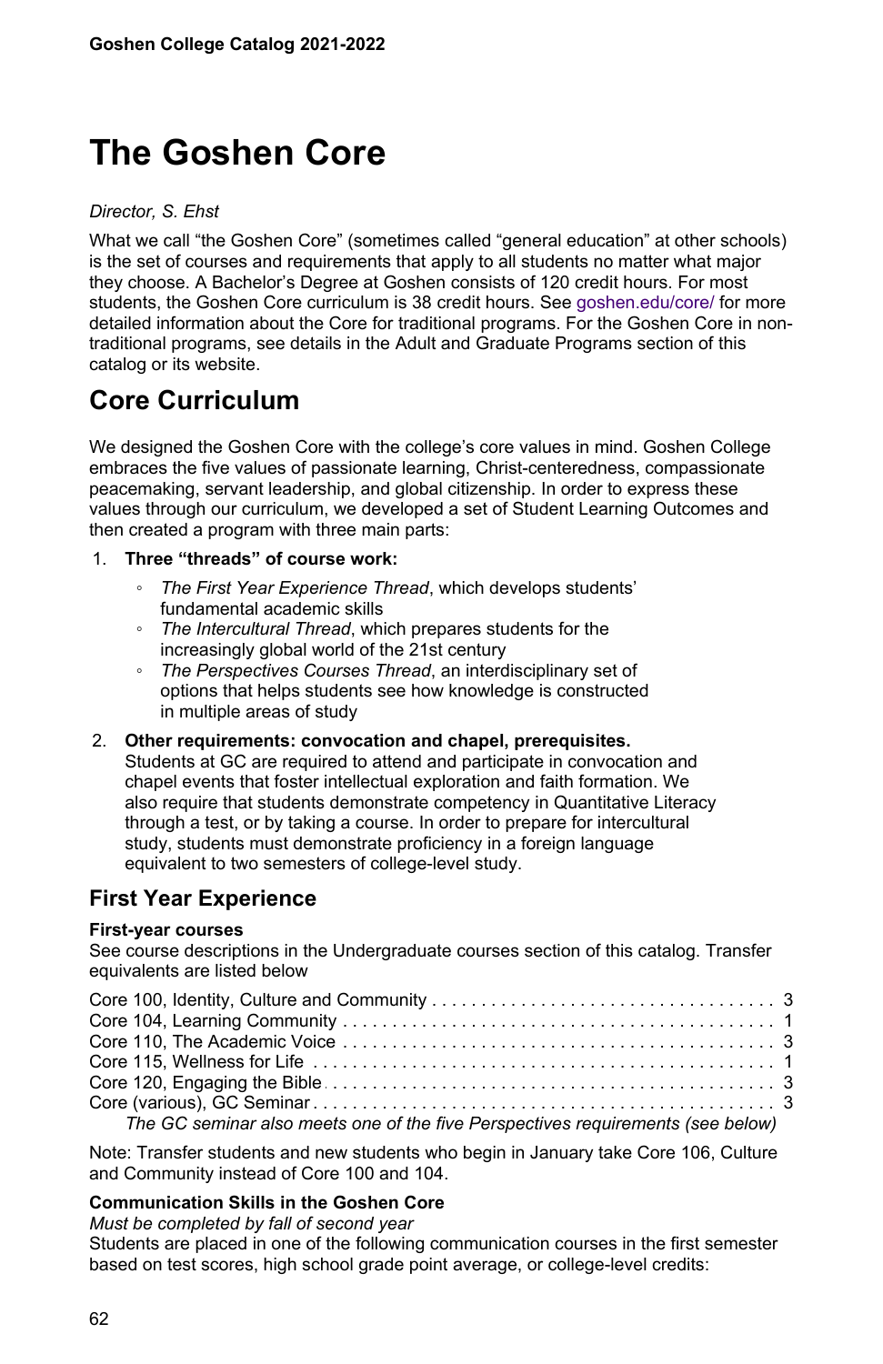# The Goshen Core

*Director, S. Ehst*

What we call "the Goshen Core" (sometimes called "general education" at other schools) is the set of courses and requirements that apply to all students no matter what major they choose. A Bachelor's Degree at Goshen consists of 120 credit hours. For most students, the Goshen Core curriculum is 38 credit hours. See goshen.edu/core/ for more detailed information about the Core for traditional programs. For the Goshen Core in non-traditional programs, see details in the Adult and Graduate Programs section of this catalog or its website.

## Core Curriculum

We designed the Goshen Core with the college's core values in mind. Goshen College embraces the five values of passionate learning, Christ-centeredness, compassionate peacemaking, servant leadership, and global citizenship. In order to express these values through our curriculum, we developed a set of Student Learning Outcomes and then created a program with three main parts:

1. **Three "threads" of course work:**
   - *The First Year Experience Thread*, which develops students' fundamental academic skills
   - *The Intercultural Thread*, which prepares students for the increasingly global world of the 21st century
   - *The Perspectives Courses Thread*, an interdisciplinary set of options that helps students see how knowledge is constructed in multiple areas of study
2. **Other requirements: convocation and chapel, prerequisites.** Students at GC are required to attend and participate in convocation and chapel events that foster intellectual exploration and faith formation. We also require that students demonstrate competency in Quantitative Literacy through a test, or by taking a course. In order to prepare for intercultural study, students must demonstrate proficiency in a foreign language equivalent to two semesters of college-level study.

## First Year Experience

**First-year courses**

See course descriptions in the Undergraduate courses section of this catalog. Transfer equivalents are listed below

| Course | Credits |
|---|---|
| Core 100, Identity, Culture and Community | 3 |
| Core 104, Learning Community | 1 |
| Core 110, The Academic Voice | 3 |
| Core 115, Wellness for Life | 1 |
| Core 120, Engaging the Bible | 3 |
| Core (various), GC Seminar | 3 |

*The GC seminar also meets one of the five Perspectives requirements (see below)*

Note: Transfer students and new students who begin in January take Core 106, Culture and Community instead of Core 100 and 104.

**Communication Skills in the Goshen Core**

*Must be completed by fall of second year*

Students are placed in one of the following communication courses in the first semester based on test scores, high school grade point average, or college-level credits: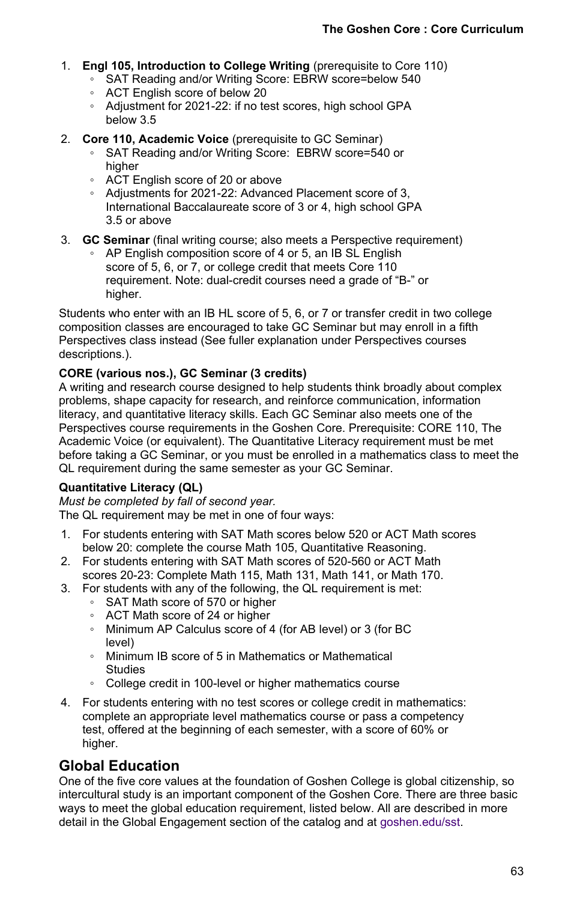1. **Engl 105, Introduction to College Writing** (prerequisite to Core 110)
   - SAT Reading and/or Writing Score: EBRW score=below 540
   - ACT English score of below 20
   - Adjustment for 2021-22: if no test scores, high school GPA below 3.5
2. **Core 110, Academic Voice** (prerequisite to GC Seminar)
   - SAT Reading and/or Writing Score: EBRW score=540 or higher
   - ACT English score of 20 or above
   - Adjustments for 2021-22: Advanced Placement score of 3, International Baccalaureate score of 3 or 4, high school GPA 3.5 or above
3. **GC Seminar** (final writing course; also meets a Perspective requirement)
   - AP English composition score of 4 or 5, an IB SL English score of 5, 6, or 7, or college credit that meets Core 110 requirement. Note: dual-credit courses need a grade of "B-" or higher.

Students who enter with an IB HL score of 5, 6, or 7 or transfer credit in two college composition classes are encouraged to take GC Seminar but may enroll in a fifth Perspectives class instead (See fuller explanation under Perspectives courses descriptions.).

**CORE (various nos.), GC Seminar (3 credits)**
A writing and research course designed to help students think broadly about complex problems, shape capacity for research, and reinforce communication, information literacy, and quantitative literacy skills. Each GC Seminar also meets one of the Perspectives course requirements in the Goshen Core. Prerequisite: CORE 110, The Academic Voice (or equivalent). The Quantitative Literacy requirement must be met before taking a GC Seminar, or you must be enrolled in a mathematics class to meet the QL requirement during the same semester as your GC Seminar.

**Quantitative Literacy (QL)**
*Must be completed by fall of second year.*
The QL requirement may be met in one of four ways:

1. For students entering with SAT Math scores below 520 or ACT Math scores below 20: complete the course Math 105, Quantitative Reasoning.
2. For students entering with SAT Math scores of 520-560 or ACT Math scores 20-23: Complete Math 115, Math 131, Math 141, or Math 170.
3. For students with any of the following, the QL requirement is met:
   - SAT Math score of 570 or higher
   - ACT Math score of 24 or higher
   - Minimum AP Calculus score of 4 (for AB level) or 3 (for BC level)
   - Minimum IB score of 5 in Mathematics or Mathematical Studies
   - College credit in 100-level or higher mathematics course
4. For students entering with no test scores or college credit in mathematics: complete an appropriate level mathematics course or pass a competency test, offered at the beginning of each semester, with a score of 60% or higher.

## Global Education

One of the five core values at the foundation of Goshen College is global citizenship, so intercultural study is an important component of the Goshen Core. There are three basic ways to meet the global education requirement, listed below. All are described in more detail in the Global Engagement section of the catalog and at goshen.edu/sst.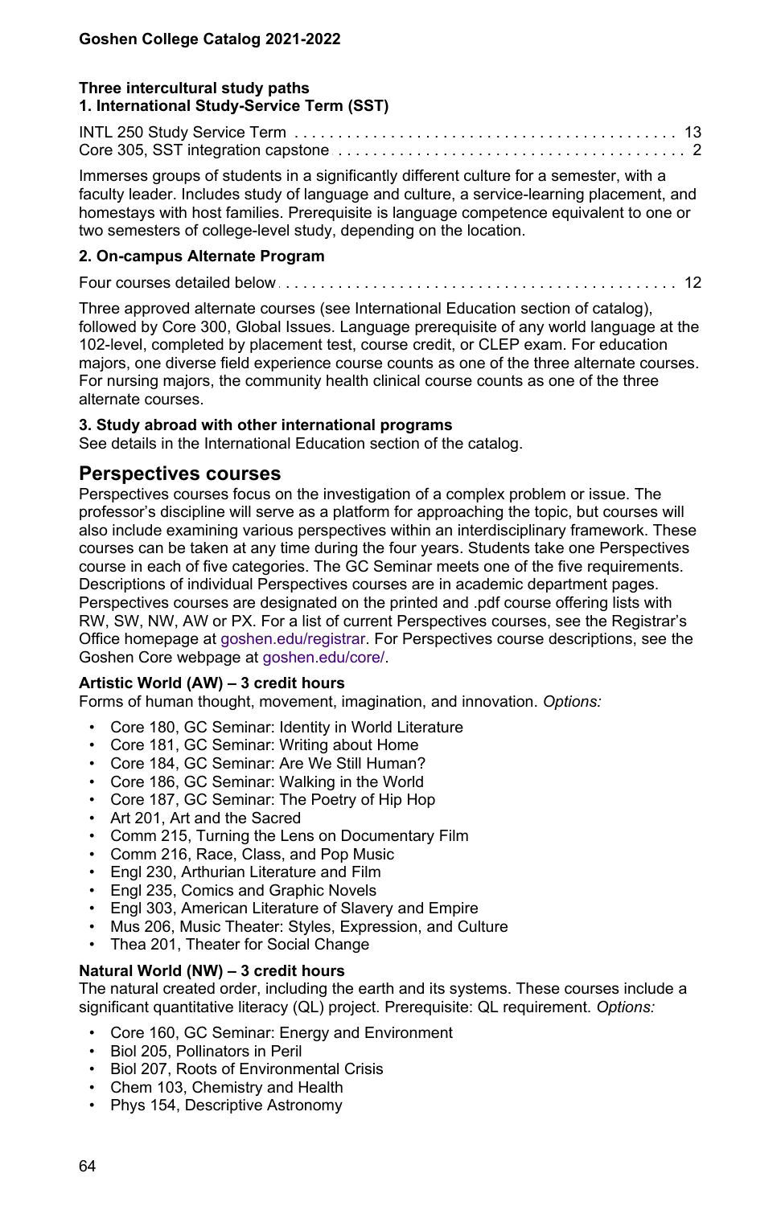### Three intercultural study paths

#### 1. International Study-Service Term (SST)

| | |
|---|---|
| INTL 250 Study Service Term | 13 |
| Core 305, SST integration capstone | 2 |

Immerses groups of students in a significantly different culture for a semester, with a faculty leader. Includes study of language and culture, a service-learning placement, and homestays with host families. Prerequisite is language competence equivalent to one or two semesters of college-level study, depending on the location.

#### 2. On-campus Alternate Program

| | |
|---|---|
| Four courses detailed below | 12 |

Three approved alternate courses (see International Education section of catalog), followed by Core 300, Global Issues. Language prerequisite of any world language at the 102-level, completed by placement test, course credit, or CLEP exam. For education majors, one diverse field experience course counts as one of the three alternate courses. For nursing majors, the community health clinical course counts as one of the three alternate courses.

#### 3. Study abroad with other international programs

See details in the International Education section of the catalog.

## Perspectives courses

Perspectives courses focus on the investigation of a complex problem or issue. The professor's discipline will serve as a platform for approaching the topic, but courses will also include examining various perspectives within an interdisciplinary framework. These courses can be taken at any time during the four years. Students take one Perspectives course in each of five categories. The GC Seminar meets one of the five requirements. Descriptions of individual Perspectives courses are in academic department pages. Perspectives courses are designated on the printed and .pdf course offering lists with RW, SW, NW, AW or PX. For a list of current Perspectives courses, see the Registrar's Office homepage at goshen.edu/registrar. For Perspectives course descriptions, see the Goshen Core webpage at goshen.edu/core/.

#### Artistic World (AW) – 3 credit hours

Forms of human thought, movement, imagination, and innovation. *Options:*

- Core 180, GC Seminar: Identity in World Literature
- Core 181, GC Seminar: Writing about Home
- Core 184, GC Seminar: Are We Still Human?
- Core 186, GC Seminar: Walking in the World
- Core 187, GC Seminar: The Poetry of Hip Hop
- Art 201, Art and the Sacred
- Comm 215, Turning the Lens on Documentary Film
- Comm 216, Race, Class, and Pop Music
- Engl 230, Arthurian Literature and Film
- Engl 235, Comics and Graphic Novels
- Engl 303, American Literature of Slavery and Empire
- Mus 206, Music Theater: Styles, Expression, and Culture
- Thea 201, Theater for Social Change

#### Natural World (NW) – 3 credit hours

The natural created order, including the earth and its systems. These courses include a significant quantitative literacy (QL) project. Prerequisite: QL requirement. *Options:*

- Core 160, GC Seminar: Energy and Environment
- Biol 205, Pollinators in Peril
- Biol 207, Roots of Environmental Crisis
- Chem 103, Chemistry and Health
- Phys 154, Descriptive Astronomy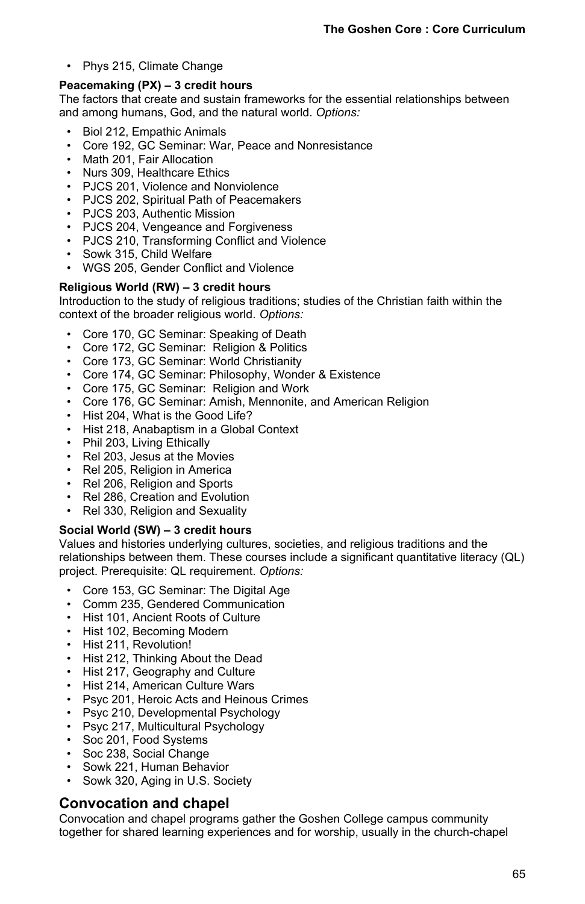- Phys 215, Climate Change

**Peacemaking (PX) – 3 credit hours**
The factors that create and sustain frameworks for the essential relationships between and among humans, God, and the natural world. *Options:*

- Biol 212, Empathic Animals
- Core 192, GC Seminar: War, Peace and Nonresistance
- Math 201, Fair Allocation
- Nurs 309, Healthcare Ethics
- PJCS 201, Violence and Nonviolence
- PJCS 202, Spiritual Path of Peacemakers
- PJCS 203, Authentic Mission
- PJCS 204, Vengeance and Forgiveness
- PJCS 210, Transforming Conflict and Violence
- Sowk 315, Child Welfare
- WGS 205, Gender Conflict and Violence

**Religious World (RW) – 3 credit hours**
Introduction to the study of religious traditions; studies of the Christian faith within the context of the broader religious world. *Options:*

- Core 170, GC Seminar: Speaking of Death
- Core 172, GC Seminar: Religion & Politics
- Core 173, GC Seminar: World Christianity
- Core 174, GC Seminar: Philosophy, Wonder & Existence
- Core 175, GC Seminar: Religion and Work
- Core 176, GC Seminar: Amish, Mennonite, and American Religion
- Hist 204, What is the Good Life?
- Hist 218, Anabaptism in a Global Context
- Phil 203, Living Ethically
- Rel 203, Jesus at the Movies
- Rel 205, Religion in America
- Rel 206, Religion and Sports
- Rel 286, Creation and Evolution
- Rel 330, Religion and Sexuality

**Social World (SW) – 3 credit hours**
Values and histories underlying cultures, societies, and religious traditions and the relationships between them. These courses include a significant quantitative literacy (QL) project. Prerequisite: QL requirement. *Options:*

- Core 153, GC Seminar: The Digital Age
- Comm 235, Gendered Communication
- Hist 101, Ancient Roots of Culture
- Hist 102, Becoming Modern
- Hist 211, Revolution!
- Hist 212, Thinking About the Dead
- Hist 217, Geography and Culture
- Hist 214, American Culture Wars
- Psyc 201, Heroic Acts and Heinous Crimes
- Psyc 210, Developmental Psychology
- Psyc 217, Multicultural Psychology
- Soc 201, Food Systems
- Soc 238, Social Change
- Sowk 221, Human Behavior
- Sowk 320, Aging in U.S. Society

## Convocation and chapel

Convocation and chapel programs gather the Goshen College campus community together for shared learning experiences and for worship, usually in the church-chapel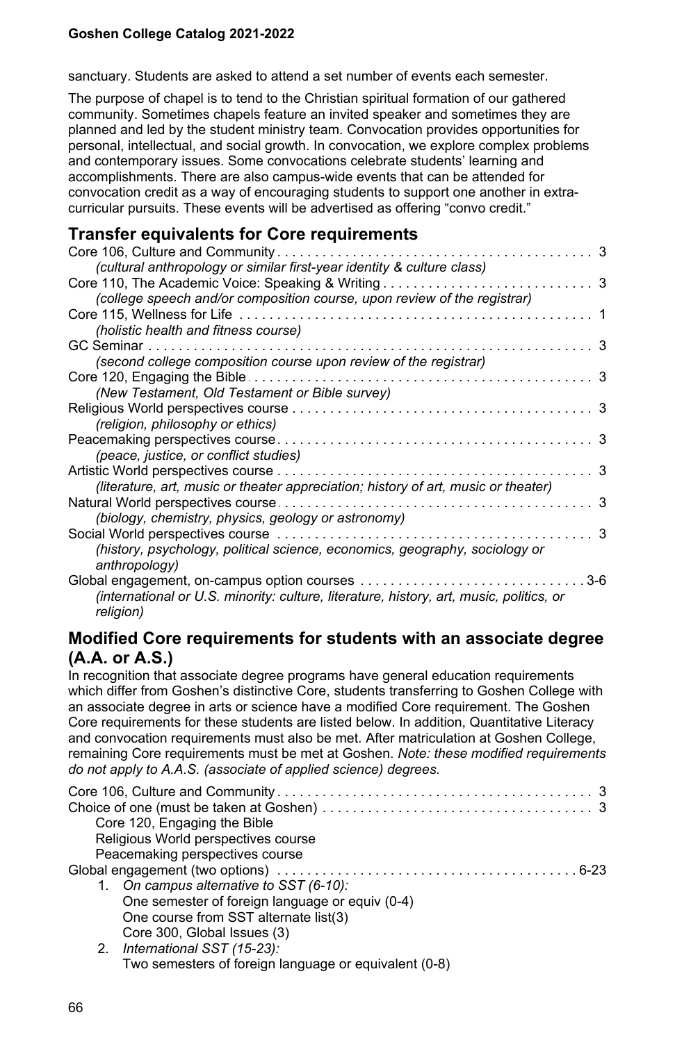sanctuary. Students are asked to attend a set number of events each semester.

The purpose of chapel is to tend to the Christian spiritual formation of our gathered community. Sometimes chapels feature an invited speaker and sometimes they are planned and led by the student ministry team. Convocation provides opportunities for personal, intellectual, and social growth. In convocation, we explore complex problems and contemporary issues. Some convocations celebrate students' learning and accomplishments. There are also campus-wide events that can be attended for convocation credit as a way of encouraging students to support one another in extra-curricular pursuits. These events will be advertised as offering "convo credit."

## Transfer equivalents for Core requirements

Core 106, Culture and Community . . . . . . . . . . 3
*(cultural anthropology or similar first-year identity & culture class)*

Core 110, The Academic Voice: Speaking & Writing . . . . . . . . . . 3
*(college speech and/or composition course, upon review of the registrar)*

Core 115, Wellness for Life . . . . . . . . . . 1
*(holistic health and fitness course)*

GC Seminar . . . . . . . . . . 3
*(second college composition course upon review of the registrar)*

Core 120, Engaging the Bible . . . . . . . . . . 3
*(New Testament, Old Testament or Bible survey)*

Religious World perspectives course . . . . . . . . . . 3
*(religion, philosophy or ethics)*

Peacemaking perspectives course . . . . . . . . . . 3
*(peace, justice, or conflict studies)*

Artistic World perspectives course . . . . . . . . . . 3
*(literature, art, music or theater appreciation; history of art, music or theater)*

Natural World perspectives course . . . . . . . . . . 3
*(biology, chemistry, physics, geology or astronomy)*

Social World perspectives course . . . . . . . . . . 3
*(history, psychology, political science, economics, geography, sociology or anthropology)*

Global engagement, on-campus option courses . . . . . . . . . . 3-6
*(international or U.S. minority: culture, literature, history, art, music, politics, or religion)*

## Modified Core requirements for students with an associate degree (A.A. or A.S.)

In recognition that associate degree programs have general education requirements which differ from Goshen's distinctive Core, students transferring to Goshen College with an associate degree in arts or science have a modified Core requirement. The Goshen Core requirements for these students are listed below. In addition, Quantitative Literacy and convocation requirements must also be met. After matriculation at Goshen College, remaining Core requirements must be met at Goshen. *Note: these modified requirements do not apply to A.A.S. (associate of applied science) degrees.*

Core 106, Culture and Community . . . . . . . . . . 3

Choice of one (must be taken at Goshen) . . . . . . . . . . 3
- Core 120, Engaging the Bible
- Religious World perspectives course
- Peacemaking perspectives course

Global engagement (two options) . . . . . . . . . . 6-23

1. *On campus alternative to SST (6-10):*
   - One semester of foreign language or equiv (0-4)
   - One course from SST alternate list(3)
   - Core 300, Global Issues (3)
2. *International SST (15-23):*
   - Two semesters of foreign language or equivalent (0-8)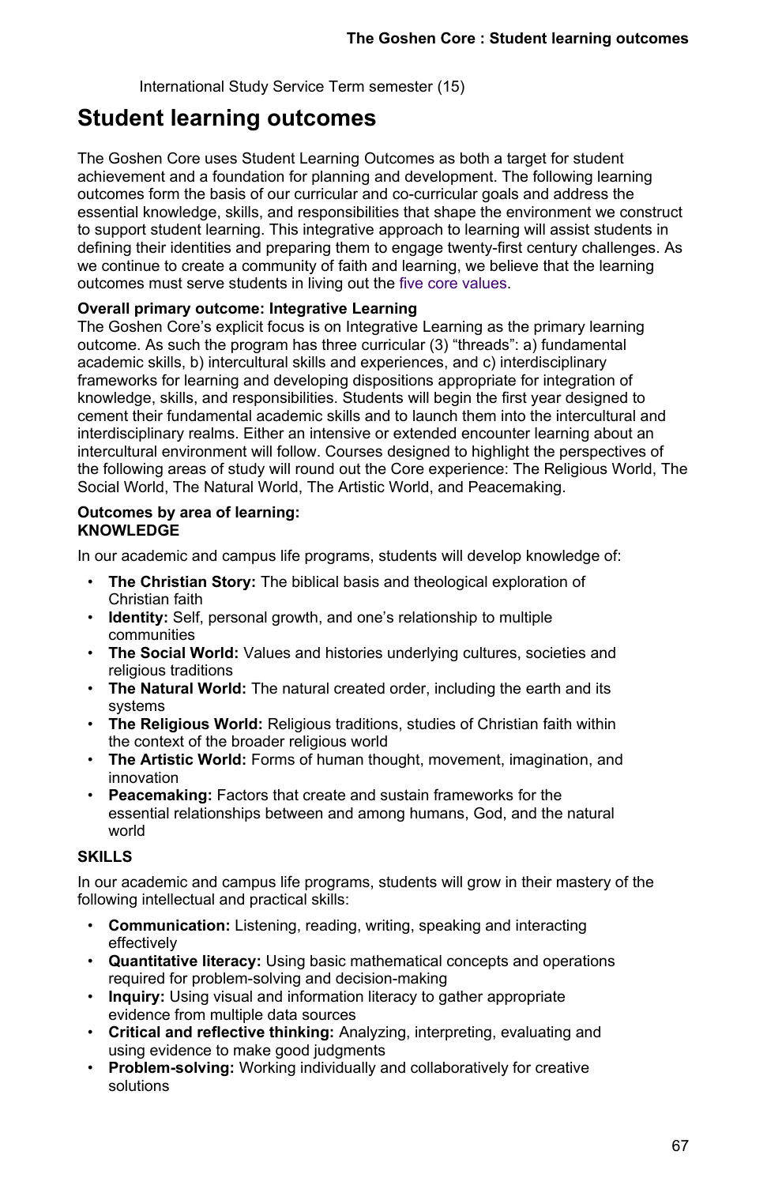International Study Service Term semester (15)

## Student learning outcomes

The Goshen Core uses Student Learning Outcomes as both a target for student achievement and a foundation for planning and development. The following learning outcomes form the basis of our curricular and co-curricular goals and address the essential knowledge, skills, and responsibilities that shape the environment we construct to support student learning. This integrative approach to learning will assist students in defining their identities and preparing them to engage twenty-first century challenges. As we continue to create a community of faith and learning, we believe that the learning outcomes must serve students in living out the five core values.

**Overall primary outcome: Integrative Learning**

The Goshen Core's explicit focus is on Integrative Learning as the primary learning outcome. As such the program has three curricular (3) "threads": a) fundamental academic skills, b) intercultural skills and experiences, and c) interdisciplinary frameworks for learning and developing dispositions appropriate for integration of knowledge, skills, and responsibilities. Students will begin the first year designed to cement their fundamental academic skills and to launch them into the intercultural and interdisciplinary realms. Either an intensive or extended encounter learning about an intercultural environment will follow. Courses designed to highlight the perspectives of the following areas of study will round out the Core experience: The Religious World, The Social World, The Natural World, The Artistic World, and Peacemaking.

**Outcomes by area of learning:**
**KNOWLEDGE**

In our academic and campus life programs, students will develop knowledge of:

- **The Christian Story:** The biblical basis and theological exploration of Christian faith
- **Identity:** Self, personal growth, and one's relationship to multiple communities
- **The Social World:** Values and histories underlying cultures, societies and religious traditions
- **The Natural World:** The natural created order, including the earth and its systems
- **The Religious World:** Religious traditions, studies of Christian faith within the context of the broader religious world
- **The Artistic World:** Forms of human thought, movement, imagination, and innovation
- **Peacemaking:** Factors that create and sustain frameworks for the essential relationships between and among humans, God, and the natural world

**SKILLS**

In our academic and campus life programs, students will grow in their mastery of the following intellectual and practical skills:

- **Communication:** Listening, reading, writing, speaking and interacting effectively
- **Quantitative literacy:** Using basic mathematical concepts and operations required for problem-solving and decision-making
- **Inquiry:** Using visual and information literacy to gather appropriate evidence from multiple data sources
- **Critical and reflective thinking:** Analyzing, interpreting, evaluating and using evidence to make good judgments
- **Problem-solving:** Working individually and collaboratively for creative solutions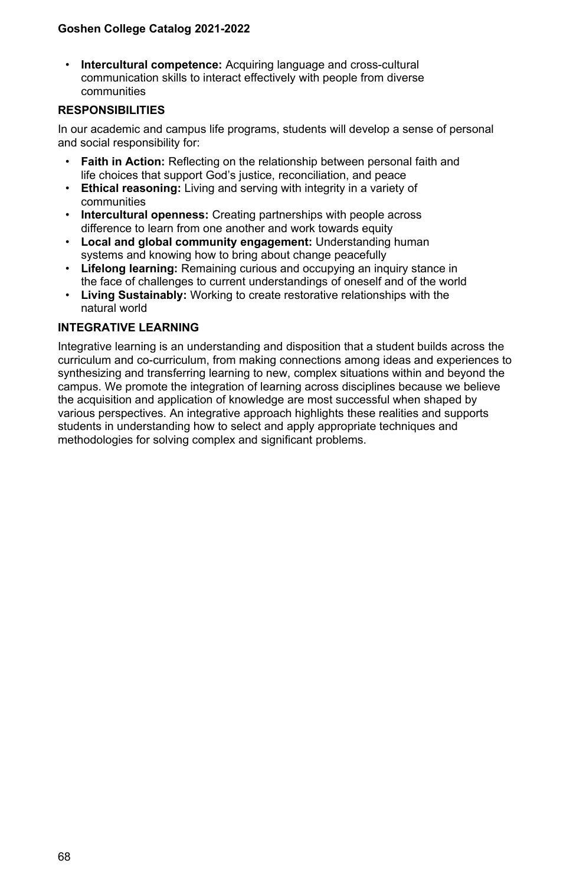- **Intercultural competence:** Acquiring language and cross-cultural communication skills to interact effectively with people from diverse communities

### RESPONSIBILITIES

In our academic and campus life programs, students will develop a sense of personal and social responsibility for:

- **Faith in Action:** Reflecting on the relationship between personal faith and life choices that support God's justice, reconciliation, and peace
- **Ethical reasoning:** Living and serving with integrity in a variety of communities
- **Intercultural openness:** Creating partnerships with people across difference to learn from one another and work towards equity
- **Local and global community engagement:** Understanding human systems and knowing how to bring about change peacefully
- **Lifelong learning:** Remaining curious and occupying an inquiry stance in the face of challenges to current understandings of oneself and of the world
- **Living Sustainably:** Working to create restorative relationships with the natural world

### INTEGRATIVE LEARNING

Integrative learning is an understanding and disposition that a student builds across the curriculum and co-curriculum, from making connections among ideas and experiences to synthesizing and transferring learning to new, complex situations within and beyond the campus. We promote the integration of learning across disciplines because we believe the acquisition and application of knowledge are most successful when shaped by various perspectives. An integrative approach highlights these realities and supports students in understanding how to select and apply appropriate techniques and methodologies for solving complex and significant problems.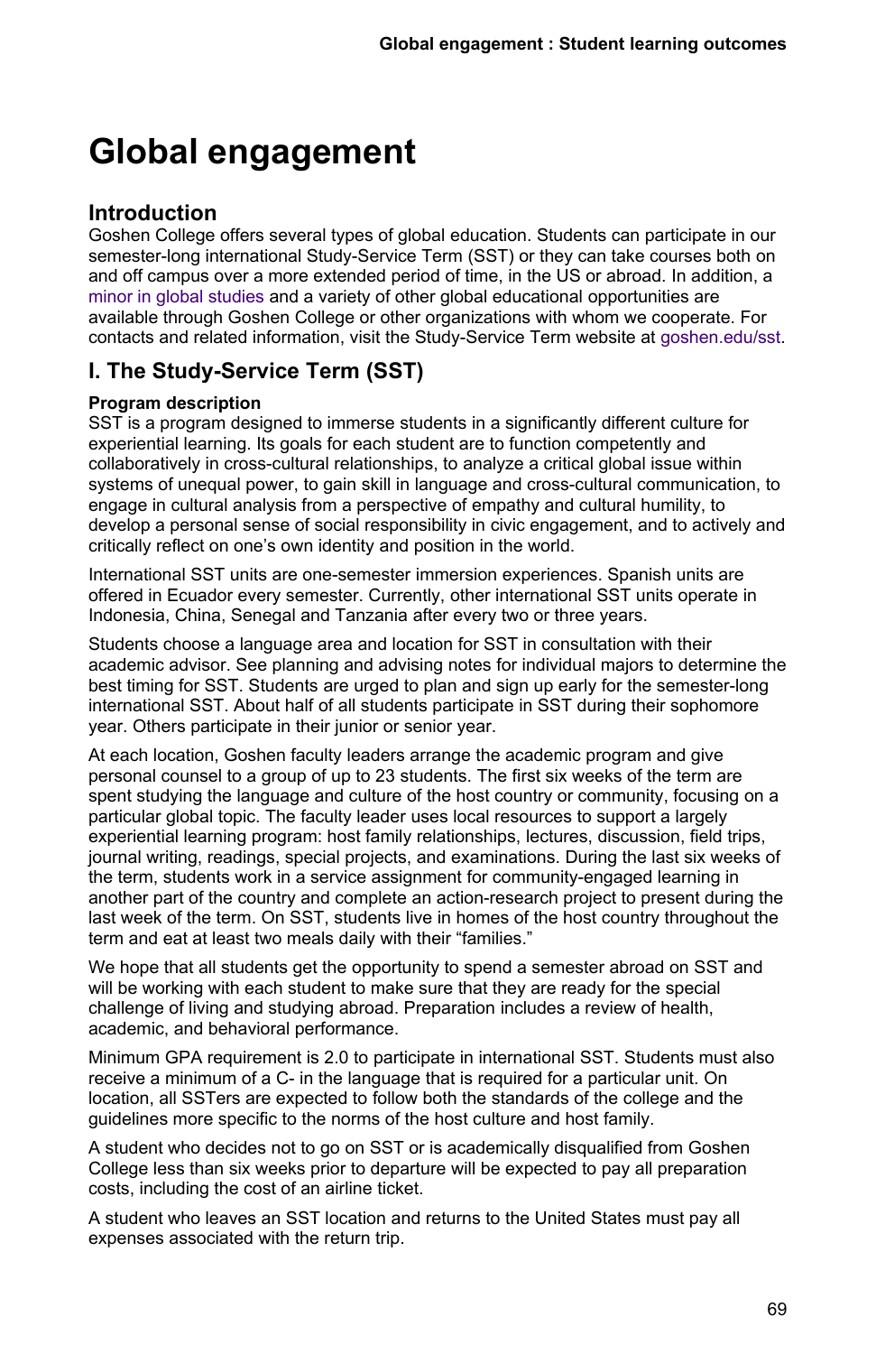# Global engagement

## Introduction

Goshen College offers several types of global education. Students can participate in our semester-long international Study-Service Term (SST) or they can take courses both on and off campus over a more extended period of time, in the US or abroad. In addition, a minor in global studies and a variety of other global educational opportunities are available through Goshen College or other organizations with whom we cooperate. For contacts and related information, visit the Study-Service Term website at goshen.edu/sst.

## I. The Study-Service Term (SST)

**Program description**

SST is a program designed to immerse students in a significantly different culture for experiential learning. Its goals for each student are to function competently and collaboratively in cross-cultural relationships, to analyze a critical global issue within systems of unequal power, to gain skill in language and cross-cultural communication, to engage in cultural analysis from a perspective of empathy and cultural humility, to develop a personal sense of social responsibility in civic engagement, and to actively and critically reflect on one's own identity and position in the world.

International SST units are one-semester immersion experiences. Spanish units are offered in Ecuador every semester. Currently, other international SST units operate in Indonesia, China, Senegal and Tanzania after every two or three years.

Students choose a language area and location for SST in consultation with their academic advisor. See planning and advising notes for individual majors to determine the best timing for SST. Students are urged to plan and sign up early for the semester-long international SST. About half of all students participate in SST during their sophomore year. Others participate in their junior or senior year.

At each location, Goshen faculty leaders arrange the academic program and give personal counsel to a group of up to 23 students. The first six weeks of the term are spent studying the language and culture of the host country or community, focusing on a particular global topic. The faculty leader uses local resources to support a largely experiential learning program: host family relationships, lectures, discussion, field trips, journal writing, readings, special projects, and examinations. During the last six weeks of the term, students work in a service assignment for community-engaged learning in another part of the country and complete an action-research project to present during the last week of the term. On SST, students live in homes of the host country throughout the term and eat at least two meals daily with their "families."

We hope that all students get the opportunity to spend a semester abroad on SST and will be working with each student to make sure that they are ready for the special challenge of living and studying abroad. Preparation includes a review of health, academic, and behavioral performance.

Minimum GPA requirement is 2.0 to participate in international SST. Students must also receive a minimum of a C- in the language that is required for a particular unit. On location, all SSTers are expected to follow both the standards of the college and the guidelines more specific to the norms of the host culture and host family.

A student who decides not to go on SST or is academically disqualified from Goshen College less than six weeks prior to departure will be expected to pay all preparation costs, including the cost of an airline ticket.

A student who leaves an SST location and returns to the United States must pay all expenses associated with the return trip.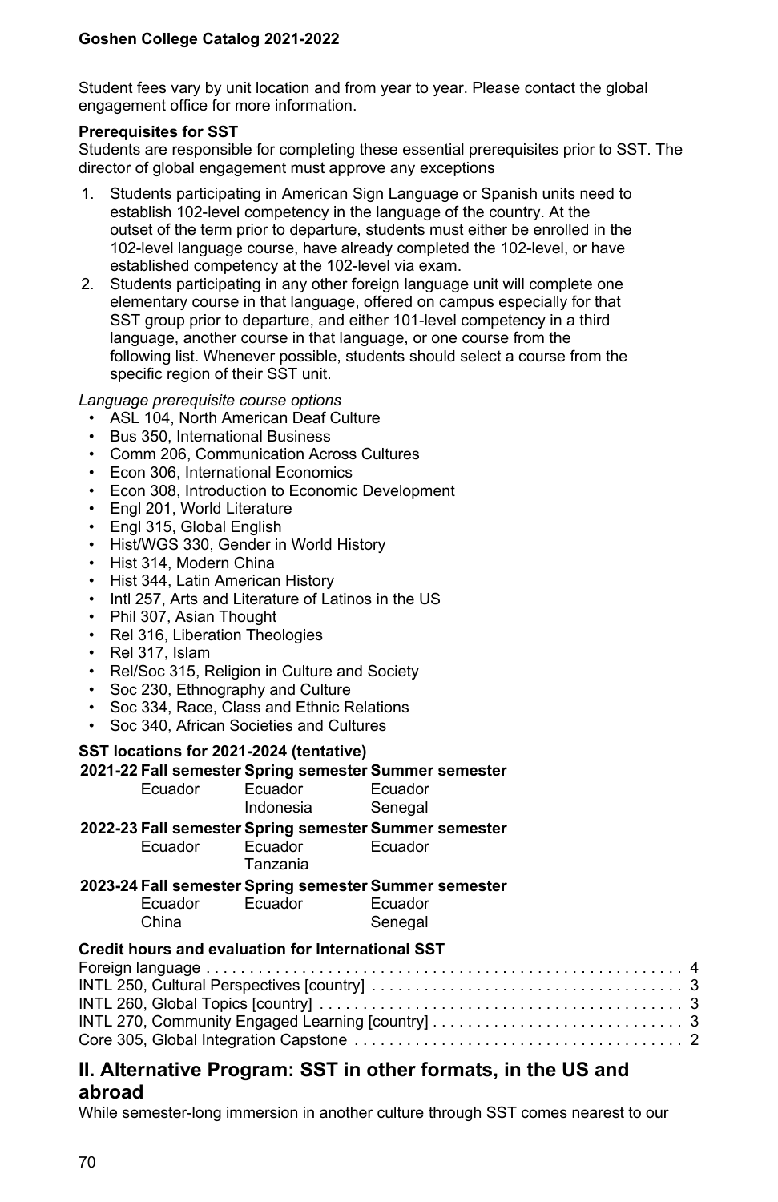Student fees vary by unit location and from year to year. Please contact the global engagement office for more information.

**Prerequisites for SST**

Students are responsible for completing these essential prerequisites prior to SST. The director of global engagement must approve any exceptions

1. Students participating in American Sign Language or Spanish units need to establish 102-level competency in the language of the country. At the outset of the term prior to departure, students must either be enrolled in the 102-level language course, have already completed the 102-level, or have established competency at the 102-level via exam.
2. Students participating in any other foreign language unit will complete one elementary course in that language, offered on campus especially for that SST group prior to departure, and either 101-level competency in a third language, another course in that language, or one course from the following list. Whenever possible, students should select a course from the specific region of their SST unit.

*Language prerequisite course options*

- ASL 104, North American Deaf Culture
- Bus 350, International Business
- Comm 206, Communication Across Cultures
- Econ 306, International Economics
- Econ 308, Introduction to Economic Development
- Engl 201, World Literature
- Engl 315, Global English
- Hist/WGS 330, Gender in World History
- Hist 314, Modern China
- Hist 344, Latin American History
- Intl 257, Arts and Literature of Latinos in the US
- Phil 307, Asian Thought
- Rel 316, Liberation Theologies
- Rel 317, Islam
- Rel/Soc 315, Religion in Culture and Society
- Soc 230, Ethnography and Culture
- Soc 334, Race, Class and Ethnic Relations
- Soc 340, African Societies and Cultures

**SST locations for 2021-2024 (tentative)**

| | Fall semester | Spring semester | Summer semester |
|---|---|---|---|
| **2021-22** | Ecuador | Ecuador<br>Indonesia | Ecuador<br>Senegal |
| **2022-23** | Ecuador | Ecuador<br>Tanzania | Ecuador |
| **2023-24** | Ecuador<br>China | Ecuador | Ecuador<br>Senegal |

**Credit hours and evaluation for International SST**

| Course | Credit hours |
|---|---|
| Foreign language | 4 |
| INTL 250, Cultural Perspectives [country] | 3 |
| INTL 260, Global Topics [country] | 3 |
| INTL 270, Community Engaged Learning [country] | 3 |
| Core 305, Global Integration Capstone | 2 |

## II. Alternative Program: SST in other formats, in the US and abroad

While semester-long immersion in another culture through SST comes nearest to our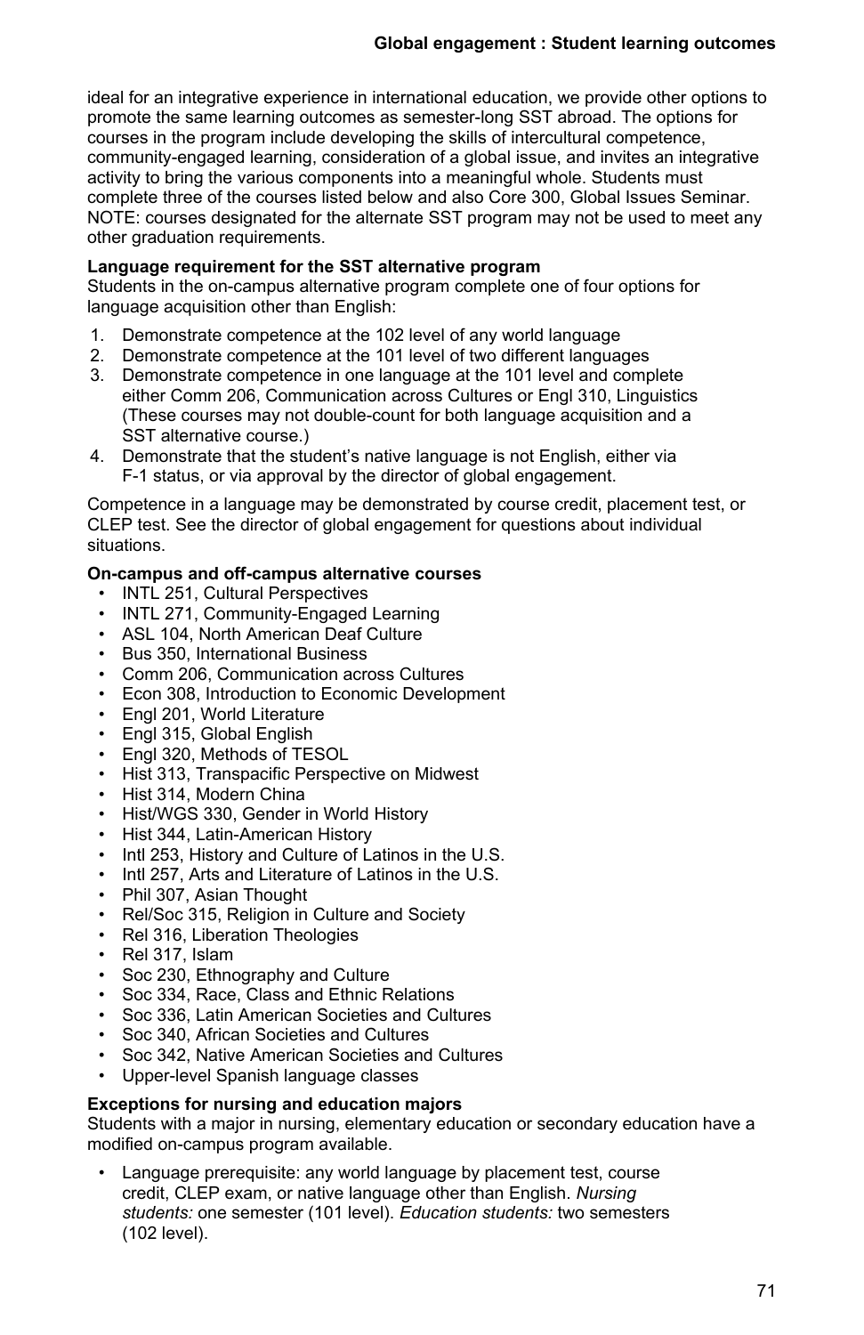ideal for an integrative experience in international education, we provide other options to promote the same learning outcomes as semester-long SST abroad. The options for courses in the program include developing the skills of intercultural competence, community-engaged learning, consideration of a global issue, and invites an integrative activity to bring the various components into a meaningful whole. Students must complete three of the courses listed below and also Core 300, Global Issues Seminar. NOTE: courses designated for the alternate SST program may not be used to meet any other graduation requirements.

**Language requirement for the SST alternative program**
Students in the on-campus alternative program complete one of four options for language acquisition other than English:

1. Demonstrate competence at the 102 level of any world language
2. Demonstrate competence at the 101 level of two different languages
3. Demonstrate competence in one language at the 101 level and complete either Comm 206, Communication across Cultures or Engl 310, Linguistics (These courses may not double-count for both language acquisition and a SST alternative course.)
4. Demonstrate that the student's native language is not English, either via F-1 status, or via approval by the director of global engagement.

Competence in a language may be demonstrated by course credit, placement test, or CLEP test. See the director of global engagement for questions about individual situations.

**On-campus and off-campus alternative courses**

- INTL 251, Cultural Perspectives
- INTL 271, Community-Engaged Learning
- ASL 104, North American Deaf Culture
- Bus 350, International Business
- Comm 206, Communication across Cultures
- Econ 308, Introduction to Economic Development
- Engl 201, World Literature
- Engl 315, Global English
- Engl 320, Methods of TESOL
- Hist 313, Transpacific Perspective on Midwest
- Hist 314, Modern China
- Hist/WGS 330, Gender in World History
- Hist 344, Latin-American History
- Intl 253, History and Culture of Latinos in the U.S.
- Intl 257, Arts and Literature of Latinos in the U.S.
- Phil 307, Asian Thought
- Rel/Soc 315, Religion in Culture and Society
- Rel 316, Liberation Theologies
- Rel 317, Islam
- Soc 230, Ethnography and Culture
- Soc 334, Race, Class and Ethnic Relations
- Soc 336, Latin American Societies and Cultures
- Soc 340, African Societies and Cultures
- Soc 342, Native American Societies and Cultures
- Upper-level Spanish language classes

**Exceptions for nursing and education majors**
Students with a major in nursing, elementary education or secondary education have a modified on-campus program available.

- Language prerequisite: any world language by placement test, course credit, CLEP exam, or native language other than English. *Nursing students:* one semester (101 level). *Education students:* two semesters (102 level).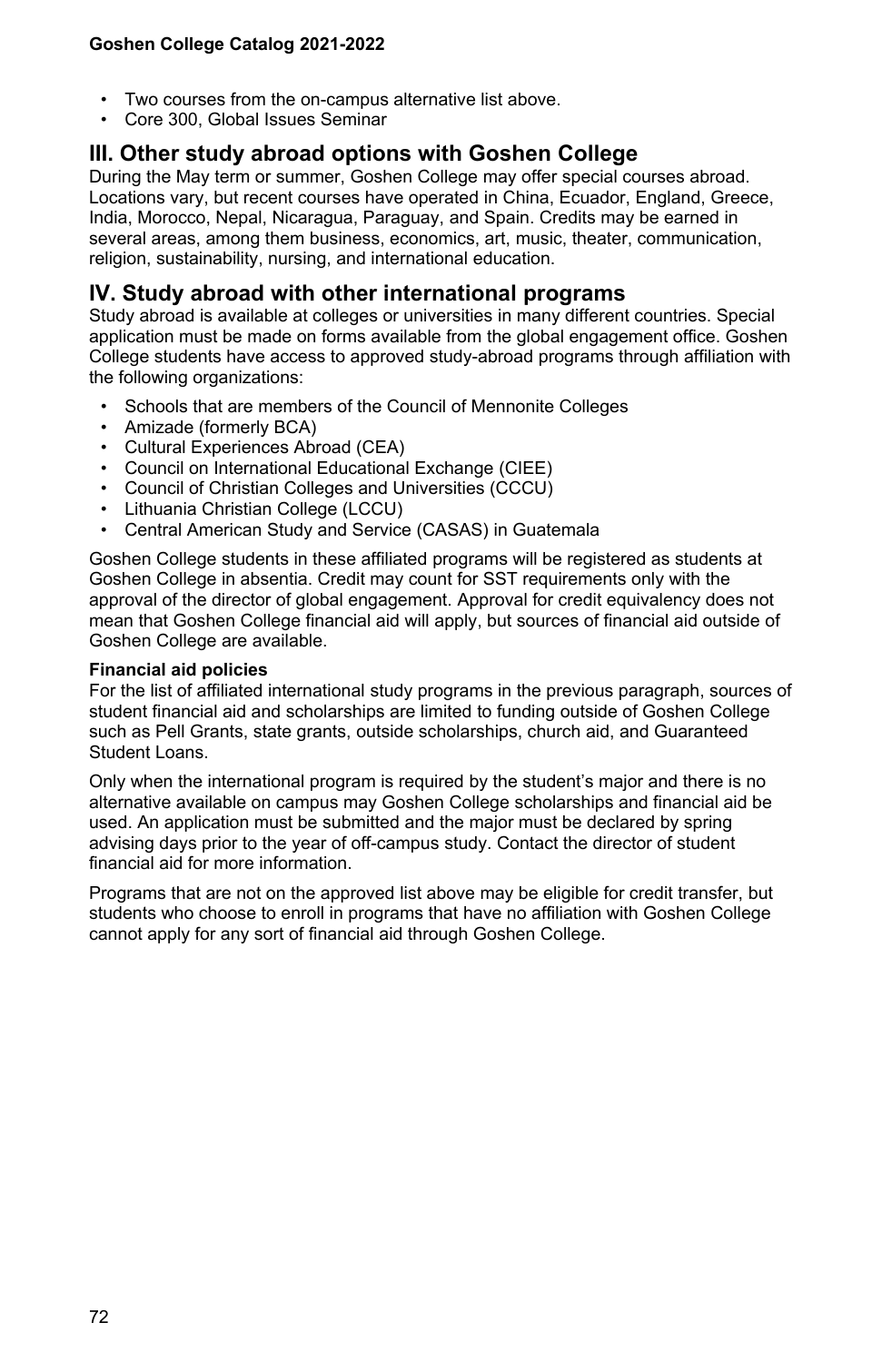- Two courses from the on-campus alternative list above.
- Core 300, Global Issues Seminar

## III. Other study abroad options with Goshen College

During the May term or summer, Goshen College may offer special courses abroad. Locations vary, but recent courses have operated in China, Ecuador, England, Greece, India, Morocco, Nepal, Nicaragua, Paraguay, and Spain. Credits may be earned in several areas, among them business, economics, art, music, theater, communication, religion, sustainability, nursing, and international education.

## IV. Study abroad with other international programs

Study abroad is available at colleges or universities in many different countries. Special application must be made on forms available from the global engagement office. Goshen College students have access to approved study-abroad programs through affiliation with the following organizations:

- Schools that are members of the Council of Mennonite Colleges
- Amizade (formerly BCA)
- Cultural Experiences Abroad (CEA)
- Council on International Educational Exchange (CIEE)
- Council of Christian Colleges and Universities (CCCU)
- Lithuania Christian College (LCCU)
- Central American Study and Service (CASAS) in Guatemala

Goshen College students in these affiliated programs will be registered as students at Goshen College in absentia. Credit may count for SST requirements only with the approval of the director of global engagement. Approval for credit equivalency does not mean that Goshen College financial aid will apply, but sources of financial aid outside of Goshen College are available.

**Financial aid policies**

For the list of affiliated international study programs in the previous paragraph, sources of student financial aid and scholarships are limited to funding outside of Goshen College such as Pell Grants, state grants, outside scholarships, church aid, and Guaranteed Student Loans.

Only when the international program is required by the student's major and there is no alternative available on campus may Goshen College scholarships and financial aid be used. An application must be submitted and the major must be declared by spring advising days prior to the year of off-campus study. Contact the director of student financial aid for more information.

Programs that are not on the approved list above may be eligible for credit transfer, but students who choose to enroll in programs that have no affiliation with Goshen College cannot apply for any sort of financial aid through Goshen College.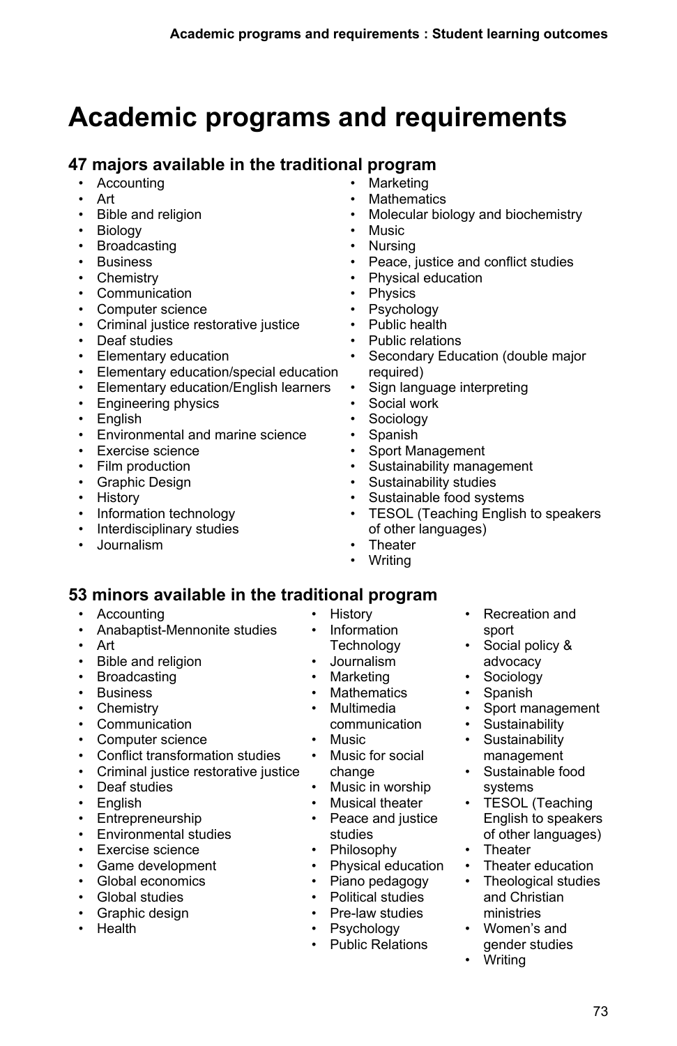# Academic programs and requirements

## 47 majors available in the traditional program

- Accounting
- Art
- Bible and religion
- Biology
- Broadcasting
- Business
- Chemistry
- Communication
- Computer science
- Criminal justice restorative justice
- Deaf studies
- Elementary education
- Elementary education/special education
- Elementary education/English learners
- Engineering physics
- English
- Environmental and marine science
- Exercise science
- Film production
- Graphic Design
- History
- Information technology
- Interdisciplinary studies
- Journalism
- Marketing
- Mathematics
- Molecular biology and biochemistry
- Music
- Nursing
- Peace, justice and conflict studies
- Physical education
- Physics
- Psychology
- Public health
- Public relations
- Secondary Education (double major required)
- Sign language interpreting
- Social work
- Sociology
- Spanish
- Sport Management
- Sustainability management
- Sustainability studies
- Sustainable food systems
- TESOL (Teaching English to speakers of other languages)
- Theater
- Writing

## 53 minors available in the traditional program

- Accounting
- Anabaptist-Mennonite studies
- Art
- Bible and religion
- Broadcasting
- Business
- Chemistry
- Communication
- Computer science
- Conflict transformation studies
- Criminal justice restorative justice
- Deaf studies
- English
- Entrepreneurship
- Environmental studies
- Exercise science
- Game development
- Global economics
- Global studies
- Graphic design
- Health
- History
- Information Technology
- Journalism
- Marketing
- Mathematics
- Multimedia communication
- Music
- Music for social change
- Music in worship
- Musical theater
- Peace and justice studies
- Philosophy
- Physical education
- Piano pedagogy
- Political studies
- Pre-law studies
- Psychology
- Public Relations
- Recreation and sport
- Social policy & advocacy
- Sociology
- Spanish
- Sport management
- Sustainability
- Sustainability management
- Sustainable food systems
- TESOL (Teaching English to speakers of other languages)
- Theater
- Theater education
- Theological studies and Christian ministries
- Women's and gender studies
- Writing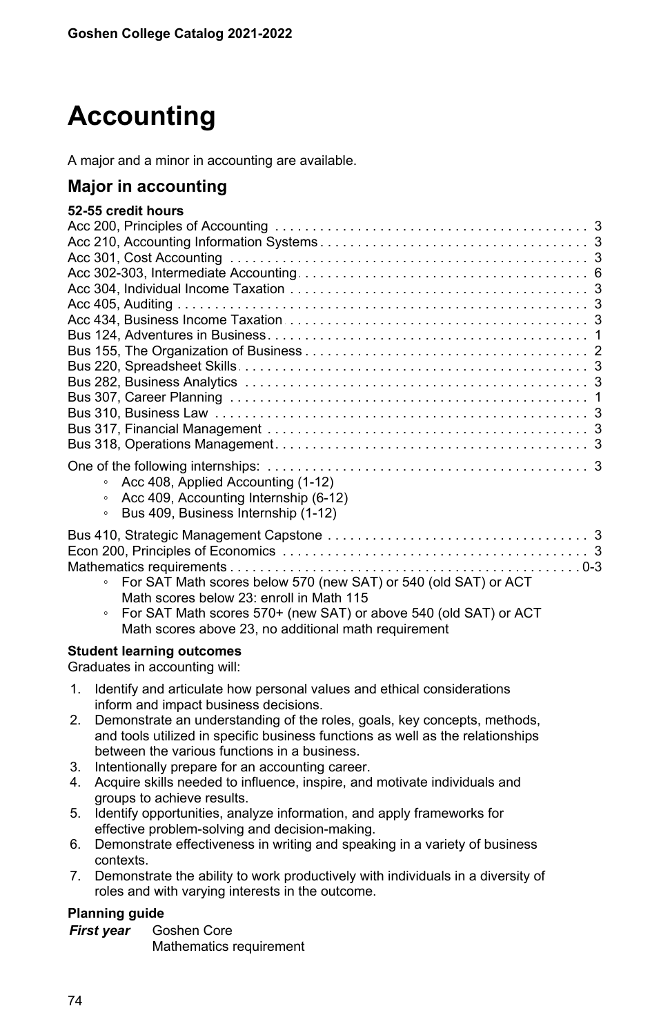# Accounting

A major and a minor in accounting are available.

## Major in accounting

**52-55 credit hours**

Acc 200, Principles of Accounting . . . 3
Acc 210, Accounting Information Systems . . . 3
Acc 301, Cost Accounting . . . 3
Acc 302-303, Intermediate Accounting . . . 6
Acc 304, Individual Income Taxation . . . 3
Acc 405, Auditing . . . 3
Acc 434, Business Income Taxation . . . 3
Bus 124, Adventures in Business . . . 1
Bus 155, The Organization of Business . . . 2
Bus 220, Spreadsheet Skills . . . 3
Bus 282, Business Analytics . . . 3
Bus 307, Career Planning . . . 1
Bus 310, Business Law . . . 3
Bus 317, Financial Management . . . 3
Bus 318, Operations Management . . . 3

One of the following internships: . . . 3

- Acc 408, Applied Accounting (1-12)
- Acc 409, Accounting Internship (6-12)
- Bus 409, Business Internship (1-12)

Bus 410, Strategic Management Capstone . . . 3
Econ 200, Principles of Economics . . . 3
Mathematics requirements . . . 0-3

- For SAT Math scores below 570 (new SAT) or 540 (old SAT) or ACT Math scores below 23: enroll in Math 115
- For SAT Math scores 570+ (new SAT) or above 540 (old SAT) or ACT Math scores above 23, no additional math requirement

**Student learning outcomes**

Graduates in accounting will:

1. Identify and articulate how personal values and ethical considerations inform and impact business decisions.
2. Demonstrate an understanding of the roles, goals, key concepts, methods, and tools utilized in specific business functions as well as the relationships between the various functions in a business.
3. Intentionally prepare for an accounting career.
4. Acquire skills needed to influence, inspire, and motivate individuals and groups to achieve results.
5. Identify opportunities, analyze information, and apply frameworks for effective problem-solving and decision-making.
6. Demonstrate effectiveness in writing and speaking in a variety of business contexts.
7. Demonstrate the ability to work productively with individuals in a diversity of roles and with varying interests in the outcome.

**Planning guide**

***First year*** Goshen Core
Mathematics requirement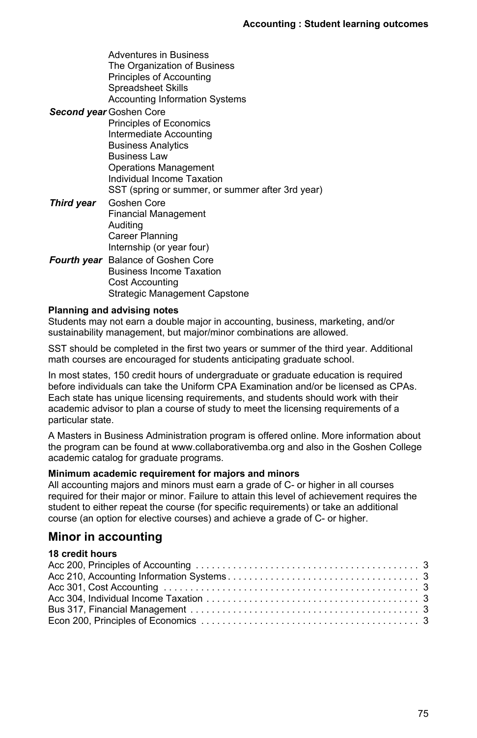Adventures in Business
The Organization of Business
Principles of Accounting
Spreadsheet Skills
Accounting Information Systems

***Second year*** Goshen Core
Principles of Economics
Intermediate Accounting
Business Analytics
Business Law
Operations Management
Individual Income Taxation
SST (spring or summer, or summer after 3rd year)

***Third year*** Goshen Core
Financial Management
Auditing
Career Planning
Internship (or year four)

***Fourth year*** Balance of Goshen Core
Business Income Taxation
Cost Accounting
Strategic Management Capstone

**Planning and advising notes**

Students may not earn a double major in accounting, business, marketing, and/or sustainability management, but major/minor combinations are allowed.

SST should be completed in the first two years or summer of the third year. Additional math courses are encouraged for students anticipating graduate school.

In most states, 150 credit hours of undergraduate or graduate education is required before individuals can take the Uniform CPA Examination and/or be licensed as CPAs. Each state has unique licensing requirements, and students should work with their academic advisor to plan a course of study to meet the licensing requirements of a particular state.

A Masters in Business Administration program is offered online. More information about the program can be found at www.collaborativemba.org and also in the Goshen College academic catalog for graduate programs.

**Minimum academic requirement for majors and minors**

All accounting majors and minors must earn a grade of C- or higher in all courses required for their major or minor. Failure to attain this level of achievement requires the student to either repeat the course (for specific requirements) or take an additional course (an option for elective courses) and achieve a grade of C- or higher.

## Minor in accounting

**18 credit hours**

Acc 200, Principles of Accounting . . . . . . . . . . 3
Acc 210, Accounting Information Systems . . . . . . . . . . 3
Acc 301, Cost Accounting . . . . . . . . . . 3
Acc 304, Individual Income Taxation . . . . . . . . . . 3
Bus 317, Financial Management . . . . . . . . . . 3
Econ 200, Principles of Economics . . . . . . . . . . 3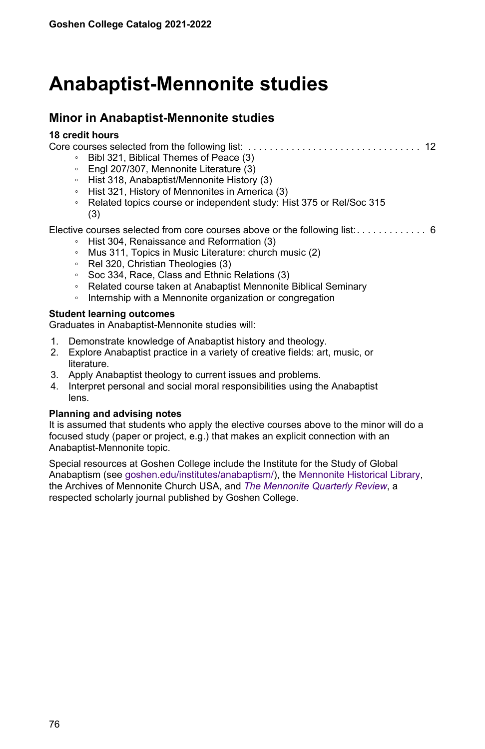# Anabaptist-Mennonite studies

## Minor in Anabaptist-Mennonite studies

**18 credit hours**

Core courses selected from the following list: . . . . . . . . . . . . . . . . . . . . . . . . . . . . . . . . 12

- Bibl 321, Biblical Themes of Peace (3)
- Engl 207/307, Mennonite Literature (3)
- Hist 318, Anabaptist/Mennonite History (3)
- Hist 321, History of Mennonites in America (3)
- Related topics course or independent study: Hist 375 or Rel/Soc 315 (3)

Elective courses selected from core courses above or the following list: . . . . . . . . . . . . . 6

- Hist 304, Renaissance and Reformation (3)
- Mus 311, Topics in Music Literature: church music (2)
- Rel 320, Christian Theologies (3)
- Soc 334, Race, Class and Ethnic Relations (3)
- Related course taken at Anabaptist Mennonite Biblical Seminary
- Internship with a Mennonite organization or congregation

**Student learning outcomes**

Graduates in Anabaptist-Mennonite studies will:

1. Demonstrate knowledge of Anabaptist history and theology.
2. Explore Anabaptist practice in a variety of creative fields: art, music, or literature.
3. Apply Anabaptist theology to current issues and problems.
4. Interpret personal and social moral responsibilities using the Anabaptist lens.

**Planning and advising notes**

It is assumed that students who apply the elective courses above to the minor will do a focused study (paper or project, e.g.) that makes an explicit connection with an Anabaptist-Mennonite topic.

Special resources at Goshen College include the Institute for the Study of Global Anabaptism (see goshen.edu/institutes/anabaptism/), the Mennonite Historical Library, the Archives of Mennonite Church USA, and *The Mennonite Quarterly Review*, a respected scholarly journal published by Goshen College.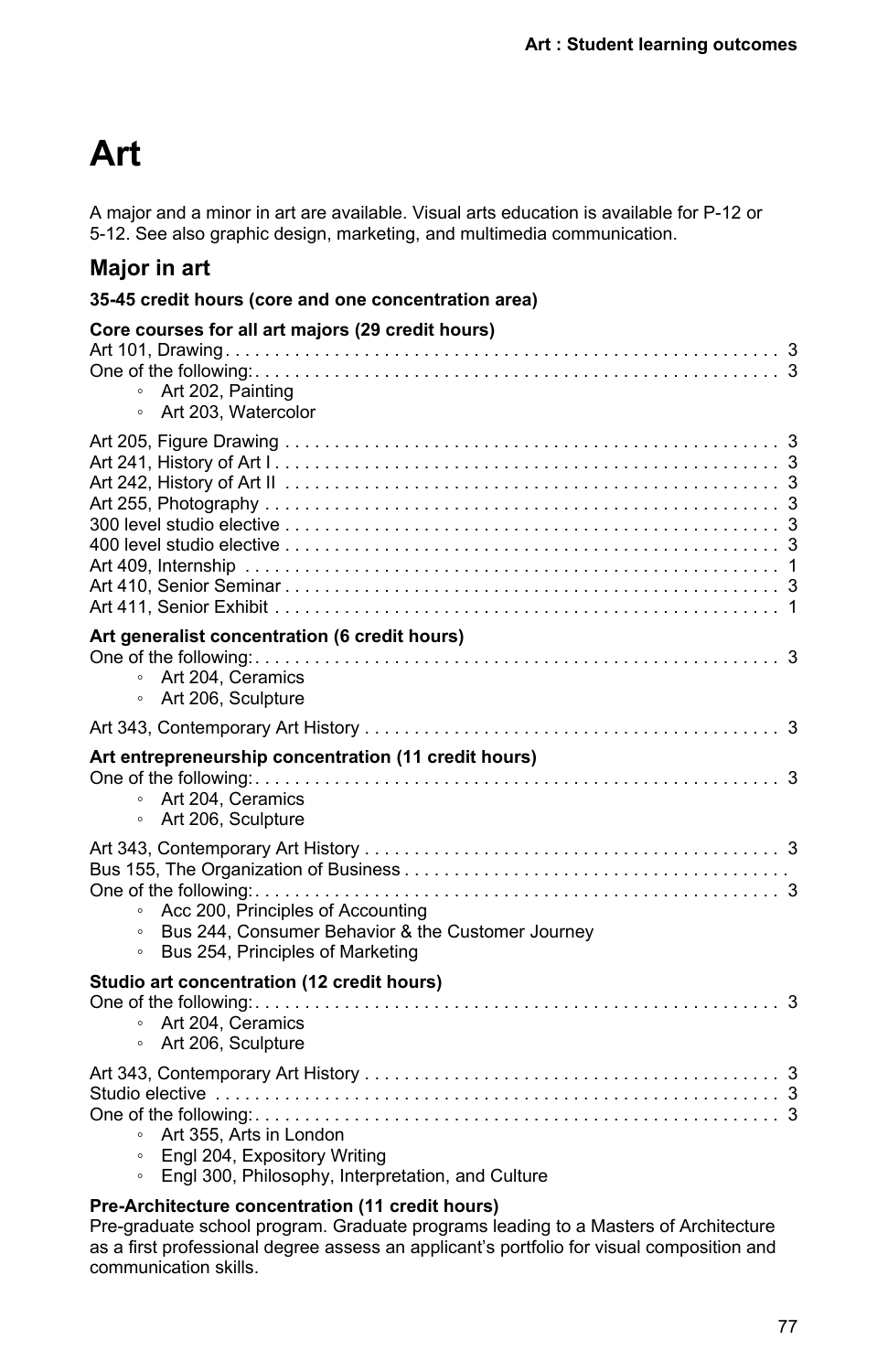// Art

A major and a minor in art are available. Visual arts education is available for P-12 or 5-12. See also graphic design, marketing, and multimedia communication.

## Major in art

**35-45 credit hours (core and one concentration area)**

**Core courses for all art majors (29 credit hours)**

Art 101, Drawing . . . . . . . . . . . . . . . . . . . . . . . . . . . . . . . . . . . . . . . . . . . . . . . . . . 3
One of the following: . . . . . . . . . . . . . . . . . . . . . . . . . . . . . . . . . . . . . . . . . . . . . . 3
- Art 202, Painting
- Art 203, Watercolor

Art 205, Figure Drawing . . . . . . . . . . . . . . . . . . . . . . . . . . . . . . . . . . . . . . . . . . . . 3
Art 241, History of Art I . . . . . . . . . . . . . . . . . . . . . . . . . . . . . . . . . . . . . . . . . . . . 3
Art 242, History of Art II . . . . . . . . . . . . . . . . . . . . . . . . . . . . . . . . . . . . . . . . . . . . 3
Art 255, Photography . . . . . . . . . . . . . . . . . . . . . . . . . . . . . . . . . . . . . . . . . . . . . . 3
300 level studio elective . . . . . . . . . . . . . . . . . . . . . . . . . . . . . . . . . . . . . . . . . . . . 3
400 level studio elective . . . . . . . . . . . . . . . . . . . . . . . . . . . . . . . . . . . . . . . . . . . . 3
Art 409, Internship . . . . . . . . . . . . . . . . . . . . . . . . . . . . . . . . . . . . . . . . . . . . . . . . 1
Art 410, Senior Seminar . . . . . . . . . . . . . . . . . . . . . . . . . . . . . . . . . . . . . . . . . . . . . 3
Art 411, Senior Exhibit . . . . . . . . . . . . . . . . . . . . . . . . . . . . . . . . . . . . . . . . . . . . . 1

**Art generalist concentration (6 credit hours)**

One of the following: . . . . . . . . . . . . . . . . . . . . . . . . . . . . . . . . . . . . . . . . . . . . . . 3
- Art 204, Ceramics
- Art 206, Sculpture

Art 343, Contemporary Art History . . . . . . . . . . . . . . . . . . . . . . . . . . . . . . . . . . . . 3

**Art entrepreneurship concentration (11 credit hours)**

One of the following: . . . . . . . . . . . . . . . . . . . . . . . . . . . . . . . . . . . . . . . . . . . . . . 3
- Art 204, Ceramics
- Art 206, Sculpture

Art 343, Contemporary Art History . . . . . . . . . . . . . . . . . . . . . . . . . . . . . . . . . . . . 3
Bus 155, The Organization of Business . . . . . . . . . . . . . . . . . . . . . . . . . . . . . . . . . .
One of the following: . . . . . . . . . . . . . . . . . . . . . . . . . . . . . . . . . . . . . . . . . . . . . . 3
- Acc 200, Principles of Accounting
- Bus 244, Consumer Behavior & the Customer Journey
- Bus 254, Principles of Marketing

**Studio art concentration (12 credit hours)**

One of the following: . . . . . . . . . . . . . . . . . . . . . . . . . . . . . . . . . . . . . . . . . . . . . . 3
- Art 204, Ceramics
- Art 206, Sculpture

Art 343, Contemporary Art History . . . . . . . . . . . . . . . . . . . . . . . . . . . . . . . . . . . . 3
Studio elective . . . . . . . . . . . . . . . . . . . . . . . . . . . . . . . . . . . . . . . . . . . . . . . . . . . 3
One of the following: . . . . . . . . . . . . . . . . . . . . . . . . . . . . . . . . . . . . . . . . . . . . . . 3
- Art 355, Arts in London
- Engl 204, Expository Writing
- Engl 300, Philosophy, Interpretation, and Culture

**Pre-Architecture concentration (11 credit hours)**

Pre-graduate school program. Graduate programs leading to a Masters of Architecture as a first professional degree assess an applicant's portfolio for visual composition and communication skills.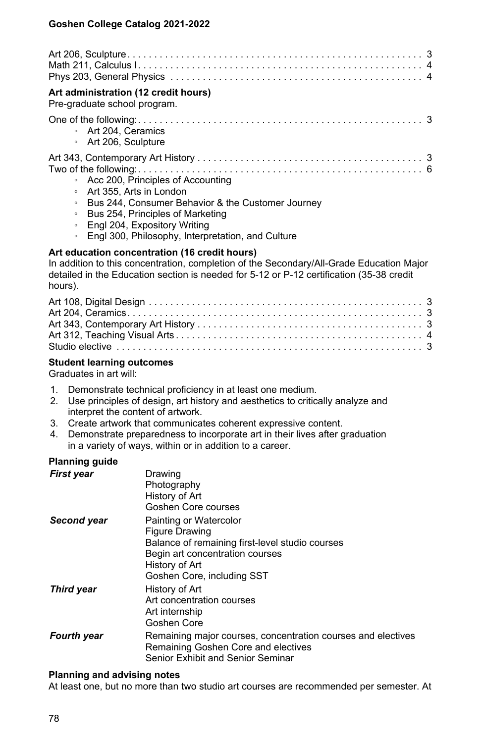Art 206, Sculpture . . . . . 3
Math 211, Calculus I . . . . . 4
Phys 203, General Physics . . . . . 4

**Art administration (12 credit hours)**
Pre-graduate school program.

One of the following: . . . . . 3
- Art 204, Ceramics
- Art 206, Sculpture

Art 343, Contemporary Art History . . . . . 3
Two of the following: . . . . . 6
- Acc 200, Principles of Accounting
- Art 355, Arts in London
- Bus 244, Consumer Behavior & the Customer Journey
- Bus 254, Principles of Marketing
- Engl 204, Expository Writing
- Engl 300, Philosophy, Interpretation, and Culture

**Art education concentration (16 credit hours)**
In addition to this concentration, completion of the Secondary/All-Grade Education Major detailed in the Education section is needed for 5-12 or P-12 certification (35-38 credit hours).

Art 108, Digital Design . . . . . 3
Art 204, Ceramics . . . . . 3
Art 343, Contemporary Art History . . . . . 3
Art 312, Teaching Visual Arts . . . . . 4
Studio elective . . . . . 3

**Student learning outcomes**
Graduates in art will:

1. Demonstrate technical proficiency in at least one medium.
2. Use principles of design, art history and aesthetics to critically analyze and interpret the content of artwork.
3. Create artwork that communicates coherent expressive content.
4. Demonstrate preparedness to incorporate art in their lives after graduation in a variety of ways, within or in addition to a career.

**Planning guide**

| | |
|---|---|
| ***First year*** | Drawing<br>Photography<br>History of Art<br>Goshen Core courses |
| ***Second year*** | Painting or Watercolor<br>Figure Drawing<br>Balance of remaining first-level studio courses<br>Begin art concentration courses<br>History of Art<br>Goshen Core, including SST |
| ***Third year*** | History of Art<br>Art concentration courses<br>Art internship<br>Goshen Core |
| ***Fourth year*** | Remaining major courses, concentration courses and electives<br>Remaining Goshen Core and electives<br>Senior Exhibit and Senior Seminar |

**Planning and advising notes**
At least one, but no more than two studio art courses are recommended per semester. At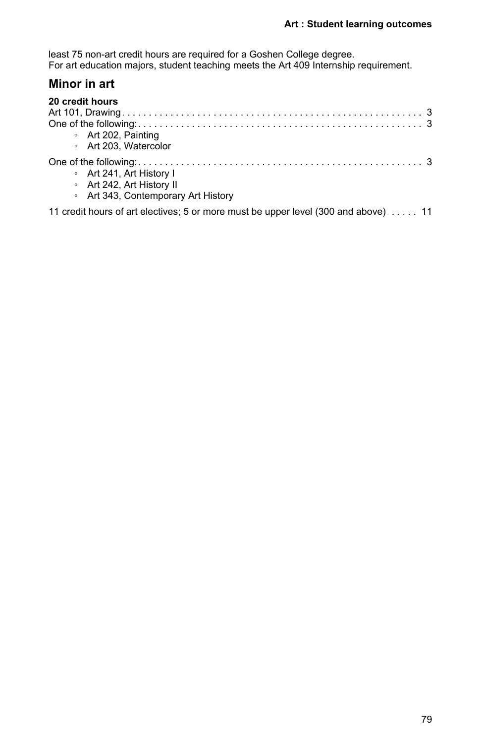least 75 non-art credit hours are required for a Goshen College degree.
For art education majors, student teaching meets the Art 409 Internship requirement.

## Minor in art

**20 credit hours**

Art 101, Drawing . . . . . . . . . . 3

One of the following: . . . . . . . . . . 3

- Art 202, Painting
- Art 203, Watercolor

One of the following: . . . . . . . . . . 3

- Art 241, Art History I
- Art 242, Art History II
- Art 343, Contemporary Art History

11 credit hours of art electives; 5 or more must be upper level (300 and above) . . . . . 11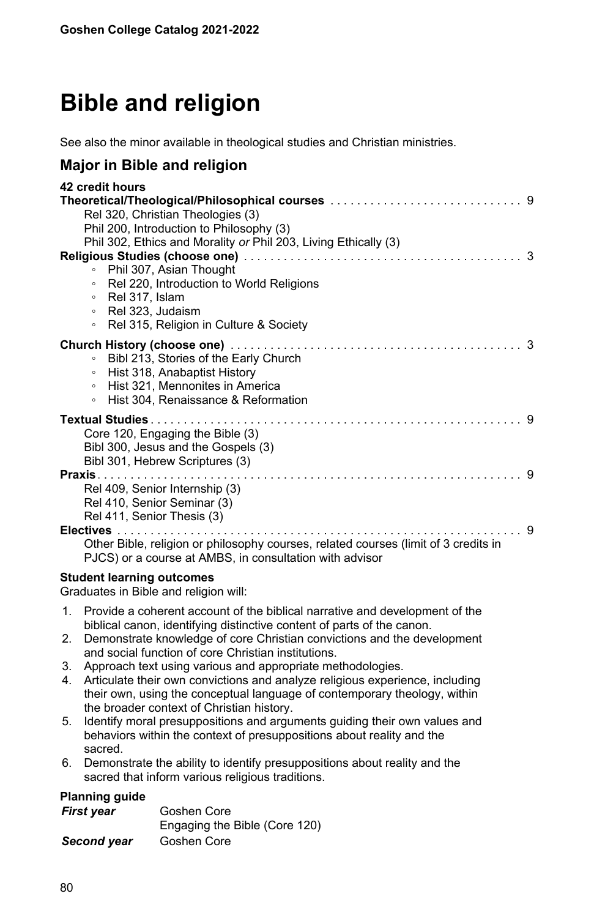# Bible and religion

See also the minor available in theological studies and Christian ministries.

## Major in Bible and religion

**42 credit hours**

**Theoretical/Theological/Philosophical courses** ..... 9

Rel 320, Christian Theologies (3)
Phil 200, Introduction to Philosophy (3)
Phil 302, Ethics and Morality *or* Phil 203, Living Ethically (3)

**Religious Studies (choose one)** ..... 3

- Phil 307, Asian Thought
- Rel 220, Introduction to World Religions
- Rel 317, Islam
- Rel 323, Judaism
- Rel 315, Religion in Culture & Society

**Church History (choose one)** ..... 3

- Bibl 213, Stories of the Early Church
- Hist 318, Anabaptist History
- Hist 321, Mennonites in America
- Hist 304, Renaissance & Reformation

**Textual Studies** ..... 9

Core 120, Engaging the Bible (3)
Bibl 300, Jesus and the Gospels (3)
Bibl 301, Hebrew Scriptures (3)

**Praxis** ..... 9

Rel 409, Senior Internship (3)
Rel 410, Senior Seminar (3)
Rel 411, Senior Thesis (3)

**Electives** ..... 9

Other Bible, religion or philosophy courses, related courses (limit of 3 credits in PJCS) or a course at AMBS, in consultation with advisor

### Student learning outcomes

Graduates in Bible and religion will:

1. Provide a coherent account of the biblical narrative and development of the biblical canon, identifying distinctive content of parts of the canon.
2. Demonstrate knowledge of core Christian convictions and the development and social function of core Christian institutions.
3. Approach text using various and appropriate methodologies.
4. Articulate their own convictions and analyze religious experience, including their own, using the conceptual language of contemporary theology, within the broader context of Christian history.
5. Identify moral presuppositions and arguments guiding their own values and behaviors within the context of presuppositions about reality and the sacred.
6. Demonstrate the ability to identify presuppositions about reality and the sacred that inform various religious traditions.

### Planning guide

| | |
|---|---|
| ***First year*** | Goshen Core |
| | Engaging the Bible (Core 120) |
| ***Second year*** | Goshen Core |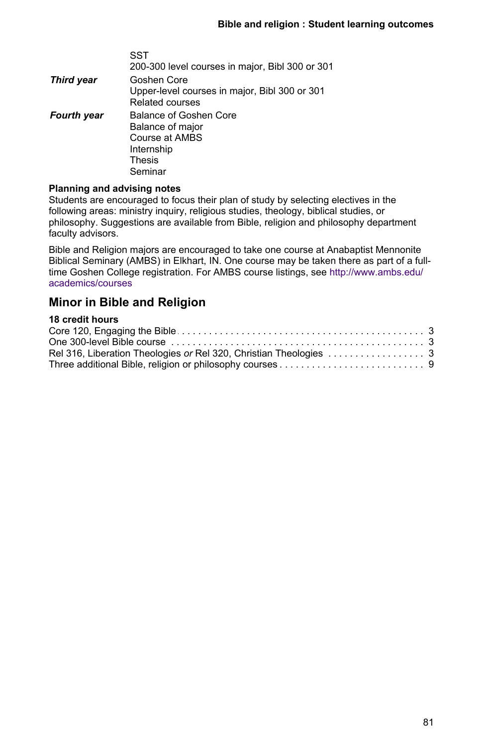| | |
|---|---|
| | SST |
| | 200-300 level courses in major, Bibl 300 or 301 |
| ***Third year*** | Goshen Core |
| | Upper-level courses in major, Bibl 300 or 301 |
| | Related courses |
| ***Fourth year*** | Balance of Goshen Core |
| | Balance of major |
| | Course at AMBS |
| | Internship |
| | Thesis |
| | Seminar |

**Planning and advising notes**

Students are encouraged to focus their plan of study by selecting electives in the following areas: ministry inquiry, religious studies, theology, biblical studies, or philosophy. Suggestions are available from Bible, religion and philosophy department faculty advisors.

Bible and Religion majors are encouraged to take one course at Anabaptist Mennonite Biblical Seminary (AMBS) in Elkhart, IN. One course may be taken there as part of a full-time Goshen College registration. For AMBS course listings, see http://www.ambs.edu/academics/courses

## Minor in Bible and Religion

**18 credit hours**

| | |
|---|---|
| Core 120, Engaging the Bible | 3 |
| One 300-level Bible course | 3 |
| Rel 316, Liberation Theologies *or* Rel 320, Christian Theologies | 3 |
| Three additional Bible, religion or philosophy courses | 9 |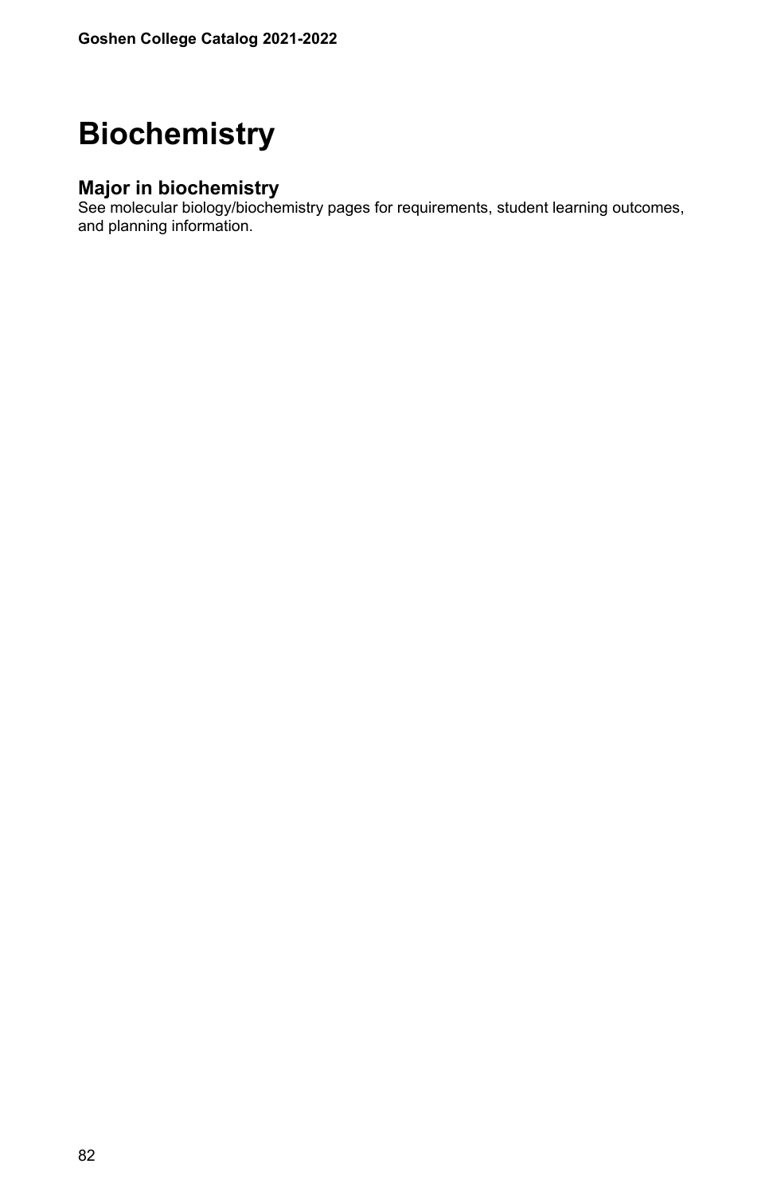# Biochemistry

## Major in biochemistry

See molecular biology/biochemistry pages for requirements, student learning outcomes, and planning information.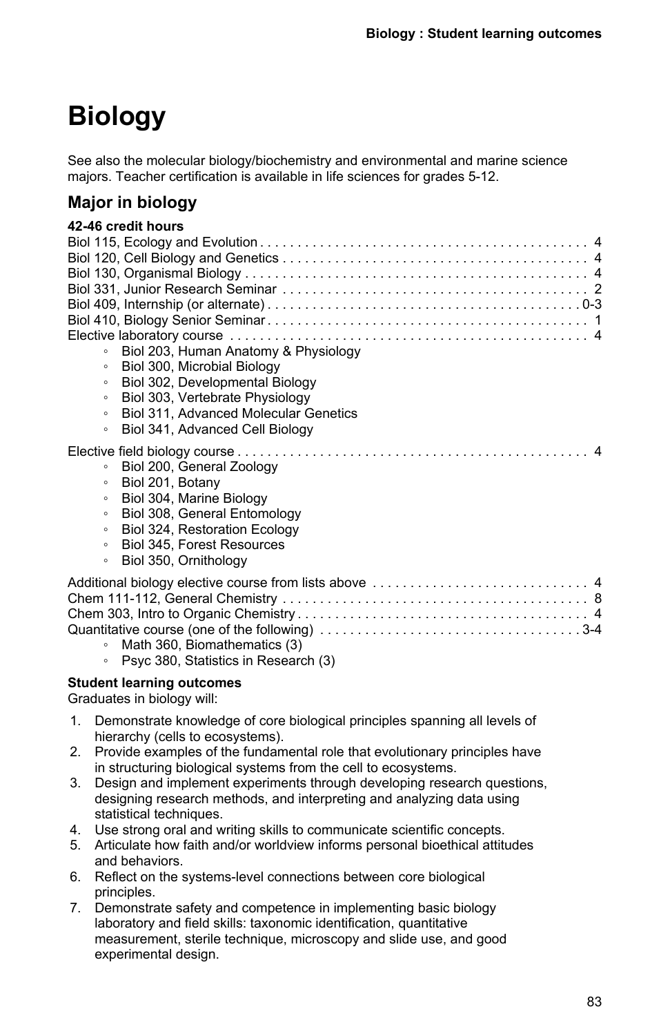# Biology

See also the molecular biology/biochemistry and environmental and marine science majors. Teacher certification is available in life sciences for grades 5-12.

## Major in biology

**42-46 credit hours**

Biol 115, Ecology and Evolution . . . . . . . . . . 4
Biol 120, Cell Biology and Genetics . . . . . . . . . . 4
Biol 130, Organismal Biology . . . . . . . . . . 4
Biol 331, Junior Research Seminar . . . . . . . . . . 2
Biol 409, Internship (or alternate) . . . . . . . . . . 0-3
Biol 410, Biology Senior Seminar . . . . . . . . . . 1
Elective laboratory course . . . . . . . . . . 4

- Biol 203, Human Anatomy & Physiology
- Biol 300, Microbial Biology
- Biol 302, Developmental Biology
- Biol 303, Vertebrate Physiology
- Biol 311, Advanced Molecular Genetics
- Biol 341, Advanced Cell Biology

Elective field biology course . . . . . . . . . . 4

- Biol 200, General Zoology
- Biol 201, Botany
- Biol 304, Marine Biology
- Biol 308, General Entomology
- Biol 324, Restoration Ecology
- Biol 345, Forest Resources
- Biol 350, Ornithology

Additional biology elective course from lists above . . . . . . . . . . 4
Chem 111-112, General Chemistry . . . . . . . . . . 8
Chem 303, Intro to Organic Chemistry . . . . . . . . . . 4
Quantitative course (one of the following) . . . . . . . . . . 3-4

- Math 360, Biomathematics (3)
- Psyc 380, Statistics in Research (3)

**Student learning outcomes**

Graduates in biology will:

1. Demonstrate knowledge of core biological principles spanning all levels of hierarchy (cells to ecosystems).
2. Provide examples of the fundamental role that evolutionary principles have in structuring biological systems from the cell to ecosystems.
3. Design and implement experiments through developing research questions, designing research methods, and interpreting and analyzing data using statistical techniques.
4. Use strong oral and writing skills to communicate scientific concepts.
5. Articulate how faith and/or worldview informs personal bioethical attitudes and behaviors.
6. Reflect on the systems-level connections between core biological principles.
7. Demonstrate safety and competence in implementing basic biology laboratory and field skills: taxonomic identification, quantitative measurement, sterile technique, microscopy and slide use, and good experimental design.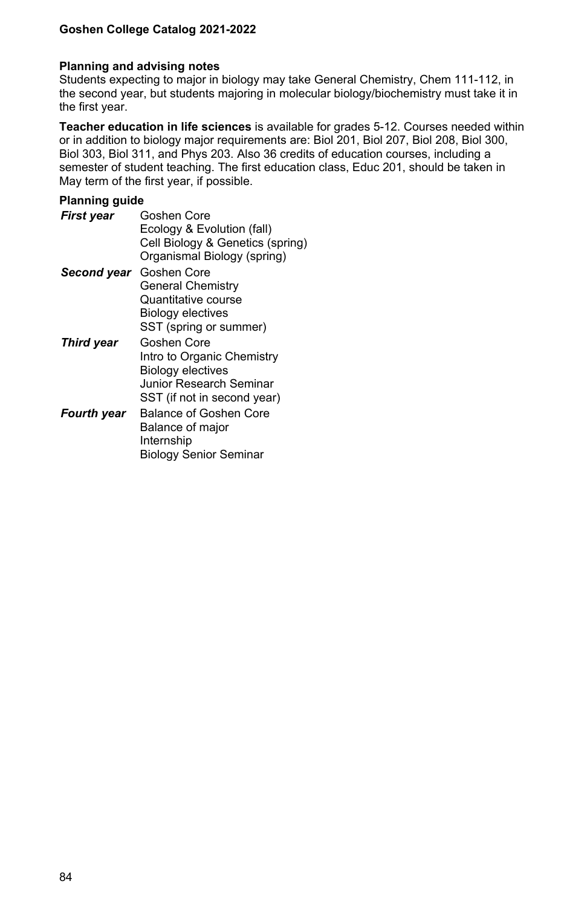### Planning and advising notes

Students expecting to major in biology may take General Chemistry, Chem 111-112, in the second year, but students majoring in molecular biology/biochemistry must take it in the first year.

**Teacher education in life sciences** is available for grades 5-12. Courses needed within or in addition to biology major requirements are: Biol 201, Biol 207, Biol 208, Biol 300, Biol 303, Biol 311, and Phys 203. Also 36 credits of education courses, including a semester of student teaching. The first education class, Educ 201, should be taken in May term of the first year, if possible.

### Planning guide

***First year***
- Goshen Core
- Ecology & Evolution (fall)
- Cell Biology & Genetics (spring)
- Organismal Biology (spring)

***Second year***
- Goshen Core
- General Chemistry
- Quantitative course
- Biology electives
- SST (spring or summer)

***Third year***
- Goshen Core
- Intro to Organic Chemistry
- Biology electives
- Junior Research Seminar
- SST (if not in second year)

***Fourth year***
- Balance of Goshen Core
- Balance of major
- Internship
- Biology Senior Seminar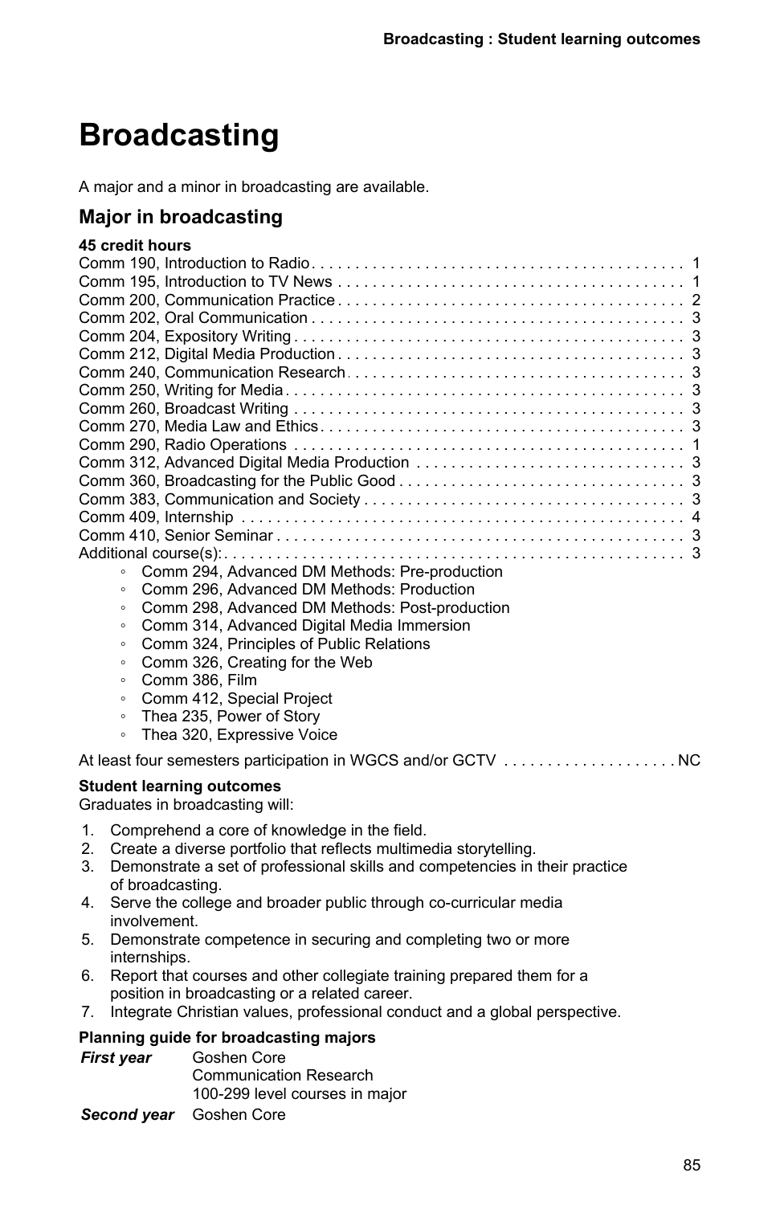// Conversion of page 85 (Broadcasting)

# Broadcasting

A major and a minor in broadcasting are available.

## Major in broadcasting

**45 credit hours**

| Course | Credits |
|---|---|
| Comm 190, Introduction to Radio | 1 |
| Comm 195, Introduction to TV News | 1 |
| Comm 200, Communication Practice | 2 |
| Comm 202, Oral Communication | 3 |
| Comm 204, Expository Writing | 3 |
| Comm 212, Digital Media Production | 3 |
| Comm 240, Communication Research | 3 |
| Comm 250, Writing for Media | 3 |
| Comm 260, Broadcast Writing | 3 |
| Comm 270, Media Law and Ethics | 3 |
| Comm 290, Radio Operations | 1 |
| Comm 312, Advanced Digital Media Production | 3 |
| Comm 360, Broadcasting for the Public Good | 3 |
| Comm 383, Communication and Society | 3 |
| Comm 409, Internship | 4 |
| Comm 410, Senior Seminar | 3 |
| Additional course(s): | 3 |

- Comm 294, Advanced DM Methods: Pre-production
- Comm 296, Advanced DM Methods: Production
- Comm 298, Advanced DM Methods: Post-production
- Comm 314, Advanced Digital Media Immersion
- Comm 324, Principles of Public Relations
- Comm 326, Creating for the Web
- Comm 386, Film
- Comm 412, Special Project
- Thea 235, Power of Story
- Thea 320, Expressive Voice

At least four semesters participation in WGCS and/or GCTV . . . . NC

**Student learning outcomes**

Graduates in broadcasting will:

1. Comprehend a core of knowledge in the field.
2. Create a diverse portfolio that reflects multimedia storytelling.
3. Demonstrate a set of professional skills and competencies in their practice of broadcasting.
4. Serve the college and broader public through co-curricular media involvement.
5. Demonstrate competence in securing and completing two or more internships.
6. Report that courses and other collegiate training prepared them for a position in broadcasting or a related career.
7. Integrate Christian values, professional conduct and a global perspective.

**Planning guide for broadcasting majors**

| | |
|---|---|
| ***First year*** | Goshen Core<br>Communication Research<br>100-299 level courses in major |
| ***Second year*** | Goshen Core |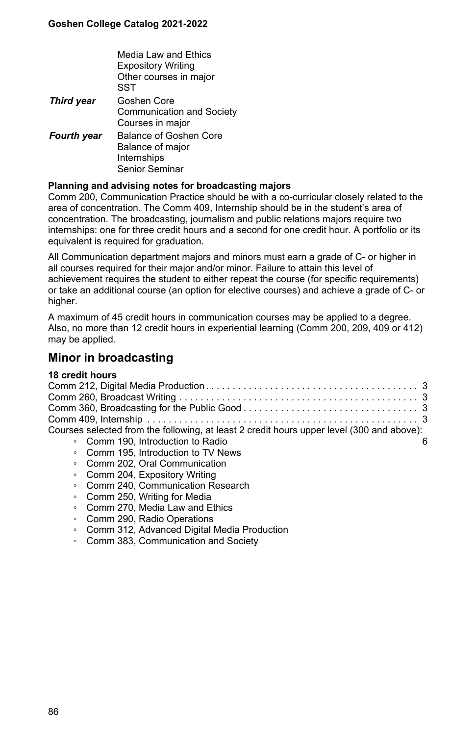| | |
|---|---|
| | Media Law and Ethics<br>Expository Writing<br>Other courses in major<br>SST |
| ***Third year*** | Goshen Core<br>Communication and Society<br>Courses in major |
| ***Fourth year*** | Balance of Goshen Core<br>Balance of major<br>Internships<br>Senior Seminar |

**Planning and advising notes for broadcasting majors**

Comm 200, Communication Practice should be with a co-curricular closely related to the area of concentration. The Comm 409, Internship should be in the student's area of concentration. The broadcasting, journalism and public relations majors require two internships: one for three credit hours and a second for one credit hour. A portfolio or its equivalent is required for graduation.

All Communication department majors and minors must earn a grade of C- or higher in all courses required for their major and/or minor. Failure to attain this level of achievement requires the student to either repeat the course (for specific requirements) or take an additional course (an option for elective courses) and achieve a grade of C- or higher.

A maximum of 45 credit hours in communication courses may be applied to a degree. Also, no more than 12 credit hours in experiential learning (Comm 200, 209, 409 or 412) may be applied.

## Minor in broadcasting

**18 credit hours**

| | |
|---|---|
| Comm 212, Digital Media Production | 3 |
| Comm 260, Broadcast Writing | 3 |
| Comm 360, Broadcasting for the Public Good | 3 |
| Comm 409, Internship | 3 |
| Courses selected from the following, at least 2 credit hours upper level (300 and above): | 6 |

- Comm 190, Introduction to Radio
- Comm 195, Introduction to TV News
- Comm 202, Oral Communication
- Comm 204, Expository Writing
- Comm 240, Communication Research
- Comm 250, Writing for Media
- Comm 270, Media Law and Ethics
- Comm 290, Radio Operations
- Comm 312, Advanced Digital Media Production
- Comm 383, Communication and Society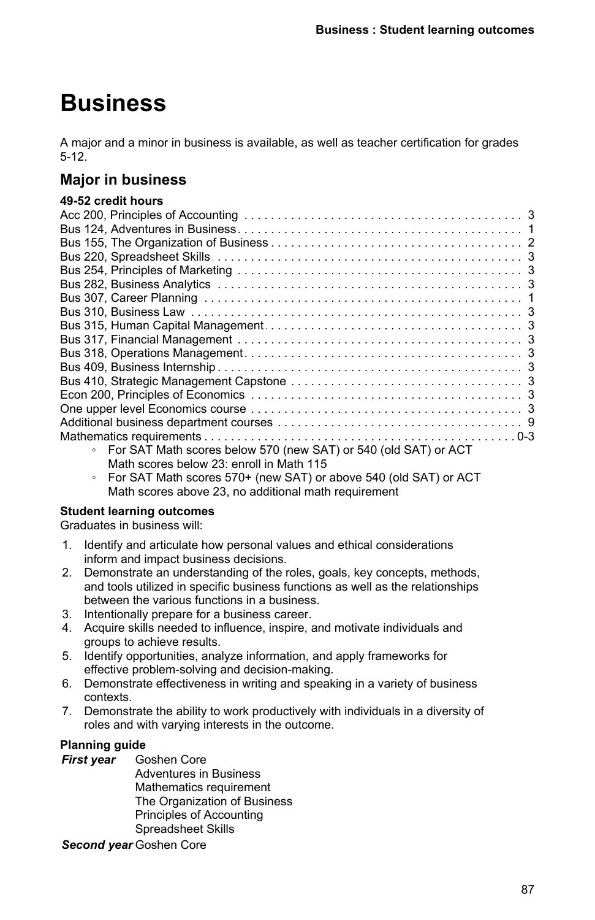# Business

A major and a minor in business is available, as well as teacher certification for grades 5-12.

## Major in business

**49-52 credit hours**

| Course | Credits |
|---|---|
| Acc 200, Principles of Accounting | 3 |
| Bus 124, Adventures in Business | 1 |
| Bus 155, The Organization of Business | 2 |
| Bus 220, Spreadsheet Skills | 3 |
| Bus 254, Principles of Marketing | 3 |
| Bus 282, Business Analytics | 3 |
| Bus 307, Career Planning | 1 |
| Bus 310, Business Law | 3 |
| Bus 315, Human Capital Management | 3 |
| Bus 317, Financial Management | 3 |
| Bus 318, Operations Management | 3 |
| Bus 409, Business Internship | 3 |
| Bus 410, Strategic Management Capstone | 3 |
| Econ 200, Principles of Economics | 3 |
| One upper level Economics course | 3 |
| Additional business department courses | 9 |
| Mathematics requirements | 0-3 |

- For SAT Math scores below 570 (new SAT) or 540 (old SAT) or ACT Math scores below 23: enroll in Math 115
- For SAT Math scores 570+ (new SAT) or above 540 (old SAT) or ACT Math scores above 23, no additional math requirement

**Student learning outcomes**

Graduates in business will:

1. Identify and articulate how personal values and ethical considerations inform and impact business decisions.
2. Demonstrate an understanding of the roles, goals, key concepts, methods, and tools utilized in specific business functions as well as the relationships between the various functions in a business.
3. Intentionally prepare for a business career.
4. Acquire skills needed to influence, inspire, and motivate individuals and groups to achieve results.
5. Identify opportunities, analyze information, and apply frameworks for effective problem-solving and decision-making.
6. Demonstrate effectiveness in writing and speaking in a variety of business contexts.
7. Demonstrate the ability to work productively with individuals in a diversity of roles and with varying interests in the outcome.

**Planning guide**

***First year***
- Goshen Core
- Adventures in Business
- Mathematics requirement
- The Organization of Business
- Principles of Accounting
- Spreadsheet Skills

***Second year***
- Goshen Core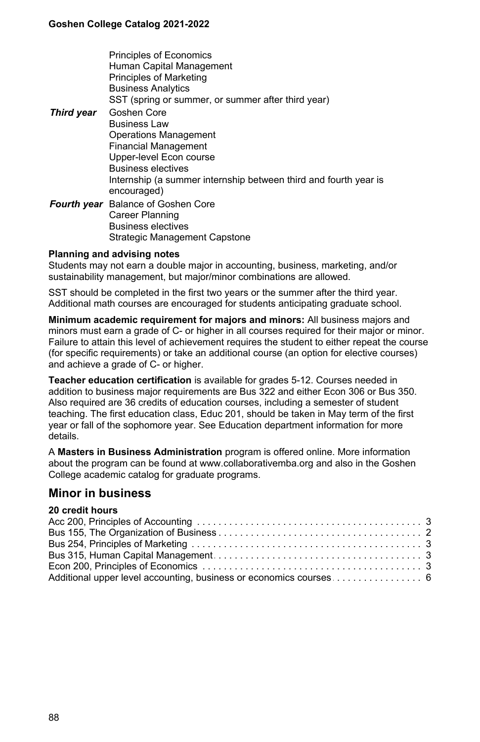Principles of Economics
Human Capital Management
Principles of Marketing
Business Analytics
SST (spring or summer, or summer after third year)

***Third year*** Goshen Core
Business Law
Operations Management
Financial Management
Upper-level Econ course
Business electives
Internship (a summer internship between third and fourth year is encouraged)

***Fourth year*** Balance of Goshen Core
Career Planning
Business electives
Strategic Management Capstone

**Planning and advising notes**

Students may not earn a double major in accounting, business, marketing, and/or sustainability management, but major/minor combinations are allowed.

SST should be completed in the first two years or the summer after the third year. Additional math courses are encouraged for students anticipating graduate school.

**Minimum academic requirement for majors and minors:** All business majors and minors must earn a grade of C- or higher in all courses required for their major or minor. Failure to attain this level of achievement requires the student to either repeat the course (for specific requirements) or take an additional course (an option for elective courses) and achieve a grade of C- or higher.

**Teacher education certification** is available for grades 5-12. Courses needed in addition to business major requirements are Bus 322 and either Econ 306 or Bus 350. Also required are 36 credits of education courses, including a semester of student teaching. The first education class, Educ 201, should be taken in May term of the first year or fall of the sophomore year. See Education department information for more details.

A **Masters in Business Administration** program is offered online. More information about the program can be found at www.collaborativemba.org and also in the Goshen College academic catalog for graduate programs.

## Minor in business

**20 credit hours**

| Course | Credits |
|---|---|
| Acc 200, Principles of Accounting | 3 |
| Bus 155, The Organization of Business | 2 |
| Bus 254, Principles of Marketing | 3 |
| Bus 315, Human Capital Management | 3 |
| Econ 200, Principles of Economics | 3 |
| Additional upper level accounting, business or economics courses | 6 |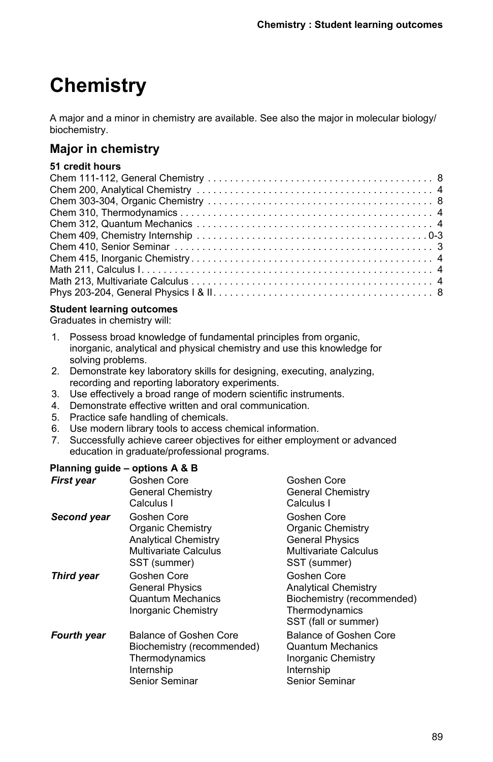# Chemistry

A major and a minor in chemistry are available. See also the major in molecular biology/biochemistry.

## Major in chemistry

**51 credit hours**

| Course | Credits |
|---|---|
| Chem 111-112, General Chemistry | 8 |
| Chem 200, Analytical Chemistry | 4 |
| Chem 303-304, Organic Chemistry | 8 |
| Chem 310, Thermodynamics | 4 |
| Chem 312, Quantum Mechanics | 4 |
| Chem 409, Chemistry Internship | 0-3 |
| Chem 410, Senior Seminar | 3 |
| Chem 415, Inorganic Chemistry | 4 |
| Math 211, Calculus I | 4 |
| Math 213, Multivariate Calculus | 4 |
| Phys 203-204, General Physics I & II | 8 |

**Student learning outcomes**

Graduates in chemistry will:

1. Possess broad knowledge of fundamental principles from organic, inorganic, analytical and physical chemistry and use this knowledge for solving problems.
2. Demonstrate key laboratory skills for designing, executing, analyzing, recording and reporting laboratory experiments.
3. Use effectively a broad range of modern scientific instruments.
4. Demonstrate effective written and oral communication.
5. Practice safe handling of chemicals.
6. Use modern library tools to access chemical information.
7. Successfully achieve career objectives for either employment or advanced education in graduate/professional programs.

**Planning guide – options A & B**

| | Option A | Option B |
|---|---|---|
| ***First year*** | Goshen Core<br>General Chemistry<br>Calculus I | Goshen Core<br>General Chemistry<br>Calculus I |
| ***Second year*** | Goshen Core<br>Organic Chemistry<br>Analytical Chemistry<br>Multivariate Calculus<br>SST (summer) | Goshen Core<br>Organic Chemistry<br>General Physics<br>Multivariate Calculus<br>SST (summer) |
| ***Third year*** | Goshen Core<br>General Physics<br>Quantum Mechanics<br>Inorganic Chemistry | Goshen Core<br>Analytical Chemistry<br>Biochemistry (recommended)<br>Thermodynamics<br>SST (fall or summer) |
| ***Fourth year*** | Balance of Goshen Core<br>Biochemistry (recommended)<br>Thermodynamics<br>Internship<br>Senior Seminar | Balance of Goshen Core<br>Quantum Mechanics<br>Inorganic Chemistry<br>Internship<br>Senior Seminar |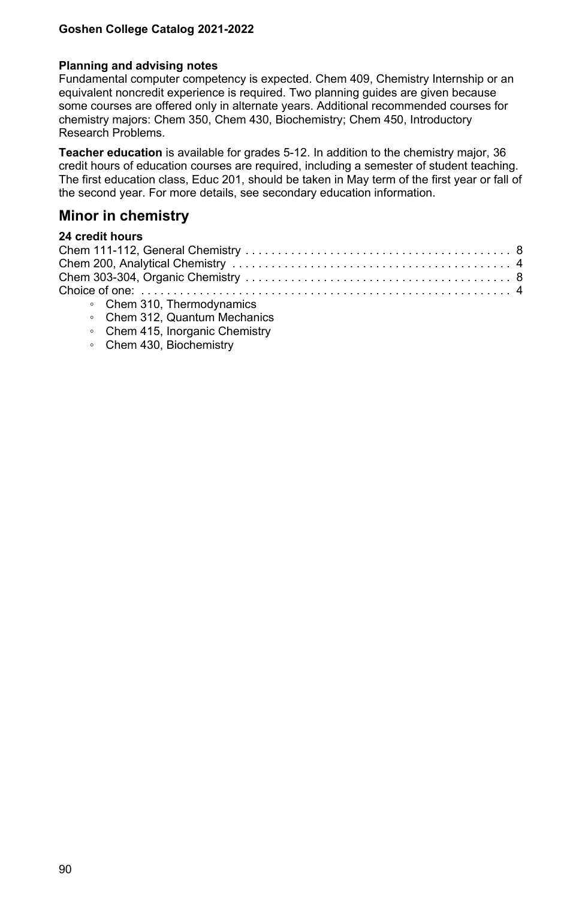**Planning and advising notes**
Fundamental computer competency is expected. Chem 409, Chemistry Internship or an equivalent noncredit experience is required. Two planning guides are given because some courses are offered only in alternate years. Additional recommended courses for chemistry majors: Chem 350, Chem 430, Biochemistry; Chem 450, Introductory Research Problems.

**Teacher education** is available for grades 5-12. In addition to the chemistry major, 36 credit hours of education courses are required, including a semester of student teaching. The first education class, Educ 201, should be taken in May term of the first year or fall of the second year. For more details, see secondary education information.

## Minor in chemistry

**24 credit hours**

| | |
|---|---|
| Chem 111-112, General Chemistry | 8 |
| Chem 200, Analytical Chemistry | 4 |
| Chem 303-304, Organic Chemistry | 8 |
| Choice of one: | 4 |

- Chem 310, Thermodynamics
- Chem 312, Quantum Mechanics
- Chem 415, Inorganic Chemistry
- Chem 430, Biochemistry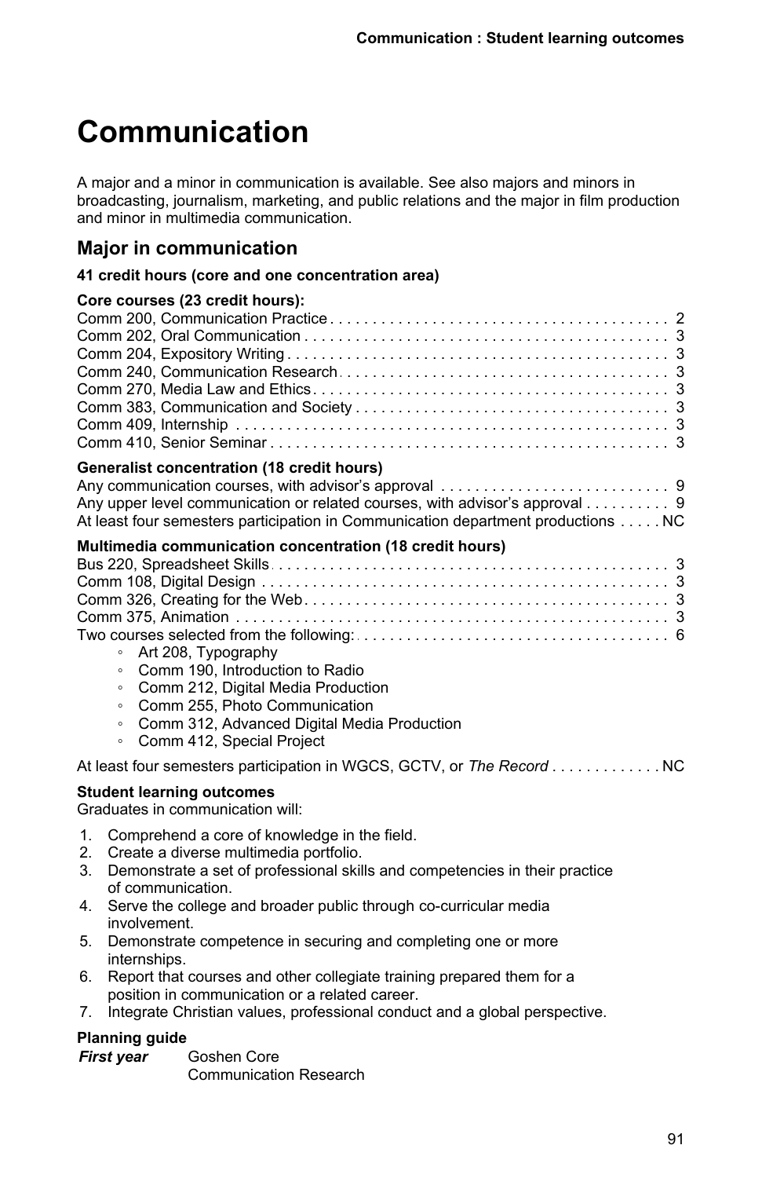# Communication

A major and a minor in communication is available. See also majors and minors in broadcasting, journalism, marketing, and public relations and the major in film production and minor in multimedia communication.

## Major in communication

**41 credit hours (core and one concentration area)**

**Core courses (23 credit hours):**

| Course | Credits |
|---|---|
| Comm 200, Communication Practice | 2 |
| Comm 202, Oral Communication | 3 |
| Comm 204, Expository Writing | 3 |
| Comm 240, Communication Research | 3 |
| Comm 270, Media Law and Ethics | 3 |
| Comm 383, Communication and Society | 3 |
| Comm 409, Internship | 3 |
| Comm 410, Senior Seminar | 3 |

**Generalist concentration (18 credit hours)**

| Course | Credits |
|---|---|
| Any communication courses, with advisor's approval | 9 |
| Any upper level communication or related courses, with advisor's approval | 9 |
| At least four semesters participation in Communication department productions | NC |

**Multimedia communication concentration (18 credit hours)**

| Course | Credits |
|---|---|
| Bus 220, Spreadsheet Skills | 3 |
| Comm 108, Digital Design | 3 |
| Comm 326, Creating for the Web | 3 |
| Comm 375, Animation | 3 |
| Two courses selected from the following: | 6 |

- Art 208, Typography
- Comm 190, Introduction to Radio
- Comm 212, Digital Media Production
- Comm 255, Photo Communication
- Comm 312, Advanced Digital Media Production
- Comm 412, Special Project

At least four semesters participation in WGCS, GCTV, or *The Record* . . . . . . . . . . . . NC

**Student learning outcomes**

Graduates in communication will:

1. Comprehend a core of knowledge in the field.
2. Create a diverse multimedia portfolio.
3. Demonstrate a set of professional skills and competencies in their practice of communication.
4. Serve the college and broader public through co-curricular media involvement.
5. Demonstrate competence in securing and completing one or more internships.
6. Report that courses and other collegiate training prepared them for a position in communication or a related career.
7. Integrate Christian values, professional conduct and a global perspective.

**Planning guide**

***First year*** Goshen Core
Communication Research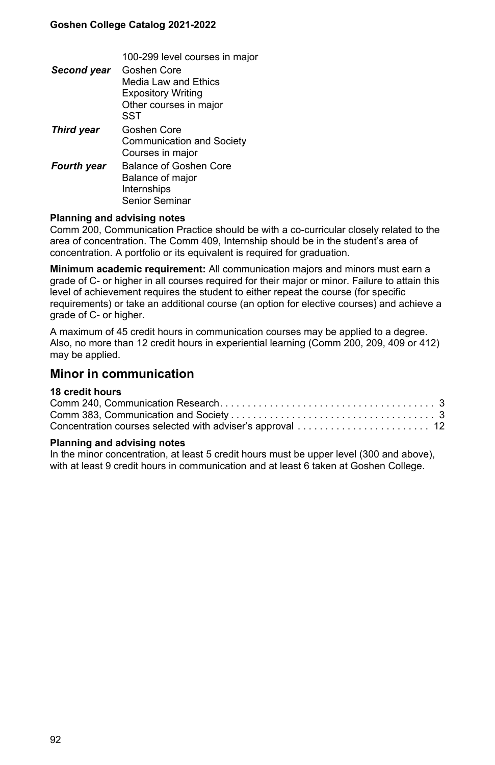| | |
|---|---|
| | 100-299 level courses in major |
| ***Second year*** | Goshen Core<br>Media Law and Ethics<br>Expository Writing<br>Other courses in major<br>SST |
| ***Third year*** | Goshen Core<br>Communication and Society<br>Courses in major |
| ***Fourth year*** | Balance of Goshen Core<br>Balance of major<br>Internships<br>Senior Seminar |

**Planning and advising notes**
Comm 200, Communication Practice should be with a co-curricular closely related to the area of concentration. The Comm 409, Internship should be in the student's area of concentration. A portfolio or its equivalent is required for graduation.

**Minimum academic requirement:** All communication majors and minors must earn a grade of C- or higher in all courses required for their major or minor. Failure to attain this level of achievement requires the student to either repeat the course (for specific requirements) or take an additional course (an option for elective courses) and achieve a grade of C- or higher.

A maximum of 45 credit hours in communication courses may be applied to a degree. Also, no more than 12 credit hours in experiential learning (Comm 200, 209, 409 or 412) may be applied.

## Minor in communication

**18 credit hours**

| | |
|---|---|
| Comm 240, Communication Research | 3 |
| Comm 383, Communication and Society | 3 |
| Concentration courses selected with adviser's approval | 12 |

**Planning and advising notes**
In the minor concentration, at least 5 credit hours must be upper level (300 and above), with at least 9 credit hours in communication and at least 6 taken at Goshen College.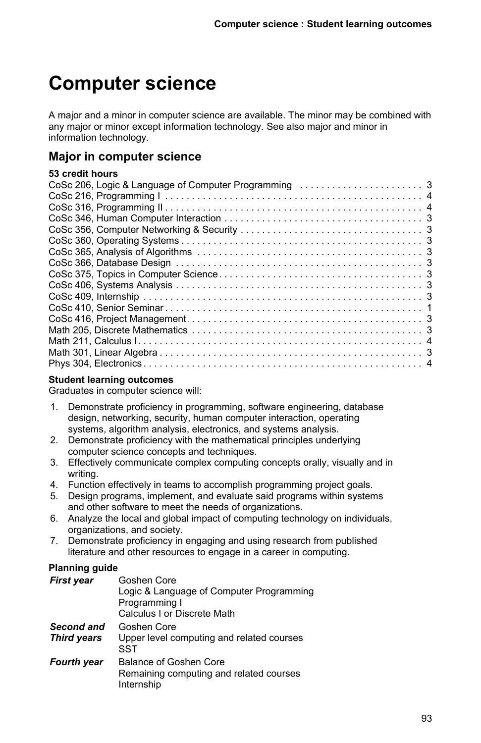# Computer science

A major and a minor in computer science are available. The minor may be combined with any major or minor except information technology. See also major and minor in information technology.

## Major in computer science

**53 credit hours**

| Course | Credits |
|---|---|
| CoSc 206, Logic & Language of Computer Programming | 3 |
| CoSc 216, Programming I | 4 |
| CoSc 316, Programming II | 4 |
| CoSc 346, Human Computer Interaction | 3 |
| CoSc 356, Computer Networking & Security | 3 |
| CoSc 360, Operating Systems | 3 |
| CoSc 365, Analysis of Algorithms | 3 |
| CoSc 366, Database Design | 3 |
| CoSc 375, Topics in Computer Science | 3 |
| CoSc 406, Systems Analysis | 3 |
| CoSc 409, Internship | 3 |
| CoSc 410, Senior Seminar | 1 |
| CoSc 416, Project Management | 3 |
| Math 205, Discrete Mathematics | 3 |
| Math 211, Calculus I | 4 |
| Math 301, Linear Algebra | 3 |
| Phys 304, Electronics | 4 |

**Student learning outcomes**

Graduates in computer science will:

1. Demonstrate proficiency in programming, software engineering, database design, networking, security, human computer interaction, operating systems, algorithm analysis, electronics, and systems analysis.
2. Demonstrate proficiency with the mathematical principles underlying computer science concepts and techniques.
3. Effectively communicate complex computing concepts orally, visually and in writing.
4. Function effectively in teams to accomplish programming project goals.
5. Design programs, implement, and evaluate said programs within systems and other software to meet the needs of organizations.
6. Analyze the local and global impact of computing technology on individuals, organizations, and society.
7. Demonstrate proficiency in engaging and using research from published literature and other resources to engage in a career in computing.

**Planning guide**

| | |
|---|---|
| ***First year*** | Goshen Core<br>Logic & Language of Computer Programming<br>Programming I<br>Calculus I or Discrete Math |
| ***Second and Third years*** | Goshen Core<br>Upper level computing and related courses<br>SST |
| ***Fourth year*** | Balance of Goshen Core<br>Remaining computing and related courses<br>Internship |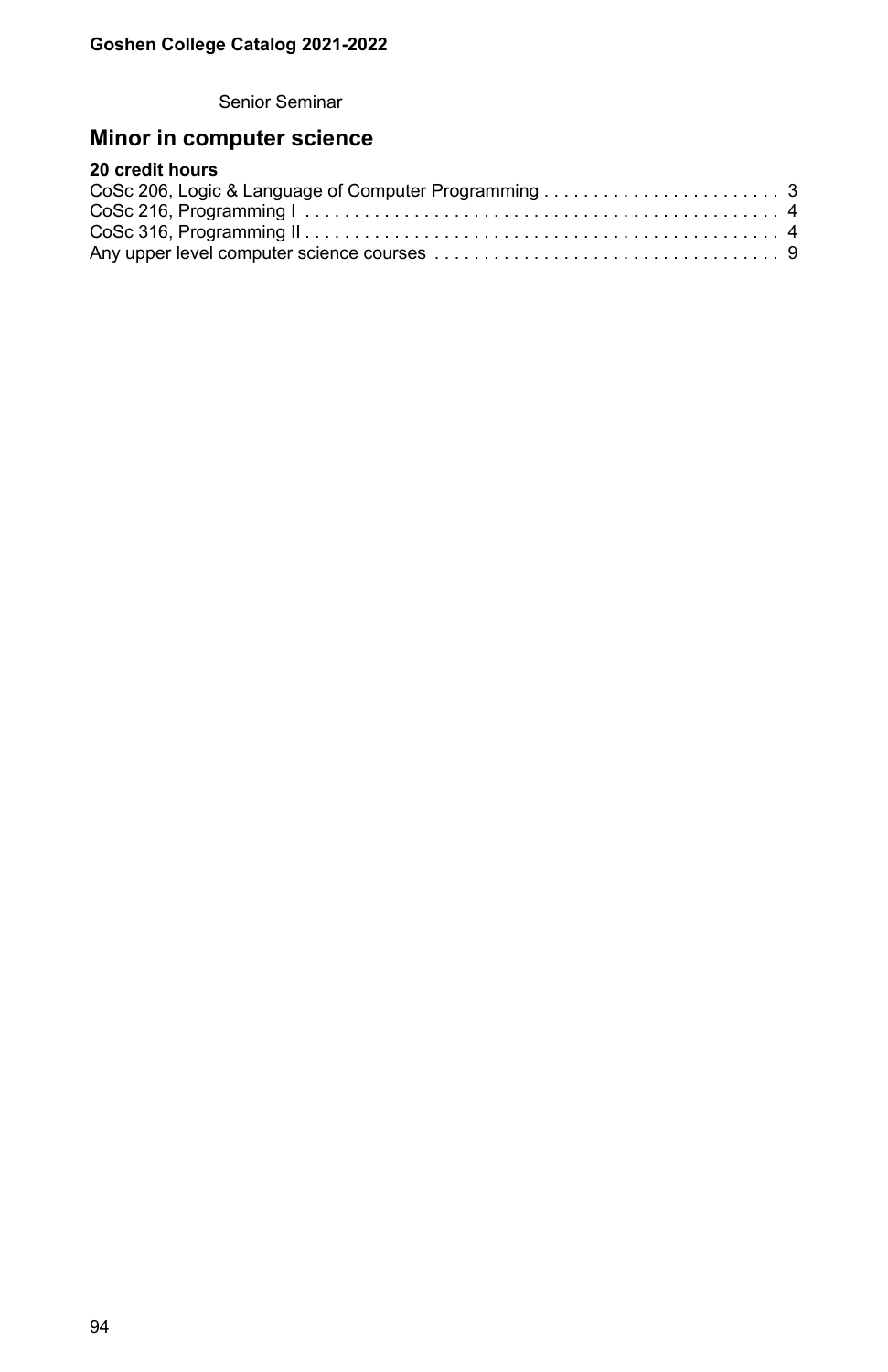Senior Seminar

## Minor in computer science

**20 credit hours**

| Course | Credits |
|---|---|
| CoSc 206, Logic & Language of Computer Programming | 3 |
| CoSc 216, Programming I | 4 |
| CoSc 316, Programming II | 4 |
| Any upper level computer science courses | 9 |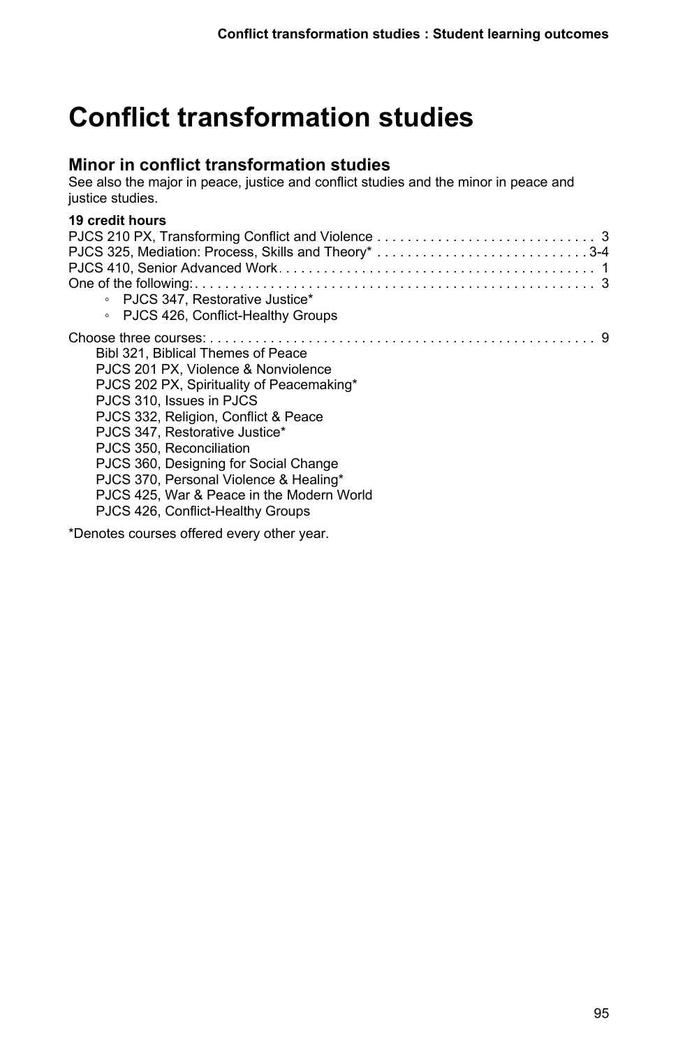# Conflict transformation studies

## Minor in conflict transformation studies

See also the major in peace, justice and conflict studies and the minor in peace and justice studies.

**19 credit hours**

| Course | Credits |
|---|---|
| PJCS 210 PX, Transforming Conflict and Violence | 3 |
| PJCS 325, Mediation: Process, Skills and Theory* | 3-4 |
| PJCS 410, Senior Advanced Work | 1 |
| One of the following: | 3 |
| ◦ PJCS 347, Restorative Justice* | |
| ◦ PJCS 426, Conflict-Healthy Groups | |
| Choose three courses: | 9 |
| Bibl 321, Biblical Themes of Peace | |
| PJCS 201 PX, Violence & Nonviolence | |
| PJCS 202 PX, Spirituality of Peacemaking* | |
| PJCS 310, Issues in PJCS | |
| PJCS 332, Religion, Conflict & Peace | |
| PJCS 347, Restorative Justice* | |
| PJCS 350, Reconciliation | |
| PJCS 360, Designing for Social Change | |
| PJCS 370, Personal Violence & Healing* | |
| PJCS 425, War & Peace in the Modern World | |
| PJCS 426, Conflict-Healthy Groups | |

*Denotes courses offered every other year.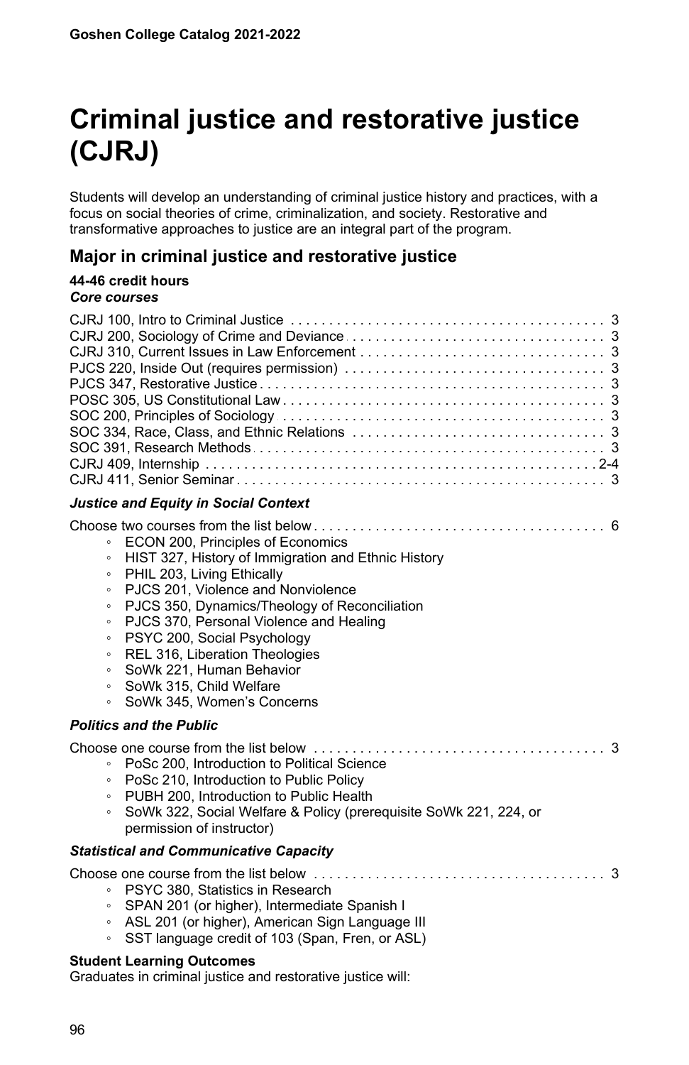# Criminal justice and restorative justice (CJRJ)

Students will develop an understanding of criminal justice history and practices, with a focus on social theories of crime, criminalization, and society. Restorative and transformative approaches to justice are an integral part of the program.

## Major in criminal justice and restorative justice

**44-46 credit hours**

***Core courses***

- CJRJ 100, Intro to Criminal Justice ........ 3
- CJRJ 200, Sociology of Crime and Deviance ........ 3
- CJRJ 310, Current Issues in Law Enforcement ........ 3
- PJCS 220, Inside Out (requires permission) ........ 3
- PJCS 347, Restorative Justice ........ 3
- POSC 305, US Constitutional Law ........ 3
- SOC 200, Principles of Sociology ........ 3
- SOC 334, Race, Class, and Ethnic Relations ........ 3
- SOC 391, Research Methods ........ 3
- CJRJ 409, Internship ........ 2-4
- CJRJ 411, Senior Seminar ........ 3

***Justice and Equity in Social Context***

Choose two courses from the list below ........ 6

- ECON 200, Principles of Economics
- HIST 327, History of Immigration and Ethnic History
- PHIL 203, Living Ethically
- PJCS 201, Violence and Nonviolence
- PJCS 350, Dynamics/Theology of Reconciliation
- PJCS 370, Personal Violence and Healing
- PSYC 200, Social Psychology
- REL 316, Liberation Theologies
- SoWk 221, Human Behavior
- SoWk 315, Child Welfare
- SoWk 345, Women's Concerns

***Politics and the Public***

Choose one course from the list below ........ 3

- PoSc 200, Introduction to Political Science
- PoSc 210, Introduction to Public Policy
- PUBH 200, Introduction to Public Health
- SoWk 322, Social Welfare & Policy (prerequisite SoWk 221, 224, or permission of instructor)

***Statistical and Communicative Capacity***

Choose one course from the list below ........ 3

- PSYC 380, Statistics in Research
- SPAN 201 (or higher), Intermediate Spanish I
- ASL 201 (or higher), American Sign Language III
- SST language credit of 103 (Span, Fren, or ASL)

**Student Learning Outcomes**

Graduates in criminal justice and restorative justice will: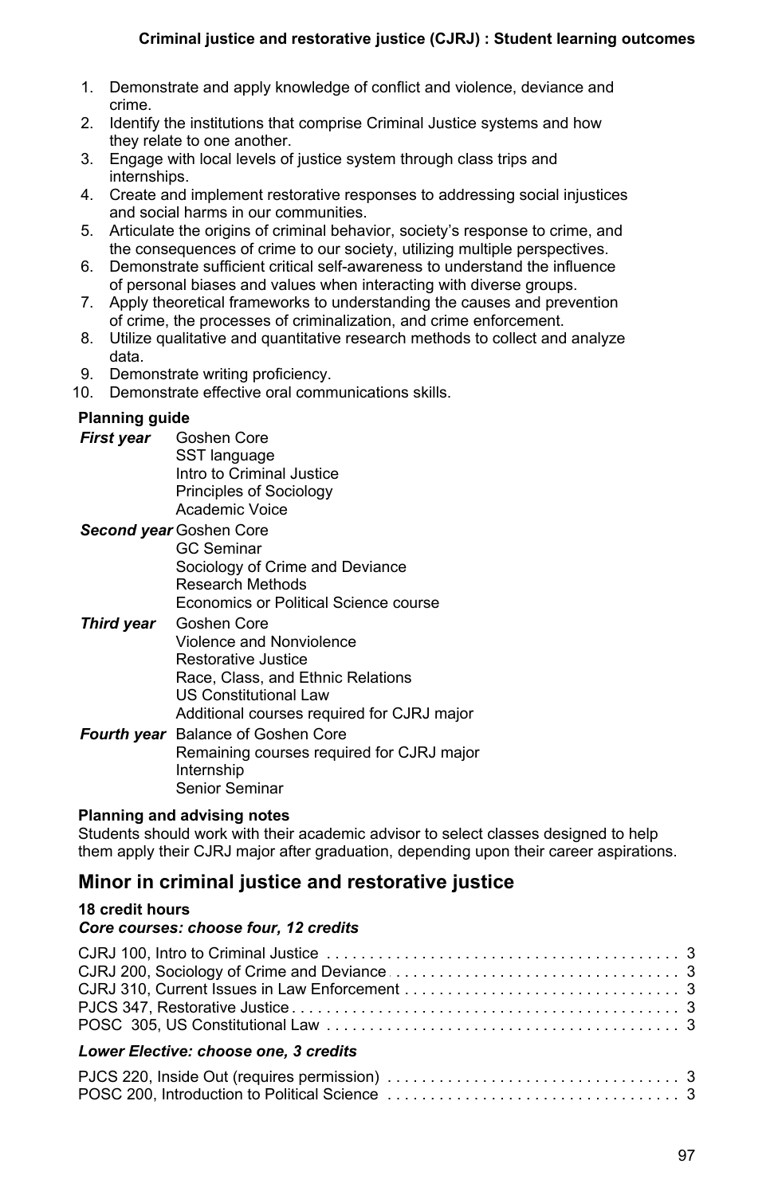### Criminal justice and restorative justice (CJRJ) : Student learning outcomes

1. Demonstrate and apply knowledge of conflict and violence, deviance and crime.
2. Identify the institutions that comprise Criminal Justice systems and how they relate to one another.
3. Engage with local levels of justice system through class trips and internships.
4. Create and implement restorative responses to addressing social injustices and social harms in our communities.
5. Articulate the origins of criminal behavior, society's response to crime, and the consequences of crime to our society, utilizing multiple perspectives.
6. Demonstrate sufficient critical self-awareness to understand the influence of personal biases and values when interacting with diverse groups.
7. Apply theoretical frameworks to understanding the causes and prevention of crime, the processes of criminalization, and crime enforcement.
8. Utilize qualitative and quantitative research methods to collect and analyze data.
9. Demonstrate writing proficiency.
10. Demonstrate effective oral communications skills.

**Planning guide**

***First year***
- Goshen Core
- SST language
- Intro to Criminal Justice
- Principles of Sociology
- Academic Voice

***Second year***
- Goshen Core
- GC Seminar
- Sociology of Crime and Deviance
- Research Methods
- Economics or Political Science course

***Third year***
- Goshen Core
- Violence and Nonviolence
- Restorative Justice
- Race, Class, and Ethnic Relations
- US Constitutional Law
- Additional courses required for CJRJ major

***Fourth year***
- Balance of Goshen Core
- Remaining courses required for CJRJ major
- Internship
- Senior Seminar

**Planning and advising notes**

Students should work with their academic advisor to select classes designed to help them apply their CJRJ major after graduation, depending upon their career aspirations.

## Minor in criminal justice and restorative justice

**18 credit hours**

***Core courses: choose four, 12 credits***

| Course | Credits |
|---|---|
| CJRJ 100, Intro to Criminal Justice | 3 |
| CJRJ 200, Sociology of Crime and Deviance | 3 |
| CJRJ 310, Current Issues in Law Enforcement | 3 |
| PJCS 347, Restorative Justice | 3 |
| POSC 305, US Constitutional Law | 3 |

***Lower Elective: choose one, 3 credits***

| Course | Credits |
|---|---|
| PJCS 220, Inside Out (requires permission) | 3 |
| POSC 200, Introduction to Political Science | 3 |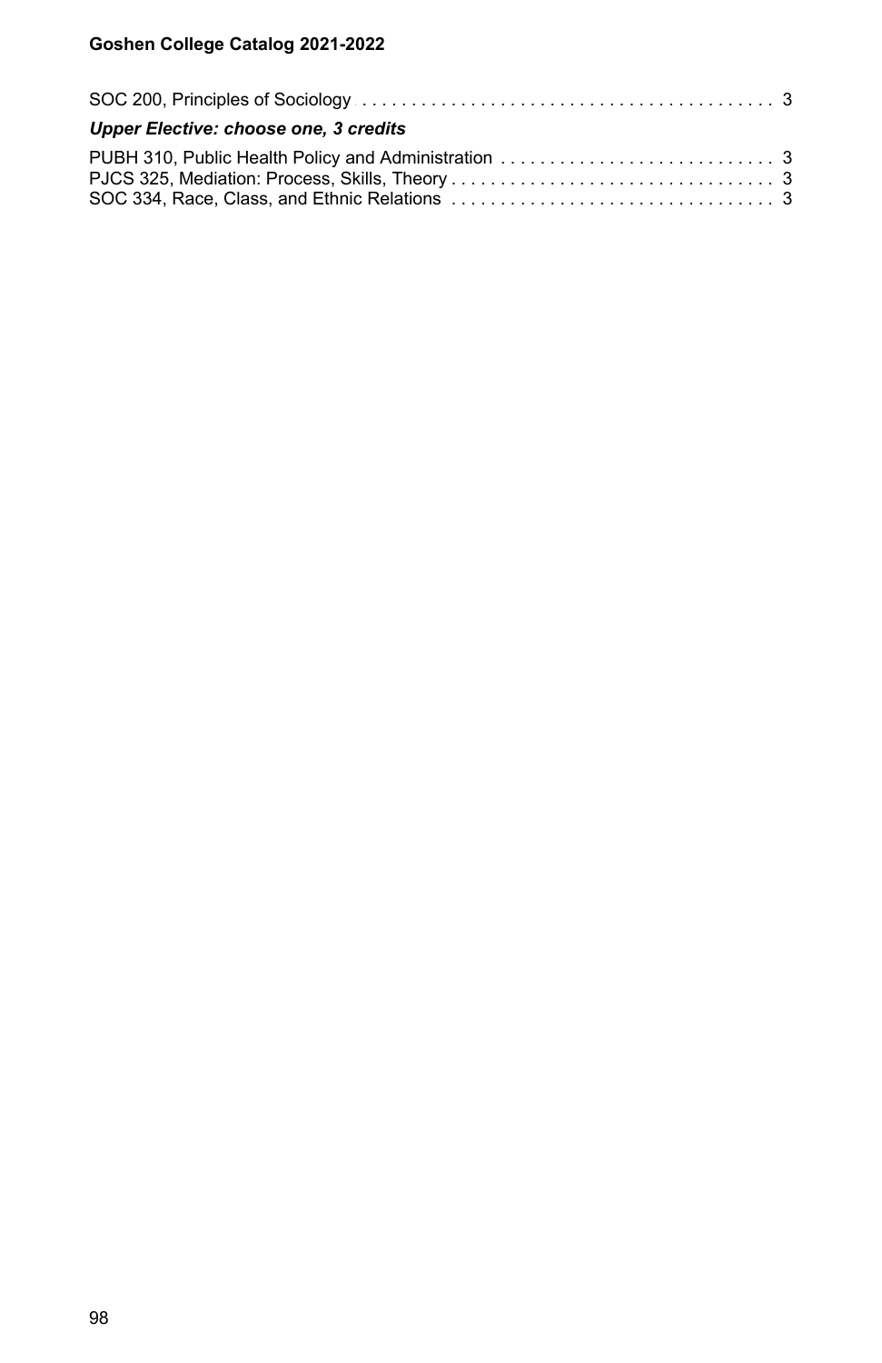SOC 200, Principles of Sociology . . . . . . . . . . . . . . . . . . . . . . . . . . . . . . . . . . . . . . . . . . 3

***Upper Elective: choose one, 3 credits***

PUBH 310, Public Health Policy and Administration . . . . . . . . . . . . . . . . . . . . . . . . . . . . 3
PJCS 325, Mediation: Process, Skills, Theory . . . . . . . . . . . . . . . . . . . . . . . . . . . . . . . . . 3
SOC 334, Race, Class, and Ethnic Relations . . . . . . . . . . . . . . . . . . . . . . . . . . . . . . . . . 3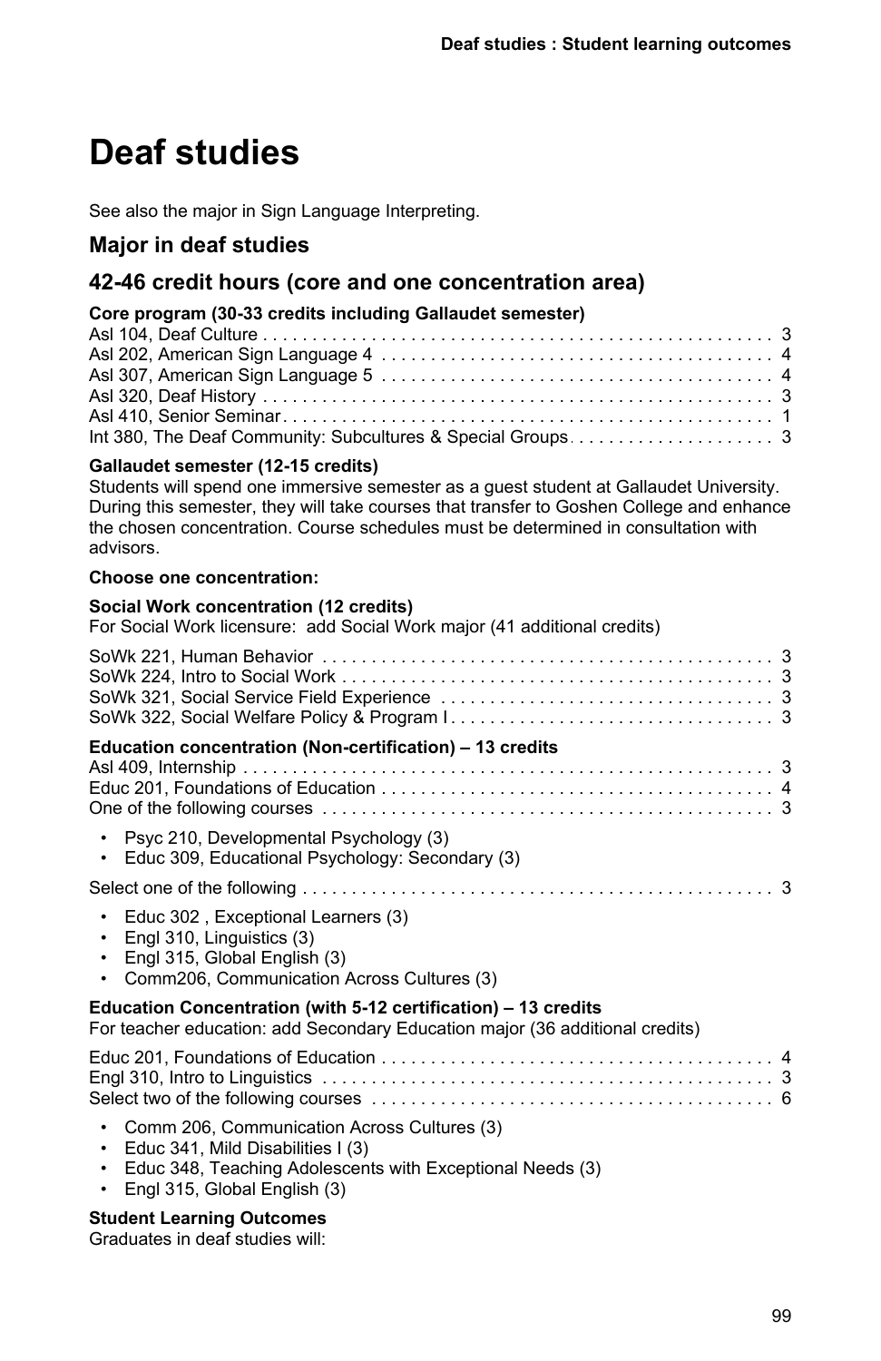# Deaf studies

See also the major in Sign Language Interpreting.

## Major in deaf studies

## 42-46 credit hours (core and one concentration area)

**Core program (30-33 credits including Gallaudet semester)**

Asl 104, Deaf Culture . . . . . . . . . . 3
Asl 202, American Sign Language 4 . . . . . . . . . . 4
Asl 307, American Sign Language 5 . . . . . . . . . . 4
Asl 320, Deaf History . . . . . . . . . . 3
Asl 410, Senior Seminar . . . . . . . . . . 1
Int 380, The Deaf Community: Subcultures & Special Groups . . . . . . . . . . 3

**Gallaudet semester (12-15 credits)**

Students will spend one immersive semester as a guest student at Gallaudet University. During this semester, they will take courses that transfer to Goshen College and enhance the chosen concentration. Course schedules must be determined in consultation with advisors.

**Choose one concentration:**

**Social Work concentration (12 credits)**

For Social Work licensure: add Social Work major (41 additional credits)

SoWk 221, Human Behavior . . . . . . . . . . 3
SoWk 224, Intro to Social Work . . . . . . . . . . 3
SoWk 321, Social Service Field Experience . . . . . . . . . . 3
SoWk 322, Social Welfare Policy & Program I . . . . . . . . . . 3

**Education concentration (Non-certification) – 13 credits**

Asl 409, Internship . . . . . . . . . . 3
Educ 201, Foundations of Education . . . . . . . . . . 4
One of the following courses . . . . . . . . . . 3

- Psyc 210, Developmental Psychology (3)
- Educ 309, Educational Psychology: Secondary (3)

Select one of the following . . . . . . . . . . 3

- Educ 302 , Exceptional Learners (3)
- Engl 310, Linguistics (3)
- Engl 315, Global English (3)
- Comm206, Communication Across Cultures (3)

**Education Concentration (with 5-12 certification) – 13 credits**

For teacher education: add Secondary Education major (36 additional credits)

Educ 201, Foundations of Education . . . . . . . . . . 4
Engl 310, Intro to Linguistics . . . . . . . . . . 3
Select two of the following courses . . . . . . . . . . 6

- Comm 206, Communication Across Cultures (3)
- Educ 341, Mild Disabilities I (3)
- Educ 348, Teaching Adolescents with Exceptional Needs (3)
- Engl 315, Global English (3)

**Student Learning Outcomes**

Graduates in deaf studies will: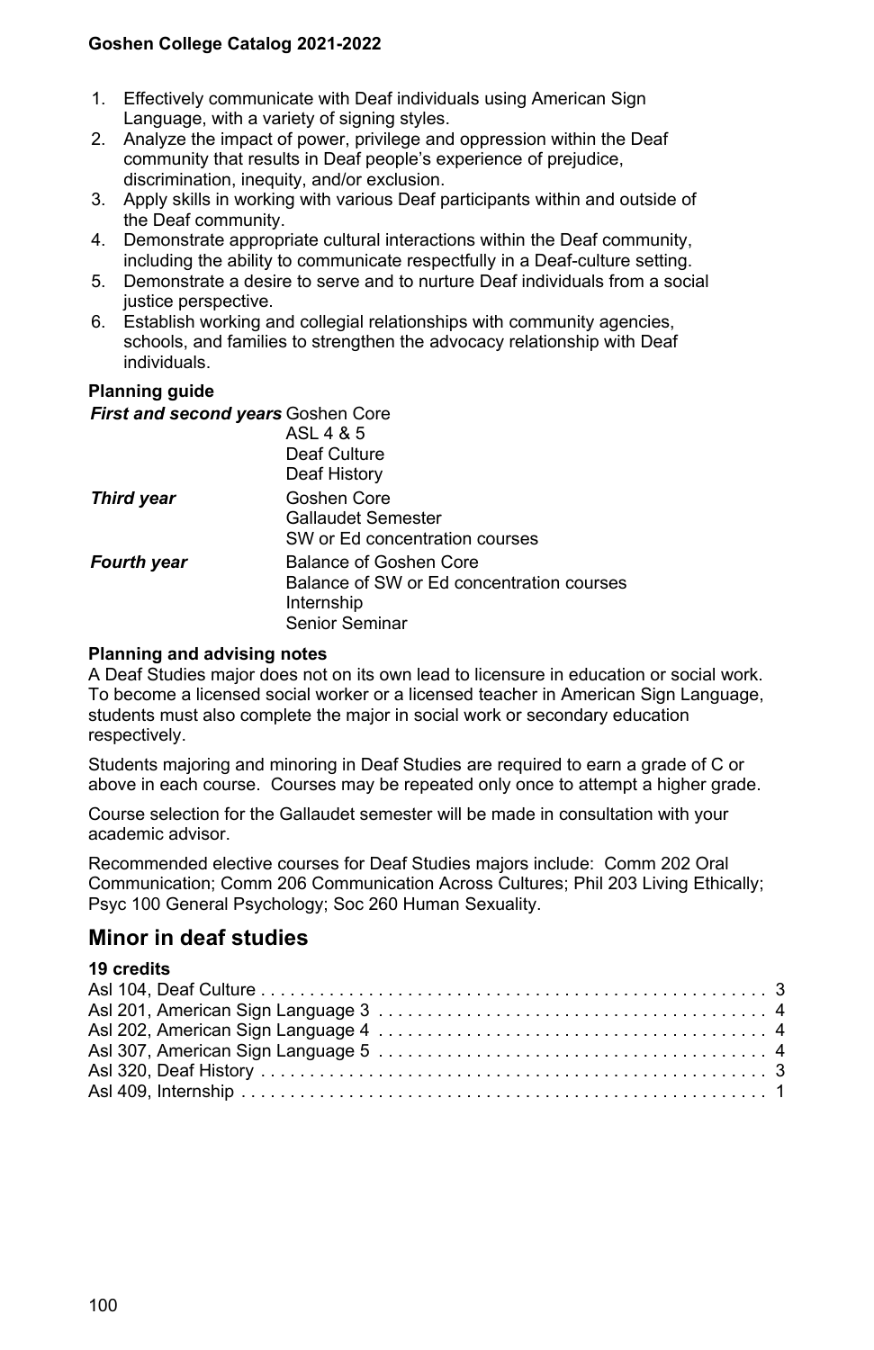1. Effectively communicate with Deaf individuals using American Sign Language, with a variety of signing styles.
2. Analyze the impact of power, privilege and oppression within the Deaf community that results in Deaf people's experience of prejudice, discrimination, inequity, and/or exclusion.
3. Apply skills in working with various Deaf participants within and outside of the Deaf community.
4. Demonstrate appropriate cultural interactions within the Deaf community, including the ability to communicate respectfully in a Deaf-culture setting.
5. Demonstrate a desire to serve and to nurture Deaf individuals from a social justice perspective.
6. Establish working and collegial relationships with community agencies, schools, and families to strengthen the advocacy relationship with Deaf individuals.

**Planning guide**

| | |
|---|---|
| ***First and second years*** | Goshen Core<br>ASL 4 & 5<br>Deaf Culture<br>Deaf History |
| ***Third year*** | Goshen Core<br>Gallaudet Semester<br>SW or Ed concentration courses |
| ***Fourth year*** | Balance of Goshen Core<br>Balance of SW or Ed concentration courses<br>Internship<br>Senior Seminar |

**Planning and advising notes**

A Deaf Studies major does not on its own lead to licensure in education or social work. To become a licensed social worker or a licensed teacher in American Sign Language, students must also complete the major in social work or secondary education respectively.

Students majoring and minoring in Deaf Studies are required to earn a grade of C or above in each course. Courses may be repeated only once to attempt a higher grade.

Course selection for the Gallaudet semester will be made in consultation with your academic advisor.

Recommended elective courses for Deaf Studies majors include: Comm 202 Oral Communication; Comm 206 Communication Across Cultures; Phil 203 Living Ethically; Psyc 100 General Psychology; Soc 260 Human Sexuality.

## Minor in deaf studies

**19 credits**

Asl 104, Deaf Culture . . . . . . . . . . 3
Asl 201, American Sign Language 3 . . . . . . . . . . 4
Asl 202, American Sign Language 4 . . . . . . . . . . 4
Asl 307, American Sign Language 5 . . . . . . . . . . 4
Asl 320, Deaf History . . . . . . . . . . 3
Asl 409, Internship . . . . . . . . . . 1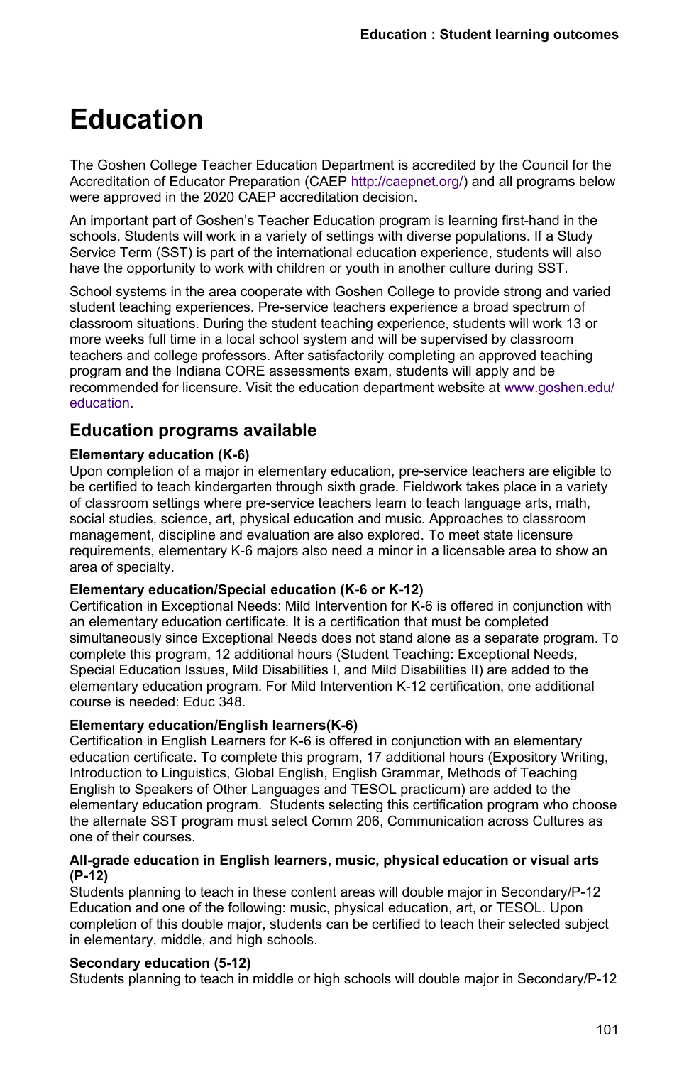# Education

The Goshen College Teacher Education Department is accredited by the Council for the Accreditation of Educator Preparation (CAEP http://caepnet.org/) and all programs below were approved in the 2020 CAEP accreditation decision.

An important part of Goshen's Teacher Education program is learning first-hand in the schools. Students will work in a variety of settings with diverse populations. If a Study Service Term (SST) is part of the international education experience, students will also have the opportunity to work with children or youth in another culture during SST.

School systems in the area cooperate with Goshen College to provide strong and varied student teaching experiences. Pre-service teachers experience a broad spectrum of classroom situations. During the student teaching experience, students will work 13 or more weeks full time in a local school system and will be supervised by classroom teachers and college professors. After satisfactorily completing an approved teaching program and the Indiana CORE assessments exam, students will apply and be recommended for licensure. Visit the education department website at www.goshen.edu/education.

## Education programs available

**Elementary education (K-6)**
Upon completion of a major in elementary education, pre-service teachers are eligible to be certified to teach kindergarten through sixth grade. Fieldwork takes place in a variety of classroom settings where pre-service teachers learn to teach language arts, math, social studies, science, art, physical education and music. Approaches to classroom management, discipline and evaluation are also explored. To meet state licensure requirements, elementary K-6 majors also need a minor in a licensable area to show an area of specialty.

**Elementary education/Special education (K-6 or K-12)**
Certification in Exceptional Needs: Mild Intervention for K-6 is offered in conjunction with an elementary education certificate. It is a certification that must be completed simultaneously since Exceptional Needs does not stand alone as a separate program. To complete this program, 12 additional hours (Student Teaching: Exceptional Needs, Special Education Issues, Mild Disabilities I, and Mild Disabilities II) are added to the elementary education program. For Mild Intervention K-12 certification, one additional course is needed: Educ 348.

**Elementary education/English learners(K-6)**
Certification in English Learners for K-6 is offered in conjunction with an elementary education certificate. To complete this program, 17 additional hours (Expository Writing, Introduction to Linguistics, Global English, English Grammar, Methods of Teaching English to Speakers of Other Languages and TESOL practicum) are added to the elementary education program. Students selecting this certification program who choose the alternate SST program must select Comm 206, Communication across Cultures as one of their courses.

**All-grade education in English learners, music, physical education or visual arts (P-12)**
Students planning to teach in these content areas will double major in Secondary/P-12 Education and one of the following: music, physical education, art, or TESOL. Upon completion of this double major, students can be certified to teach their selected subject in elementary, middle, and high schools.

**Secondary education (5-12)**
Students planning to teach in middle or high schools will double major in Secondary/P-12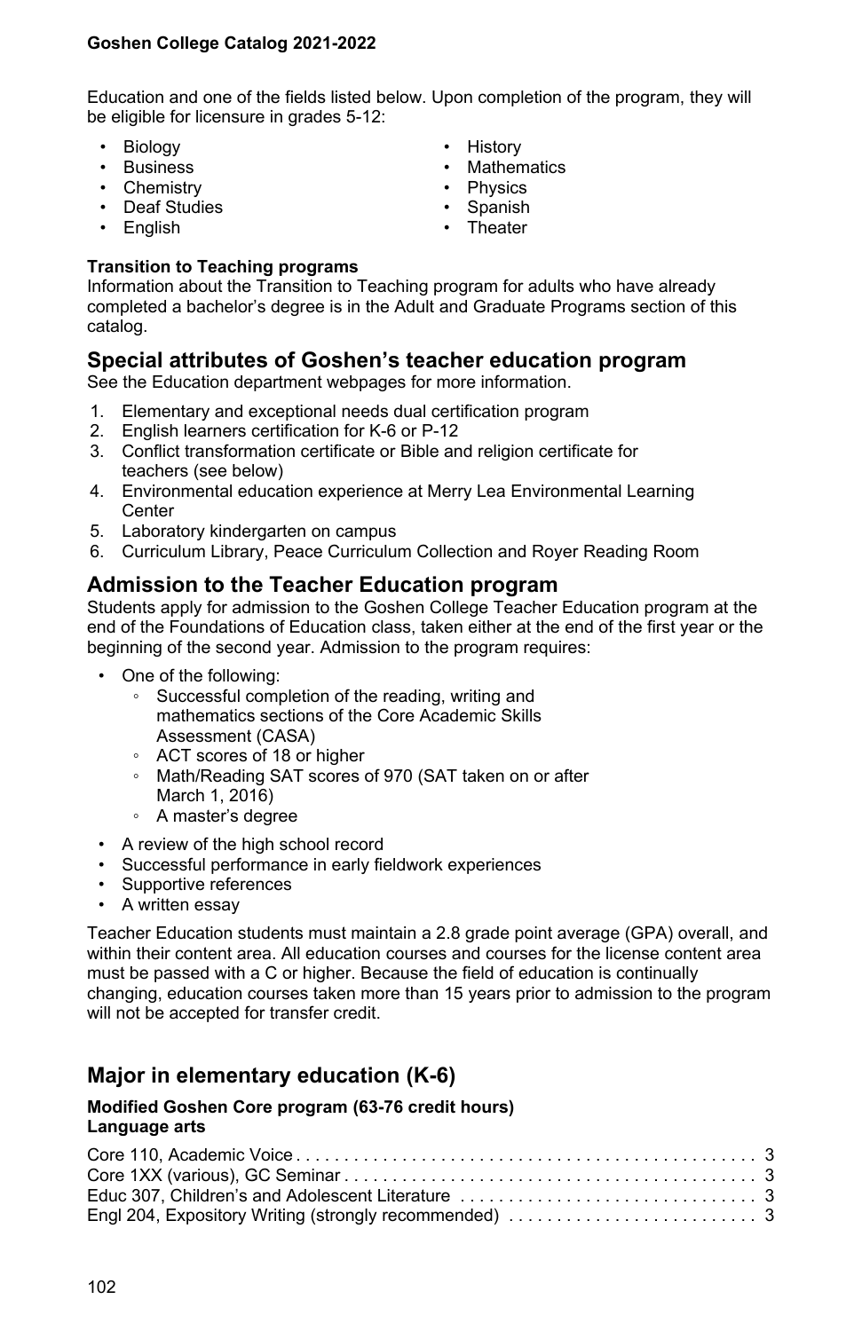Education and one of the fields listed below. Upon completion of the program, they will be eligible for licensure in grades 5-12:

- Biology
- Business
- Chemistry
- Deaf Studies
- English
- History
- Mathematics
- Physics
- Spanish
- Theater

**Transition to Teaching programs**
Information about the Transition to Teaching program for adults who have already completed a bachelor's degree is in the Adult and Graduate Programs section of this catalog.

## Special attributes of Goshen's teacher education program

See the Education department webpages for more information.

1. Elementary and exceptional needs dual certification program
2. English learners certification for K-6 or P-12
3. Conflict transformation certificate or Bible and religion certificate for teachers (see below)
4. Environmental education experience at Merry Lea Environmental Learning Center
5. Laboratory kindergarten on campus
6. Curriculum Library, Peace Curriculum Collection and Royer Reading Room

## Admission to the Teacher Education program

Students apply for admission to the Goshen College Teacher Education program at the end of the Foundations of Education class, taken either at the end of the first year or the beginning of the second year. Admission to the program requires:

- One of the following:
  - Successful completion of the reading, writing and mathematics sections of the Core Academic Skills Assessment (CASA)
  - ACT scores of 18 or higher
  - Math/Reading SAT scores of 970 (SAT taken on or after March 1, 2016)
  - A master's degree
- A review of the high school record
- Successful performance in early fieldwork experiences
- Supportive references
- A written essay

Teacher Education students must maintain a 2.8 grade point average (GPA) overall, and within their content area. All education courses and courses for the license content area must be passed with a C or higher. Because the field of education is continually changing, education courses taken more than 15 years prior to admission to the program will not be accepted for transfer credit.

## Major in elementary education (K-6)

**Modified Goshen Core program (63-76 credit hours)**
**Language arts**

| Course | Credits |
|---|---|
| Core 110, Academic Voice | 3 |
| Core 1XX (various), GC Seminar | 3 |
| Educ 307, Children's and Adolescent Literature | 3 |
| Engl 204, Expository Writing (strongly recommended) | 3 |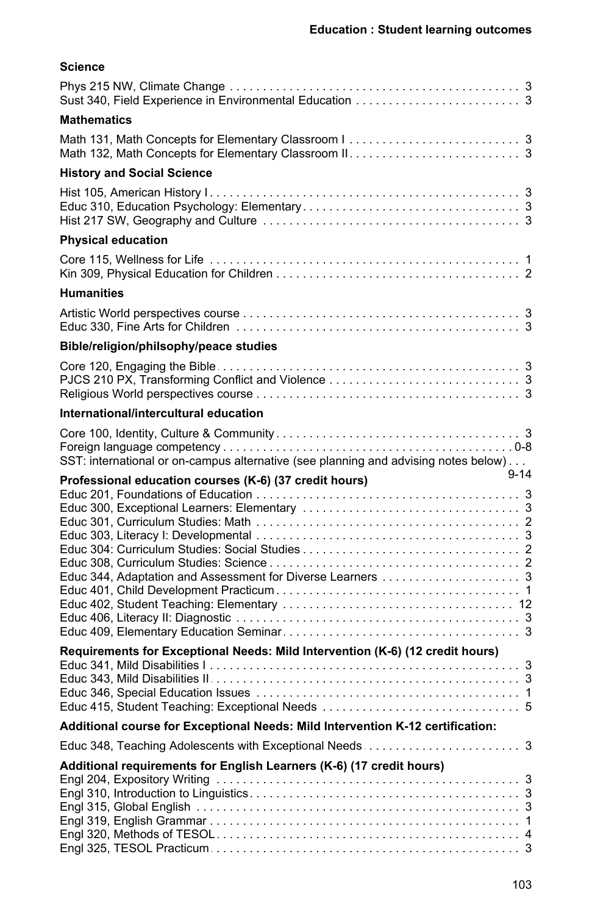### Science

Phys 215 NW, Climate Change . . . . . . . . . . . . . . . . . . . . . . . . . . . . . . . . . . . . . . . . . . . . 3
Sust 340, Field Experience in Environmental Education . . . . . . . . . . . . . . . . . . . . . . . . . 3

### Mathematics

Math 131, Math Concepts for Elementary Classroom I . . . . . . . . . . . . . . . . . . . . . . . . . . 3
Math 132, Math Concepts for Elementary Classroom II . . . . . . . . . . . . . . . . . . . . . . . . . . 3

### History and Social Science

Hist 105, American History I . . . . . . . . . . . . . . . . . . . . . . . . . . . . . . . . . . . . . . . . . . . . . . . 3
Educ 310, Education Psychology: Elementary . . . . . . . . . . . . . . . . . . . . . . . . . . . . . . . . . 3
Hist 217 SW, Geography and Culture . . . . . . . . . . . . . . . . . . . . . . . . . . . . . . . . . . . . . . . 3

### Physical education

Core 115, Wellness for Life . . . . . . . . . . . . . . . . . . . . . . . . . . . . . . . . . . . . . . . . . . . . . . . 1
Kin 309, Physical Education for Children . . . . . . . . . . . . . . . . . . . . . . . . . . . . . . . . . . . . . 2

### Humanities

Artistic World perspectives course . . . . . . . . . . . . . . . . . . . . . . . . . . . . . . . . . . . . . . . . . . 3
Educ 330, Fine Arts for Children . . . . . . . . . . . . . . . . . . . . . . . . . . . . . . . . . . . . . . . . . . . 3

### Bible/religion/philsophy/peace studies

Core 120, Engaging the Bible . . . . . . . . . . . . . . . . . . . . . . . . . . . . . . . . . . . . . . . . . . . . . . 3
PJCS 210 PX, Transforming Conflict and Violence . . . . . . . . . . . . . . . . . . . . . . . . . . . . . 3
Religious World perspectives course . . . . . . . . . . . . . . . . . . . . . . . . . . . . . . . . . . . . . . . . 3

### International/intercultural education

Core 100, Identity, Culture & Community . . . . . . . . . . . . . . . . . . . . . . . . . . . . . . . . . . . . . 3
Foreign language competency . . . . . . . . . . . . . . . . . . . . . . . . . . . . . . . . . . . . . . . . . . . . 0-8
SST: international or on-campus alternative (see planning and advising notes below) . . . 9-14

### Professional education courses (K-6) (37 credit hours)

Educ 201, Foundations of Education . . . . . . . . . . . . . . . . . . . . . . . . . . . . . . . . . . . . . . . . 3
Educ 300, Exceptional Learners: Elementary . . . . . . . . . . . . . . . . . . . . . . . . . . . . . . . . . 3
Educ 301, Curriculum Studies: Math . . . . . . . . . . . . . . . . . . . . . . . . . . . . . . . . . . . . . . . . 2
Educ 303, Literacy I: Developmental . . . . . . . . . . . . . . . . . . . . . . . . . . . . . . . . . . . . . . . . 3
Educ 304: Curriculum Studies: Social Studies . . . . . . . . . . . . . . . . . . . . . . . . . . . . . . . . . 2
Educ 308, Curriculum Studies: Science . . . . . . . . . . . . . . . . . . . . . . . . . . . . . . . . . . . . . . 2
Educ 344, Adaptation and Assessment for Diverse Learners . . . . . . . . . . . . . . . . . . . . . 3
Educ 401, Child Development Practicum . . . . . . . . . . . . . . . . . . . . . . . . . . . . . . . . . . . . . 1
Educ 402, Student Teaching: Elementary . . . . . . . . . . . . . . . . . . . . . . . . . . . . . . . . . . . 12
Educ 406, Literacy II: Diagnostic . . . . . . . . . . . . . . . . . . . . . . . . . . . . . . . . . . . . . . . . . . . 3
Educ 409, Elementary Education Seminar . . . . . . . . . . . . . . . . . . . . . . . . . . . . . . . . . . . . 3

### Requirements for Exceptional Needs: Mild Intervention (K-6) (12 credit hours)

Educ 341, Mild Disabilities I . . . . . . . . . . . . . . . . . . . . . . . . . . . . . . . . . . . . . . . . . . . . . . . 3
Educ 343, Mild Disabilities II . . . . . . . . . . . . . . . . . . . . . . . . . . . . . . . . . . . . . . . . . . . . . . 3
Educ 346, Special Education Issues . . . . . . . . . . . . . . . . . . . . . . . . . . . . . . . . . . . . . . . . 1
Educ 415, Student Teaching: Exceptional Needs . . . . . . . . . . . . . . . . . . . . . . . . . . . . . . 5

### Additional course for Exceptional Needs: Mild Intervention K-12 certification:

Educ 348, Teaching Adolescents with Exceptional Needs . . . . . . . . . . . . . . . . . . . . . . . . 3

### Additional requirements for English Learners (K-6) (17 credit hours)

Engl 204, Expository Writing . . . . . . . . . . . . . . . . . . . . . . . . . . . . . . . . . . . . . . . . . . . . . 3
Engl 310, Introduction to Linguistics . . . . . . . . . . . . . . . . . . . . . . . . . . . . . . . . . . . . . . . . . 3
Engl 315, Global English . . . . . . . . . . . . . . . . . . . . . . . . . . . . . . . . . . . . . . . . . . . . . . . . . 3
Engl 319, English Grammar . . . . . . . . . . . . . . . . . . . . . . . . . . . . . . . . . . . . . . . . . . . . . . . 1
Engl 320, Methods of TESOL . . . . . . . . . . . . . . . . . . . . . . . . . . . . . . . . . . . . . . . . . . . . . . 4
Engl 325, TESOL Practicum . . . . . . . . . . . . . . . . . . . . . . . . . . . . . . . . . . . . . . . . . . . . . . . 3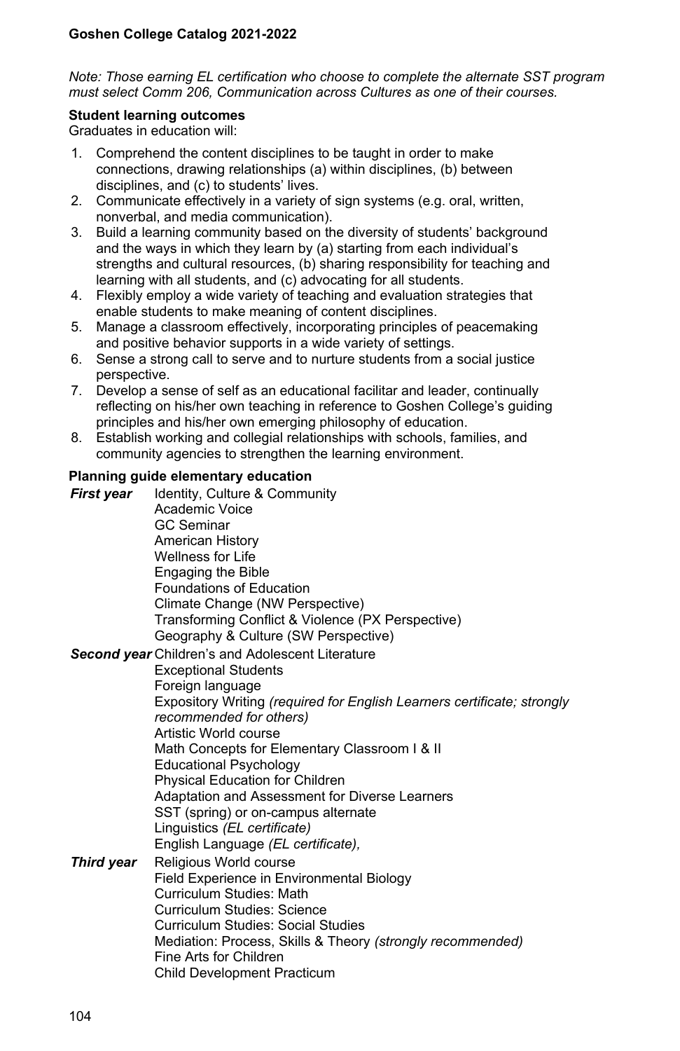*Note: Those earning EL certification who choose to complete the alternate SST program must select Comm 206, Communication across Cultures as one of their courses.*

**Student learning outcomes**

Graduates in education will:

1. Comprehend the content disciplines to be taught in order to make connections, drawing relationships (a) within disciplines, (b) between disciplines, and (c) to students' lives.
2. Communicate effectively in a variety of sign systems (e.g. oral, written, nonverbal, and media communication).
3. Build a learning community based on the diversity of students' background and the ways in which they learn by (a) starting from each individual's strengths and cultural resources, (b) sharing responsibility for teaching and learning with all students, and (c) advocating for all students.
4. Flexibly employ a wide variety of teaching and evaluation strategies that enable students to make meaning of content disciplines.
5. Manage a classroom effectively, incorporating principles of peacemaking and positive behavior supports in a wide variety of settings.
6. Sense a strong call to serve and to nurture students from a social justice perspective.
7. Develop a sense of self as an educational facilitar and leader, continually reflecting on his/her own teaching in reference to Goshen College's guiding principles and his/her own emerging philosophy of education.
8. Establish working and collegial relationships with schools, families, and community agencies to strengthen the learning environment.

**Planning guide elementary education**

***First year***

- Identity, Culture & Community
- Academic Voice
- GC Seminar
- American History
- Wellness for Life
- Engaging the Bible
- Foundations of Education
- Climate Change (NW Perspective)
- Transforming Conflict & Violence (PX Perspective)
- Geography & Culture (SW Perspective)

***Second year***

- Children's and Adolescent Literature
- Exceptional Students
- Foreign language
- Expository Writing *(required for English Learners certificate; strongly recommended for others)*
- Artistic World course
- Math Concepts for Elementary Classroom I & II
- Educational Psychology
- Physical Education for Children
- Adaptation and Assessment for Diverse Learners
- SST (spring) or on-campus alternate
- Linguistics *(EL certificate)*
- English Language *(EL certificate),*

***Third year***

- Religious World course
- Field Experience in Environmental Biology
- Curriculum Studies: Math
- Curriculum Studies: Science
- Curriculum Studies: Social Studies
- Mediation: Process, Skills & Theory *(strongly recommended)*
- Fine Arts for Children
- Child Development Practicum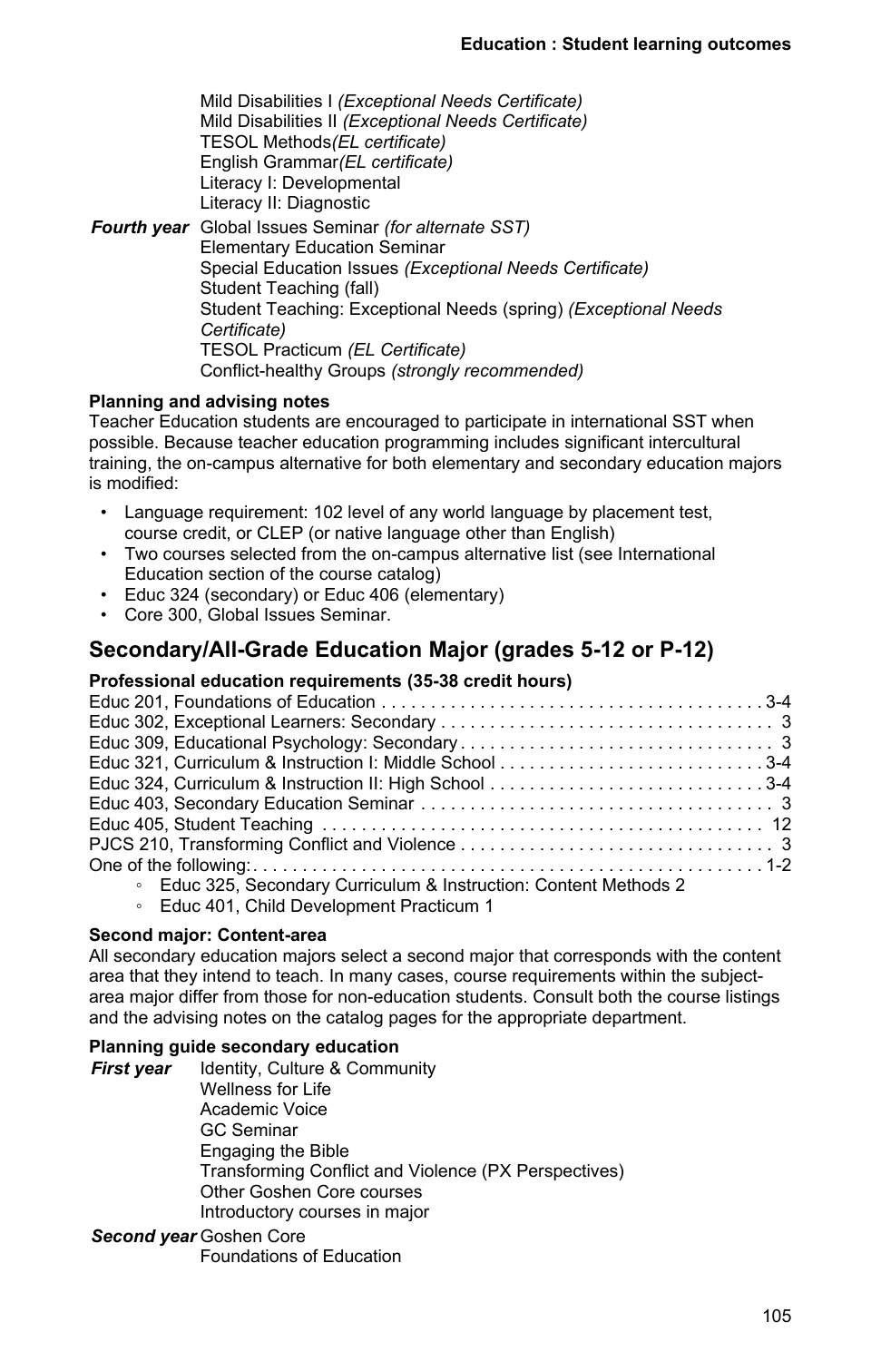Mild Disabilities I *(Exceptional Needs Certificate)*
Mild Disabilities II *(Exceptional Needs Certificate)*
TESOL Methods*(EL certificate)*
English Grammar*(EL certificate)*
Literacy I: Developmental
Literacy II: Diagnostic

***Fourth year*** Global Issues Seminar *(for alternate SST)*
Elementary Education Seminar
Special Education Issues *(Exceptional Needs Certificate)*
Student Teaching (fall)
Student Teaching: Exceptional Needs (spring) *(Exceptional Needs Certificate)*
TESOL Practicum *(EL Certificate)*
Conflict-healthy Groups *(strongly recommended)*

**Planning and advising notes**

Teacher Education students are encouraged to participate in international SST when possible. Because teacher education programming includes significant intercultural training, the on-campus alternative for both elementary and secondary education majors is modified:

- Language requirement: 102 level of any world language by placement test, course credit, or CLEP (or native language other than English)
- Two courses selected from the on-campus alternative list (see International Education section of the course catalog)
- Educ 324 (secondary) or Educ 406 (elementary)
- Core 300, Global Issues Seminar.

## Secondary/All-Grade Education Major (grades 5-12 or P-12)

**Professional education requirements (35-38 credit hours)**

Educ 201, Foundations of Education . . . 3-4
Educ 302, Exceptional Learners: Secondary . . . 3
Educ 309, Educational Psychology: Secondary . . . 3
Educ 321, Curriculum & Instruction I: Middle School . . . 3-4
Educ 324, Curriculum & Instruction II: High School . . . 3-4
Educ 403, Secondary Education Seminar . . . 3
Educ 405, Student Teaching . . . 12
PJCS 210, Transforming Conflict and Violence . . . 3
One of the following: . . . 1-2
- Educ 325, Secondary Curriculum & Instruction: Content Methods 2
- Educ 401, Child Development Practicum 1

**Second major: Content-area**

All secondary education majors select a second major that corresponds with the content area that they intend to teach. In many cases, course requirements within the subject-area major differ from those for non-education students. Consult both the course listings and the advising notes on the catalog pages for the appropriate department.

**Planning guide secondary education**

***First year*** Identity, Culture & Community
Wellness for Life
Academic Voice
GC Seminar
Engaging the Bible
Transforming Conflict and Violence (PX Perspectives)
Other Goshen Core courses
Introductory courses in major

***Second year*** Goshen Core
Foundations of Education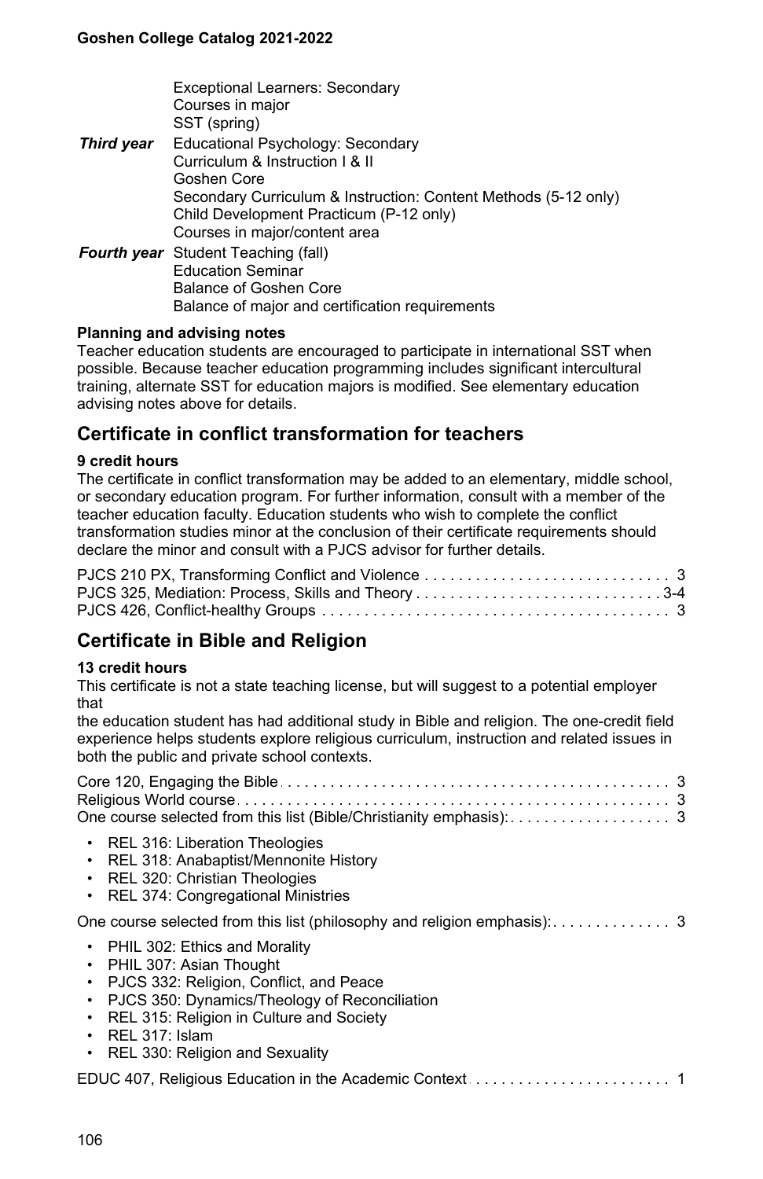Exceptional Learners: Secondary
Courses in major
SST (spring)

***Third year*** Educational Psychology: Secondary
Curriculum & Instruction I & II
Goshen Core
Secondary Curriculum & Instruction: Content Methods (5-12 only)
Child Development Practicum (P-12 only)
Courses in major/content area

***Fourth year*** Student Teaching (fall)
Education Seminar
Balance of Goshen Core
Balance of major and certification requirements

**Planning and advising notes**

Teacher education students are encouraged to participate in international SST when possible. Because teacher education programming includes significant intercultural training, alternate SST for education majors is modified. See elementary education advising notes above for details.

## Certificate in conflict transformation for teachers

**9 credit hours**

The certificate in conflict transformation may be added to an elementary, middle school, or secondary education program. For further information, consult with a member of the teacher education faculty. Education students who wish to complete the conflict transformation studies minor at the conclusion of their certificate requirements should declare the minor and consult with a PJCS advisor for further details.

PJCS 210 PX, Transforming Conflict and Violence . . . . . . . . . . 3
PJCS 325, Mediation: Process, Skills and Theory . . . . . . . . . . 3-4
PJCS 426, Conflict-healthy Groups . . . . . . . . . . 3

## Certificate in Bible and Religion

**13 credit hours**

This certificate is not a state teaching license, but will suggest to a potential employer that
the education student has had additional study in Bible and religion. The one-credit field experience helps students explore religious curriculum, instruction and related issues in both the public and private school contexts.

Core 120, Engaging the Bible . . . . . . . . . . 3
Religious World course . . . . . . . . . . 3
One course selected from this list (Bible/Christianity emphasis): . . . . . . . . . . 3

- REL 316: Liberation Theologies
- REL 318: Anabaptist/Mennonite History
- REL 320: Christian Theologies
- REL 374: Congregational Ministries

One course selected from this list (philosophy and religion emphasis): . . . . . . . . . . 3

- PHIL 302: Ethics and Morality
- PHIL 307: Asian Thought
- PJCS 332: Religion, Conflict, and Peace
- PJCS 350: Dynamics/Theology of Reconciliation
- REL 315: Religion in Culture and Society
- REL 317: Islam
- REL 330: Religion and Sexuality

EDUC 407, Religious Education in the Academic Context . . . . . . . . . . 1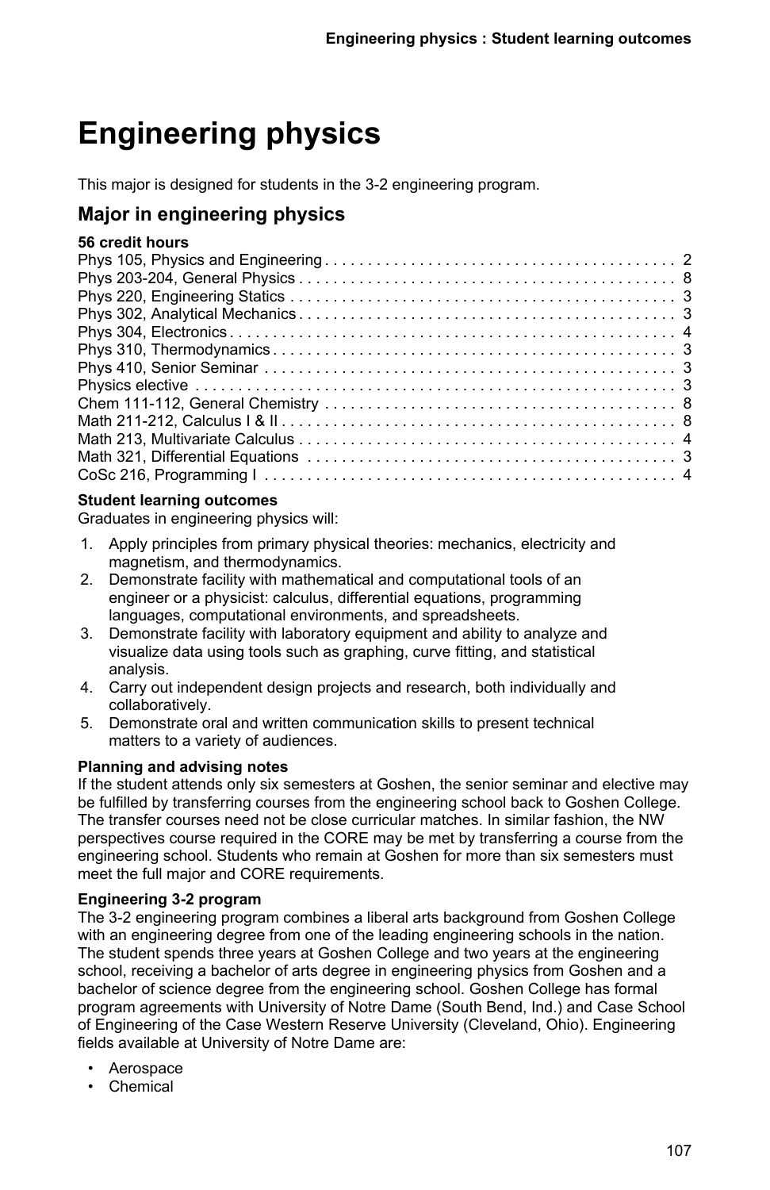# Engineering physics

This major is designed for students in the 3-2 engineering program.

## Major in engineering physics

**56 credit hours**

| Course | Credits |
|---|---|
| Phys 105, Physics and Engineering | 2 |
| Phys 203-204, General Physics | 8 |
| Phys 220, Engineering Statics | 3 |
| Phys 302, Analytical Mechanics | 3 |
| Phys 304, Electronics | 4 |
| Phys 310, Thermodynamics | 3 |
| Phys 410, Senior Seminar | 3 |
| Physics elective | 3 |
| Chem 111-112, General Chemistry | 8 |
| Math 211-212, Calculus I & II | 8 |
| Math 213, Multivariate Calculus | 4 |
| Math 321, Differential Equations | 3 |
| CoSc 216, Programming I | 4 |

**Student learning outcomes**

Graduates in engineering physics will:

1. Apply principles from primary physical theories: mechanics, electricity and magnetism, and thermodynamics.
2. Demonstrate facility with mathematical and computational tools of an engineer or a physicist: calculus, differential equations, programming languages, computational environments, and spreadsheets.
3. Demonstrate facility with laboratory equipment and ability to analyze and visualize data using tools such as graphing, curve fitting, and statistical analysis.
4. Carry out independent design projects and research, both individually and collaboratively.
5. Demonstrate oral and written communication skills to present technical matters to a variety of audiences.

**Planning and advising notes**

If the student attends only six semesters at Goshen, the senior seminar and elective may be fulfilled by transferring courses from the engineering school back to Goshen College. The transfer courses need not be close curricular matches. In similar fashion, the NW perspectives course required in the CORE may be met by transferring a course from the engineering school. Students who remain at Goshen for more than six semesters must meet the full major and CORE requirements.

**Engineering 3-2 program**

The 3-2 engineering program combines a liberal arts background from Goshen College with an engineering degree from one of the leading engineering schools in the nation. The student spends three years at Goshen College and two years at the engineering school, receiving a bachelor of arts degree in engineering physics from Goshen and a bachelor of science degree from the engineering school. Goshen College has formal program agreements with University of Notre Dame (South Bend, Ind.) and Case School of Engineering of the Case Western Reserve University (Cleveland, Ohio). Engineering fields available at University of Notre Dame are:

- Aerospace
- Chemical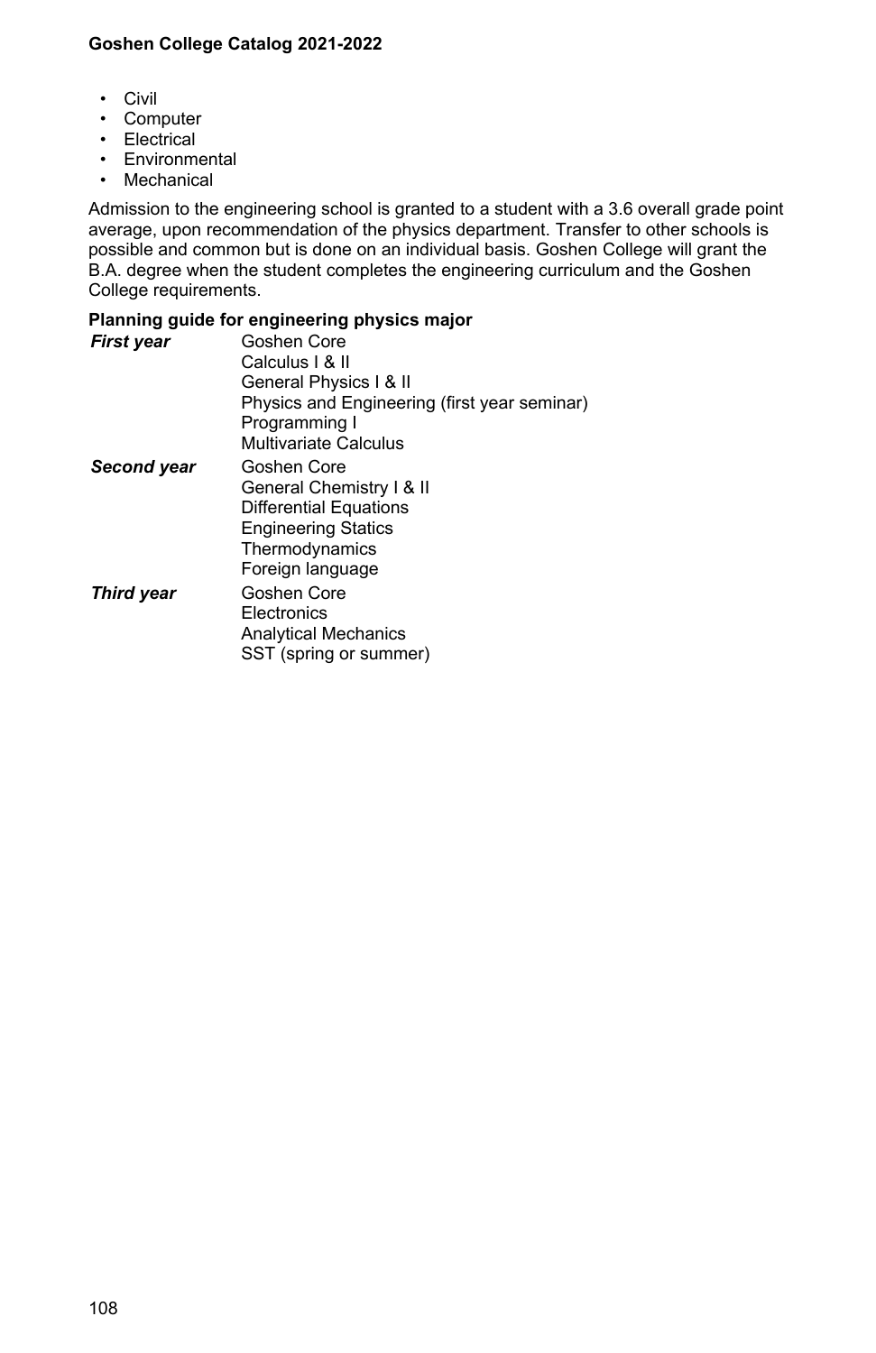- Civil
- Computer
- Electrical
- Environmental
- Mechanical

Admission to the engineering school is granted to a student with a 3.6 overall grade point average, upon recommendation of the physics department. Transfer to other schools is possible and common but is done on an individual basis. Goshen College will grant the B.A. degree when the student completes the engineering curriculum and the Goshen College requirements.

**Planning guide for engineering physics major**

| | |
|---|---|
| ***First year*** | Goshen Core<br>Calculus I & II<br>General Physics I & II<br>Physics and Engineering (first year seminar)<br>Programming I<br>Multivariate Calculus |
| ***Second year*** | Goshen Core<br>General Chemistry I & II<br>Differential Equations<br>Engineering Statics<br>Thermodynamics<br>Foreign language |
| ***Third year*** | Goshen Core<br>Electronics<br>Analytical Mechanics<br>SST (spring or summer) |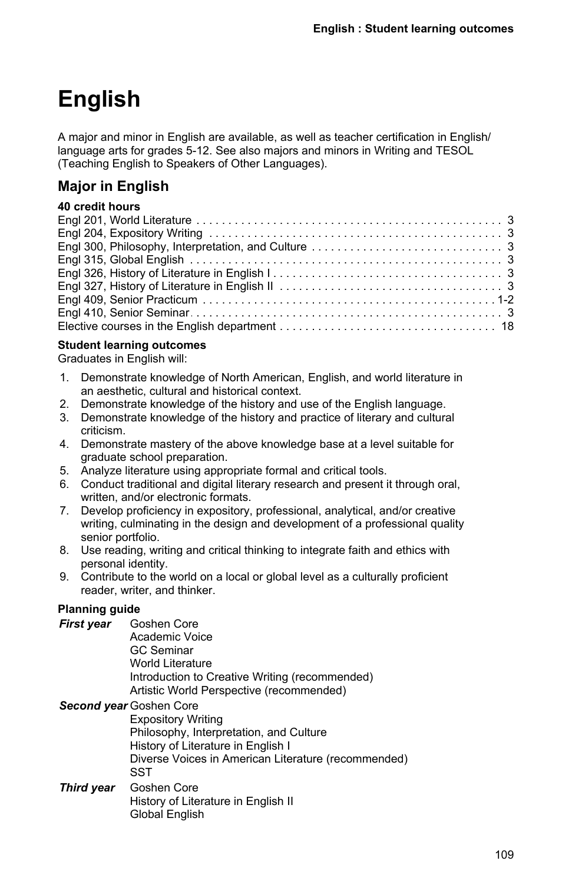# English

A major and minor in English are available, as well as teacher certification in English/ language arts for grades 5-12. See also majors and minors in Writing and TESOL (Teaching English to Speakers of Other Languages).

## Major in English

**40 credit hours**

| Course | Credits |
|---|---|
| Engl 201, World Literature | 3 |
| Engl 204, Expository Writing | 3 |
| Engl 300, Philosophy, Interpretation, and Culture | 3 |
| Engl 315, Global English | 3 |
| Engl 326, History of Literature in English I | 3 |
| Engl 327, History of Literature in English II | 3 |
| Engl 409, Senior Practicum | 1-2 |
| Engl 410, Senior Seminar | 3 |
| Elective courses in the English department | 18 |

**Student learning outcomes**

Graduates in English will:

1. Demonstrate knowledge of North American, English, and world literature in an aesthetic, cultural and historical context.
2. Demonstrate knowledge of the history and use of the English language.
3. Demonstrate knowledge of the history and practice of literary and cultural criticism.
4. Demonstrate mastery of the above knowledge base at a level suitable for graduate school preparation.
5. Analyze literature using appropriate formal and critical tools.
6. Conduct traditional and digital literary research and present it through oral, written, and/or electronic formats.
7. Develop proficiency in expository, professional, analytical, and/or creative writing, culminating in the design and development of a professional quality senior portfolio.
8. Use reading, writing and critical thinking to integrate faith and ethics with personal identity.
9. Contribute to the world on a local or global level as a culturally proficient reader, writer, and thinker.

**Planning guide**

***First year***
- Goshen Core
  - Academic Voice
  - GC Seminar
- World Literature
- Introduction to Creative Writing (recommended)
- Artistic World Perspective (recommended)

***Second year***
- Goshen Core
- Expository Writing
- Philosophy, Interpretation, and Culture
- History of Literature in English I
- Diverse Voices in American Literature (recommended)
- SST

***Third year***
- Goshen Core
- History of Literature in English II
- Global English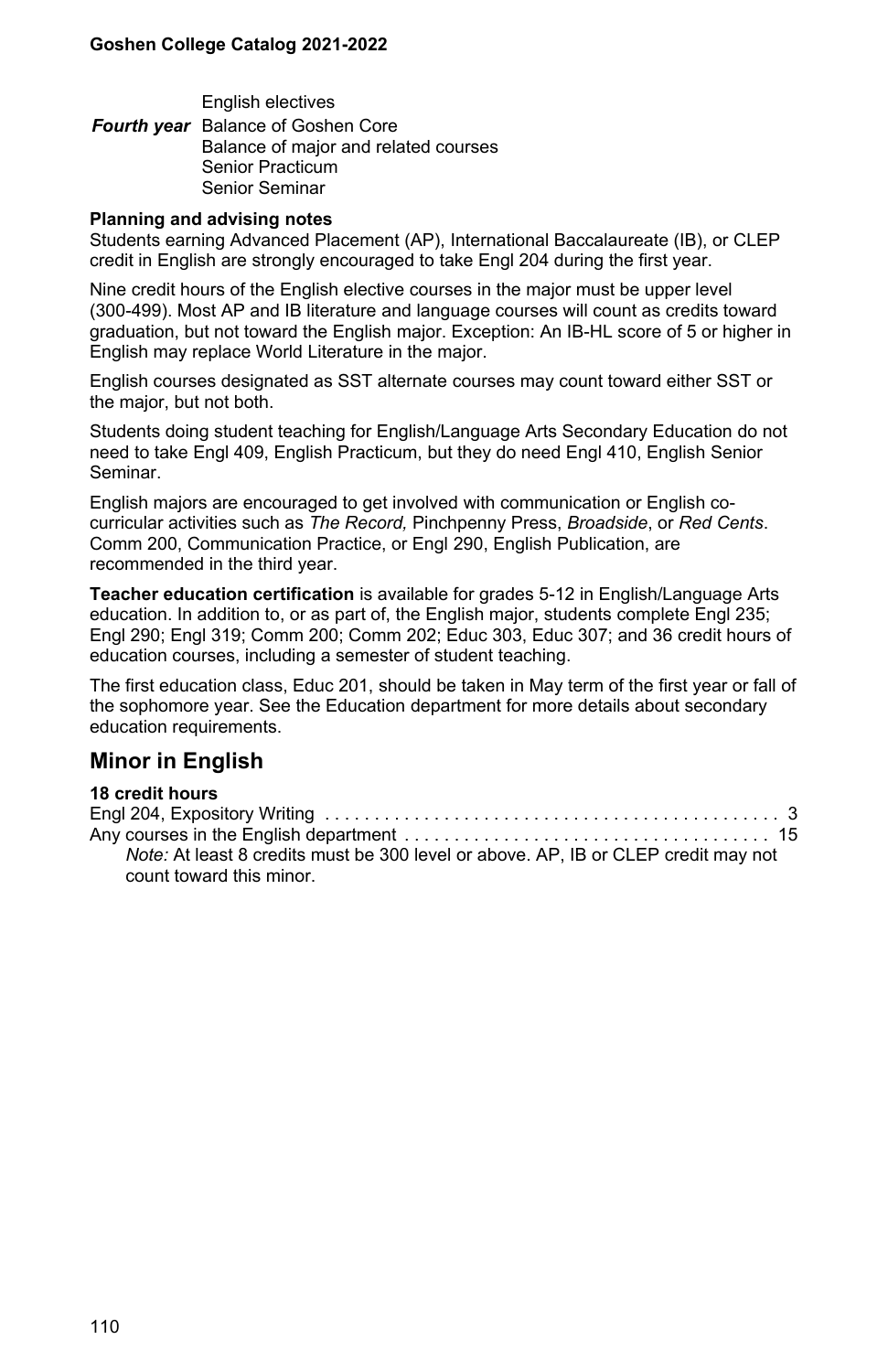|  | English electives |
| --- | --- |
| ***Fourth year*** | Balance of Goshen Core<br>Balance of major and related courses<br>Senior Practicum<br>Senior Seminar |

**Planning and advising notes**

Students earning Advanced Placement (AP), International Baccalaureate (IB), or CLEP credit in English are strongly encouraged to take Engl 204 during the first year.

Nine credit hours of the English elective courses in the major must be upper level (300-499). Most AP and IB literature and language courses will count as credits toward graduation, but not toward the English major. Exception: An IB-HL score of 5 or higher in English may replace World Literature in the major.

English courses designated as SST alternate courses may count toward either SST or the major, but not both.

Students doing student teaching for English/Language Arts Secondary Education do not need to take Engl 409, English Practicum, but they do need Engl 410, English Senior Seminar.

English majors are encouraged to get involved with communication or English co-curricular activities such as *The Record,* Pinchpenny Press, *Broadside*, or *Red Cents*. Comm 200, Communication Practice, or Engl 290, English Publication, are recommended in the third year.

**Teacher education certification** is available for grades 5-12 in English/Language Arts education. In addition to, or as part of, the English major, students complete Engl 235; Engl 290; Engl 319; Comm 200; Comm 202; Educ 303, Educ 307; and 36 credit hours of education courses, including a semester of student teaching.

The first education class, Educ 201, should be taken in May term of the first year or fall of the sophomore year. See the Education department for more details about secondary education requirements.

## Minor in English

**18 credit hours**

| Course | Credits |
| --- | --- |
| Engl 204, Expository Writing | 3 |
| Any courses in the English department | 15 |

*Note:* At least 8 credits must be 300 level or above. AP, IB or CLEP credit may not count toward this minor.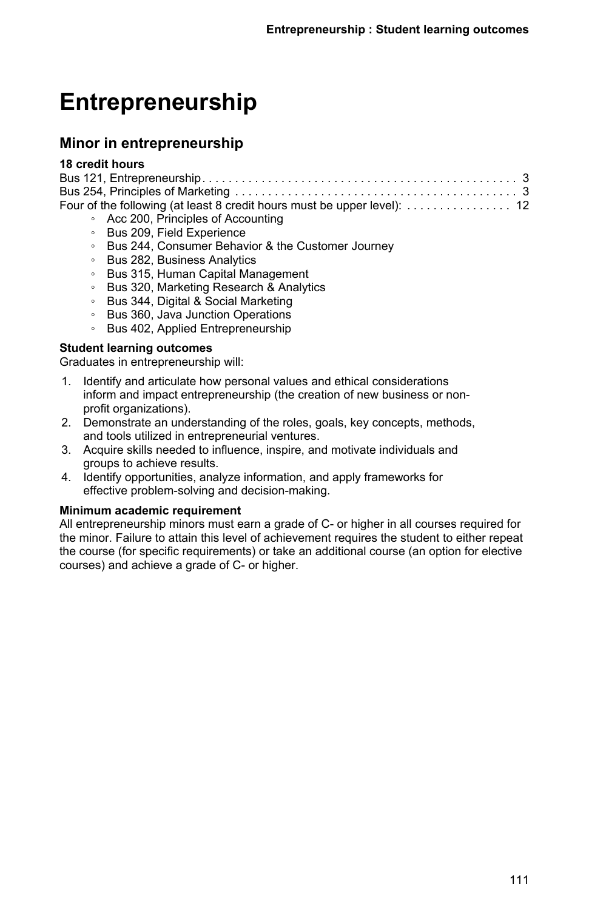# Entrepreneurship

## Minor in entrepreneurship

**18 credit hours**

Bus 121, Entrepreneurship . . . . . . . . . . . . . . . . . . . . . . . . . . . . . . . . . . . . . . . . . . . . . . . 3
Bus 254, Principles of Marketing . . . . . . . . . . . . . . . . . . . . . . . . . . . . . . . . . . . . . . . . . . . 3
Four of the following (at least 8 credit hours must be upper level): . . . . . . . . . . . . . . . . 12

- Acc 200, Principles of Accounting
- Bus 209, Field Experience
- Bus 244, Consumer Behavior & the Customer Journey
- Bus 282, Business Analytics
- Bus 315, Human Capital Management
- Bus 320, Marketing Research & Analytics
- Bus 344, Digital & Social Marketing
- Bus 360, Java Junction Operations
- Bus 402, Applied Entrepreneurship

**Student learning outcomes**

Graduates in entrepreneurship will:

1. Identify and articulate how personal values and ethical considerations inform and impact entrepreneurship (the creation of new business or non-profit organizations).
2. Demonstrate an understanding of the roles, goals, key concepts, methods, and tools utilized in entrepreneurial ventures.
3. Acquire skills needed to influence, inspire, and motivate individuals and groups to achieve results.
4. Identify opportunities, analyze information, and apply frameworks for effective problem-solving and decision-making.

**Minimum academic requirement**

All entrepreneurship minors must earn a grade of C- or higher in all courses required for the minor. Failure to attain this level of achievement requires the student to either repeat the course (for specific requirements) or take an additional course (an option for elective courses) and achieve a grade of C- or higher.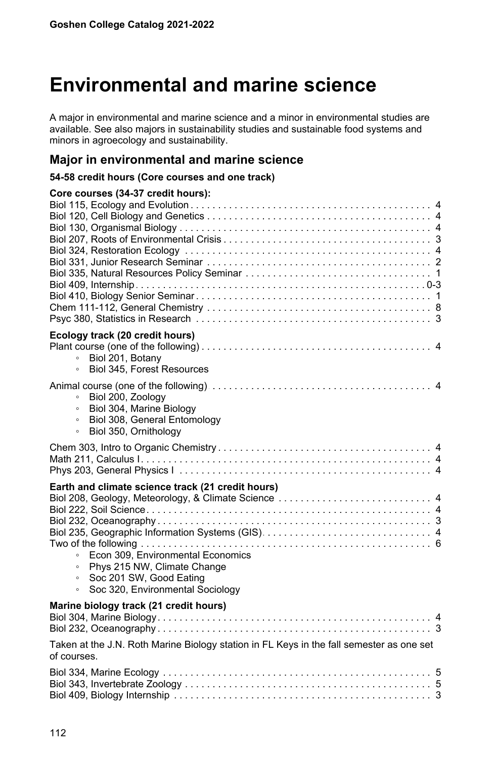# Environmental and marine science

A major in environmental and marine science and a minor in environmental studies are available. See also majors in sustainability studies and sustainable food systems and minors in agroecology and sustainability.

## Major in environmental and marine science

**54-58 credit hours (Core courses and one track)**

**Core courses (34-37 credit hours):**

Biol 115, Ecology and Evolution . . . . . 4
Biol 120, Cell Biology and Genetics . . . . . 4
Biol 130, Organismal Biology . . . . . 4
Biol 207, Roots of Environmental Crisis . . . . . 3
Biol 324, Restoration Ecology . . . . . 4
Biol 331, Junior Research Seminar . . . . . 2
Biol 335, Natural Resources Policy Seminar . . . . . 1
Biol 409, Internship . . . . . 0-3
Biol 410, Biology Senior Seminar . . . . . 1
Chem 111-112, General Chemistry . . . . . 8
Psyc 380, Statistics in Research . . . . . 3

**Ecology track (20 credit hours)**

Plant course (one of the following) . . . . . 4

- Biol 201, Botany
- Biol 345, Forest Resources

Animal course (one of the following) . . . . . 4

- Biol 200, Zoology
- Biol 304, Marine Biology
- Biol 308, General Entomology
- Biol 350, Ornithology

Chem 303, Intro to Organic Chemistry . . . . . 4
Math 211, Calculus I . . . . . 4
Phys 203, General Physics I . . . . . 4

**Earth and climate science track (21 credit hours)**

Biol 208, Geology, Meteorology, & Climate Science . . . . . 4
Biol 222, Soil Science . . . . . 4
Biol 232, Oceanography . . . . . 3
Biol 235, Geographic Information Systems (GIS) . . . . . 4
Two of the following . . . . . 6

- Econ 309, Environmental Economics
- Phys 215 NW, Climate Change
- Soc 201 SW, Good Eating
- Soc 320, Environmental Sociology

**Marine biology track (21 credit hours)**

Biol 304, Marine Biology . . . . . 4
Biol 232, Oceanography . . . . . 3

Taken at the J.N. Roth Marine Biology station in FL Keys in the fall semester as one set of courses.

Biol 334, Marine Ecology . . . . . 5
Biol 343, Invertebrate Zoology . . . . . 5
Biol 409, Biology Internship . . . . . 3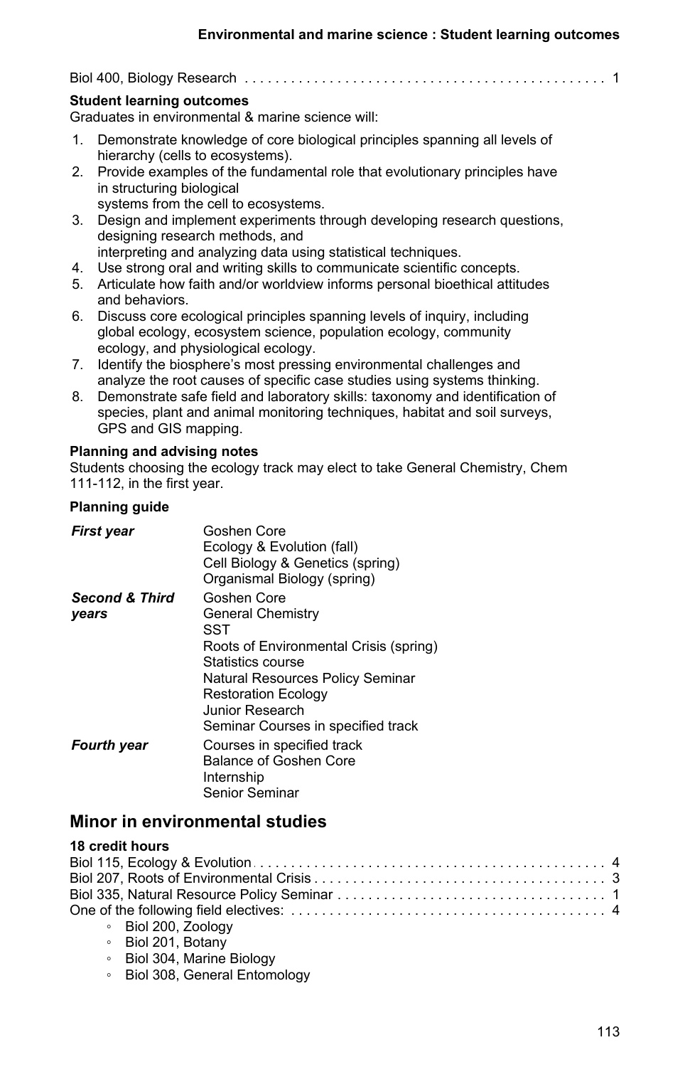Biol 400, Biology Research . . . . . . . . . . . . . . . . . . . . . . . . . . . . . . . . . . . . . . . . . . . . . . 1

**Student learning outcomes**

Graduates in environmental & marine science will:

1. Demonstrate knowledge of core biological principles spanning all levels of hierarchy (cells to ecosystems).
2. Provide examples of the fundamental role that evolutionary principles have in structuring biological systems from the cell to ecosystems.
3. Design and implement experiments through developing research questions, designing research methods, and interpreting and analyzing data using statistical techniques.
4. Use strong oral and writing skills to communicate scientific concepts.
5. Articulate how faith and/or worldview informs personal bioethical attitudes and behaviors.
6. Discuss core ecological principles spanning levels of inquiry, including global ecology, ecosystem science, population ecology, community ecology, and physiological ecology.
7. Identify the biosphere's most pressing environmental challenges and analyze the root causes of specific case studies using systems thinking.
8. Demonstrate safe field and laboratory skills: taxonomy and identification of species, plant and animal monitoring techniques, habitat and soil surveys, GPS and GIS mapping.

**Planning and advising notes**

Students choosing the ecology track may elect to take General Chemistry, Chem 111-112, in the first year.

**Planning guide**

| | |
|---|---|
| ***First year*** | Goshen Core<br>Ecology & Evolution (fall)<br>Cell Biology & Genetics (spring)<br>Organismal Biology (spring) |
| ***Second & Third years*** | Goshen Core<br>General Chemistry<br>SST<br>Roots of Environmental Crisis (spring)<br>Statistics course<br>Natural Resources Policy Seminar<br>Restoration Ecology<br>Junior Research<br>Seminar Courses in specified track |
| ***Fourth year*** | Courses in specified track<br>Balance of Goshen Core<br>Internship<br>Senior Seminar |

## Minor in environmental studies

**18 credit hours**

Biol 115, Ecology & Evolution . . . . . . . . . . . . . . . . . . . . . . . . . . . . . . . . . . . . . . . . . . . . 4
Biol 207, Roots of Environmental Crisis . . . . . . . . . . . . . . . . . . . . . . . . . . . . . . . . . . . . 3
Biol 335, Natural Resource Policy Seminar . . . . . . . . . . . . . . . . . . . . . . . . . . . . . . . . . . 1
One of the following field electives: . . . . . . . . . . . . . . . . . . . . . . . . . . . . . . . . . . . . . . . 4

- Biol 200, Zoology
- Biol 201, Botany
- Biol 304, Marine Biology
- Biol 308, General Entomology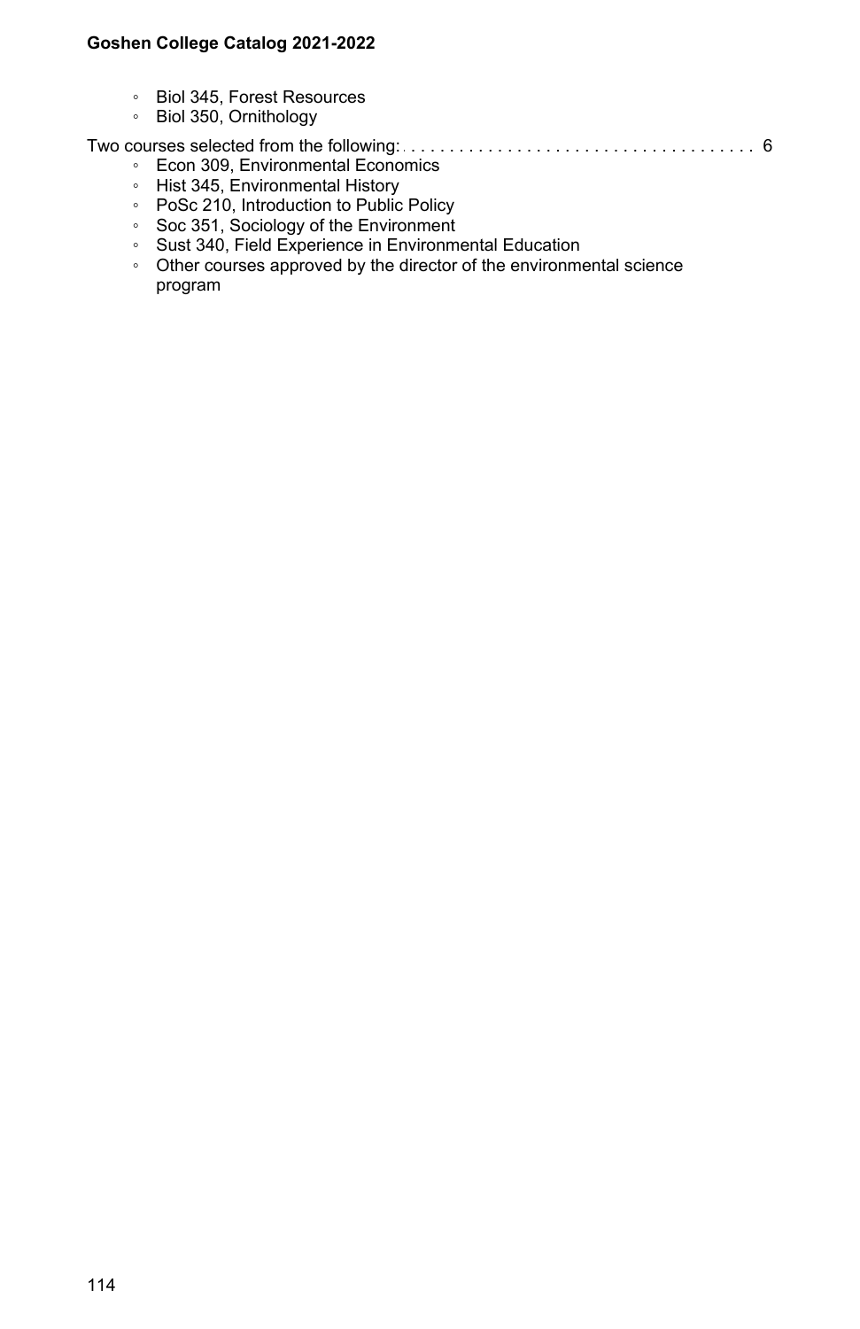- Biol 345, Forest Resources
- Biol 350, Ornithology

Two courses selected from the following: . . . . . . . . . . . . . . . . . . . . . . . . . . . . . . . . . . . . 6

- Econ 309, Environmental Economics
- Hist 345, Environmental History
- PoSc 210, Introduction to Public Policy
- Soc 351, Sociology of the Environment
- Sust 340, Field Experience in Environmental Education
- Other courses approved by the director of the environmental science program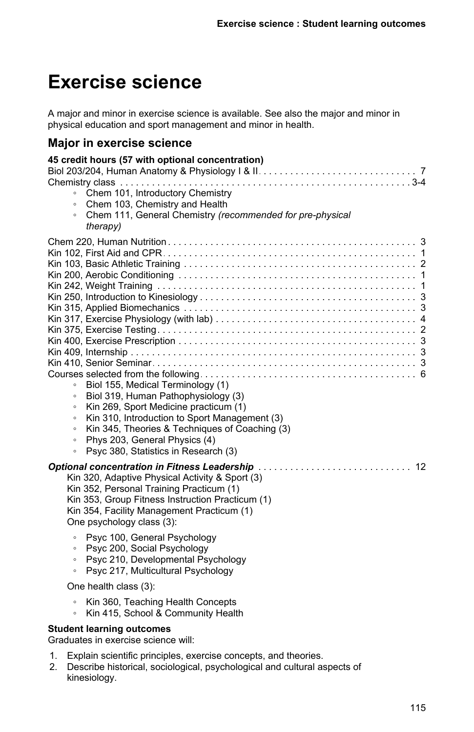# Exercise science

A major and minor in exercise science is available. See also the major and minor in physical education and sport management and minor in health.

## Major in exercise science

**45 credit hours (57 with optional concentration)**

Biol 203/204, Human Anatomy & Physiology I & II . . . . . . . . . . . . . . . . . . . . . . . . . . . . . 7

Chemistry class . . . . . . . . . . . . . . . . . . . . . . . . . . . . . . . . . . . . . . . . . . . . . . . . . . . . . 3-4

- Chem 101, Introductory Chemistry
- Chem 103, Chemistry and Health
- Chem 111, General Chemistry *(recommended for pre-physical therapy)*

Chem 220, Human Nutrition . . . . . . . . . . . . . . . . . . . . . . . . . . . . . . . . . . . . . . . . . . . . . 3

Kin 102, First Aid and CPR . . . . . . . . . . . . . . . . . . . . . . . . . . . . . . . . . . . . . . . . . . . . . . 1

Kin 103, Basic Athletic Training . . . . . . . . . . . . . . . . . . . . . . . . . . . . . . . . . . . . . . . . . . 2

Kin 200, Aerobic Conditioning . . . . . . . . . . . . . . . . . . . . . . . . . . . . . . . . . . . . . . . . . . . 1

Kin 242, Weight Training . . . . . . . . . . . . . . . . . . . . . . . . . . . . . . . . . . . . . . . . . . . . . . . 1

Kin 250, Introduction to Kinesiology . . . . . . . . . . . . . . . . . . . . . . . . . . . . . . . . . . . . . . . 3

Kin 315, Applied Biomechanics . . . . . . . . . . . . . . . . . . . . . . . . . . . . . . . . . . . . . . . . . . 3

Kin 317, Exercise Physiology (with lab) . . . . . . . . . . . . . . . . . . . . . . . . . . . . . . . . . . . . 4

Kin 375, Exercise Testing . . . . . . . . . . . . . . . . . . . . . . . . . . . . . . . . . . . . . . . . . . . . . . . 2

Kin 400, Exercise Prescription . . . . . . . . . . . . . . . . . . . . . . . . . . . . . . . . . . . . . . . . . . . 3

Kin 409, Internship . . . . . . . . . . . . . . . . . . . . . . . . . . . . . . . . . . . . . . . . . . . . . . . . . . . . 3

Kin 410, Senior Seminar . . . . . . . . . . . . . . . . . . . . . . . . . . . . . . . . . . . . . . . . . . . . . . . . 3

Courses selected from the following . . . . . . . . . . . . . . . . . . . . . . . . . . . . . . . . . . . . . . . 6

- Biol 155, Medical Terminology (1)
- Biol 319, Human Pathophysiology (3)
- Kin 269, Sport Medicine practicum (1)
- Kin 310, Introduction to Sport Management (3)
- Kin 345, Theories & Techniques of Coaching (3)
- Phys 203, General Physics (4)
- Psyc 380, Statistics in Research (3)

***Optional concentration in Fitness Leadership*** . . . . . . . . . . . . . . . . . . . . . . . . . . . . 12

Kin 320, Adaptive Physical Activity & Sport (3)
Kin 352, Personal Training Practicum (1)
Kin 353, Group Fitness Instruction Practicum (1)
Kin 354, Facility Management Practicum (1)
One psychology class (3):

- Psyc 100, General Psychology
- Psyc 200, Social Psychology
- Psyc 210, Developmental Psychology
- Psyc 217, Multicultural Psychology

One health class (3):

- Kin 360, Teaching Health Concepts
- Kin 415, School & Community Health

**Student learning outcomes**

Graduates in exercise science will:

1. Explain scientific principles, exercise concepts, and theories.
2. Describe historical, sociological, psychological and cultural aspects of kinesiology.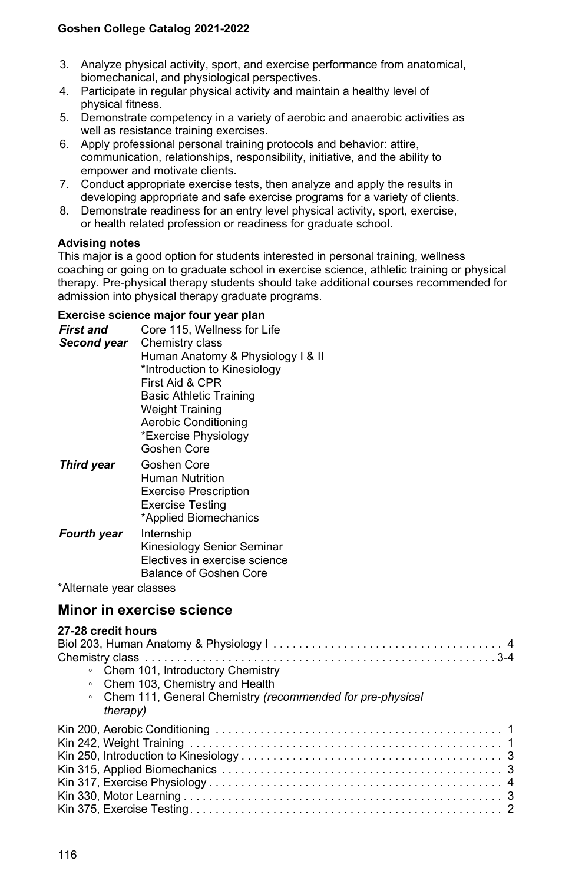3. Analyze physical activity, sport, and exercise performance from anatomical, biomechanical, and physiological perspectives.
4. Participate in regular physical activity and maintain a healthy level of physical fitness.
5. Demonstrate competency in a variety of aerobic and anaerobic activities as well as resistance training exercises.
6. Apply professional personal training protocols and behavior: attire, communication, relationships, responsibility, initiative, and the ability to empower and motivate clients.
7. Conduct appropriate exercise tests, then analyze and apply the results in developing appropriate and safe exercise programs for a variety of clients.
8. Demonstrate readiness for an entry level physical activity, sport, exercise, or health related profession or readiness for graduate school.

**Advising notes**

This major is a good option for students interested in personal training, wellness coaching or going on to graduate school in exercise science, athletic training or physical therapy. Pre-physical therapy students should take additional courses recommended for admission into physical therapy graduate programs.

**Exercise science major four year plan**

| | |
|---|---|
| ***First and Second year*** | Core 115, Wellness for Life<br>Chemistry class<br>Human Anatomy & Physiology I & II<br>*Introduction to Kinesiology<br>First Aid & CPR<br>Basic Athletic Training<br>Weight Training<br>Aerobic Conditioning<br>*Exercise Physiology<br>Goshen Core |
| ***Third year*** | Goshen Core<br>Human Nutrition<br>Exercise Prescription<br>Exercise Testing<br>*Applied Biomechanics |
| ***Fourth year*** | Internship<br>Kinesiology Senior Seminar<br>Electives in exercise science<br>Balance of Goshen Core |

*Alternate year classes

## Minor in exercise science

**27-28 credit hours**

| | |
|---|---|
| Biol 203, Human Anatomy & Physiology I | 4 |
| Chemistry class | 3-4 |

- Chem 101, Introductory Chemistry
- Chem 103, Chemistry and Health
- Chem 111, General Chemistry *(recommended for pre-physical therapy)*

| | |
|---|---|
| Kin 200, Aerobic Conditioning | 1 |
| Kin 242, Weight Training | 1 |
| Kin 250, Introduction to Kinesiology | 3 |
| Kin 315, Applied Biomechanics | 3 |
| Kin 317, Exercise Physiology | 4 |
| Kin 330, Motor Learning | 3 |
| Kin 375, Exercise Testing | 2 |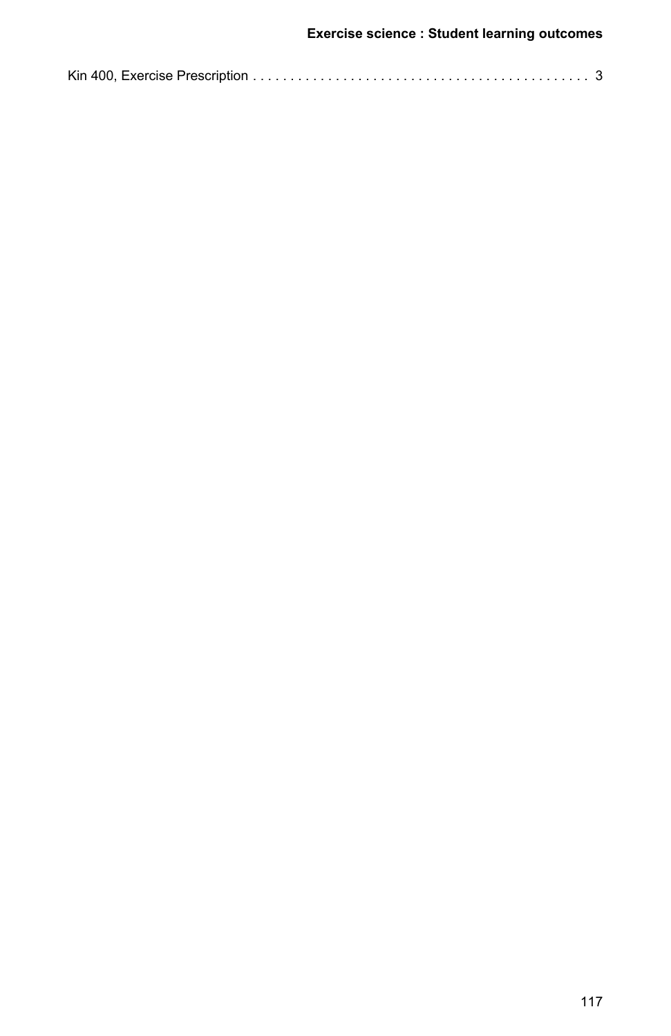Kin 400, Exercise Prescription . . . . . . . . . . . . . . . . . . . . . . . . . . . . . . . . . . . . . . . . . . . . 3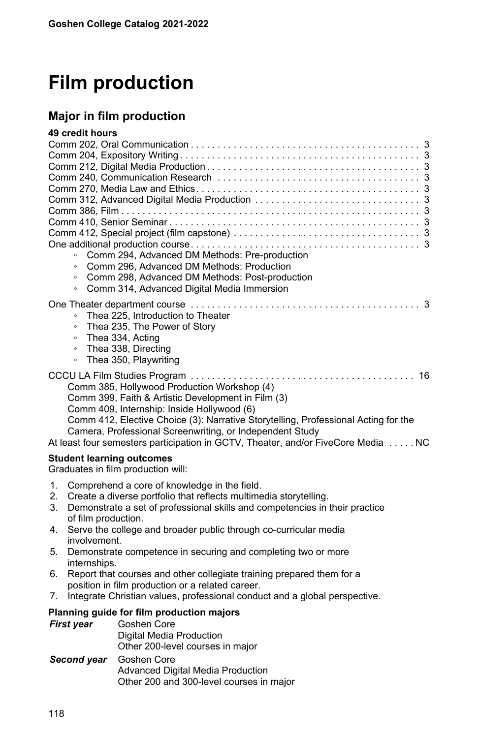// Page 118

# Film production

## Major in film production

**49 credit hours**

Comm 202, Oral Communication . . . . . . . . . . 3
Comm 204, Expository Writing . . . . . . . . . . 3
Comm 212, Digital Media Production . . . . . . . . . . 3
Comm 240, Communication Research . . . . . . . . . . 3
Comm 270, Media Law and Ethics . . . . . . . . . . 3
Comm 312, Advanced Digital Media Production . . . . . . . . . . 3
Comm 386, Film . . . . . . . . . . 3
Comm 410, Senior Seminar . . . . . . . . . . 3
Comm 412, Special project (film capstone) . . . . . . . . . . 3
One additional production course . . . . . . . . . . 3

- Comm 294, Advanced DM Methods: Pre-production
- Comm 296, Advanced DM Methods: Production
- Comm 298, Advanced DM Methods: Post-production
- Comm 314, Advanced Digital Media Immersion

One Theater department course . . . . . . . . . . 3

- Thea 225, Introduction to Theater
- Thea 235, The Power of Story
- Thea 334, Acting
- Thea 338, Directing
- Thea 350, Playwriting

CCCU LA Film Studies Program . . . . . . . . . . 16

Comm 385, Hollywood Production Workshop (4)
Comm 399, Faith & Artistic Development in Film (3)
Comm 409, Internship: Inside Hollywood (6)
Comm 412, Elective Choice (3): Narrative Storytelling, Professional Acting for the Camera, Professional Screenwriting, or Independent Study

At least four semesters participation in GCTV, Theater, and/or FiveCore Media . . . . . NC

**Student learning outcomes**

Graduates in film production will:

1. Comprehend a core of knowledge in the field.
2. Create a diverse portfolio that reflects multimedia storytelling.
3. Demonstrate a set of professional skills and competencies in their practice of film production.
4. Serve the college and broader public through co-curricular media involvement.
5. Demonstrate competence in securing and completing two or more internships.
6. Report that courses and other collegiate training prepared them for a position in film production or a related career.
7. Integrate Christian values, professional conduct and a global perspective.

**Planning guide for film production majors**

***First year*** Goshen Core
Digital Media Production
Other 200-level courses in major

***Second year*** Goshen Core
Advanced Digital Media Production
Other 200 and 300-level courses in major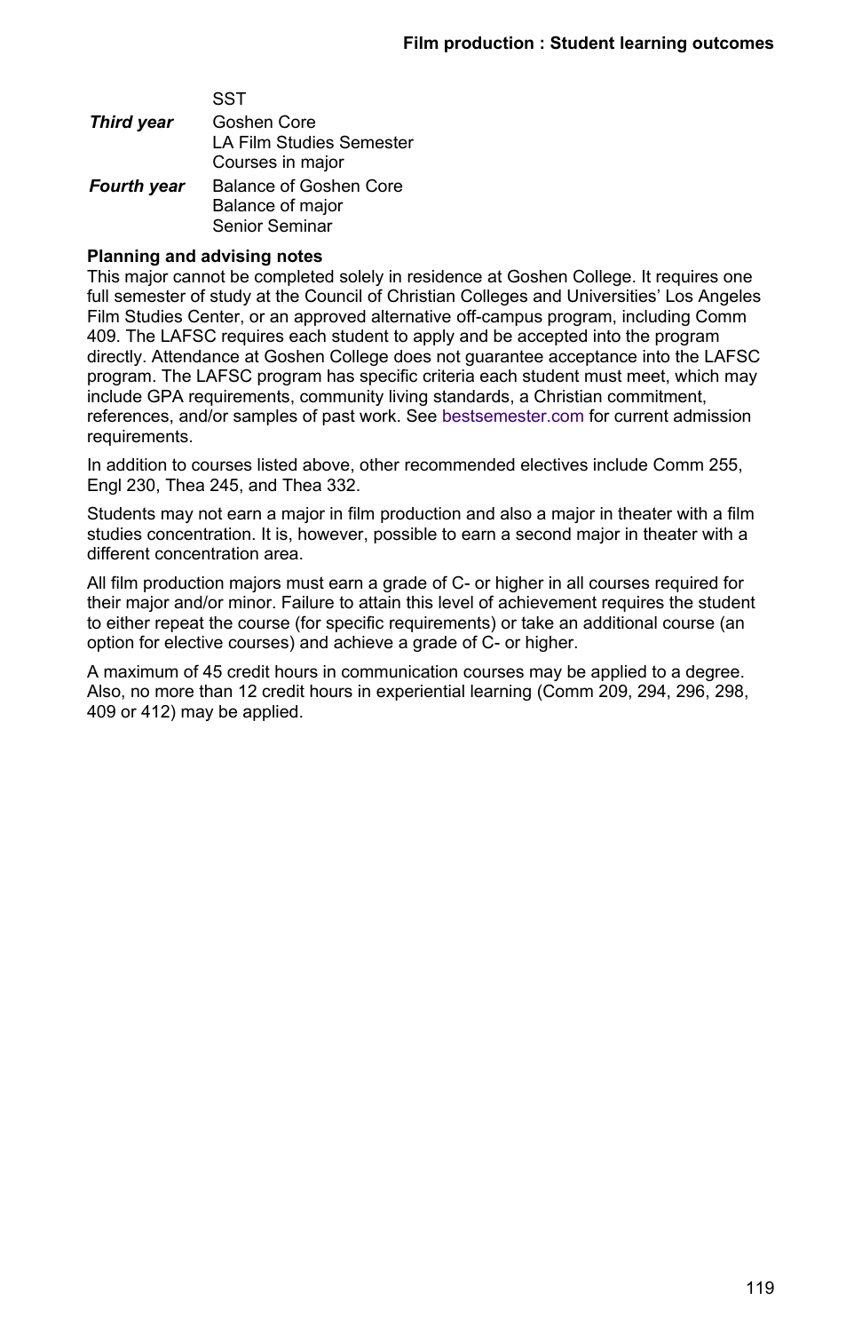| | |
|---|---|
| | SST |
| ***Third year*** | Goshen Core<br>LA Film Studies Semester<br>Courses in major |
| ***Fourth year*** | Balance of Goshen Core<br>Balance of major<br>Senior Seminar |

**Planning and advising notes**

This major cannot be completed solely in residence at Goshen College. It requires one full semester of study at the Council of Christian Colleges and Universities' Los Angeles Film Studies Center, or an approved alternative off-campus program, including Comm 409. The LAFSC requires each student to apply and be accepted into the program directly. Attendance at Goshen College does not guarantee acceptance into the LAFSC program. The LAFSC program has specific criteria each student must meet, which may include GPA requirements, community living standards, a Christian commitment, references, and/or samples of past work. See bestsemester.com for current admission requirements.

In addition to courses listed above, other recommended electives include Comm 255, Engl 230, Thea 245, and Thea 332.

Students may not earn a major in film production and also a major in theater with a film studies concentration. It is, however, possible to earn a second major in theater with a different concentration area.

All film production majors must earn a grade of C- or higher in all courses required for their major and/or minor. Failure to attain this level of achievement requires the student to either repeat the course (for specific requirements) or take an additional course (an option for elective courses) and achieve a grade of C- or higher.

A maximum of 45 credit hours in communication courses may be applied to a degree. Also, no more than 12 credit hours in experiential learning (Comm 209, 294, 296, 298, 409 or 412) may be applied.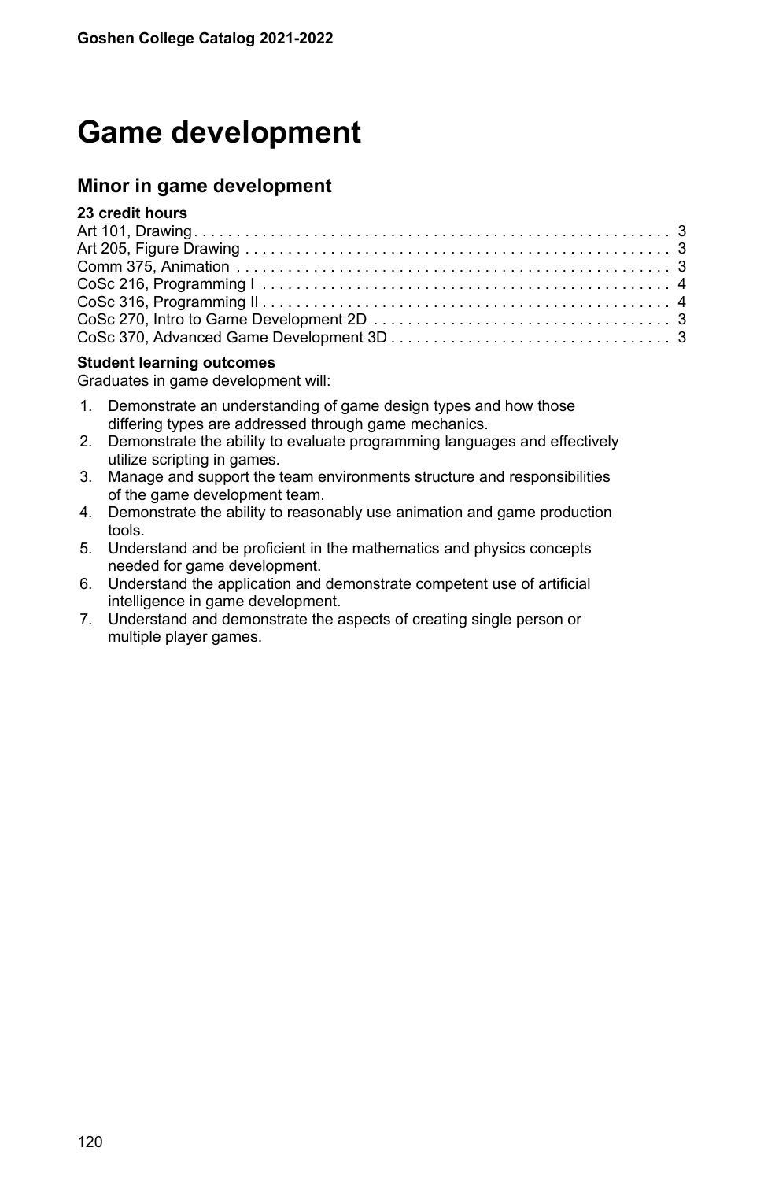# Game development

## Minor in game development

**23 credit hours**

| Course | Credits |
| --- | --- |
| Art 101, Drawing | 3 |
| Art 205, Figure Drawing | 3 |
| Comm 375, Animation | 3 |
| CoSc 216, Programming I | 4 |
| CoSc 316, Programming II | 4 |
| CoSc 270, Intro to Game Development 2D | 3 |
| CoSc 370, Advanced Game Development 3D | 3 |

**Student learning outcomes**

Graduates in game development will:

1. Demonstrate an understanding of game design types and how those differing types are addressed through game mechanics.
2. Demonstrate the ability to evaluate programming languages and effectively utilize scripting in games.
3. Manage and support the team environments structure and responsibilities of the game development team.
4. Demonstrate the ability to reasonably use animation and game production tools.
5. Understand and be proficient in the mathematics and physics concepts needed for game development.
6. Understand the application and demonstrate competent use of artificial intelligence in game development.
7. Understand and demonstrate the aspects of creating single person or multiple player games.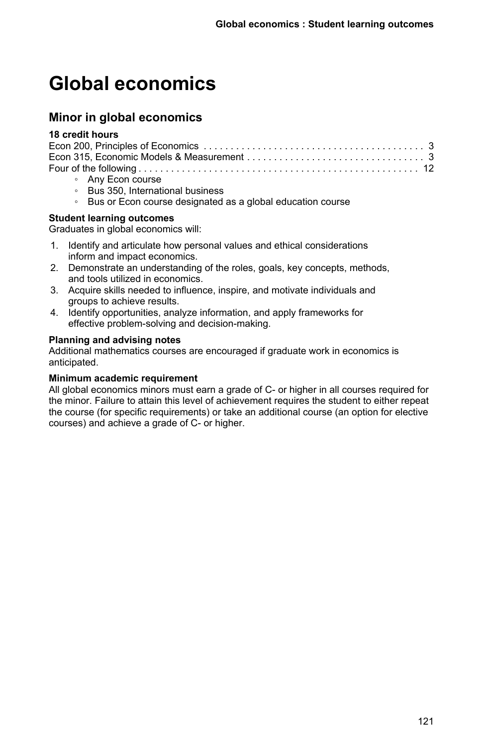# Global economics

## Minor in global economics

**18 credit hours**

Econ 200, Principles of Economics . . . . . . . . . . . . . . . . . . . . . . . . . . . . . . . . . . . . . . . . 3
Econ 315, Economic Models & Measurement . . . . . . . . . . . . . . . . . . . . . . . . . . . . . . . . 3
Four of the following . . . . . . . . . . . . . . . . . . . . . . . . . . . . . . . . . . . . . . . . . . . . . . . . . . . 12

- Any Econ course
- Bus 350, International business
- Bus or Econ course designated as a global education course

**Student learning outcomes**

Graduates in global economics will:

1. Identify and articulate how personal values and ethical considerations inform and impact economics.
2. Demonstrate an understanding of the roles, goals, key concepts, methods, and tools utilized in economics.
3. Acquire skills needed to influence, inspire, and motivate individuals and groups to achieve results.
4. Identify opportunities, analyze information, and apply frameworks for effective problem-solving and decision-making.

**Planning and advising notes**

Additional mathematics courses are encouraged if graduate work in economics is anticipated.

**Minimum academic requirement**

All global economics minors must earn a grade of C- or higher in all courses required for the minor. Failure to attain this level of achievement requires the student to either repeat the course (for specific requirements) or take an additional course (an option for elective courses) and achieve a grade of C- or higher.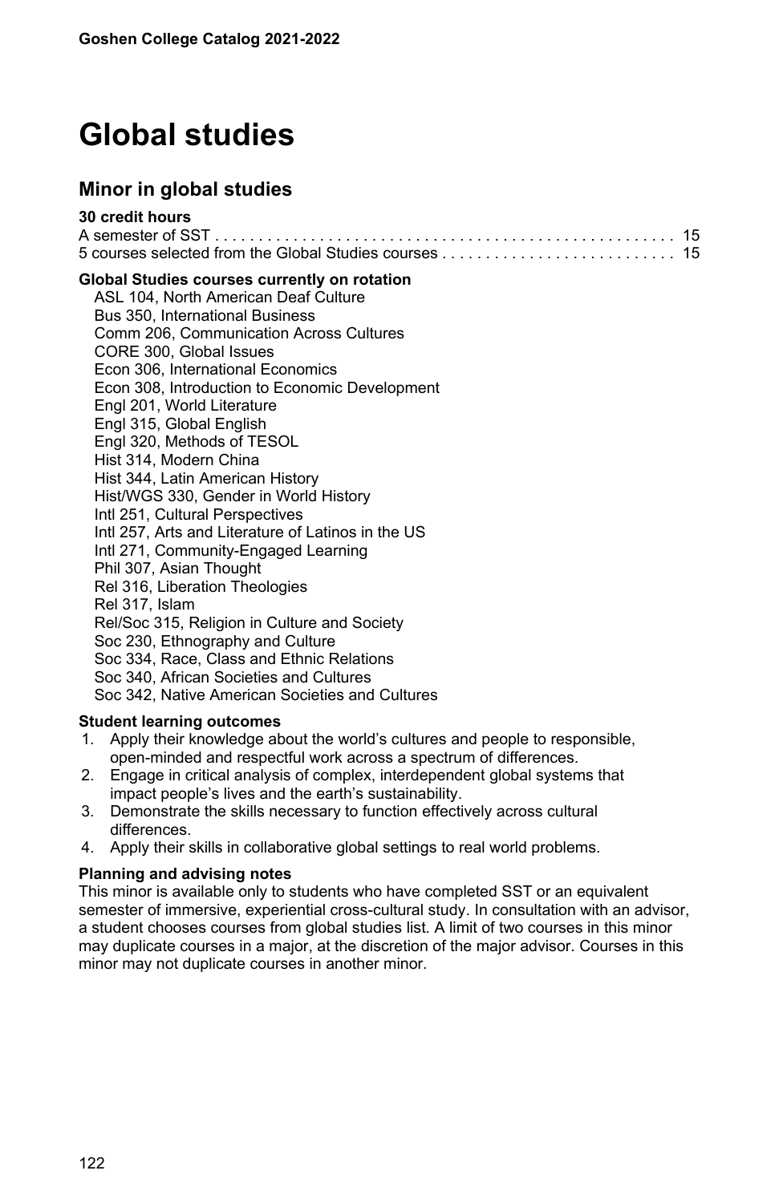# Global studies

## Minor in global studies

**30 credit hours**

| | |
|---|---|
| A semester of SST | 15 |
| 5 courses selected from the Global Studies courses | 15 |

**Global Studies courses currently on rotation**

- ASL 104, North American Deaf Culture
- Bus 350, International Business
- Comm 206, Communication Across Cultures
- CORE 300, Global Issues
- Econ 306, International Economics
- Econ 308, Introduction to Economic Development
- Engl 201, World Literature
- Engl 315, Global English
- Engl 320, Methods of TESOL
- Hist 314, Modern China
- Hist 344, Latin American History
- Hist/WGS 330, Gender in World History
- Intl 251, Cultural Perspectives
- Intl 257, Arts and Literature of Latinos in the US
- Intl 271, Community-Engaged Learning
- Phil 307, Asian Thought
- Rel 316, Liberation Theologies
- Rel 317, Islam
- Rel/Soc 315, Religion in Culture and Society
- Soc 230, Ethnography and Culture
- Soc 334, Race, Class and Ethnic Relations
- Soc 340, African Societies and Cultures
- Soc 342, Native American Societies and Cultures

**Student learning outcomes**

1. Apply their knowledge about the world's cultures and people to responsible, open-minded and respectful work across a spectrum of differences.
2. Engage in critical analysis of complex, interdependent global systems that impact people's lives and the earth's sustainability.
3. Demonstrate the skills necessary to function effectively across cultural differences.
4. Apply their skills in collaborative global settings to real world problems.

**Planning and advising notes**

This minor is available only to students who have completed SST or an equivalent semester of immersive, experiential cross-cultural study. In consultation with an advisor, a student chooses courses from global studies list. A limit of two courses in this minor may duplicate courses in a major, at the discretion of the major advisor. Courses in this minor may not duplicate courses in another minor.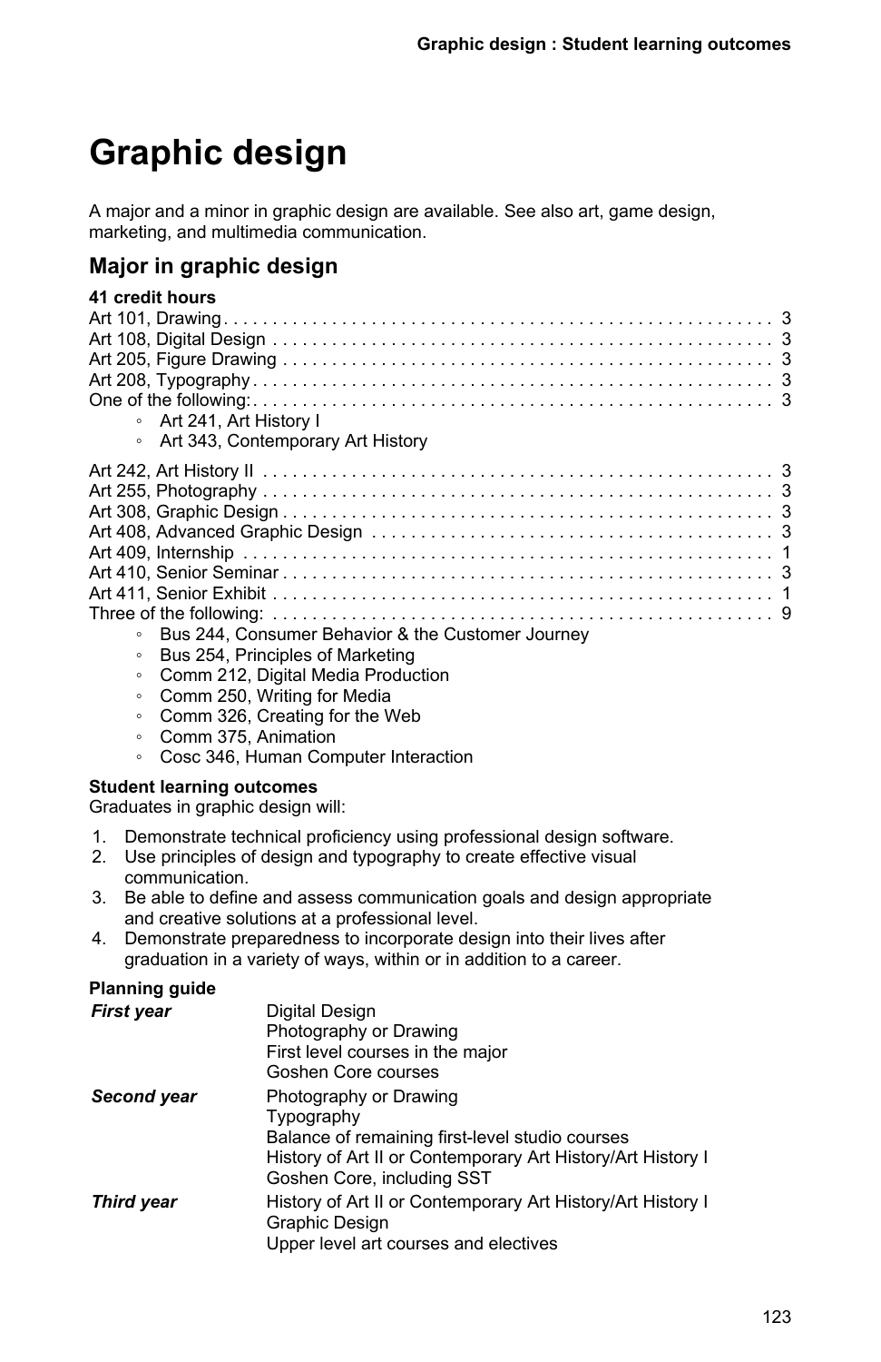# Graphic design

A major and a minor in graphic design are available. See also art, game design, marketing, and multimedia communication.

## Major in graphic design

**41 credit hours**

| Course | Credits |
|---|---|
| Art 101, Drawing | 3 |
| Art 108, Digital Design | 3 |
| Art 205, Figure Drawing | 3 |
| Art 208, Typography | 3 |
| One of the following: | 3 |

- Art 241, Art History I
- Art 343, Contemporary Art History

| Course | Credits |
|---|---|
| Art 242, Art History II | 3 |
| Art 255, Photography | 3 |
| Art 308, Graphic Design | 3 |
| Art 408, Advanced Graphic Design | 3 |
| Art 409, Internship | 1 |
| Art 410, Senior Seminar | 3 |
| Art 411, Senior Exhibit | 1 |
| Three of the following: | 9 |

- Bus 244, Consumer Behavior & the Customer Journey
- Bus 254, Principles of Marketing
- Comm 212, Digital Media Production
- Comm 250, Writing for Media
- Comm 326, Creating for the Web
- Comm 375, Animation
- Cosc 346, Human Computer Interaction

**Student learning outcomes**

Graduates in graphic design will:

1. Demonstrate technical proficiency using professional design software.
2. Use principles of design and typography to create effective visual communication.
3. Be able to define and assess communication goals and design appropriate and creative solutions at a professional level.
4. Demonstrate preparedness to incorporate design into their lives after graduation in a variety of ways, within or in addition to a career.

**Planning guide**

| | |
|---|---|
| ***First year*** | Digital Design<br>Photography or Drawing<br>First level courses in the major<br>Goshen Core courses |
| ***Second year*** | Photography or Drawing<br>Typography<br>Balance of remaining first-level studio courses<br>History of Art II or Contemporary Art History/Art History I<br>Goshen Core, including SST |
| ***Third year*** | History of Art II or Contemporary Art History/Art History I<br>Graphic Design<br>Upper level art courses and electives |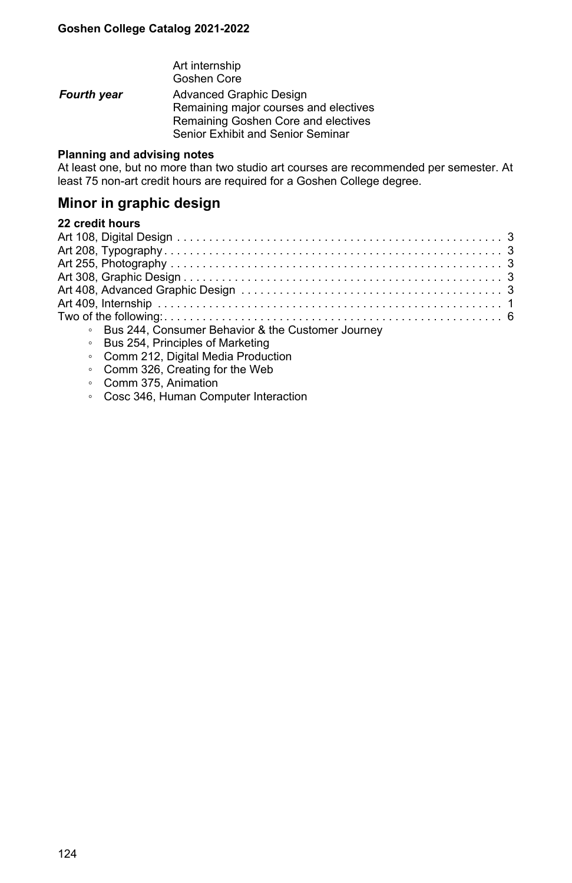|  |  |
| --- | --- |
|  | Art internship<br>Goshen Core |
| ***Fourth year*** | Advanced Graphic Design<br>Remaining major courses and electives<br>Remaining Goshen Core and electives<br>Senior Exhibit and Senior Seminar |

**Planning and advising notes**

At least one, but no more than two studio art courses are recommended per semester. At least 75 non-art credit hours are required for a Goshen College degree.

## Minor in graphic design

**22 credit hours**

Art 108, Digital Design . . . . . . . . . . 3
Art 208, Typography . . . . . . . . . . 3
Art 255, Photography . . . . . . . . . . 3
Art 308, Graphic Design . . . . . . . . . . 3
Art 408, Advanced Graphic Design . . . . . . . . . . 3
Art 409, Internship . . . . . . . . . . 1
Two of the following: . . . . . . . . . . 6

- Bus 244, Consumer Behavior & the Customer Journey
- Bus 254, Principles of Marketing
- Comm 212, Digital Media Production
- Comm 326, Creating for the Web
- Comm 375, Animation
- Cosc 346, Human Computer Interaction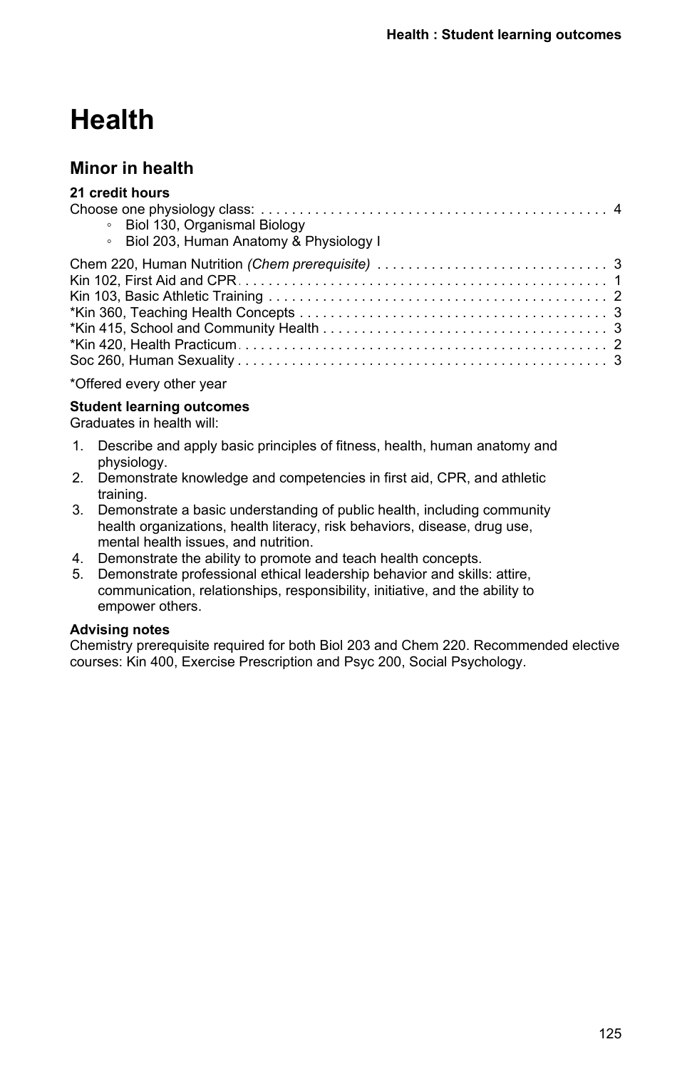# Health

## Minor in health

**21 credit hours**

Choose one physiology class: . . . . . . . . . . . . . . . . . . . . . . . . . . . . . . . . . . . . . . . . . . . . . 4

- Biol 130, Organismal Biology
- Biol 203, Human Anatomy & Physiology I

Chem 220, Human Nutrition *(Chem prerequisite)* . . . . . . . . . . . . . . . . . . . . . . . . . . . . . . 3
Kin 102, First Aid and CPR . . . . . . . . . . . . . . . . . . . . . . . . . . . . . . . . . . . . . . . . . . . . . . 1
Kin 103, Basic Athletic Training . . . . . . . . . . . . . . . . . . . . . . . . . . . . . . . . . . . . . . . . . . . . 2
*Kin 360, Teaching Health Concepts . . . . . . . . . . . . . . . . . . . . . . . . . . . . . . . . . . . . . . . . 3
*Kin 415, School and Community Health . . . . . . . . . . . . . . . . . . . . . . . . . . . . . . . . . . . . . 3
*Kin 420, Health Practicum . . . . . . . . . . . . . . . . . . . . . . . . . . . . . . . . . . . . . . . . . . . . . . . 2
Soc 260, Human Sexuality . . . . . . . . . . . . . . . . . . . . . . . . . . . . . . . . . . . . . . . . . . . . . . . . 3

*Offered every other year

**Student learning outcomes**

Graduates in health will:

1. Describe and apply basic principles of fitness, health, human anatomy and physiology.
2. Demonstrate knowledge and competencies in first aid, CPR, and athletic training.
3. Demonstrate a basic understanding of public health, including community health organizations, health literacy, risk behaviors, disease, drug use, mental health issues, and nutrition.
4. Demonstrate the ability to promote and teach health concepts.
5. Demonstrate professional ethical leadership behavior and skills: attire, communication, relationships, responsibility, initiative, and the ability to empower others.

**Advising notes**

Chemistry prerequisite required for both Biol 203 and Chem 220. Recommended elective courses: Kin 400, Exercise Prescription and Psyc 200, Social Psychology.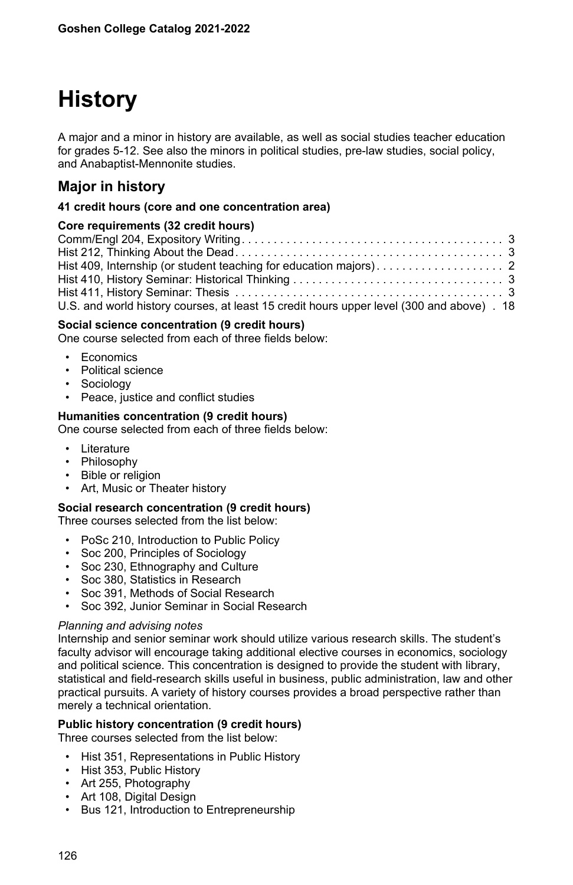# History

A major and a minor in history are available, as well as social studies teacher education for grades 5-12. See also the minors in political studies, pre-law studies, social policy, and Anabaptist-Mennonite studies.

## Major in history

**41 credit hours (core and one concentration area)**

**Core requirements (32 credit hours)**

| Course | Credit hours |
|---|---|
| Comm/Engl 204, Expository Writing | 3 |
| Hist 212, Thinking About the Dead | 3 |
| Hist 409, Internship (or student teaching for education majors) | 2 |
| Hist 410, History Seminar: Historical Thinking | 3 |
| Hist 411, History Seminar: Thesis | 3 |
| U.S. and world history courses, at least 15 credit hours upper level (300 and above) | 18 |

**Social science concentration (9 credit hours)**
One course selected from each of three fields below:

- Economics
- Political science
- Sociology
- Peace, justice and conflict studies

**Humanities concentration (9 credit hours)**
One course selected from each of three fields below:

- Literature
- Philosophy
- Bible or religion
- Art, Music or Theater history

**Social research concentration (9 credit hours)**
Three courses selected from the list below:

- PoSc 210, Introduction to Public Policy
- Soc 200, Principles of Sociology
- Soc 230, Ethnography and Culture
- Soc 380, Statistics in Research
- Soc 391, Methods of Social Research
- Soc 392, Junior Seminar in Social Research

*Planning and advising notes*
Internship and senior seminar work should utilize various research skills. The student's faculty advisor will encourage taking additional elective courses in economics, sociology and political science. This concentration is designed to provide the student with library, statistical and field-research skills useful in business, public administration, law and other practical pursuits. A variety of history courses provides a broad perspective rather than merely a technical orientation.

**Public history concentration (9 credit hours)**
Three courses selected from the list below:

- Hist 351, Representations in Public History
- Hist 353, Public History
- Art 255, Photography
- Art 108, Digital Design
- Bus 121, Introduction to Entrepreneurship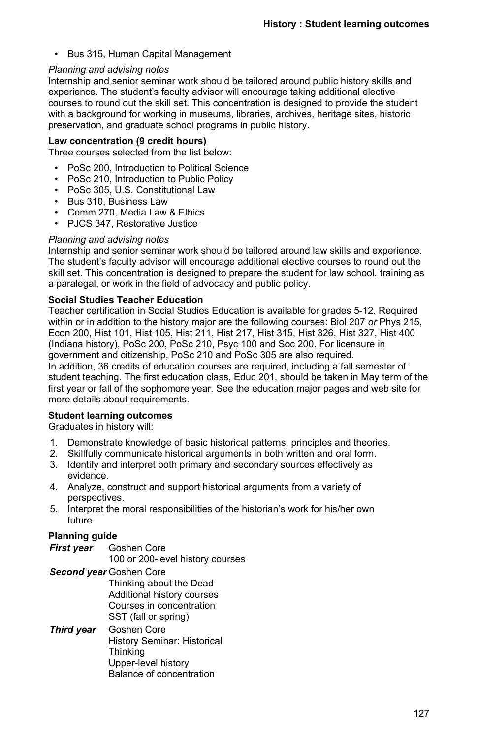- Bus 315, Human Capital Management

*Planning and advising notes*
Internship and senior seminar work should be tailored around public history skills and experience. The student's faculty advisor will encourage taking additional elective courses to round out the skill set. This concentration is designed to provide the student with a background for working in museums, libraries, archives, heritage sites, historic preservation, and graduate school programs in public history.

**Law concentration (9 credit hours)**
Three courses selected from the list below:

- PoSc 200, Introduction to Political Science
- PoSc 210, Introduction to Public Policy
- PoSc 305, U.S. Constitutional Law
- Bus 310, Business Law
- Comm 270, Media Law & Ethics
- PJCS 347, Restorative Justice

*Planning and advising notes*
Internship and senior seminar work should be tailored around law skills and experience. The student's faculty advisor will encourage additional elective courses to round out the skill set. This concentration is designed to prepare the student for law school, training as a paralegal, or work in the field of advocacy and public policy.

**Social Studies Teacher Education**
Teacher certification in Social Studies Education is available for grades 5-12. Required within or in addition to the history major are the following courses: Biol 207 *or* Phys 215, Econ 200, Hist 101, Hist 105, Hist 211, Hist 217, Hist 315, Hist 326, Hist 327, Hist 400 (Indiana history), PoSc 200, PoSc 210, Psyc 100 and Soc 200. For licensure in government and citizenship, PoSc 210 and PoSc 305 are also required.
In addition, 36 credits of education courses are required, including a fall semester of student teaching. The first education class, Educ 201, should be taken in May term of the first year or fall of the sophomore year. See the education major pages and web site for more details about requirements.

**Student learning outcomes**
Graduates in history will:

1. Demonstrate knowledge of basic historical patterns, principles and theories.
2. Skillfully communicate historical arguments in both written and oral form.
3. Identify and interpret both primary and secondary sources effectively as evidence.
4. Analyze, construct and support historical arguments from a variety of perspectives.
5. Interpret the moral responsibilities of the historian's work for his/her own future.

**Planning guide**

***First year***
- Goshen Core
- 100 or 200-level history courses

***Second year***
- Goshen Core
- Thinking about the Dead
- Additional history courses
- Courses in concentration
- SST (fall or spring)

***Third year***
- Goshen Core
- History Seminar: Historical Thinking
- Upper-level history
- Balance of concentration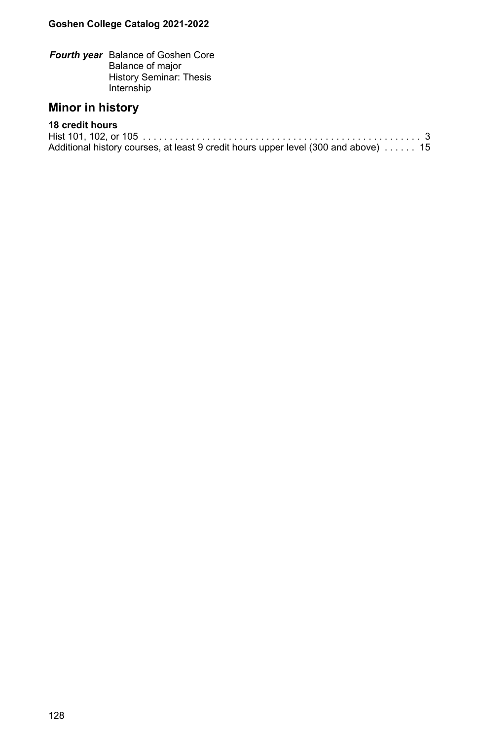***Fourth year*** Balance of Goshen Core
Balance of major
History Seminar: Thesis
Internship

## Minor in history

**18 credit hours**

Hist 101, 102, or 105 . . . . . . . . . . . . . . . . . . . . . . . . . . . . . . . . . . . . . . . . . . . . . . . . . . . 3
Additional history courses, at least 9 credit hours upper level (300 and above) . . . . . . 15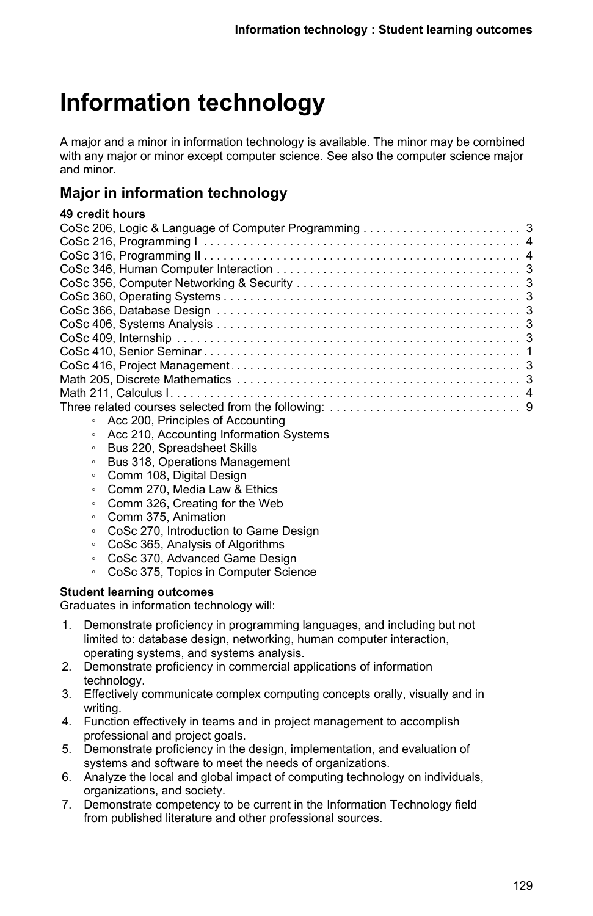# Information technology

A major and a minor in information technology is available. The minor may be combined with any major or minor except computer science. See also the computer science major and minor.

## Major in information technology

**49 credit hours**

| Course | Credits |
|---|---|
| CoSc 206, Logic & Language of Computer Programming | 3 |
| CoSc 216, Programming I | 4 |
| CoSc 316, Programming II | 4 |
| CoSc 346, Human Computer Interaction | 3 |
| CoSc 356, Computer Networking & Security | 3 |
| CoSc 360, Operating Systems | 3 |
| CoSc 366, Database Design | 3 |
| CoSc 406, Systems Analysis | 3 |
| CoSc 409, Internship | 3 |
| CoSc 410, Senior Seminar | 1 |
| CoSc 416, Project Management | 3 |
| Math 205, Discrete Mathematics | 3 |
| Math 211, Calculus I | 4 |
| Three related courses selected from the following: | 9 |

- Acc 200, Principles of Accounting
- Acc 210, Accounting Information Systems
- Bus 220, Spreadsheet Skills
- Bus 318, Operations Management
- Comm 108, Digital Design
- Comm 270, Media Law & Ethics
- Comm 326, Creating for the Web
- Comm 375, Animation
- CoSc 270, Introduction to Game Design
- CoSc 365, Analysis of Algorithms
- CoSc 370, Advanced Game Design
- CoSc 375, Topics in Computer Science

**Student learning outcomes**

Graduates in information technology will:

1. Demonstrate proficiency in programming languages, and including but not limited to: database design, networking, human computer interaction, operating systems, and systems analysis.
2. Demonstrate proficiency in commercial applications of information technology.
3. Effectively communicate complex computing concepts orally, visually and in writing.
4. Function effectively in teams and in project management to accomplish professional and project goals.
5. Demonstrate proficiency in the design, implementation, and evaluation of systems and software to meet the needs of organizations.
6. Analyze the local and global impact of computing technology on individuals, organizations, and society.
7. Demonstrate competency to be current in the Information Technology field from published literature and other professional sources.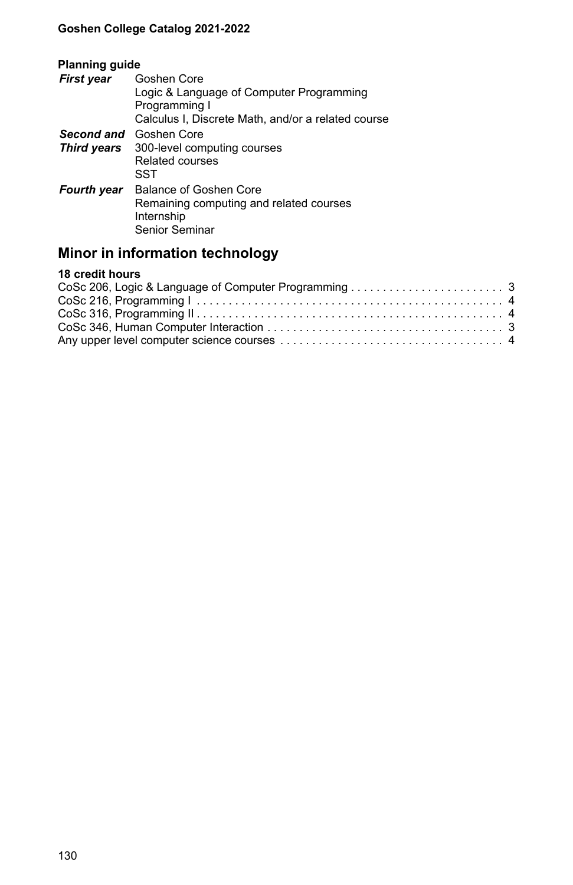**Planning guide**

| | |
|---|---|
| ***First year*** | Goshen Core<br>Logic & Language of Computer Programming<br>Programming I<br>Calculus I, Discrete Math, and/or a related course |
| ***Second and Third years*** | Goshen Core<br>300-level computing courses<br>Related courses<br>SST |
| ***Fourth year*** | Balance of Goshen Core<br>Remaining computing and related courses<br>Internship<br>Senior Seminar |

## Minor in information technology

**18 credit hours**

| | |
|---|---|
| CoSc 206, Logic & Language of Computer Programming | 3 |
| CoSc 216, Programming I | 4 |
| CoSc 316, Programming II | 4 |
| CoSc 346, Human Computer Interaction | 3 |
| Any upper level computer science courses | 4 |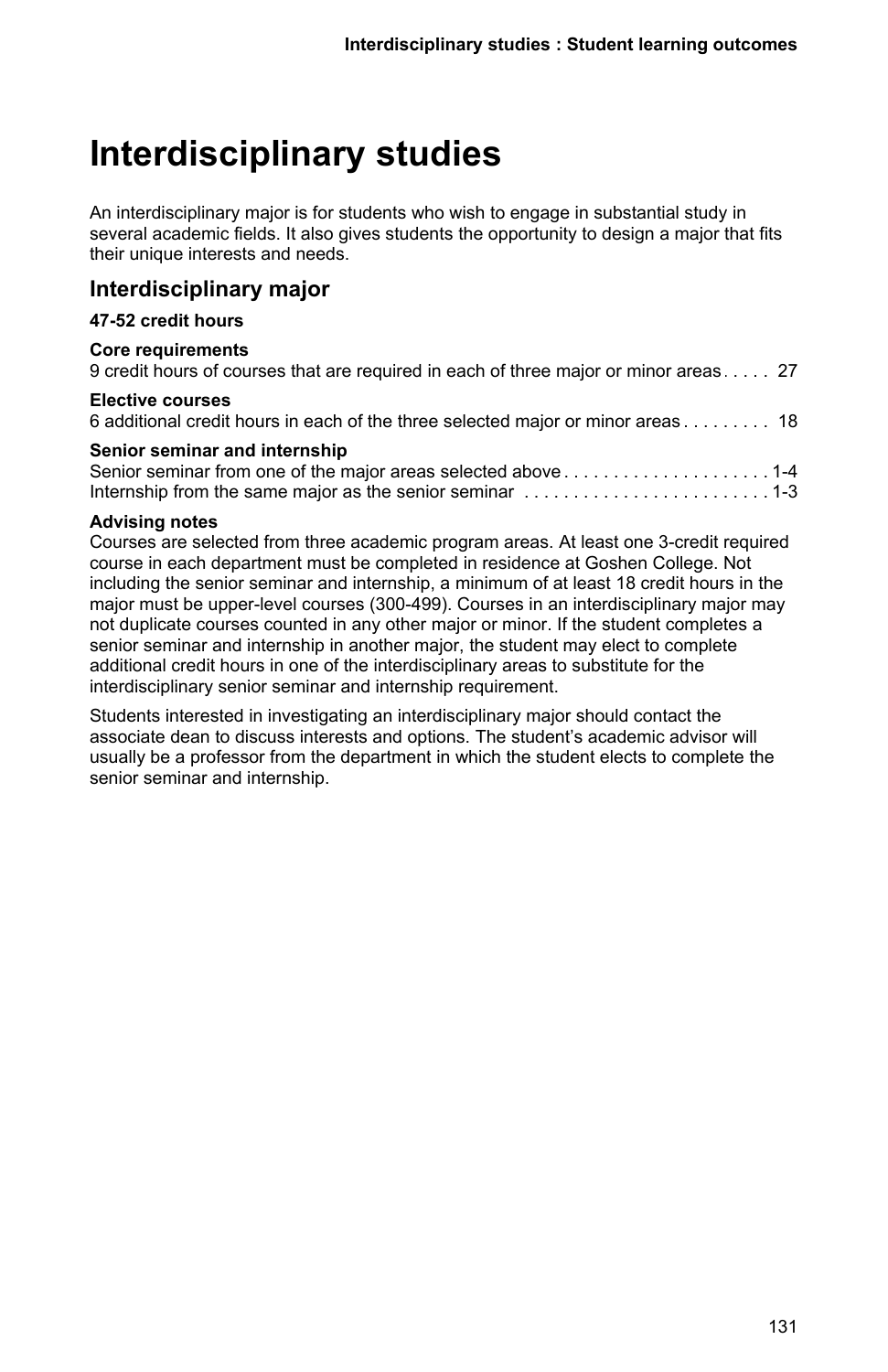# Interdisciplinary studies

An interdisciplinary major is for students who wish to engage in substantial study in several academic fields. It also gives students the opportunity to design a major that fits their unique interests and needs.

## Interdisciplinary major

**47-52 credit hours**

**Core requirements**

9 credit hours of courses that are required in each of three major or minor areas . . . . . 27

**Elective courses**

6 additional credit hours in each of the three selected major or minor areas . . . . . . . . . 18

**Senior seminar and internship**

Senior seminar from one of the major areas selected above . . . . . . . . . . . . . . . . . . . . . 1-4
Internship from the same major as the senior seminar . . . . . . . . . . . . . . . . . . . . . . . . . 1-3

**Advising notes**

Courses are selected from three academic program areas. At least one 3-credit required course in each department must be completed in residence at Goshen College. Not including the senior seminar and internship, a minimum of at least 18 credit hours in the major must be upper-level courses (300-499). Courses in an interdisciplinary major may not duplicate courses counted in any other major or minor. If the student completes a senior seminar and internship in another major, the student may elect to complete additional credit hours in one of the interdisciplinary areas to substitute for the interdisciplinary senior seminar and internship requirement.

Students interested in investigating an interdisciplinary major should contact the associate dean to discuss interests and options. The student's academic advisor will usually be a professor from the department in which the student elects to complete the senior seminar and internship.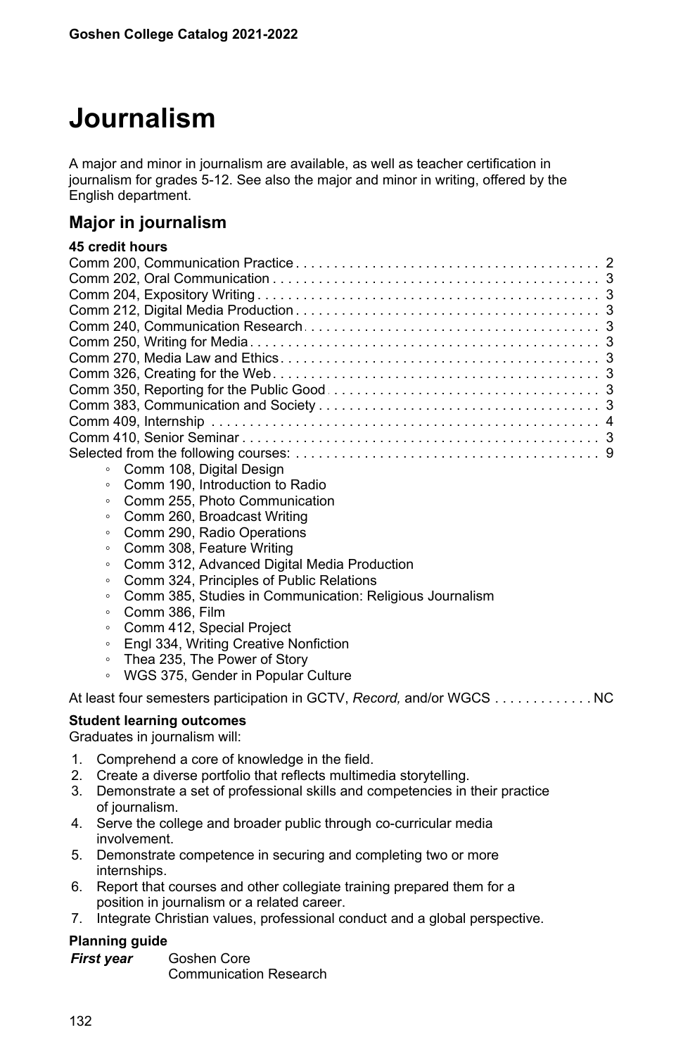# Journalism

A major and minor in journalism are available, as well as teacher certification in journalism for grades 5-12. See also the major and minor in writing, offered by the English department.

## Major in journalism

**45 credit hours**

| Course | Credits |
|---|---|
| Comm 200, Communication Practice | 2 |
| Comm 202, Oral Communication | 3 |
| Comm 204, Expository Writing | 3 |
| Comm 212, Digital Media Production | 3 |
| Comm 240, Communication Research | 3 |
| Comm 250, Writing for Media | 3 |
| Comm 270, Media Law and Ethics | 3 |
| Comm 326, Creating for the Web | 3 |
| Comm 350, Reporting for the Public Good | 3 |
| Comm 383, Communication and Society | 3 |
| Comm 409, Internship | 4 |
| Comm 410, Senior Seminar | 3 |
| Selected from the following courses: | 9 |

- Comm 108, Digital Design
- Comm 190, Introduction to Radio
- Comm 255, Photo Communication
- Comm 260, Broadcast Writing
- Comm 290, Radio Operations
- Comm 308, Feature Writing
- Comm 312, Advanced Digital Media Production
- Comm 324, Principles of Public Relations
- Comm 385, Studies in Communication: Religious Journalism
- Comm 386, Film
- Comm 412, Special Project
- Engl 334, Writing Creative Nonfiction
- Thea 235, The Power of Story
- WGS 375, Gender in Popular Culture

At least four semesters participation in GCTV, *Record,* and/or WGCS . . . . . . . . . . . . NC

**Student learning outcomes**

Graduates in journalism will:

1. Comprehend a core of knowledge in the field.
2. Create a diverse portfolio that reflects multimedia storytelling.
3. Demonstrate a set of professional skills and competencies in their practice of journalism.
4. Serve the college and broader public through co-curricular media involvement.
5. Demonstrate competence in securing and completing two or more internships.
6. Report that courses and other collegiate training prepared them for a position in journalism or a related career.
7. Integrate Christian values, professional conduct and a global perspective.

**Planning guide**

***First year*** Goshen Core
Communication Research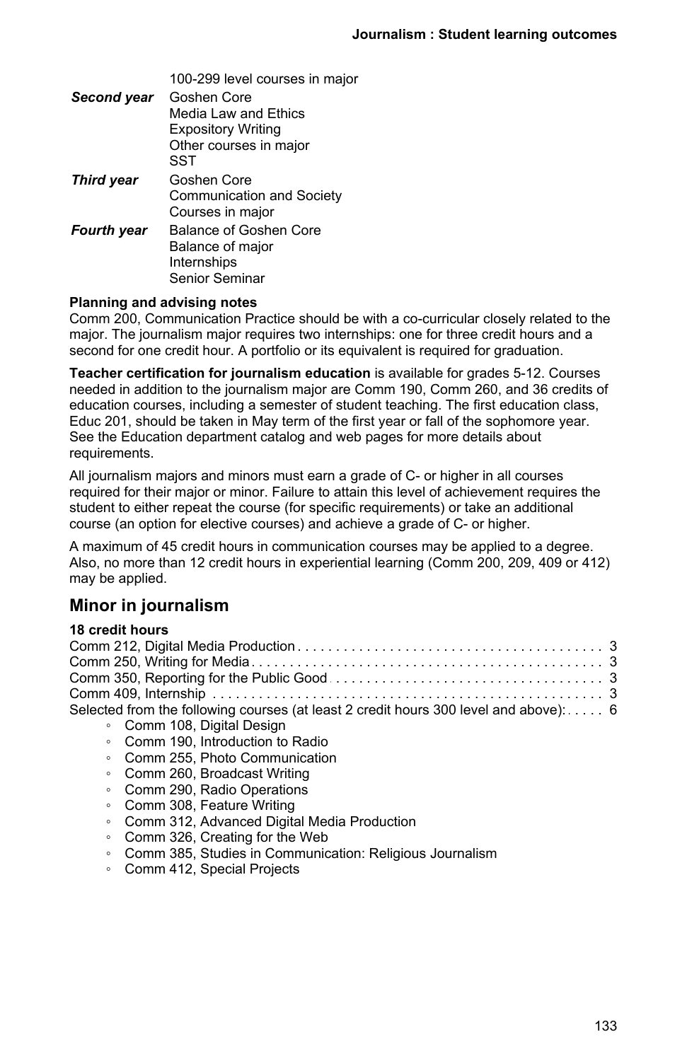| | |
|---|---|
| | 100-299 level courses in major |
| ***Second year*** | Goshen Core<br>Media Law and Ethics<br>Expository Writing<br>Other courses in major<br>SST |
| ***Third year*** | Goshen Core<br>Communication and Society<br>Courses in major |
| ***Fourth year*** | Balance of Goshen Core<br>Balance of major<br>Internships<br>Senior Seminar |

**Planning and advising notes**

Comm 200, Communication Practice should be with a co-curricular closely related to the major. The journalism major requires two internships: one for three credit hours and a second for one credit hour. A portfolio or its equivalent is required for graduation.

**Teacher certification for journalism education** is available for grades 5-12. Courses needed in addition to the journalism major are Comm 190, Comm 260, and 36 credits of education courses, including a semester of student teaching. The first education class, Educ 201, should be taken in May term of the first year or fall of the sophomore year. See the Education department catalog and web pages for more details about requirements.

All journalism majors and minors must earn a grade of C- or higher in all courses required for their major or minor. Failure to attain this level of achievement requires the student to either repeat the course (for specific requirements) or take an additional course (an option for elective courses) and achieve a grade of C- or higher.

A maximum of 45 credit hours in communication courses may be applied to a degree. Also, no more than 12 credit hours in experiential learning (Comm 200, 209, 409 or 412) may be applied.

## Minor in journalism

**18 credit hours**

| | |
|---|---|
| Comm 212, Digital Media Production | 3 |
| Comm 250, Writing for Media | 3 |
| Comm 350, Reporting for the Public Good | 3 |
| Comm 409, Internship | 3 |
| Selected from the following courses (at least 2 credit hours 300 level and above): | 6 |

- Comm 108, Digital Design
- Comm 190, Introduction to Radio
- Comm 255, Photo Communication
- Comm 260, Broadcast Writing
- Comm 290, Radio Operations
- Comm 308, Feature Writing
- Comm 312, Advanced Digital Media Production
- Comm 326, Creating for the Web
- Comm 385, Studies in Communication: Religious Journalism
- Comm 412, Special Projects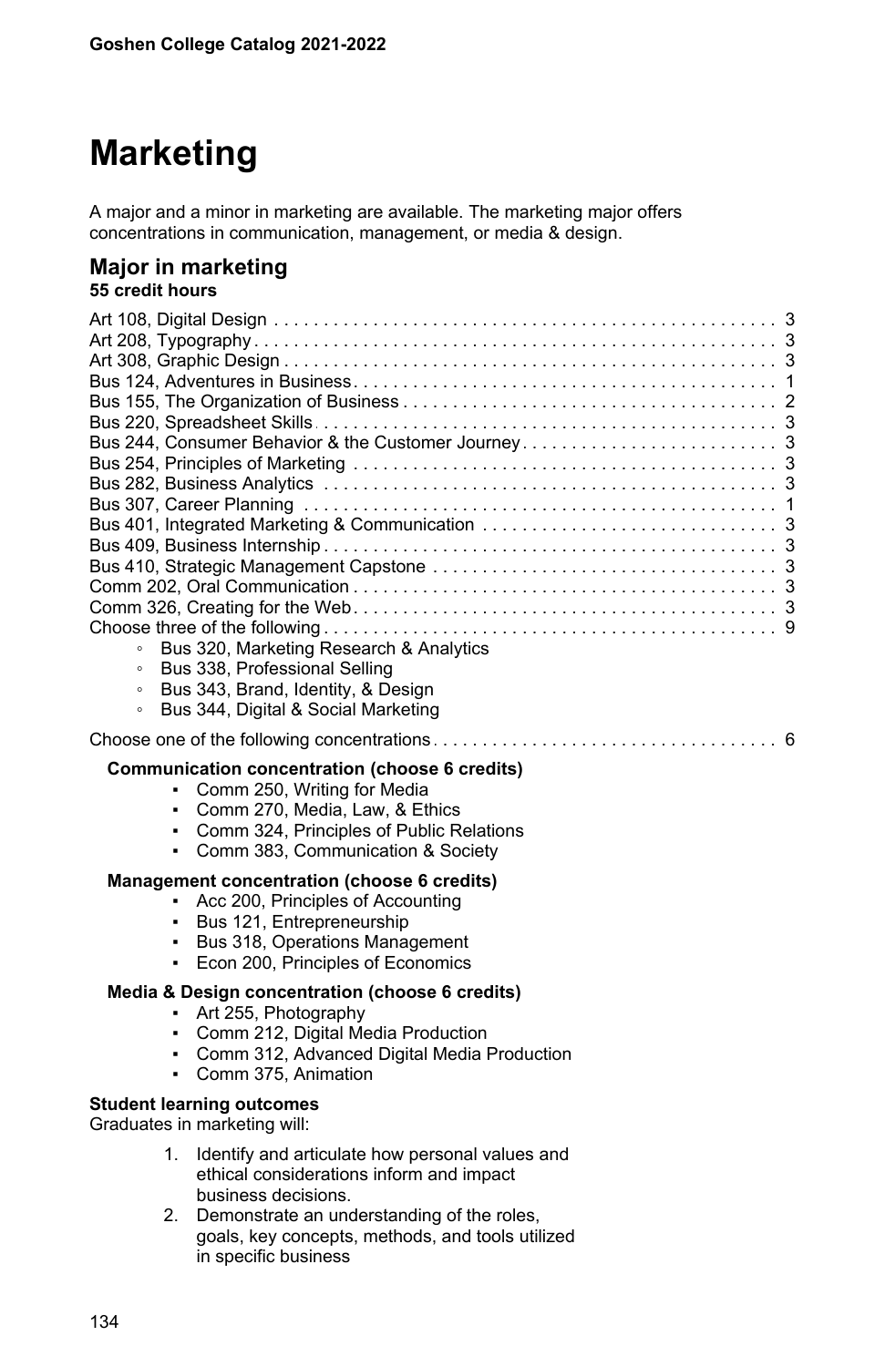# Marketing

A major and a minor in marketing are available. The marketing major offers concentrations in communication, management, or media & design.

## Major in marketing

**55 credit hours**

| Course | Credits |
|---|---|
| Art 108, Digital Design | 3 |
| Art 208, Typography | 3 |
| Art 308, Graphic Design | 3 |
| Bus 124, Adventures in Business | 1 |
| Bus 155, The Organization of Business | 2 |
| Bus 220, Spreadsheet Skills | 3 |
| Bus 244, Consumer Behavior & the Customer Journey | 3 |
| Bus 254, Principles of Marketing | 3 |
| Bus 282, Business Analytics | 3 |
| Bus 307, Career Planning | 1 |
| Bus 401, Integrated Marketing & Communication | 3 |
| Bus 409, Business Internship | 3 |
| Bus 410, Strategic Management Capstone | 3 |
| Comm 202, Oral Communication | 3 |
| Comm 326, Creating for the Web | 3 |
| Choose three of the following | 9 |

- Bus 320, Marketing Research & Analytics
- Bus 338, Professional Selling
- Bus 343, Brand, Identity, & Design
- Bus 344, Digital & Social Marketing

Choose one of the following concentrations . . . 6

**Communication concentration (choose 6 credits)**

- Comm 250, Writing for Media
- Comm 270, Media, Law, & Ethics
- Comm 324, Principles of Public Relations
- Comm 383, Communication & Society

**Management concentration (choose 6 credits)**

- Acc 200, Principles of Accounting
- Bus 121, Entrepreneurship
- Bus 318, Operations Management
- Econ 200, Principles of Economics

**Media & Design concentration (choose 6 credits)**

- Art 255, Photography
- Comm 212, Digital Media Production
- Comm 312, Advanced Digital Media Production
- Comm 375, Animation

**Student learning outcomes**

Graduates in marketing will:

1. Identify and articulate how personal values and ethical considerations inform and impact business decisions.
2. Demonstrate an understanding of the roles, goals, key concepts, methods, and tools utilized in specific business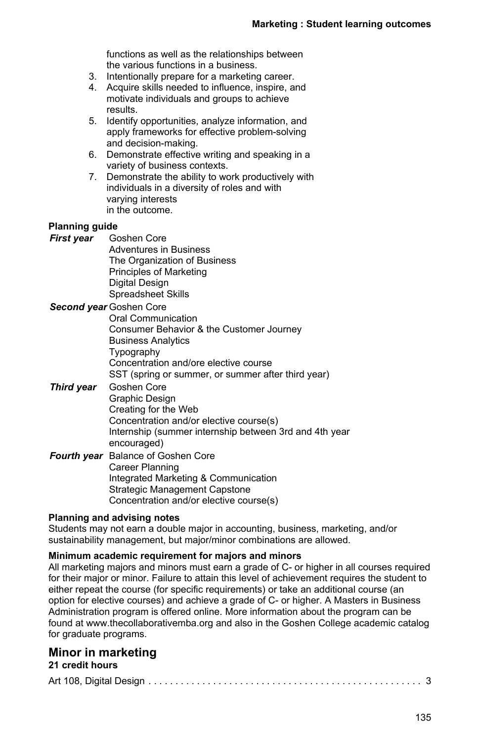functions as well as the relationships between the various functions in a business.
3. Intentionally prepare for a marketing career.
4. Acquire skills needed to influence, inspire, and motivate individuals and groups to achieve results.
5. Identify opportunities, analyze information, and apply frameworks for effective problem-solving and decision-making.
6. Demonstrate effective writing and speaking in a variety of business contexts.
7. Demonstrate the ability to work productively with individuals in a diversity of roles and with varying interests in the outcome.

**Planning guide**

***First year***
- Goshen Core
- Adventures in Business
- The Organization of Business
- Principles of Marketing
- Digital Design
- Spreadsheet Skills

***Second year***
- Goshen Core
- Oral Communication
- Consumer Behavior & the Customer Journey
- Business Analytics
- Typography
- Concentration and/ore elective course
- SST (spring or summer, or summer after third year)

***Third year***
- Goshen Core
- Graphic Design
- Creating for the Web
- Concentration and/or elective course(s)
- Internship (summer internship between 3rd and 4th year encouraged)

***Fourth year***
- Balance of Goshen Core
- Career Planning
- Integrated Marketing & Communication
- Strategic Management Capstone
- Concentration and/or elective course(s)

**Planning and advising notes**

Students may not earn a double major in accounting, business, marketing, and/or sustainability management, but major/minor combinations are allowed.

**Minimum academic requirement for majors and minors**

All marketing majors and minors must earn a grade of C- or higher in all courses required for their major or minor. Failure to attain this level of achievement requires the student to either repeat the course (for specific requirements) or take an additional course (an option for elective courses) and achieve a grade of C- or higher. A Masters in Business Administration program is offered online. More information about the program can be found at www.thecollaborativemba.org and also in the Goshen College academic catalog for graduate programs.

## Minor in marketing

**21 credit hours**

Art 108, Digital Design . . . . . . . . . . . . . . . . . . . . . . . . . . . . . . . . . . . . . . . . . . . . . . . . . 3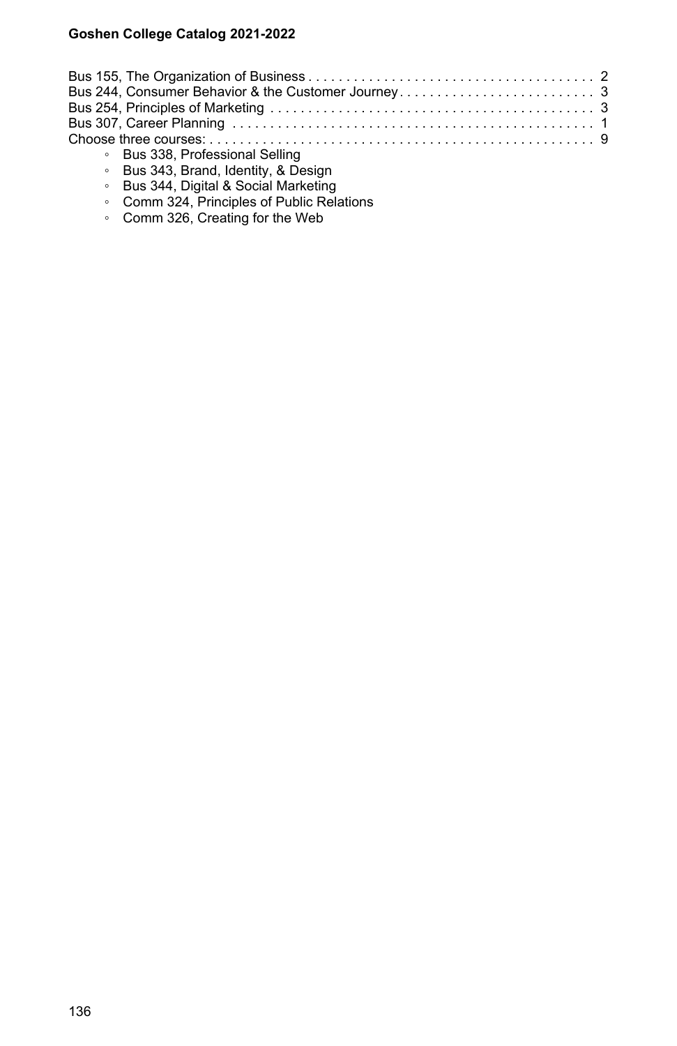Bus 155, The Organization of Business . . . . . . . . . . . . . . . . . . . . . . . . . . . . . . . . . . . . . . 2
Bus 244, Consumer Behavior & the Customer Journey . . . . . . . . . . . . . . . . . . . . . . . . . . 3
Bus 254, Principles of Marketing . . . . . . . . . . . . . . . . . . . . . . . . . . . . . . . . . . . . . . . . . . . 3
Bus 307, Career Planning . . . . . . . . . . . . . . . . . . . . . . . . . . . . . . . . . . . . . . . . . . . . . . . . 1
Choose three courses: . . . . . . . . . . . . . . . . . . . . . . . . . . . . . . . . . . . . . . . . . . . . . . . . . . 9

- Bus 338, Professional Selling
- Bus 343, Brand, Identity, & Design
- Bus 344, Digital & Social Marketing
- Comm 324, Principles of Public Relations
- Comm 326, Creating for the Web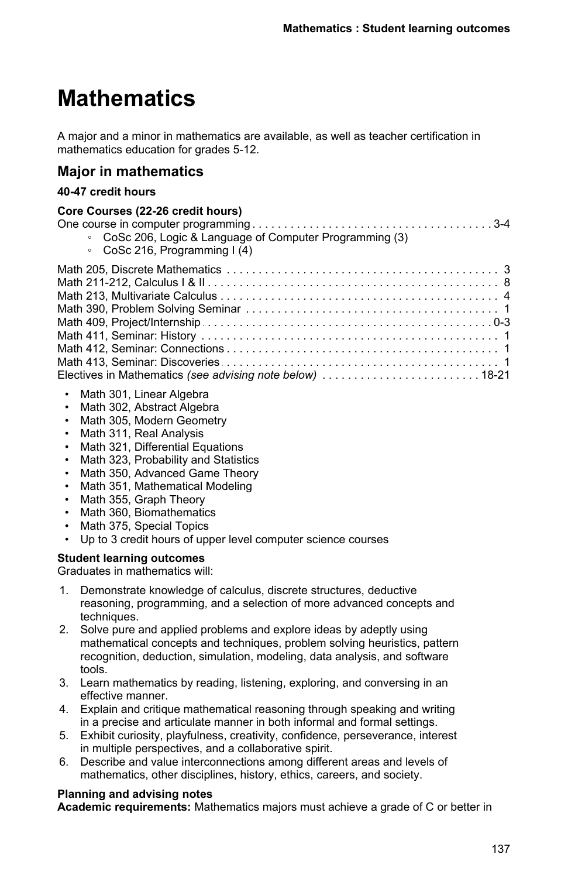# Mathematics

A major and a minor in mathematics are available, as well as teacher certification in mathematics education for grades 5-12.

## Major in mathematics

**40-47 credit hours**

**Core Courses (22-26 credit hours)**

One course in computer programming . . . . . . . . . . 3-4

- CoSc 206, Logic & Language of Computer Programming (3)
- CoSc 216, Programming I (4)

Math 205, Discrete Mathematics . . . . . . . . . . 3
Math 211-212, Calculus I & II . . . . . . . . . . 8
Math 213, Multivariate Calculus . . . . . . . . . . 4
Math 390, Problem Solving Seminar . . . . . . . . . . 1
Math 409, Project/Internship . . . . . . . . . . 0-3
Math 411, Seminar: History . . . . . . . . . . 1
Math 412, Seminar: Connections . . . . . . . . . . 1
Math 413, Seminar: Discoveries . . . . . . . . . . 1
Electives in Mathematics *(see advising note below)* . . . . . . . . . . 18-21

- Math 301, Linear Algebra
- Math 302, Abstract Algebra
- Math 305, Modern Geometry
- Math 311, Real Analysis
- Math 321, Differential Equations
- Math 323, Probability and Statistics
- Math 350, Advanced Game Theory
- Math 351, Mathematical Modeling
- Math 355, Graph Theory
- Math 360, Biomathematics
- Math 375, Special Topics
- Up to 3 credit hours of upper level computer science courses

**Student learning outcomes**

Graduates in mathematics will:

1. Demonstrate knowledge of calculus, discrete structures, deductive reasoning, programming, and a selection of more advanced concepts and techniques.
2. Solve pure and applied problems and explore ideas by adeptly using mathematical concepts and techniques, problem solving heuristics, pattern recognition, deduction, simulation, modeling, data analysis, and software tools.
3. Learn mathematics by reading, listening, exploring, and conversing in an effective manner.
4. Explain and critique mathematical reasoning through speaking and writing in a precise and articulate manner in both informal and formal settings.
5. Exhibit curiosity, playfulness, creativity, confidence, perseverance, interest in multiple perspectives, and a collaborative spirit.
6. Describe and value interconnections among different areas and levels of mathematics, other disciplines, history, ethics, careers, and society.

**Planning and advising notes**

**Academic requirements:** Mathematics majors must achieve a grade of C or better in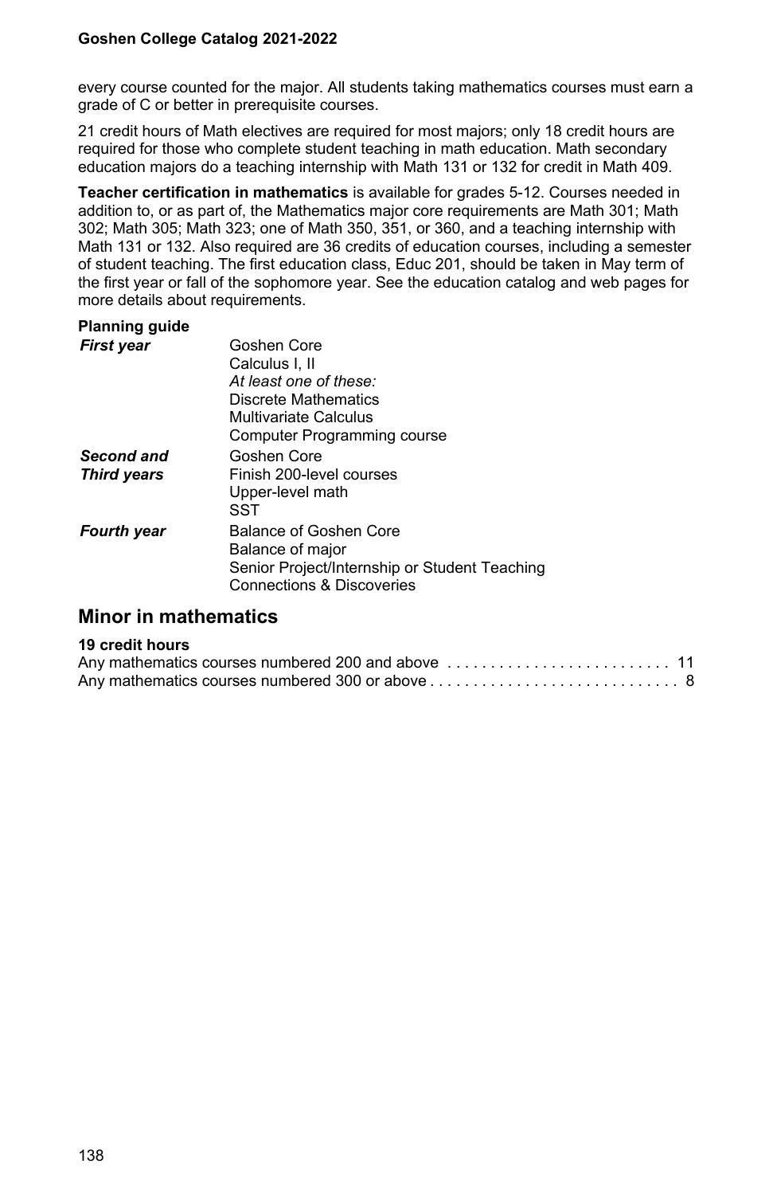every course counted for the major. All students taking mathematics courses must earn a grade of C or better in prerequisite courses.

21 credit hours of Math electives are required for most majors; only 18 credit hours are required for those who complete student teaching in math education. Math secondary education majors do a teaching internship with Math 131 or 132 for credit in Math 409.

**Teacher certification in mathematics** is available for grades 5-12. Courses needed in addition to, or as part of, the Mathematics major core requirements are Math 301; Math 302; Math 305; Math 323; one of Math 350, 351, or 360, and a teaching internship with Math 131 or 132. Also required are 36 credits of education courses, including a semester of student teaching. The first education class, Educ 201, should be taken in May term of the first year or fall of the sophomore year. See the education catalog and web pages for more details about requirements.

**Planning guide**

| | |
|---|---|
| ***First year*** | Goshen Core<br>Calculus I, II<br>*At least one of these:*<br>Discrete Mathematics<br>Multivariate Calculus<br>Computer Programming course |
| ***Second and Third years*** | Goshen Core<br>Finish 200-level courses<br>Upper-level math<br>SST |
| ***Fourth year*** | Balance of Goshen Core<br>Balance of major<br>Senior Project/Internship or Student Teaching<br>Connections & Discoveries |

## Minor in mathematics

**19 credit hours**

| | |
|---|---|
| Any mathematics courses numbered 200 and above | 11 |
| Any mathematics courses numbered 300 or above | 8 |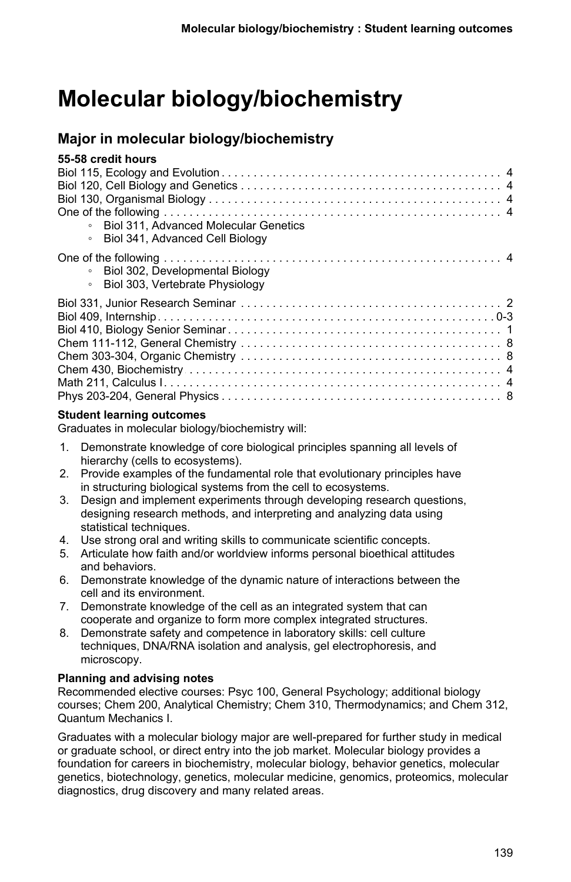# Molecular biology/biochemistry

## Major in molecular biology/biochemistry

**55-58 credit hours**

Biol 115, Ecology and Evolution . . . . . . . . . . . . . . . . . . . . . . . . . . . . . . . . . . . . . . . . . . . . 4
Biol 120, Cell Biology and Genetics . . . . . . . . . . . . . . . . . . . . . . . . . . . . . . . . . . . . . . . . . 4
Biol 130, Organismal Biology . . . . . . . . . . . . . . . . . . . . . . . . . . . . . . . . . . . . . . . . . . . . . . 4
One of the following . . . . . . . . . . . . . . . . . . . . . . . . . . . . . . . . . . . . . . . . . . . . . . . . . . . . . 4

- Biol 311, Advanced Molecular Genetics
- Biol 341, Advanced Cell Biology

One of the following . . . . . . . . . . . . . . . . . . . . . . . . . . . . . . . . . . . . . . . . . . . . . . . . . . . . . 4

- Biol 302, Developmental Biology
- Biol 303, Vertebrate Physiology

Biol 331, Junior Research Seminar . . . . . . . . . . . . . . . . . . . . . . . . . . . . . . . . . . . . . . . . . 2
Biol 409, Internship . . . . . . . . . . . . . . . . . . . . . . . . . . . . . . . . . . . . . . . . . . . . . . . . . . . . . 0-3
Biol 410, Biology Senior Seminar . . . . . . . . . . . . . . . . . . . . . . . . . . . . . . . . . . . . . . . . . . . 1
Chem 111-112, General Chemistry . . . . . . . . . . . . . . . . . . . . . . . . . . . . . . . . . . . . . . . . . 8
Chem 303-304, Organic Chemistry . . . . . . . . . . . . . . . . . . . . . . . . . . . . . . . . . . . . . . . . . 8
Chem 430, Biochemistry . . . . . . . . . . . . . . . . . . . . . . . . . . . . . . . . . . . . . . . . . . . . . . . . . . 4
Math 211, Calculus I . . . . . . . . . . . . . . . . . . . . . . . . . . . . . . . . . . . . . . . . . . . . . . . . . . . . . 4
Phys 203-204, General Physics . . . . . . . . . . . . . . . . . . . . . . . . . . . . . . . . . . . . . . . . . . . . 8

**Student learning outcomes**

Graduates in molecular biology/biochemistry will:

1. Demonstrate knowledge of core biological principles spanning all levels of hierarchy (cells to ecosystems).
2. Provide examples of the fundamental role that evolutionary principles have in structuring biological systems from the cell to ecosystems.
3. Design and implement experiments through developing research questions, designing research methods, and interpreting and analyzing data using statistical techniques.
4. Use strong oral and writing skills to communicate scientific concepts.
5. Articulate how faith and/or worldview informs personal bioethical attitudes and behaviors.
6. Demonstrate knowledge of the dynamic nature of interactions between the cell and its environment.
7. Demonstrate knowledge of the cell as an integrated system that can cooperate and organize to form more complex integrated structures.
8. Demonstrate safety and competence in laboratory skills: cell culture techniques, DNA/RNA isolation and analysis, gel electrophoresis, and microscopy.

**Planning and advising notes**

Recommended elective courses: Psyc 100, General Psychology; additional biology courses; Chem 200, Analytical Chemistry; Chem 310, Thermodynamics; and Chem 312, Quantum Mechanics I.

Graduates with a molecular biology major are well-prepared for further study in medical or graduate school, or direct entry into the job market. Molecular biology provides a foundation for careers in biochemistry, molecular biology, behavior genetics, molecular genetics, biotechnology, genetics, molecular medicine, genomics, proteomics, molecular diagnostics, drug discovery and many related areas.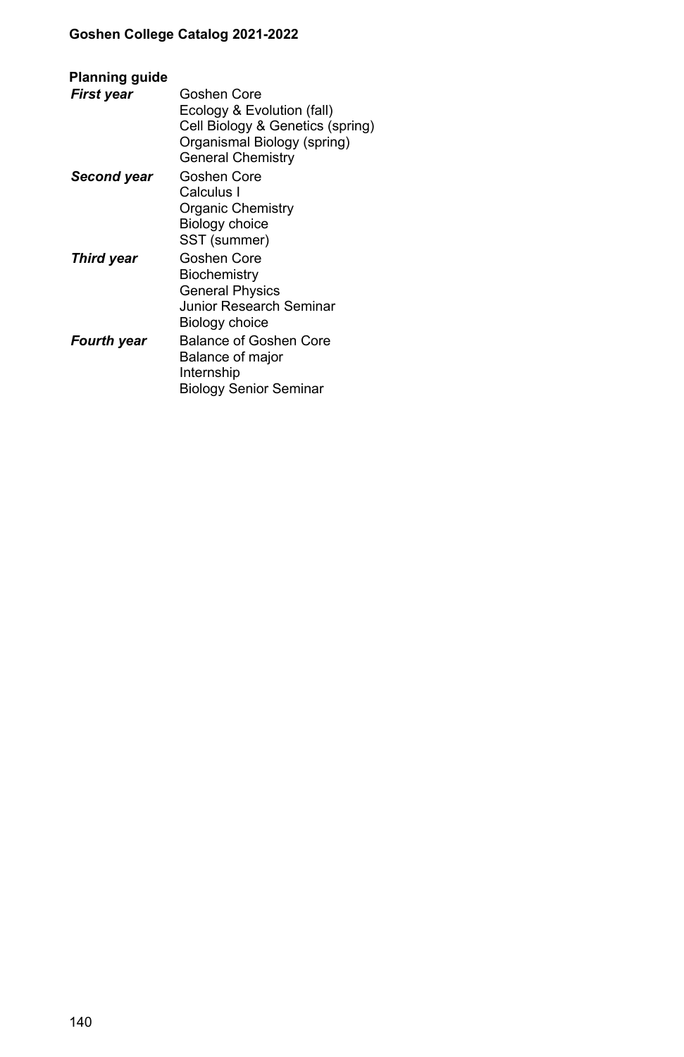**Planning guide**

| | |
|---|---|
| ***First year*** | Goshen Core<br>Ecology & Evolution (fall)<br>Cell Biology & Genetics (spring)<br>Organismal Biology (spring)<br>General Chemistry |
| ***Second year*** | Goshen Core<br>Calculus I<br>Organic Chemistry<br>Biology choice<br>SST (summer) |
| ***Third year*** | Goshen Core<br>Biochemistry<br>General Physics<br>Junior Research Seminar<br>Biology choice |
| ***Fourth year*** | Balance of Goshen Core<br>Balance of major<br>Internship<br>Biology Senior Seminar |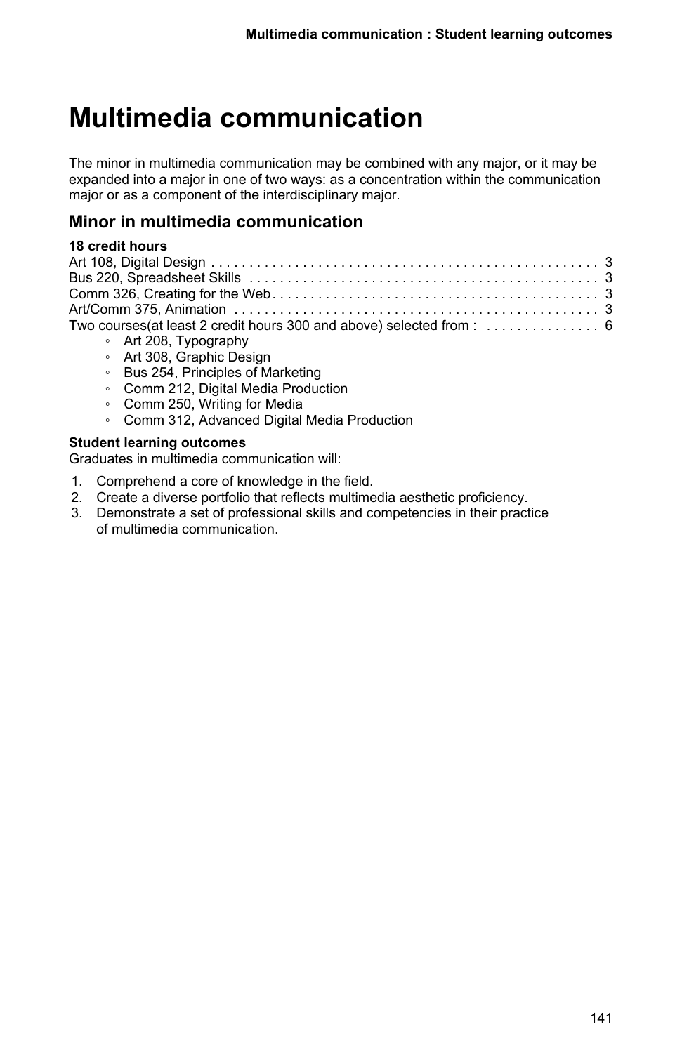# Multimedia communication

The minor in multimedia communication may be combined with any major, or it may be expanded into a major in one of two ways: as a concentration within the communication major or as a component of the interdisciplinary major.

## Minor in multimedia communication

**18 credit hours**

Art 108, Digital Design . . . . . . . . . . . . . . . . . . . . . . . . . . . . . . . . . . . . . . . . . . . . . . . . . . 3
Bus 220, Spreadsheet Skills . . . . . . . . . . . . . . . . . . . . . . . . . . . . . . . . . . . . . . . . . . . . . . 3
Comm 326, Creating for the Web . . . . . . . . . . . . . . . . . . . . . . . . . . . . . . . . . . . . . . . . . . 3
Art/Comm 375, Animation . . . . . . . . . . . . . . . . . . . . . . . . . . . . . . . . . . . . . . . . . . . . . . . 3
Two courses(at least 2 credit hours 300 and above) selected from : . . . . . . . . . . . . . . . 6

- Art 208, Typography
- Art 308, Graphic Design
- Bus 254, Principles of Marketing
- Comm 212, Digital Media Production
- Comm 250, Writing for Media
- Comm 312, Advanced Digital Media Production

**Student learning outcomes**

Graduates in multimedia communication will:

1. Comprehend a core of knowledge in the field.
2. Create a diverse portfolio that reflects multimedia aesthetic proficiency.
3. Demonstrate a set of professional skills and competencies in their practice of multimedia communication.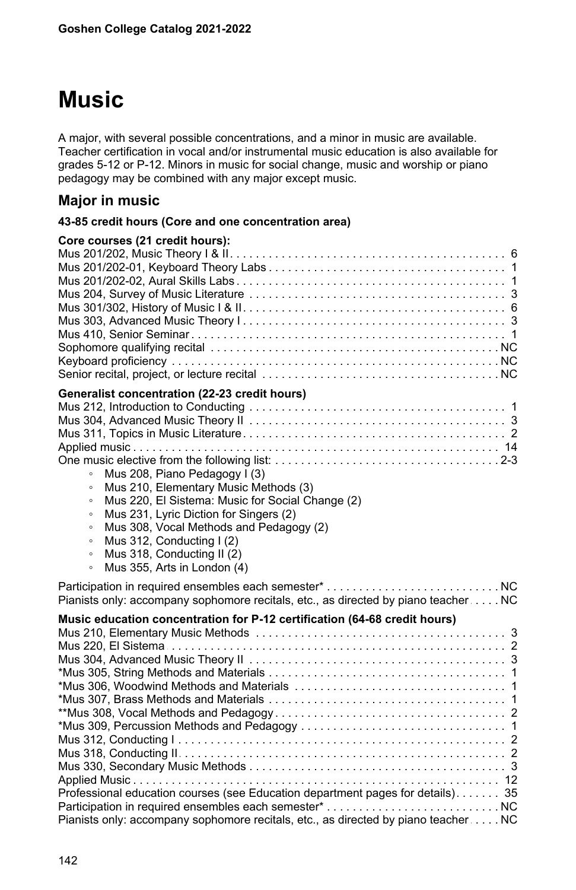# Music

A major, with several possible concentrations, and a minor in music are available. Teacher certification in vocal and/or instrumental music education is also available for grades 5-12 or P-12. Minors in music for social change, music and worship or piano pedagogy may be combined with any major except music.

## Major in music

**43-85 credit hours (Core and one concentration area)**

**Core courses (21 credit hours):**

Mus 201/202, Music Theory I & II . . . 6
Mus 201/202-01, Keyboard Theory Labs . . . 1
Mus 201/202-02, Aural Skills Labs . . . 1
Mus 204, Survey of Music Literature . . . 3
Mus 301/302, History of Music I & II . . . 6
Mus 303, Advanced Music Theory I . . . 3
Mus 410, Senior Seminar . . . 1
Sophomore qualifying recital . . . NC
Keyboard proficiency . . . NC
Senior recital, project, or lecture recital . . . NC

**Generalist concentration (22-23 credit hours)**

Mus 212, Introduction to Conducting . . . 1
Mus 304, Advanced Music Theory II . . . 3
Mus 311, Topics in Music Literature . . . 2
Applied music . . . 14
One music elective from the following list: . . . 2-3

- Mus 208, Piano Pedagogy I (3)
- Mus 210, Elementary Music Methods (3)
- Mus 220, El Sistema: Music for Social Change (2)
- Mus 231, Lyric Diction for Singers (2)
- Mus 308, Vocal Methods and Pedagogy (2)
- Mus 312, Conducting I (2)
- Mus 318, Conducting II (2)
- Mus 355, Arts in London (4)

Participation in required ensembles each semester* . . . NC
Pianists only: accompany sophomore recitals, etc., as directed by piano teacher . . . NC

**Music education concentration for P-12 certification (64-68 credit hours)**

Mus 210, Elementary Music Methods . . . 3
Mus 220, El Sistema . . . 2
Mus 304, Advanced Music Theory II . . . 3
*Mus 305, String Methods and Materials . . . 1
*Mus 306, Woodwind Methods and Materials . . . 1
*Mus 307, Brass Methods and Materials . . . 1
**Mus 308, Vocal Methods and Pedagogy . . . 2
*Mus 309, Percussion Methods and Pedagogy . . . 1
Mus 312, Conducting I . . . 2
Mus 318, Conducting II . . . 2
Mus 330, Secondary Music Methods . . . 3
Applied Music . . . 12
Professional education courses (see Education department pages for details) . . . 35
Participation in required ensembles each semester* . . . NC
Pianists only: accompany sophomore recitals, etc., as directed by piano teacher . . . NC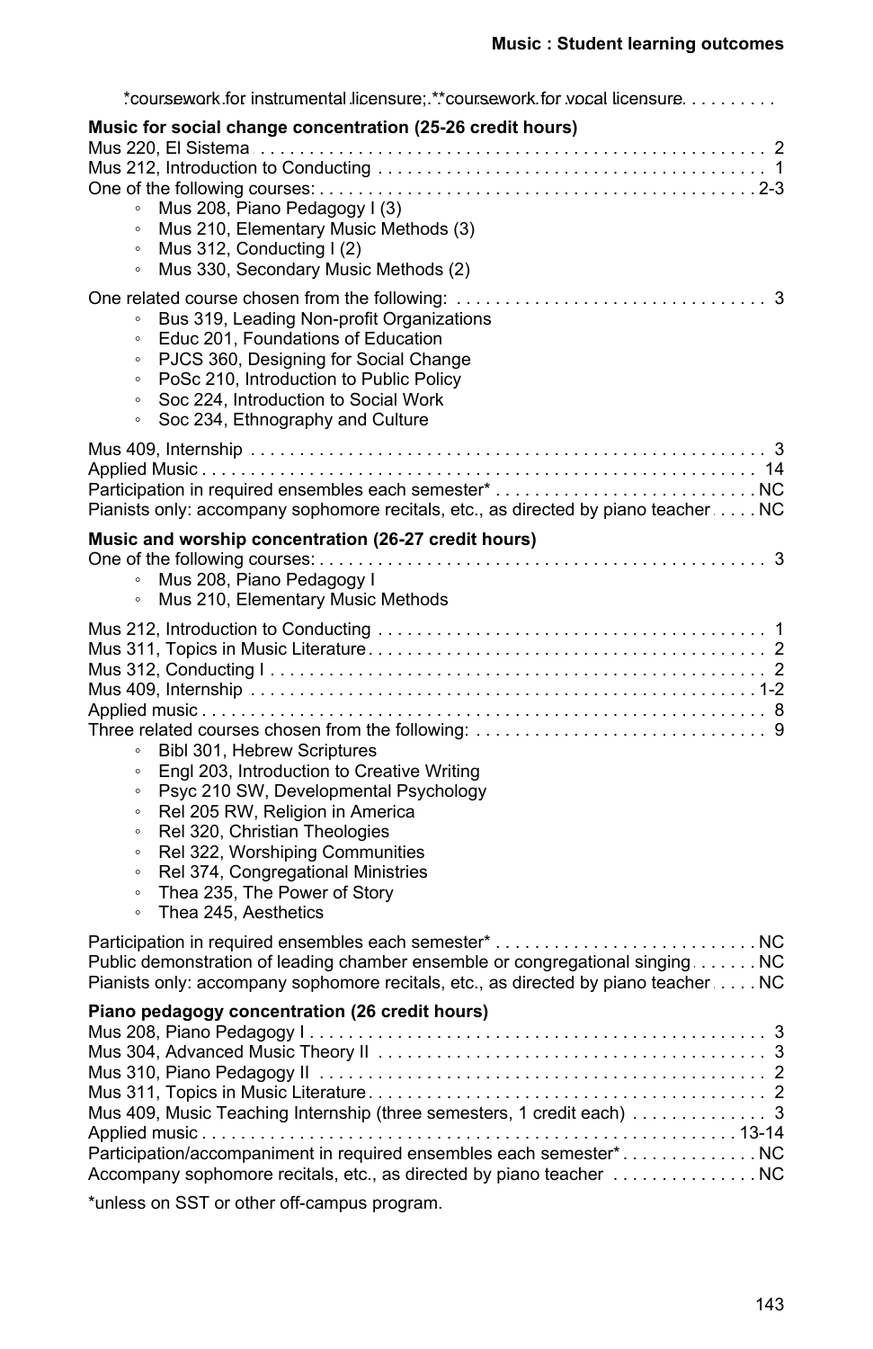*coursework for instrumental licensure; **coursework for vocal licensure. . . . . . . . .

**Music for social change concentration (25-26 credit hours)**

Mus 220, El Sistema . . . . . . . . . . . . . . . . . . . . . . . . . . . . . . . . . . . . . . . . . . . . . . . . . . . . 2
Mus 212, Introduction to Conducting . . . . . . . . . . . . . . . . . . . . . . . . . . . . . . . . . . . . . . . . 1
One of the following courses: . . . . . . . . . . . . . . . . . . . . . . . . . . . . . . . . . . . . . . . . . . . . 2-3

- Mus 208, Piano Pedagogy I (3)
- Mus 210, Elementary Music Methods (3)
- Mus 312, Conducting I (2)
- Mus 330, Secondary Music Methods (2)

One related course chosen from the following: . . . . . . . . . . . . . . . . . . . . . . . . . . . . . . . . 3

- Bus 319, Leading Non-profit Organizations
- Educ 201, Foundations of Education
- PJCS 360, Designing for Social Change
- PoSc 210, Introduction to Public Policy
- Soc 224, Introduction to Social Work
- Soc 234, Ethnography and Culture

Mus 409, Internship . . . . . . . . . . . . . . . . . . . . . . . . . . . . . . . . . . . . . . . . . . . . . . . . . . . . 3
Applied Music . . . . . . . . . . . . . . . . . . . . . . . . . . . . . . . . . . . . . . . . . . . . . . . . . . . . . . . . 14
Participation in required ensembles each semester* . . . . . . . . . . . . . . . . . . . . . . . . . . . NC
Pianists only: accompany sophomore recitals, etc., as directed by piano teacher . . . . . NC

**Music and worship concentration (26-27 credit hours)**

One of the following courses: . . . . . . . . . . . . . . . . . . . . . . . . . . . . . . . . . . . . . . . . . . . . . 3

- Mus 208, Piano Pedagogy I
- Mus 210, Elementary Music Methods

Mus 212, Introduction to Conducting . . . . . . . . . . . . . . . . . . . . . . . . . . . . . . . . . . . . . . . . 1
Mus 311, Topics in Music Literature . . . . . . . . . . . . . . . . . . . . . . . . . . . . . . . . . . . . . . . . . 2
Mus 312, Conducting I . . . . . . . . . . . . . . . . . . . . . . . . . . . . . . . . . . . . . . . . . . . . . . . . . . . 2
Mus 409, Internship . . . . . . . . . . . . . . . . . . . . . . . . . . . . . . . . . . . . . . . . . . . . . . . . . . . . 1-2
Applied music . . . . . . . . . . . . . . . . . . . . . . . . . . . . . . . . . . . . . . . . . . . . . . . . . . . . . . . . . . 8
Three related courses chosen from the following: . . . . . . . . . . . . . . . . . . . . . . . . . . . . . . 9

- Bibl 301, Hebrew Scriptures
- Engl 203, Introduction to Creative Writing
- Psyc 210 SW, Developmental Psychology
- Rel 205 RW, Religion in America
- Rel 320, Christian Theologies
- Rel 322, Worshiping Communities
- Rel 374, Congregational Ministries
- Thea 235, The Power of Story
- Thea 245, Aesthetics

Participation in required ensembles each semester* . . . . . . . . . . . . . . . . . . . . . . . . . . . NC
Public demonstration of leading chamber ensemble or congregational singing . . . . . . . NC
Pianists only: accompany sophomore recitals, etc., as directed by piano teacher . . . . . NC

**Piano pedagogy concentration (26 credit hours)**

Mus 208, Piano Pedagogy I . . . . . . . . . . . . . . . . . . . . . . . . . . . . . . . . . . . . . . . . . . . . . . . 3
Mus 304, Advanced Music Theory II . . . . . . . . . . . . . . . . . . . . . . . . . . . . . . . . . . . . . . . . 3
Mus 310, Piano Pedagogy II . . . . . . . . . . . . . . . . . . . . . . . . . . . . . . . . . . . . . . . . . . . . . . 2
Mus 311, Topics in Music Literature . . . . . . . . . . . . . . . . . . . . . . . . . . . . . . . . . . . . . . . . . 2
Mus 409, Music Teaching Internship (three semesters, 1 credit each) . . . . . . . . . . . . . . 3
Applied music . . . . . . . . . . . . . . . . . . . . . . . . . . . . . . . . . . . . . . . . . . . . . . . . . . . . . . . 13-14
Participation/accompaniment in required ensembles each semester* . . . . . . . . . . . . . . NC
Accompany sophomore recitals, etc., as directed by piano teacher . . . . . . . . . . . . . . . NC

*unless on SST or other off-campus program.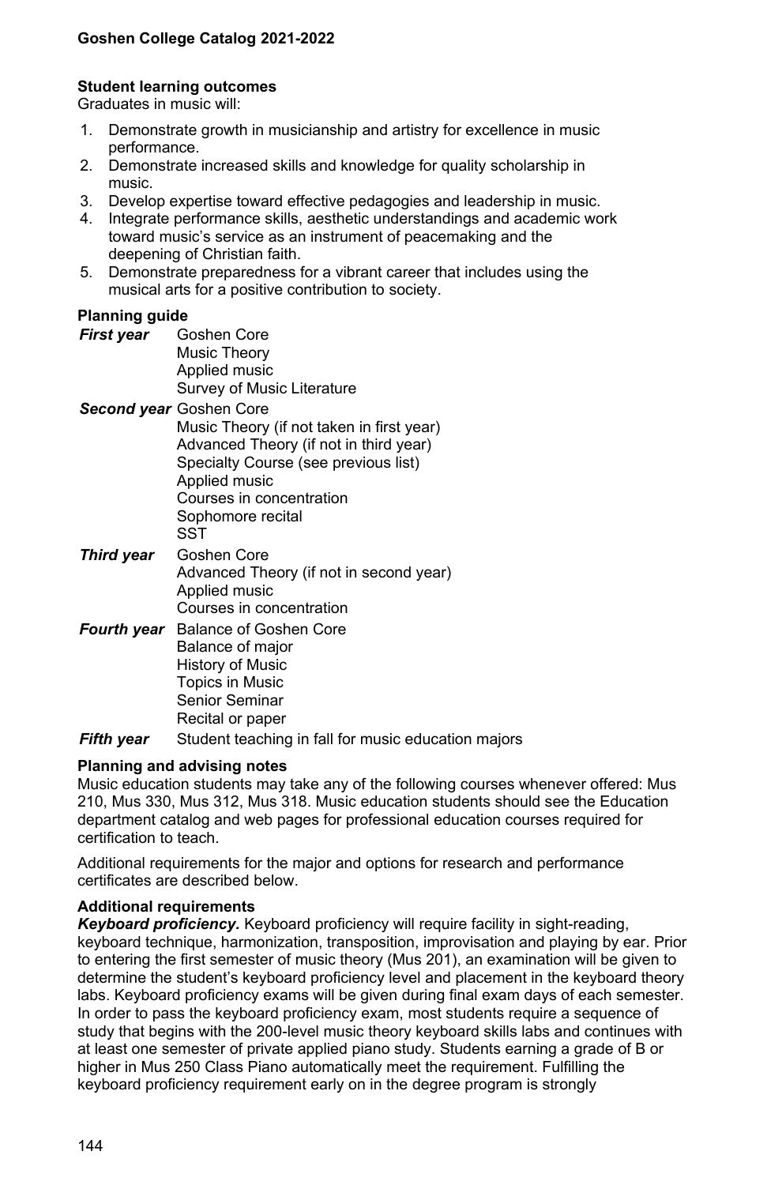**Student learning outcomes**

Graduates in music will:

1. Demonstrate growth in musicianship and artistry for excellence in music performance.
2. Demonstrate increased skills and knowledge for quality scholarship in music.
3. Develop expertise toward effective pedagogies and leadership in music.
4. Integrate performance skills, aesthetic understandings and academic work toward music's service as an instrument of peacemaking and the deepening of Christian faith.
5. Demonstrate preparedness for a vibrant career that includes using the musical arts for a positive contribution to society.

**Planning guide**

***First year***
- Goshen Core
- Music Theory
- Applied music
- Survey of Music Literature

***Second year***
- Goshen Core
- Music Theory (if not taken in first year)
- Advanced Theory (if not in third year)
- Specialty Course (see previous list)
- Applied music
- Courses in concentration
- Sophomore recital
- SST

***Third year***
- Goshen Core
- Advanced Theory (if not in second year)
- Applied music
- Courses in concentration

***Fourth year***
- Balance of Goshen Core
- Balance of major
- History of Music
- Topics in Music
- Senior Seminar
- Recital or paper

***Fifth year***
- Student teaching in fall for music education majors

**Planning and advising notes**

Music education students may take any of the following courses whenever offered: Mus 210, Mus 330, Mus 312, Mus 318. Music education students should see the Education department catalog and web pages for professional education courses required for certification to teach.

Additional requirements for the major and options for research and performance certificates are described below.

**Additional requirements**

***Keyboard proficiency.*** Keyboard proficiency will require facility in sight-reading, keyboard technique, harmonization, transposition, improvisation and playing by ear. Prior to entering the first semester of music theory (Mus 201), an examination will be given to determine the student's keyboard proficiency level and placement in the keyboard theory labs. Keyboard proficiency exams will be given during final exam days of each semester. In order to pass the keyboard proficiency exam, most students require a sequence of study that begins with the 200-level music theory keyboard skills labs and continues with at least one semester of private applied piano study. Students earning a grade of B or higher in Mus 250 Class Piano automatically meet the requirement. Fulfilling the keyboard proficiency requirement early on in the degree program is strongly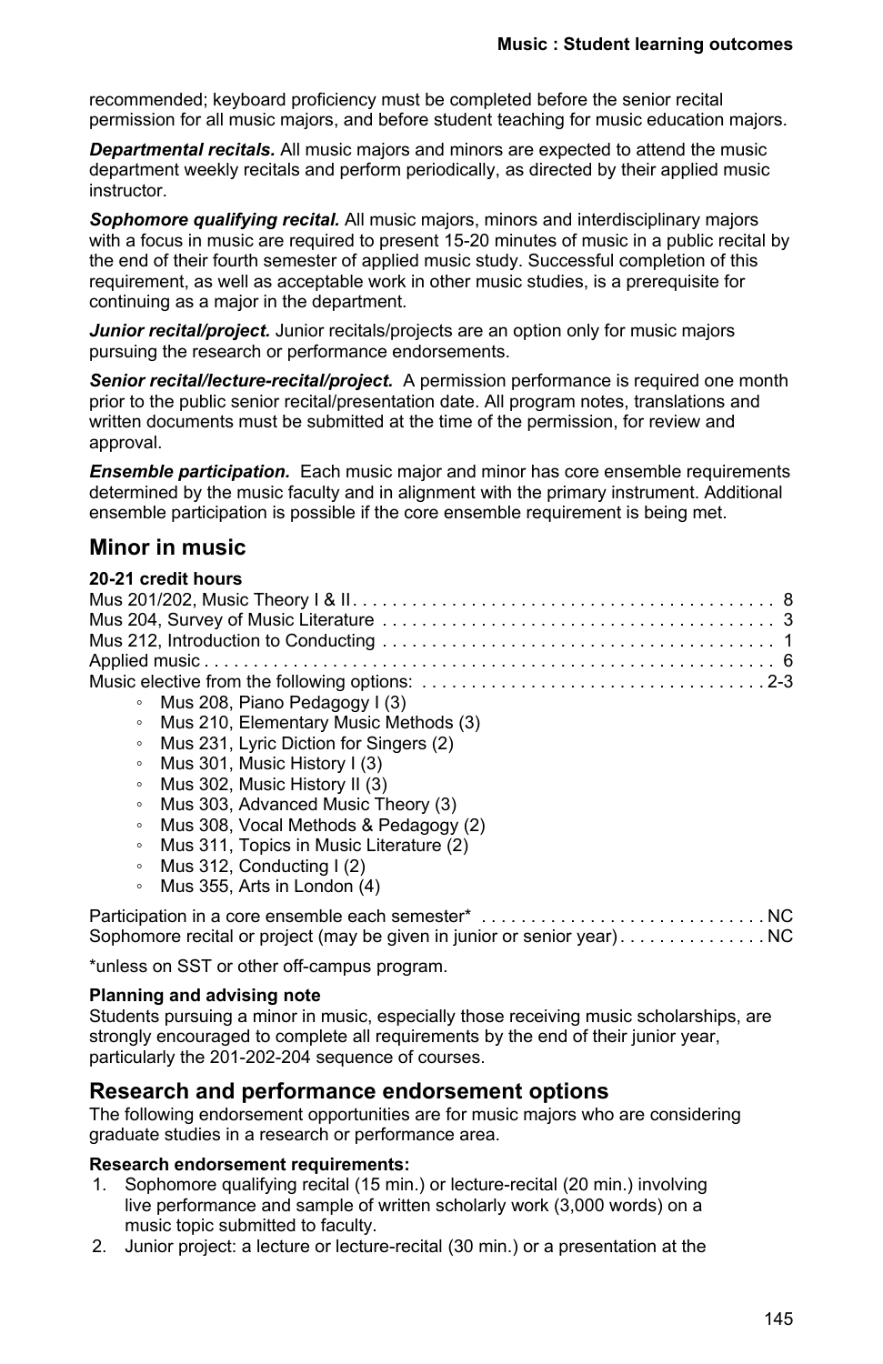recommended; keyboard proficiency must be completed before the senior recital permission for all music majors, and before student teaching for music education majors.

***Departmental recitals.*** All music majors and minors are expected to attend the music department weekly recitals and perform periodically, as directed by their applied music instructor.

***Sophomore qualifying recital.*** All music majors, minors and interdisciplinary majors with a focus in music are required to present 15-20 minutes of music in a public recital by the end of their fourth semester of applied music study. Successful completion of this requirement, as well as acceptable work in other music studies, is a prerequisite for continuing as a major in the department.

***Junior recital/project.*** Junior recitals/projects are an option only for music majors pursuing the research or performance endorsements.

***Senior recital/lecture-recital/project.*** A permission performance is required one month prior to the public senior recital/presentation date. All program notes, translations and written documents must be submitted at the time of the permission, for review and approval.

***Ensemble participation.*** Each music major and minor has core ensemble requirements determined by the music faculty and in alignment with the primary instrument. Additional ensemble participation is possible if the core ensemble requirement is being met.

## Minor in music

**20-21 credit hours**

Mus 201/202, Music Theory I & II . . . . . . . . . . 8
Mus 204, Survey of Music Literature . . . . . . . . . . 3
Mus 212, Introduction to Conducting . . . . . . . . . . 1
Applied music . . . . . . . . . . 6
Music elective from the following options: . . . . . . . . . . 2-3

- Mus 208, Piano Pedagogy I (3)
- Mus 210, Elementary Music Methods (3)
- Mus 231, Lyric Diction for Singers (2)
- Mus 301, Music History I (3)
- Mus 302, Music History II (3)
- Mus 303, Advanced Music Theory (3)
- Mus 308, Vocal Methods & Pedagogy (2)
- Mus 311, Topics in Music Literature (2)
- Mus 312, Conducting I (2)
- Mus 355, Arts in London (4)

Participation in a core ensemble each semester* . . . . . . . . . . NC
Sophomore recital or project (may be given in junior or senior year) . . . . . . . . . . NC

*unless on SST or other off-campus program.

**Planning and advising note**

Students pursuing a minor in music, especially those receiving music scholarships, are strongly encouraged to complete all requirements by the end of their junior year, particularly the 201-202-204 sequence of courses.

## Research and performance endorsement options

The following endorsement opportunities are for music majors who are considering graduate studies in a research or performance area.

**Research endorsement requirements:**

1. Sophomore qualifying recital (15 min.) or lecture-recital (20 min.) involving live performance and sample of written scholarly work (3,000 words) on a music topic submitted to faculty.
2. Junior project: a lecture or lecture-recital (30 min.) or a presentation at the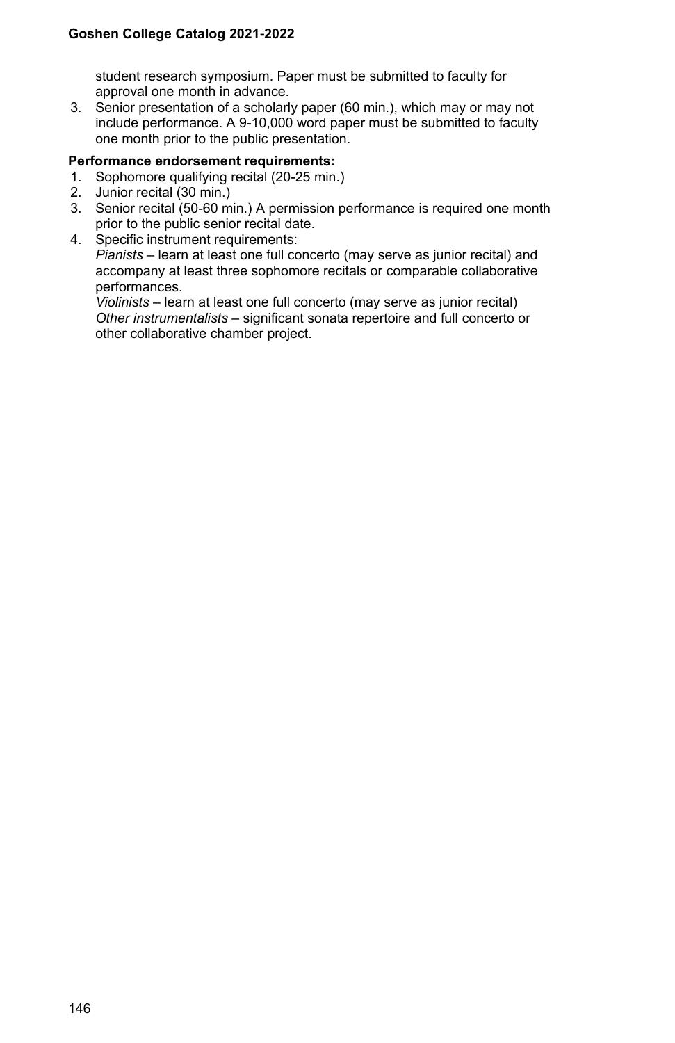student research symposium. Paper must be submitted to faculty for approval one month in advance.

3. Senior presentation of a scholarly paper (60 min.), which may or may not include performance. A 9-10,000 word paper must be submitted to faculty one month prior to the public presentation.

**Performance endorsement requirements:**

1. Sophomore qualifying recital (20-25 min.)
2. Junior recital (30 min.)
3. Senior recital (50-60 min.) A permission performance is required one month prior to the public senior recital date.
4. Specific instrument requirements:
   *Pianists* – learn at least one full concerto (may serve as junior recital) and accompany at least three sophomore recitals or comparable collaborative performances.
   *Violinists* – learn at least one full concerto (may serve as junior recital)
   *Other instrumentalists* – significant sonata repertoire and full concerto or other collaborative chamber project.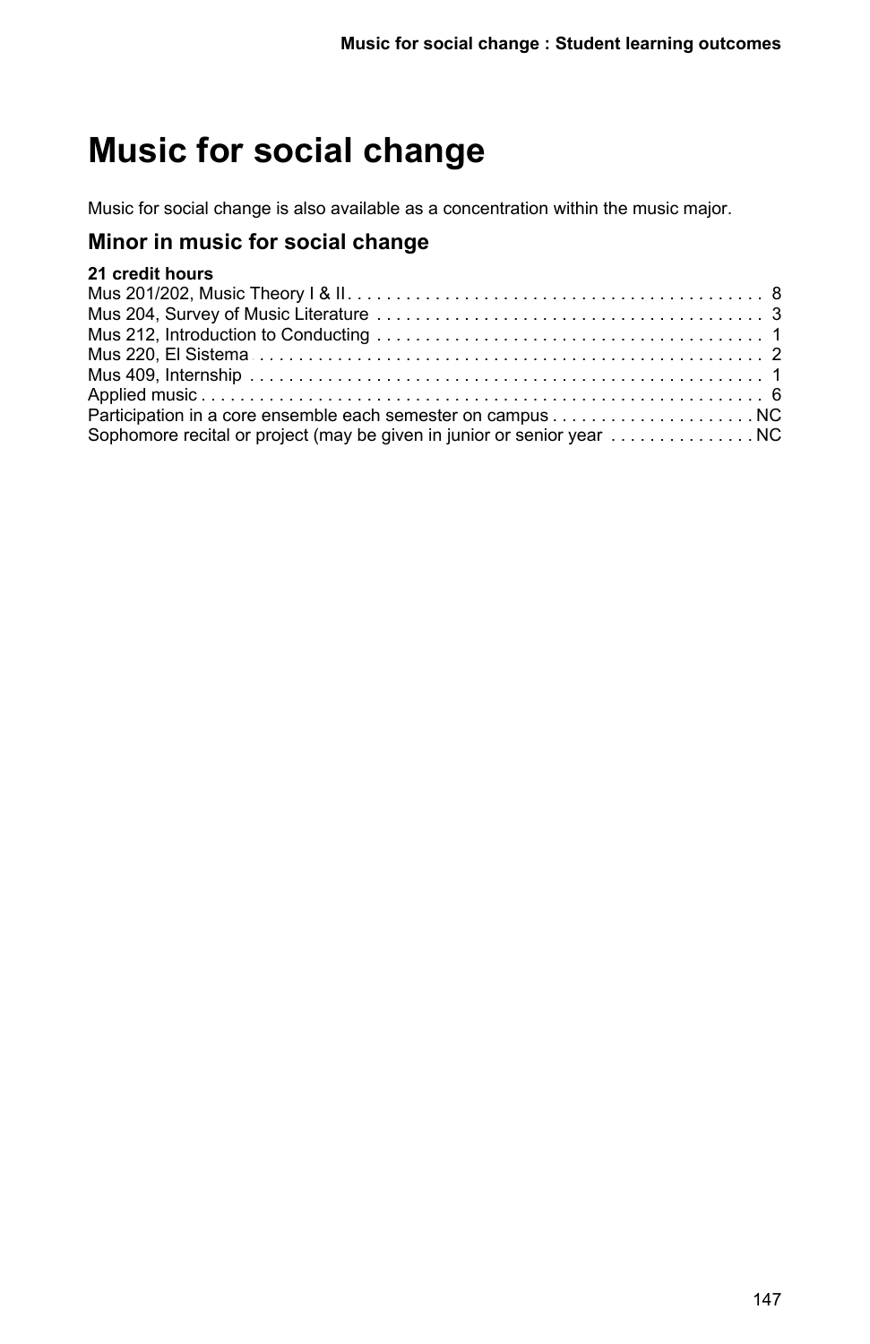# Music for social change

Music for social change is also available as a concentration within the music major.

## Minor in music for social change

**21 credit hours**

| Course | Credits |
| --- | --- |
| Mus 201/202, Music Theory I & II | 8 |
| Mus 204, Survey of Music Literature | 3 |
| Mus 212, Introduction to Conducting | 1 |
| Mus 220, El Sistema | 2 |
| Mus 409, Internship | 1 |
| Applied music | 6 |
| Participation in a core ensemble each semester on campus | NC |
| Sophomore recital or project (may be given in junior or senior year | NC |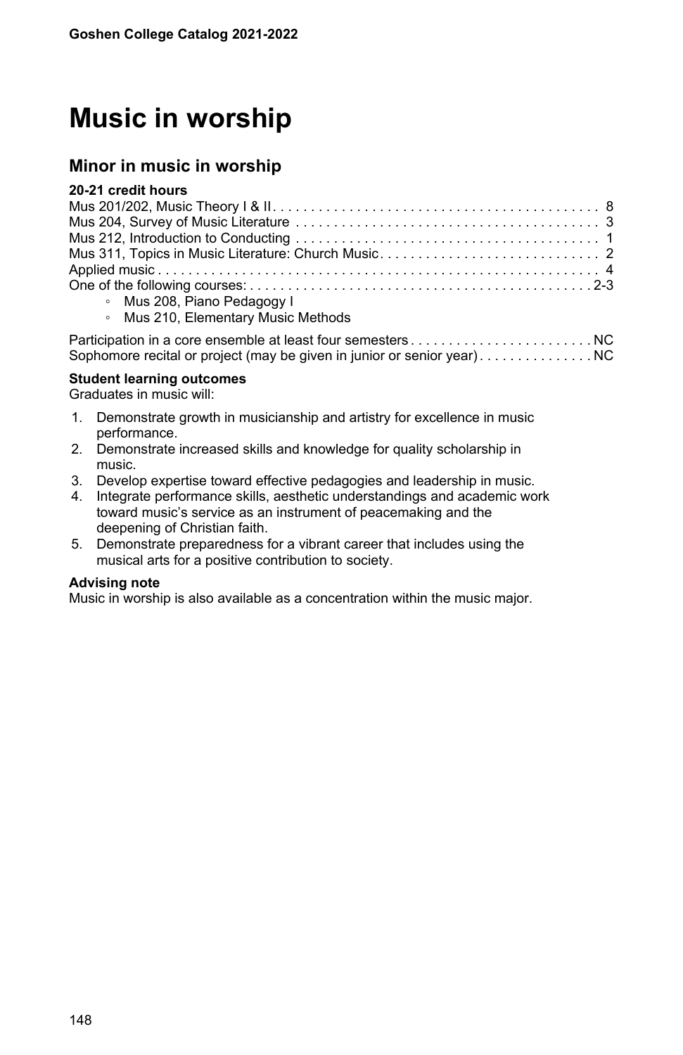# Music in worship

## Minor in music in worship

**20-21 credit hours**

Mus 201/202, Music Theory I & II . . . . . . . . . . . . . . . . . . . . . . . . . . . . . . . . . . . . . . . . . . 8
Mus 204, Survey of Music Literature . . . . . . . . . . . . . . . . . . . . . . . . . . . . . . . . . . . . . . . 3
Mus 212, Introduction to Conducting . . . . . . . . . . . . . . . . . . . . . . . . . . . . . . . . . . . . . . . 1
Mus 311, Topics in Music Literature: Church Music . . . . . . . . . . . . . . . . . . . . . . . . . . . . . 2
Applied music . . . . . . . . . . . . . . . . . . . . . . . . . . . . . . . . . . . . . . . . . . . . . . . . . . . . . . . . 4
One of the following courses: . . . . . . . . . . . . . . . . . . . . . . . . . . . . . . . . . . . . . . . . . . . . 2-3

- Mus 208, Piano Pedagogy I
- Mus 210, Elementary Music Methods

Participation in a core ensemble at least four semesters . . . . . . . . . . . . . . . . . . . . . . . . NC
Sophomore recital or project (may be given in junior or senior year) . . . . . . . . . . . . . . . NC

**Student learning outcomes**

Graduates in music will:

1. Demonstrate growth in musicianship and artistry for excellence in music performance.
2. Demonstrate increased skills and knowledge for quality scholarship in music.
3. Develop expertise toward effective pedagogies and leadership in music.
4. Integrate performance skills, aesthetic understandings and academic work toward music's service as an instrument of peacemaking and the deepening of Christian faith.
5. Demonstrate preparedness for a vibrant career that includes using the musical arts for a positive contribution to society.

**Advising note**

Music in worship is also available as a concentration within the music major.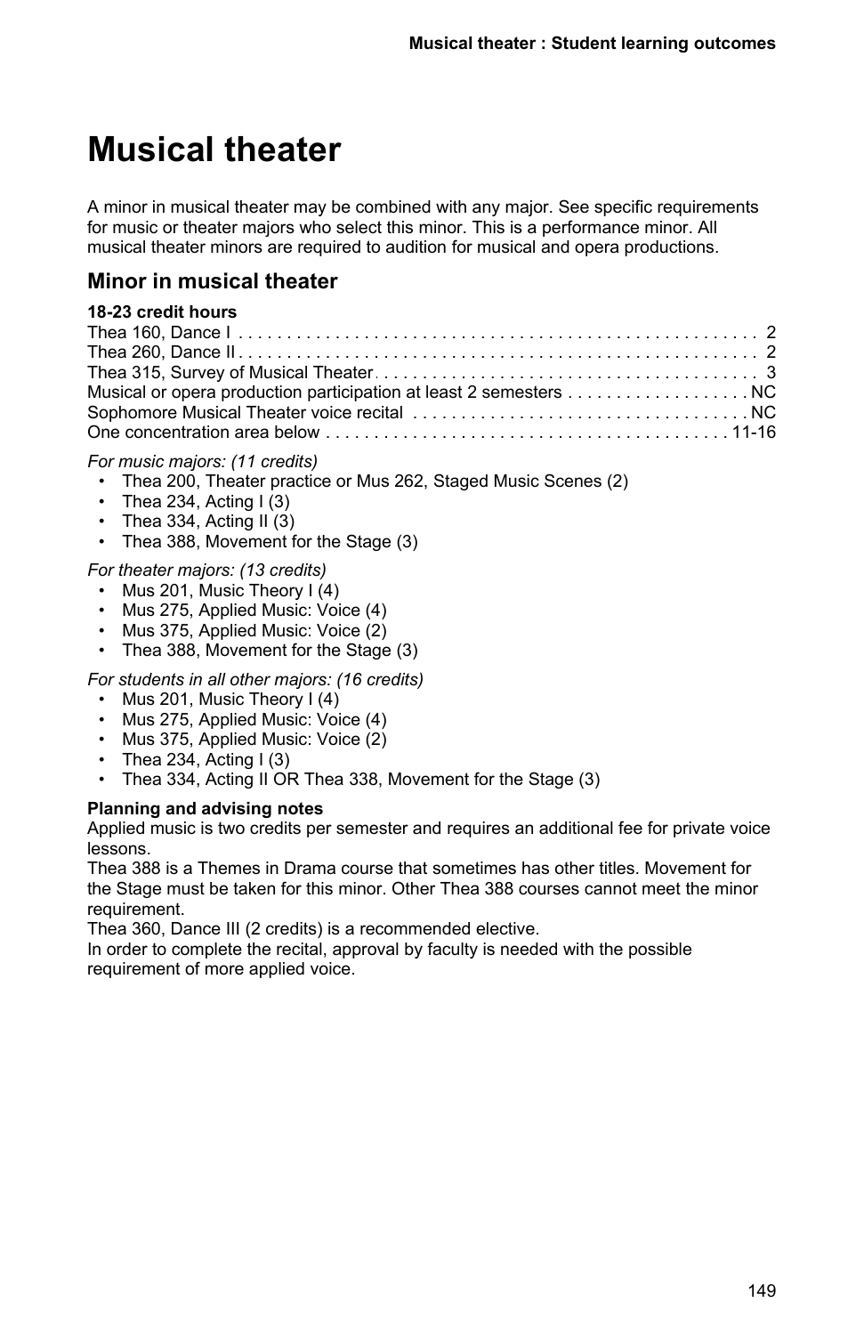# Musical theater

A minor in musical theater may be combined with any major. See specific requirements for music or theater majors who select this minor. This is a performance minor. All musical theater minors are required to audition for musical and opera productions.

## Minor in musical theater

**18-23 credit hours**

Thea 160, Dance I . . . . . . . . . . 2
Thea 260, Dance II . . . . . . . . . . 2
Thea 315, Survey of Musical Theater . . . . . . . . . . 3
Musical or opera production participation at least 2 semesters . . . . . . . . . . NC
Sophomore Musical Theater voice recital . . . . . . . . . . NC
One concentration area below . . . . . . . . . . 11-16

*For music majors: (11 credits)*

- Thea 200, Theater practice or Mus 262, Staged Music Scenes (2)
- Thea 234, Acting I (3)
- Thea 334, Acting II (3)
- Thea 388, Movement for the Stage (3)

*For theater majors: (13 credits)*

- Mus 201, Music Theory I (4)
- Mus 275, Applied Music: Voice (4)
- Mus 375, Applied Music: Voice (2)
- Thea 388, Movement for the Stage (3)

*For students in all other majors: (16 credits)*

- Mus 201, Music Theory I (4)
- Mus 275, Applied Music: Voice (4)
- Mus 375, Applied Music: Voice (2)
- Thea 234, Acting I (3)
- Thea 334, Acting II OR Thea 338, Movement for the Stage (3)

**Planning and advising notes**

Applied music is two credits per semester and requires an additional fee for private voice lessons.

Thea 388 is a Themes in Drama course that sometimes has other titles. Movement for the Stage must be taken for this minor. Other Thea 388 courses cannot meet the minor requirement.

Thea 360, Dance III (2 credits) is a recommended elective.

In order to complete the recital, approval by faculty is needed with the possible requirement of more applied voice.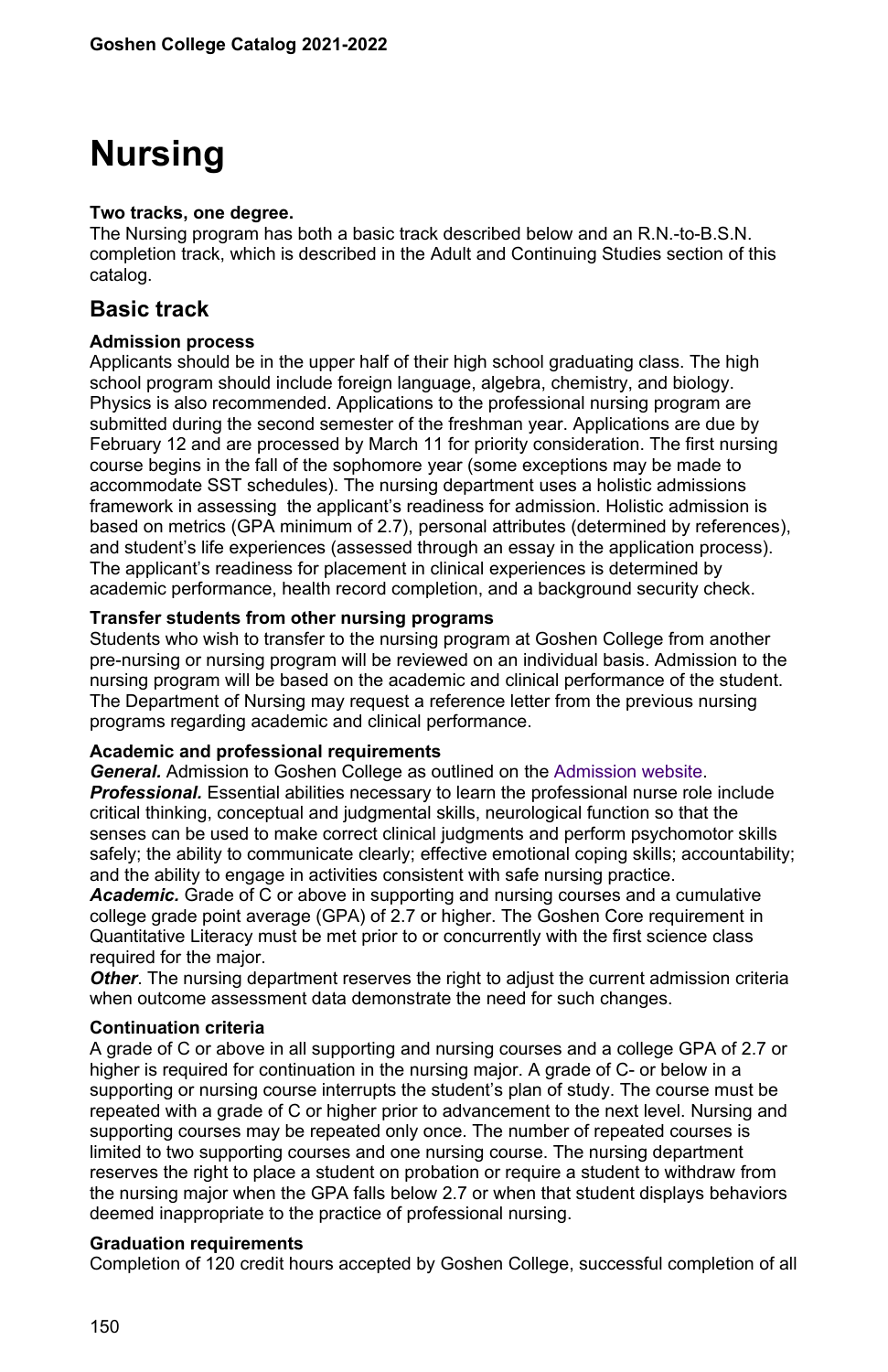# Nursing

**Two tracks, one degree.**

The Nursing program has both a basic track described below and an R.N.-to-B.S.N. completion track, which is described in the Adult and Continuing Studies section of this catalog.

## Basic track

**Admission process**

Applicants should be in the upper half of their high school graduating class. The high school program should include foreign language, algebra, chemistry, and biology. Physics is also recommended. Applications to the professional nursing program are submitted during the second semester of the freshman year. Applications are due by February 12 and are processed by March 11 for priority consideration. The first nursing course begins in the fall of the sophomore year (some exceptions may be made to accommodate SST schedules). The nursing department uses a holistic admissions framework in assessing the applicant's readiness for admission. Holistic admission is based on metrics (GPA minimum of 2.7), personal attributes (determined by references), and student's life experiences (assessed through an essay in the application process). The applicant's readiness for placement in clinical experiences is determined by academic performance, health record completion, and a background security check.

**Transfer students from other nursing programs**

Students who wish to transfer to the nursing program at Goshen College from another pre-nursing or nursing program will be reviewed on an individual basis. Admission to the nursing program will be based on the academic and clinical performance of the student. The Department of Nursing may request a reference letter from the previous nursing programs regarding academic and clinical performance.

**Academic and professional requirements**

***General.*** Admission to Goshen College as outlined on the Admission website.

***Professional.*** Essential abilities necessary to learn the professional nurse role include critical thinking, conceptual and judgmental skills, neurological function so that the senses can be used to make correct clinical judgments and perform psychomotor skills safely; the ability to communicate clearly; effective emotional coping skills; accountability; and the ability to engage in activities consistent with safe nursing practice.

***Academic.*** Grade of C or above in supporting and nursing courses and a cumulative college grade point average (GPA) of 2.7 or higher. The Goshen Core requirement in Quantitative Literacy must be met prior to or concurrently with the first science class required for the major.

***Other***. The nursing department reserves the right to adjust the current admission criteria when outcome assessment data demonstrate the need for such changes.

**Continuation criteria**

A grade of C or above in all supporting and nursing courses and a college GPA of 2.7 or higher is required for continuation in the nursing major. A grade of C- or below in a supporting or nursing course interrupts the student's plan of study. The course must be repeated with a grade of C or higher prior to advancement to the next level. Nursing and supporting courses may be repeated only once. The number of repeated courses is limited to two supporting courses and one nursing course. The nursing department reserves the right to place a student on probation or require a student to withdraw from the nursing major when the GPA falls below 2.7 or when that student displays behaviors deemed inappropriate to the practice of professional nursing.

**Graduation requirements**

Completion of 120 credit hours accepted by Goshen College, successful completion of all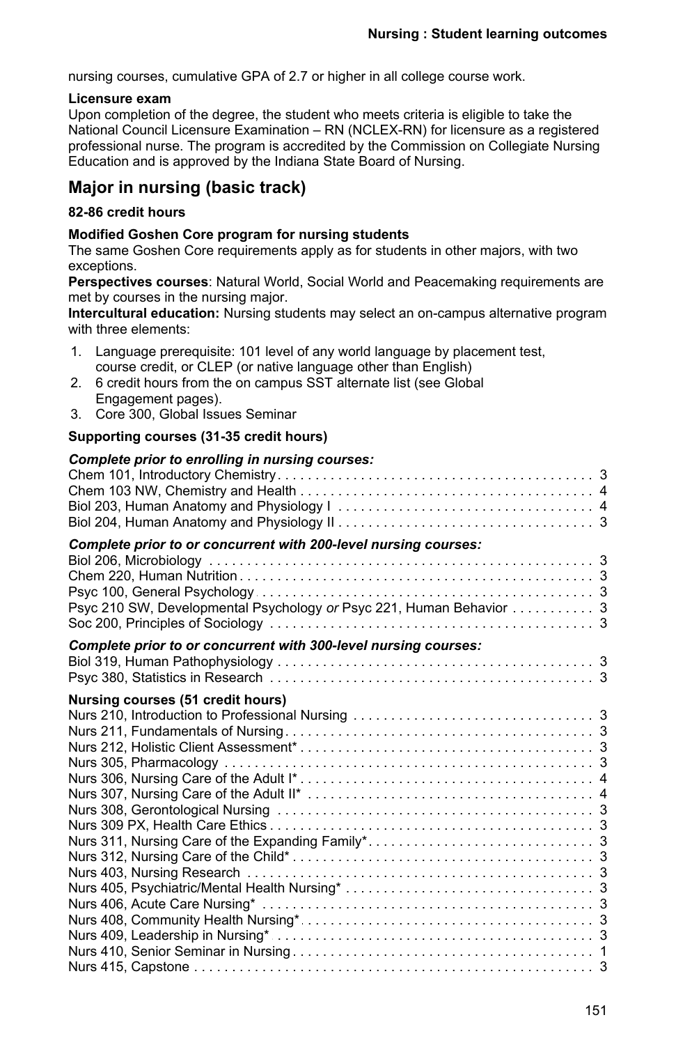nursing courses, cumulative GPA of 2.7 or higher in all college course work.

**Licensure exam**
Upon completion of the degree, the student who meets criteria is eligible to take the National Council Licensure Examination – RN (NCLEX-RN) for licensure as a registered professional nurse. The program is accredited by the Commission on Collegiate Nursing Education and is approved by the Indiana State Board of Nursing.

## Major in nursing (basic track)

**82-86 credit hours**

**Modified Goshen Core program for nursing students**
The same Goshen Core requirements apply as for students in other majors, with two exceptions.
**Perspectives courses**: Natural World, Social World and Peacemaking requirements are met by courses in the nursing major.
**Intercultural education:** Nursing students may select an on-campus alternative program with three elements:

1. Language prerequisite: 101 level of any world language by placement test, course credit, or CLEP (or native language other than English)
2. 6 credit hours from the on campus SST alternate list (see Global Engagement pages).
3. Core 300, Global Issues Seminar

**Supporting courses (31-35 credit hours)**

***Complete prior to enrolling in nursing courses:***

| Course | Credits |
|---|---|
| Chem 101, Introductory Chemistry | 3 |
| Chem 103 NW, Chemistry and Health | 4 |
| Biol 203, Human Anatomy and Physiology I | 4 |
| Biol 204, Human Anatomy and Physiology II | 3 |

***Complete prior to or concurrent with 200-level nursing courses:***

| Course | Credits |
|---|---|
| Biol 206, Microbiology | 3 |
| Chem 220, Human Nutrition | 3 |
| Psyc 100, General Psychology | 3 |
| Psyc 210 SW, Developmental Psychology *or* Psyc 221, Human Behavior | 3 |
| Soc 200, Principles of Sociology | 3 |

***Complete prior to or concurrent with 300-level nursing courses:***

| Course | Credits |
|---|---|
| Biol 319, Human Pathophysiology | 3 |
| Psyc 380, Statistics in Research | 3 |

**Nursing courses (51 credit hours)**

| Course | Credits |
|---|---|
| Nurs 210, Introduction to Professional Nursing | 3 |
| Nurs 211, Fundamentals of Nursing | 3 |
| Nurs 212, Holistic Client Assessment* | 3 |
| Nurs 305, Pharmacology | 3 |
| Nurs 306, Nursing Care of the Adult I* | 4 |
| Nurs 307, Nursing Care of the Adult II* | 4 |
| Nurs 308, Gerontological Nursing | 3 |
| Nurs 309 PX, Health Care Ethics | 3 |
| Nurs 311, Nursing Care of the Expanding Family* | 3 |
| Nurs 312, Nursing Care of the Child* | 3 |
| Nurs 403, Nursing Research | 3 |
| Nurs 405, Psychiatric/Mental Health Nursing* | 3 |
| Nurs 406, Acute Care Nursing* | 3 |
| Nurs 408, Community Health Nursing* | 3 |
| Nurs 409, Leadership in Nursing* | 3 |
| Nurs 410, Senior Seminar in Nursing | 1 |
| Nurs 415, Capstone | 3 |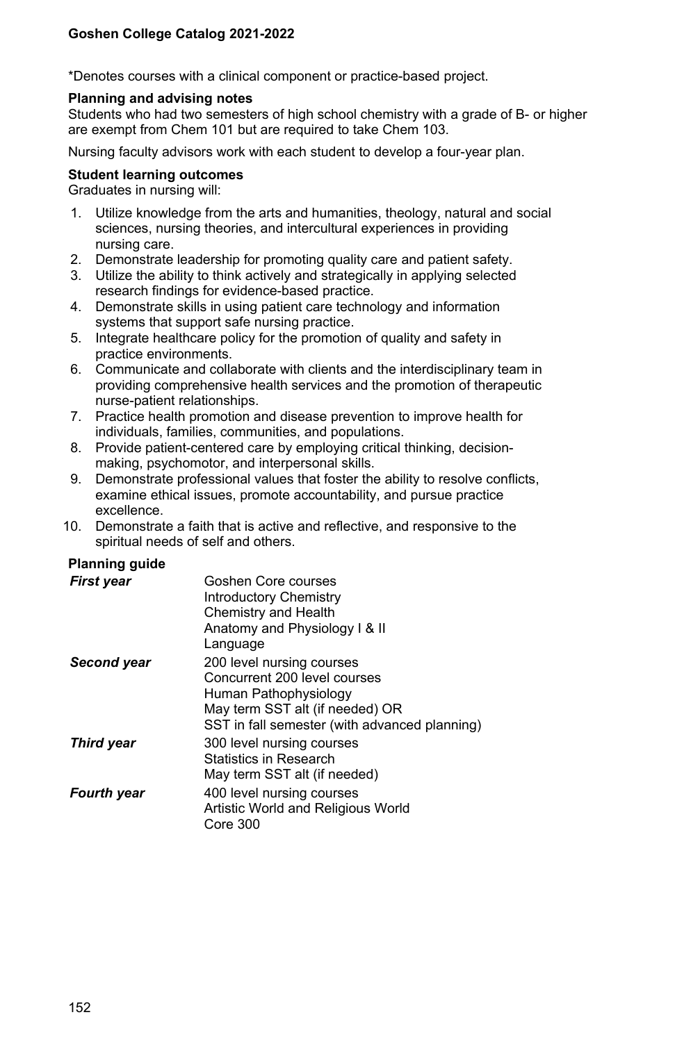*Denotes courses with a clinical component or practice-based project.

**Planning and advising notes**

Students who had two semesters of high school chemistry with a grade of B- or higher are exempt from Chem 101 but are required to take Chem 103.

Nursing faculty advisors work with each student to develop a four-year plan.

**Student learning outcomes**

Graduates in nursing will:

1. Utilize knowledge from the arts and humanities, theology, natural and social sciences, nursing theories, and intercultural experiences in providing nursing care.
2. Demonstrate leadership for promoting quality care and patient safety.
3. Utilize the ability to think actively and strategically in applying selected research findings for evidence-based practice.
4. Demonstrate skills in using patient care technology and information systems that support safe nursing practice.
5. Integrate healthcare policy for the promotion of quality and safety in practice environments.
6. Communicate and collaborate with clients and the interdisciplinary team in providing comprehensive health services and the promotion of therapeutic nurse-patient relationships.
7. Practice health promotion and disease prevention to improve health for individuals, families, communities, and populations.
8. Provide patient-centered care by employing critical thinking, decision-making, psychomotor, and interpersonal skills.
9. Demonstrate professional values that foster the ability to resolve conflicts, examine ethical issues, promote accountability, and pursue practice excellence.
10. Demonstrate a faith that is active and reflective, and responsive to the spiritual needs of self and others.

**Planning guide**

| | |
|---|---|
| ***First year*** | Goshen Core courses<br>Introductory Chemistry<br>Chemistry and Health<br>Anatomy and Physiology I & II<br>Language |
| ***Second year*** | 200 level nursing courses<br>Concurrent 200 level courses<br>Human Pathophysiology<br>May term SST alt (if needed) OR<br>SST in fall semester (with advanced planning) |
| ***Third year*** | 300 level nursing courses<br>Statistics in Research<br>May term SST alt (if needed) |
| ***Fourth year*** | 400 level nursing courses<br>Artistic World and Religious World<br>Core 300 |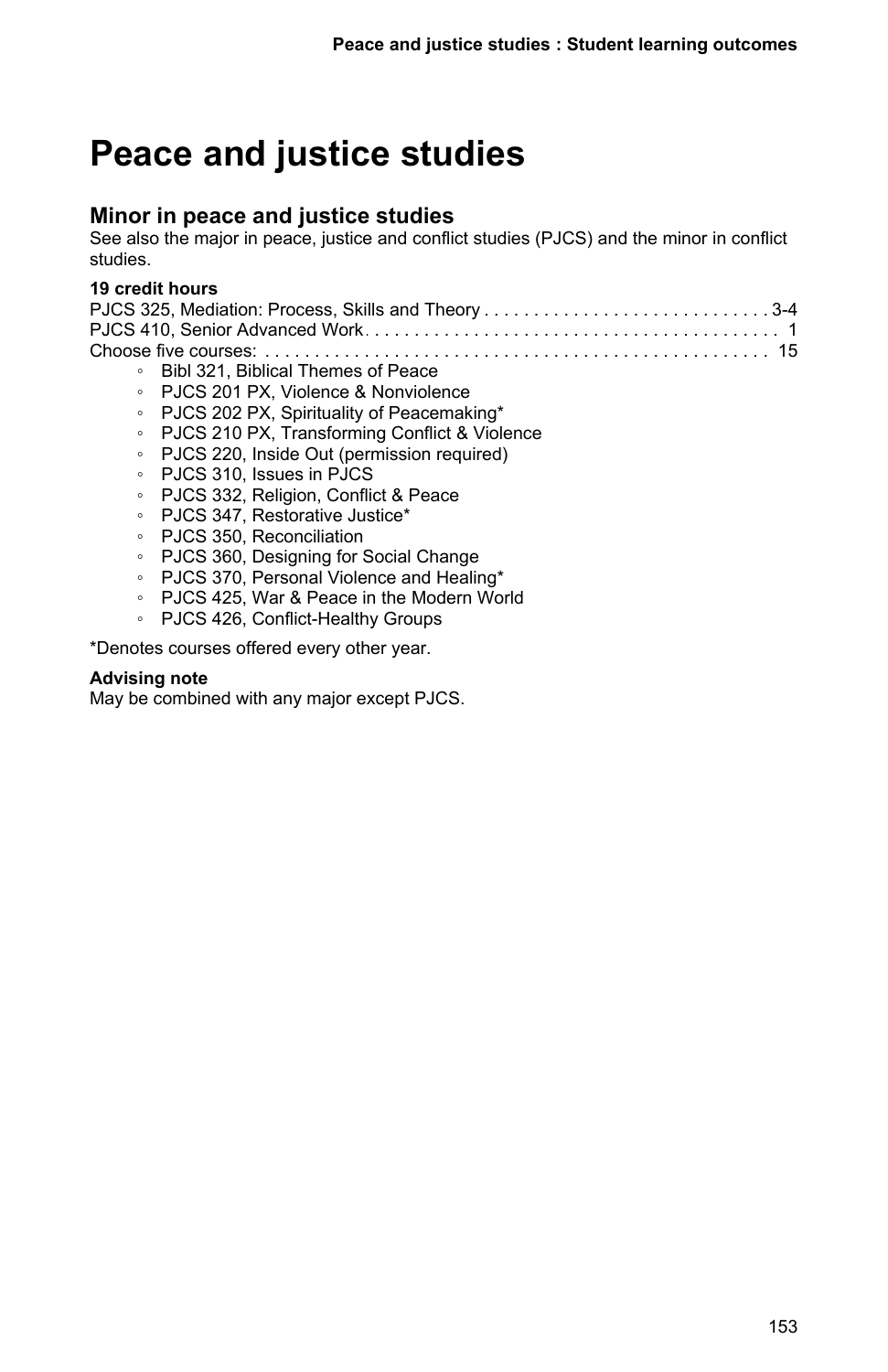# Peace and justice studies

## Minor in peace and justice studies

See also the major in peace, justice and conflict studies (PJCS) and the minor in conflict studies.

**19 credit hours**

PJCS 325, Mediation: Process, Skills and Theory . . . . . . . . . . . . . . . . . . . . . . . . . . . . . 3-4
PJCS 410, Senior Advanced Work . . . . . . . . . . . . . . . . . . . . . . . . . . . . . . . . . . . . . . . . . 1
Choose five courses: . . . . . . . . . . . . . . . . . . . . . . . . . . . . . . . . . . . . . . . . . . . . . . . . . 15

- Bibl 321, Biblical Themes of Peace
- PJCS 201 PX, Violence & Nonviolence
- PJCS 202 PX, Spirituality of Peacemaking*
- PJCS 210 PX, Transforming Conflict & Violence
- PJCS 220, Inside Out (permission required)
- PJCS 310, Issues in PJCS
- PJCS 332, Religion, Conflict & Peace
- PJCS 347, Restorative Justice*
- PJCS 350, Reconciliation
- PJCS 360, Designing for Social Change
- PJCS 370, Personal Violence and Healing*
- PJCS 425, War & Peace in the Modern World
- PJCS 426, Conflict-Healthy Groups

*Denotes courses offered every other year.

**Advising note**

May be combined with any major except PJCS.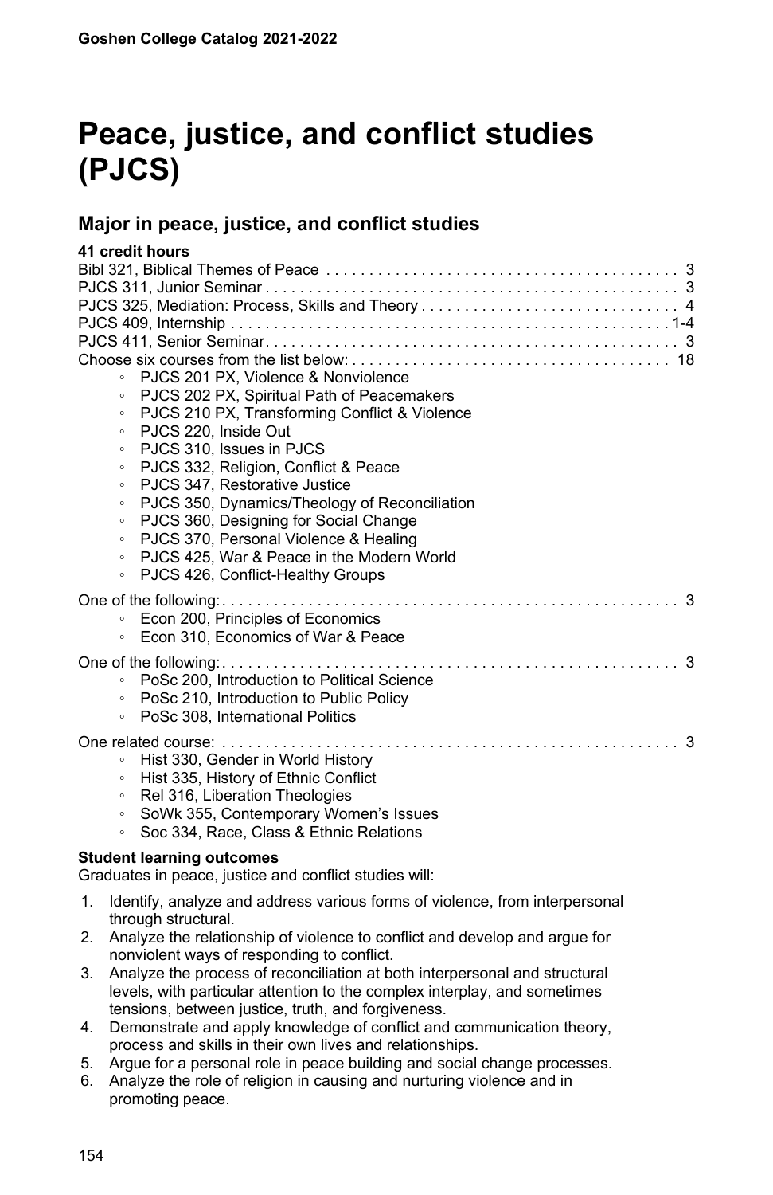# Peace, justice, and conflict studies (PJCS)

## Major in peace, justice, and conflict studies

**41 credit hours**

Bibl 321, Biblical Themes of Peace . . . . . . . . . . . . . . . . . . . . . . . . . . . . . . . . . . . . . . . . 3
PJCS 311, Junior Seminar . . . . . . . . . . . . . . . . . . . . . . . . . . . . . . . . . . . . . . . . . . . . . . . 3
PJCS 325, Mediation: Process, Skills and Theory . . . . . . . . . . . . . . . . . . . . . . . . . . . . . 4
PJCS 409, Internship . . . . . . . . . . . . . . . . . . . . . . . . . . . . . . . . . . . . . . . . . . . . . . . . . .1-4
PJCS 411, Senior Seminar . . . . . . . . . . . . . . . . . . . . . . . . . . . . . . . . . . . . . . . . . . . . . . 3
Choose six courses from the list below: . . . . . . . . . . . . . . . . . . . . . . . . . . . . . . . . . . . . 18

- PJCS 201 PX, Violence & Nonviolence
- PJCS 202 PX, Spiritual Path of Peacemakers
- PJCS 210 PX, Transforming Conflict & Violence
- PJCS 220, Inside Out
- PJCS 310, Issues in PJCS
- PJCS 332, Religion, Conflict & Peace
- PJCS 347, Restorative Justice
- PJCS 350, Dynamics/Theology of Reconciliation
- PJCS 360, Designing for Social Change
- PJCS 370, Personal Violence & Healing
- PJCS 425, War & Peace in the Modern World
- PJCS 426, Conflict-Healthy Groups

One of the following: . . . . . . . . . . . . . . . . . . . . . . . . . . . . . . . . . . . . . . . . . . . . . . . . . . . 3

- Econ 200, Principles of Economics
- Econ 310, Economics of War & Peace

One of the following: . . . . . . . . . . . . . . . . . . . . . . . . . . . . . . . . . . . . . . . . . . . . . . . . . . . 3

- PoSc 200, Introduction to Political Science
- PoSc 210, Introduction to Public Policy
- PoSc 308, International Politics

One related course: . . . . . . . . . . . . . . . . . . . . . . . . . . . . . . . . . . . . . . . . . . . . . . . . . . . . 3

- Hist 330, Gender in World History
- Hist 335, History of Ethnic Conflict
- Rel 316, Liberation Theologies
- SoWk 355, Contemporary Women's Issues
- Soc 334, Race, Class & Ethnic Relations

**Student learning outcomes**

Graduates in peace, justice and conflict studies will:

1. Identify, analyze and address various forms of violence, from interpersonal through structural.
2. Analyze the relationship of violence to conflict and develop and argue for nonviolent ways of responding to conflict.
3. Analyze the process of reconciliation at both interpersonal and structural levels, with particular attention to the complex interplay, and sometimes tensions, between justice, truth, and forgiveness.
4. Demonstrate and apply knowledge of conflict and communication theory, process and skills in their own lives and relationships.
5. Argue for a personal role in peace building and social change processes.
6. Analyze the role of religion in causing and nurturing violence and in promoting peace.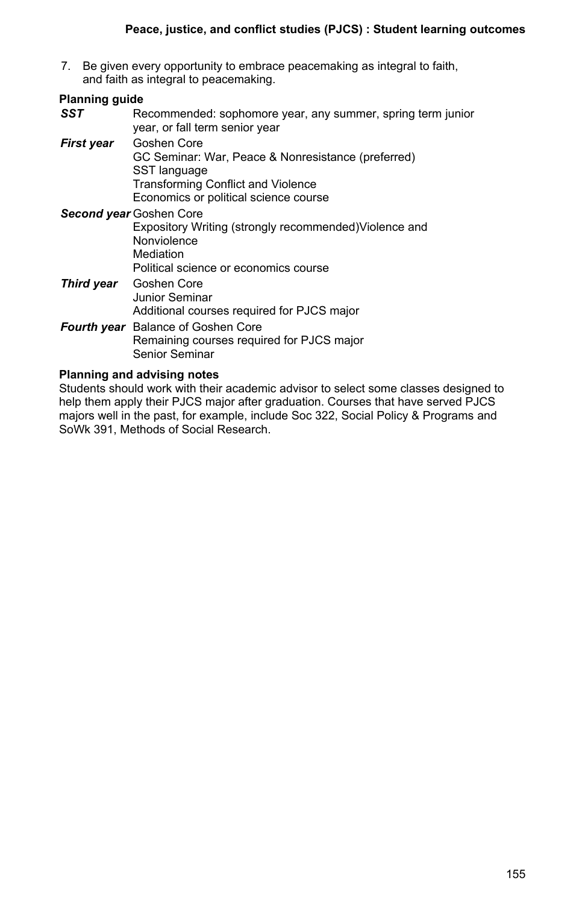7. Be given every opportunity to embrace peacemaking as integral to faith, and faith as integral to peacemaking.

**Planning guide**

| | |
|---|---|
| ***SST*** | Recommended: sophomore year, any summer, spring term junior year, or fall term senior year |
| ***First year*** | Goshen Core<br>GC Seminar: War, Peace & Nonresistance (preferred)<br>SST language<br>Transforming Conflict and Violence<br>Economics or political science course |
| ***Second year*** | Goshen Core<br>Expository Writing (strongly recommended)Violence and Nonviolence<br>Mediation<br>Political science or economics course |
| ***Third year*** | Goshen Core<br>Junior Seminar<br>Additional courses required for PJCS major |
| ***Fourth year*** | Balance of Goshen Core<br>Remaining courses required for PJCS major<br>Senior Seminar |

**Planning and advising notes**

Students should work with their academic advisor to select some classes designed to help them apply their PJCS major after graduation. Courses that have served PJCS majors well in the past, for example, include Soc 322, Social Policy & Programs and SoWk 391, Methods of Social Research.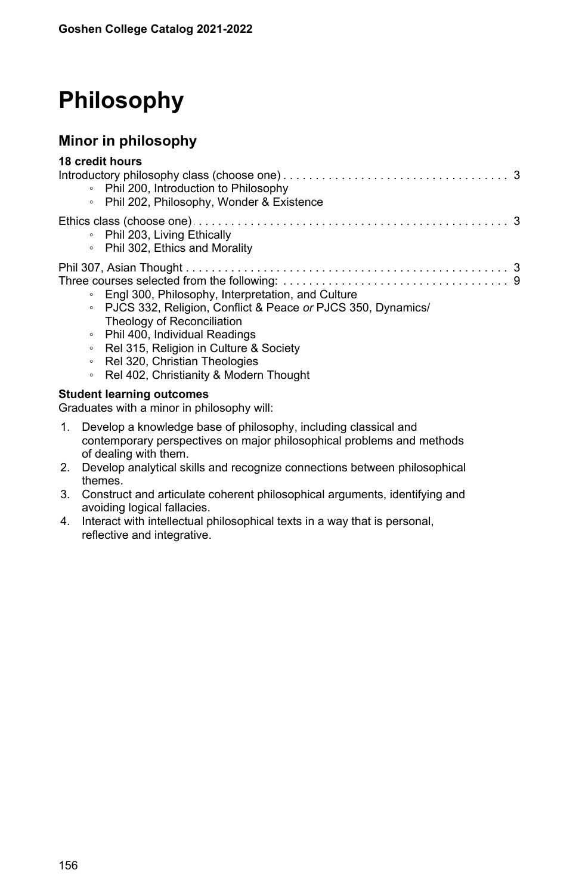# Philosophy

## Minor in philosophy

**18 credit hours**

Introductory philosophy class (choose one) . . . . . . . . . . . . . . . . . . . . . . . . . . . . . . . . . . 3

- Phil 200, Introduction to Philosophy
- Phil 202, Philosophy, Wonder & Existence

Ethics class (choose one) . . . . . . . . . . . . . . . . . . . . . . . . . . . . . . . . . . . . . . . . . . . . . . 3

- Phil 203, Living Ethically
- Phil 302, Ethics and Morality

Phil 307, Asian Thought . . . . . . . . . . . . . . . . . . . . . . . . . . . . . . . . . . . . . . . . . . . . . . . 3

Three courses selected from the following: . . . . . . . . . . . . . . . . . . . . . . . . . . . . . . . . . . 9

- Engl 300, Philosophy, Interpretation, and Culture
- PJCS 332, Religion, Conflict & Peace *or* PJCS 350, Dynamics/Theology of Reconciliation
- Phil 400, Individual Readings
- Rel 315, Religion in Culture & Society
- Rel 320, Christian Theologies
- Rel 402, Christianity & Modern Thought

**Student learning outcomes**

Graduates with a minor in philosophy will:

1. Develop a knowledge base of philosophy, including classical and contemporary perspectives on major philosophical problems and methods of dealing with them.
2. Develop analytical skills and recognize connections between philosophical themes.
3. Construct and articulate coherent philosophical arguments, identifying and avoiding logical fallacies.
4. Interact with intellectual philosophical texts in a way that is personal, reflective and integrative.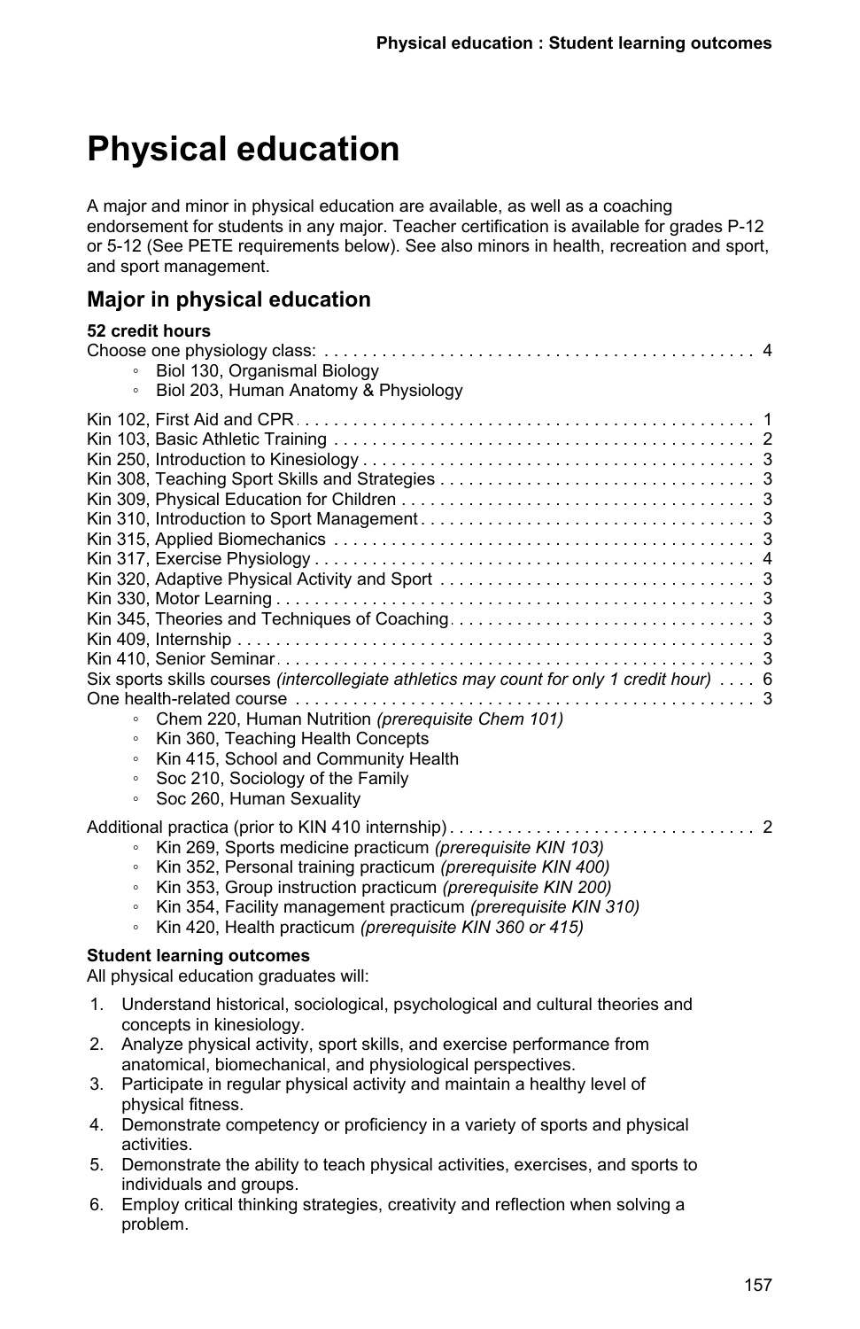# Physical education

A major and minor in physical education are available, as well as a coaching endorsement for students in any major. Teacher certification is available for grades P-12 or 5-12 (See PETE requirements below). See also minors in health, recreation and sport, and sport management.

## Major in physical education

**52 credit hours**

Choose one physiology class: . . . . . . . . . . . . . . . . . . . . . . . . . . . . . . . . . . . . . . . . . . . . 4

- Biol 130, Organismal Biology
- Biol 203, Human Anatomy & Physiology

Kin 102, First Aid and CPR . . . . . . . . . . . . . . . . . . . . . . . . . . . . . . . . . . . . . . . . . . . . . . 1
Kin 103, Basic Athletic Training . . . . . . . . . . . . . . . . . . . . . . . . . . . . . . . . . . . . . . . . . . 2
Kin 250, Introduction to Kinesiology . . . . . . . . . . . . . . . . . . . . . . . . . . . . . . . . . . . . . . . 3
Kin 308, Teaching Sport Skills and Strategies . . . . . . . . . . . . . . . . . . . . . . . . . . . . . . . . 3
Kin 309, Physical Education for Children . . . . . . . . . . . . . . . . . . . . . . . . . . . . . . . . . . . 3
Kin 310, Introduction to Sport Management . . . . . . . . . . . . . . . . . . . . . . . . . . . . . . . . . 3
Kin 315, Applied Biomechanics . . . . . . . . . . . . . . . . . . . . . . . . . . . . . . . . . . . . . . . . . . 3
Kin 317, Exercise Physiology . . . . . . . . . . . . . . . . . . . . . . . . . . . . . . . . . . . . . . . . . . . . 4
Kin 320, Adaptive Physical Activity and Sport . . . . . . . . . . . . . . . . . . . . . . . . . . . . . . . . 3
Kin 330, Motor Learning . . . . . . . . . . . . . . . . . . . . . . . . . . . . . . . . . . . . . . . . . . . . . . . . 3
Kin 345, Theories and Techniques of Coaching . . . . . . . . . . . . . . . . . . . . . . . . . . . . . . . 3
Kin 409, Internship . . . . . . . . . . . . . . . . . . . . . . . . . . . . . . . . . . . . . . . . . . . . . . . . . . . . 3
Kin 410, Senior Seminar . . . . . . . . . . . . . . . . . . . . . . . . . . . . . . . . . . . . . . . . . . . . . . . . 3
Six sports skills courses *(intercollegiate athletics may count for only 1 credit hour)* . . . . 6
One health-related course . . . . . . . . . . . . . . . . . . . . . . . . . . . . . . . . . . . . . . . . . . . . . . . 3

- Chem 220, Human Nutrition *(prerequisite Chem 101)*
- Kin 360, Teaching Health Concepts
- Kin 415, School and Community Health
- Soc 210, Sociology of the Family
- Soc 260, Human Sexuality

Additional practica (prior to KIN 410 internship) . . . . . . . . . . . . . . . . . . . . . . . . . . . . . . . 2

- Kin 269, Sports medicine practicum *(prerequisite KIN 103)*
- Kin 352, Personal training practicum *(prerequisite KIN 400)*
- Kin 353, Group instruction practicum *(prerequisite KIN 200)*
- Kin 354, Facility management practicum *(prerequisite KIN 310)*
- Kin 420, Health practicum *(prerequisite KIN 360 or 415)*

**Student learning outcomes**

All physical education graduates will:

1. Understand historical, sociological, psychological and cultural theories and concepts in kinesiology.
2. Analyze physical activity, sport skills, and exercise performance from anatomical, biomechanical, and physiological perspectives.
3. Participate in regular physical activity and maintain a healthy level of physical fitness.
4. Demonstrate competency or proficiency in a variety of sports and physical activities.
5. Demonstrate the ability to teach physical activities, exercises, and sports to individuals and groups.
6. Employ critical thinking strategies, creativity and reflection when solving a problem.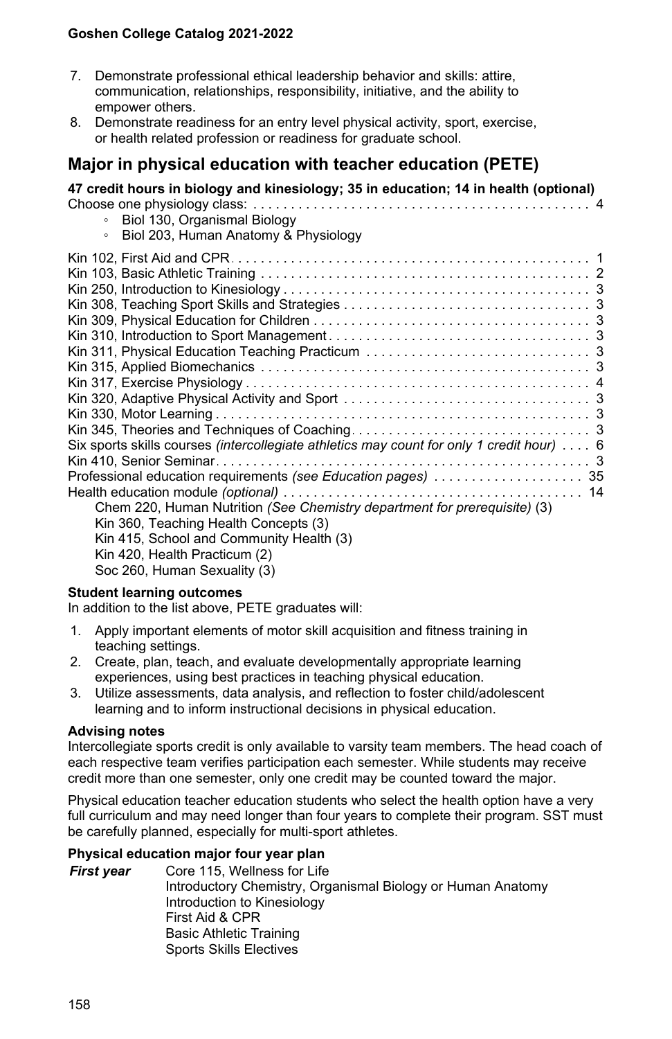7. Demonstrate professional ethical leadership behavior and skills: attire, communication, relationships, responsibility, initiative, and the ability to empower others.
8. Demonstrate readiness for an entry level physical activity, sport, exercise, or health related profession or readiness for graduate school.

## Major in physical education with teacher education (PETE)

**47 credit hours in biology and kinesiology; 35 in education; 14 in health (optional)**

Choose one physiology class: . . . . . . . . . . . . . . . . . . . . . . . . . . . . . . . . . . . . . . . . . . . . 4

- Biol 130, Organismal Biology
- Biol 203, Human Anatomy & Physiology

Kin 102, First Aid and CPR . . . . . . . . . . . . . . . . . . . . . . . . . . . . . . . . . . . . . . . . . . . . . . 1
Kin 103, Basic Athletic Training . . . . . . . . . . . . . . . . . . . . . . . . . . . . . . . . . . . . . . . . . . . 2
Kin 250, Introduction to Kinesiology . . . . . . . . . . . . . . . . . . . . . . . . . . . . . . . . . . . . . . . . 3
Kin 308, Teaching Sport Skills and Strategies . . . . . . . . . . . . . . . . . . . . . . . . . . . . . . . . . 3
Kin 309, Physical Education for Children . . . . . . . . . . . . . . . . . . . . . . . . . . . . . . . . . . . . 3
Kin 310, Introduction to Sport Management . . . . . . . . . . . . . . . . . . . . . . . . . . . . . . . . . . 3
Kin 311, Physical Education Teaching Practicum . . . . . . . . . . . . . . . . . . . . . . . . . . . . . 3
Kin 315, Applied Biomechanics . . . . . . . . . . . . . . . . . . . . . . . . . . . . . . . . . . . . . . . . . . . 3
Kin 317, Exercise Physiology . . . . . . . . . . . . . . . . . . . . . . . . . . . . . . . . . . . . . . . . . . . . . 4
Kin 320, Adaptive Physical Activity and Sport . . . . . . . . . . . . . . . . . . . . . . . . . . . . . . . . 3
Kin 330, Motor Learning . . . . . . . . . . . . . . . . . . . . . . . . . . . . . . . . . . . . . . . . . . . . . . . . . 3
Kin 345, Theories and Techniques of Coaching . . . . . . . . . . . . . . . . . . . . . . . . . . . . . . . 3
Six sports skills courses *(intercollegiate athletics may count for only 1 credit hour)* . . . . 6
Kin 410, Senior Seminar . . . . . . . . . . . . . . . . . . . . . . . . . . . . . . . . . . . . . . . . . . . . . . . . . 3
Professional education requirements *(see Education pages)* . . . . . . . . . . . . . . . . . . . . 35
Health education module *(optional)* . . . . . . . . . . . . . . . . . . . . . . . . . . . . . . . . . . . . . . . 14

Chem 220, Human Nutrition *(See Chemistry department for prerequisite)* (3)
Kin 360, Teaching Health Concepts (3)
Kin 415, School and Community Health (3)
Kin 420, Health Practicum (2)
Soc 260, Human Sexuality (3)

**Student learning outcomes**

In addition to the list above, PETE graduates will:

1. Apply important elements of motor skill acquisition and fitness training in teaching settings.
2. Create, plan, teach, and evaluate developmentally appropriate learning experiences, using best practices in teaching physical education.
3. Utilize assessments, data analysis, and reflection to foster child/adolescent learning and to inform instructional decisions in physical education.

**Advising notes**

Intercollegiate sports credit is only available to varsity team members. The head coach of each respective team verifies participation each semester. While students may receive credit more than one semester, only one credit may be counted toward the major.

Physical education teacher education students who select the health option have a very full curriculum and may need longer than four years to complete their program. SST must be carefully planned, especially for multi-sport athletes.

**Physical education major four year plan**

***First year***

Core 115, Wellness for Life
Introductory Chemistry, Organismal Biology or Human Anatomy
Introduction to Kinesiology
First Aid & CPR
Basic Athletic Training
Sports Skills Electives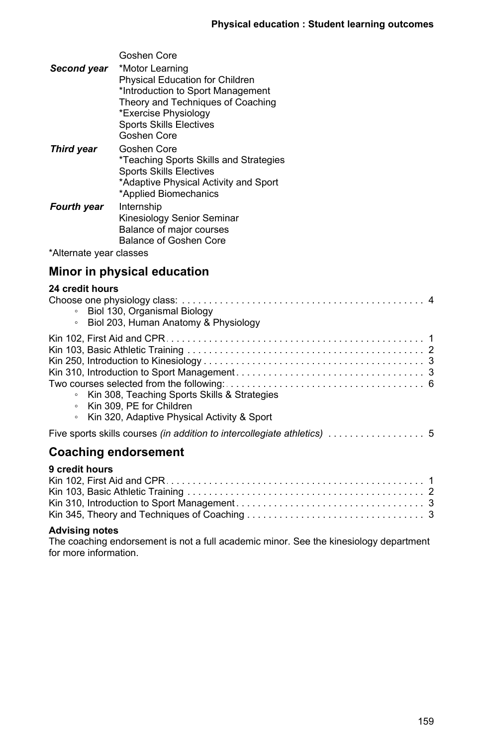| | |
|---|---|
| | Goshen Core |
| ***Second year*** | *Motor Learning<br>Physical Education for Children<br>*Introduction to Sport Management<br>Theory and Techniques of Coaching<br>*Exercise Physiology<br>Sports Skills Electives<br>Goshen Core |
| ***Third year*** | Goshen Core<br>*Teaching Sports Skills and Strategies<br>Sports Skills Electives<br>*Adaptive Physical Activity and Sport<br>*Applied Biomechanics |
| ***Fourth year*** | Internship<br>Kinesiology Senior Seminar<br>Balance of major courses<br>Balance of Goshen Core |

*Alternate year classes

## Minor in physical education

**24 credit hours**

Choose one physiology class: . . . . . 4

- Biol 130, Organismal Biology
- Biol 203, Human Anatomy & Physiology

Kin 102, First Aid and CPR . . . . . 1
Kin 103, Basic Athletic Training . . . . . 2
Kin 250, Introduction to Kinesiology . . . . . 3
Kin 310, Introduction to Sport Management . . . . . 3
Two courses selected from the following: . . . . . 6

- Kin 308, Teaching Sports Skills & Strategies
- Kin 309, PE for Children
- Kin 320, Adaptive Physical Activity & Sport

Five sports skills courses *(in addition to intercollegiate athletics)* . . . . . 5

## Coaching endorsement

**9 credit hours**

Kin 102, First Aid and CPR . . . . . 1
Kin 103, Basic Athletic Training . . . . . 2
Kin 310, Introduction to Sport Management . . . . . 3
Kin 345, Theory and Techniques of Coaching . . . . . 3

**Advising notes**

The coaching endorsement is not a full academic minor. See the kinesiology department for more information.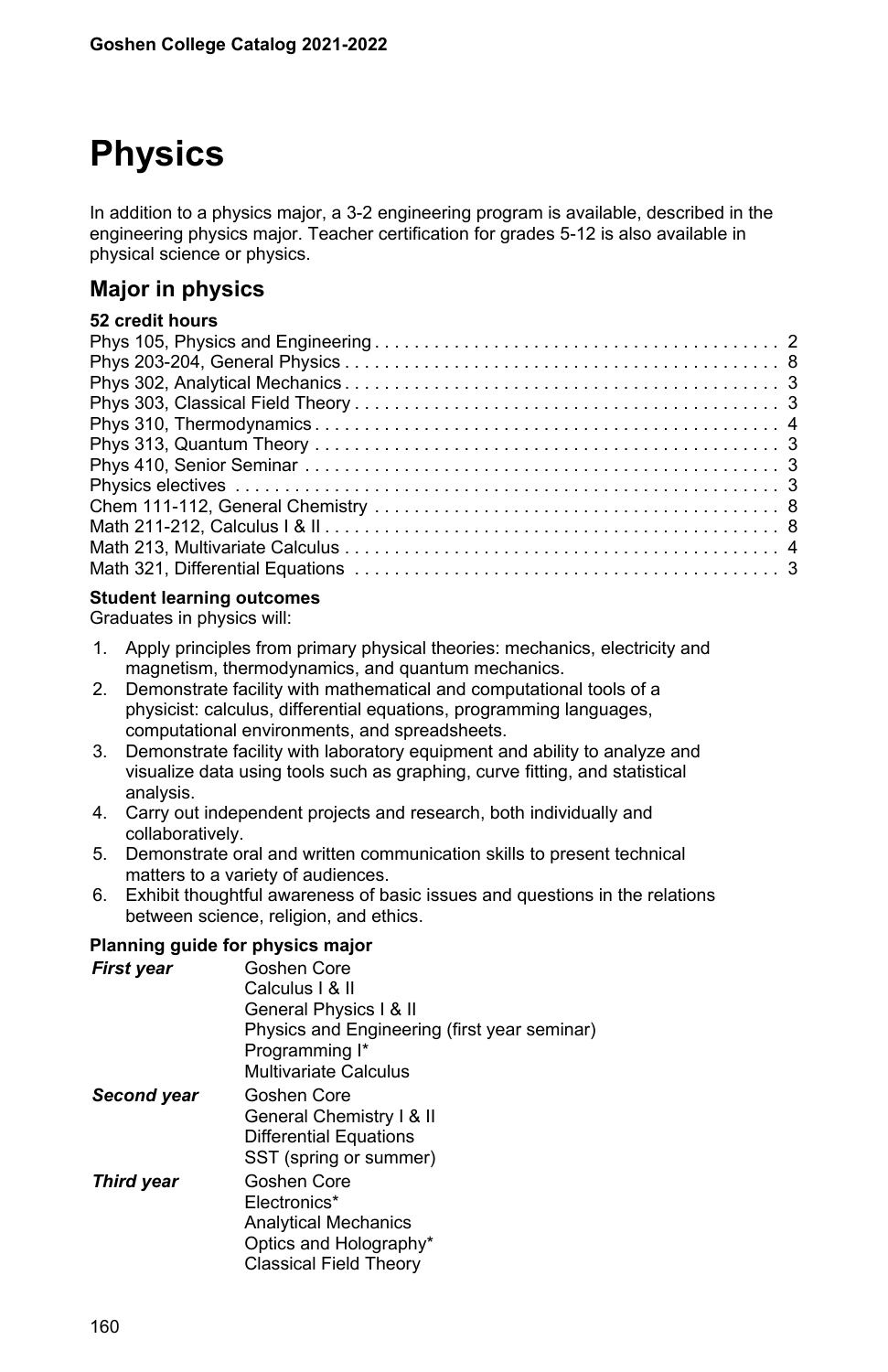# Physics

In addition to a physics major, a 3-2 engineering program is available, described in the engineering physics major. Teacher certification for grades 5-12 is also available in physical science or physics.

## Major in physics

**52 credit hours**

| Course | Credits |
|---|---|
| Phys 105, Physics and Engineering | 2 |
| Phys 203-204, General Physics | 8 |
| Phys 302, Analytical Mechanics | 3 |
| Phys 303, Classical Field Theory | 3 |
| Phys 310, Thermodynamics | 4 |
| Phys 313, Quantum Theory | 3 |
| Phys 410, Senior Seminar | 3 |
| Physics electives | 3 |
| Chem 111-112, General Chemistry | 8 |
| Math 211-212, Calculus I & II | 8 |
| Math 213, Multivariate Calculus | 4 |
| Math 321, Differential Equations | 3 |

**Student learning outcomes**

Graduates in physics will:

1. Apply principles from primary physical theories: mechanics, electricity and magnetism, thermodynamics, and quantum mechanics.
2. Demonstrate facility with mathematical and computational tools of a physicist: calculus, differential equations, programming languages, computational environments, and spreadsheets.
3. Demonstrate facility with laboratory equipment and ability to analyze and visualize data using tools such as graphing, curve fitting, and statistical analysis.
4. Carry out independent projects and research, both individually and collaboratively.
5. Demonstrate oral and written communication skills to present technical matters to a variety of audiences.
6. Exhibit thoughtful awareness of basic issues and questions in the relations between science, religion, and ethics.

**Planning guide for physics major**

***First year***
- Goshen Core
- Calculus I & II
- General Physics I & II
- Physics and Engineering (first year seminar)
- Programming I*
- Multivariate Calculus

***Second year***
- Goshen Core
- General Chemistry I & II
- Differential Equations
- SST (spring or summer)

***Third year***
- Goshen Core
- Electronics*
- Analytical Mechanics
- Optics and Holography*
- Classical Field Theory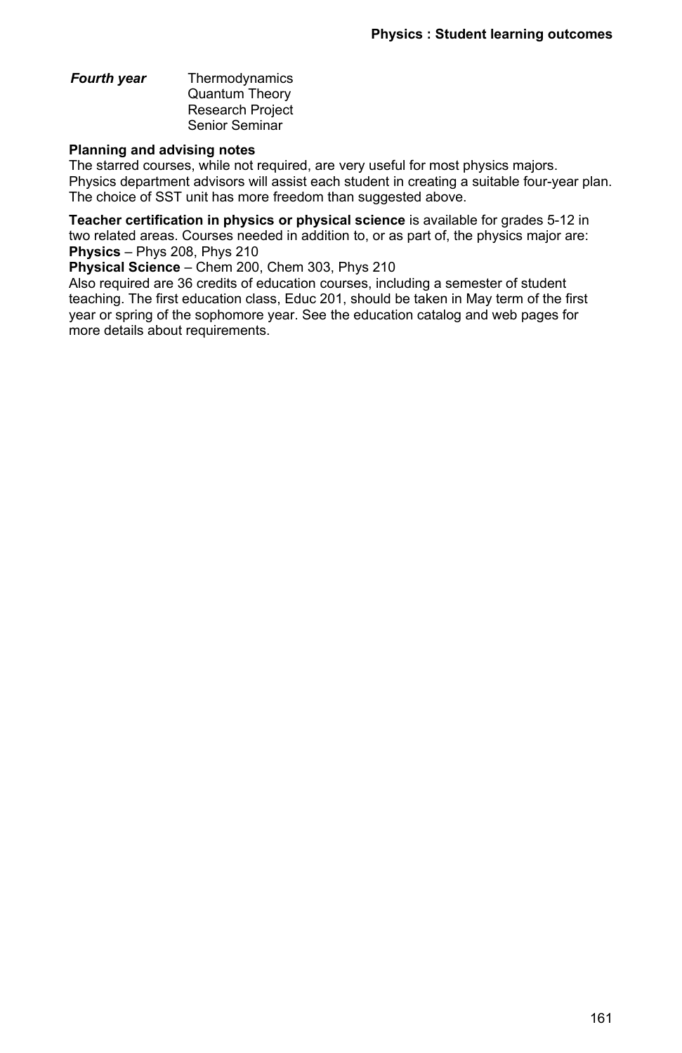***Fourth year*** Thermodynamics
Quantum Theory
Research Project
Senior Seminar

**Planning and advising notes**

The starred courses, while not required, are very useful for most physics majors. Physics department advisors will assist each student in creating a suitable four-year plan. The choice of SST unit has more freedom than suggested above.

**Teacher certification in physics or physical science** is available for grades 5-12 in two related areas. Courses needed in addition to, or as part of, the physics major are:
**Physics** – Phys 208, Phys 210
**Physical Science** – Chem 200, Chem 303, Phys 210
Also required are 36 credits of education courses, including a semester of student teaching. The first education class, Educ 201, should be taken in May term of the first year or spring of the sophomore year. See the education catalog and web pages for more details about requirements.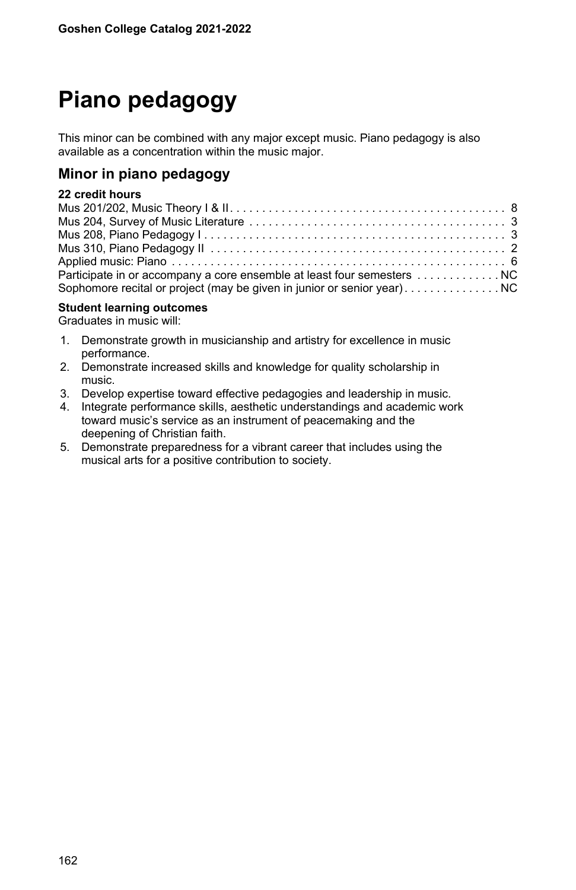# Piano pedagogy

This minor can be combined with any major except music. Piano pedagogy is also available as a concentration within the music major.

## Minor in piano pedagogy

**22 credit hours**

| Course | Credits |
|---|---|
| Mus 201/202, Music Theory I & II | 8 |
| Mus 204, Survey of Music Literature | 3 |
| Mus 208, Piano Pedagogy I | 3 |
| Mus 310, Piano Pedagogy II | 2 |
| Applied music: Piano | 6 |
| Participate in or accompany a core ensemble at least four semesters | NC |
| Sophomore recital or project (may be given in junior or senior year) | NC |

**Student learning outcomes**

Graduates in music will:

1. Demonstrate growth in musicianship and artistry for excellence in music performance.
2. Demonstrate increased skills and knowledge for quality scholarship in music.
3. Develop expertise toward effective pedagogies and leadership in music.
4. Integrate performance skills, aesthetic understandings and academic work toward music's service as an instrument of peacemaking and the deepening of Christian faith.
5. Demonstrate preparedness for a vibrant career that includes using the musical arts for a positive contribution to society.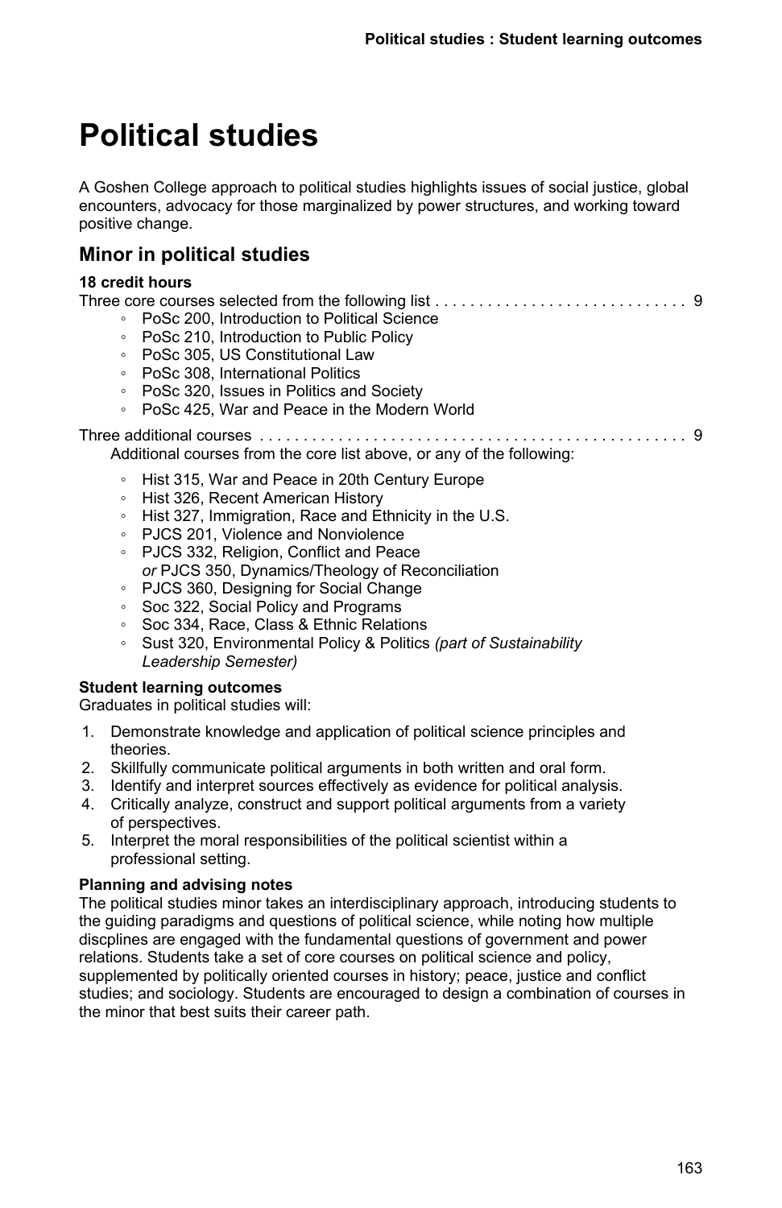# Political studies

A Goshen College approach to political studies highlights issues of social justice, global encounters, advocacy for those marginalized by power structures, and working toward positive change.

## Minor in political studies

**18 credit hours**

Three core courses selected from the following list . . . . . . . . . . . . . . . . . . . . . . . . . . . . . 9

- PoSc 200, Introduction to Political Science
- PoSc 210, Introduction to Public Policy
- PoSc 305, US Constitutional Law
- PoSc 308, International Politics
- PoSc 320, Issues in Politics and Society
- PoSc 425, War and Peace in the Modern World

Three additional courses . . . . . . . . . . . . . . . . . . . . . . . . . . . . . . . . . . . . . . . . . . . . . . . . 9

Additional courses from the core list above, or any of the following:

- Hist 315, War and Peace in 20th Century Europe
- Hist 326, Recent American History
- Hist 327, Immigration, Race and Ethnicity in the U.S.
- PJCS 201, Violence and Nonviolence
- PJCS 332, Religion, Conflict and Peace
  *or* PJCS 350, Dynamics/Theology of Reconciliation
- PJCS 360, Designing for Social Change
- Soc 322, Social Policy and Programs
- Soc 334, Race, Class & Ethnic Relations
- Sust 320, Environmental Policy & Politics *(part of Sustainability Leadership Semester)*

**Student learning outcomes**

Graduates in political studies will:

1. Demonstrate knowledge and application of political science principles and theories.
2. Skillfully communicate political arguments in both written and oral form.
3. Identify and interpret sources effectively as evidence for political analysis.
4. Critically analyze, construct and support political arguments from a variety of perspectives.
5. Interpret the moral responsibilities of the political scientist within a professional setting.

**Planning and advising notes**

The political studies minor takes an interdisciplinary approach, introducing students to the guiding paradigms and questions of political science, while noting how multiple discplines are engaged with the fundamental questions of government and power relations. Students take a set of core courses on political science and policy, supplemented by politically oriented courses in history; peace, justice and conflict studies; and sociology. Students are encouraged to design a combination of courses in the minor that best suits their career path.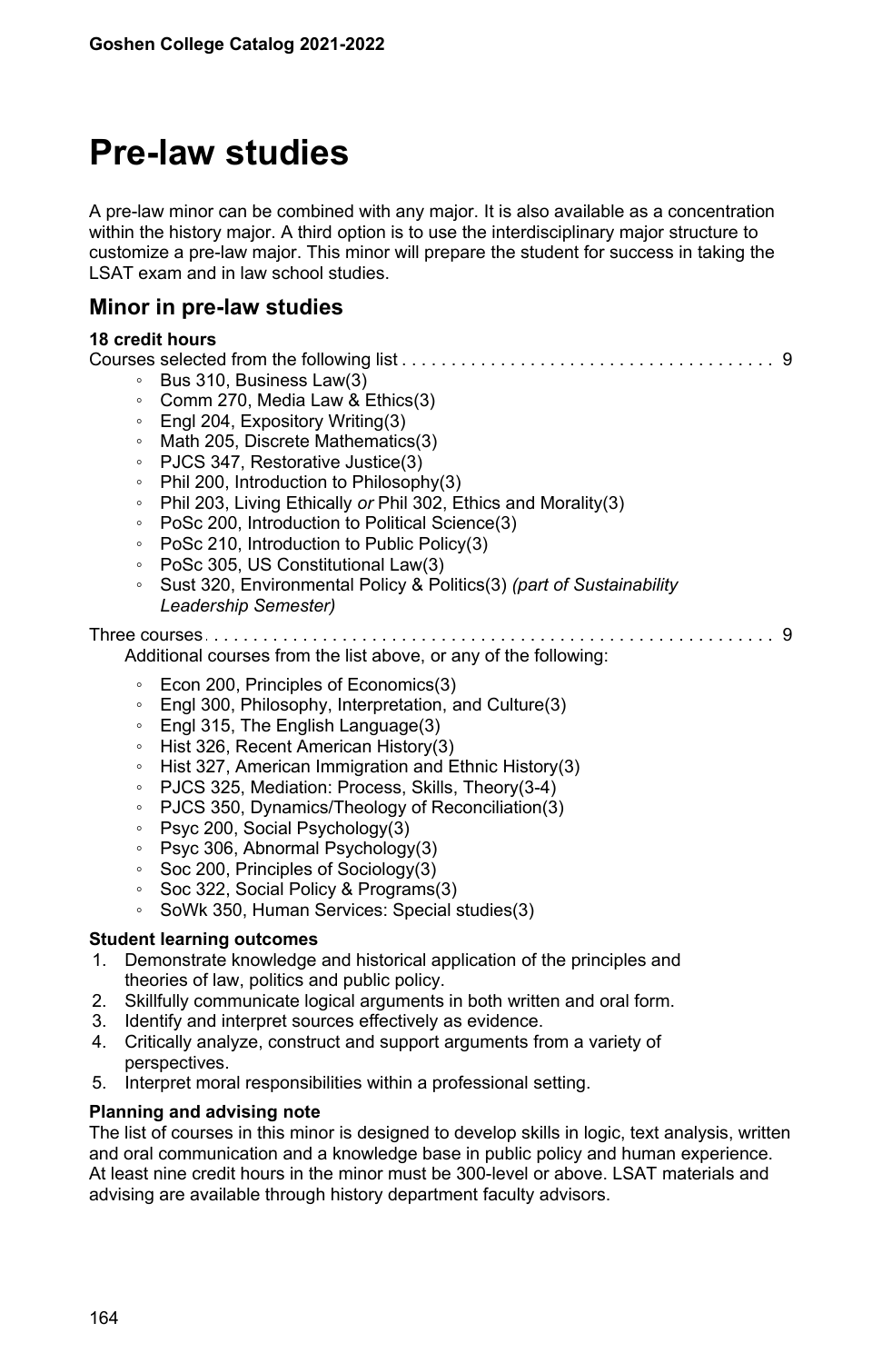# Pre-law studies

A pre-law minor can be combined with any major. It is also available as a concentration within the history major. A third option is to use the interdisciplinary major structure to customize a pre-law major. This minor will prepare the student for success in taking the LSAT exam and in law school studies.

## Minor in pre-law studies

**18 credit hours**

Courses selected from the following list . . . . . . . . . . . . . . . . . . . . . . . . . . . . . . . . . . . . . . 9

- Bus 310, Business Law(3)
- Comm 270, Media Law & Ethics(3)
- Engl 204, Expository Writing(3)
- Math 205, Discrete Mathematics(3)
- PJCS 347, Restorative Justice(3)
- Phil 200, Introduction to Philosophy(3)
- Phil 203, Living Ethically *or* Phil 302, Ethics and Morality(3)
- PoSc 200, Introduction to Political Science(3)
- PoSc 210, Introduction to Public Policy(3)
- PoSc 305, US Constitutional Law(3)
- Sust 320, Environmental Policy & Politics(3) *(part of Sustainability Leadership Semester)*

Three courses . . . . . . . . . . . . . . . . . . . . . . . . . . . . . . . . . . . . . . . . . . . . . . . . . . . . . . . . 9

Additional courses from the list above, or any of the following:

- Econ 200, Principles of Economics(3)
- Engl 300, Philosophy, Interpretation, and Culture(3)
- Engl 315, The English Language(3)
- Hist 326, Recent American History(3)
- Hist 327, American Immigration and Ethnic History(3)
- PJCS 325, Mediation: Process, Skills, Theory(3-4)
- PJCS 350, Dynamics/Theology of Reconciliation(3)
- Psyc 200, Social Psychology(3)
- Psyc 306, Abnormal Psychology(3)
- Soc 200, Principles of Sociology(3)
- Soc 322, Social Policy & Programs(3)
- SoWk 350, Human Services: Special studies(3)

**Student learning outcomes**

1. Demonstrate knowledge and historical application of the principles and theories of law, politics and public policy.
2. Skillfully communicate logical arguments in both written and oral form.
3. Identify and interpret sources effectively as evidence.
4. Critically analyze, construct and support arguments from a variety of perspectives.
5. Interpret moral responsibilities within a professional setting.

**Planning and advising note**

The list of courses in this minor is designed to develop skills in logic, text analysis, written and oral communication and a knowledge base in public policy and human experience. At least nine credit hours in the minor must be 300-level or above. LSAT materials and advising are available through history department faculty advisors.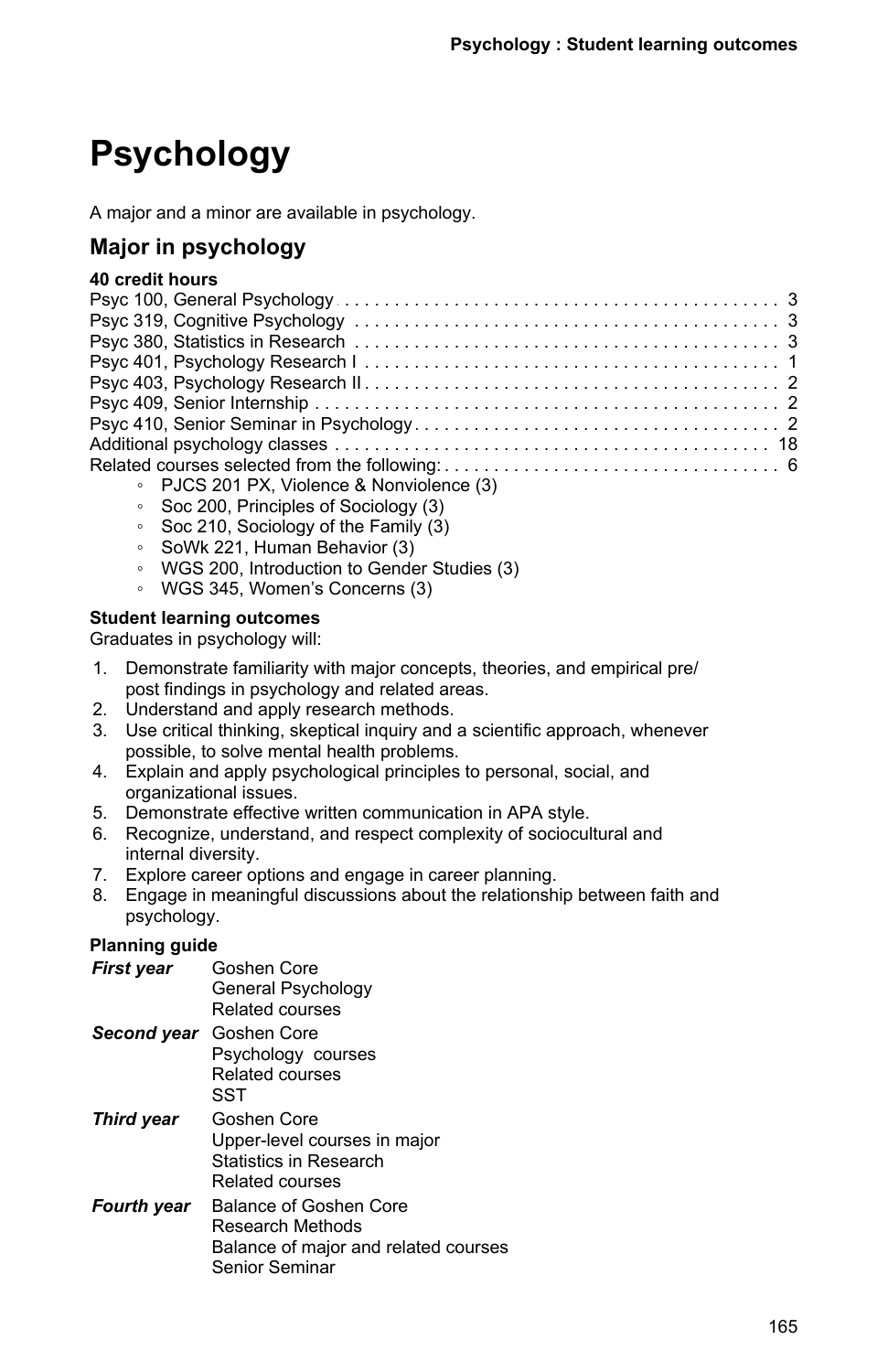# Psychology

A major and a minor are available in psychology.

## Major in psychology

**40 credit hours**

| Course | Credits |
|---|---|
| Psyc 100, General Psychology | 3 |
| Psyc 319, Cognitive Psychology | 3 |
| Psyc 380, Statistics in Research | 3 |
| Psyc 401, Psychology Research I | 1 |
| Psyc 403, Psychology Research II | 2 |
| Psyc 409, Senior Internship | 2 |
| Psyc 410, Senior Seminar in Psychology | 2 |
| Additional psychology classes | 18 |
| Related courses selected from the following: | 6 |

- PJCS 201 PX, Violence & Nonviolence (3)
- Soc 200, Principles of Sociology (3)
- Soc 210, Sociology of the Family (3)
- SoWk 221, Human Behavior (3)
- WGS 200, Introduction to Gender Studies (3)
- WGS 345, Women's Concerns (3)

**Student learning outcomes**

Graduates in psychology will:

1. Demonstrate familiarity with major concepts, theories, and empirical pre/post findings in psychology and related areas.
2. Understand and apply research methods.
3. Use critical thinking, skeptical inquiry and a scientific approach, whenever possible, to solve mental health problems.
4. Explain and apply psychological principles to personal, social, and organizational issues.
5. Demonstrate effective written communication in APA style.
6. Recognize, understand, and respect complexity of sociocultural and internal diversity.
7. Explore career options and engage in career planning.
8. Engage in meaningful discussions about the relationship between faith and psychology.

**Planning guide**

| | |
|---|---|
| ***First year*** | Goshen Core<br>General Psychology<br>Related courses |
| ***Second year*** | Goshen Core<br>Psychology courses<br>Related courses<br>SST |
| ***Third year*** | Goshen Core<br>Upper-level courses in major<br>Statistics in Research<br>Related courses |
| ***Fourth year*** | Balance of Goshen Core<br>Research Methods<br>Balance of major and related courses<br>Senior Seminar |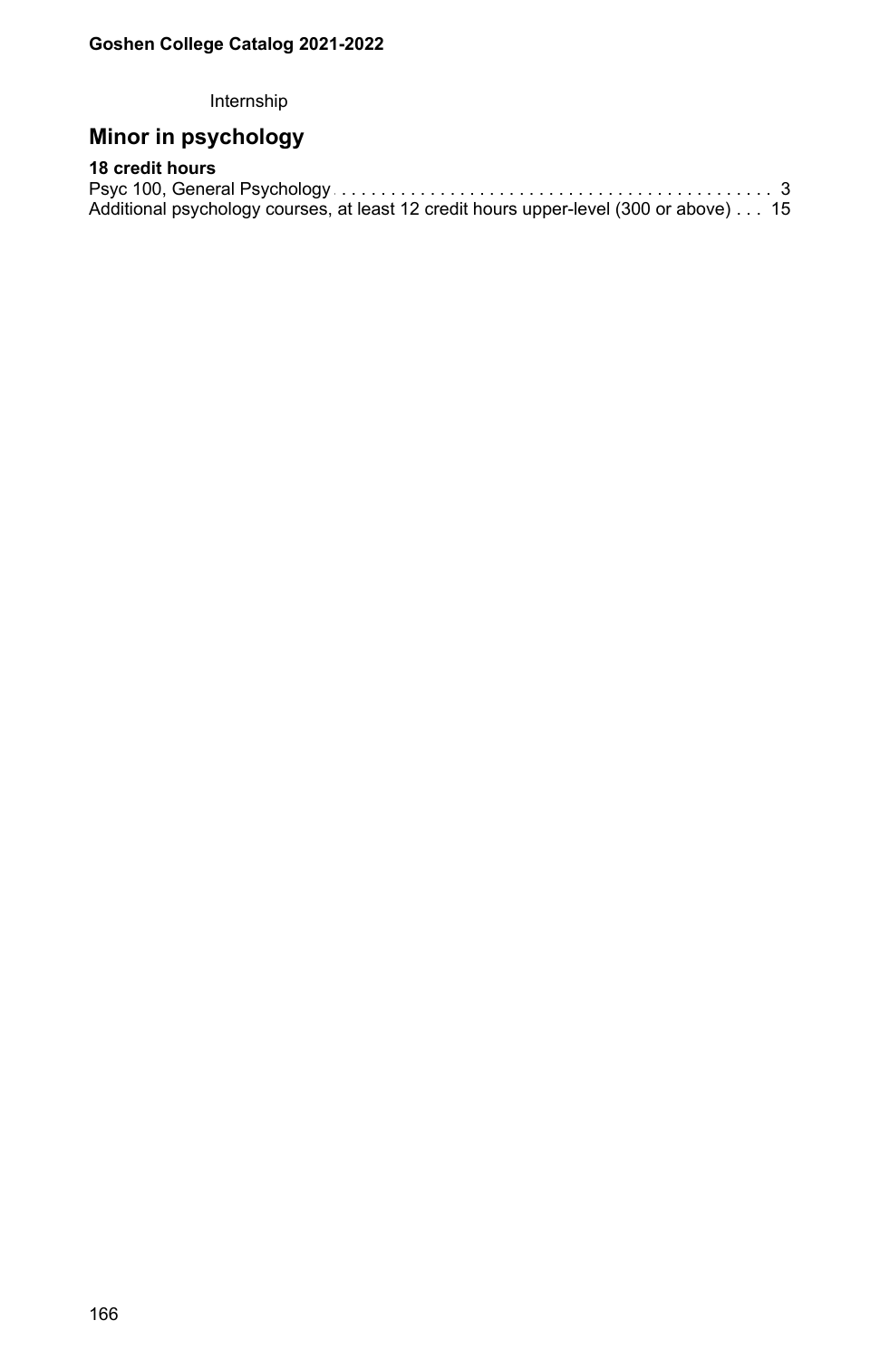Internship

## Minor in psychology

**18 credit hours**

Psyc 100, General Psychology . . . . . . . . . . . . . . . . . . . . . . . . . . . . . . . . . . . . . . . . . . . . 3
Additional psychology courses, at least 12 credit hours upper-level (300 or above) . . . 15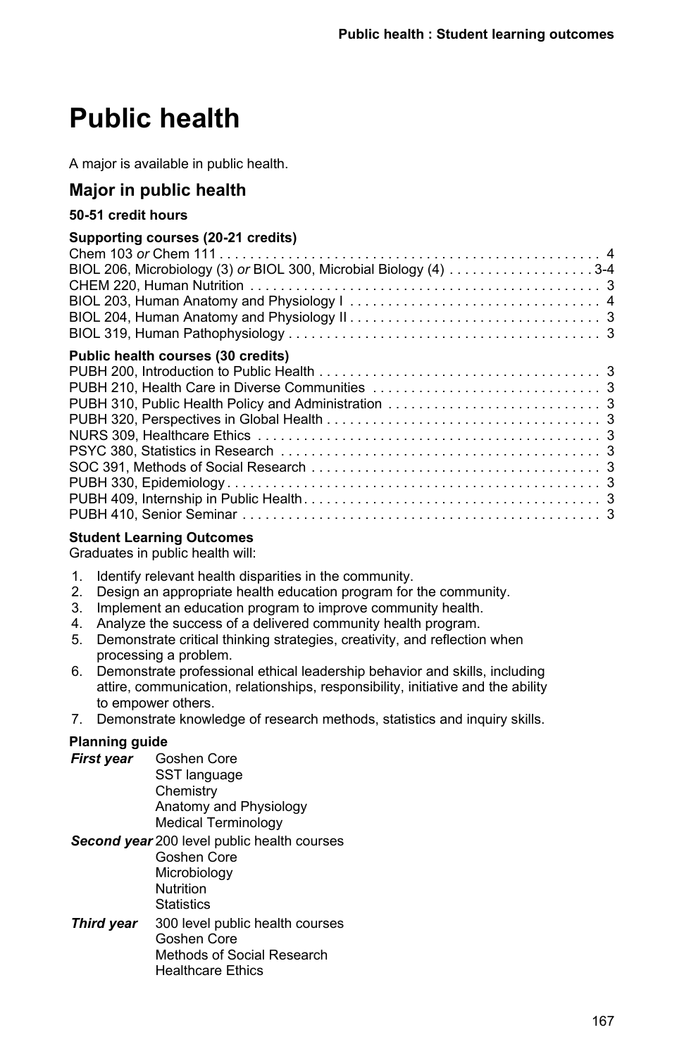# Public health

A major is available in public health.

## Major in public health

**50-51 credit hours**

**Supporting courses (20-21 credits)**

| Course | Credits |
|---|---|
| Chem 103 *or* Chem 111 | 4 |
| BIOL 206, Microbiology (3) *or* BIOL 300, Microbial Biology (4) | 3-4 |
| CHEM 220, Human Nutrition | 3 |
| BIOL 203, Human Anatomy and Physiology I | 4 |
| BIOL 204, Human Anatomy and Physiology II | 3 |
| BIOL 319, Human Pathophysiology | 3 |

**Public health courses (30 credits)**

| Course | Credits |
|---|---|
| PUBH 200, Introduction to Public Health | 3 |
| PUBH 210, Health Care in Diverse Communities | 3 |
| PUBH 310, Public Health Policy and Administration | 3 |
| PUBH 320, Perspectives in Global Health | 3 |
| NURS 309, Healthcare Ethics | 3 |
| PSYC 380, Statistics in Research | 3 |
| SOC 391, Methods of Social Research | 3 |
| PUBH 330, Epidemiology | 3 |
| PUBH 409, Internship in Public Health | 3 |
| PUBH 410, Senior Seminar | 3 |

**Student Learning Outcomes**

Graduates in public health will:

1. Identify relevant health disparities in the community.
2. Design an appropriate health education program for the community.
3. Implement an education program to improve community health.
4. Analyze the success of a delivered community health program.
5. Demonstrate critical thinking strategies, creativity, and reflection when processing a problem.
6. Demonstrate professional ethical leadership behavior and skills, including attire, communication, relationships, responsibility, initiative and the ability to empower others.
7. Demonstrate knowledge of research methods, statistics and inquiry skills.

**Planning guide**

***First year***
- Goshen Core
- SST language
- Chemistry
- Anatomy and Physiology
- Medical Terminology

***Second year***
- 200 level public health courses
- Goshen Core
- Microbiology
- Nutrition
- Statistics

***Third year***
- 300 level public health courses
- Goshen Core
- Methods of Social Research
- Healthcare Ethics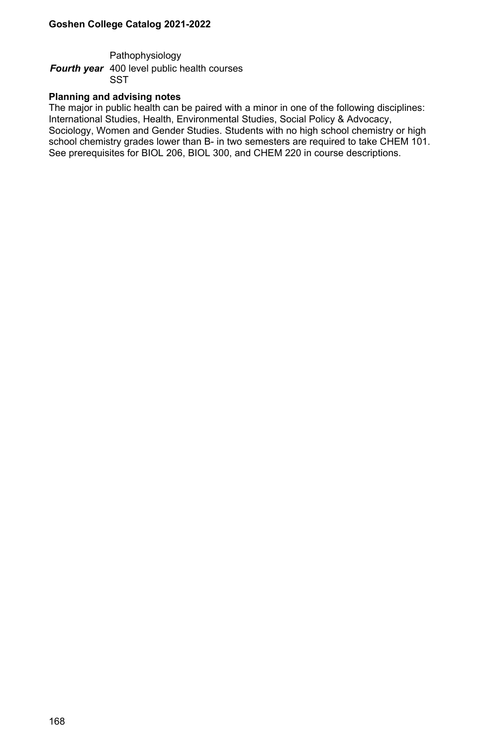| | |
|---|---|
| | Pathophysiology |
| ***Fourth year*** | 400 level public health courses<br>SST |

**Planning and advising notes**

The major in public health can be paired with a minor in one of the following disciplines: International Studies, Health, Environmental Studies, Social Policy & Advocacy, Sociology, Women and Gender Studies. Students with no high school chemistry or high school chemistry grades lower than B- in two semesters are required to take CHEM 101. See prerequisites for BIOL 206, BIOL 300, and CHEM 220 in course descriptions.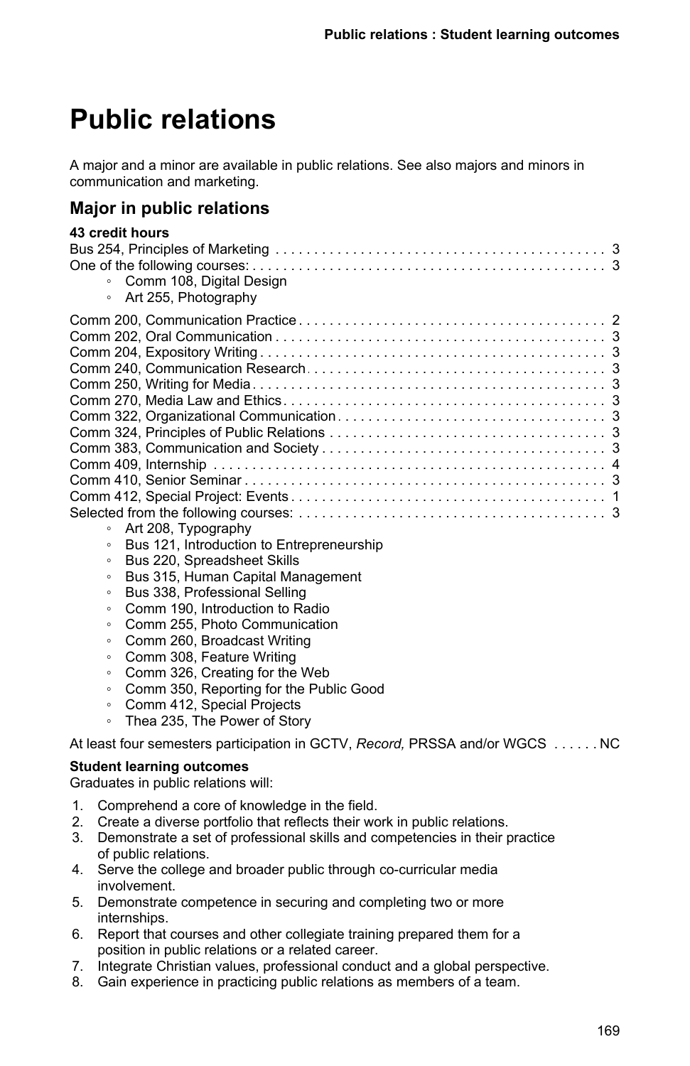# Public relations

A major and a minor are available in public relations. See also majors and minors in communication and marketing.

## Major in public relations

**43 credit hours**

Bus 254, Principles of Marketing . . . . . . . . . . 3
One of the following courses: . . . . . . . . . . 3

- Comm 108, Digital Design
- Art 255, Photography

Comm 200, Communication Practice . . . . . . . . . . 2
Comm 202, Oral Communication . . . . . . . . . . 3
Comm 204, Expository Writing . . . . . . . . . . 3
Comm 240, Communication Research . . . . . . . . . . 3
Comm 250, Writing for Media . . . . . . . . . . 3
Comm 270, Media Law and Ethics . . . . . . . . . . 3
Comm 322, Organizational Communication . . . . . . . . . . 3
Comm 324, Principles of Public Relations . . . . . . . . . . 3
Comm 383, Communication and Society . . . . . . . . . . 3
Comm 409, Internship . . . . . . . . . . 4
Comm 410, Senior Seminar . . . . . . . . . . 3
Comm 412, Special Project: Events . . . . . . . . . . 1
Selected from the following courses: . . . . . . . . . . 3

- Art 208, Typography
- Bus 121, Introduction to Entrepreneurship
- Bus 220, Spreadsheet Skills
- Bus 315, Human Capital Management
- Bus 338, Professional Selling
- Comm 190, Introduction to Radio
- Comm 255, Photo Communication
- Comm 260, Broadcast Writing
- Comm 308, Feature Writing
- Comm 326, Creating for the Web
- Comm 350, Reporting for the Public Good
- Comm 412, Special Projects
- Thea 235, The Power of Story

At least four semesters participation in GCTV, *Record,* PRSSA and/or WGCS . . . . . . NC

**Student learning outcomes**

Graduates in public relations will:

1. Comprehend a core of knowledge in the field.
2. Create a diverse portfolio that reflects their work in public relations.
3. Demonstrate a set of professional skills and competencies in their practice of public relations.
4. Serve the college and broader public through co-curricular media involvement.
5. Demonstrate competence in securing and completing two or more internships.
6. Report that courses and other collegiate training prepared them for a position in public relations or a related career.
7. Integrate Christian values, professional conduct and a global perspective.
8. Gain experience in practicing public relations as members of a team.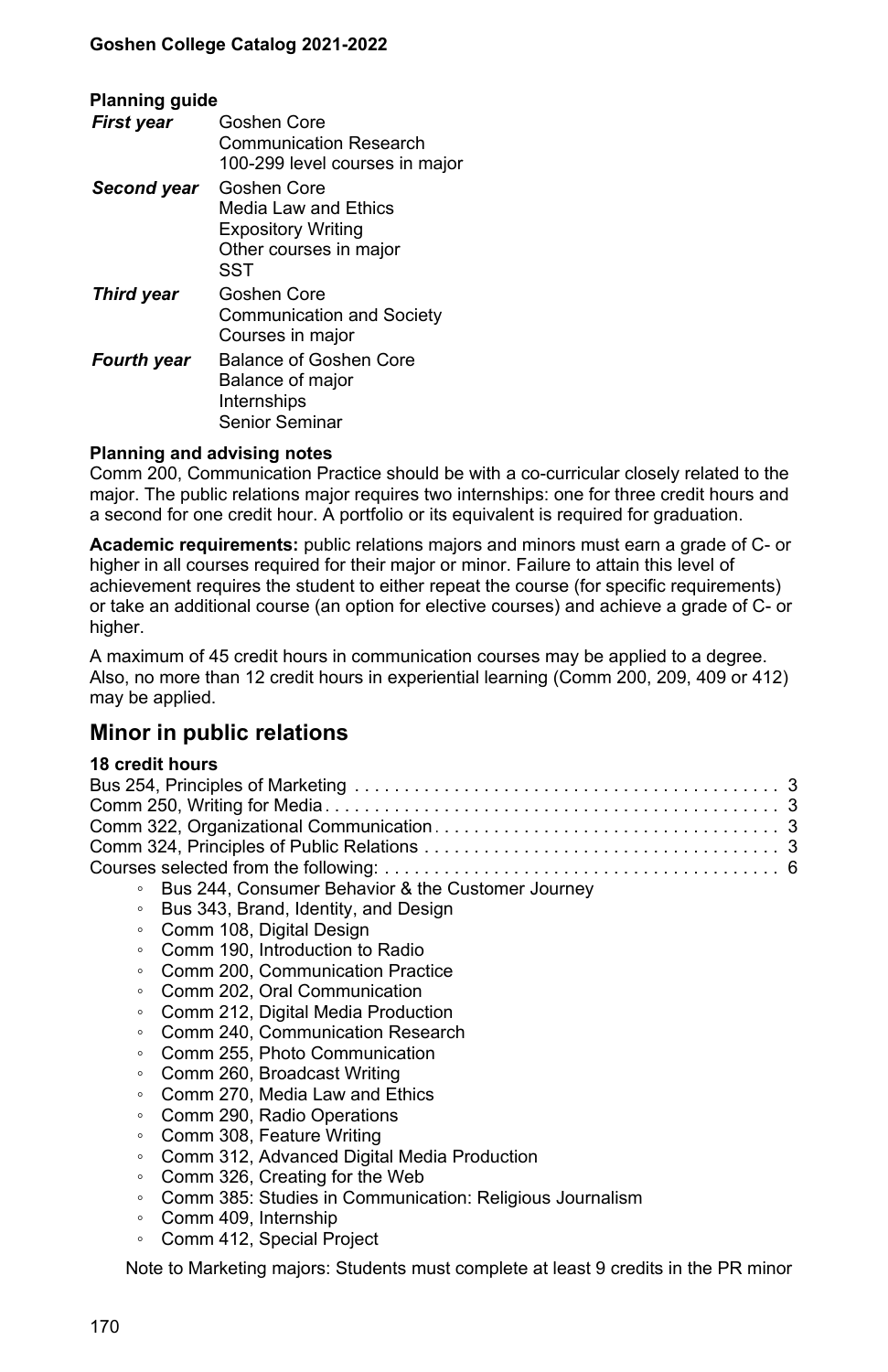**Planning guide**

| | |
|---|---|
| ***First year*** | Goshen Core<br>Communication Research<br>100-299 level courses in major |
| ***Second year*** | Goshen Core<br>Media Law and Ethics<br>Expository Writing<br>Other courses in major<br>SST |
| ***Third year*** | Goshen Core<br>Communication and Society<br>Courses in major |
| ***Fourth year*** | Balance of Goshen Core<br>Balance of major<br>Internships<br>Senior Seminar |

**Planning and advising notes**

Comm 200, Communication Practice should be with a co-curricular closely related to the major. The public relations major requires two internships: one for three credit hours and a second for one credit hour. A portfolio or its equivalent is required for graduation.

**Academic requirements:** public relations majors and minors must earn a grade of C- or higher in all courses required for their major or minor. Failure to attain this level of achievement requires the student to either repeat the course (for specific requirements) or take an additional course (an option for elective courses) and achieve a grade of C- or higher.

A maximum of 45 credit hours in communication courses may be applied to a degree. Also, no more than 12 credit hours in experiential learning (Comm 200, 209, 409 or 412) may be applied.

## Minor in public relations

**18 credit hours**

| | |
|---|---|
| Bus 254, Principles of Marketing | 3 |
| Comm 250, Writing for Media | 3 |
| Comm 322, Organizational Communication | 3 |
| Comm 324, Principles of Public Relations | 3 |
| Courses selected from the following: | 6 |

- Bus 244, Consumer Behavior & the Customer Journey
- Bus 343, Brand, Identity, and Design
- Comm 108, Digital Design
- Comm 190, Introduction to Radio
- Comm 200, Communication Practice
- Comm 202, Oral Communication
- Comm 212, Digital Media Production
- Comm 240, Communication Research
- Comm 255, Photo Communication
- Comm 260, Broadcast Writing
- Comm 270, Media Law and Ethics
- Comm 290, Radio Operations
- Comm 308, Feature Writing
- Comm 312, Advanced Digital Media Production
- Comm 326, Creating for the Web
- Comm 385: Studies in Communication: Religious Journalism
- Comm 409, Internship
- Comm 412, Special Project

Note to Marketing majors: Students must complete at least 9 credits in the PR minor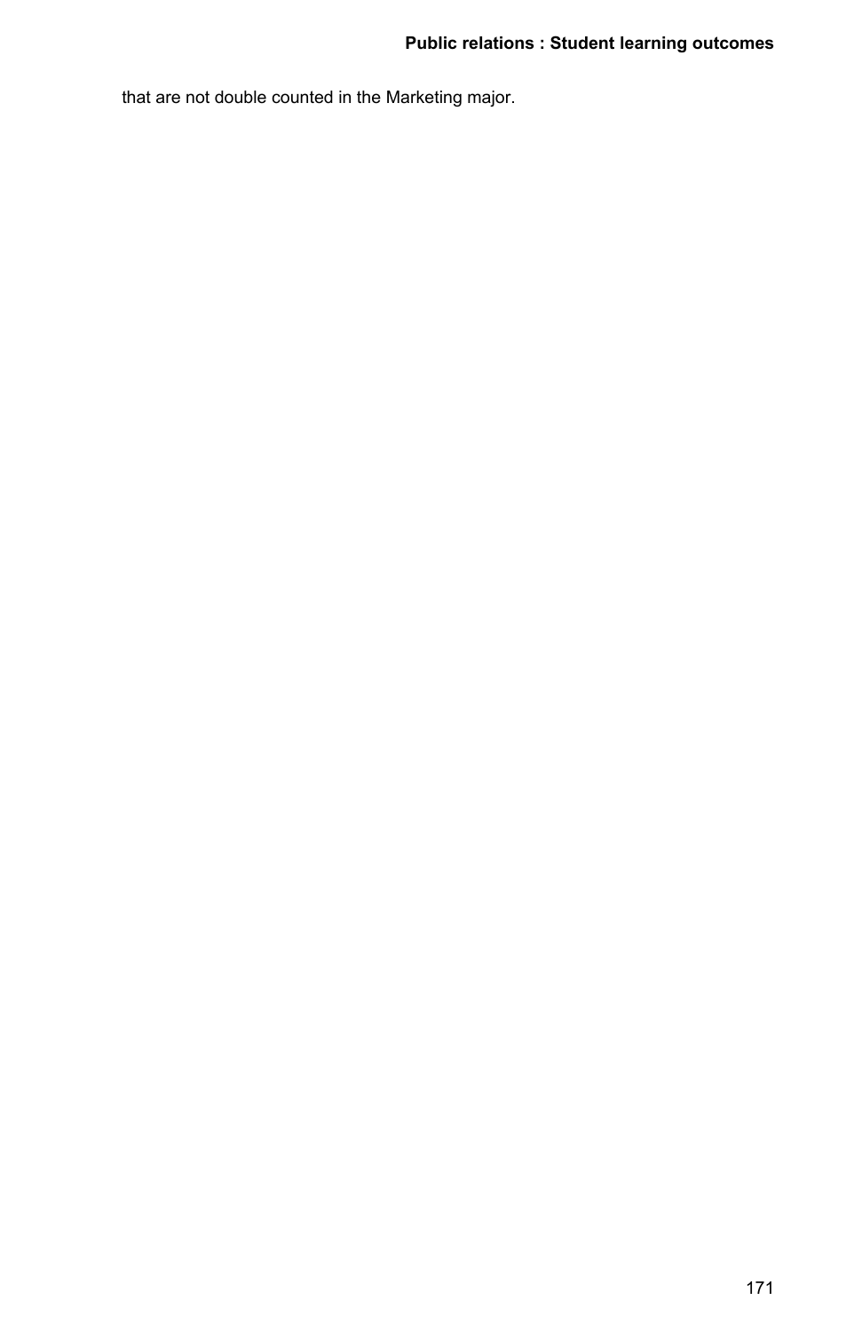that are not double counted in the Marketing major.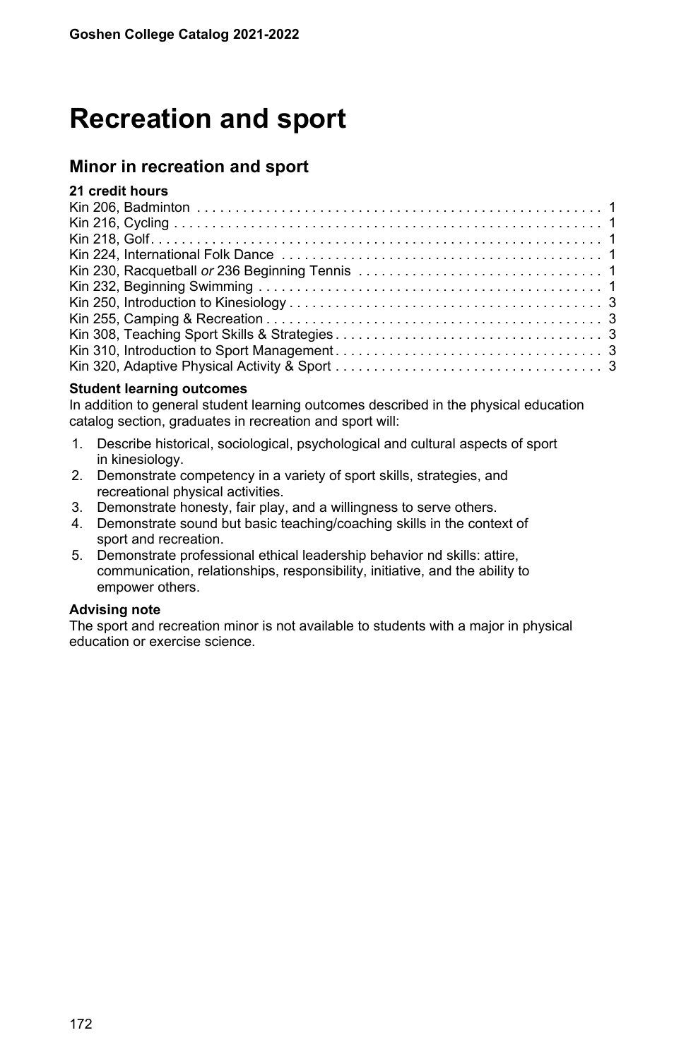# Recreation and sport

## Minor in recreation and sport

**21 credit hours**

| Course | Credits |
|---|---|
| Kin 206, Badminton | 1 |
| Kin 216, Cycling | 1 |
| Kin 218, Golf | 1 |
| Kin 224, International Folk Dance | 1 |
| Kin 230, Racquetball *or* 236 Beginning Tennis | 1 |
| Kin 232, Beginning Swimming | 1 |
| Kin 250, Introduction to Kinesiology | 3 |
| Kin 255, Camping & Recreation | 3 |
| Kin 308, Teaching Sport Skills & Strategies | 3 |
| Kin 310, Introduction to Sport Management | 3 |
| Kin 320, Adaptive Physical Activity & Sport | 3 |

**Student learning outcomes**

In addition to general student learning outcomes described in the physical education catalog section, graduates in recreation and sport will:

1. Describe historical, sociological, psychological and cultural aspects of sport in kinesiology.
2. Demonstrate competency in a variety of sport skills, strategies, and recreational physical activities.
3. Demonstrate honesty, fair play, and a willingness to serve others.
4. Demonstrate sound but basic teaching/coaching skills in the context of sport and recreation.
5. Demonstrate professional ethical leadership behavior nd skills: attire, communication, relationships, responsibility, initiative, and the ability to empower others.

**Advising note**

The sport and recreation minor is not available to students with a major in physical education or exercise science.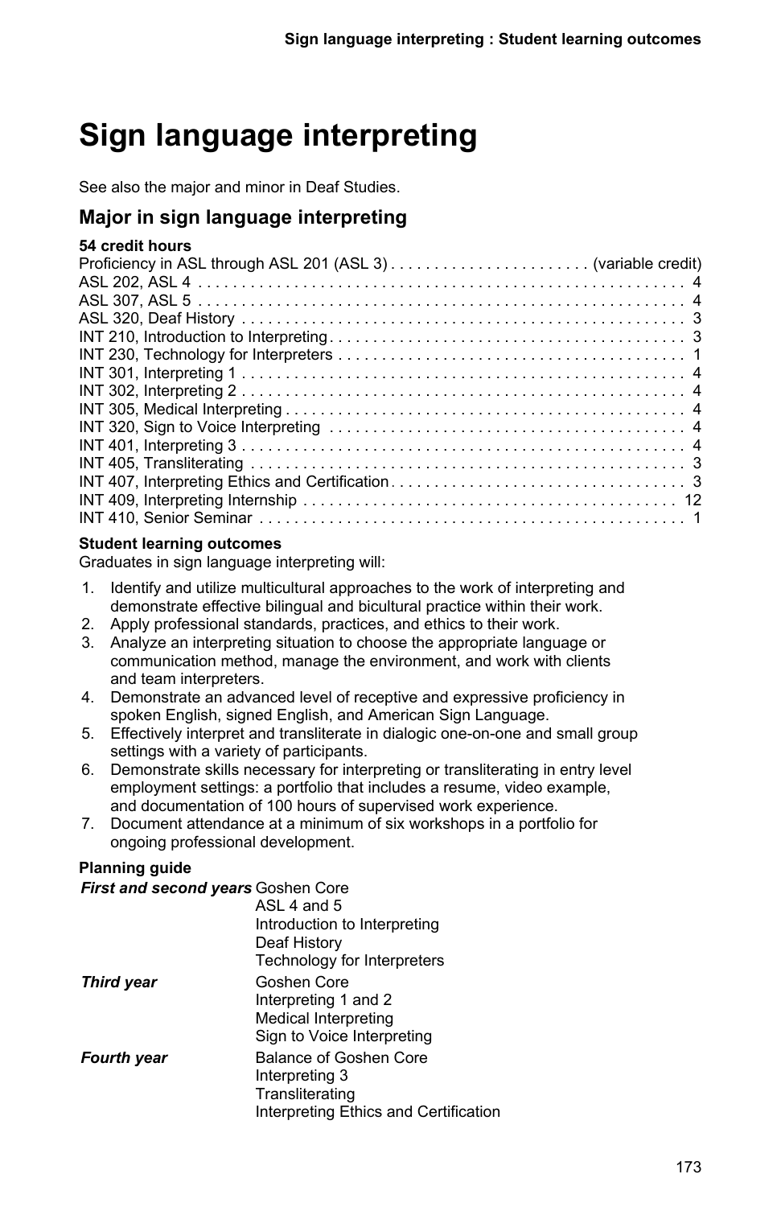# Sign language interpreting

See also the major and minor in Deaf Studies.

## Major in sign language interpreting

**54 credit hours**

| Course | Credits |
|---|---|
| Proficiency in ASL through ASL 201 (ASL 3) | (variable credit) |
| ASL 202, ASL 4 | 4 |
| ASL 307, ASL 5 | 4 |
| ASL 320, Deaf History | 3 |
| INT 210, Introduction to Interpreting | 3 |
| INT 230, Technology for Interpreters | 1 |
| INT 301, Interpreting 1 | 4 |
| INT 302, Interpreting 2 | 4 |
| INT 305, Medical Interpreting | 4 |
| INT 320, Sign to Voice Interpreting | 4 |
| INT 401, Interpreting 3 | 4 |
| INT 405, Transliterating | 3 |
| INT 407, Interpreting Ethics and Certification | 3 |
| INT 409, Interpreting Internship | 12 |
| INT 410, Senior Seminar | 1 |

**Student learning outcomes**

Graduates in sign language interpreting will:

1. Identify and utilize multicultural approaches to the work of interpreting and demonstrate effective bilingual and bicultural practice within their work.
2. Apply professional standards, practices, and ethics to their work.
3. Analyze an interpreting situation to choose the appropriate language or communication method, manage the environment, and work with clients and team interpreters.
4. Demonstrate an advanced level of receptive and expressive proficiency in spoken English, signed English, and American Sign Language.
5. Effectively interpret and transliterate in dialogic one-on-one and small group settings with a variety of participants.
6. Demonstrate skills necessary for interpreting or transliterating in entry level employment settings: a portfolio that includes a resume, video example, and documentation of 100 hours of supervised work experience.
7. Document attendance at a minimum of six workshops in a portfolio for ongoing professional development.

**Planning guide**

| | |
|---|---|
| ***First and second years*** | Goshen Core<br>ASL 4 and 5<br>Introduction to Interpreting<br>Deaf History<br>Technology for Interpreters |
| ***Third year*** | Goshen Core<br>Interpreting 1 and 2<br>Medical Interpreting<br>Sign to Voice Interpreting |
| ***Fourth year*** | Balance of Goshen Core<br>Interpreting 3<br>Transliterating<br>Interpreting Ethics and Certification |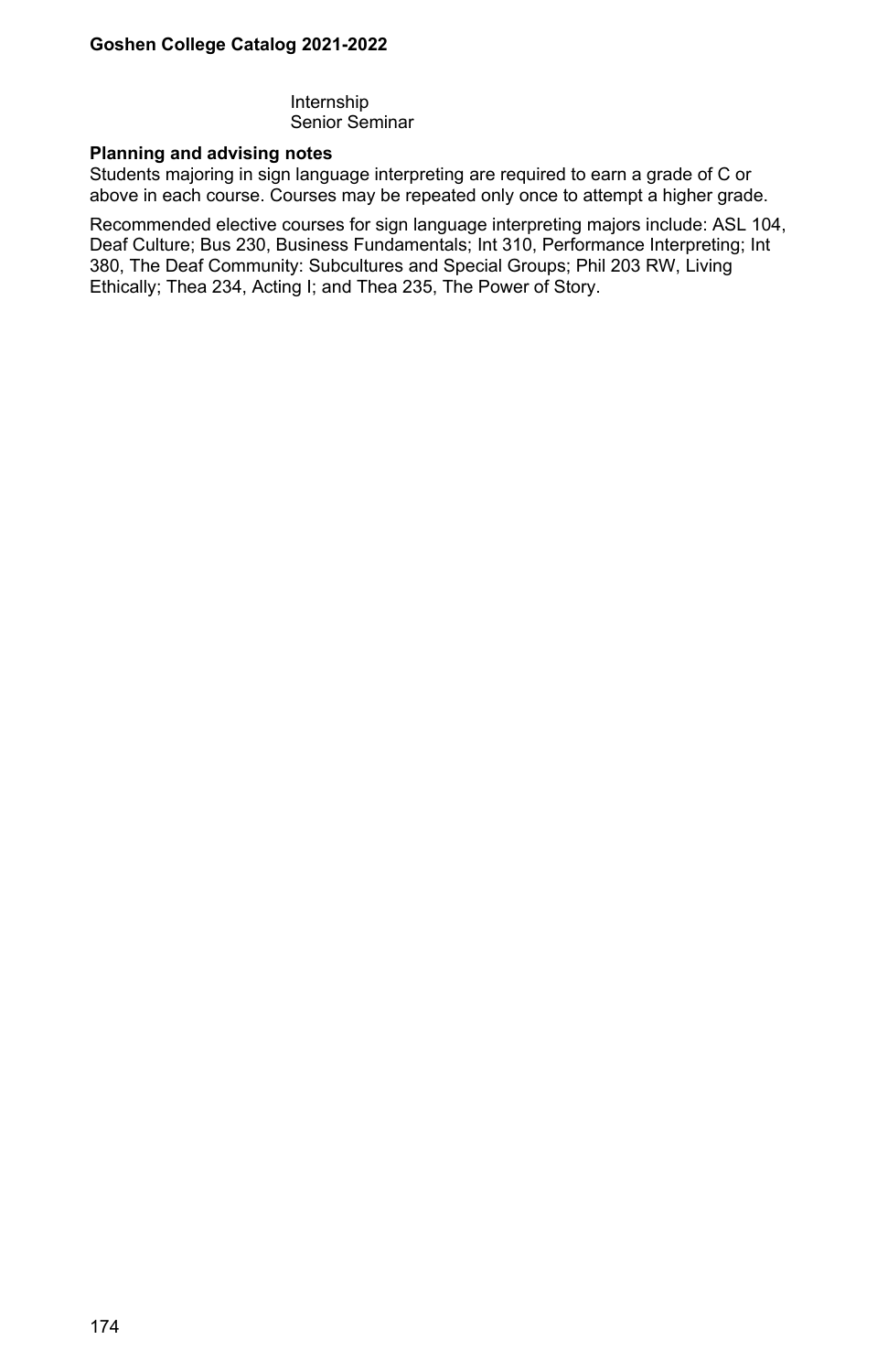Internship
Senior Seminar

**Planning and advising notes**

Students majoring in sign language interpreting are required to earn a grade of C or above in each course. Courses may be repeated only once to attempt a higher grade.

Recommended elective courses for sign language interpreting majors include: ASL 104, Deaf Culture; Bus 230, Business Fundamentals; Int 310, Performance Interpreting; Int 380, The Deaf Community: Subcultures and Special Groups; Phil 203 RW, Living Ethically; Thea 234, Acting I; and Thea 235, The Power of Story.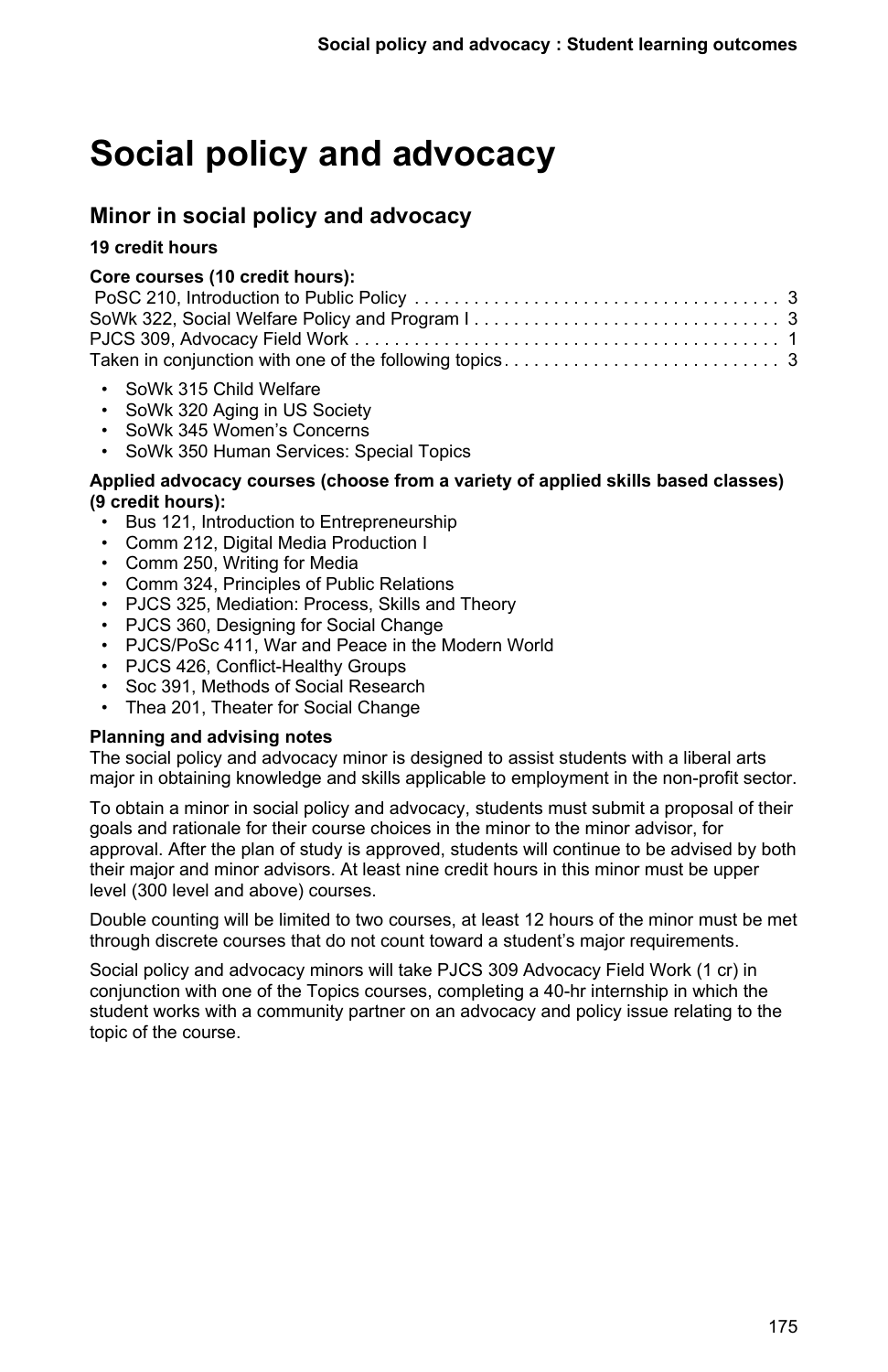# Social policy and advocacy

## Minor in social policy and advocacy

**19 credit hours**

**Core courses (10 credit hours):**

PoSC 210, Introduction to Public Policy . . . . . . . . . . . . . . . . . . . . . . . . . . . . . . . . . . . . . 3
SoWk 322, Social Welfare Policy and Program I . . . . . . . . . . . . . . . . . . . . . . . . . . . . . . . 3
PJCS 309, Advocacy Field Work . . . . . . . . . . . . . . . . . . . . . . . . . . . . . . . . . . . . . . . . . . . 1
Taken in conjunction with one of the following topics . . . . . . . . . . . . . . . . . . . . . . . . . . . . 3

- SoWk 315 Child Welfare
- SoWk 320 Aging in US Society
- SoWk 345 Women's Concerns
- SoWk 350 Human Services: Special Topics

**Applied advocacy courses (choose from a variety of applied skills based classes) (9 credit hours):**

- Bus 121, Introduction to Entrepreneurship
- Comm 212, Digital Media Production I
- Comm 250, Writing for Media
- Comm 324, Principles of Public Relations
- PJCS 325, Mediation: Process, Skills and Theory
- PJCS 360, Designing for Social Change
- PJCS/PoSc 411, War and Peace in the Modern World
- PJCS 426, Conflict-Healthy Groups
- Soc 391, Methods of Social Research
- Thea 201, Theater for Social Change

**Planning and advising notes**

The social policy and advocacy minor is designed to assist students with a liberal arts major in obtaining knowledge and skills applicable to employment in the non-profit sector.

To obtain a minor in social policy and advocacy, students must submit a proposal of their goals and rationale for their course choices in the minor to the minor advisor, for approval. After the plan of study is approved, students will continue to be advised by both their major and minor advisors. At least nine credit hours in this minor must be upper level (300 level and above) courses.

Double counting will be limited to two courses, at least 12 hours of the minor must be met through discrete courses that do not count toward a student's major requirements.

Social policy and advocacy minors will take PJCS 309 Advocacy Field Work (1 cr) in conjunction with one of the Topics courses, completing a 40-hr internship in which the student works with a community partner on an advocacy and policy issue relating to the topic of the course.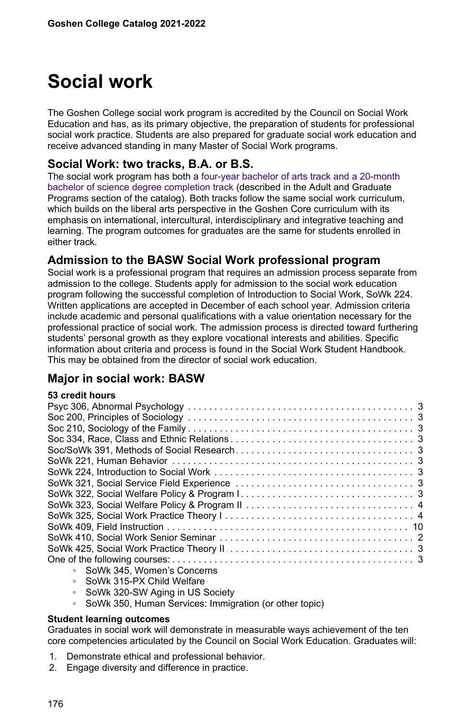# Social work

The Goshen College social work program is accredited by the Council on Social Work Education and has, as its primary objective, the preparation of students for professional social work practice. Students are also prepared for graduate social work education and receive advanced standing in many Master of Social Work programs.

## Social Work: two tracks, B.A. or B.S.

The social work program has both a four-year bachelor of arts track and a 20-month bachelor of science degree completion track (described in the Adult and Graduate Programs section of the catalog). Both tracks follow the same social work curriculum, which builds on the liberal arts perspective in the Goshen Core curriculum with its emphasis on international, intercultural, interdisciplinary and integrative teaching and learning. The program outcomes for graduates are the same for students enrolled in either track.

## Admission to the BASW Social Work professional program

Social work is a professional program that requires an admission process separate from admission to the college. Students apply for admission to the social work education program following the successful completion of Introduction to Social Work, SoWk 224. Written applications are accepted in December of each school year. Admission criteria include academic and personal qualifications with a value orientation necessary for the professional practice of social work. The admission process is directed toward furthering students' personal growth as they explore vocational interests and abilities. Specific information about criteria and process is found in the Social Work Student Handbook. This may be obtained from the director of social work education.

## Major in social work: BASW

**53 credit hours**

| Course | Credits |
|---|---|
| Psyc 306, Abnormal Psychology | 3 |
| Soc 200, Principles of Sociology | 3 |
| Soc 210, Sociology of the Family | 3 |
| Soc 334, Race, Class and Ethnic Relations | 3 |
| Soc/SoWk 391, Methods of Social Research | 3 |
| SoWk 221, Human Behavior | 3 |
| SoWk 224, Introduction to Social Work | 3 |
| SoWk 321, Social Service Field Experience | 3 |
| SoWk 322, Social Welfare Policy & Program I | 3 |
| SoWk 323, Social Welfare Policy & Program II | 4 |
| SoWk 325, Social Work Practice Theory I | 4 |
| SoWk 409, Field Instruction | 10 |
| SoWk 410, Social Work Senior Seminar | 2 |
| SoWk 425, Social Work Practice Theory II | 3 |
| One of the following courses: | 3 |

- SoWk 345, Women's Concerns
- SoWk 315-PX Child Welfare
- SoWk 320-SW Aging in US Society
- SoWk 350, Human Services: Immigration (or other topic)

**Student learning outcomes**

Graduates in social work will demonstrate in measurable ways achievement of the ten core competencies articulated by the Council on Social Work Education. Graduates will:

1. Demonstrate ethical and professional behavior.
2. Engage diversity and difference in practice.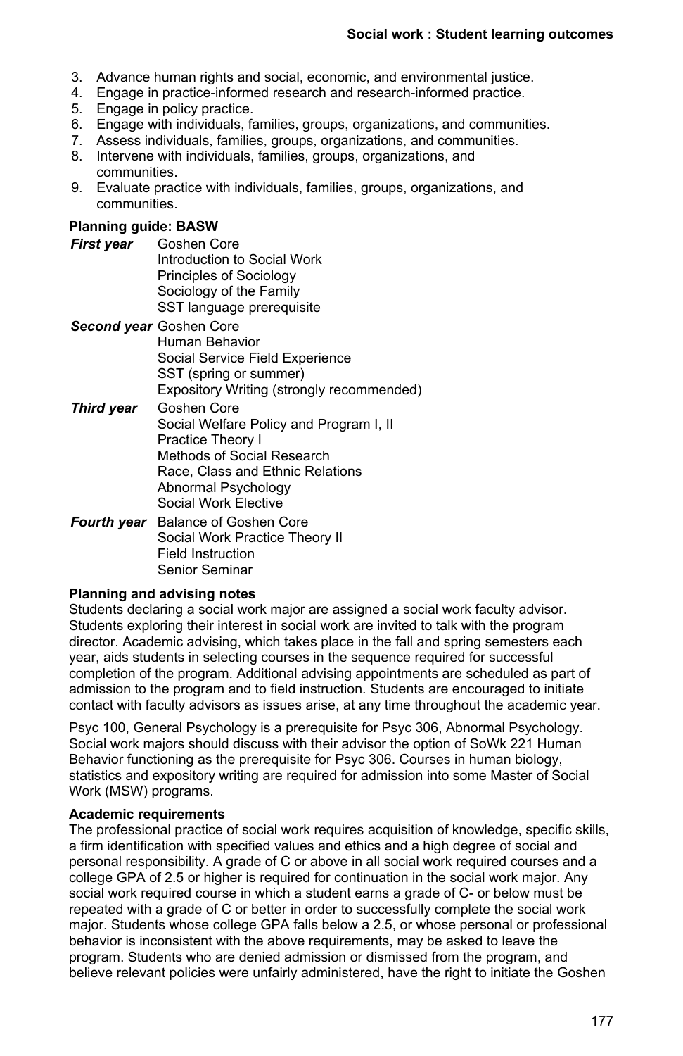3. Advance human rights and social, economic, and environmental justice.
4. Engage in practice-informed research and research-informed practice.
5. Engage in policy practice.
6. Engage with individuals, families, groups, organizations, and communities.
7. Assess individuals, families, groups, organizations, and communities.
8. Intervene with individuals, families, groups, organizations, and communities.
9. Evaluate practice with individuals, families, groups, organizations, and communities.

### Planning guide: BASW

***First year***
- Goshen Core
- Introduction to Social Work
- Principles of Sociology
- Sociology of the Family
- SST language prerequisite

***Second year***
- Goshen Core
- Human Behavior
- Social Service Field Experience
- SST (spring or summer)
- Expository Writing (strongly recommended)

***Third year***
- Goshen Core
- Social Welfare Policy and Program I, II
- Practice Theory I
- Methods of Social Research
- Race, Class and Ethnic Relations
- Abnormal Psychology
- Social Work Elective

***Fourth year***
- Balance of Goshen Core
- Social Work Practice Theory II
- Field Instruction
- Senior Seminar

### Planning and advising notes

Students declaring a social work major are assigned a social work faculty advisor. Students exploring their interest in social work are invited to talk with the program director. Academic advising, which takes place in the fall and spring semesters each year, aids students in selecting courses in the sequence required for successful completion of the program. Additional advising appointments are scheduled as part of admission to the program and to field instruction. Students are encouraged to initiate contact with faculty advisors as issues arise, at any time throughout the academic year.

Psyc 100, General Psychology is a prerequisite for Psyc 306, Abnormal Psychology. Social work majors should discuss with their advisor the option of SoWk 221 Human Behavior functioning as the prerequisite for Psyc 306. Courses in human biology, statistics and expository writing are required for admission into some Master of Social Work (MSW) programs.

### Academic requirements

The professional practice of social work requires acquisition of knowledge, specific skills, a firm identification with specified values and ethics and a high degree of social and personal responsibility. A grade of C or above in all social work required courses and a college GPA of 2.5 or higher is required for continuation in the social work major. Any social work required course in which a student earns a grade of C- or below must be repeated with a grade of C or better in order to successfully complete the social work major. Students whose college GPA falls below a 2.5, or whose personal or professional behavior is inconsistent with the above requirements, may be asked to leave the program. Students who are denied admission or dismissed from the program, and believe relevant policies were unfairly administered, have the right to initiate the Goshen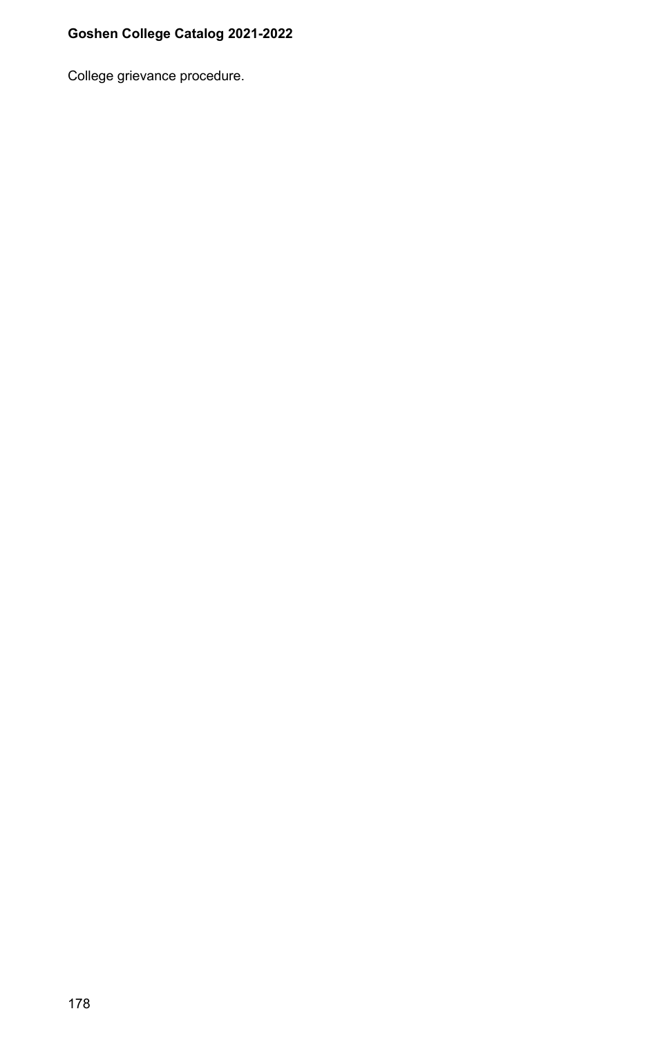College grievance procedure.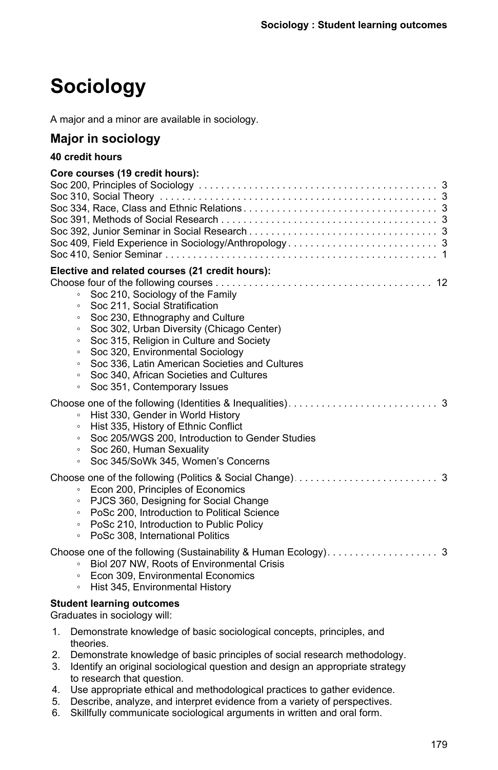# Sociology

A major and a minor are available in sociology.

## Major in sociology

**40 credit hours**

**Core courses (19 credit hours):**

Soc 200, Principles of Sociology . . . . . . . . . . . . . . . . . . . . . . . . . . . . . . . . . . . . . . . . . . 3
Soc 310, Social Theory . . . . . . . . . . . . . . . . . . . . . . . . . . . . . . . . . . . . . . . . . . . . . . . . . 3
Soc 334, Race, Class and Ethnic Relations . . . . . . . . . . . . . . . . . . . . . . . . . . . . . . . . . . 3
Soc 391, Methods of Social Research . . . . . . . . . . . . . . . . . . . . . . . . . . . . . . . . . . . . . . 3
Soc 392, Junior Seminar in Social Research . . . . . . . . . . . . . . . . . . . . . . . . . . . . . . . . . 3
Soc 409, Field Experience in Sociology/Anthropology . . . . . . . . . . . . . . . . . . . . . . . . . . 3
Soc 410, Senior Seminar . . . . . . . . . . . . . . . . . . . . . . . . . . . . . . . . . . . . . . . . . . . . . . . . 1

**Elective and related courses (21 credit hours):**

Choose four of the following courses . . . . . . . . . . . . . . . . . . . . . . . . . . . . . . . . . . . . . . 12

- Soc 210, Sociology of the Family
- Soc 211, Social Stratification
- Soc 230, Ethnography and Culture
- Soc 302, Urban Diversity (Chicago Center)
- Soc 315, Religion in Culture and Society
- Soc 320, Environmental Sociology
- Soc 336, Latin American Societies and Cultures
- Soc 340, African Societies and Cultures
- Soc 351, Contemporary Issues

Choose one of the following (Identities & Inequalities) . . . . . . . . . . . . . . . . . . . . . . . . . . 3

- Hist 330, Gender in World History
- Hist 335, History of Ethnic Conflict
- Soc 205/WGS 200, Introduction to Gender Studies
- Soc 260, Human Sexuality
- Soc 345/SoWk 345, Women's Concerns

Choose one of the following (Politics & Social Change) . . . . . . . . . . . . . . . . . . . . . . . . . 3

- Econ 200, Principles of Economics
- PJCS 360, Designing for Social Change
- PoSc 200, Introduction to Political Science
- PoSc 210, Introduction to Public Policy
- PoSc 308, International Politics

Choose one of the following (Sustainability & Human Ecology) . . . . . . . . . . . . . . . . . . . 3

- Biol 207 NW, Roots of Environmental Crisis
- Econ 309, Environmental Economics
- Hist 345, Environmental History

**Student learning outcomes**

Graduates in sociology will:

1. Demonstrate knowledge of basic sociological concepts, principles, and theories.
2. Demonstrate knowledge of basic principles of social research methodology.
3. Identify an original sociological question and design an appropriate strategy to research that question.
4. Use appropriate ethical and methodological practices to gather evidence.
5. Describe, analyze, and interpret evidence from a variety of perspectives.
6. Skillfully communicate sociological arguments in written and oral form.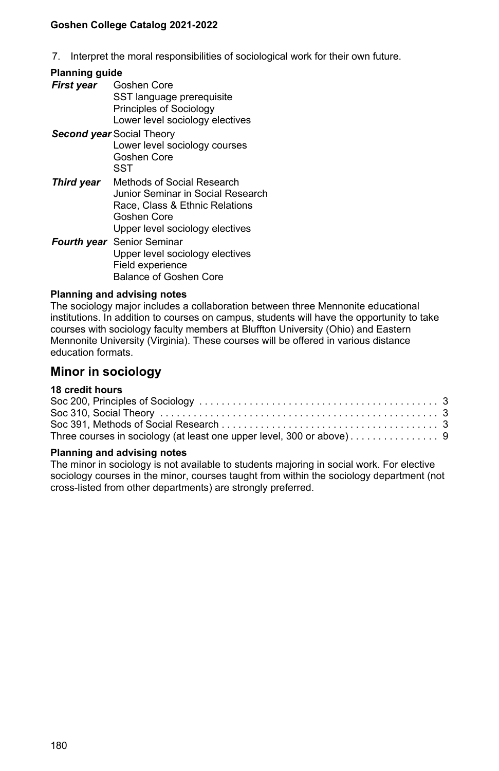7. Interpret the moral responsibilities of sociological work for their own future.

**Planning guide**

| | |
|---|---|
| ***First year*** | Goshen Core<br>SST language prerequisite<br>Principles of Sociology<br>Lower level sociology electives |
| ***Second year*** | Social Theory<br>Lower level sociology courses<br>Goshen Core<br>SST |
| ***Third year*** | Methods of Social Research<br>Junior Seminar in Social Research<br>Race, Class & Ethnic Relations<br>Goshen Core<br>Upper level sociology electives |
| ***Fourth year*** | Senior Seminar<br>Upper level sociology electives<br>Field experience<br>Balance of Goshen Core |

**Planning and advising notes**

The sociology major includes a collaboration between three Mennonite educational institutions. In addition to courses on campus, students will have the opportunity to take courses with sociology faculty members at Bluffton University (Ohio) and Eastern Mennonite University (Virginia). These courses will be offered in various distance education formats.

## Minor in sociology

**18 credit hours**

| | |
|---|---|
| Soc 200, Principles of Sociology | 3 |
| Soc 310, Social Theory | 3 |
| Soc 391, Methods of Social Research | 3 |
| Three courses in sociology (at least one upper level, 300 or above) | 9 |

**Planning and advising notes**

The minor in sociology is not available to students majoring in social work. For elective sociology courses in the minor, courses taught from within the sociology department (not cross-listed from other departments) are strongly preferred.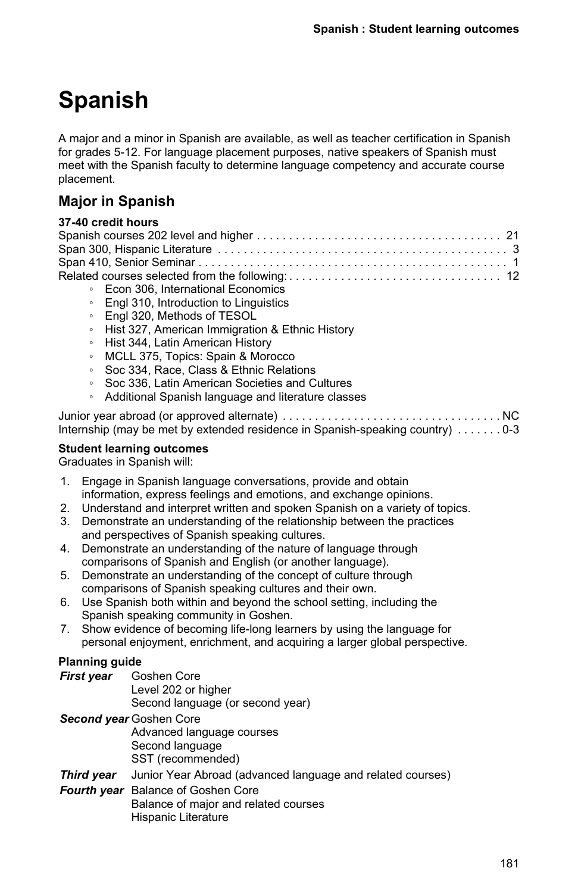# Spanish

A major and a minor in Spanish are available, as well as teacher certification in Spanish for grades 5-12. For language placement purposes, native speakers of Spanish must meet with the Spanish faculty to determine language competency and accurate course placement.

## Major in Spanish

**37-40 credit hours**

| Course | Credit hours |
|---|---|
| Spanish courses 202 level and higher | 21 |
| Span 300, Hispanic Literature | 3 |
| Span 410, Senior Seminar | 1 |
| Related courses selected from the following: | 12 |

- Econ 306, International Economics
- Engl 310, Introduction to Linguistics
- Engl 320, Methods of TESOL
- Hist 327, American Immigration & Ethnic History
- Hist 344, Latin American History
- MCLL 375, Topics: Spain & Morocco
- Soc 334, Race, Class & Ethnic Relations
- Soc 336, Latin American Societies and Cultures
- Additional Spanish language and literature classes

| Course | Credit hours |
|---|---|
| Junior year abroad (or approved alternate) | NC |
| Internship (may be met by extended residence in Spanish-speaking country) | 0-3 |

**Student learning outcomes**

Graduates in Spanish will:

1. Engage in Spanish language conversations, provide and obtain information, express feelings and emotions, and exchange opinions.
2. Understand and interpret written and spoken Spanish on a variety of topics.
3. Demonstrate an understanding of the relationship between the practices and perspectives of Spanish speaking cultures.
4. Demonstrate an understanding of the nature of language through comparisons of Spanish and English (or another language).
5. Demonstrate an understanding of the concept of culture through comparisons of Spanish speaking cultures and their own.
6. Use Spanish both within and beyond the school setting, including the Spanish speaking community in Goshen.
7. Show evidence of becoming life-long learners by using the language for personal enjoyment, enrichment, and acquiring a larger global perspective.

**Planning guide**

***First year*** Goshen Core
Level 202 or higher
Second language (or second year)

***Second year*** Goshen Core
Advanced language courses
Second language
SST (recommended)

***Third year*** Junior Year Abroad (advanced language and related courses)

***Fourth year*** Balance of Goshen Core
Balance of major and related courses
Hispanic Literature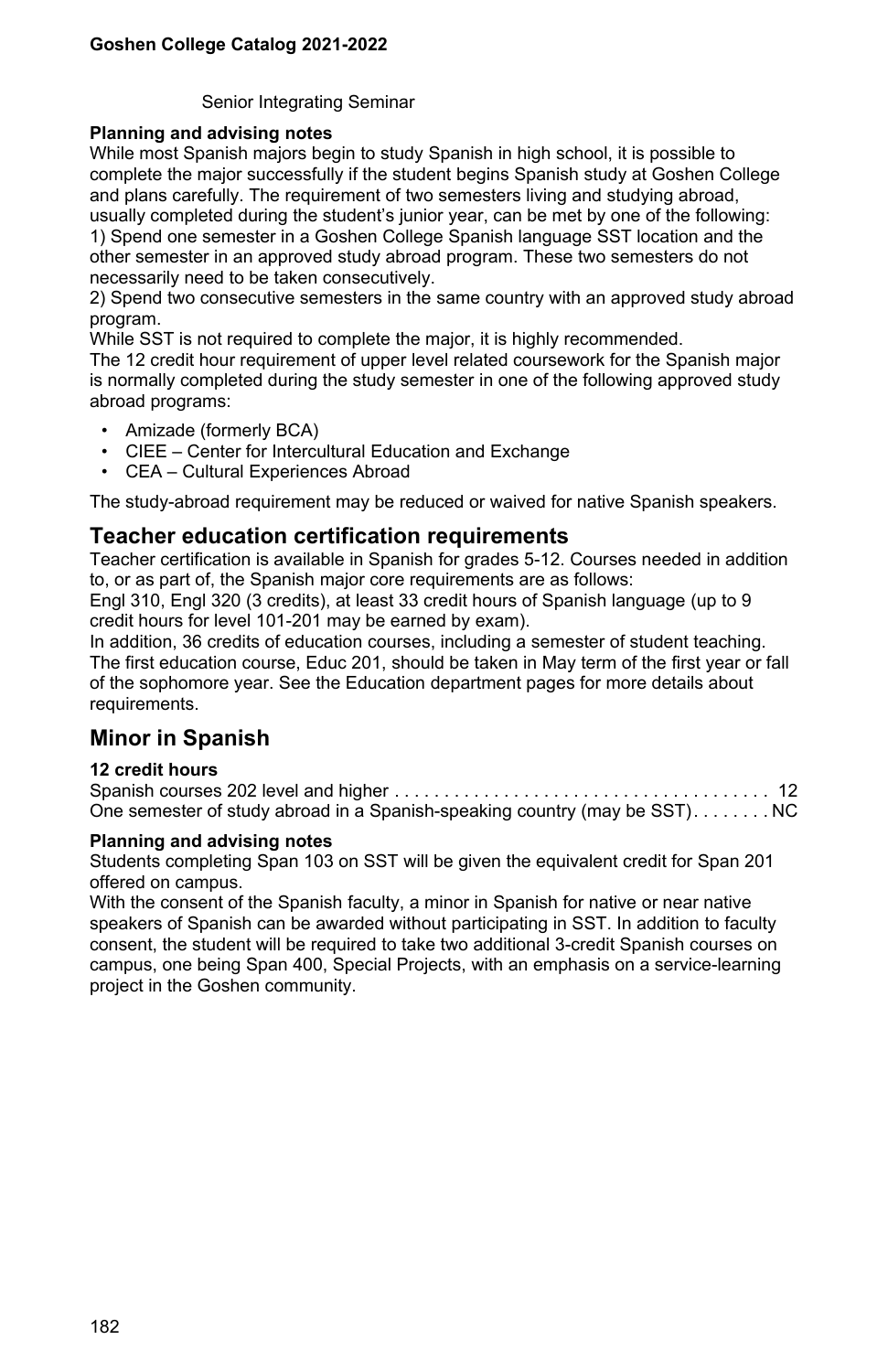Senior Integrating Seminar

**Planning and advising notes**

While most Spanish majors begin to study Spanish in high school, it is possible to complete the major successfully if the student begins Spanish study at Goshen College and plans carefully. The requirement of two semesters living and studying abroad, usually completed during the student's junior year, can be met by one of the following:
1) Spend one semester in a Goshen College Spanish language SST location and the other semester in an approved study abroad program. These two semesters do not necessarily need to be taken consecutively.
2) Spend two consecutive semesters in the same country with an approved study abroad program.
While SST is not required to complete the major, it is highly recommended.
The 12 credit hour requirement of upper level related coursework for the Spanish major is normally completed during the study semester in one of the following approved study abroad programs:

- Amizade (formerly BCA)
- CIEE – Center for Intercultural Education and Exchange
- CEA – Cultural Experiences Abroad

The study-abroad requirement may be reduced or waived for native Spanish speakers.

## Teacher education certification requirements

Teacher certification is available in Spanish for grades 5-12. Courses needed in addition to, or as part of, the Spanish major core requirements are as follows:
Engl 310, Engl 320 (3 credits), at least 33 credit hours of Spanish language (up to 9 credit hours for level 101-201 may be earned by exam).
In addition, 36 credits of education courses, including a semester of student teaching. The first education course, Educ 201, should be taken in May term of the first year or fall of the sophomore year. See the Education department pages for more details about requirements.

## Minor in Spanish

**12 credit hours**

Spanish courses 202 level and higher . . . . . . . . . . . . . . . . . . . . . . . . . . . . . . . . . . . . . . 12
One semester of study abroad in a Spanish-speaking country (may be SST). . . . . . . . NC

**Planning and advising notes**

Students completing Span 103 on SST will be given the equivalent credit for Span 201 offered on campus.
With the consent of the Spanish faculty, a minor in Spanish for native or near native speakers of Spanish can be awarded without participating in SST. In addition to faculty consent, the student will be required to take two additional 3-credit Spanish courses on campus, one being Span 400, Special Projects, with an emphasis on a service-learning project in the Goshen community.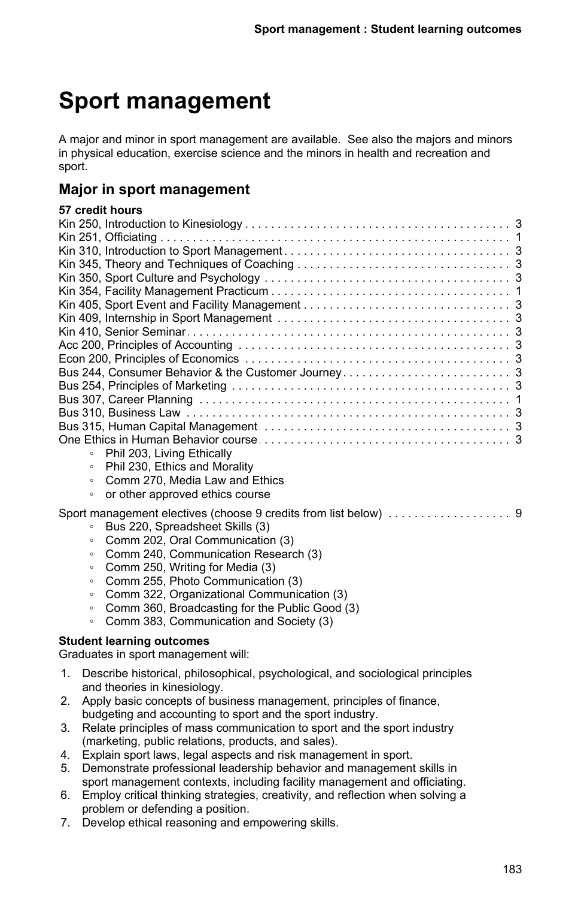# Sport management

A major and minor in sport management are available. See also the majors and minors in physical education, exercise science and the minors in health and recreation and sport.

## Major in sport management

**57 credit hours**

| Course | Credits |
|---|---|
| Kin 250, Introduction to Kinesiology | 3 |
| Kin 251, Officiating | 1 |
| Kin 310, Introduction to Sport Management | 3 |
| Kin 345, Theory and Techniques of Coaching | 3 |
| Kin 350, Sport Culture and Psychology | 3 |
| Kin 354, Facility Management Practicum | 1 |
| Kin 405, Sport Event and Facility Management | 3 |
| Kin 409, Internship in Sport Management | 3 |
| Kin 410, Senior Seminar | 3 |
| Acc 200, Principles of Accounting | 3 |
| Econ 200, Principles of Economics | 3 |
| Bus 244, Consumer Behavior & the Customer Journey | 3 |
| Bus 254, Principles of Marketing | 3 |
| Bus 307, Career Planning | 1 |
| Bus 310, Business Law | 3 |
| Bus 315, Human Capital Management | 3 |
| One Ethics in Human Behavior course | 3 |

- Phil 203, Living Ethically
- Phil 230, Ethics and Morality
- Comm 270, Media Law and Ethics
- or other approved ethics course

Sport management electives (choose 9 credits from list below) .... 9

- Bus 220, Spreadsheet Skills (3)
- Comm 202, Oral Communication (3)
- Comm 240, Communication Research (3)
- Comm 250, Writing for Media (3)
- Comm 255, Photo Communication (3)
- Comm 322, Organizational Communication (3)
- Comm 360, Broadcasting for the Public Good (3)
- Comm 383, Communication and Society (3)

**Student learning outcomes**

Graduates in sport management will:

1. Describe historical, philosophical, psychological, and sociological principles and theories in kinesiology.
2. Apply basic concepts of business management, principles of finance, budgeting and accounting to sport and the sport industry.
3. Relate principles of mass communication to sport and the sport industry (marketing, public relations, products, and sales).
4. Explain sport laws, legal aspects and risk management in sport.
5. Demonstrate professional leadership behavior and management skills in sport management contexts, including facility management and officiating.
6. Employ critical thinking strategies, creativity, and reflection when solving a problem or defending a position.
7. Develop ethical reasoning and empowering skills.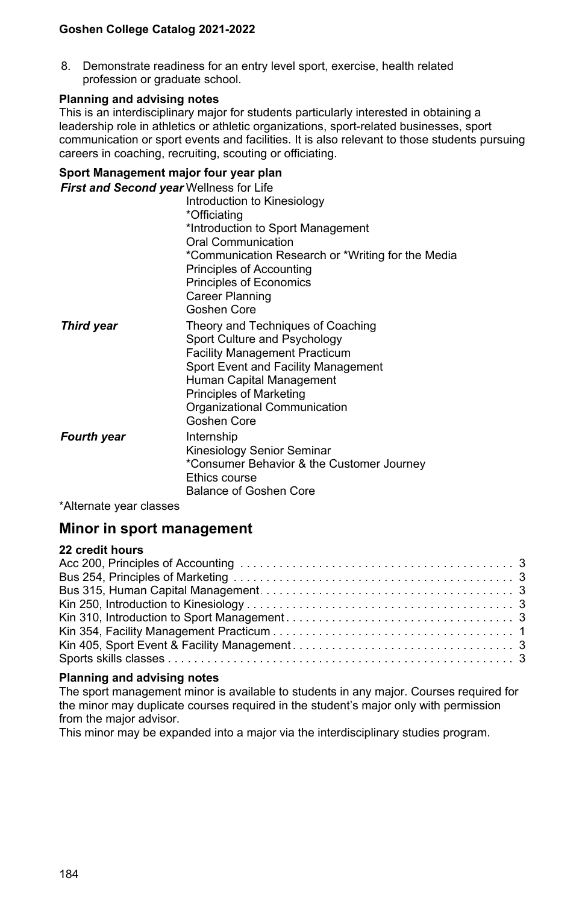8. Demonstrate readiness for an entry level sport, exercise, health related profession or graduate school.

**Planning and advising notes**

This is an interdisciplinary major for students particularly interested in obtaining a leadership role in athletics or athletic organizations, sport-related businesses, sport communication or sport events and facilities. It is also relevant to those students pursuing careers in coaching, recruiting, scouting or officiating.

**Sport Management major four year plan**

| | |
|---|---|
| ***First and Second year*** | Wellness for Life |
| | Introduction to Kinesiology |
| | *Officiating |
| | *Introduction to Sport Management |
| | Oral Communication |
| | *Communication Research or *Writing for the Media |
| | Principles of Accounting |
| | Principles of Economics |
| | Career Planning |
| | Goshen Core |
| ***Third year*** | Theory and Techniques of Coaching |
| | Sport Culture and Psychology |
| | Facility Management Practicum |
| | Sport Event and Facility Management |
| | Human Capital Management |
| | Principles of Marketing |
| | Organizational Communication |
| | Goshen Core |
| ***Fourth year*** | Internship |
| | Kinesiology Senior Seminar |
| | *Consumer Behavior & the Customer Journey |
| | Ethics course |
| | Balance of Goshen Core |

*Alternate year classes

## Minor in sport management

**22 credit hours**

| Course | Credits |
|---|---|
| Acc 200, Principles of Accounting | 3 |
| Bus 254, Principles of Marketing | 3 |
| Bus 315, Human Capital Management | 3 |
| Kin 250, Introduction to Kinesiology | 3 |
| Kin 310, Introduction to Sport Management | 3 |
| Kin 354, Facility Management Practicum | 1 |
| Kin 405, Sport Event & Facility Management | 3 |
| Sports skills classes | 3 |

**Planning and advising notes**

The sport management minor is available to students in any major. Courses required for the minor may duplicate courses required in the student's major only with permission from the major advisor.

This minor may be expanded into a major via the interdisciplinary studies program.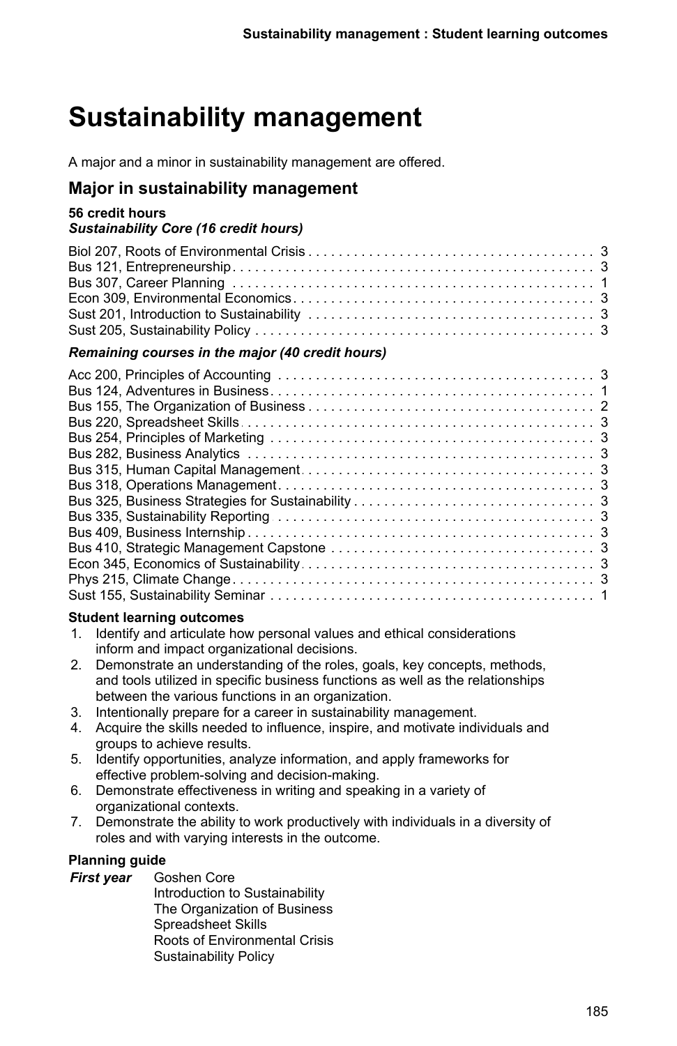# Sustainability management

A major and a minor in sustainability management are offered.

## Major in sustainability management

**56 credit hours**
***Sustainability Core (16 credit hours)***

| Course | Credits |
|---|---|
| Biol 207, Roots of Environmental Crisis | 3 |
| Bus 121, Entrepreneurship | 3 |
| Bus 307, Career Planning | 1 |
| Econ 309, Environmental Economics | 3 |
| Sust 201, Introduction to Sustainability | 3 |
| Sust 205, Sustainability Policy | 3 |

***Remaining courses in the major (40 credit hours)***

| Course | Credits |
|---|---|
| Acc 200, Principles of Accounting | 3 |
| Bus 124, Adventures in Business | 1 |
| Bus 155, The Organization of Business | 2 |
| Bus 220, Spreadsheet Skills | 3 |
| Bus 254, Principles of Marketing | 3 |
| Bus 282, Business Analytics | 3 |
| Bus 315, Human Capital Management | 3 |
| Bus 318, Operations Management | 3 |
| Bus 325, Business Strategies for Sustainability | 3 |
| Bus 335, Sustainability Reporting | 3 |
| Bus 409, Business Internship | 3 |
| Bus 410, Strategic Management Capstone | 3 |
| Econ 345, Economics of Sustainability | 3 |
| Phys 215, Climate Change | 3 |
| Sust 155, Sustainability Seminar | 1 |

**Student learning outcomes**

1. Identify and articulate how personal values and ethical considerations inform and impact organizational decisions.
2. Demonstrate an understanding of the roles, goals, key concepts, methods, and tools utilized in specific business functions as well as the relationships between the various functions in an organization.
3. Intentionally prepare for a career in sustainability management.
4. Acquire the skills needed to influence, inspire, and motivate individuals and groups to achieve results.
5. Identify opportunities, analyze information, and apply frameworks for effective problem-solving and decision-making.
6. Demonstrate effectiveness in writing and speaking in a variety of organizational contexts.
7. Demonstrate the ability to work productively with individuals in a diversity of roles and with varying interests in the outcome.

**Planning guide**

***First year***
- Goshen Core
- Introduction to Sustainability
- The Organization of Business
- Spreadsheet Skills
- Roots of Environmental Crisis
- Sustainability Policy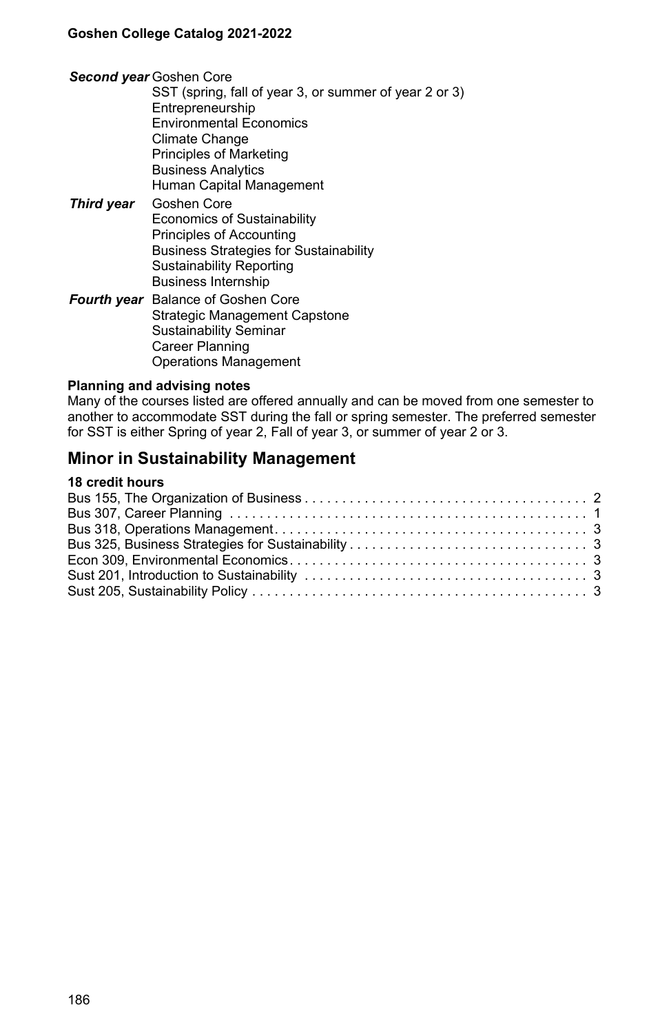***Second year*** Goshen Core
SST (spring, fall of year 3, or summer of year 2 or 3)
Entrepreneurship
Environmental Economics
Climate Change
Principles of Marketing
Business Analytics
Human Capital Management

***Third year*** Goshen Core
Economics of Sustainability
Principles of Accounting
Business Strategies for Sustainability
Sustainability Reporting
Business Internship

***Fourth year*** Balance of Goshen Core
Strategic Management Capstone
Sustainability Seminar
Career Planning
Operations Management

**Planning and advising notes**

Many of the courses listed are offered annually and can be moved from one semester to another to accommodate SST during the fall or spring semester. The preferred semester for SST is either Spring of year 2, Fall of year 3, or summer of year 2 or 3.

## Minor in Sustainability Management

**18 credit hours**

| Course | Credits |
|---|---|
| Bus 155, The Organization of Business | 2 |
| Bus 307, Career Planning | 1 |
| Bus 318, Operations Management | 3 |
| Bus 325, Business Strategies for Sustainability | 3 |
| Econ 309, Environmental Economics | 3 |
| Sust 201, Introduction to Sustainability | 3 |
| Sust 205, Sustainability Policy | 3 |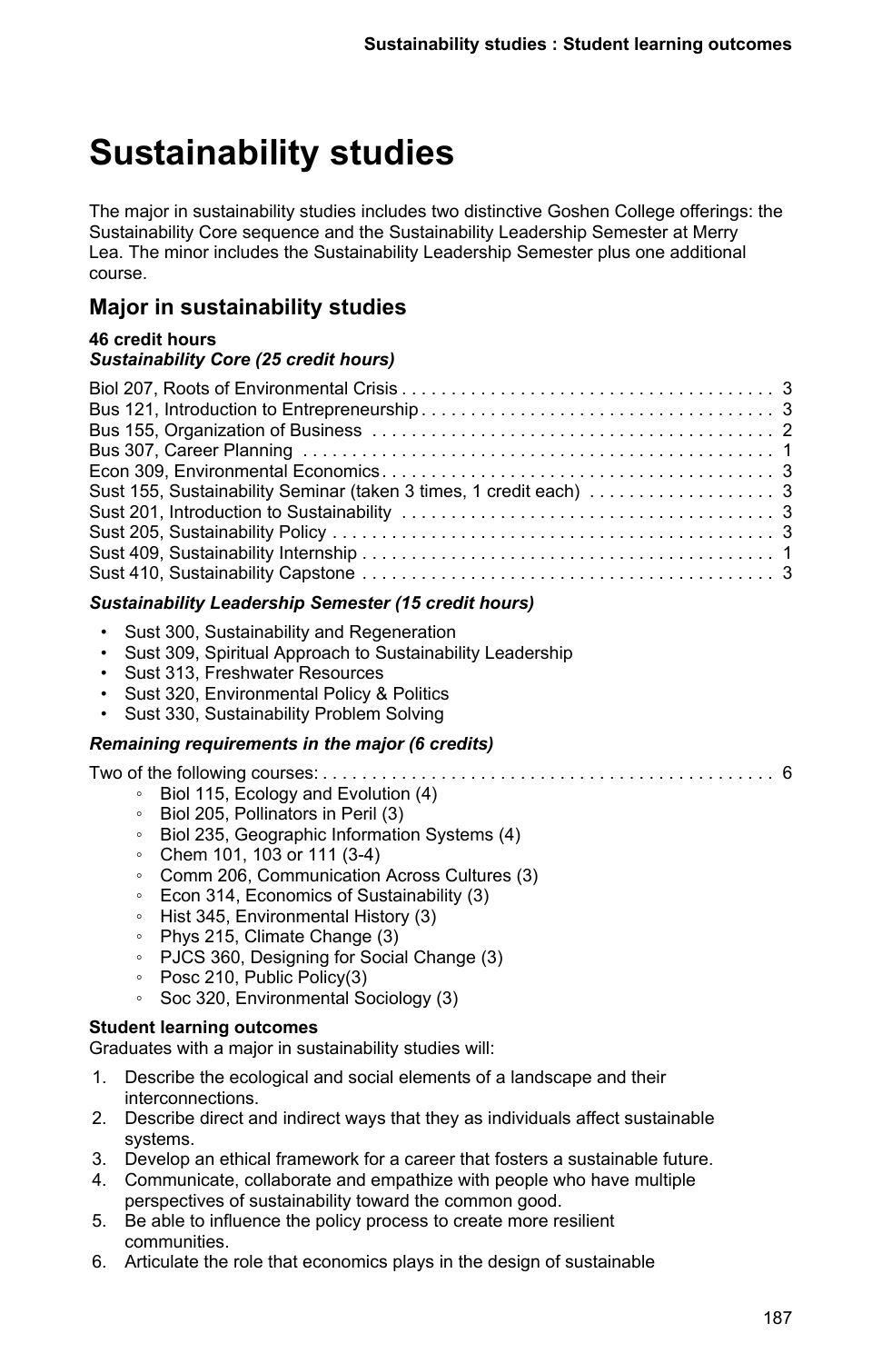# Sustainability studies

The major in sustainability studies includes two distinctive Goshen College offerings: the Sustainability Core sequence and the Sustainability Leadership Semester at Merry Lea. The minor includes the Sustainability Leadership Semester plus one additional course.

## Major in sustainability studies

**46 credit hours**
***Sustainability Core (25 credit hours)***

| | |
|---|---|
| Biol 207, Roots of Environmental Crisis | 3 |
| Bus 121, Introduction to Entrepreneurship | 3 |
| Bus 155, Organization of Business | 2 |
| Bus 307, Career Planning | 1 |
| Econ 309, Environmental Economics | 3 |
| Sust 155, Sustainability Seminar (taken 3 times, 1 credit each) | 3 |
| Sust 201, Introduction to Sustainability | 3 |
| Sust 205, Sustainability Policy | 3 |
| Sust 409, Sustainability Internship | 1 |
| Sust 410, Sustainability Capstone | 3 |

***Sustainability Leadership Semester (15 credit hours)***

- Sust 300, Sustainability and Regeneration
- Sust 309, Spiritual Approach to Sustainability Leadership
- Sust 313, Freshwater Resources
- Sust 320, Environmental Policy & Politics
- Sust 330, Sustainability Problem Solving

***Remaining requirements in the major (6 credits)***

Two of the following courses: 6

- Biol 115, Ecology and Evolution (4)
- Biol 205, Pollinators in Peril (3)
- Biol 235, Geographic Information Systems (4)
- Chem 101, 103 or 111 (3-4)
- Comm 206, Communication Across Cultures (3)
- Econ 314, Economics of Sustainability (3)
- Hist 345, Environmental History (3)
- Phys 215, Climate Change (3)
- PJCS 360, Designing for Social Change (3)
- Posc 210, Public Policy(3)
- Soc 320, Environmental Sociology (3)

**Student learning outcomes**

Graduates with a major in sustainability studies will:

1. Describe the ecological and social elements of a landscape and their interconnections.
2. Describe direct and indirect ways that they as individuals affect sustainable systems.
3. Develop an ethical framework for a career that fosters a sustainable future.
4. Communicate, collaborate and empathize with people who have multiple perspectives of sustainability toward the common good.
5. Be able to influence the policy process to create more resilient communities.
6. Articulate the role that economics plays in the design of sustainable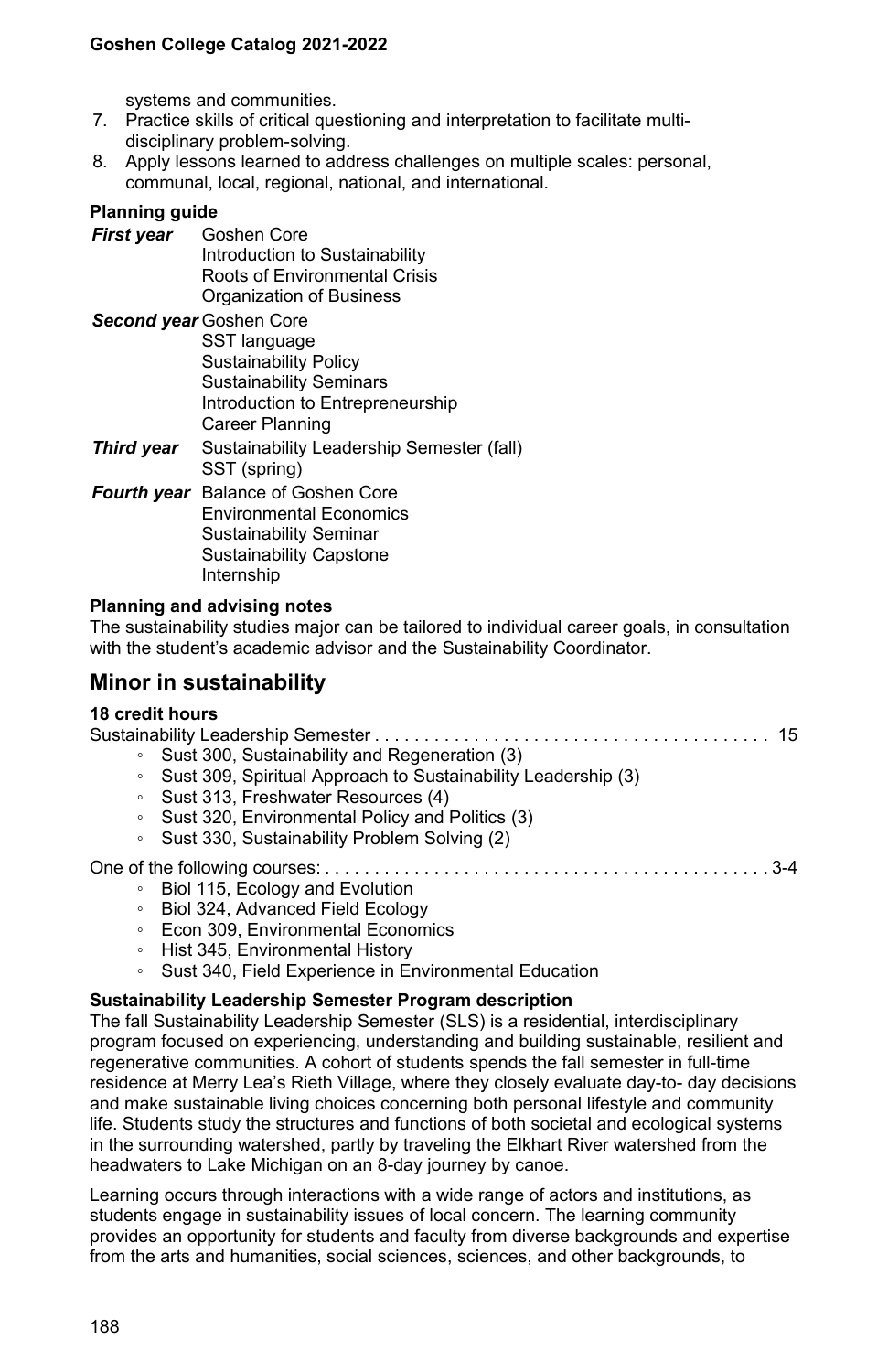systems and communities.

7. Practice skills of critical questioning and interpretation to facilitate multi-disciplinary problem-solving.
8. Apply lessons learned to address challenges on multiple scales: personal, communal, local, regional, national, and international.

**Planning guide**

***First year*** Goshen Core
Introduction to Sustainability
Roots of Environmental Crisis
Organization of Business

***Second year*** Goshen Core
SST language
Sustainability Policy
Sustainability Seminars
Introduction to Entrepreneurship
Career Planning

***Third year*** Sustainability Leadership Semester (fall)
SST (spring)

***Fourth year*** Balance of Goshen Core
Environmental Economics
Sustainability Seminar
Sustainability Capstone
Internship

**Planning and advising notes**

The sustainability studies major can be tailored to individual career goals, in consultation with the student's academic advisor and the Sustainability Coordinator.

## Minor in sustainability

**18 credit hours**

Sustainability Leadership Semester . . . . . . . . . . . . . . . . . . . . . . . . . . . . . . . . . . . . . . . . 15

- Sust 300, Sustainability and Regeneration (3)
- Sust 309, Spiritual Approach to Sustainability Leadership (3)
- Sust 313, Freshwater Resources (4)
- Sust 320, Environmental Policy and Politics (3)
- Sust 330, Sustainability Problem Solving (2)

One of the following courses: . . . . . . . . . . . . . . . . . . . . . . . . . . . . . . . . . . . . . . . . . . . . . 3-4

- Biol 115, Ecology and Evolution
- Biol 324, Advanced Field Ecology
- Econ 309, Environmental Economics
- Hist 345, Environmental History
- Sust 340, Field Experience in Environmental Education

**Sustainability Leadership Semester Program description**

The fall Sustainability Leadership Semester (SLS) is a residential, interdisciplinary program focused on experiencing, understanding and building sustainable, resilient and regenerative communities. A cohort of students spends the fall semester in full-time residence at Merry Lea's Rieth Village, where they closely evaluate day-to- day decisions and make sustainable living choices concerning both personal lifestyle and community life. Students study the structures and functions of both societal and ecological systems in the surrounding watershed, partly by traveling the Elkhart River watershed from the headwaters to Lake Michigan on an 8-day journey by canoe.

Learning occurs through interactions with a wide range of actors and institutions, as students engage in sustainability issues of local concern. The learning community provides an opportunity for students and faculty from diverse backgrounds and expertise from the arts and humanities, social sciences, sciences, and other backgrounds, to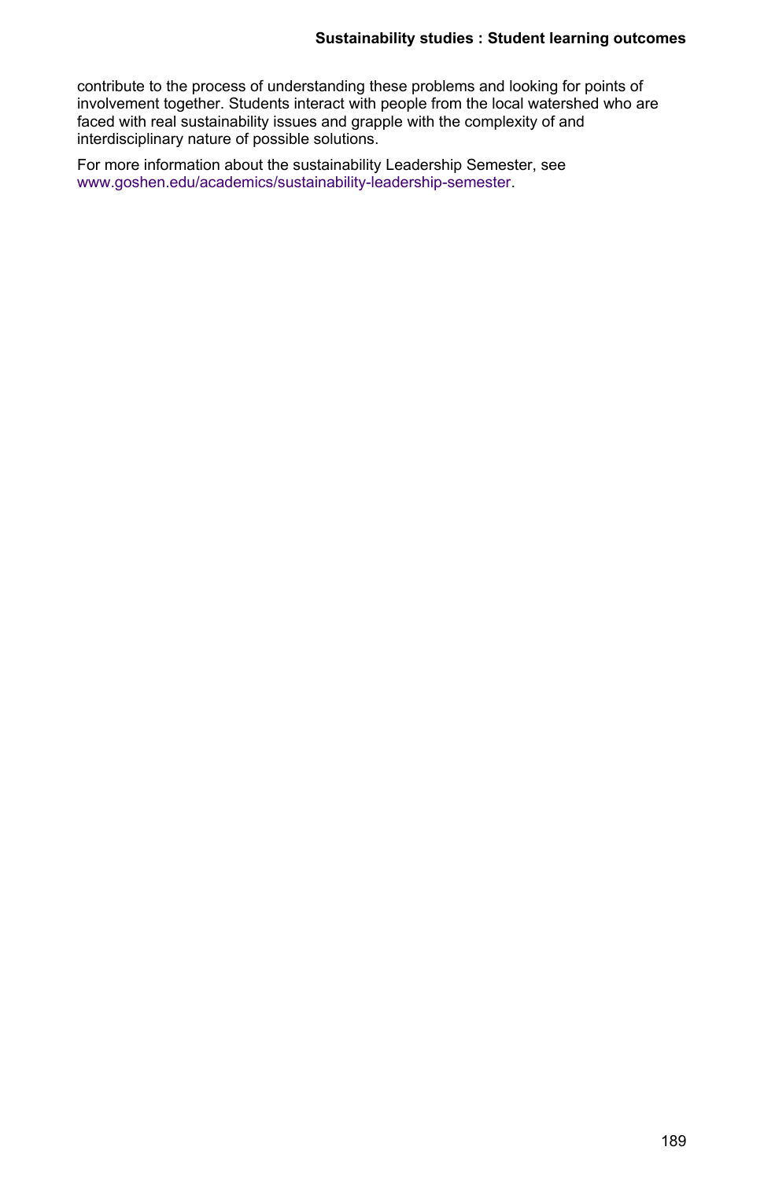contribute to the process of understanding these problems and looking for points of involvement together. Students interact with people from the local watershed who are faced with real sustainability issues and grapple with the complexity of and interdisciplinary nature of possible solutions.

For more information about the sustainability Leadership Semester, see www.goshen.edu/academics/sustainability-leadership-semester.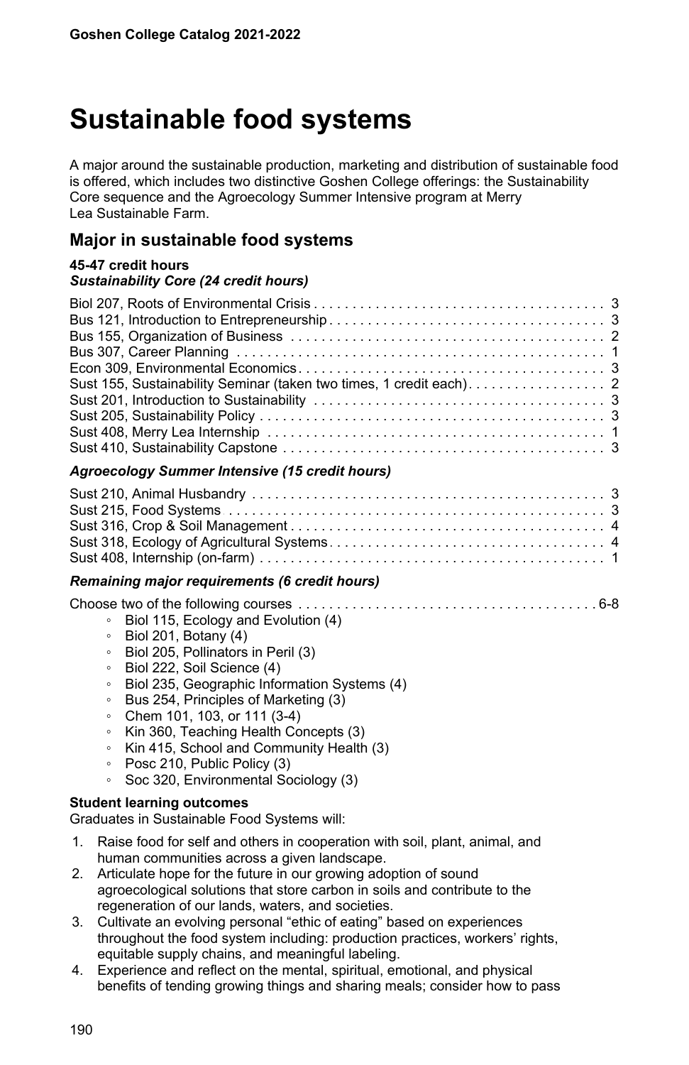# Sustainable food systems

A major around the sustainable production, marketing and distribution of sustainable food is offered, which includes two distinctive Goshen College offerings: the Sustainability Core sequence and the Agroecology Summer Intensive program at Merry Lea Sustainable Farm.

## Major in sustainable food systems

**45-47 credit hours**
***Sustainability Core (24 credit hours)***

| Course | Credits |
|---|---|
| Biol 207, Roots of Environmental Crisis | 3 |
| Bus 121, Introduction to Entrepreneurship | 3 |
| Bus 155, Organization of Business | 2 |
| Bus 307, Career Planning | 1 |
| Econ 309, Environmental Economics | 3 |
| Sust 155, Sustainability Seminar (taken two times, 1 credit each) | 2 |
| Sust 201, Introduction to Sustainability | 3 |
| Sust 205, Sustainability Policy | 3 |
| Sust 408, Merry Lea Internship | 1 |
| Sust 410, Sustainability Capstone | 3 |

***Agroecology Summer Intensive (15 credit hours)***

| Course | Credits |
|---|---|
| Sust 210, Animal Husbandry | 3 |
| Sust 215, Food Systems | 3 |
| Sust 316, Crop & Soil Management | 4 |
| Sust 318, Ecology of Agricultural Systems | 4 |
| Sust 408, Internship (on-farm) | 1 |

***Remaining major requirements (6 credit hours)***

Choose two of the following courses ... 6-8

- Biol 115, Ecology and Evolution (4)
- Biol 201, Botany (4)
- Biol 205, Pollinators in Peril (3)
- Biol 222, Soil Science (4)
- Biol 235, Geographic Information Systems (4)
- Bus 254, Principles of Marketing (3)
- Chem 101, 103, or 111 (3-4)
- Kin 360, Teaching Health Concepts (3)
- Kin 415, School and Community Health (3)
- Posc 210, Public Policy (3)
- Soc 320, Environmental Sociology (3)

**Student learning outcomes**

Graduates in Sustainable Food Systems will:

1. Raise food for self and others in cooperation with soil, plant, animal, and human communities across a given landscape.
2. Articulate hope for the future in our growing adoption of sound agroecological solutions that store carbon in soils and contribute to the regeneration of our lands, waters, and societies.
3. Cultivate an evolving personal "ethic of eating" based on experiences throughout the food system including: production practices, workers' rights, equitable supply chains, and meaningful labeling.
4. Experience and reflect on the mental, spiritual, emotional, and physical benefits of tending growing things and sharing meals; consider how to pass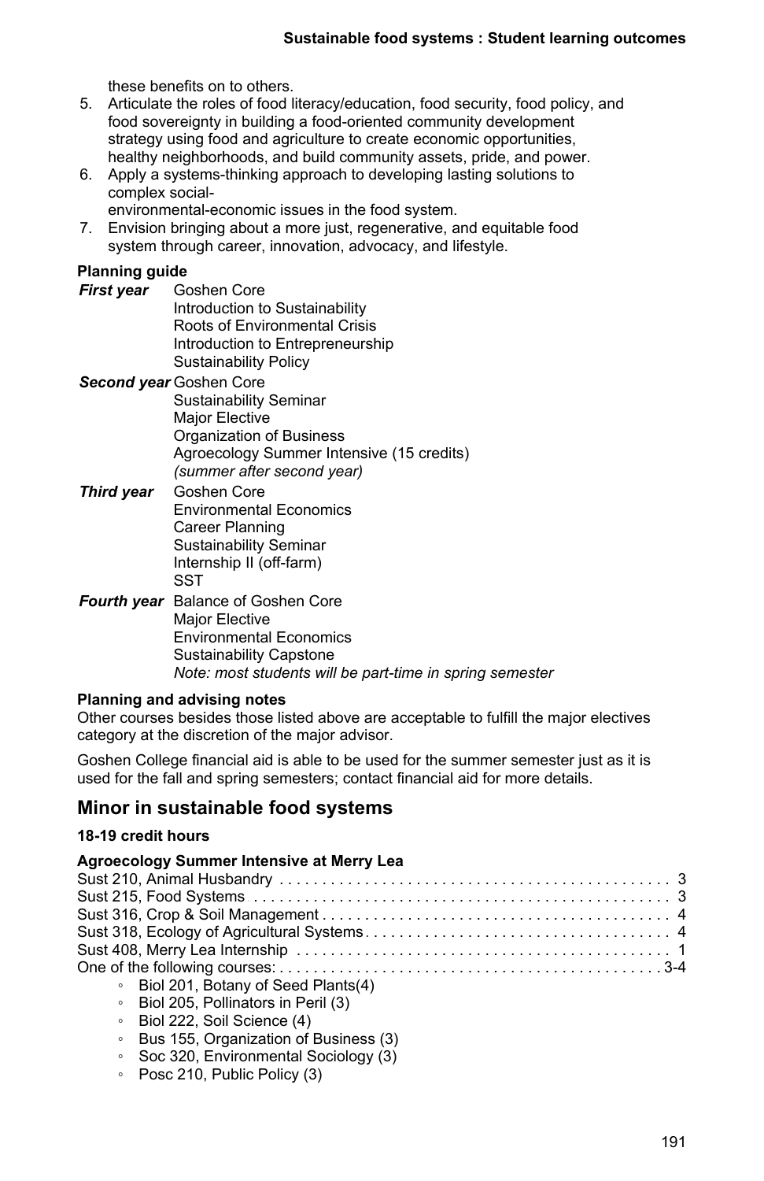these benefits on to others.

5. Articulate the roles of food literacy/education, food security, food policy, and food sovereignty in building a food-oriented community development strategy using food and agriculture to create economic opportunities, healthy neighborhoods, and build community assets, pride, and power.
6. Apply a systems-thinking approach to developing lasting solutions to complex social-environmental-economic issues in the food system.
7. Envision bringing about a more just, regenerative, and equitable food system through career, innovation, advocacy, and lifestyle.

**Planning guide**

| | |
|---|---|
| ***First year*** | Goshen Core<br>Introduction to Sustainability<br>Roots of Environmental Crisis<br>Introduction to Entrepreneurship<br>Sustainability Policy |
| ***Second year*** | Goshen Core<br>Sustainability Seminar<br>Major Elective<br>Organization of Business<br>Agroecology Summer Intensive (15 credits)<br>*(summer after second year)* |
| ***Third year*** | Goshen Core<br>Environmental Economics<br>Career Planning<br>Sustainability Seminar<br>Internship II (off-farm)<br>SST |
| ***Fourth year*** | Balance of Goshen Core<br>Major Elective<br>Environmental Economics<br>Sustainability Capstone<br>*Note: most students will be part-time in spring semester* |

**Planning and advising notes**

Other courses besides those listed above are acceptable to fulfill the major electives category at the discretion of the major advisor.

Goshen College financial aid is able to be used for the summer semester just as it is used for the fall and spring semesters; contact financial aid for more details.

## Minor in sustainable food systems

**18-19 credit hours**

**Agroecology Summer Intensive at Merry Lea**

| | |
|---|---|
| Sust 210, Animal Husbandry | 3 |
| Sust 215, Food Systems | 3 |
| Sust 316, Crop & Soil Management | 4 |
| Sust 318, Ecology of Agricultural Systems | 4 |
| Sust 408, Merry Lea Internship | 1 |
| One of the following courses: | 3-4 |

- Biol 201, Botany of Seed Plants(4)
- Biol 205, Pollinators in Peril (3)
- Biol 222, Soil Science (4)
- Bus 155, Organization of Business (3)
- Soc 320, Environmental Sociology (3)
- Posc 210, Public Policy (3)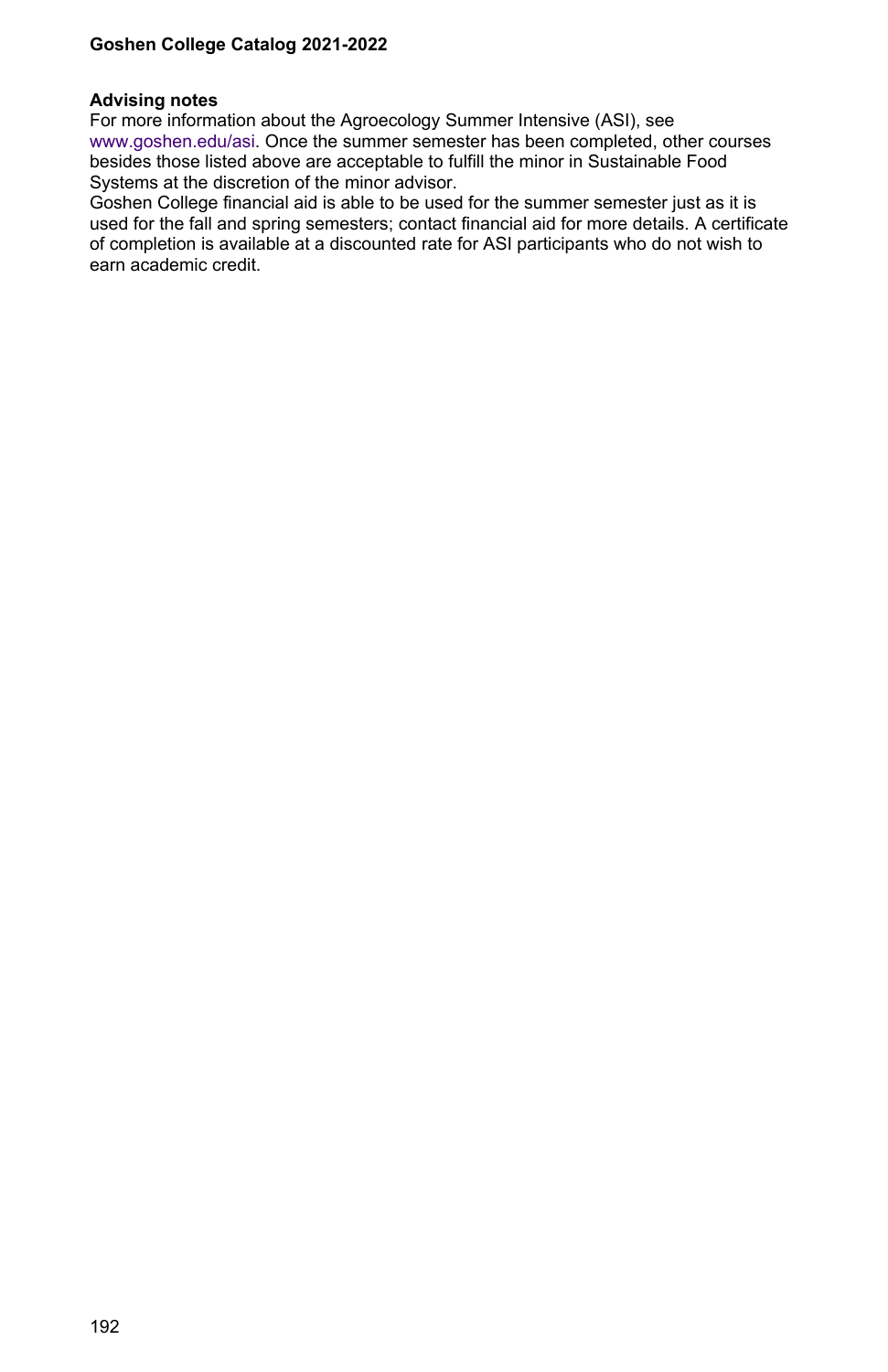**Advising notes**

For more information about the Agroecology Summer Intensive (ASI), see www.goshen.edu/asi. Once the summer semester has been completed, other courses besides those listed above are acceptable to fulfill the minor in Sustainable Food Systems at the discretion of the minor advisor.

Goshen College financial aid is able to be used for the summer semester just as it is used for the fall and spring semesters; contact financial aid for more details. A certificate of completion is available at a discounted rate for ASI participants who do not wish to earn academic credit.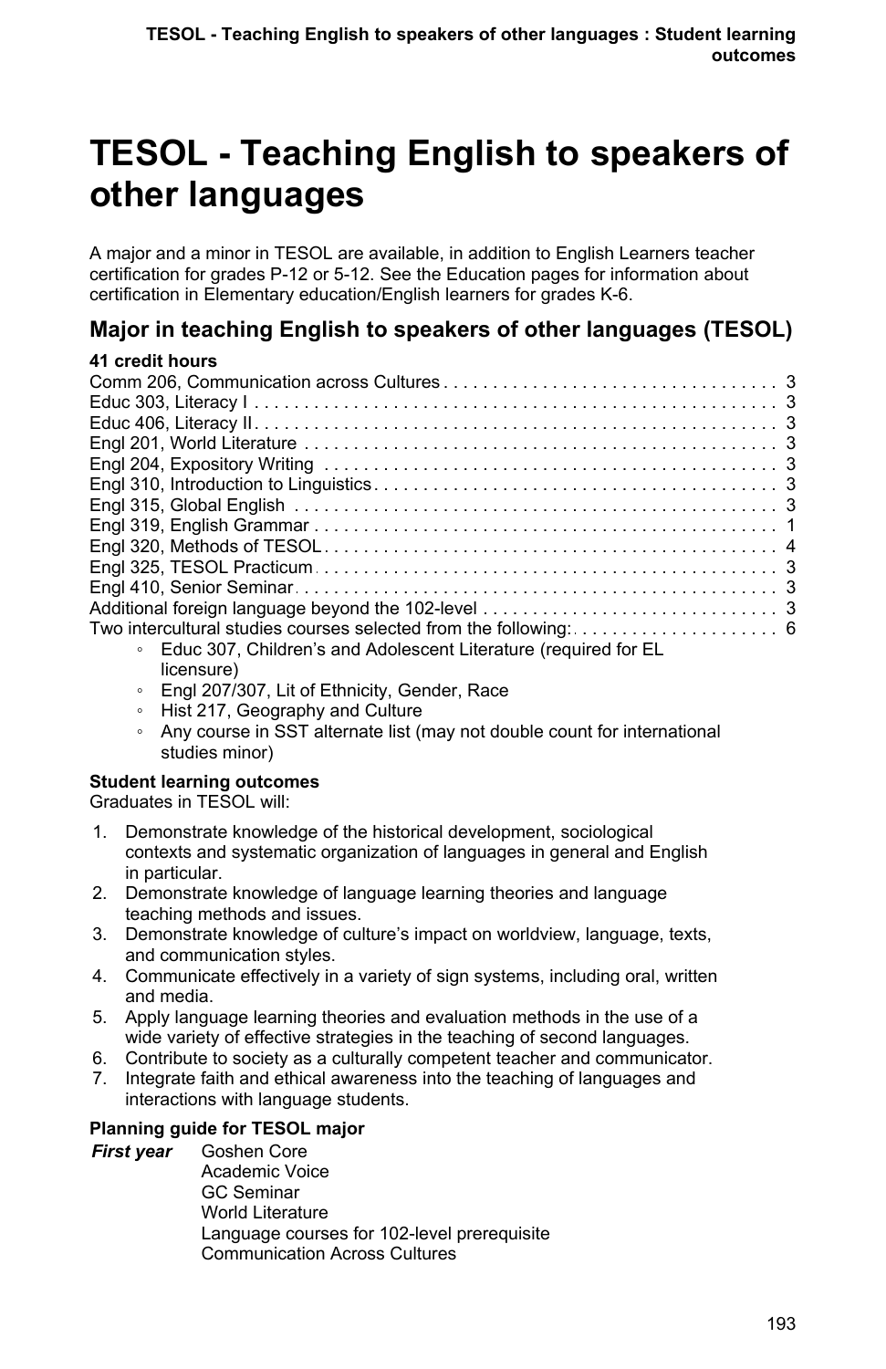# TESOL - Teaching English to speakers of other languages

A major and a minor in TESOL are available, in addition to English Learners teacher certification for grades P-12 or 5-12. See the Education pages for information about certification in Elementary education/English learners for grades K-6.

## Major in teaching English to speakers of other languages (TESOL)

**41 credit hours**

| Course | Credits |
|---|---|
| Comm 206, Communication across Cultures | 3 |
| Educ 303, Literacy I | 3 |
| Educ 406, Literacy II | 3 |
| Engl 201, World Literature | 3 |
| Engl 204, Expository Writing | 3 |
| Engl 310, Introduction to Linguistics | 3 |
| Engl 315, Global English | 3 |
| Engl 319, English Grammar | 1 |
| Engl 320, Methods of TESOL | 4 |
| Engl 325, TESOL Practicum | 3 |
| Engl 410, Senior Seminar | 3 |
| Additional foreign language beyond the 102-level | 3 |
| Two intercultural studies courses selected from the following: | 6 |

- Educ 307, Children's and Adolescent Literature (required for EL licensure)
- Engl 207/307, Lit of Ethnicity, Gender, Race
- Hist 217, Geography and Culture
- Any course in SST alternate list (may not double count for international studies minor)

**Student learning outcomes**
Graduates in TESOL will:

1. Demonstrate knowledge of the historical development, sociological contexts and systematic organization of languages in general and English in particular.
2. Demonstrate knowledge of language learning theories and language teaching methods and issues.
3. Demonstrate knowledge of culture's impact on worldview, language, texts, and communication styles.
4. Communicate effectively in a variety of sign systems, including oral, written and media.
5. Apply language learning theories and evaluation methods in the use of a wide variety of effective strategies in the teaching of second languages.
6. Contribute to society as a culturally competent teacher and communicator.
7. Integrate faith and ethical awareness into the teaching of languages and interactions with language students.

**Planning guide for TESOL major**

***First year***
- Goshen Core
- Academic Voice
- GC Seminar
- World Literature
- Language courses for 102-level prerequisite
- Communication Across Cultures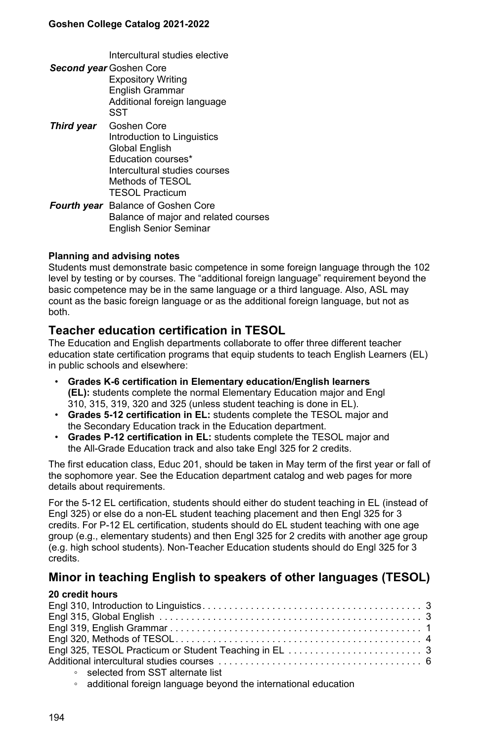Intercultural studies elective

***Second year*** Goshen Core
Expository Writing
English Grammar
Additional foreign language
SST

***Third year*** Goshen Core
Introduction to Linguistics
Global English
Education courses*
Intercultural studies courses
Methods of TESOL
TESOL Practicum

***Fourth year*** Balance of Goshen Core
Balance of major and related courses
English Senior Seminar

**Planning and advising notes**

Students must demonstrate basic competence in some foreign language through the 102 level by testing or by courses. The "additional foreign language" requirement beyond the basic competence may be in the same language or a third language. Also, ASL may count as the basic foreign language or as the additional foreign language, but not as both.

## Teacher education certification in TESOL

The Education and English departments collaborate to offer three different teacher education state certification programs that equip students to teach English Learners (EL) in public schools and elsewhere:

- **Grades K-6 certification in Elementary education/English learners (EL):** students complete the normal Elementary Education major and Engl 310, 315, 319, 320 and 325 (unless student teaching is done in EL).
- **Grades 5-12 certification in EL:** students complete the TESOL major and the Secondary Education track in the Education department.
- **Grades P-12 certification in EL:** students complete the TESOL major and the All-Grade Education track and also take Engl 325 for 2 credits.

The first education class, Educ 201, should be taken in May term of the first year or fall of the sophomore year. See the Education department catalog and web pages for more details about requirements.

For the 5-12 EL certification, students should either do student teaching in EL (instead of Engl 325) or else do a non-EL student teaching placement and then Engl 325 for 3 credits. For P-12 EL certification, students should do EL student teaching with one age group (e.g., elementary students) and then Engl 325 for 2 credits with another age group (e.g. high school students). Non-Teacher Education students should do Engl 325 for 3 credits.

## Minor in teaching English to speakers of other languages (TESOL)

**20 credit hours**

| Course | Credits |
|---|---|
| Engl 310, Introduction to Linguistics | 3 |
| Engl 315, Global English | 3 |
| Engl 319, English Grammar | 1 |
| Engl 320, Methods of TESOL | 4 |
| Engl 325, TESOL Practicum or Student Teaching in EL | 3 |
| Additional intercultural studies courses | 6 |

- selected from SST alternate list
- additional foreign language beyond the international education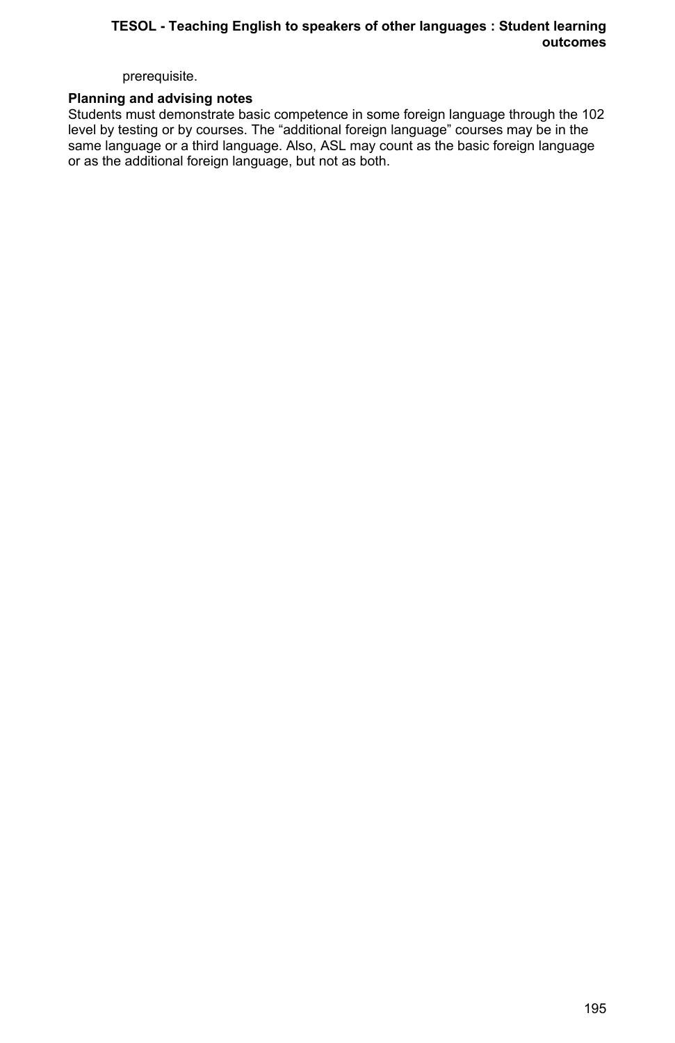prerequisite.

**Planning and advising notes**

Students must demonstrate basic competence in some foreign language through the 102 level by testing or by courses. The “additional foreign language” courses may be in the same language or a third language. Also, ASL may count as the basic foreign language or as the additional foreign language, but not as both.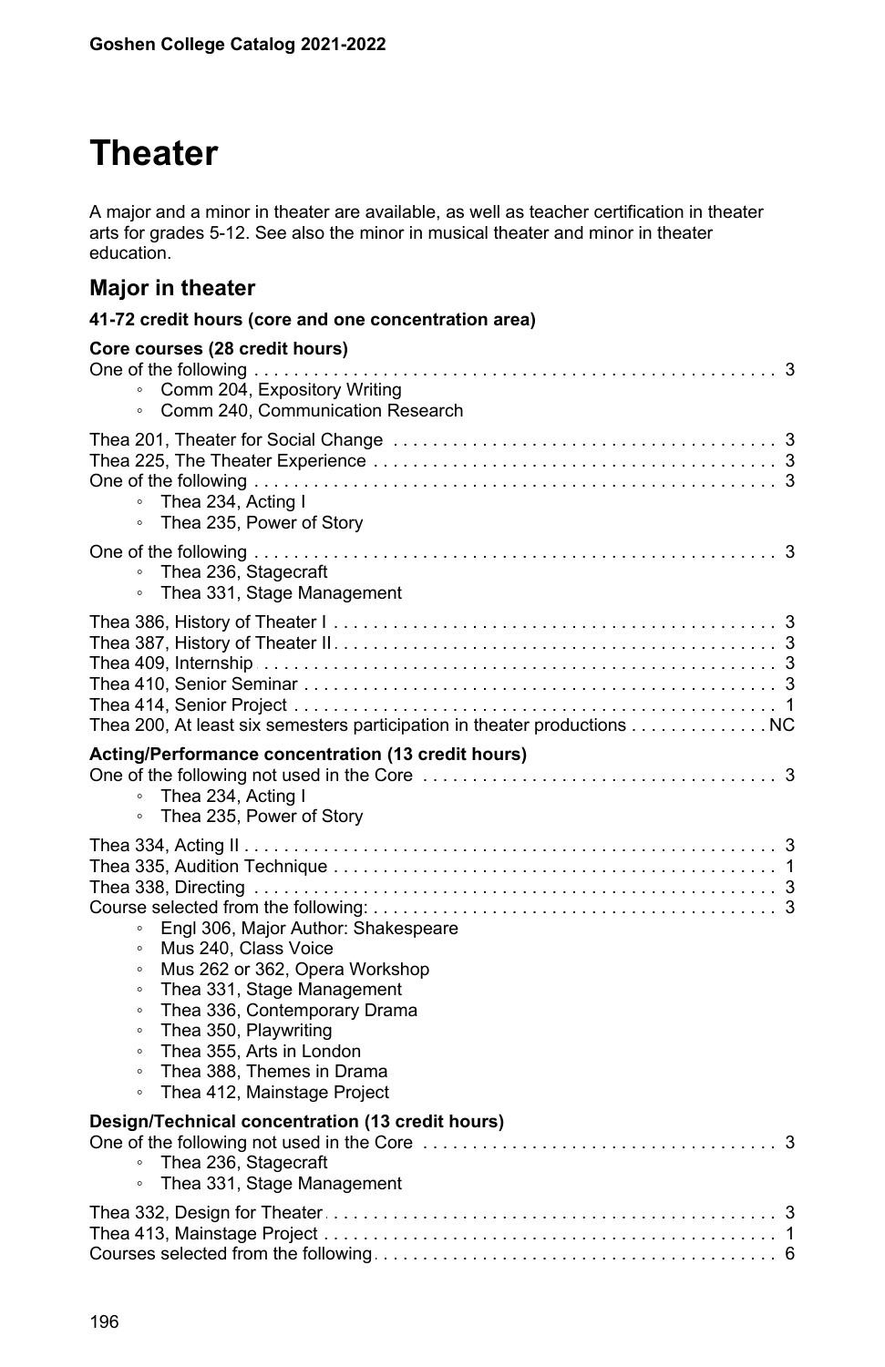# Theater

A major and a minor in theater are available, as well as teacher certification in theater arts for grades 5-12. See also the minor in musical theater and minor in theater education.

## Major in theater

**41-72 credit hours (core and one concentration area)**

**Core courses (28 credit hours)**

One of the following . . . 3
- Comm 204, Expository Writing
- Comm 240, Communication Research

Thea 201, Theater for Social Change . . . 3
Thea 225, The Theater Experience . . . 3
One of the following . . . 3
- Thea 234, Acting I
- Thea 235, Power of Story

One of the following . . . 3
- Thea 236, Stagecraft
- Thea 331, Stage Management

Thea 386, History of Theater I . . . 3
Thea 387, History of Theater II . . . 3
Thea 409, Internship . . . 3
Thea 410, Senior Seminar . . . 3
Thea 414, Senior Project . . . 1
Thea 200, At least six semesters participation in theater productions . . . NC

**Acting/Performance concentration (13 credit hours)**

One of the following not used in the Core . . . 3
- Thea 234, Acting I
- Thea 235, Power of Story

Thea 334, Acting II . . . 3
Thea 335, Audition Technique . . . 1
Thea 338, Directing . . . 3
Course selected from the following: . . . 3
- Engl 306, Major Author: Shakespeare
- Mus 240, Class Voice
- Mus 262 or 362, Opera Workshop
- Thea 331, Stage Management
- Thea 336, Contemporary Drama
- Thea 350, Playwriting
- Thea 355, Arts in London
- Thea 388, Themes in Drama
- Thea 412, Mainstage Project

**Design/Technical concentration (13 credit hours)**

One of the following not used in the Core . . . 3
- Thea 236, Stagecraft
- Thea 331, Stage Management

Thea 332, Design for Theater . . . 3
Thea 413, Mainstage Project . . . 1
Courses selected from the following . . . 6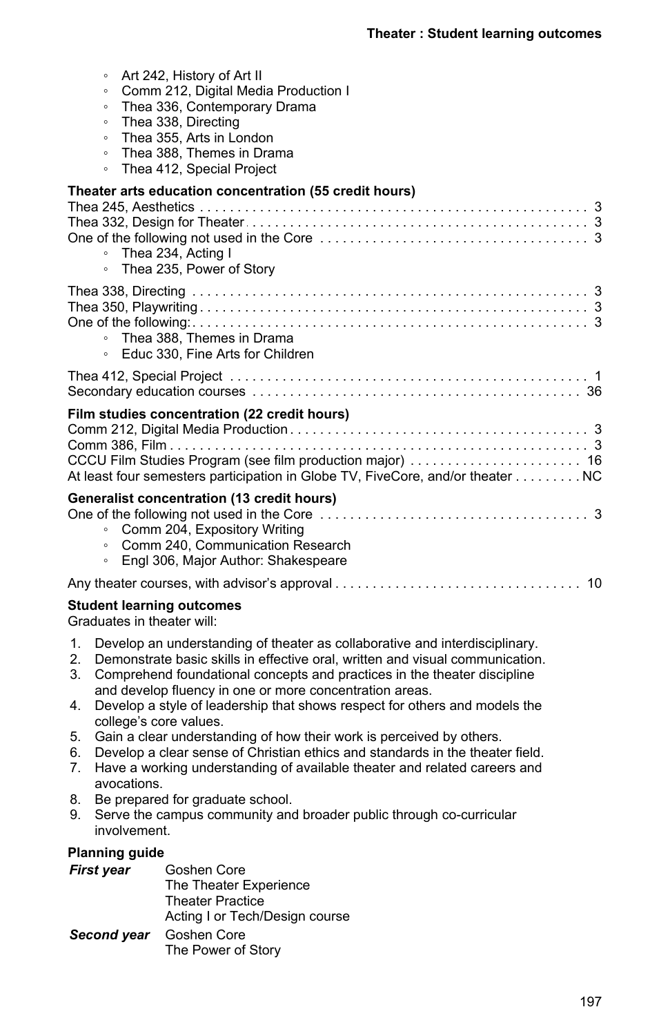- Art 242, History of Art II
- Comm 212, Digital Media Production I
- Thea 336, Contemporary Drama
- Thea 338, Directing
- Thea 355, Arts in London
- Thea 388, Themes in Drama
- Thea 412, Special Project

**Theater arts education concentration (55 credit hours)**

Thea 245, Aesthetics . . . . . . . . . . 3
Thea 332, Design for Theater . . . . . . . . . . 3
One of the following not used in the Core . . . . . . . . . . 3

- Thea 234, Acting I
- Thea 235, Power of Story

Thea 338, Directing . . . . . . . . . . 3
Thea 350, Playwriting . . . . . . . . . . 3
One of the following: . . . . . . . . . . 3

- Thea 388, Themes in Drama
- Educ 330, Fine Arts for Children

Thea 412, Special Project . . . . . . . . . . 1
Secondary education courses . . . . . . . . . . 36

**Film studies concentration (22 credit hours)**

Comm 212, Digital Media Production . . . . . . . . . . 3
Comm 386, Film . . . . . . . . . . 3
CCCU Film Studies Program (see film production major) . . . . . . . . . . 16
At least four semesters participation in Globe TV, FiveCore, and/or theater . . . . . . . . . NC

**Generalist concentration (13 credit hours)**

One of the following not used in the Core . . . . . . . . . . 3

- Comm 204, Expository Writing
- Comm 240, Communication Research
- Engl 306, Major Author: Shakespeare

Any theater courses, with advisor's approval . . . . . . . . . . 10

**Student learning outcomes**

Graduates in theater will:

1. Develop an understanding of theater as collaborative and interdisciplinary.
2. Demonstrate basic skills in effective oral, written and visual communication.
3. Comprehend foundational concepts and practices in the theater discipline and develop fluency in one or more concentration areas.
4. Develop a style of leadership that shows respect for others and models the college's core values.
5. Gain a clear understanding of how their work is perceived by others.
6. Develop a clear sense of Christian ethics and standards in the theater field.
7. Have a working understanding of available theater and related careers and avocations.
8. Be prepared for graduate school.
9. Serve the campus community and broader public through co-curricular involvement.

**Planning guide**

| | |
|---|---|
| ***First year*** | Goshen Core<br>The Theater Experience<br>Theater Practice<br>Acting I or Tech/Design course |
| ***Second year*** | Goshen Core<br>The Power of Story |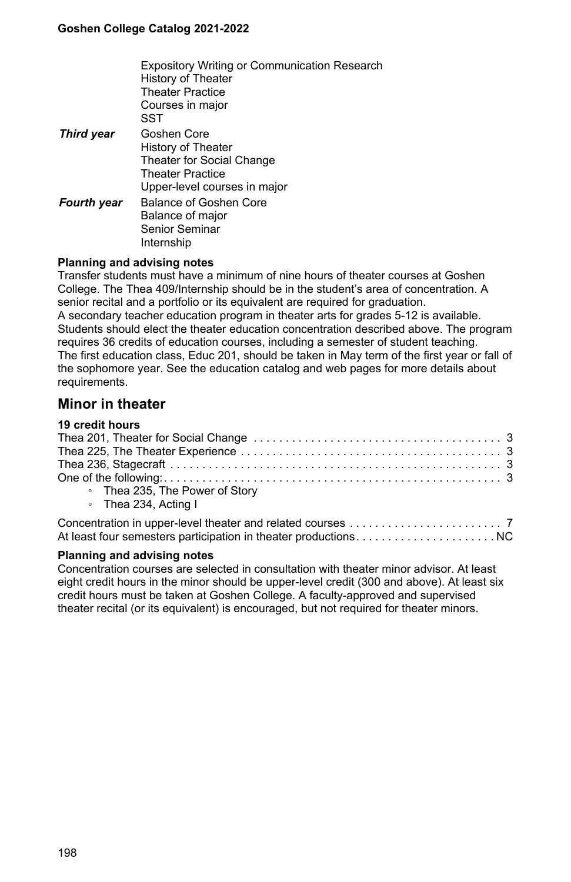| | |
|---|---|
| | Expository Writing or Communication Research<br>History of Theater<br>Theater Practice<br>Courses in major<br>SST |
| ***Third year*** | Goshen Core<br>History of Theater<br>Theater for Social Change<br>Theater Practice<br>Upper-level courses in major |
| ***Fourth year*** | Balance of Goshen Core<br>Balance of major<br>Senior Seminar<br>Internship |

**Planning and advising notes**

Transfer students must have a minimum of nine hours of theater courses at Goshen College. The Thea 409/Internship should be in the student's area of concentration. A senior recital and a portfolio or its equivalent are required for graduation.

A secondary teacher education program in theater arts for grades 5-12 is available. Students should elect the theater education concentration described above. The program requires 36 credits of education courses, including a semester of student teaching.

The first education class, Educ 201, should be taken in May term of the first year or fall of the sophomore year. See the education catalog and web pages for more details about requirements.

## Minor in theater

**19 credit hours**

| | |
|---|---|
| Thea 201, Theater for Social Change | 3 |
| Thea 225, The Theater Experience | 3 |
| Thea 236, Stagecraft | 3 |
| One of the following: | 3 |
| ◦ Thea 235, The Power of Story | |
| ◦ Thea 234, Acting I | |
| Concentration in upper-level theater and related courses | 7 |
| At least four semesters participation in theater productions | NC |

**Planning and advising notes**

Concentration courses are selected in consultation with theater minor advisor. At least eight credit hours in the minor should be upper-level credit (300 and above). At least six credit hours must be taken at Goshen College. A faculty-approved and supervised theater recital (or its equivalent) is encouraged, but not required for theater minors.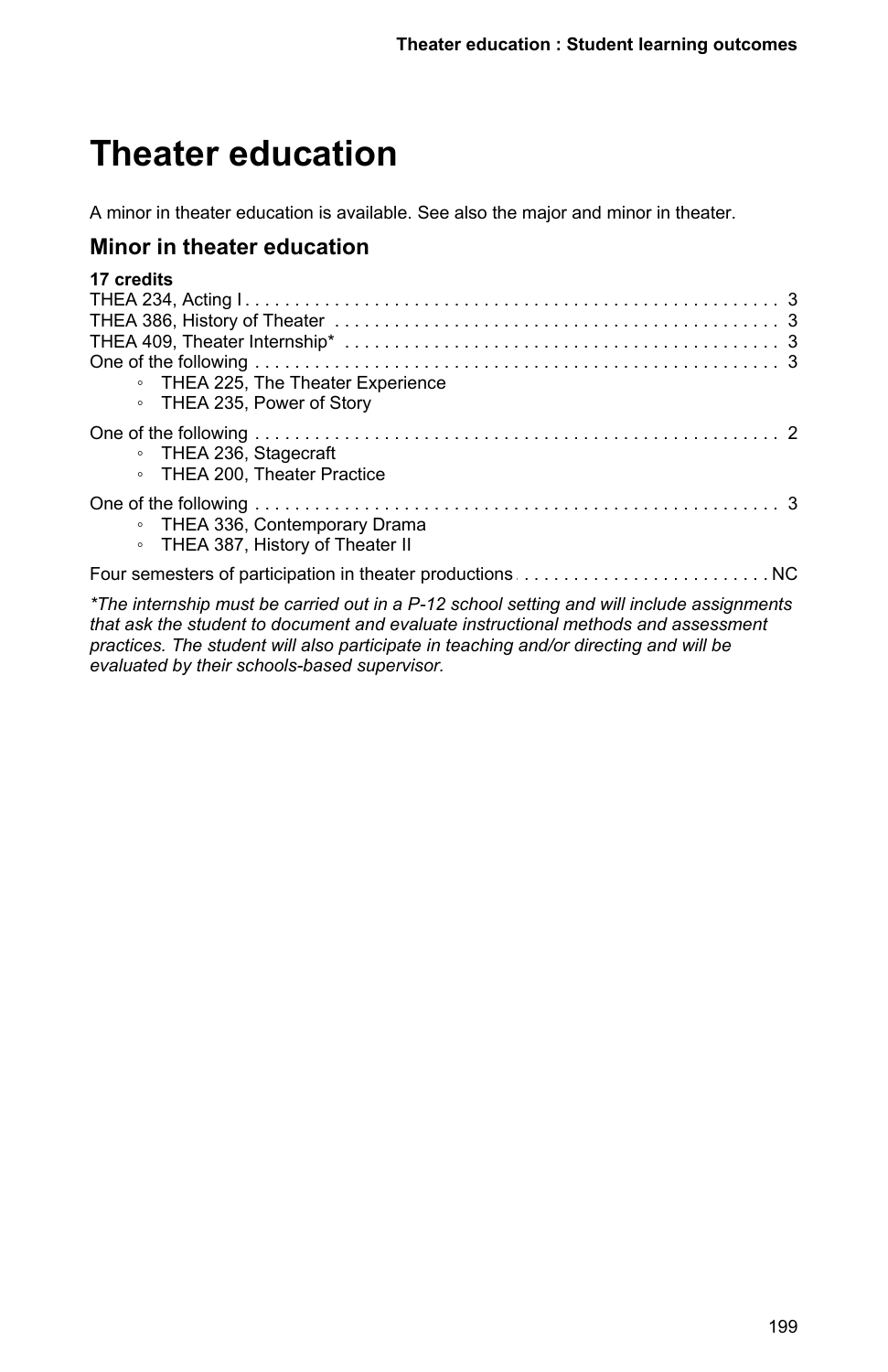# Theater education

A minor in theater education is available. See also the major and minor in theater.

## Minor in theater education

**17 credits**

THEA 234, Acting I . . . . . . . . . . . . . . . . . . . . . . . . . . . . . . . . . . . . . . . . . . . . . . . . . . . . . 3
THEA 386, History of Theater . . . . . . . . . . . . . . . . . . . . . . . . . . . . . . . . . . . . . . . . . . . . . 3
THEA 409, Theater Internship* . . . . . . . . . . . . . . . . . . . . . . . . . . . . . . . . . . . . . . . . . . . 3
One of the following . . . . . . . . . . . . . . . . . . . . . . . . . . . . . . . . . . . . . . . . . . . . . . . . . . . . . 3

- THEA 225, The Theater Experience
- THEA 235, Power of Story

One of the following . . . . . . . . . . . . . . . . . . . . . . . . . . . . . . . . . . . . . . . . . . . . . . . . . . . . . 2

- THEA 236, Stagecraft
- THEA 200, Theater Practice

One of the following . . . . . . . . . . . . . . . . . . . . . . . . . . . . . . . . . . . . . . . . . . . . . . . . . . . . . 3

- THEA 336, Contemporary Drama
- THEA 387, History of Theater II

Four semesters of participation in theater productions . . . . . . . . . . . . . . . . . . . . . . . . . NC

*\*The internship must be carried out in a P-12 school setting and will include assignments that ask the student to document and evaluate instructional methods and assessment practices. The student will also participate in teaching and/or directing and will be evaluated by their schools-based supervisor.*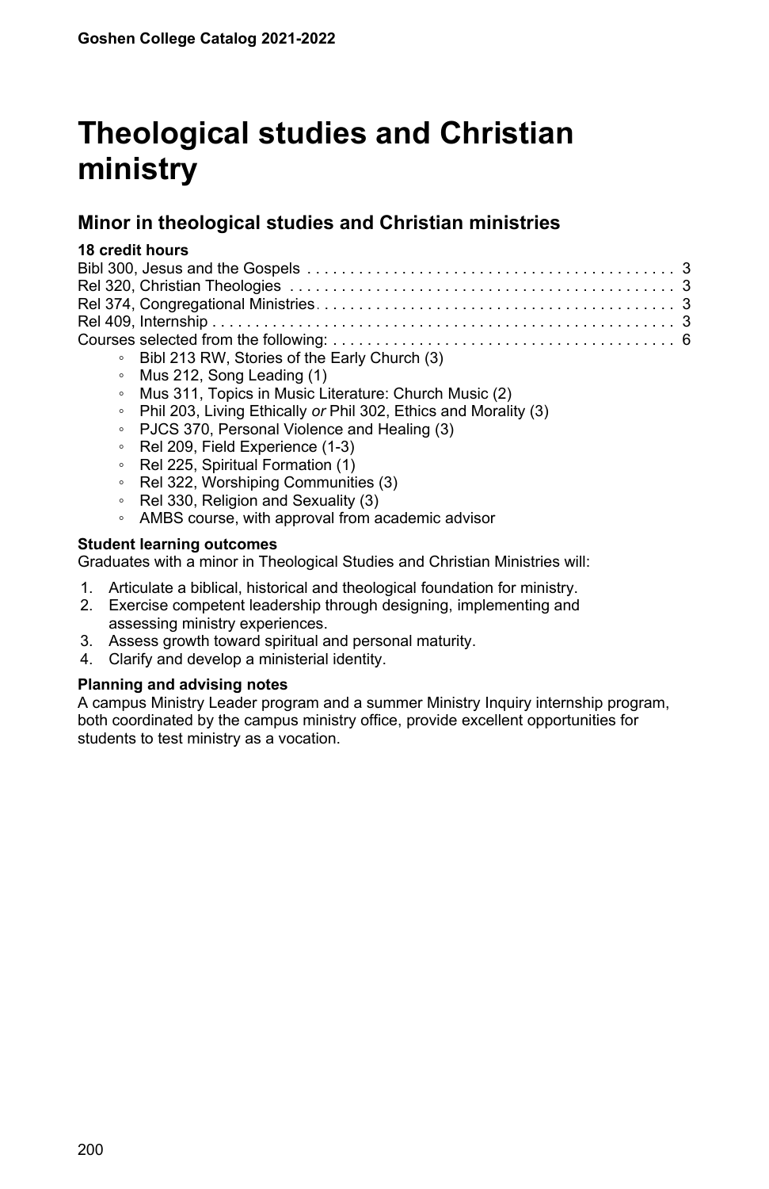# Theological studies and Christian ministry

## Minor in theological studies and Christian ministries

**18 credit hours**

Bibl 300, Jesus and the Gospels . . . . . . . . . . 3
Rel 320, Christian Theologies . . . . . . . . . . 3
Rel 374, Congregational Ministries . . . . . . . . . . 3
Rel 409, Internship . . . . . . . . . . 3
Courses selected from the following: . . . . . . . . . . 6

- Bibl 213 RW, Stories of the Early Church (3)
- Mus 212, Song Leading (1)
- Mus 311, Topics in Music Literature: Church Music (2)
- Phil 203, Living Ethically *or* Phil 302, Ethics and Morality (3)
- PJCS 370, Personal Violence and Healing (3)
- Rel 209, Field Experience (1-3)
- Rel 225, Spiritual Formation (1)
- Rel 322, Worshiping Communities (3)
- Rel 330, Religion and Sexuality (3)
- AMBS course, with approval from academic advisor

**Student learning outcomes**

Graduates with a minor in Theological Studies and Christian Ministries will:

1. Articulate a biblical, historical and theological foundation for ministry.
2. Exercise competent leadership through designing, implementing and assessing ministry experiences.
3. Assess growth toward spiritual and personal maturity.
4. Clarify and develop a ministerial identity.

**Planning and advising notes**

A campus Ministry Leader program and a summer Ministry Inquiry internship program, both coordinated by the campus ministry office, provide excellent opportunities for students to test ministry as a vocation.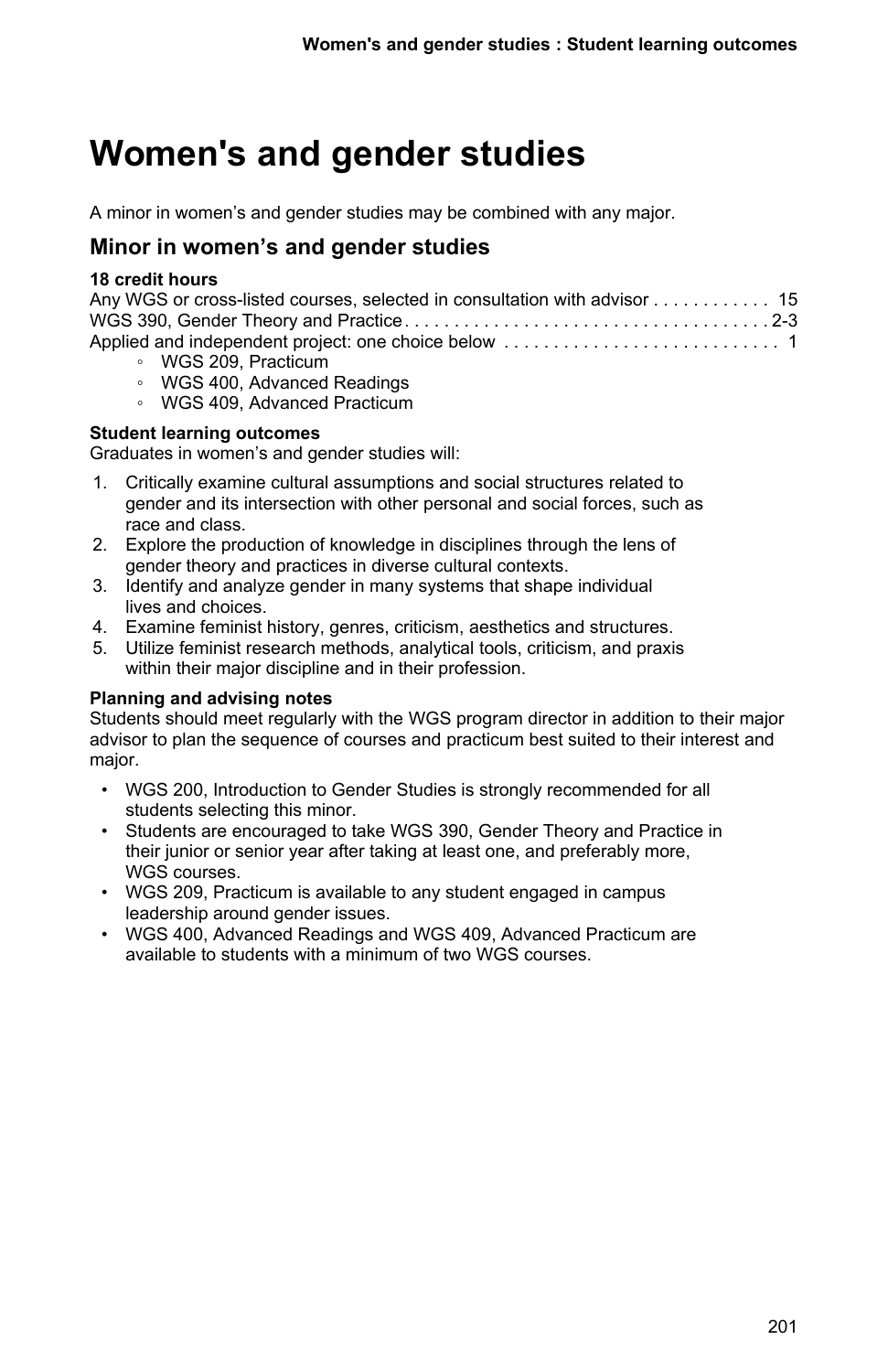# Women's and gender studies

A minor in women’s and gender studies may be combined with any major.

## Minor in women’s and gender studies

**18 credit hours**

Any WGS or cross-listed courses, selected in consultation with advisor . . . . . . . . . . . 15
WGS 390, Gender Theory and Practice . . . . . . . . . . . . . . . . . . . . . . . . . . . . . . . . . . . . 2-3
Applied and independent project: one choice below . . . . . . . . . . . . . . . . . . . . . . . . . . . 1

- WGS 209, Practicum
- WGS 400, Advanced Readings
- WGS 409, Advanced Practicum

**Student learning outcomes**

Graduates in women’s and gender studies will:

1. Critically examine cultural assumptions and social structures related to gender and its intersection with other personal and social forces, such as race and class.
2. Explore the production of knowledge in disciplines through the lens of gender theory and practices in diverse cultural contexts.
3. Identify and analyze gender in many systems that shape individual lives and choices.
4. Examine feminist history, genres, criticism, aesthetics and structures.
5. Utilize feminist research methods, analytical tools, criticism, and praxis within their major discipline and in their profession.

**Planning and advising notes**

Students should meet regularly with the WGS program director in addition to their major advisor to plan the sequence of courses and practicum best suited to their interest and major.

- WGS 200, Introduction to Gender Studies is strongly recommended for all students selecting this minor.
- Students are encouraged to take WGS 390, Gender Theory and Practice in their junior or senior year after taking at least one, and preferably more, WGS courses.
- WGS 209, Practicum is available to any student engaged in campus leadership around gender issues.
- WGS 400, Advanced Readings and WGS 409, Advanced Practicum are available to students with a minimum of two WGS courses.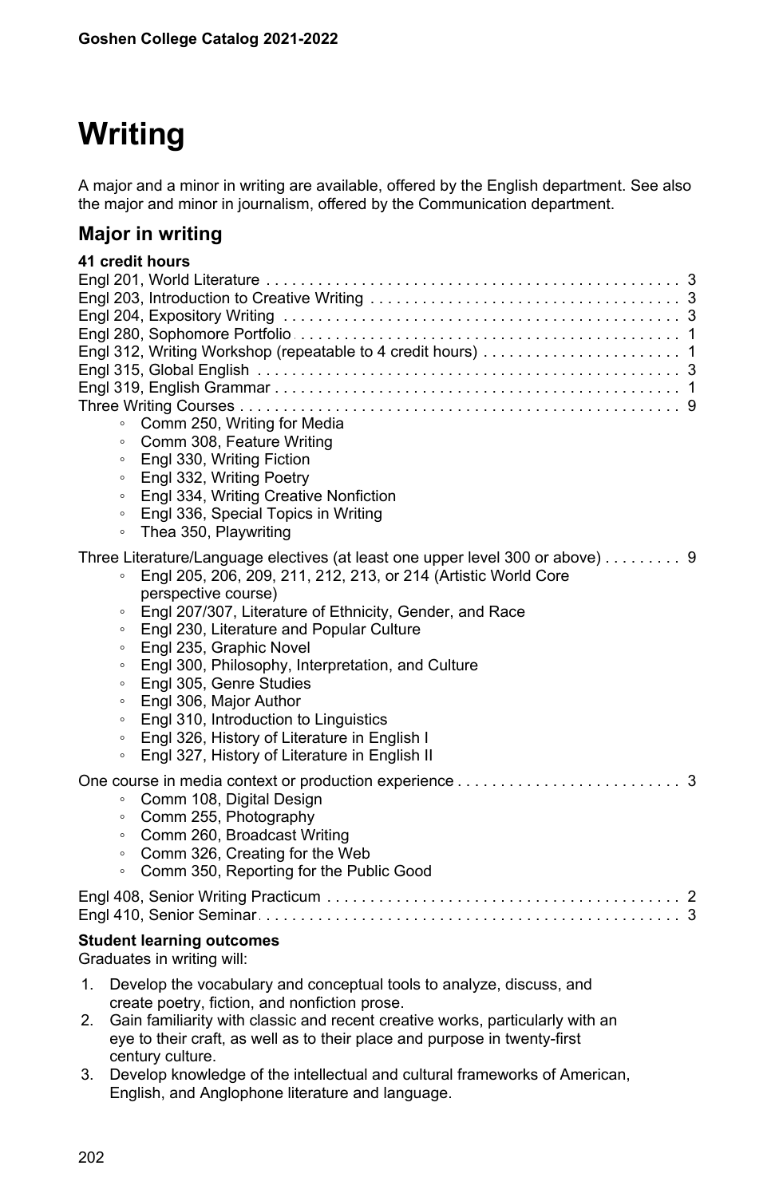# Writing

A major and a minor in writing are available, offered by the English department. See also the major and minor in journalism, offered by the Communication department.

## Major in writing

**41 credit hours**

Engl 201, World Literature . . . . . . . . . . . . . . . . . . . . . . . . . . . . . . . . . . . . . . . . . . . . . . . 3
Engl 203, Introduction to Creative Writing . . . . . . . . . . . . . . . . . . . . . . . . . . . . . . . . . . . 3
Engl 204, Expository Writing . . . . . . . . . . . . . . . . . . . . . . . . . . . . . . . . . . . . . . . . . . . . . 3
Engl 280, Sophomore Portfolio . . . . . . . . . . . . . . . . . . . . . . . . . . . . . . . . . . . . . . . . . . . . 1
Engl 312, Writing Workshop (repeatable to 4 credit hours) . . . . . . . . . . . . . . . . . . . . . . 1
Engl 315, Global English . . . . . . . . . . . . . . . . . . . . . . . . . . . . . . . . . . . . . . . . . . . . . . . . 3
Engl 319, English Grammar . . . . . . . . . . . . . . . . . . . . . . . . . . . . . . . . . . . . . . . . . . . . . . 1
Three Writing Courses . . . . . . . . . . . . . . . . . . . . . . . . . . . . . . . . . . . . . . . . . . . . . . . . . . 9

- Comm 250, Writing for Media
- Comm 308, Feature Writing
- Engl 330, Writing Fiction
- Engl 332, Writing Poetry
- Engl 334, Writing Creative Nonfiction
- Engl 336, Special Topics in Writing
- Thea 350, Playwriting

Three Literature/Language electives (at least one upper level 300 or above) . . . . . . . . . 9

- Engl 205, 206, 209, 211, 212, 213, or 214 (Artistic World Core perspective course)
- Engl 207/307, Literature of Ethnicity, Gender, and Race
- Engl 230, Literature and Popular Culture
- Engl 235, Graphic Novel
- Engl 300, Philosophy, Interpretation, and Culture
- Engl 305, Genre Studies
- Engl 306, Major Author
- Engl 310, Introduction to Linguistics
- Engl 326, History of Literature in English I
- Engl 327, History of Literature in English II

One course in media context or production experience . . . . . . . . . . . . . . . . . . . . . . . . . . 3

- Comm 108, Digital Design
- Comm 255, Photography
- Comm 260, Broadcast Writing
- Comm 326, Creating for the Web
- Comm 350, Reporting for the Public Good

Engl 408, Senior Writing Practicum . . . . . . . . . . . . . . . . . . . . . . . . . . . . . . . . . . . . . . . . 2
Engl 410, Senior Seminar . . . . . . . . . . . . . . . . . . . . . . . . . . . . . . . . . . . . . . . . . . . . . . . . 3

**Student learning outcomes**

Graduates in writing will:

1. Develop the vocabulary and conceptual tools to analyze, discuss, and create poetry, fiction, and nonfiction prose.
2. Gain familiarity with classic and recent creative works, particularly with an eye to their craft, as well as to their place and purpose in twenty-first century culture.
3. Develop knowledge of the intellectual and cultural frameworks of American, English, and Anglophone literature and language.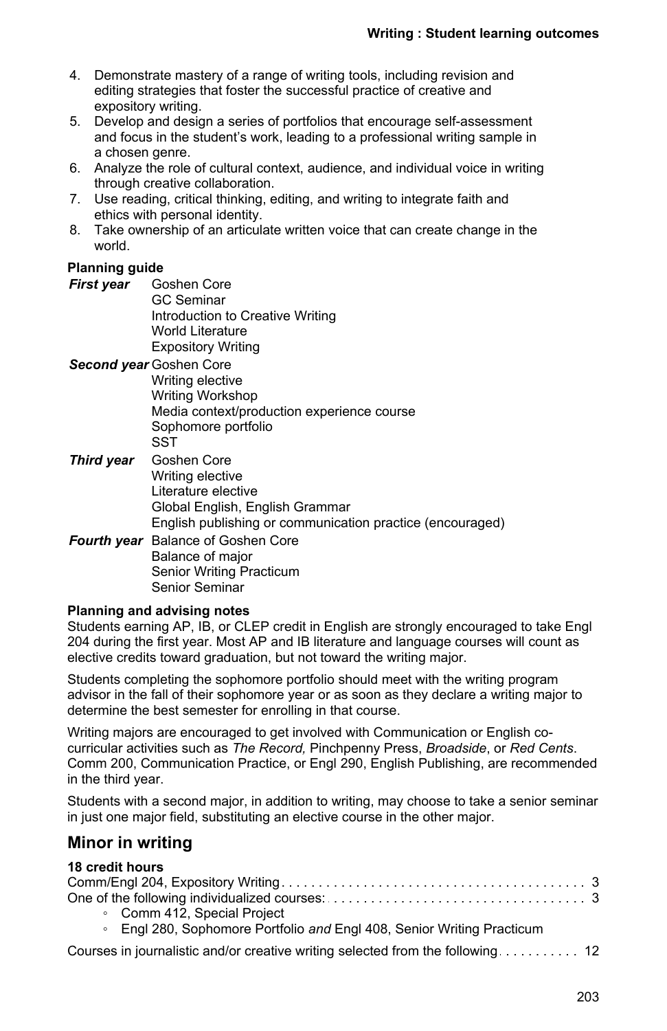4. Demonstrate mastery of a range of writing tools, including revision and editing strategies that foster the successful practice of creative and expository writing.
5. Develop and design a series of portfolios that encourage self-assessment and focus in the student's work, leading to a professional writing sample in a chosen genre.
6. Analyze the role of cultural context, audience, and individual voice in writing through creative collaboration.
7. Use reading, critical thinking, editing, and writing to integrate faith and ethics with personal identity.
8. Take ownership of an articulate written voice that can create change in the world.

**Planning guide**

| | |
|---|---|
| ***First year*** | Goshen Core<br>GC Seminar<br>Introduction to Creative Writing<br>World Literature<br>Expository Writing |
| ***Second year*** | Goshen Core<br>Writing elective<br>Writing Workshop<br>Media context/production experience course<br>Sophomore portfolio<br>SST |
| ***Third year*** | Goshen Core<br>Writing elective<br>Literature elective<br>Global English, English Grammar<br>English publishing or communication practice (encouraged) |
| ***Fourth year*** | Balance of Goshen Core<br>Balance of major<br>Senior Writing Practicum<br>Senior Seminar |

**Planning and advising notes**

Students earning AP, IB, or CLEP credit in English are strongly encouraged to take Engl 204 during the first year. Most AP and IB literature and language courses will count as elective credits toward graduation, but not toward the writing major.

Students completing the sophomore portfolio should meet with the writing program advisor in the fall of their sophomore year or as soon as they declare a writing major to determine the best semester for enrolling in that course.

Writing majors are encouraged to get involved with Communication or English co-curricular activities such as *The Record,* Pinchpenny Press, *Broadside*, or *Red Cents*. Comm 200, Communication Practice, or Engl 290, English Publishing, are recommended in the third year.

Students with a second major, in addition to writing, may choose to take a senior seminar in just one major field, substituting an elective course in the other major.

## Minor in writing

**18 credit hours**

Comm/Engl 204, Expository Writing . . . . . . . . . . . . . . . . . . . . . . . . . . . . . . . . . . . . . . . . . 3

One of the following individualized courses: . . . . . . . . . . . . . . . . . . . . . . . . . . . . . . . . . . 3

- Comm 412, Special Project
- Engl 280, Sophomore Portfolio *and* Engl 408, Senior Writing Practicum

Courses in journalistic and/or creative writing selected from the following . . . . . . . . . . . 12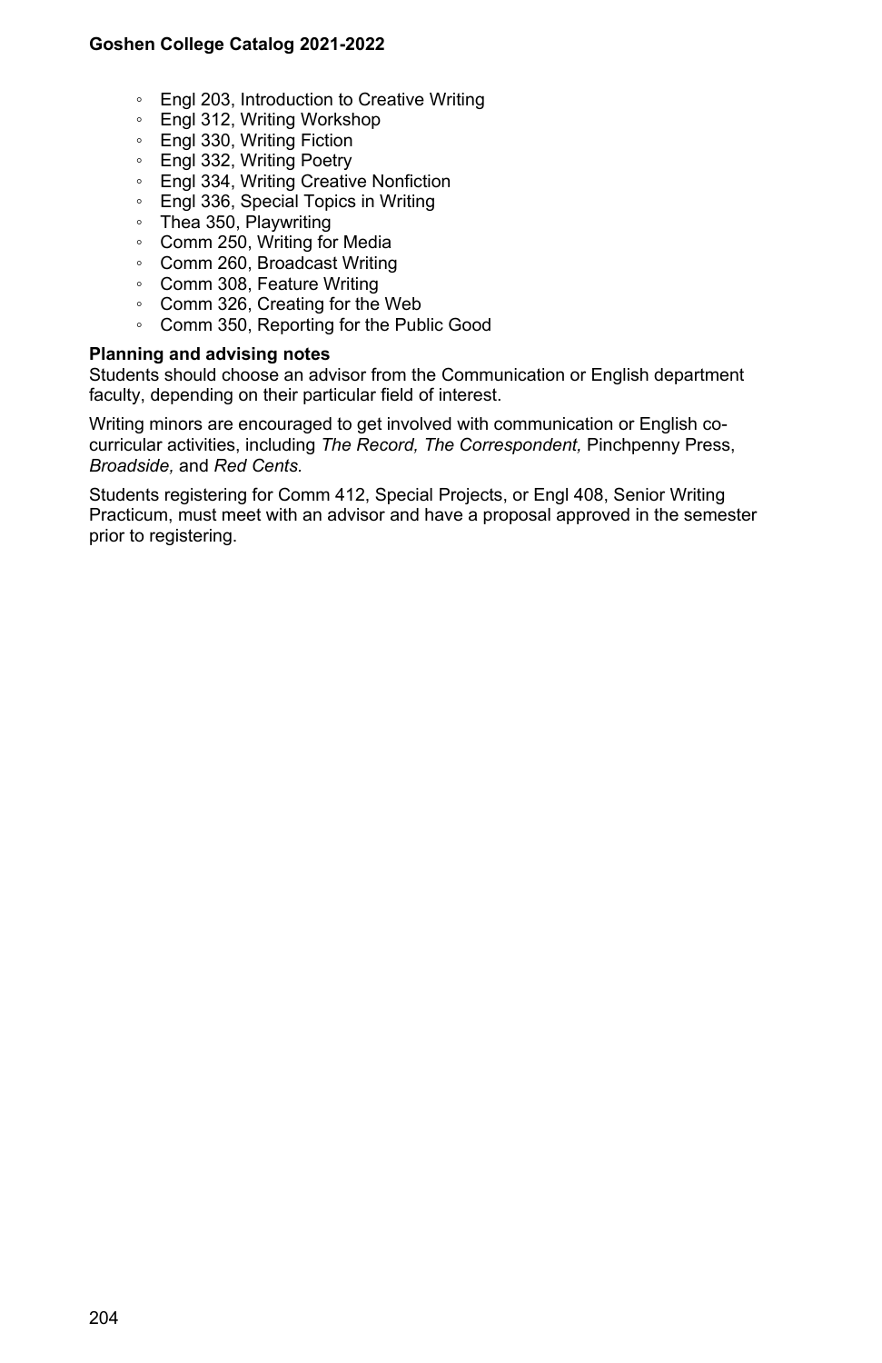- Engl 203, Introduction to Creative Writing
- Engl 312, Writing Workshop
- Engl 330, Writing Fiction
- Engl 332, Writing Poetry
- Engl 334, Writing Creative Nonfiction
- Engl 336, Special Topics in Writing
- Thea 350, Playwriting
- Comm 250, Writing for Media
- Comm 260, Broadcast Writing
- Comm 308, Feature Writing
- Comm 326, Creating for the Web
- Comm 350, Reporting for the Public Good

**Planning and advising notes**

Students should choose an advisor from the Communication or English department faculty, depending on their particular field of interest.

Writing minors are encouraged to get involved with communication or English co-curricular activities, including *The Record, The Correspondent,* Pinchpenny Press, *Broadside,* and *Red Cents*.

Students registering for Comm 412, Special Projects, or Engl 408, Senior Writing Practicum, must meet with an advisor and have a proposal approved in the semester prior to registering.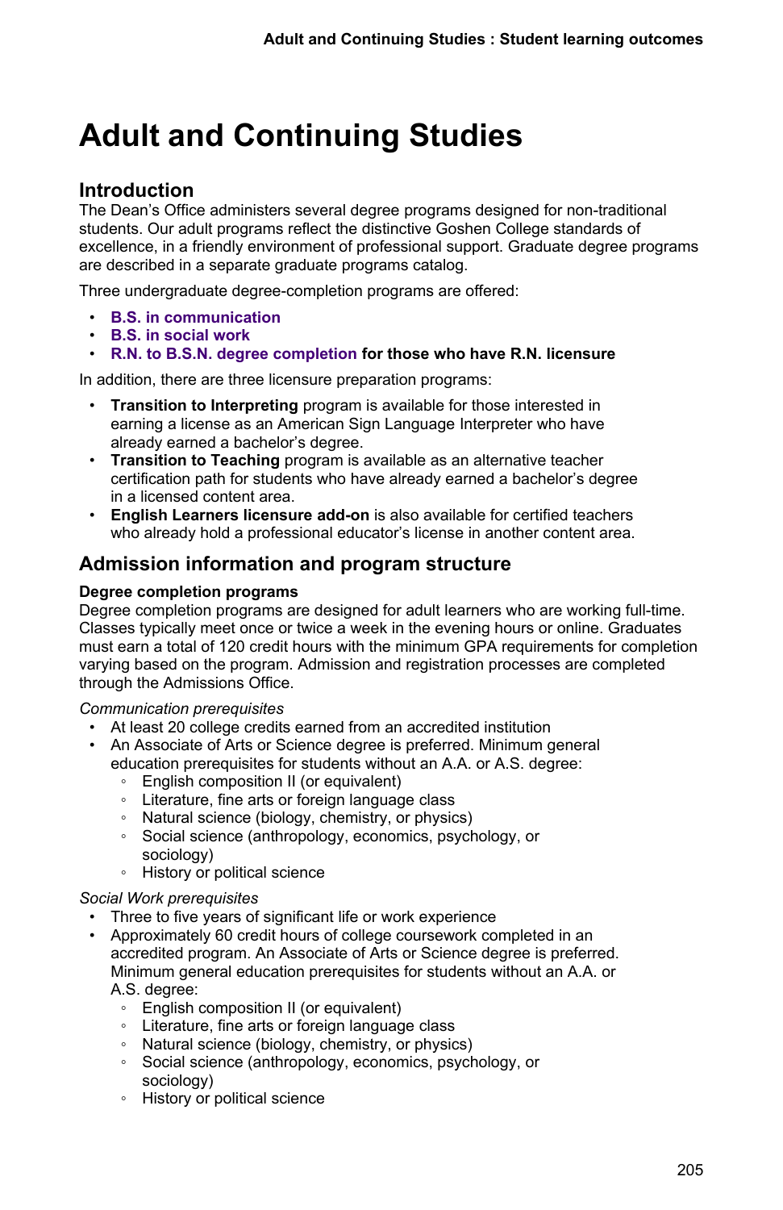# Adult and Continuing Studies

## Introduction

The Dean's Office administers several degree programs designed for non-traditional students. Our adult programs reflect the distinctive Goshen College standards of excellence, in a friendly environment of professional support. Graduate degree programs are described in a separate graduate programs catalog.

Three undergraduate degree-completion programs are offered:

- **B.S. in communication**
- **B.S. in social work**
- **R.N. to B.S.N. degree completion for those who have R.N. licensure**

In addition, there are three licensure preparation programs:

- **Transition to Interpreting** program is available for those interested in earning a license as an American Sign Language Interpreter who have already earned a bachelor's degree.
- **Transition to Teaching** program is available as an alternative teacher certification path for students who have already earned a bachelor's degree in a licensed content area.
- **English Learners licensure add-on** is also available for certified teachers who already hold a professional educator's license in another content area.

## Admission information and program structure

### Degree completion programs

Degree completion programs are designed for adult learners who are working full-time. Classes typically meet once or twice a week in the evening hours or online. Graduates must earn a total of 120 credit hours with the minimum GPA requirements for completion varying based on the program. Admission and registration processes are completed through the Admissions Office.

*Communication prerequisites*

- At least 20 college credits earned from an accredited institution
- An Associate of Arts or Science degree is preferred. Minimum general education prerequisites for students without an A.A. or A.S. degree:
  - English composition II (or equivalent)
  - Literature, fine arts or foreign language class
  - Natural science (biology, chemistry, or physics)
  - Social science (anthropology, economics, psychology, or sociology)
  - History or political science

*Social Work prerequisites*

- Three to five years of significant life or work experience
- Approximately 60 credit hours of college coursework completed in an accredited program. An Associate of Arts or Science degree is preferred. Minimum general education prerequisites for students without an A.A. or A.S. degree:
  - English composition II (or equivalent)
  - Literature, fine arts or foreign language class
  - Natural science (biology, chemistry, or physics)
  - Social science (anthropology, economics, psychology, or sociology)
  - History or political science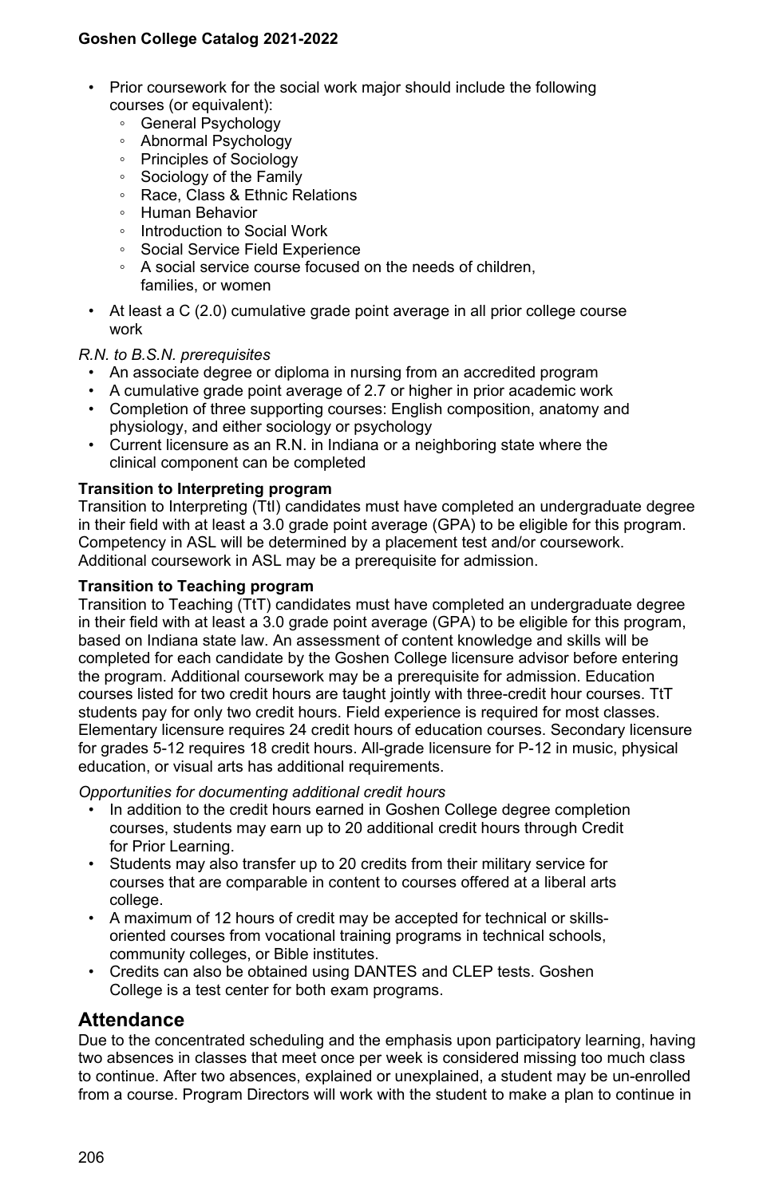- Prior coursework for the social work major should include the following courses (or equivalent):
  - General Psychology
  - Abnormal Psychology
  - Principles of Sociology
  - Sociology of the Family
  - Race, Class & Ethnic Relations
  - Human Behavior
  - Introduction to Social Work
  - Social Service Field Experience
  - A social service course focused on the needs of children, families, or women
- At least a C (2.0) cumulative grade point average in all prior college course work

*R.N. to B.S.N. prerequisites*

- An associate degree or diploma in nursing from an accredited program
- A cumulative grade point average of 2.7 or higher in prior academic work
- Completion of three supporting courses: English composition, anatomy and physiology, and either sociology or psychology
- Current licensure as an R.N. in Indiana or a neighboring state where the clinical component can be completed

**Transition to Interpreting program**

Transition to Interpreting (TtI) candidates must have completed an undergraduate degree in their field with at least a 3.0 grade point average (GPA) to be eligible for this program. Competency in ASL will be determined by a placement test and/or coursework. Additional coursework in ASL may be a prerequisite for admission.

**Transition to Teaching program**

Transition to Teaching (TtT) candidates must have completed an undergraduate degree in their field with at least a 3.0 grade point average (GPA) to be eligible for this program, based on Indiana state law. An assessment of content knowledge and skills will be completed for each candidate by the Goshen College licensure advisor before entering the program. Additional coursework may be a prerequisite for admission. Education courses listed for two credit hours are taught jointly with three-credit hour courses. TtT students pay for only two credit hours. Field experience is required for most classes. Elementary licensure requires 24 credit hours of education courses. Secondary licensure for grades 5-12 requires 18 credit hours. All-grade licensure for P-12 in music, physical education, or visual arts has additional requirements.

*Opportunities for documenting additional credit hours*

- In addition to the credit hours earned in Goshen College degree completion courses, students may earn up to 20 additional credit hours through Credit for Prior Learning.
- Students may also transfer up to 20 credits from their military service for courses that are comparable in content to courses offered at a liberal arts college.
- A maximum of 12 hours of credit may be accepted for technical or skills-oriented courses from vocational training programs in technical schools, community colleges, or Bible institutes.
- Credits can also be obtained using DANTES and CLEP tests. Goshen College is a test center for both exam programs.

## Attendance

Due to the concentrated scheduling and the emphasis upon participatory learning, having two absences in classes that meet once per week is considered missing too much class to continue. After two absences, explained or unexplained, a student may be un-enrolled from a course. Program Directors will work with the student to make a plan to continue in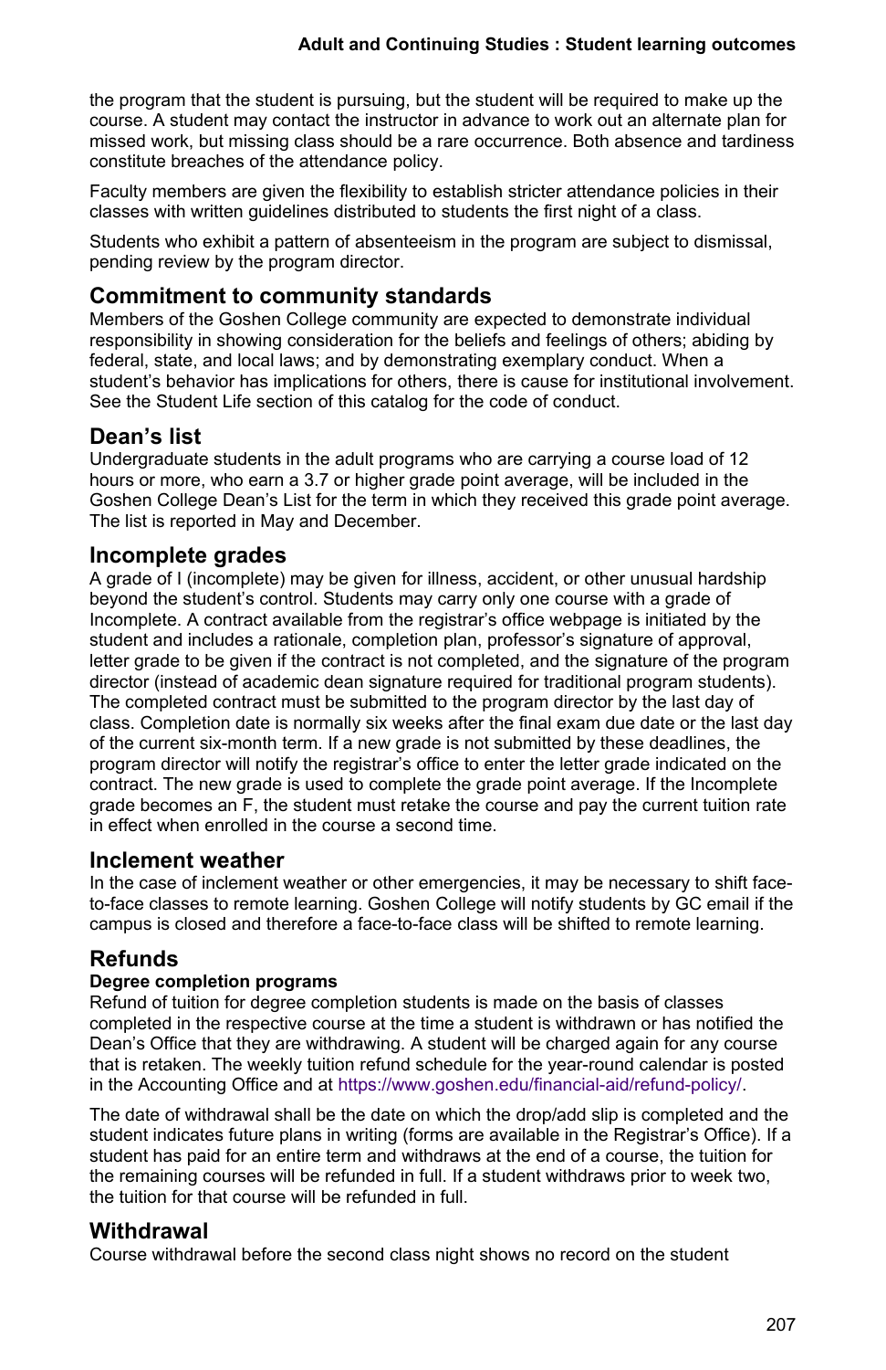the program that the student is pursuing, but the student will be required to make up the course. A student may contact the instructor in advance to work out an alternate plan for missed work, but missing class should be a rare occurrence. Both absence and tardiness constitute breaches of the attendance policy.

Faculty members are given the flexibility to establish stricter attendance policies in their classes with written guidelines distributed to students the first night of a class.

Students who exhibit a pattern of absenteeism in the program are subject to dismissal, pending review by the program director.

## Commitment to community standards

Members of the Goshen College community are expected to demonstrate individual responsibility in showing consideration for the beliefs and feelings of others; abiding by federal, state, and local laws; and by demonstrating exemplary conduct. When a student's behavior has implications for others, there is cause for institutional involvement. See the Student Life section of this catalog for the code of conduct.

## Dean's list

Undergraduate students in the adult programs who are carrying a course load of 12 hours or more, who earn a 3.7 or higher grade point average, will be included in the Goshen College Dean's List for the term in which they received this grade point average. The list is reported in May and December.

## Incomplete grades

A grade of I (incomplete) may be given for illness, accident, or other unusual hardship beyond the student's control. Students may carry only one course with a grade of Incomplete. A contract available from the registrar's office webpage is initiated by the student and includes a rationale, completion plan, professor's signature of approval, letter grade to be given if the contract is not completed, and the signature of the program director (instead of academic dean signature required for traditional program students). The completed contract must be submitted to the program director by the last day of class. Completion date is normally six weeks after the final exam due date or the last day of the current six-month term. If a new grade is not submitted by these deadlines, the program director will notify the registrar's office to enter the letter grade indicated on the contract. The new grade is used to complete the grade point average. If the Incomplete grade becomes an F, the student must retake the course and pay the current tuition rate in effect when enrolled in the course a second time.

## Inclement weather

In the case of inclement weather or other emergencies, it may be necessary to shift face-to-face classes to remote learning. Goshen College will notify students by GC email if the campus is closed and therefore a face-to-face class will be shifted to remote learning.

## Refunds

### Degree completion programs

Refund of tuition for degree completion students is made on the basis of classes completed in the respective course at the time a student is withdrawn or has notified the Dean's Office that they are withdrawing. A student will be charged again for any course that is retaken. The weekly tuition refund schedule for the year-round calendar is posted in the Accounting Office and at https://www.goshen.edu/financial-aid/refund-policy/.

The date of withdrawal shall be the date on which the drop/add slip is completed and the student indicates future plans in writing (forms are available in the Registrar's Office). If a student has paid for an entire term and withdraws at the end of a course, the tuition for the remaining courses will be refunded in full. If a student withdraws prior to week two, the tuition for that course will be refunded in full.

## Withdrawal

Course withdrawal before the second class night shows no record on the student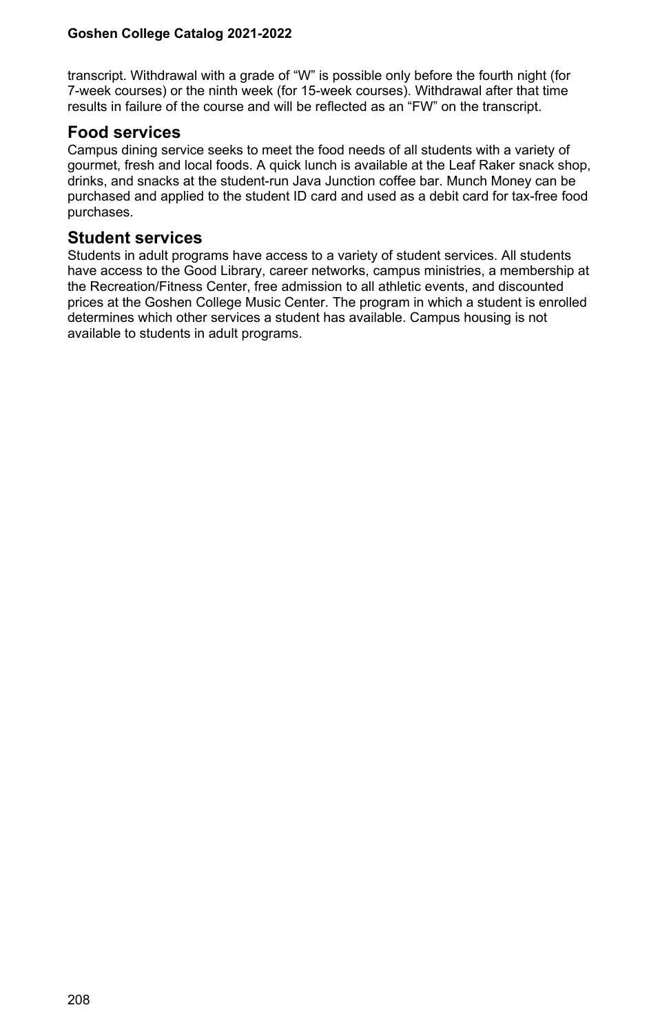transcript. Withdrawal with a grade of "W" is possible only before the fourth night (for 7-week courses) or the ninth week (for 15-week courses). Withdrawal after that time results in failure of the course and will be reflected as an "FW" on the transcript.

## Food services

Campus dining service seeks to meet the food needs of all students with a variety of gourmet, fresh and local foods. A quick lunch is available at the Leaf Raker snack shop, drinks, and snacks at the student-run Java Junction coffee bar. Munch Money can be purchased and applied to the student ID card and used as a debit card for tax-free food purchases.

## Student services

Students in adult programs have access to a variety of student services. All students have access to the Good Library, career networks, campus ministries, a membership at the Recreation/Fitness Center, free admission to all athletic events, and discounted prices at the Goshen College Music Center. The program in which a student is enrolled determines which other services a student has available. Campus housing is not available to students in adult programs.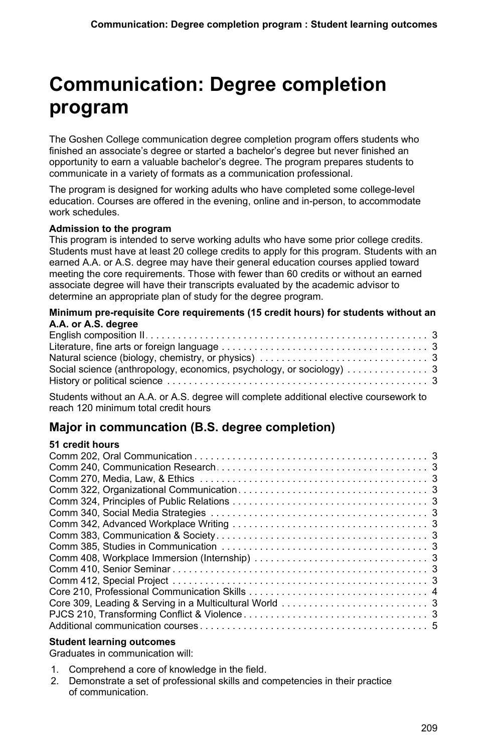# Communication: Degree completion program

The Goshen College communication degree completion program offers students who finished an associate's degree or started a bachelor's degree but never finished an opportunity to earn a valuable bachelor's degree. The program prepares students to communicate in a variety of formats as a communication professional.

The program is designed for working adults who have completed some college-level education. Courses are offered in the evening, online and in-person, to accommodate work schedules.

**Admission to the program**
This program is intended to serve working adults who have some prior college credits. Students must have at least 20 college credits to apply for this program. Students with an earned A.A. or A.S. degree may have their general education courses applied toward meeting the core requirements. Those with fewer than 60 credits or without an earned associate degree will have their transcripts evaluated by the academic advisor to determine an appropriate plan of study for the degree program.

**Minimum pre-requisite Core requirements (15 credit hours) for students without an A.A. or A.S. degree**

| Course | Credits |
|---|---|
| English composition II | 3 |
| Literature, fine arts or foreign language | 3 |
| Natural science (biology, chemistry, or physics) | 3 |
| Social science (anthropology, economics, psychology, or sociology) | 3 |
| History or political science | 3 |

Students without an A.A. or A.S. degree will complete additional elective coursework to reach 120 minimum total credit hours

## Major in communcation (B.S. degree completion)

**51 credit hours**

| Course | Credits |
|---|---|
| Comm 202, Oral Communication | 3 |
| Comm 240, Communication Research | 3 |
| Comm 270, Media, Law, & Ethics | 3 |
| Comm 322, Organizational Communication | 3 |
| Comm 324, Principles of Public Relations | 3 |
| Comm 340, Social Media Strategies | 3 |
| Comm 342, Advanced Workplace Writing | 3 |
| Comm 383, Communication & Society | 3 |
| Comm 385, Studies in Communication | 3 |
| Comm 408, Workplace Immersion (Internship) | 3 |
| Comm 410, Senior Seminar | 3 |
| Comm 412, Special Project | 3 |
| Core 210, Professional Communication Skills | 4 |
| Core 309, Leading & Serving in a Multicultural World | 3 |
| PJCS 210, Transforming Conflict & Violence | 3 |
| Additional communication courses | 5 |

**Student learning outcomes**
Graduates in communication will:

1. Comprehend a core of knowledge in the field.
2. Demonstrate a set of professional skills and competencies in their practice of communication.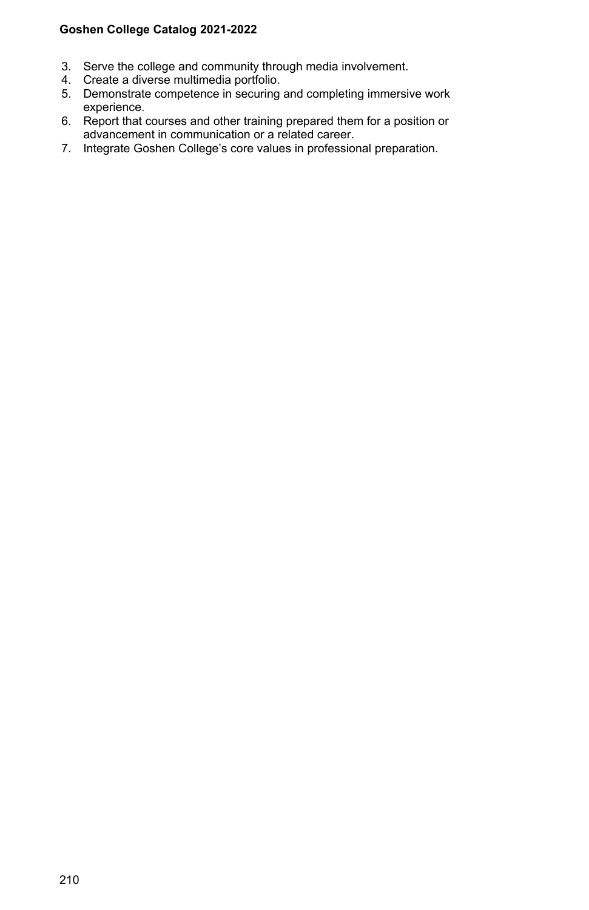3. Serve the college and community through media involvement.
4. Create a diverse multimedia portfolio.
5. Demonstrate competence in securing and completing immersive work experience.
6. Report that courses and other training prepared them for a position or advancement in communication or a related career.
7. Integrate Goshen College's core values in professional preparation.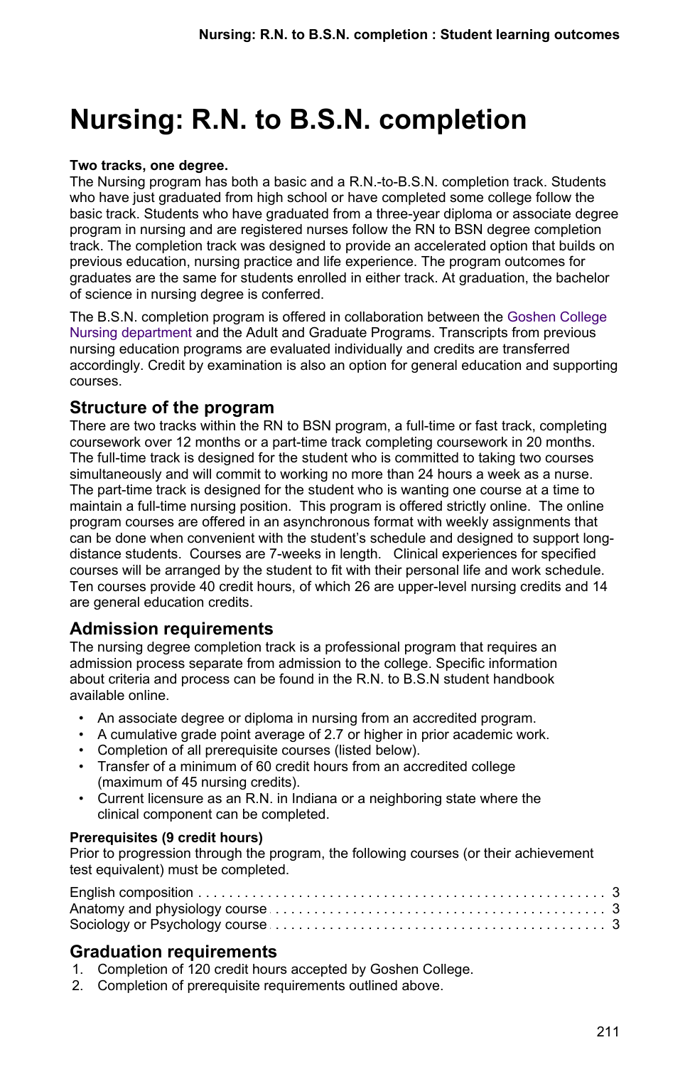# Nursing: R.N. to B.S.N. completion

**Two tracks, one degree.**
The Nursing program has both a basic and a R.N.-to-B.S.N. completion track. Students who have just graduated from high school or have completed some college follow the basic track. Students who have graduated from a three-year diploma or associate degree program in nursing and are registered nurses follow the RN to BSN degree completion track. The completion track was designed to provide an accelerated option that builds on previous education, nursing practice and life experience. The program outcomes for graduates are the same for students enrolled in either track. At graduation, the bachelor of science in nursing degree is conferred.

The B.S.N. completion program is offered in collaboration between the Goshen College Nursing department and the Adult and Graduate Programs. Transcripts from previous nursing education programs are evaluated individually and credits are transferred accordingly. Credit by examination is also an option for general education and supporting courses.

## Structure of the program

There are two tracks within the RN to BSN program, a full-time or fast track, completing coursework over 12 months or a part-time track completing coursework in 20 months. The full-time track is designed for the student who is committed to taking two courses simultaneously and will commit to working no more than 24 hours a week as a nurse. The part-time track is designed for the student who is wanting one course at a time to maintain a full-time nursing position. This program is offered strictly online. The online program courses are offered in an asynchronous format with weekly assignments that can be done when convenient with the student's schedule and designed to support long-distance students. Courses are 7-weeks in length. Clinical experiences for specified courses will be arranged by the student to fit with their personal life and work schedule. Ten courses provide 40 credit hours, of which 26 are upper-level nursing credits and 14 are general education credits.

## Admission requirements

The nursing degree completion track is a professional program that requires an admission process separate from admission to the college. Specific information about criteria and process can be found in the R.N. to B.S.N student handbook available online.

- An associate degree or diploma in nursing from an accredited program.
- A cumulative grade point average of 2.7 or higher in prior academic work.
- Completion of all prerequisite courses (listed below).
- Transfer of a minimum of 60 credit hours from an accredited college (maximum of 45 nursing credits).
- Current licensure as an R.N. in Indiana or a neighboring state where the clinical component can be completed.

**Prerequisites (9 credit hours)**
Prior to progression through the program, the following courses (or their achievement test equivalent) must be completed.

| Course | Credits |
|---|---|
| English composition | 3 |
| Anatomy and physiology course | 3 |
| Sociology or Psychology course | 3 |

## Graduation requirements

1. Completion of 120 credit hours accepted by Goshen College.
2. Completion of prerequisite requirements outlined above.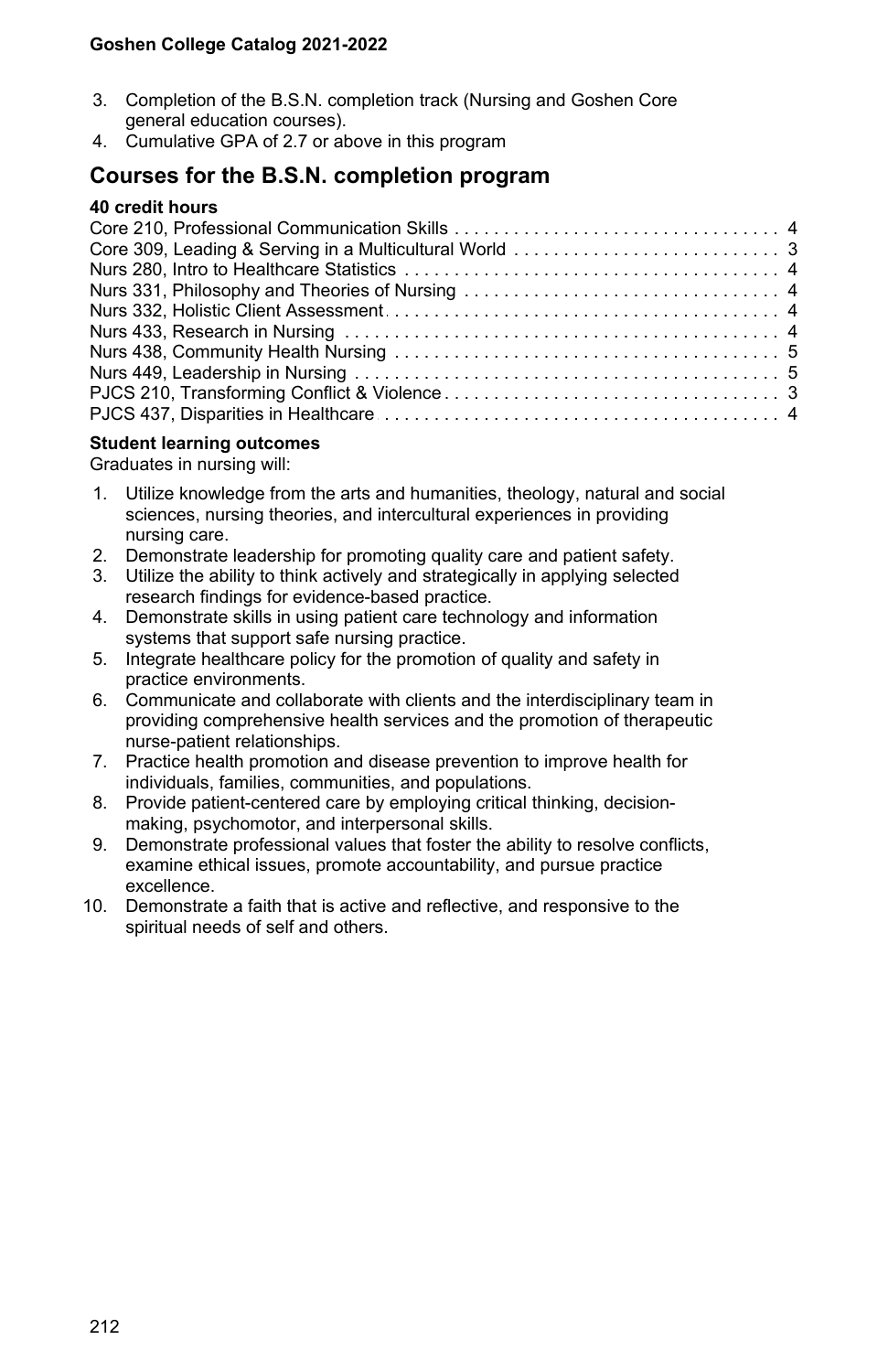3. Completion of the B.S.N. completion track (Nursing and Goshen Core general education courses).
4. Cumulative GPA of 2.7 or above in this program

## Courses for the B.S.N. completion program

**40 credit hours**

| Course | Credits |
|---|---|
| Core 210, Professional Communication Skills | 4 |
| Core 309, Leading & Serving in a Multicultural World | 3 |
| Nurs 280, Intro to Healthcare Statistics | 4 |
| Nurs 331, Philosophy and Theories of Nursing | 4 |
| Nurs 332, Holistic Client Assessment | 4 |
| Nurs 433, Research in Nursing | 4 |
| Nurs 438, Community Health Nursing | 5 |
| Nurs 449, Leadership in Nursing | 5 |
| PJCS 210, Transforming Conflict & Violence | 3 |
| PJCS 437, Disparities in Healthcare | 4 |

**Student learning outcomes**

Graduates in nursing will:

1. Utilize knowledge from the arts and humanities, theology, natural and social sciences, nursing theories, and intercultural experiences in providing nursing care.
2. Demonstrate leadership for promoting quality care and patient safety.
3. Utilize the ability to think actively and strategically in applying selected research findings for evidence-based practice.
4. Demonstrate skills in using patient care technology and information systems that support safe nursing practice.
5. Integrate healthcare policy for the promotion of quality and safety in practice environments.
6. Communicate and collaborate with clients and the interdisciplinary team in providing comprehensive health services and the promotion of therapeutic nurse-patient relationships.
7. Practice health promotion and disease prevention to improve health for individuals, families, communities, and populations.
8. Provide patient-centered care by employing critical thinking, decision-making, psychomotor, and interpersonal skills.
9. Demonstrate professional values that foster the ability to resolve conflicts, examine ethical issues, promote accountability, and pursue practice excellence.
10. Demonstrate a faith that is active and reflective, and responsive to the spiritual needs of self and others.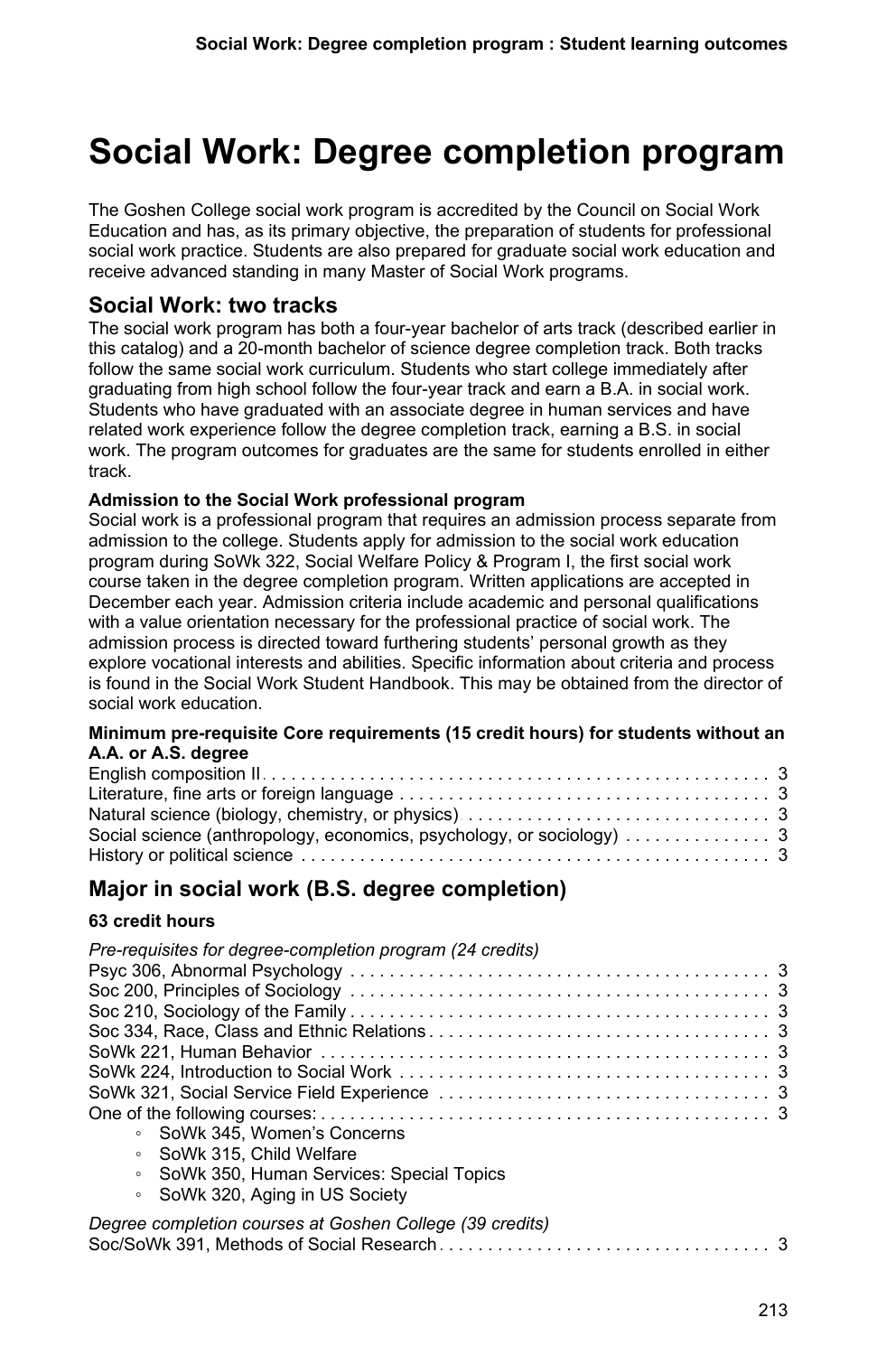# Social Work: Degree completion program

The Goshen College social work program is accredited by the Council on Social Work Education and has, as its primary objective, the preparation of students for professional social work practice. Students are also prepared for graduate social work education and receive advanced standing in many Master of Social Work programs.

## Social Work: two tracks

The social work program has both a four-year bachelor of arts track (described earlier in this catalog) and a 20-month bachelor of science degree completion track. Both tracks follow the same social work curriculum. Students who start college immediately after graduating from high school follow the four-year track and earn a B.A. in social work. Students who have graduated with an associate degree in human services and have related work experience follow the degree completion track, earning a B.S. in social work. The program outcomes for graduates are the same for students enrolled in either track.

**Admission to the Social Work professional program**

Social work is a professional program that requires an admission process separate from admission to the college. Students apply for admission to the social work education program during SoWk 322, Social Welfare Policy & Program I, the first social work course taken in the degree completion program. Written applications are accepted in December each year. Admission criteria include academic and personal qualifications with a value orientation necessary for the professional practice of social work. The admission process is directed toward furthering students' personal growth as they explore vocational interests and abilities. Specific information about criteria and process is found in the Social Work Student Handbook. This may be obtained from the director of social work education.

**Minimum pre-requisite Core requirements (15 credit hours) for students without an A.A. or A.S. degree**

- English composition II . . . 3
- Literature, fine arts or foreign language . . . 3
- Natural science (biology, chemistry, or physics) . . . 3
- Social science (anthropology, economics, psychology, or sociology) . . . 3
- History or political science . . . 3

## Major in social work (B.S. degree completion)

**63 credit hours**

*Pre-requisites for degree-completion program (24 credits)*

- Psyc 306, Abnormal Psychology . . . 3
- Soc 200, Principles of Sociology . . . 3
- Soc 210, Sociology of the Family . . . 3
- Soc 334, Race, Class and Ethnic Relations . . . 3
- SoWk 221, Human Behavior . . . 3
- SoWk 224, Introduction to Social Work . . . 3
- SoWk 321, Social Service Field Experience . . . 3
- One of the following courses: . . . 3
  - SoWk 345, Women's Concerns
  - SoWk 315, Child Welfare
  - SoWk 350, Human Services: Special Topics
  - SoWk 320, Aging in US Society

*Degree completion courses at Goshen College (39 credits)*

- Soc/SoWk 391, Methods of Social Research . . . 3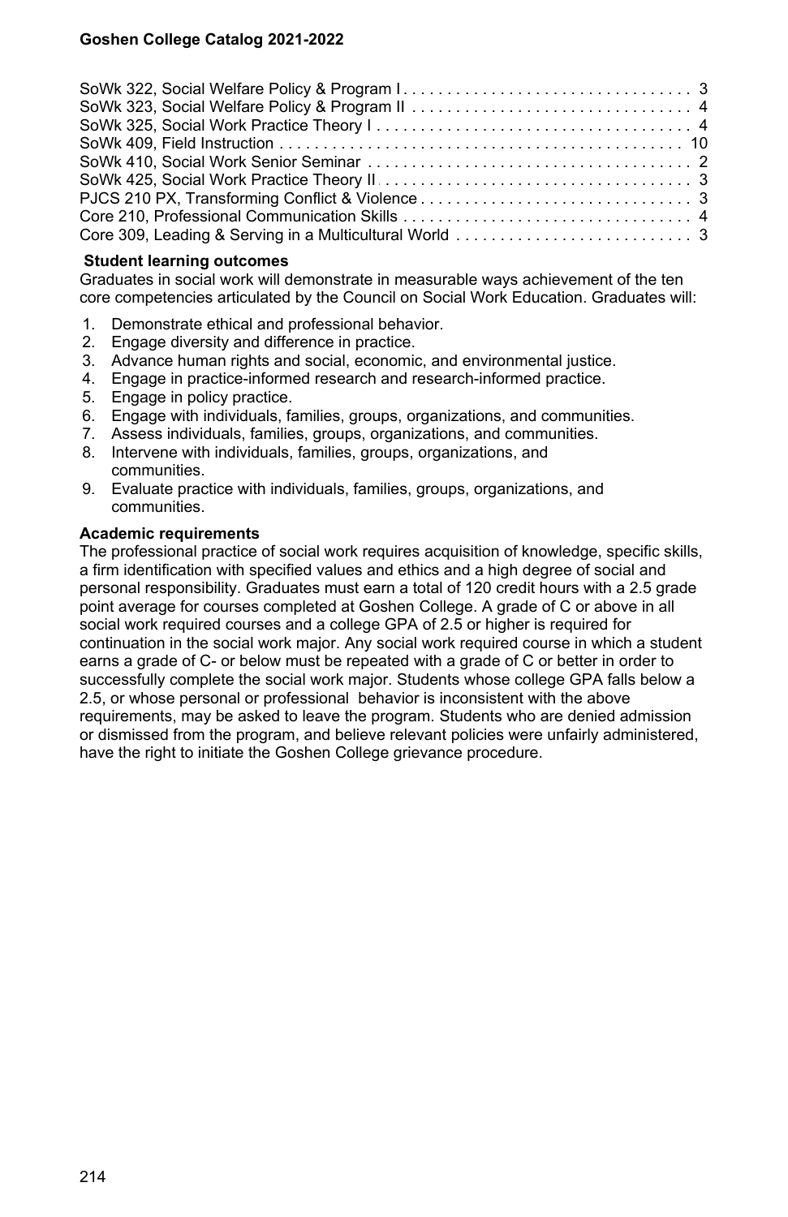SoWk 322, Social Welfare Policy & Program I . . . . . . . . . . . . . . . . . . . . . . . . . . . . . . . . 3
SoWk 323, Social Welfare Policy & Program II . . . . . . . . . . . . . . . . . . . . . . . . . . . . . . . 4
SoWk 325, Social Work Practice Theory I . . . . . . . . . . . . . . . . . . . . . . . . . . . . . . . . . . . 4
SoWk 409, Field Instruction . . . . . . . . . . . . . . . . . . . . . . . . . . . . . . . . . . . . . . . . . . . . . 10
SoWk 410, Social Work Senior Seminar . . . . . . . . . . . . . . . . . . . . . . . . . . . . . . . . . . . . 2
SoWk 425, Social Work Practice Theory II . . . . . . . . . . . . . . . . . . . . . . . . . . . . . . . . . . . 3
PJCS 210 PX, Transforming Conflict & Violence . . . . . . . . . . . . . . . . . . . . . . . . . . . . . . 3
Core 210, Professional Communication Skills . . . . . . . . . . . . . . . . . . . . . . . . . . . . . . . . 4
Core 309, Leading & Serving in a Multicultural World . . . . . . . . . . . . . . . . . . . . . . . . . . 3

**Student learning outcomes**

Graduates in social work will demonstrate in measurable ways achievement of the ten core competencies articulated by the Council on Social Work Education. Graduates will:

1. Demonstrate ethical and professional behavior.
2. Engage diversity and difference in practice.
3. Advance human rights and social, economic, and environmental justice.
4. Engage in practice-informed research and research-informed practice.
5. Engage in policy practice.
6. Engage with individuals, families, groups, organizations, and communities.
7. Assess individuals, families, groups, organizations, and communities.
8. Intervene with individuals, families, groups, organizations, and communities.
9. Evaluate practice with individuals, families, groups, organizations, and communities.

**Academic requirements**

The professional practice of social work requires acquisition of knowledge, specific skills, a firm identification with specified values and ethics and a high degree of social and personal responsibility. Graduates must earn a total of 120 credit hours with a 2.5 grade point average for courses completed at Goshen College. A grade of C or above in all social work required courses and a college GPA of 2.5 or higher is required for continuation in the social work major. Any social work required course in which a student earns a grade of C- or below must be repeated with a grade of C or better in order to successfully complete the social work major. Students whose college GPA falls below a 2.5, or whose personal or professional behavior is inconsistent with the above requirements, may be asked to leave the program. Students who are denied admission or dismissed from the program, and believe relevant policies were unfairly administered, have the right to initiate the Goshen College grievance procedure.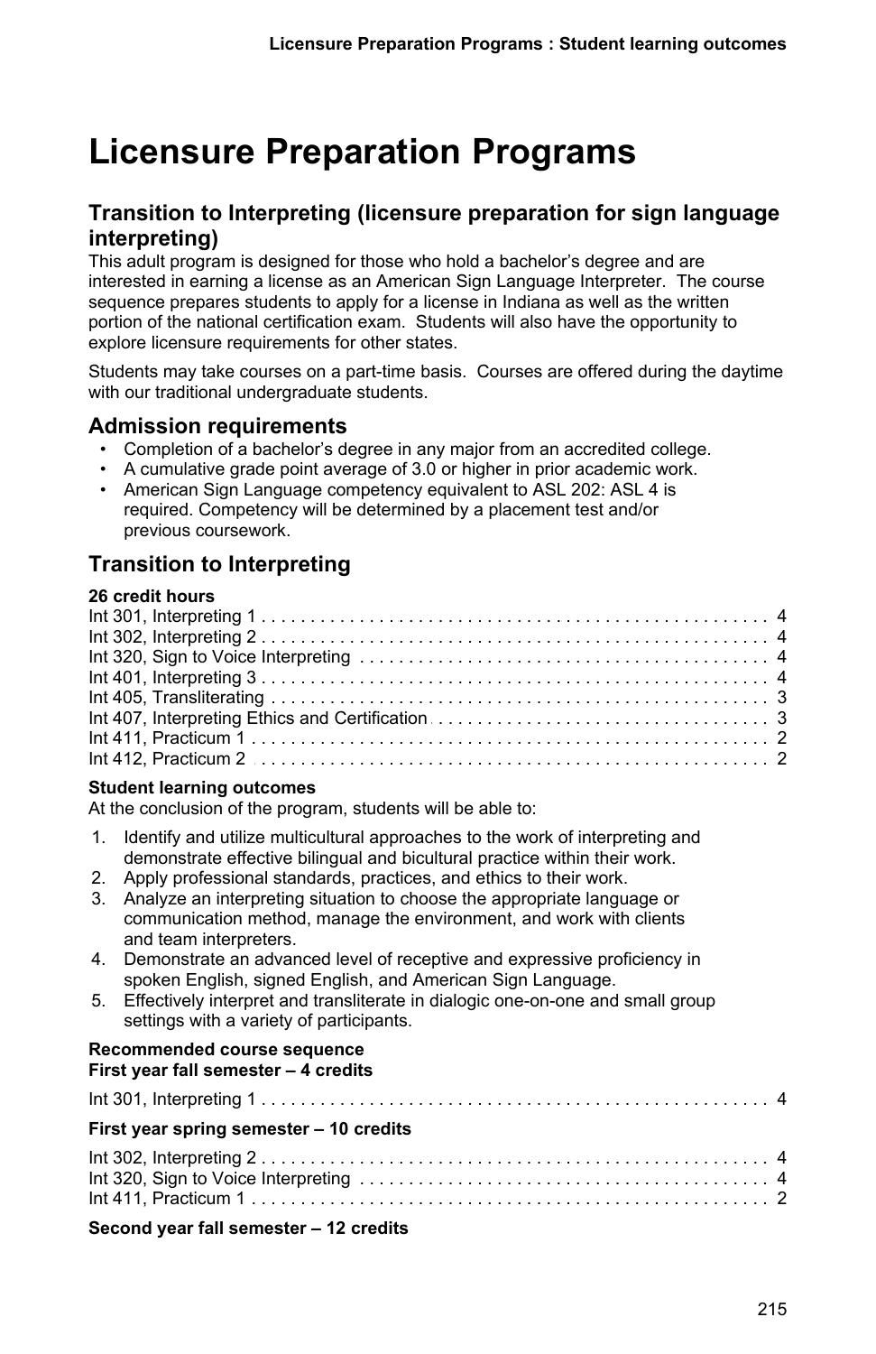# Licensure Preparation Programs

## Transition to Interpreting (licensure preparation for sign language interpreting)

This adult program is designed for those who hold a bachelor's degree and are interested in earning a license as an American Sign Language Interpreter. The course sequence prepares students to apply for a license in Indiana as well as the written portion of the national certification exam. Students will also have the opportunity to explore licensure requirements for other states.

Students may take courses on a part-time basis. Courses are offered during the daytime with our traditional undergraduate students.

### Admission requirements

- Completion of a bachelor's degree in any major from an accredited college.
- A cumulative grade point average of 3.0 or higher in prior academic work.
- American Sign Language competency equivalent to ASL 202: ASL 4 is required. Competency will be determined by a placement test and/or previous coursework.

### Transition to Interpreting

**26 credit hours**

| Course | Credits |
|---|---|
| Int 301, Interpreting 1 | 4 |
| Int 302, Interpreting 2 | 4 |
| Int 320, Sign to Voice Interpreting | 4 |
| Int 401, Interpreting 3 | 4 |
| Int 405, Transliterating | 3 |
| Int 407, Interpreting Ethics and Certification | 3 |
| Int 411, Practicum 1 | 2 |
| Int 412, Practicum 2 | 2 |

**Student learning outcomes**

At the conclusion of the program, students will be able to:

1. Identify and utilize multicultural approaches to the work of interpreting and demonstrate effective bilingual and bicultural practice within their work.
2. Apply professional standards, practices, and ethics to their work.
3. Analyze an interpreting situation to choose the appropriate language or communication method, manage the environment, and work with clients and team interpreters.
4. Demonstrate an advanced level of receptive and expressive proficiency in spoken English, signed English, and American Sign Language.
5. Effectively interpret and transliterate in dialogic one-on-one and small group settings with a variety of participants.

**Recommended course sequence**

**First year fall semester – 4 credits**

| Course | Credits |
|---|---|
| Int 301, Interpreting 1 | 4 |

**First year spring semester – 10 credits**

| Course | Credits |
|---|---|
| Int 302, Interpreting 2 | 4 |
| Int 320, Sign to Voice Interpreting | 4 |
| Int 411, Practicum 1 | 2 |

**Second year fall semester – 12 credits**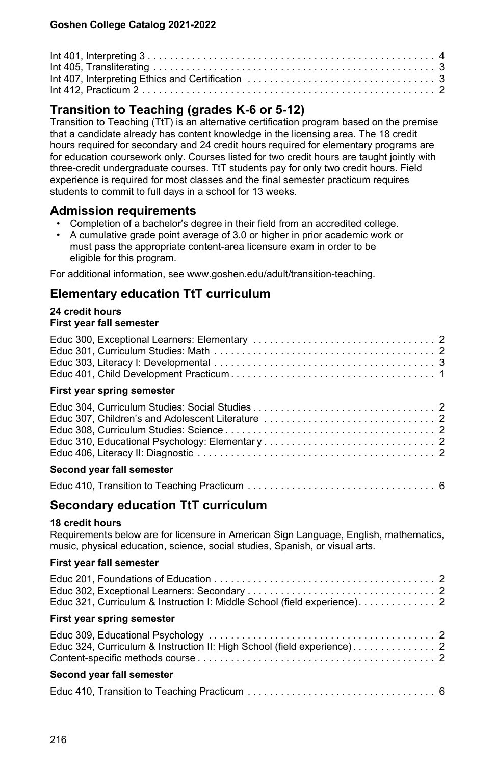Int 401, Interpreting 3 . . . . . . . . . . . . . . . . . . . . . . . . . . . . . . . . . . . . . . . . . . . . . . . . . . . 4
Int 405, Transliterating . . . . . . . . . . . . . . . . . . . . . . . . . . . . . . . . . . . . . . . . . . . . . . . . . . . 3
Int 407, Interpreting Ethics and Certification . . . . . . . . . . . . . . . . . . . . . . . . . . . . . . . . . . . 3
Int 412, Practicum 2 . . . . . . . . . . . . . . . . . . . . . . . . . . . . . . . . . . . . . . . . . . . . . . . . . . . . 2

## Transition to Teaching (grades K-6 or 5-12)

Transition to Teaching (TtT) is an alternative certification program based on the premise that a candidate already has content knowledge in the licensing area. The 18 credit hours required for secondary and 24 credit hours required for elementary programs are for education coursework only. Courses listed for two credit hours are taught jointly with three-credit undergraduate courses. TtT students pay for only two credit hours. Field experience is required for most classes and the final semester practicum requires students to commit to full days in a school for 13 weeks.

## Admission requirements

- Completion of a bachelor's degree in their field from an accredited college.
- A cumulative grade point average of 3.0 or higher in prior academic work or must pass the appropriate content-area licensure exam in order to be eligible for this program.

For additional information, see www.goshen.edu/adult/transition-teaching.

## Elementary education TtT curriculum

**24 credit hours**

**First year fall semester**

Educ 300, Exceptional Learners: Elementary . . . . . . . . . . . . . . . . . . . . . . . . . . . . . . . . 2
Educ 301, Curriculum Studies: Math . . . . . . . . . . . . . . . . . . . . . . . . . . . . . . . . . . . . . . 2
Educ 303, Literacy I: Developmental . . . . . . . . . . . . . . . . . . . . . . . . . . . . . . . . . . . . . . 3
Educ 401, Child Development Practicum . . . . . . . . . . . . . . . . . . . . . . . . . . . . . . . . . . . 1

**First year spring semester**

Educ 304, Curriculum Studies: Social Studies . . . . . . . . . . . . . . . . . . . . . . . . . . . . . . . . 2
Educ 307, Children's and Adolescent Literature . . . . . . . . . . . . . . . . . . . . . . . . . . . . . . 2
Educ 308, Curriculum Studies: Science . . . . . . . . . . . . . . . . . . . . . . . . . . . . . . . . . . . . 2
Educ 310, Educational Psychology: Elementary . . . . . . . . . . . . . . . . . . . . . . . . . . . . . . 2
Educ 406, Literacy II: Diagnostic . . . . . . . . . . . . . . . . . . . . . . . . . . . . . . . . . . . . . . . . . 2

**Second year fall semester**

Educ 410, Transition to Teaching Practicum . . . . . . . . . . . . . . . . . . . . . . . . . . . . . . . . . 6

## Secondary education TtT curriculum

**18 credit hours**

Requirements below are for licensure in American Sign Language, English, mathematics, music, physical education, science, social studies, Spanish, or visual arts.

**First year fall semester**

Educ 201, Foundations of Education . . . . . . . . . . . . . . . . . . . . . . . . . . . . . . . . . . . . . . 2
Educ 302, Exceptional Learners: Secondary . . . . . . . . . . . . . . . . . . . . . . . . . . . . . . . . . 2
Educ 321, Curriculum & Instruction I: Middle School (field experience) . . . . . . . . . . . . . . 2

**First year spring semester**

Educ 309, Educational Psychology . . . . . . . . . . . . . . . . . . . . . . . . . . . . . . . . . . . . . . . . 2
Educ 324, Curriculum & Instruction II: High School (field experience) . . . . . . . . . . . . . . . 2
Content-specific methods course . . . . . . . . . . . . . . . . . . . . . . . . . . . . . . . . . . . . . . . . . . 2

**Second year fall semester**

Educ 410, Transition to Teaching Practicum . . . . . . . . . . . . . . . . . . . . . . . . . . . . . . . . . 6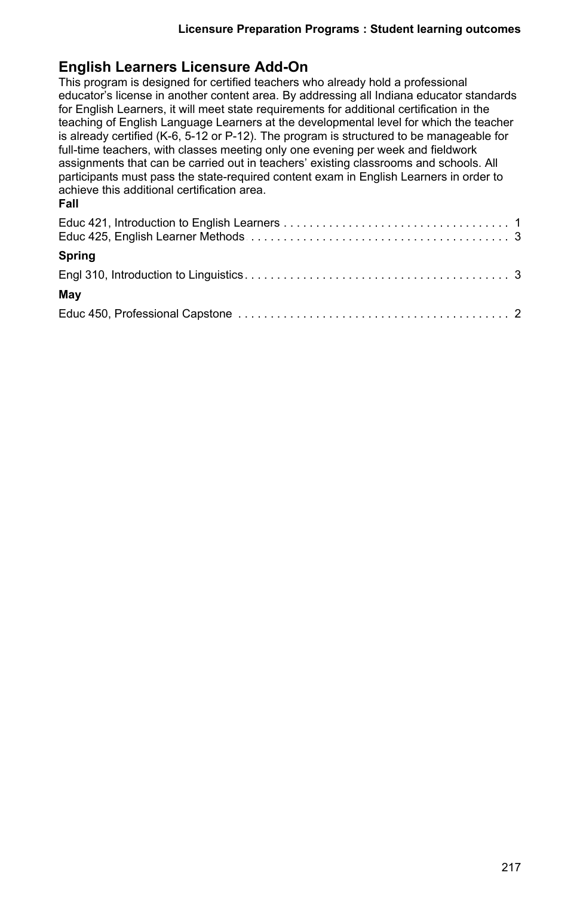## English Learners Licensure Add-On

This program is designed for certified teachers who already hold a professional educator's license in another content area. By addressing all Indiana educator standards for English Learners, it will meet state requirements for additional certification in the teaching of English Language Learners at the developmental level for which the teacher is already certified (K-6, 5-12 or P-12). The program is structured to be manageable for full-time teachers, with classes meeting only one evening per week and fieldwork assignments that can be carried out in teachers' existing classrooms and schools. All participants must pass the state-required content exam in English Learners in order to achieve this additional certification area.

**Fall**

Educ 421, Introduction to English Learners . . . . . . . . . . . . . . . . . . . . . . . . . . . . . . . . . . . 1
Educ 425, English Learner Methods . . . . . . . . . . . . . . . . . . . . . . . . . . . . . . . . . . . . . . . 3

**Spring**

Engl 310, Introduction to Linguistics . . . . . . . . . . . . . . . . . . . . . . . . . . . . . . . . . . . . . . . . 3

**May**

Educ 450, Professional Capstone . . . . . . . . . . . . . . . . . . . . . . . . . . . . . . . . . . . . . . . . . 2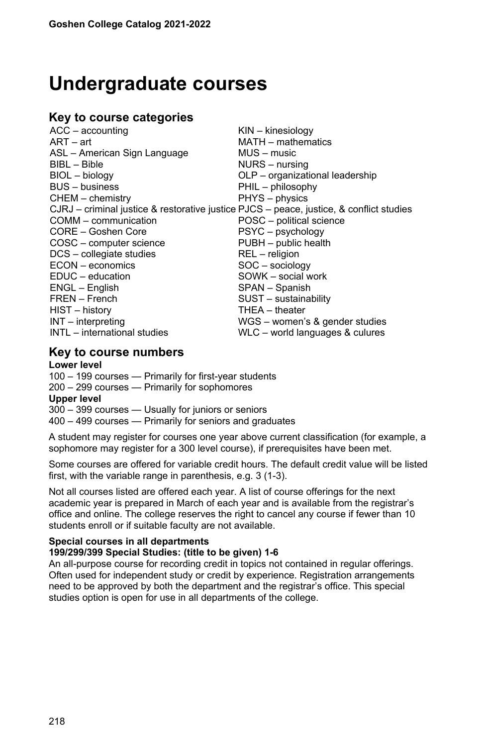# Undergraduate courses

## Key to course categories

ACC – accounting
ART – art
ASL – American Sign Language
BIBL – Bible
BIOL – biology
BUS – business
CHEM – chemistry
CJRJ – criminal justice & restorative justice
COMM – communication
CORE – Goshen Core
COSC – computer science
DCS – collegiate studies
ECON – economics
EDUC – education
ENGL – English
FREN – French
HIST – history
INT – interpreting
INTL – international studies
KIN – kinesiology
MATH – mathematics
MUS – music
NURS – nursing
OLP – organizational leadership
PHIL – philosophy
PHYS – physics
PJCS – peace, justice, & conflict studies
POSC – political science
PSYC – psychology
PUBH – public health
REL – religion
SOC – sociology
SOWK – social work
SPAN – Spanish
SUST – sustainability
THEA – theater
WGS – women's & gender studies
WLC – world languages & culures

## Key to course numbers

**Lower level**

100 – 199 courses — Primarily for first-year students
200 – 299 courses — Primarily for sophomores

**Upper level**

300 – 399 courses — Usually for juniors or seniors
400 – 499 courses — Primarily for seniors and graduates

A student may register for courses one year above current classification (for example, a sophomore may register for a 300 level course), if prerequisites have been met.

Some courses are offered for variable credit hours. The default credit value will be listed first, with the variable range in parenthesis, e.g. 3 (1-3).

Not all courses listed are offered each year. A list of course offerings for the next academic year is prepared in March of each year and is available from the registrar's office and online. The college reserves the right to cancel any course if fewer than 10 students enroll or if suitable faculty are not available.

**Special courses in all departments**

**199/299/399 Special Studies: (title to be given) 1-6**

An all-purpose course for recording credit in topics not contained in regular offerings. Often used for independent study or credit by experience. Registration arrangements need to be approved by both the department and the registrar's office. This special studies option is open for use in all departments of the college.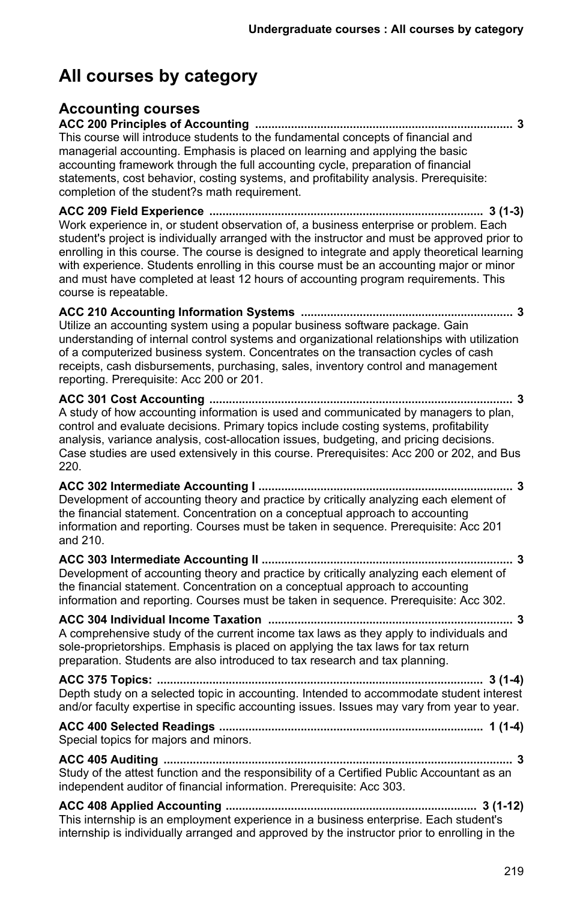# All courses by category

## Accounting courses

**ACC 200 Principles of Accounting ............................................................................... 3**
This course will introduce students to the fundamental concepts of financial and managerial accounting. Emphasis is placed on learning and applying the basic accounting framework through the full accounting cycle, preparation of financial statements, cost behavior, costing systems, and profitability analysis. Prerequisite: completion of the student?s math requirement.

**ACC 209 Field Experience ................................................................................... 3 (1-3)**
Work experience in, or student observation of, a business enterprise or problem. Each student's project is individually arranged with the instructor and must be approved prior to enrolling in this course. The course is designed to integrate and apply theoretical learning with experience. Students enrolling in this course must be an accounting major or minor and must have completed at least 12 hours of accounting program requirements. This course is repeatable.

**ACC 210 Accounting Information Systems ................................................................ 3**
Utilize an accounting system using a popular business software package. Gain understanding of internal control systems and organizational relationships with utilization of a computerized business system. Concentrates on the transaction cycles of cash receipts, cash disbursements, purchasing, sales, inventory control and management reporting. Prerequisite: Acc 200 or 201.

**ACC 301 Cost Accounting ............................................................................................ 3**
A study of how accounting information is used and communicated by managers to plan, control and evaluate decisions. Primary topics include costing systems, profitability analysis, variance analysis, cost-allocation issues, budgeting, and pricing decisions. Case studies are used extensively in this course. Prerequisites: Acc 200 or 202, and Bus 220.

**ACC 302 Intermediate Accounting I ............................................................................. 3**
Development of accounting theory and practice by critically analyzing each element of the financial statement. Concentration on a conceptual approach to accounting information and reporting. Courses must be taken in sequence. Prerequisite: Acc 201 and 210.

**ACC 303 Intermediate Accounting II ............................................................................ 3**
Development of accounting theory and practice by critically analyzing each element of the financial statement. Concentration on a conceptual approach to accounting information and reporting. Courses must be taken in sequence. Prerequisite: Acc 302.

**ACC 304 Individual Income Taxation .......................................................................... 3**
A comprehensive study of the current income tax laws as they apply to individuals and sole-proprietorships. Emphasis is placed on applying the tax laws for tax return preparation. Students are also introduced to tax research and tax planning.

**ACC 375 Topics: ................................................................................................... 3 (1-4)**
Depth study on a selected topic in accounting. Intended to accommodate student interest and/or faculty expertise in specific accounting issues. Issues may vary from year to year.

**ACC 400 Selected Readings ................................................................................. 1 (1-4)**
Special topics for majors and minors.

**ACC 405 Auditing .......................................................................................................... 3**
Study of the attest function and the responsibility of a Certified Public Accountant as an independent auditor of financial information. Prerequisite: Acc 303.

**ACC 408 Applied Accounting ............................................................................ 3 (1-12)**
This internship is an employment experience in a business enterprise. Each student's internship is individually arranged and approved by the instructor prior to enrolling in the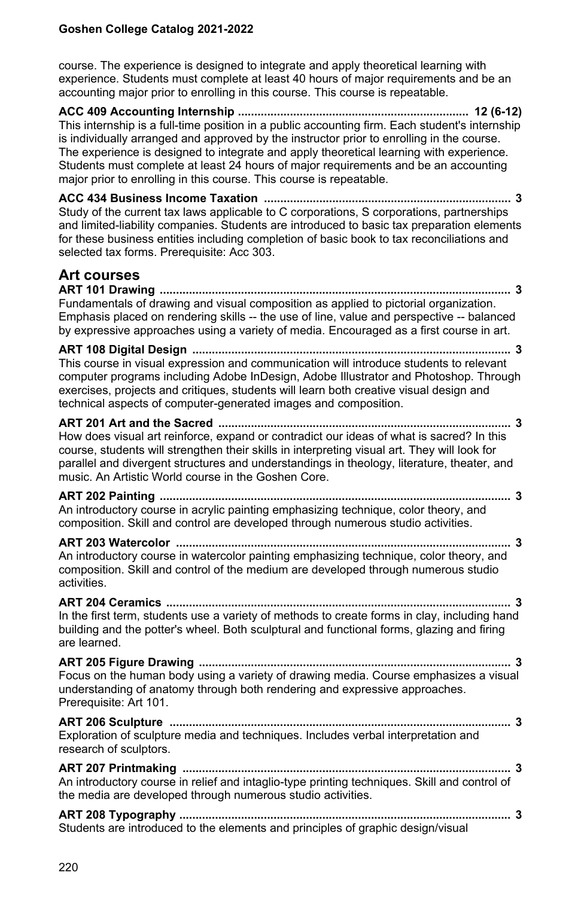course. The experience is designed to integrate and apply theoretical learning with experience. Students must complete at least 40 hours of major requirements and be an accounting major prior to enrolling in this course. This course is repeatable.

**ACC 409 Accounting Internship ...................................................................... 12 (6-12)**
This internship is a full-time position in a public accounting firm. Each student's internship is individually arranged and approved by the instructor prior to enrolling in the course. The experience is designed to integrate and apply theoretical learning with experience. Students must complete at least 24 hours of major requirements and be an accounting major prior to enrolling in this course. This course is repeatable.

**ACC 434 Business Income Taxation ........................................................................... 3**
Study of the current tax laws applicable to C corporations, S corporations, partnerships and limited-liability companies. Students are introduced to basic tax preparation elements for these business entities including completion of basic book to tax reconciliations and selected tax forms. Prerequisite: Acc 303.

## Art courses

**ART 101 Drawing ............................................................................................................ 3**
Fundamentals of drawing and visual composition as applied to pictorial organization. Emphasis placed on rendering skills -- the use of line, value and perspective -- balanced by expressive approaches using a variety of media. Encouraged as a first course in art.

**ART 108 Digital Design .................................................................................................. 3**
This course in visual expression and communication will introduce students to relevant computer programs including Adobe InDesign, Adobe Illustrator and Photoshop. Through exercises, projects and critiques, students will learn both creative visual design and technical aspects of computer-generated images and composition.

**ART 201 Art and the Sacred .......................................................................................... 3**
How does visual art reinforce, expand or contradict our ideas of what is sacred? In this course, students will strengthen their skills in interpreting visual art. They will look for parallel and divergent structures and understandings in theology, literature, theater, and music. An Artistic World course in the Goshen Core.

**ART 202 Painting ............................................................................................................ 3**
An introductory course in acrylic painting emphasizing technique, color theory, and composition. Skill and control are developed through numerous studio activities.

**ART 203 Watercolor ....................................................................................................... 3**
An introductory course in watercolor painting emphasizing technique, color theory, and composition. Skill and control of the medium are developed through numerous studio activities.

**ART 204 Ceramics .......................................................................................................... 3**
In the first term, students use a variety of methods to create forms in clay, including hand building and the potter's wheel. Both sculptural and functional forms, glazing and firing are learned.

**ART 205 Figure Drawing ................................................................................................ 3**
Focus on the human body using a variety of drawing media. Course emphasizes a visual understanding of anatomy through both rendering and expressive approaches. Prerequisite: Art 101.

**ART 206 Sculpture ......................................................................................................... 3**
Exploration of sculpture media and techniques. Includes verbal interpretation and research of sculptors.

**ART 207 Printmaking ..................................................................................................... 3**
An introductory course in relief and intaglio-type printing techniques. Skill and control of the media are developed through numerous studio activities.

**ART 208 Typography ...................................................................................................... 3**
Students are introduced to the elements and principles of graphic design/visual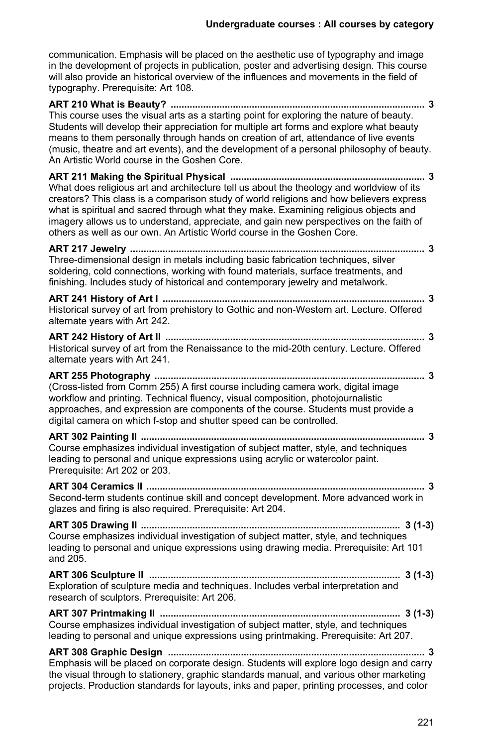communication. Emphasis will be placed on the aesthetic use of typography and image in the development of projects in publication, poster and advertising design. This course will also provide an historical overview of the influences and movements in the field of typography. Prerequisite: Art 108.

**ART 210 What is Beauty? ..... 3**
This course uses the visual arts as a starting point for exploring the nature of beauty. Students will develop their appreciation for multiple art forms and explore what beauty means to them personally through hands on creation of art, attendance of live events (music, theatre and art events), and the development of a personal philosophy of beauty. An Artistic World course in the Goshen Core.

**ART 211 Making the Spiritual Physical ..... 3**
What does religious art and architecture tell us about the theology and worldview of its creators? This class is a comparison study of world religions and how believers express what is spiritual and sacred through what they make. Examining religious objects and imagery allows us to understand, appreciate, and gain new perspectives on the faith of others as well as our own. An Artistic World course in the Goshen Core.

**ART 217 Jewelry ..... 3**
Three-dimensional design in metals including basic fabrication techniques, silver soldering, cold connections, working with found materials, surface treatments, and finishing. Includes study of historical and contemporary jewelry and metalwork.

**ART 241 History of Art I ..... 3**
Historical survey of art from prehistory to Gothic and non-Western art. Lecture. Offered alternate years with Art 242.

**ART 242 History of Art II ..... 3**
Historical survey of art from the Renaissance to the mid-20th century. Lecture. Offered alternate years with Art 241.

**ART 255 Photography ..... 3**
(Cross-listed from Comm 255) A first course including camera work, digital image workflow and printing. Technical fluency, visual composition, photojournalistic approaches, and expression are components of the course. Students must provide a digital camera on which f-stop and shutter speed can be controlled.

**ART 302 Painting II ..... 3**
Course emphasizes individual investigation of subject matter, style, and techniques leading to personal and unique expressions using acrylic or watercolor paint. Prerequisite: Art 202 or 203.

**ART 304 Ceramics II ..... 3**
Second-term students continue skill and concept development. More advanced work in glazes and firing is also required. Prerequisite: Art 204.

**ART 305 Drawing II ..... 3 (1-3)**
Course emphasizes individual investigation of subject matter, style, and techniques leading to personal and unique expressions using drawing media. Prerequisite: Art 101 and 205.

**ART 306 Sculpture II ..... 3 (1-3)**
Exploration of sculpture media and techniques. Includes verbal interpretation and research of sculptors. Prerequisite: Art 206.

**ART 307 Printmaking II ..... 3 (1-3)**
Course emphasizes individual investigation of subject matter, style, and techniques leading to personal and unique expressions using printmaking. Prerequisite: Art 207.

**ART 308 Graphic Design ..... 3**
Emphasis will be placed on corporate design. Students will explore logo design and carry the visual through to stationery, graphic standards manual, and various other marketing projects. Production standards for layouts, inks and paper, printing processes, and color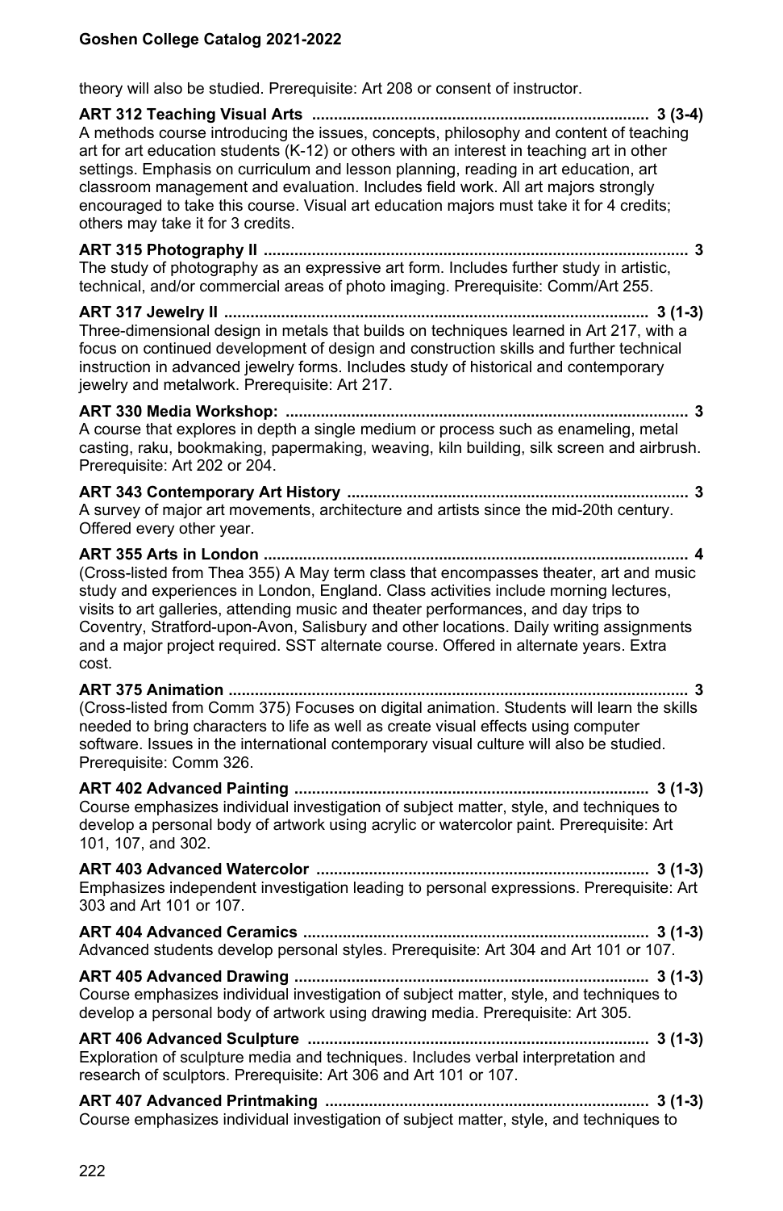theory will also be studied. Prerequisite: Art 208 or consent of instructor.

**ART 312 Teaching Visual Arts ............................................................................ 3 (3-4)**
A methods course introducing the issues, concepts, philosophy and content of teaching art for art education students (K-12) or others with an interest in teaching art in other settings. Emphasis on curriculum and lesson planning, reading in art education, art classroom management and evaluation. Includes field work. All art majors strongly encouraged to take this course. Visual art education majors must take it for 4 credits; others may take it for 3 credits.

**ART 315 Photography II ............................................................................................... 3**
The study of photography as an expressive art form. Includes further study in artistic, technical, and/or commercial areas of photo imaging. Prerequisite: Comm/Art 255.

**ART 317 Jewelry II ................................................................................................ 3 (1-3)**
Three-dimensional design in metals that builds on techniques learned in Art 217, with a focus on continued development of design and construction skills and further technical instruction in advanced jewelry forms. Includes study of historical and contemporary jewelry and metalwork. Prerequisite: Art 217.

**ART 330 Media Workshop: ........................................................................................... 3**
A course that explores in depth a single medium or process such as enameling, metal casting, raku, bookmaking, papermaking, weaving, kiln building, silk screen and airbrush. Prerequisite: Art 202 or 204.

**ART 343 Contemporary Art History ............................................................................. 3**
A survey of major art movements, architecture and artists since the mid-20th century. Offered every other year.

**ART 355 Arts in London ................................................................................................ 4**
(Cross-listed from Thea 355) A May term class that encompasses theater, art and music study and experiences in London, England. Class activities include morning lectures, visits to art galleries, attending music and theater performances, and day trips to Coventry, Stratford-upon-Avon, Salisbury and other locations. Daily writing assignments and a major project required. SST alternate course. Offered in alternate years. Extra cost.

**ART 375 Animation ....................................................................................................... 3**
(Cross-listed from Comm 375) Focuses on digital animation. Students will learn the skills needed to bring characters to life as well as create visual effects using computer software. Issues in the international contemporary visual culture will also be studied. Prerequisite: Comm 326.

**ART 402 Advanced Painting ................................................................................ 3 (1-3)**
Course emphasizes individual investigation of subject matter, style, and techniques to develop a personal body of artwork using acrylic or watercolor paint. Prerequisite: Art 101, 107, and 302.

**ART 403 Advanced Watercolor ........................................................................... 3 (1-3)**
Emphasizes independent investigation leading to personal expressions. Prerequisite: Art 303 and Art 101 or 107.

**ART 404 Advanced Ceramics .............................................................................. 3 (1-3)**
Advanced students develop personal styles. Prerequisite: Art 304 and Art 101 or 107.

**ART 405 Advanced Drawing ................................................................................ 3 (1-3)**
Course emphasizes individual investigation of subject matter, style, and techniques to develop a personal body of artwork using drawing media. Prerequisite: Art 305.

**ART 406 Advanced Sculpture ............................................................................. 3 (1-3)**
Exploration of sculpture media and techniques. Includes verbal interpretation and research of sculptors. Prerequisite: Art 306 and Art 101 or 107.

**ART 407 Advanced Printmaking ......................................................................... 3 (1-3)**
Course emphasizes individual investigation of subject matter, style, and techniques to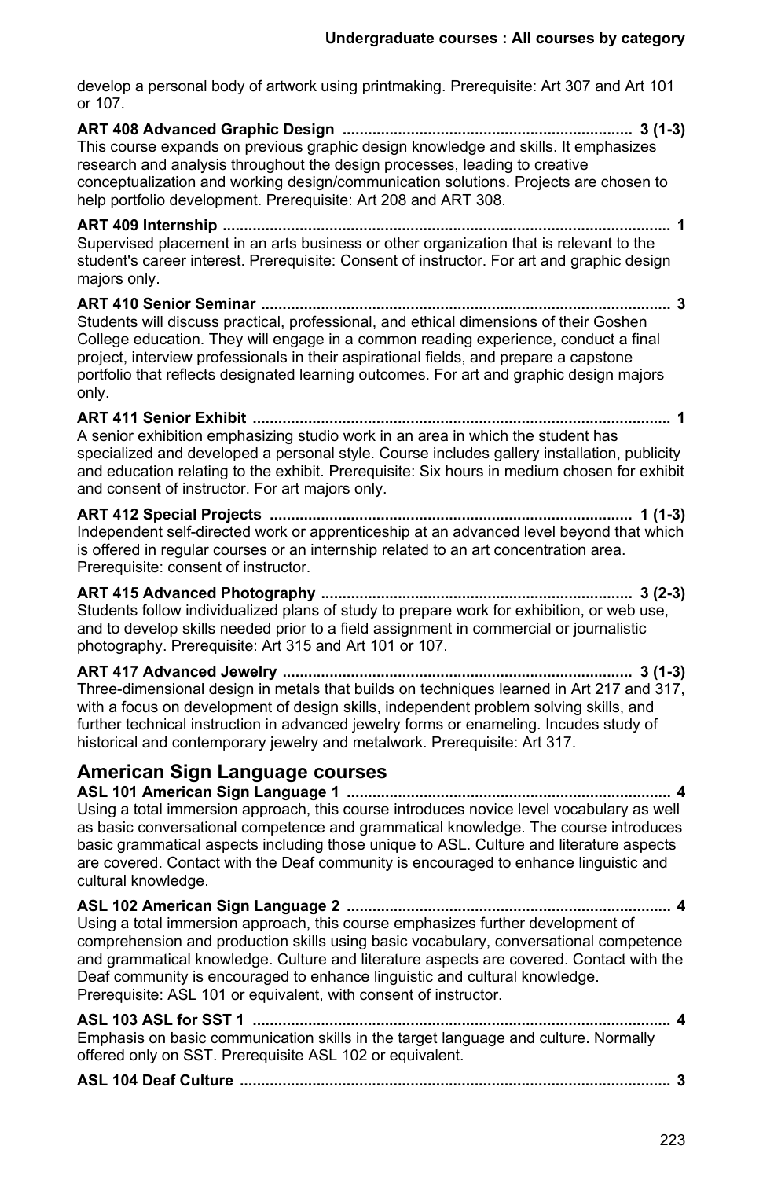develop a personal body of artwork using printmaking. Prerequisite: Art 307 and Art 101 or 107.

**ART 408 Advanced Graphic Design .................................................................... 3 (1-3)**
This course expands on previous graphic design knowledge and skills. It emphasizes research and analysis throughout the design processes, leading to creative conceptualization and working design/communication solutions. Projects are chosen to help portfolio development. Prerequisite: Art 208 and ART 308.

**ART 409 Internship ........................................................................................................ 1**
Supervised placement in an arts business or other organization that is relevant to the student's career interest. Prerequisite: Consent of instructor. For art and graphic design majors only.

**ART 410 Senior Seminar ................................................................................................ 3**
Students will discuss practical, professional, and ethical dimensions of their Goshen College education. They will engage in a common reading experience, conduct a final project, interview professionals in their aspirational fields, and prepare a capstone portfolio that reflects designated learning outcomes. For art and graphic design majors only.

**ART 411 Senior Exhibit .................................................................................................. 1**
A senior exhibition emphasizing studio work in an area in which the student has specialized and developed a personal style. Course includes gallery installation, publicity and education relating to the exhibit. Prerequisite: Six hours in medium chosen for exhibit and consent of instructor. For art majors only.

**ART 412 Special Projects .................................................................................... 1 (1-3)**
Independent self-directed work or apprenticeship at an advanced level beyond that which is offered in regular courses or an internship related to an art concentration area. Prerequisite: consent of instructor.

**ART 415 Advanced Photography ........................................................................ 3 (2-3)**
Students follow individualized plans of study to prepare work for exhibition, or web use, and to develop skills needed prior to a field assignment in commercial or journalistic photography. Prerequisite: Art 315 and Art 101 or 107.

**ART 417 Advanced Jewelry ................................................................................ 3 (1-3)**
Three-dimensional design in metals that builds on techniques learned in Art 217 and 317, with a focus on development of design skills, independent problem solving skills, and further technical instruction in advanced jewelry forms or enameling. Incudes study of historical and contemporary jewelry and metalwork. Prerequisite: Art 317.

## American Sign Language courses

**ASL 101 American Sign Language 1 ........................................................................... 4**
Using a total immersion approach, this course introduces novice level vocabulary as well as basic conversational competence and grammatical knowledge. The course introduces basic grammatical aspects including those unique to ASL. Culture and literature aspects are covered. Contact with the Deaf community is encouraged to enhance linguistic and cultural knowledge.

**ASL 102 American Sign Language 2 ........................................................................... 4**
Using a total immersion approach, this course emphasizes further development of comprehension and production skills using basic vocabulary, conversational competence and grammatical knowledge. Culture and literature aspects are covered. Contact with the Deaf community is encouraged to enhance linguistic and cultural knowledge. Prerequisite: ASL 101 or equivalent, with consent of instructor.

**ASL 103 ASL for SST 1 ................................................................................................. 4**
Emphasis on basic communication skills in the target language and culture. Normally offered only on SST. Prerequisite ASL 102 or equivalent.

**ASL 104 Deaf Culture .................................................................................................... 3**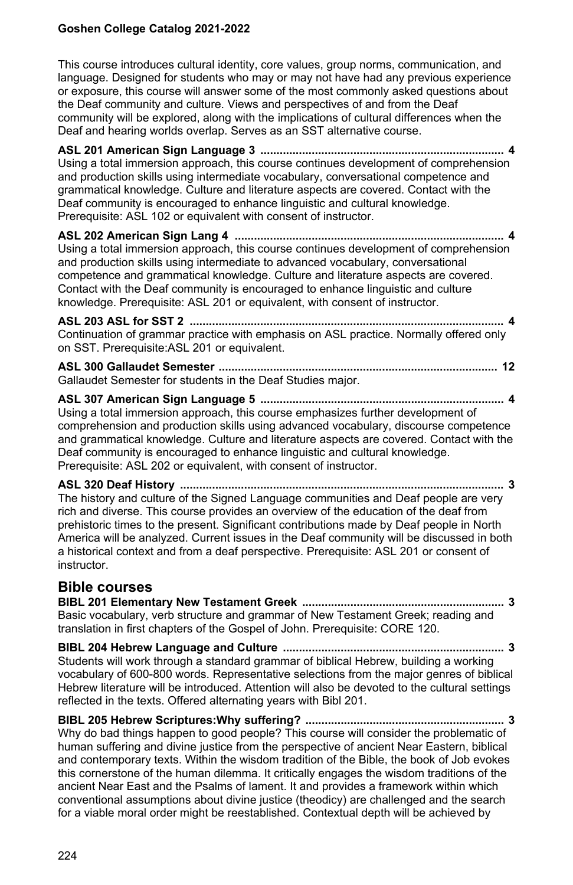This course introduces cultural identity, core values, group norms, communication, and language. Designed for students who may or may not have had any previous experience or exposure, this course will answer some of the most commonly asked questions about the Deaf community and culture. Views and perspectives of and from the Deaf community will be explored, along with the implications of cultural differences when the Deaf and hearing worlds overlap. Serves as an SST alternative course.

**ASL 201 American Sign Language 3 .......................................................................... 4**
Using a total immersion approach, this course continues development of comprehension and production skills using intermediate vocabulary, conversational competence and grammatical knowledge. Culture and literature aspects are covered. Contact with the Deaf community is encouraged to enhance linguistic and cultural knowledge. Prerequisite: ASL 102 or equivalent with consent of instructor.

**ASL 202 American Sign Lang 4 .................................................................................. 4**
Using a total immersion approach, this course continues development of comprehension and production skills using intermediate to advanced vocabulary, conversational competence and grammatical knowledge. Culture and literature aspects are covered. Contact with the Deaf community is encouraged to enhance linguistic and culture knowledge. Prerequisite: ASL 201 or equivalent, with consent of instructor.

**ASL 203 ASL for SST 2 ................................................................................................ 4**
Continuation of grammar practice with emphasis on ASL practice. Normally offered only on SST. Prerequisite:ASL 201 or equivalent.

**ASL 300 Gallaudet Semester ...................................................................................... 12**
Gallaudet Semester for students in the Deaf Studies major.

**ASL 307 American Sign Language 5 .......................................................................... 4**
Using a total immersion approach, this course emphasizes further development of comprehension and production skills using advanced vocabulary, discourse competence and grammatical knowledge. Culture and literature aspects are covered. Contact with the Deaf community is encouraged to enhance linguistic and cultural knowledge. Prerequisite: ASL 202 or equivalent, with consent of instructor.

**ASL 320 Deaf History ................................................................................................... 3**
The history and culture of the Signed Language communities and Deaf people are very rich and diverse. This course provides an overview of the education of the deaf from prehistoric times to the present. Significant contributions made by Deaf people in North America will be analyzed. Current issues in the Deaf community will be discussed in both a historical context and from a deaf perspective. Prerequisite: ASL 201 or consent of instructor.

## Bible courses

**BIBL 201 Elementary New Testament Greek .............................................................. 3**
Basic vocabulary, verb structure and grammar of New Testament Greek; reading and translation in first chapters of the Gospel of John. Prerequisite: CORE 120.

**BIBL 204 Hebrew Language and Culture .................................................................... 3**
Students will work through a standard grammar of biblical Hebrew, building a working vocabulary of 600-800 words. Representative selections from the major genres of biblical Hebrew literature will be introduced. Attention will also be devoted to the cultural settings reflected in the texts. Offered alternating years with Bibl 201.

**BIBL 205 Hebrew Scriptures:Why suffering? ............................................................. 3**
Why do bad things happen to good people? This course will consider the problematic of human suffering and divine justice from the perspective of ancient Near Eastern, biblical and contemporary texts. Within the wisdom tradition of the Bible, the book of Job evokes this cornerstone of the human dilemma. It critically engages the wisdom traditions of the ancient Near East and the Psalms of lament. It and provides a framework within which conventional assumptions about divine justice (theodicy) are challenged and the search for a viable moral order might be reestablished. Contextual depth will be achieved by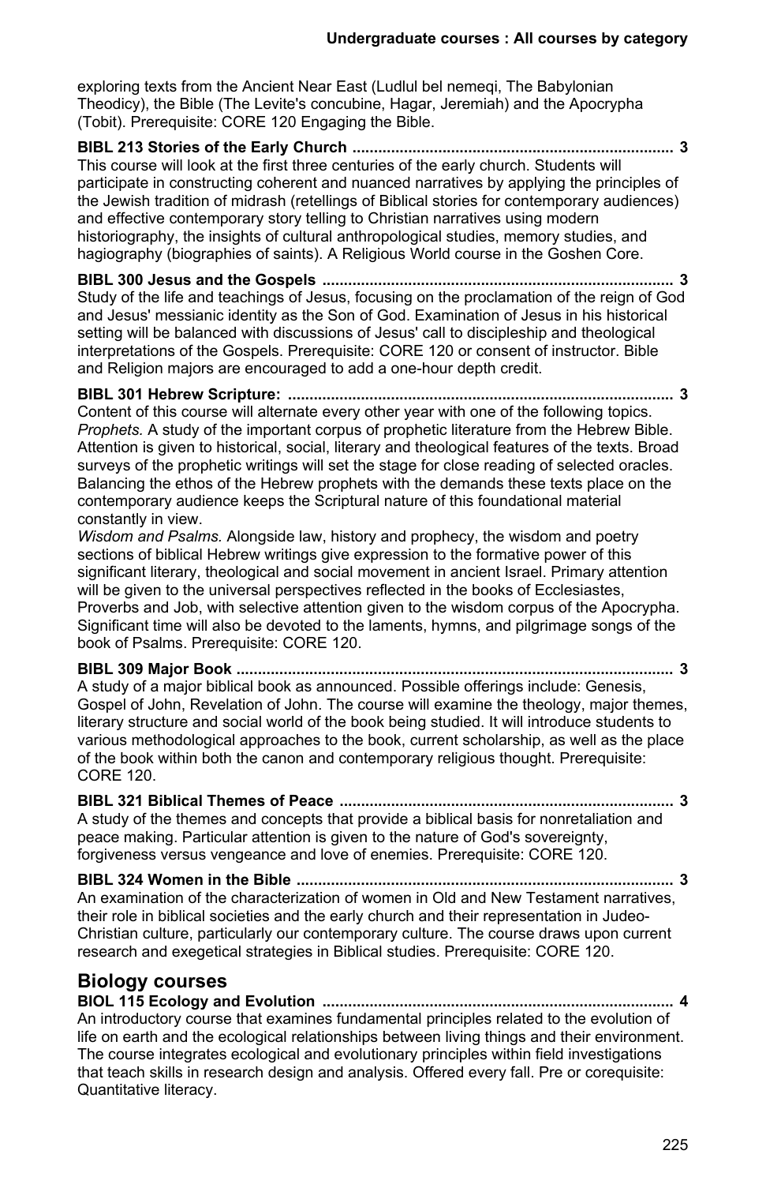exploring texts from the Ancient Near East (Ludlul bel nemeqi, The Babylonian Theodicy), the Bible (The Levite's concubine, Hagar, Jeremiah) and the Apocrypha (Tobit). Prerequisite: CORE 120 Engaging the Bible.

**BIBL 213 Stories of the Early Church .......................................................................... 3**
This course will look at the first three centuries of the early church. Students will participate in constructing coherent and nuanced narratives by applying the principles of the Jewish tradition of midrash (retellings of Biblical stories for contemporary audiences) and effective contemporary story telling to Christian narratives using modern historiography, the insights of cultural anthropological studies, memory studies, and hagiography (biographies of saints). A Religious World course in the Goshen Core.

**BIBL 300 Jesus and the Gospels .................................................................................. 3**
Study of the life and teachings of Jesus, focusing on the proclamation of the reign of God and Jesus' messianic identity as the Son of God. Examination of Jesus in his historical setting will be balanced with discussions of Jesus' call to discipleship and theological interpretations of the Gospels. Prerequisite: CORE 120 or consent of instructor. Bible and Religion majors are encouraged to add a one-hour depth credit.

**BIBL 301 Hebrew Scripture: .......................................................................................... 3**
Content of this course will alternate every other year with one of the following topics.
*Prophets.* A study of the important corpus of prophetic literature from the Hebrew Bible. Attention is given to historical, social, literary and theological features of the texts. Broad surveys of the prophetic writings will set the stage for close reading of selected oracles. Balancing the ethos of the Hebrew prophets with the demands these texts place on the contemporary audience keeps the Scriptural nature of this foundational material constantly in view.
*Wisdom and Psalms.* Alongside law, history and prophecy, the wisdom and poetry sections of biblical Hebrew writings give expression to the formative power of this significant literary, theological and social movement in ancient Israel. Primary attention will be given to the universal perspectives reflected in the books of Ecclesiastes, Proverbs and Job, with selective attention given to the wisdom corpus of the Apocrypha. Significant time will also be devoted to the laments, hymns, and pilgrimage songs of the book of Psalms. Prerequisite: CORE 120.

**BIBL 309 Major Book ...................................................................................................... 3**
A study of a major biblical book as announced. Possible offerings include: Genesis, Gospel of John, Revelation of John. The course will examine the theology, major themes, literary structure and social world of the book being studied. It will introduce students to various methodological approaches to the book, current scholarship, as well as the place of the book within both the canon and contemporary religious thought. Prerequisite: CORE 120.

**BIBL 321 Biblical Themes of Peace .............................................................................. 3**
A study of the themes and concepts that provide a biblical basis for nonretaliation and peace making. Particular attention is given to the nature of God's sovereignty, forgiveness versus vengeance and love of enemies. Prerequisite: CORE 120.

**BIBL 324 Women in the Bible ........................................................................................ 3**
An examination of the characterization of women in Old and New Testament narratives, their role in biblical societies and the early church and their representation in Judeo-Christian culture, particularly our contemporary culture. The course draws upon current research and exegetical strategies in Biblical studies. Prerequisite: CORE 120.

## Biology courses

**BIOL 115 Ecology and Evolution .................................................................................. 4**
An introductory course that examines fundamental principles related to the evolution of life on earth and the ecological relationships between living things and their environment. The course integrates ecological and evolutionary principles within field investigations that teach skills in research design and analysis. Offered every fall. Pre or corequisite: Quantitative literacy.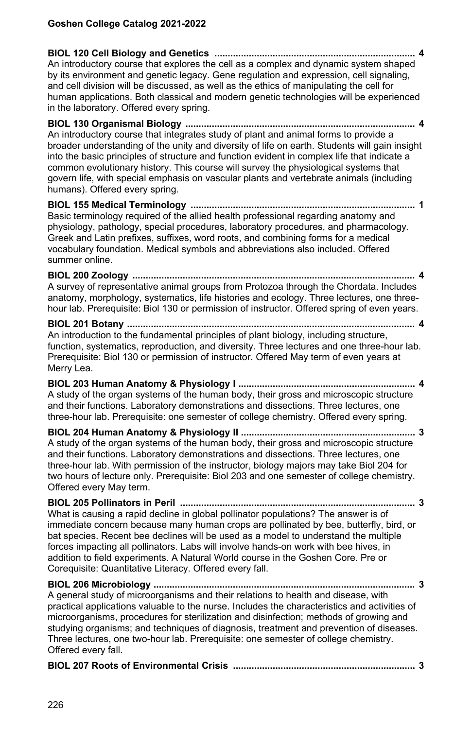**BIOL 120 Cell Biology and Genetics ........................................................................... 4**
An introductory course that explores the cell as a complex and dynamic system shaped by its environment and genetic legacy. Gene regulation and expression, cell signaling, and cell division will be discussed, as well as the ethics of manipulating the cell for human applications. Both classical and modern genetic technologies will be experienced in the laboratory. Offered every spring.

**BIOL 130 Organismal Biology ...................................................................................... 4**
An introductory course that integrates study of plant and animal forms to provide a broader understanding of the unity and diversity of life on earth. Students will gain insight into the basic principles of structure and function evident in complex life that indicate a common evolutionary history. This course will survey the physiological systems that govern life, with special emphasis on vascular plants and vertebrate animals (including humans). Offered every spring.

**BIOL 155 Medical Terminology .................................................................................... 1**
Basic terminology required of the allied health professional regarding anatomy and physiology, pathology, special procedures, laboratory procedures, and pharmacology. Greek and Latin prefixes, suffixes, word roots, and combining forms for a medical vocabulary foundation. Medical symbols and abbreviations also included. Offered summer online.

**BIOL 200 Zoology .......................................................................................................... 4**
A survey of representative animal groups from Protozoa through the Chordata. Includes anatomy, morphology, systematics, life histories and ecology. Three lectures, one three-hour lab. Prerequisite: Biol 130 or permission of instructor. Offered spring of even years.

**BIOL 201 Botany ............................................................................................................ 4**
An introduction to the fundamental principles of plant biology, including structure, function, systematics, reproduction, and diversity. Three lectures and one three-hour lab. Prerequisite: Biol 130 or permission of instructor. Offered May term of even years at Merry Lea.

**BIOL 203 Human Anatomy & Physiology I .................................................................. 4**
A study of the organ systems of the human body, their gross and microscopic structure and their functions. Laboratory demonstrations and dissections. Three lectures, one three-hour lab. Prerequisite: one semester of college chemistry. Offered every spring.

**BIOL 204 Human Anatomy & Physiology II ................................................................. 3**
A study of the organ systems of the human body, their gross and microscopic structure and their functions. Laboratory demonstrations and dissections. Three lectures, one three-hour lab. With permission of the instructor, biology majors may take Biol 204 for two hours of lecture only. Prerequisite: Biol 203 and one semester of college chemistry. Offered every May term.

**BIOL 205 Pollinators in Peril ........................................................................................ 3**
What is causing a rapid decline in global pollinator populations? The answer is of immediate concern because many human crops are pollinated by bee, butterfly, bird, or bat species. Recent bee declines will be used as a model to understand the multiple forces impacting all pollinators. Labs will involve hands-on work with bee hives, in addition to field experiments. A Natural World course in the Goshen Core. Pre or Corequisite: Quantitative Literacy. Offered every fall.

**BIOL 206 Microbiology .................................................................................................. 3**
A general study of microorganisms and their relations to health and disease, with practical applications valuable to the nurse. Includes the characteristics and activities of microorganisms, procedures for sterilization and disinfection; methods of growing and studying organisms; and techniques of diagnosis, treatment and prevention of diseases. Three lectures, one two-hour lab. Prerequisite: one semester of college chemistry. Offered every fall.

**BIOL 207 Roots of Environmental Crisis .................................................................... 3**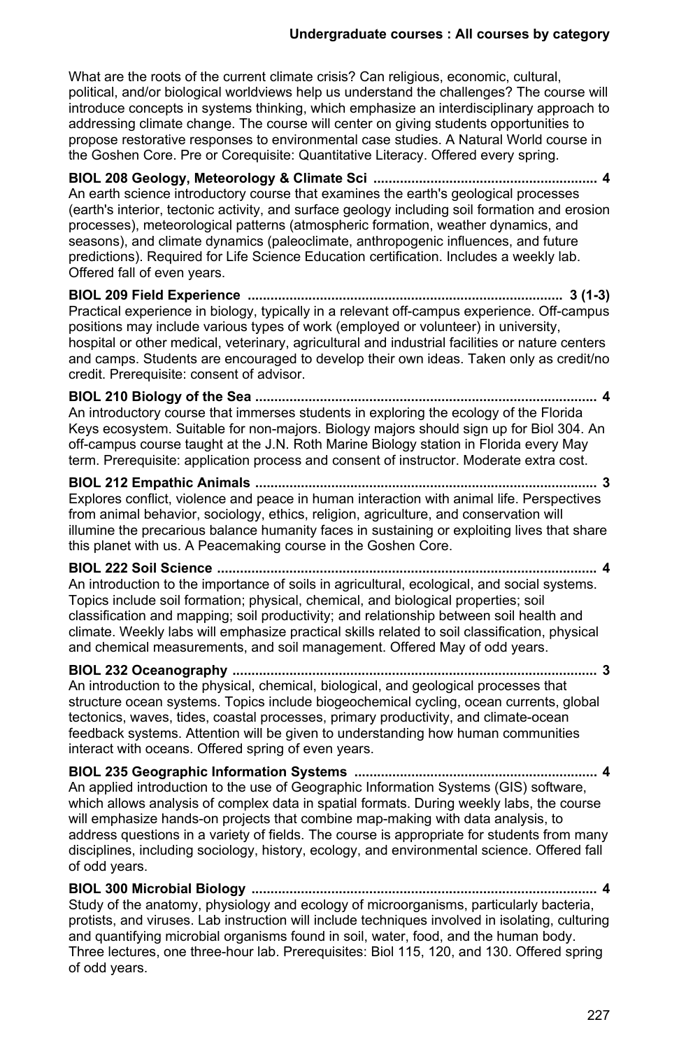What are the roots of the current climate crisis? Can religious, economic, cultural, political, and/or biological worldviews help us understand the challenges? The course will introduce concepts in systems thinking, which emphasize an interdisciplinary approach to addressing climate change. The course will center on giving students opportunities to propose restorative responses to environmental case studies. A Natural World course in the Goshen Core. Pre or Corequisite: Quantitative Literacy. Offered every spring.

**BIOL 208 Geology, Meteorology & Climate Sci ........................................................... 4**
An earth science introductory course that examines the earth's geological processes (earth's interior, tectonic activity, and surface geology including soil formation and erosion processes), meteorological patterns (atmospheric formation, weather dynamics, and seasons), and climate dynamics (paleoclimate, anthropogenic influences, and future predictions). Required for Life Science Education certification. Includes a weekly lab. Offered fall of even years.

**BIOL 209 Field Experience ................................................................................... 3 (1-3)**
Practical experience in biology, typically in a relevant off-campus experience. Off-campus positions may include various types of work (employed or volunteer) in university, hospital or other medical, veterinary, agricultural and industrial facilities or nature centers and camps. Students are encouraged to develop their own ideas. Taken only as credit/no credit. Prerequisite: consent of advisor.

**BIOL 210 Biology of the Sea .......................................................................................... 4**
An introductory course that immerses students in exploring the ecology of the Florida Keys ecosystem. Suitable for non-majors. Biology majors should sign up for Biol 304. An off-campus course taught at the J.N. Roth Marine Biology station in Florida every May term. Prerequisite: application process and consent of instructor. Moderate extra cost.

**BIOL 212 Empathic Animals .......................................................................................... 3**
Explores conflict, violence and peace in human interaction with animal life. Perspectives from animal behavior, sociology, ethics, religion, agriculture, and conservation will illumine the precarious balance humanity faces in sustaining or exploiting lives that share this planet with us. A Peacemaking course in the Goshen Core.

**BIOL 222 Soil Science .................................................................................................... 4**
An introduction to the importance of soils in agricultural, ecological, and social systems. Topics include soil formation; physical, chemical, and biological properties; soil classification and mapping; soil productivity; and relationship between soil health and climate. Weekly labs will emphasize practical skills related to soil classification, physical and chemical measurements, and soil management. Offered May of odd years.

**BIOL 232 Oceanography ................................................................................................. 3**
An introduction to the physical, chemical, biological, and geological processes that structure ocean systems. Topics include biogeochemical cycling, ocean currents, global tectonics, waves, tides, coastal processes, primary productivity, and climate-ocean feedback systems. Attention will be given to understanding how human communities interact with oceans. Offered spring of even years.

**BIOL 235 Geographic Information Systems ................................................................ 4**
An applied introduction to the use of Geographic Information Systems (GIS) software, which allows analysis of complex data in spatial formats. During weekly labs, the course will emphasize hands-on projects that combine map-making with data analysis, to address questions in a variety of fields. The course is appropriate for students from many disciplines, including sociology, history, ecology, and environmental science. Offered fall of odd years.

**BIOL 300 Microbial Biology ........................................................................................... 4**
Study of the anatomy, physiology and ecology of microorganisms, particularly bacteria, protists, and viruses. Lab instruction will include techniques involved in isolating, culturing and quantifying microbial organisms found in soil, water, food, and the human body. Three lectures, one three-hour lab. Prerequisites: Biol 115, 120, and 130. Offered spring of odd years.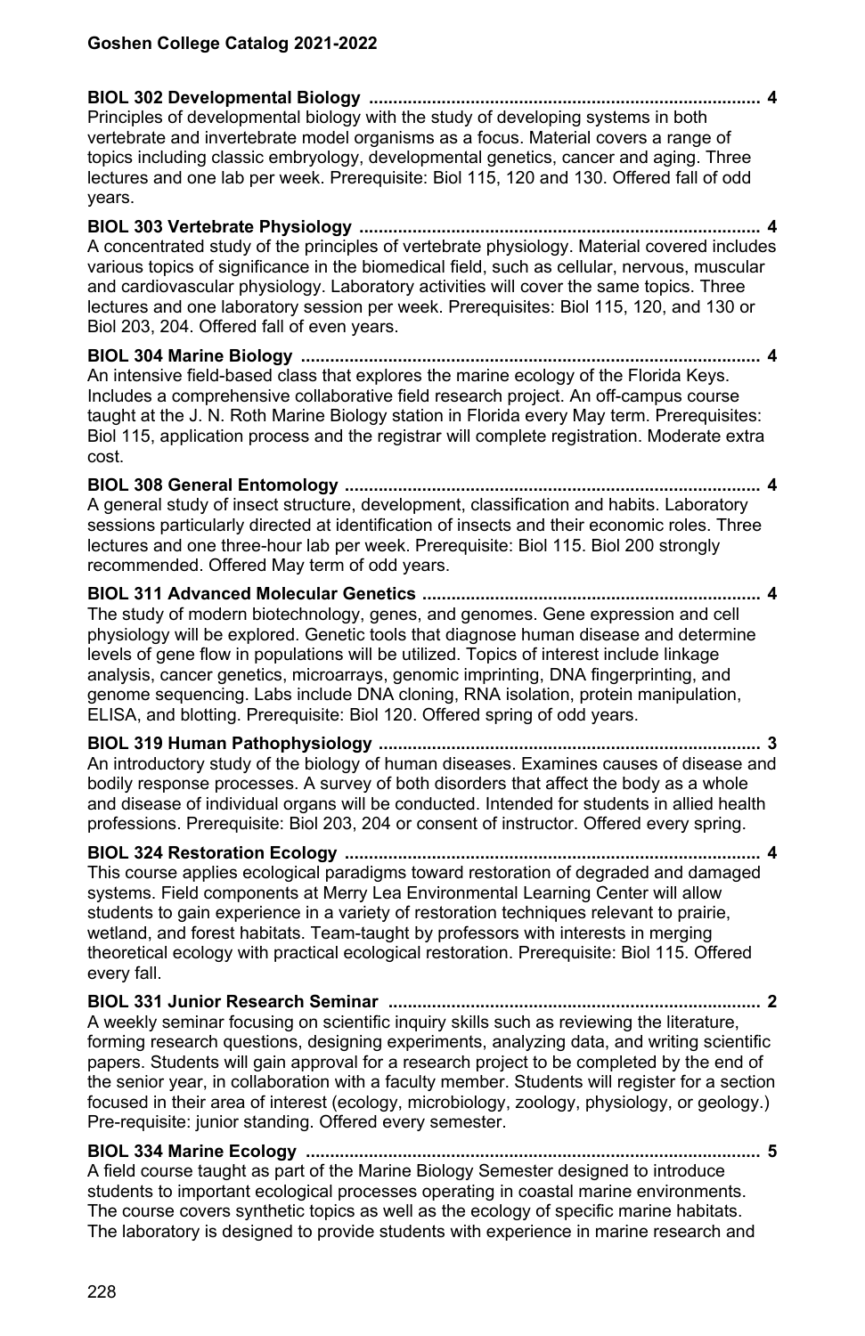**BIOL 302 Developmental Biology ................................................................................ 4**
Principles of developmental biology with the study of developing systems in both vertebrate and invertebrate model organisms as a focus. Material covers a range of topics including classic embryology, developmental genetics, cancer and aging. Three lectures and one lab per week. Prerequisite: Biol 115, 120 and 130. Offered fall of odd years.

**BIOL 303 Vertebrate Physiology .................................................................................. 4**
A concentrated study of the principles of vertebrate physiology. Material covered includes various topics of significance in the biomedical field, such as cellular, nervous, muscular and cardiovascular physiology. Laboratory activities will cover the same topics. Three lectures and one laboratory session per week. Prerequisites: Biol 115, 120, and 130 or Biol 203, 204. Offered fall of even years.

**BIOL 304 Marine Biology .............................................................................................. 4**
An intensive field-based class that explores the marine ecology of the Florida Keys. Includes a comprehensive collaborative field research project. An off-campus course taught at the J. N. Roth Marine Biology station in Florida every May term. Prerequisites: Biol 115, application process and the registrar will complete registration. Moderate extra cost.

**BIOL 308 General Entomology ..................................................................................... 4**
A general study of insect structure, development, classification and habits. Laboratory sessions particularly directed at identification of insects and their economic roles. Three lectures and one three-hour lab per week. Prerequisite: Biol 115. Biol 200 strongly recommended. Offered May term of odd years.

**BIOL 311 Advanced Molecular Genetics ...................................................................... 4**
The study of modern biotechnology, genes, and genomes. Gene expression and cell physiology will be explored. Genetic tools that diagnose human disease and determine levels of gene flow in populations will be utilized. Topics of interest include linkage analysis, cancer genetics, microarrays, genomic imprinting, DNA fingerprinting, and genome sequencing. Labs include DNA cloning, RNA isolation, protein manipulation, ELISA, and blotting. Prerequisite: Biol 120. Offered spring of odd years.

**BIOL 319 Human Pathophysiology ............................................................................... 3**
An introductory study of the biology of human diseases. Examines causes of disease and bodily response processes. A survey of both disorders that affect the body as a whole and disease of individual organs will be conducted. Intended for students in allied health professions. Prerequisite: Biol 203, 204 or consent of instructor. Offered every spring.

**BIOL 324 Restoration Ecology ...................................................................................... 4**
This course applies ecological paradigms toward restoration of degraded and damaged systems. Field components at Merry Lea Environmental Learning Center will allow students to gain experience in a variety of restoration techniques relevant to prairie, wetland, and forest habitats. Team-taught by professors with interests in merging theoretical ecology with practical ecological restoration. Prerequisite: Biol 115. Offered every fall.

**BIOL 331 Junior Research Seminar ............................................................................ 2**
A weekly seminar focusing on scientific inquiry skills such as reviewing the literature, forming research questions, designing experiments, analyzing data, and writing scientific papers. Students will gain approval for a research project to be completed by the end of the senior year, in collaboration with a faculty member. Students will register for a section focused in their area of interest (ecology, microbiology, zoology, physiology, or geology.) Pre-requisite: junior standing. Offered every semester.

**BIOL 334 Marine Ecology ............................................................................................. 5**
A field course taught as part of the Marine Biology Semester designed to introduce students to important ecological processes operating in coastal marine environments. The course covers synthetic topics as well as the ecology of specific marine habitats. The laboratory is designed to provide students with experience in marine research and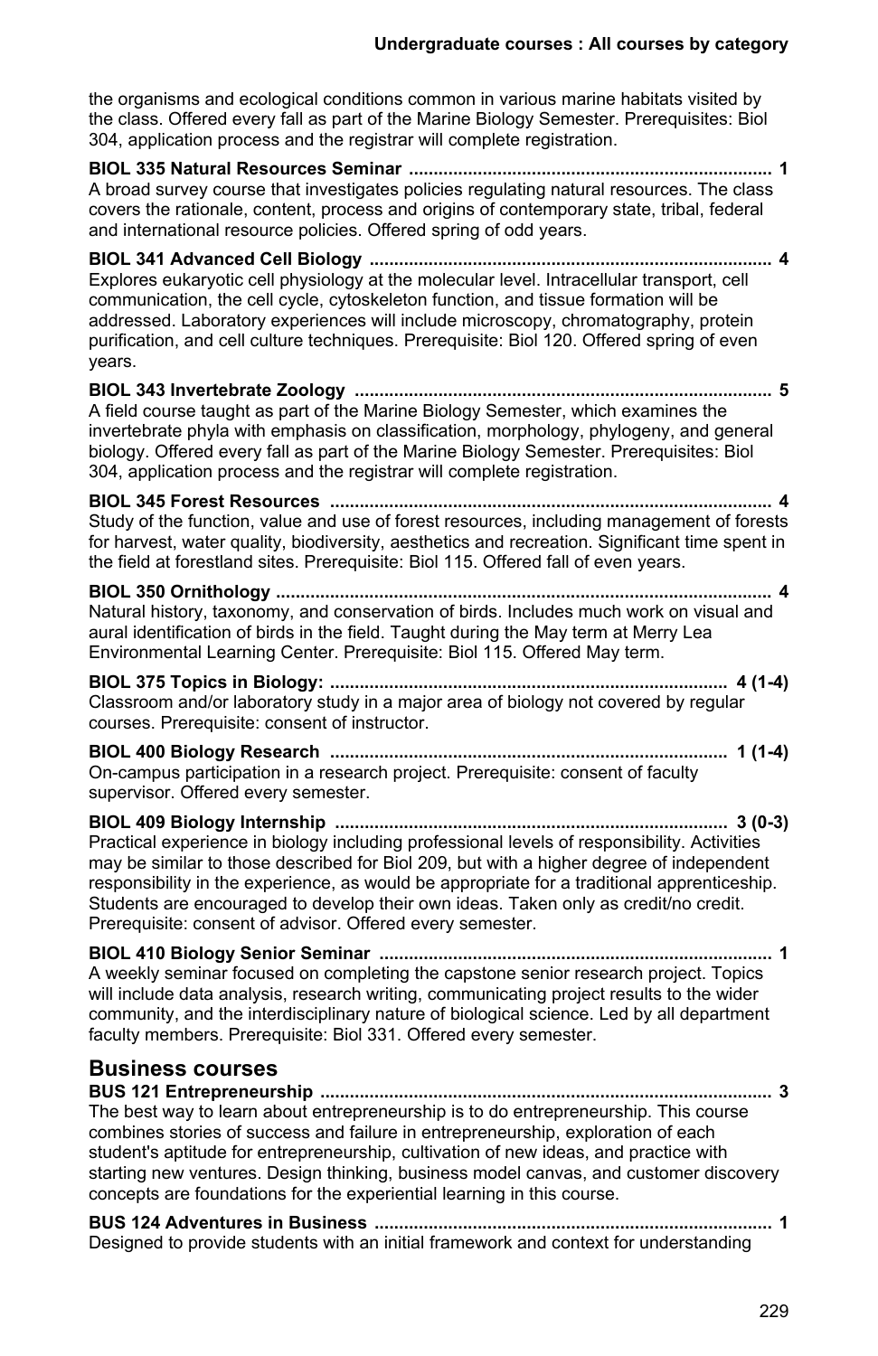the organisms and ecological conditions common in various marine habitats visited by the class. Offered every fall as part of the Marine Biology Semester. Prerequisites: Biol 304, application process and the registrar will complete registration.

**BIOL 335 Natural Resources Seminar ........................................................................... 1**
A broad survey course that investigates policies regulating natural resources. The class covers the rationale, content, process and origins of contemporary state, tribal, federal and international resource policies. Offered spring of odd years.

**BIOL 341 Advanced Cell Biology ................................................................................... 4**
Explores eukaryotic cell physiology at the molecular level. Intracellular transport, cell communication, the cell cycle, cytoskeleton function, and tissue formation will be addressed. Laboratory experiences will include microscopy, chromatography, protein purification, and cell culture techniques. Prerequisite: Biol 120. Offered spring of even years.

**BIOL 343 Invertebrate Zoology ...................................................................................... 5**
A field course taught as part of the Marine Biology Semester, which examines the invertebrate phyla with emphasis on classification, morphology, phylogeny, and general biology. Offered every fall as part of the Marine Biology Semester. Prerequisites: Biol 304, application process and the registrar will complete registration.

**BIOL 345 Forest Resources ........................................................................................... 4**
Study of the function, value and use of forest resources, including management of forests for harvest, water quality, biodiversity, aesthetics and recreation. Significant time spent in the field at forestland sites. Prerequisite: Biol 115. Offered fall of even years.

**BIOL 350 Ornithology ..................................................................................................... 4**
Natural history, taxonomy, and conservation of birds. Includes much work on visual and aural identification of birds in the field. Taught during the May term at Merry Lea Environmental Learning Center. Prerequisite: Biol 115. Offered May term.

**BIOL 375 Topics in Biology: .................................................................................. 4 (1-4)**
Classroom and/or laboratory study in a major area of biology not covered by regular courses. Prerequisite: consent of instructor.

**BIOL 400 Biology Research .................................................................................. 1 (1-4)**
On-campus participation in a research project. Prerequisite: consent of faculty supervisor. Offered every semester.

**BIOL 409 Biology Internship ................................................................................. 3 (0-3)**
Practical experience in biology including professional levels of responsibility. Activities may be similar to those described for Biol 209, but with a higher degree of independent responsibility in the experience, as would be appropriate for a traditional apprenticeship. Students are encouraged to develop their own ideas. Taken only as credit/no credit. Prerequisite: consent of advisor. Offered every semester.

**BIOL 410 Biology Senior Seminar ................................................................................. 1**
A weekly seminar focused on completing the capstone senior research project. Topics will include data analysis, research writing, communicating project results to the wider community, and the interdisciplinary nature of biological science. Led by all department faculty members. Prerequisite: Biol 331. Offered every semester.

## Business courses

**BUS 121 Entrepreneurship ............................................................................................. 3**
The best way to learn about entrepreneurship is to do entrepreneurship. This course combines stories of success and failure in entrepreneurship, exploration of each student's aptitude for entrepreneurship, cultivation of new ideas, and practice with starting new ventures. Design thinking, business model canvas, and customer discovery concepts are foundations for the experiential learning in this course.

**BUS 124 Adventures in Business .................................................................................. 1**
Designed to provide students with an initial framework and context for understanding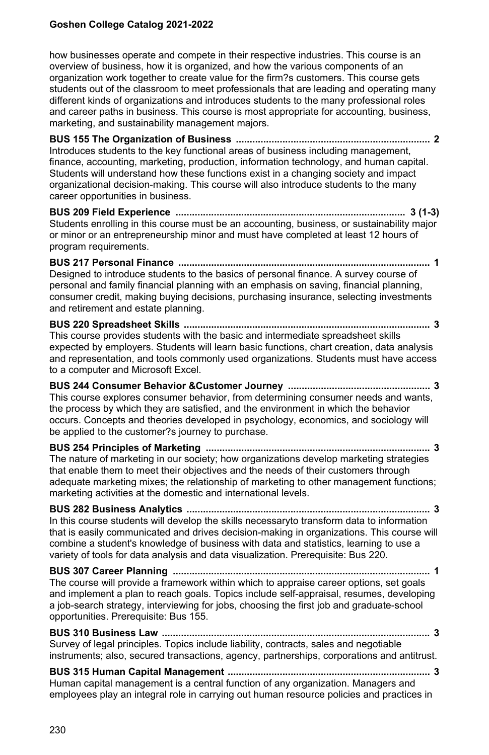how businesses operate and compete in their respective industries. This course is an overview of business, how it is organized, and how the various components of an organization work together to create value for the firm?s customers. This course gets students out of the classroom to meet professionals that are leading and operating many different kinds of organizations and introduces students to the many professional roles and career paths in business. This course is most appropriate for accounting, business, marketing, and sustainability management majors.

**BUS 155 The Organization of Business ....................................................................... 2**
Introduces students to the key functional areas of business including management, finance, accounting, marketing, production, information technology, and human capital. Students will understand how these functions exist in a changing society and impact organizational decision-making. This course will also introduce students to the many career opportunities in business.

**BUS 209 Field Experience .................................................................................... 3 (1-3)**
Students enrolling in this course must be an accounting, business, or sustainability major or minor or an entrepreneurship minor and must have completed at least 12 hours of program requirements.

**BUS 217 Personal Finance ............................................................................................ 1**
Designed to introduce students to the basics of personal finance. A survey course of personal and family financial planning with an emphasis on saving, financial planning, consumer credit, making buying decisions, purchasing insurance, selecting investments and retirement and estate planning.

**BUS 220 Spreadsheet Skills .......................................................................................... 3**
This course provides students with the basic and intermediate spreadsheet skills expected by employers. Students will learn basic functions, chart creation, data analysis and representation, and tools commonly used organizations. Students must have access to a computer and Microsoft Excel.

**BUS 244 Consumer Behavior &Customer Journey .................................................... 3**
This course explores consumer behavior, from determining consumer needs and wants, the process by which they are satisfied, and the environment in which the behavior occurs. Concepts and theories developed in psychology, economics, and sociology will be applied to the customer?s journey to purchase.

**BUS 254 Principles of Marketing .................................................................................. 3**
The nature of marketing in our society; how organizations develop marketing strategies that enable them to meet their objectives and the needs of their customers through adequate marketing mixes; the relationship of marketing to other management functions; marketing activities at the domestic and international levels.

**BUS 282 Business Analytics ......................................................................................... 3**
In this course students will develop the skills necessaryto transform data to information that is easily communicated and drives decision-making in organizations. This course will combine a student's knowledge of business with data and statistics, learning to use a variety of tools for data analysis and data visualization. Prerequisite: Bus 220.

**BUS 307 Career Planning .............................................................................................. 1**
The course will provide a framework within which to appraise career options, set goals and implement a plan to reach goals. Topics include self-appraisal, resumes, developing a job-search strategy, interviewing for jobs, choosing the first job and graduate-school opportunities. Prerequisite: Bus 155.

**BUS 310 Business Law .................................................................................................. 3**
Survey of legal principles. Topics include liability, contracts, sales and negotiable instruments; also, secured transactions, agency, partnerships, corporations and antitrust.

**BUS 315 Human Capital Management .......................................................................... 3**
Human capital management is a central function of any organization. Managers and employees play an integral role in carrying out human resource policies and practices in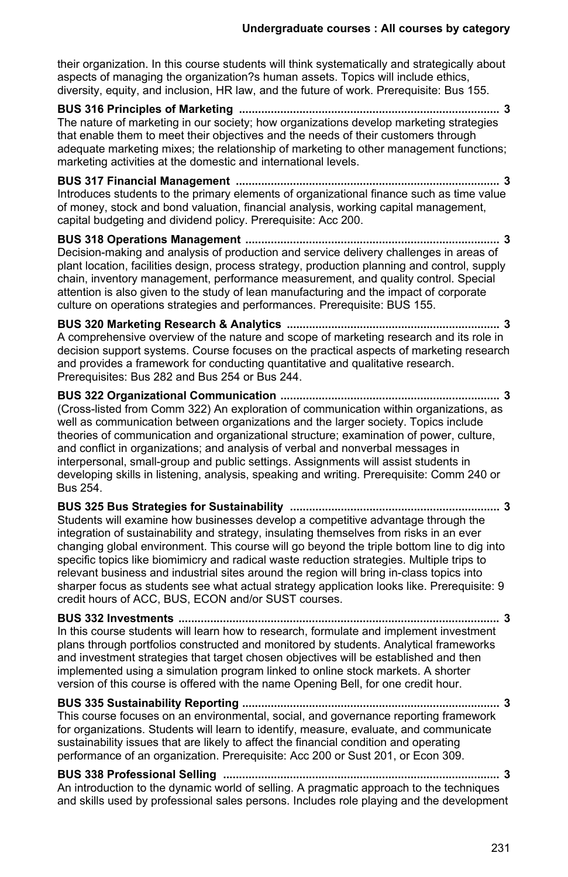their organization. In this course students will think systematically and strategically about aspects of managing the organization?s human assets. Topics will include ethics, diversity, equity, and inclusion, HR law, and the future of work. Prerequisite: Bus 155.

**BUS 316 Principles of Marketing .................................................................................. 3**
The nature of marketing in our society; how organizations develop marketing strategies that enable them to meet their objectives and the needs of their customers through adequate marketing mixes; the relationship of marketing to other management functions; marketing activities at the domestic and international levels.

**BUS 317 Financial Management .................................................................................. 3**
Introduces students to the primary elements of organizational finance such as time value of money, stock and bond valuation, financial analysis, working capital management, capital budgeting and dividend policy. Prerequisite: Acc 200.

**BUS 318 Operations Management ................................................................................ 3**
Decision-making and analysis of production and service delivery challenges in areas of plant location, facilities design, process strategy, production planning and control, supply chain, inventory management, performance measurement, and quality control. Special attention is also given to the study of lean manufacturing and the impact of corporate culture on operations strategies and performances. Prerequisite: BUS 155.

**BUS 320 Marketing Research & Analytics ................................................................... 3**
A comprehensive overview of the nature and scope of marketing research and its role in decision support systems. Course focuses on the practical aspects of marketing research and provides a framework for conducting quantitative and qualitative research. Prerequisites: Bus 282 and Bus 254 or Bus 244.

**BUS 322 Organizational Communication .................................................................... 3**
(Cross-listed from Comm 322) An exploration of communication within organizations, as well as communication between organizations and the larger society. Topics include theories of communication and organizational structure; examination of power, culture, and conflict in organizations; and analysis of verbal and nonverbal messages in interpersonal, small-group and public settings. Assignments will assist students in developing skills in listening, analysis, speaking and writing. Prerequisite: Comm 240 or Bus 254.

**BUS 325 Bus Strategies for Sustainability ................................................................. 3**
Students will examine how businesses develop a competitive advantage through the integration of sustainability and strategy, insulating themselves from risks in an ever changing global environment. This course will go beyond the triple bottom line to dig into specific topics like biomimicry and radical waste reduction strategies. Multiple trips to relevant business and industrial sites around the region will bring in-class topics into sharper focus as students see what actual strategy application looks like. Prerequisite: 9 credit hours of ACC, BUS, ECON and/or SUST courses.

**BUS 332 Investments .................................................................................................... 3**
In this course students will learn how to research, formulate and implement investment plans through portfolios constructed and monitored by students. Analytical frameworks and investment strategies that target chosen objectives will be established and then implemented using a simulation program linked to online stock markets. A shorter version of this course is offered with the name Opening Bell, for one credit hour.

**BUS 335 Sustainability Reporting ................................................................................. 3**
This course focuses on an environmental, social, and governance reporting framework for organizations. Students will learn to identify, measure, evaluate, and communicate sustainability issues that are likely to affect the financial condition and operating performance of an organization. Prerequisite: Acc 200 or Sust 201, or Econ 309.

**BUS 338 Professional Selling ...................................................................................... 3**
An introduction to the dynamic world of selling. A pragmatic approach to the techniques and skills used by professional sales persons. Includes role playing and the development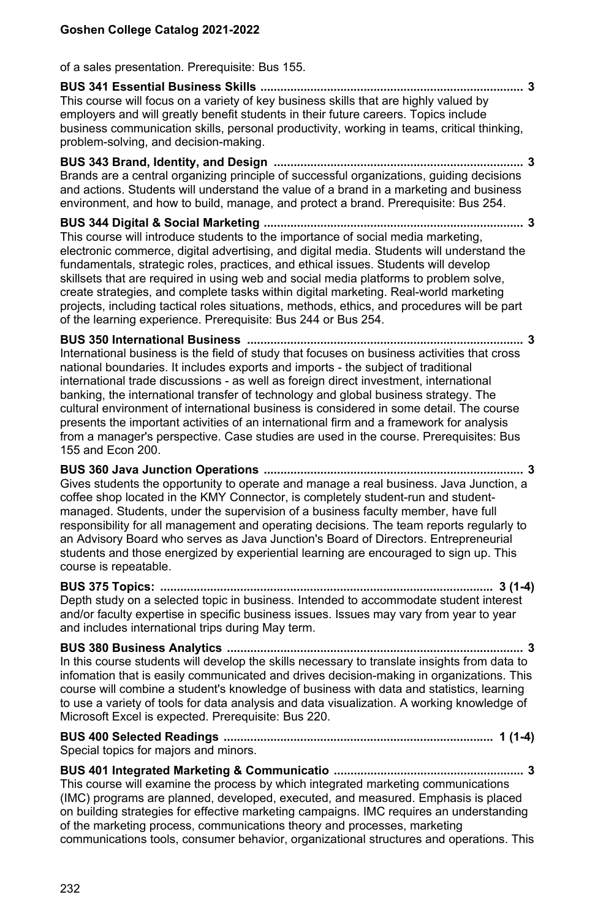of a sales presentation. Prerequisite: Bus 155.

**BUS 341 Essential Business Skills .............................................................................. 3**
This course will focus on a variety of key business skills that are highly valued by employers and will greatly benefit students in their future careers. Topics include business communication skills, personal productivity, working in teams, critical thinking, problem-solving, and decision-making.

**BUS 343 Brand, Identity, and Design ........................................................................... 3**
Brands are a central organizing principle of successful organizations, guiding decisions and actions. Students will understand the value of a brand in a marketing and business environment, and how to build, manage, and protect a brand. Prerequisite: Bus 254.

**BUS 344 Digital & Social Marketing ............................................................................. 3**
This course will introduce students to the importance of social media marketing, electronic commerce, digital advertising, and digital media. Students will understand the fundamentals, strategic roles, practices, and ethical issues. Students will develop skillsets that are required in using web and social media platforms to problem solve, create strategies, and complete tasks within digital marketing. Real-world marketing projects, including tactical roles situations, methods, ethics, and procedures will be part of the learning experience. Prerequisite: Bus 244 or Bus 254.

**BUS 350 International Business ................................................................................... 3**
International business is the field of study that focuses on business activities that cross national boundaries. It includes exports and imports - the subject of traditional international trade discussions - as well as foreign direct investment, international banking, the international transfer of technology and global business strategy. The cultural environment of international business is considered in some detail. The course presents the important activities of an international firm and a framework for analysis from a manager's perspective. Case studies are used in the course. Prerequisites: Bus 155 and Econ 200.

**BUS 360 Java Junction Operations ............................................................................. 3**
Gives students the opportunity to operate and manage a real business. Java Junction, a coffee shop located in the KMY Connector, is completely student-run and student-managed. Students, under the supervision of a business faculty member, have full responsibility for all management and operating decisions. The team reports regularly to an Advisory Board who serves as Java Junction's Board of Directors. Entrepreneurial students and those energized by experiential learning are encouraged to sign up. This course is repeatable.

**BUS 375 Topics: .................................................................................................... 3 (1-4)**
Depth study on a selected topic in business. Intended to accommodate student interest and/or faculty expertise in specific business issues. Issues may vary from year to year and includes international trips during May term.

**BUS 380 Business Analytics ......................................................................................... 3**
In this course students will develop the skills necessary to translate insights from data to infomation that is easily communicated and drives decision-making in organizations. This course will combine a student's knowledge of business with data and statistics, learning to use a variety of tools for data analysis and data visualization. A working knowledge of Microsoft Excel is expected. Prerequisite: Bus 220.

**BUS 400 Selected Readings ................................................................................. 1 (1-4)**
Special topics for majors and minors.

**BUS 401 Integrated Marketing & Communicatio ......................................................... 3**
This course will examine the process by which integrated marketing communications (IMC) programs are planned, developed, executed, and measured. Emphasis is placed on building strategies for effective marketing campaigns. IMC requires an understanding of the marketing process, communications theory and processes, marketing communications tools, consumer behavior, organizational structures and operations. This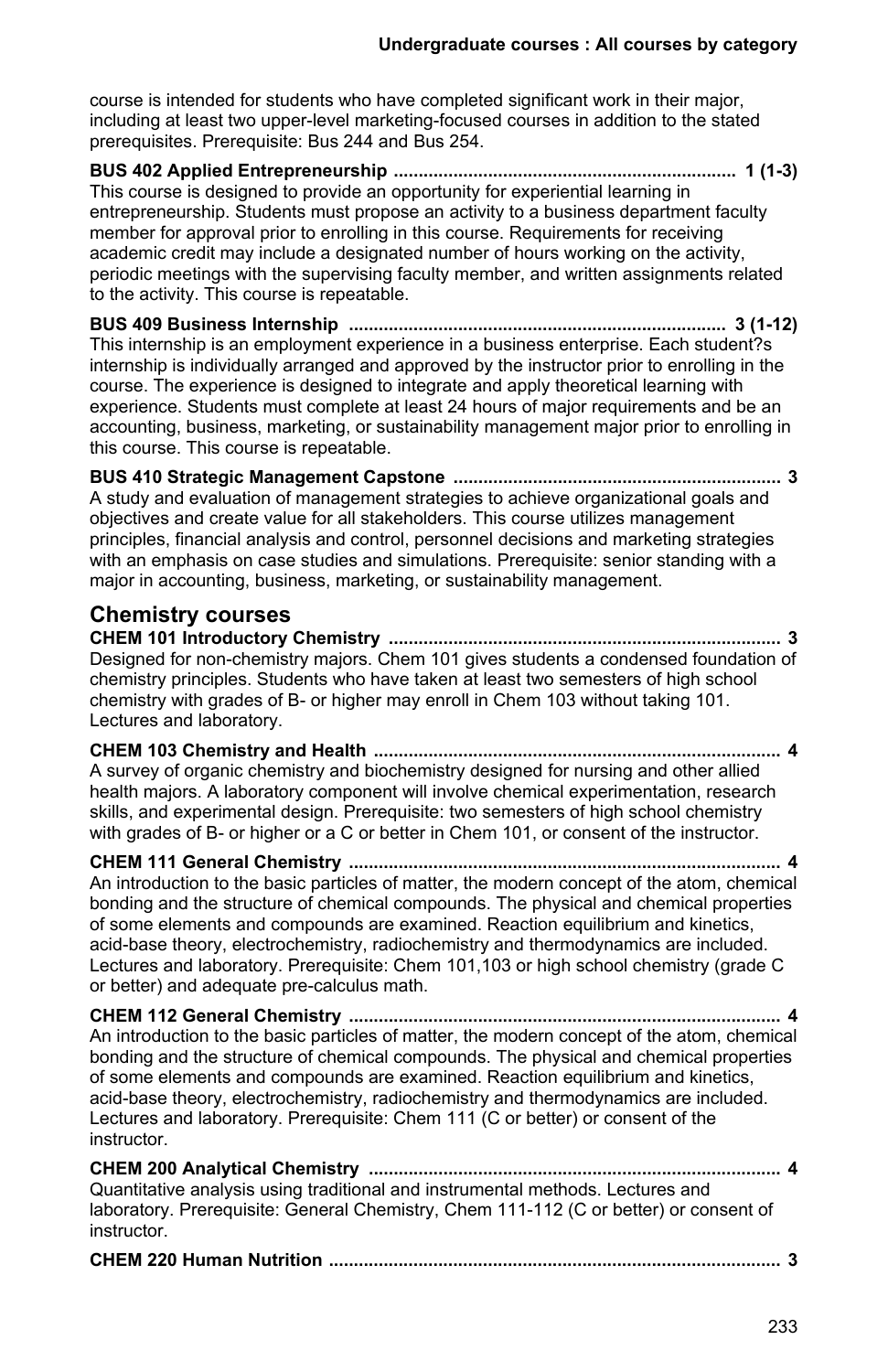course is intended for students who have completed significant work in their major, including at least two upper-level marketing-focused courses in addition to the stated prerequisites. Prerequisite: Bus 244 and Bus 254.

**BUS 402 Applied Entrepreneurship ..................................................................... 1 (1-3)**
This course is designed to provide an opportunity for experiential learning in entrepreneurship. Students must propose an activity to a business department faculty member for approval prior to enrolling in this course. Requirements for receiving academic credit may include a designated number of hours working on the activity, periodic meetings with the supervising faculty member, and written assignments related to the activity. This course is repeatable.

**BUS 409 Business Internship ............................................................................ 3 (1-12)**
This internship is an employment experience in a business enterprise. Each student?s internship is individually arranged and approved by the instructor prior to enrolling in the course. The experience is designed to integrate and apply theoretical learning with experience. Students must complete at least 24 hours of major requirements and be an accounting, business, marketing, or sustainability management major prior to enrolling in this course. This course is repeatable.

**BUS 410 Strategic Management Capstone .................................................................. 3**
A study and evaluation of management strategies to achieve organizational goals and objectives and create value for all stakeholders. This course utilizes management principles, financial analysis and control, personnel decisions and marketing strategies with an emphasis on case studies and simulations. Prerequisite: senior standing with a major in accounting, business, marketing, or sustainability management.

## Chemistry courses

**CHEM 101 Introductory Chemistry ............................................................................... 3**
Designed for non-chemistry majors. Chem 101 gives students a condensed foundation of chemistry principles. Students who have taken at least two semesters of high school chemistry with grades of B- or higher may enroll in Chem 103 without taking 101. Lectures and laboratory.

**CHEM 103 Chemistry and Health .................................................................................. 4**
A survey of organic chemistry and biochemistry designed for nursing and other allied health majors. A laboratory component will involve chemical experimentation, research skills, and experimental design. Prerequisite: two semesters of high school chemistry with grades of B- or higher or a C or better in Chem 101, or consent of the instructor.

**CHEM 111 General Chemistry ....................................................................................... 4**
An introduction to the basic particles of matter, the modern concept of the atom, chemical bonding and the structure of chemical compounds. The physical and chemical properties of some elements and compounds are examined. Reaction equilibrium and kinetics, acid-base theory, electrochemistry, radiochemistry and thermodynamics are included. Lectures and laboratory. Prerequisite: Chem 101,103 or high school chemistry (grade C or better) and adequate pre-calculus math.

**CHEM 112 General Chemistry ....................................................................................... 4**
An introduction to the basic particles of matter, the modern concept of the atom, chemical bonding and the structure of chemical compounds. The physical and chemical properties of some elements and compounds are examined. Reaction equilibrium and kinetics, acid-base theory, electrochemistry, radiochemistry and thermodynamics are included. Lectures and laboratory. Prerequisite: Chem 111 (C or better) or consent of the instructor.

**CHEM 200 Analytical Chemistry ................................................................................... 4**
Quantitative analysis using traditional and instrumental methods. Lectures and laboratory. Prerequisite: General Chemistry, Chem 111-112 (C or better) or consent of instructor.

**CHEM 220 Human Nutrition ........................................................................................... 3**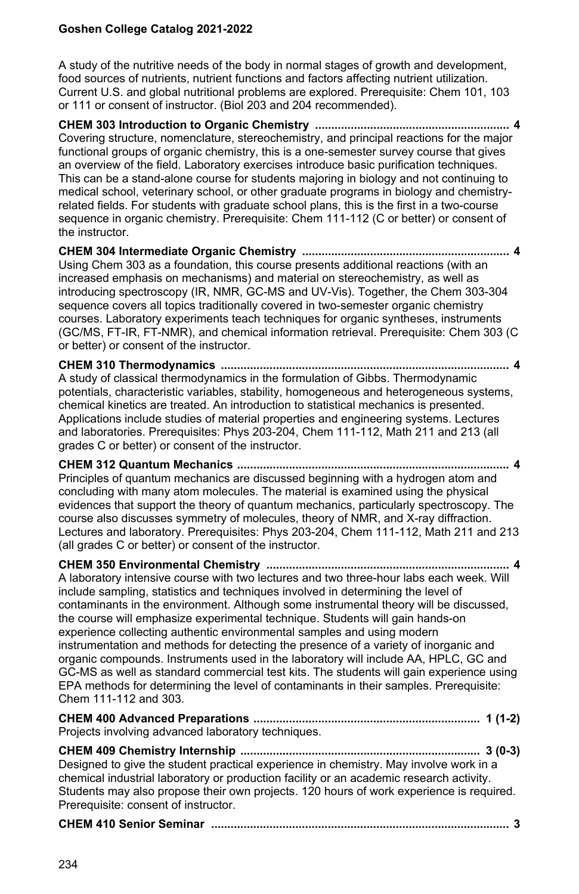A study of the nutritive needs of the body in normal stages of growth and development, food sources of nutrients, nutrient functions and factors affecting nutrient utilization. Current U.S. and global nutritional problems are explored. Prerequisite: Chem 101, 103 or 111 or consent of instructor. (Biol 203 and 204 recommended).

**CHEM 303 Introduction to Organic Chemistry ........................................................... 4**
Covering structure, nomenclature, stereochemistry, and principal reactions for the major functional groups of organic chemistry, this is a one-semester survey course that gives an overview of the field. Laboratory exercises introduce basic purification techniques. This can be a stand-alone course for students majoring in biology and not continuing to medical school, veterinary school, or other graduate programs in biology and chemistry-related fields. For students with graduate school plans, this is the first in a two-course sequence in organic chemistry. Prerequisite: Chem 111-112 (C or better) or consent of the instructor.

**CHEM 304 Intermediate Organic Chemistry ............................................................... 4**
Using Chem 303 as a foundation, this course presents additional reactions (with an increased emphasis on mechanisms) and material on stereochemistry, as well as introducing spectroscopy (IR, NMR, GC-MS and UV-Vis). Together, the Chem 303-304 sequence covers all topics traditionally covered in two-semester organic chemistry courses. Laboratory experiments teach techniques for organic syntheses, instruments (GC/MS, FT-IR, FT-NMR), and chemical information retrieval. Prerequisite: Chem 303 (C or better) or consent of the instructor.

**CHEM 310 Thermodynamics ......................................................................................... 4**
A study of classical thermodynamics in the formulation of Gibbs. Thermodynamic potentials, characteristic variables, stability, homogeneous and heterogeneous systems, chemical kinetics are treated. An introduction to statistical mechanics is presented. Applications include studies of material properties and engineering systems. Lectures and laboratories. Prerequisites: Phys 203-204, Chem 111-112, Math 211 and 213 (all grades C or better) or consent of the instructor.

**CHEM 312 Quantum Mechanics .................................................................................... 4**
Principles of quantum mechanics are discussed beginning with a hydrogen atom and concluding with many atom molecules. The material is examined using the physical evidences that support the theory of quantum mechanics, particularly spectroscopy. The course also discusses symmetry of molecules, theory of NMR, and X-ray diffraction. Lectures and laboratory. Prerequisites: Phys 203-204, Chem 111-112, Math 211 and 213 (all grades C or better) or consent of the instructor.

**CHEM 350 Environmental Chemistry ........................................................................... 4**
A laboratory intensive course with two lectures and two three-hour labs each week. Will include sampling, statistics and techniques involved in determining the level of contaminants in the environment. Although some instrumental theory will be discussed, the course will emphasize experimental technique. Students will gain hands-on experience collecting authentic environmental samples and using modern instrumentation and methods for detecting the presence of a variety of inorganic and organic compounds. Instruments used in the laboratory will include AA, HPLC, GC and GC-MS as well as standard commercial test kits. The students will gain experience using EPA methods for determining the level of contaminants in their samples. Prerequisite: Chem 111-112 and 303.

**CHEM 400 Advanced Preparations ..................................................................... 1 (1-2)**
Projects involving advanced laboratory techniques.

**CHEM 409 Chemistry Internship ......................................................................... 3 (0-3)**
Designed to give the student practical experience in chemistry. May involve work in a chemical industrial laboratory or production facility or an academic research activity. Students may also propose their own projects. 120 hours of work experience is required. Prerequisite: consent of instructor.

**CHEM 410 Senior Seminar ............................................................................................ 3**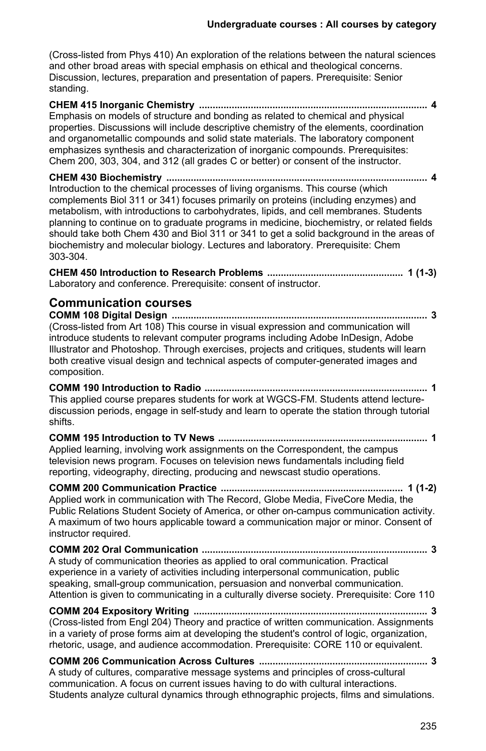(Cross-listed from Phys 410) An exploration of the relations between the natural sciences and other broad areas with special emphasis on ethical and theological concerns. Discussion, lectures, preparation and presentation of papers. Prerequisite: Senior standing.

**CHEM 415 Inorganic Chemistry .................................................................................... 4**
Emphasis on models of structure and bonding as related to chemical and physical properties. Discussions will include descriptive chemistry of the elements, coordination and organometallic compounds and solid state materials. The laboratory component emphasizes synthesis and characterization of inorganic compounds. Prerequisites: Chem 200, 303, 304, and 312 (all grades C or better) or consent of the instructor.

**CHEM 430 Biochemistry ................................................................................................ 4**
Introduction to the chemical processes of living organisms. This course (which complements Biol 311 or 341) focuses primarily on proteins (including enzymes) and metabolism, with introductions to carbohydrates, lipids, and cell membranes. Students planning to continue on to graduate programs in medicine, biochemistry, or related fields should take both Chem 430 and Biol 311 or 341 to get a solid background in the areas of biochemistry and molecular biology. Lectures and laboratory. Prerequisite: Chem 303-304.

**CHEM 450 Introduction to Research Problems ................................................. 1 (1-3)**
Laboratory and conference. Prerequisite: consent of instructor.

## Communication courses

**COMM 108 Digital Design .............................................................................................. 3**
(Cross-listed from Art 108) This course in visual expression and communication will introduce students to relevant computer programs including Adobe InDesign, Adobe Illustrator and Photoshop. Through exercises, projects and critiques, students will learn both creative visual design and technical aspects of computer-generated images and composition.

**COMM 190 Introduction to Radio .................................................................................. 1**
This applied course prepares students for work at WGCS-FM. Students attend lecture-discussion periods, engage in self-study and learn to operate the station through tutorial shifts.

**COMM 195 Introduction to TV News ............................................................................. 1**
Applied learning, involving work assignments on the Correspondent, the campus television news program. Focuses on television news fundamentals including field reporting, videography, directing, producing and newscast studio operations.

**COMM 200 Communication Practice .................................................................... 1 (1-2)**
Applied work in communication with The Record, Globe Media, FiveCore Media, the Public Relations Student Society of America, or other on-campus communication activity. A maximum of two hours applicable toward a communication major or minor. Consent of instructor required.

**COMM 202 Oral Communication .................................................................................... 3**
A study of communication theories as applied to oral communication. Practical experience in a variety of activities including interpersonal communication, public speaking, small-group communication, persuasion and nonverbal communication. Attention is given to communicating in a culturally diverse society. Prerequisite: Core 110

**COMM 204 Expository Writing ...................................................................................... 3**
(Cross-listed from Engl 204) Theory and practice of written communication. Assignments in a variety of prose forms aim at developing the student's control of logic, organization, rhetoric, usage, and audience accommodation. Prerequisite: CORE 110 or equivalent.

**COMM 206 Communication Across Cultures .............................................................. 3**
A study of cultures, comparative message systems and principles of cross-cultural communication. A focus on current issues having to do with cultural interactions. Students analyze cultural dynamics through ethnographic projects, films and simulations.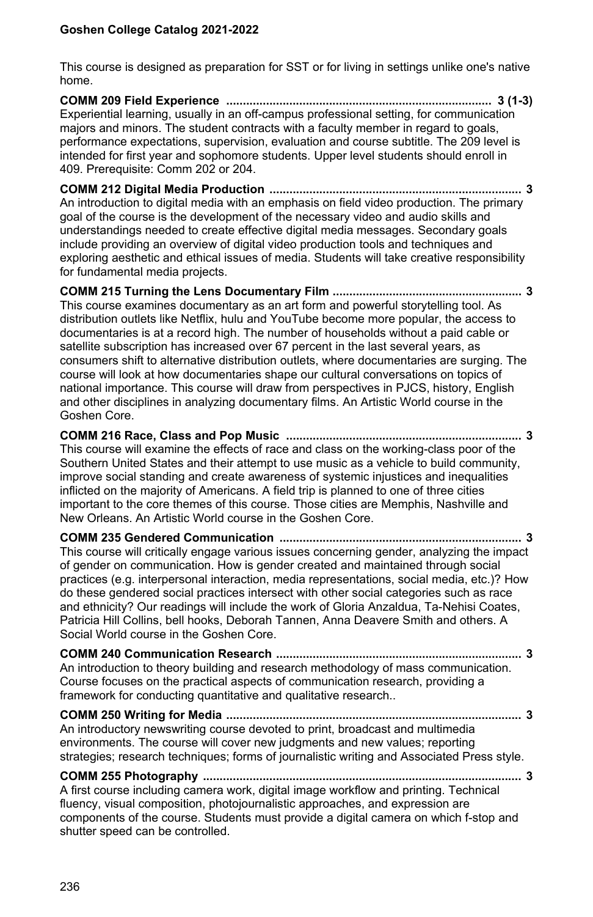This course is designed as preparation for SST or for living in settings unlike one's native home.

**COMM 209 Field Experience ................................................................................ 3 (1-3)**
Experiential learning, usually in an off-campus professional setting, for communication majors and minors. The student contracts with a faculty member in regard to goals, performance expectations, supervision, evaluation and course subtitle. The 209 level is intended for first year and sophomore students. Upper level students should enroll in 409. Prerequisite: Comm 202 or 204.

**COMM 212 Digital Media Production ........................................................................... 3**
An introduction to digital media with an emphasis on field video production. The primary goal of the course is the development of the necessary video and audio skills and understandings needed to create effective digital media messages. Secondary goals include providing an overview of digital video production tools and techniques and exploring aesthetic and ethical issues of media. Students will take creative responsibility for fundamental media projects.

**COMM 215 Turning the Lens Documentary Film ......................................................... 3**
This course examines documentary as an art form and powerful storytelling tool. As distribution outlets like Netflix, hulu and YouTube become more popular, the access to documentaries is at a record high. The number of households without a paid cable or satellite subscription has increased over 67 percent in the last several years, as consumers shift to alternative distribution outlets, where documentaries are surging. The course will look at how documentaries shape our cultural conversations on topics of national importance. This course will draw from perspectives in PJCS, history, English and other disciplines in analyzing documentary films. An Artistic World course in the Goshen Core.

**COMM 216 Race, Class and Pop Music ....................................................................... 3**
This course will examine the effects of race and class on the working-class poor of the Southern United States and their attempt to use music as a vehicle to build community, improve social standing and create awareness of systemic injustices and inequalities inflicted on the majority of Americans. A field trip is planned to one of three cities important to the core themes of this course. Those cities are Memphis, Nashville and New Orleans. An Artistic World course in the Goshen Core.

**COMM 235 Gendered Communication ......................................................................... 3**
This course will critically engage various issues concerning gender, analyzing the impact of gender on communication. How is gender created and maintained through social practices (e.g. interpersonal interaction, media representations, social media, etc.)? How do these gendered social practices intersect with other social categories such as race and ethnicity? Our readings will include the work of Gloria Anzaldua, Ta-Nehisi Coates, Patricia Hill Collins, bell hooks, Deborah Tannen, Anna Deavere Smith and others. A Social World course in the Goshen Core.

**COMM 240 Communication Research .......................................................................... 3**
An introduction to theory building and research methodology of mass communication. Course focuses on the practical aspects of communication research, providing a framework for conducting quantitative and qualitative research..

**COMM 250 Writing for Media ......................................................................................... 3**
An introductory newswriting course devoted to print, broadcast and multimedia environments. The course will cover new judgments and new values; reporting strategies; research techniques; forms of journalistic writing and Associated Press style.

**COMM 255 Photography ................................................................................................. 3**
A first course including camera work, digital image workflow and printing. Technical fluency, visual composition, photojournalistic approaches, and expression are components of the course. Students must provide a digital camera on which f-stop and shutter speed can be controlled.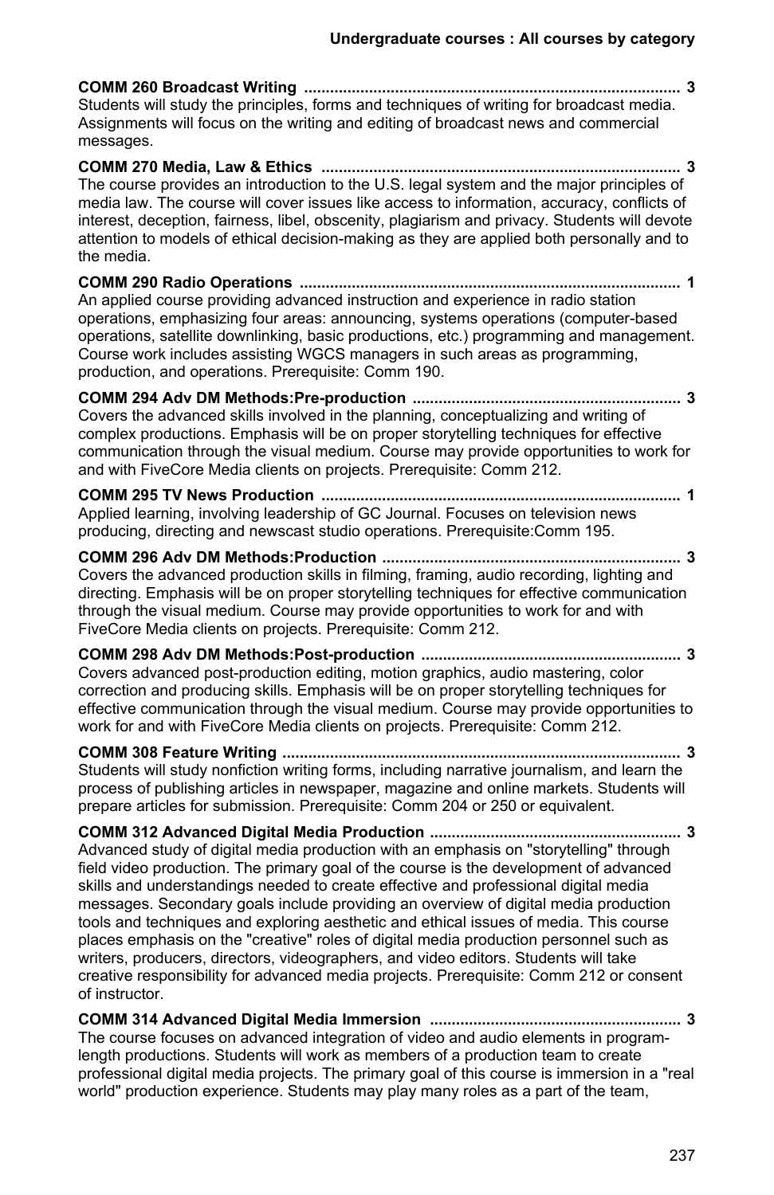**COMM 260 Broadcast Writing ...................................................................................... 3**
Students will study the principles, forms and techniques of writing for broadcast media. Assignments will focus on the writing and editing of broadcast news and commercial messages.

**COMM 270 Media, Law & Ethics .................................................................................. 3**
The course provides an introduction to the U.S. legal system and the major principles of media law. The course will cover issues like access to information, accuracy, conflicts of interest, deception, fairness, libel, obscenity, plagiarism and privacy. Students will devote attention to models of ethical decision-making as they are applied both personally and to the media.

**COMM 290 Radio Operations ....................................................................................... 1**
An applied course providing advanced instruction and experience in radio station operations, emphasizing four areas: announcing, systems operations (computer-based operations, satellite downlinking, basic productions, etc.) programming and management. Course work includes assisting WGCS managers in such areas as programming, production, and operations. Prerequisite: Comm 190.

**COMM 294 Adv DM Methods:Pre-production ............................................................. 3**
Covers the advanced skills involved in the planning, conceptualizing and writing of complex productions. Emphasis will be on proper storytelling techniques for effective communication through the visual medium. Course may provide opportunities to work for and with FiveCore Media clients on projects. Prerequisite: Comm 212.

**COMM 295 TV News Production ................................................................................... 1**
Applied learning, involving leadership of GC Journal. Focuses on television news producing, directing and newscast studio operations. Prerequisite:Comm 195.

**COMM 296 Adv DM Methods:Production .................................................................... 3**
Covers the advanced production skills in filming, framing, audio recording, lighting and directing. Emphasis will be on proper storytelling techniques for effective communication through the visual medium. Course may provide opportunities to work for and with FiveCore Media clients on projects. Prerequisite: Comm 212.

**COMM 298 Adv DM Methods:Post-production ........................................................... 3**
Covers advanced post-production editing, motion graphics, audio mastering, color correction and producing skills. Emphasis will be on proper storytelling techniques for effective communication through the visual medium. Course may provide opportunities to work for and with FiveCore Media clients on projects. Prerequisite: Comm 212.

**COMM 308 Feature Writing ........................................................................................... 3**
Students will study nonfiction writing forms, including narrative journalism, and learn the process of publishing articles in newspaper, magazine and online markets. Students will prepare articles for submission. Prerequisite: Comm 204 or 250 or equivalent.

**COMM 312 Advanced Digital Media Production .......................................................... 3**
Advanced study of digital media production with an emphasis on "storytelling" through field video production. The primary goal of the course is the development of advanced skills and understandings needed to create effective and professional digital media messages. Secondary goals include providing an overview of digital media production tools and techniques and exploring aesthetic and ethical issues of media. This course places emphasis on the "creative" roles of digital media production personnel such as writers, producers, directors, videographers, and video editors. Students will take creative responsibility for advanced media projects. Prerequisite: Comm 212 or consent of instructor.

**COMM 314 Advanced Digital Media Immersion .......................................................... 3**
The course focuses on advanced integration of video and audio elements in program-length productions. Students will work as members of a production team to create professional digital media projects. The primary goal of this course is immersion in a "real world" production experience. Students may play many roles as a part of the team,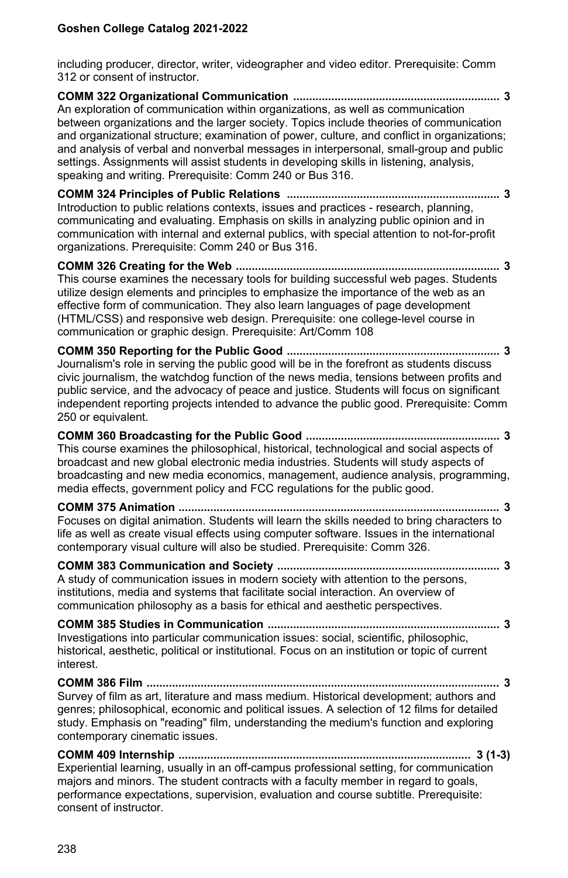including producer, director, writer, videographer and video editor. Prerequisite: Comm 312 or consent of instructor.

**COMM 322 Organizational Communication ................................................................ 3**
An exploration of communication within organizations, as well as communication between organizations and the larger society. Topics include theories of communication and organizational structure; examination of power, culture, and conflict in organizations; and analysis of verbal and nonverbal messages in interpersonal, small-group and public settings. Assignments will assist students in developing skills in listening, analysis, speaking and writing. Prerequisite: Comm 240 or Bus 316.

**COMM 324 Principles of Public Relations .................................................................. 3**
Introduction to public relations contexts, issues and practices - research, planning, communicating and evaluating. Emphasis on skills in analyzing public opinion and in communication with internal and external publics, with special attention to not-for-profit organizations. Prerequisite: Comm 240 or Bus 316.

**COMM 326 Creating for the Web .................................................................................. 3**
This course examines the necessary tools for building successful web pages. Students utilize design elements and principles to emphasize the importance of the web as an effective form of communication. They also learn languages of page development (HTML/CSS) and responsive web design. Prerequisite: one college-level course in communication or graphic design. Prerequisite: Art/Comm 108

**COMM 350 Reporting for the Public Good .................................................................. 3**
Journalism's role in serving the public good will be in the forefront as students discuss civic journalism, the watchdog function of the news media, tensions between profits and public service, and the advocacy of peace and justice. Students will focus on significant independent reporting projects intended to advance the public good. Prerequisite: Comm 250 or equivalent.

**COMM 360 Broadcasting for the Public Good ............................................................ 3**
This course examines the philosophical, historical, technological and social aspects of broadcast and new global electronic media industries. Students will study aspects of broadcasting and new media economics, management, audience analysis, programming, media effects, government policy and FCC regulations for the public good.

**COMM 375 Animation .................................................................................................... 3**
Focuses on digital animation. Students will learn the skills needed to bring characters to life as well as create visual effects using computer software. Issues in the international contemporary visual culture will also be studied. Prerequisite: Comm 326.

**COMM 383 Communication and Society ..................................................................... 3**
A study of communication issues in modern society with attention to the persons, institutions, media and systems that facilitate social interaction. An overview of communication philosophy as a basis for ethical and aesthetic perspectives.

**COMM 385 Studies in Communication ........................................................................ 3**
Investigations into particular communication issues: social, scientific, philosophic, historical, aesthetic, political or institutional. Focus on an institution or topic of current interest.

**COMM 386 Film ............................................................................................................. 3**
Survey of film as art, literature and mass medium. Historical development; authors and genres; philosophical, economic and political issues. A selection of 12 films for detailed study. Emphasis on "reading" film, understanding the medium's function and exploring contemporary cinematic issues.

**COMM 409 Internship ........................................................................................... 3 (1-3)**
Experiential learning, usually in an off-campus professional setting, for communication majors and minors. The student contracts with a faculty member in regard to goals, performance expectations, supervision, evaluation and course subtitle. Prerequisite: consent of instructor.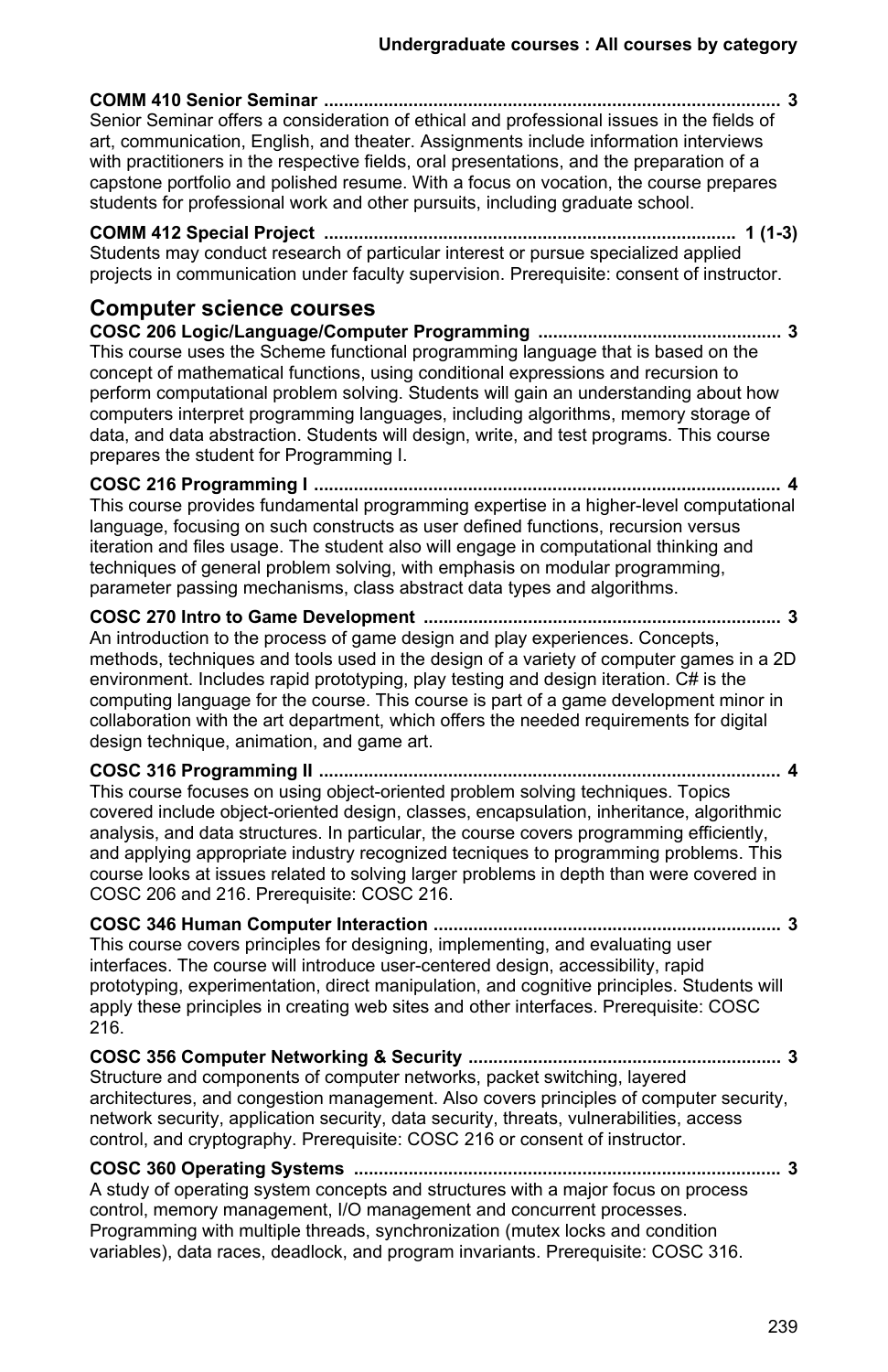**COMM 410 Senior Seminar ........................................................................................... 3**
Senior Seminar offers a consideration of ethical and professional issues in the fields of art, communication, English, and theater. Assignments include information interviews with practitioners in the respective fields, oral presentations, and the preparation of a capstone portfolio and polished resume. With a focus on vocation, the course prepares students for professional work and other pursuits, including graduate school.

**COMM 412 Special Project .................................................................................. 1 (1-3)**
Students may conduct research of particular interest or pursue specialized applied projects in communication under faculty supervision. Prerequisite: consent of instructor.

## Computer science courses

**COSC 206 Logic/Language/Computer Programming ................................................ 3**
This course uses the Scheme functional programming language that is based on the concept of mathematical functions, using conditional expressions and recursion to perform computational problem solving. Students will gain an understanding about how computers interpret programming languages, including algorithms, memory storage of data, and data abstraction. Students will design, write, and test programs. This course prepares the student for Programming I.

**COSC 216 Programming I ............................................................................................ 4**
This course provides fundamental programming expertise in a higher-level computational language, focusing on such constructs as user defined functions, recursion versus iteration and files usage. The student also will engage in computational thinking and techniques of general problem solving, with emphasis on modular programming, parameter passing mechanisms, class abstract data types and algorithms.

**COSC 270 Intro to Game Development ...................................................................... 3**
An introduction to the process of game design and play experiences. Concepts, methods, techniques and tools used in the design of a variety of computer games in a 2D environment. Includes rapid prototyping, play testing and design iteration. C# is the computing language for the course. This course is part of a game development minor in collaboration with the art department, which offers the needed requirements for digital design technique, animation, and game art.

**COSC 316 Programming II ........................................................................................... 4**
This course focuses on using object-oriented problem solving techniques. Topics covered include object-oriented design, classes, encapsulation, inheritance, algorithmic analysis, and data structures. In particular, the course covers programming efficiently, and applying appropriate industry recognized tecniques to programming problems. This course looks at issues related to solving larger problems in depth than were covered in COSC 206 and 216. Prerequisite: COSC 216.

**COSC 346 Human Computer Interaction .................................................................... 3**
This course covers principles for designing, implementing, and evaluating user interfaces. The course will introduce user-centered design, accessibility, rapid prototyping, experimentation, direct manipulation, and cognitive principles. Students will apply these principles in creating web sites and other interfaces. Prerequisite: COSC 216.

**COSC 356 Computer Networking & Security .............................................................. 3**
Structure and components of computer networks, packet switching, layered architectures, and congestion management. Also covers principles of computer security, network security, application security, data security, threats, vulnerabilities, access control, and cryptography. Prerequisite: COSC 216 or consent of instructor.

**COSC 360 Operating Systems ..................................................................................... 3**
A study of operating system concepts and structures with a major focus on process control, memory management, I/O management and concurrent processes. Programming with multiple threads, synchronization (mutex locks and condition variables), data races, deadlock, and program invariants. Prerequisite: COSC 316.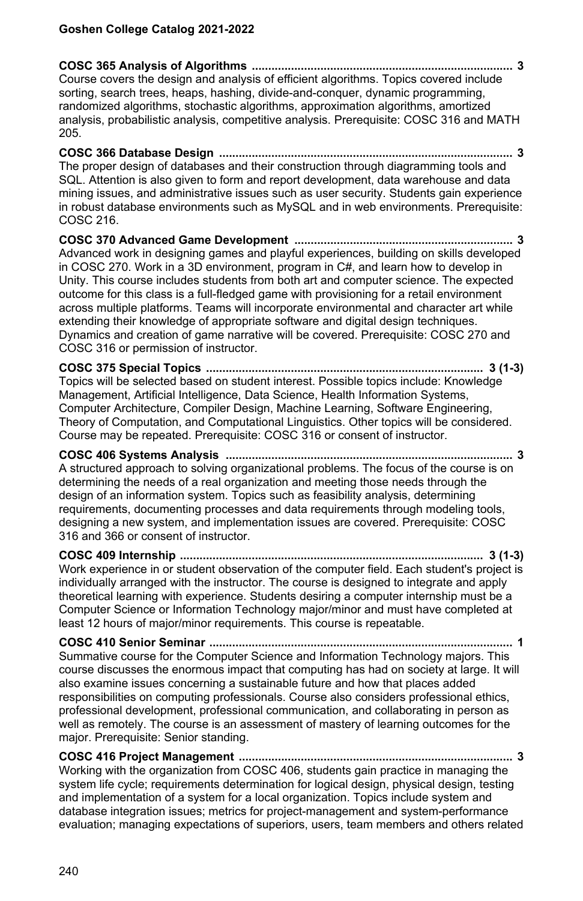**COSC 365 Analysis of Algorithms ................................................................................ 3**
Course covers the design and analysis of efficient algorithms. Topics covered include sorting, search trees, heaps, hashing, divide-and-conquer, dynamic programming, randomized algorithms, stochastic algorithms, approximation algorithms, amortized analysis, probabilistic analysis, competitive analysis. Prerequisite: COSC 316 and MATH 205.

**COSC 366 Database Design ......................................................................................... 3**
The proper design of databases and their construction through diagramming tools and SQL. Attention is also given to form and report development, data warehouse and data mining issues, and administrative issues such as user security. Students gain experience in robust database environments such as MySQL and in web environments. Prerequisite: COSC 216.

**COSC 370 Advanced Game Development ................................................................... 3**
Advanced work in designing games and playful experiences, building on skills developed in COSC 270. Work in a 3D environment, program in C#, and learn how to develop in Unity. This course includes students from both art and computer science. The expected outcome for this class is a full-fledged game with provisioning for a retail environment across multiple platforms. Teams will incorporate environmental and character art while extending their knowledge of appropriate software and digital design techniques. Dynamics and creation of game narrative will be covered. Prerequisite: COSC 270 and COSC 316 or permission of instructor.

**COSC 375 Special Topics ...................................................................................... 3 (1-3)**
Topics will be selected based on student interest. Possible topics include: Knowledge Management, Artificial Intelligence, Data Science, Health Information Systems, Computer Architecture, Compiler Design, Machine Learning, Software Engineering, Theory of Computation, and Computational Linguistics. Other topics will be considered. Course may be repeated. Prerequisite: COSC 316 or consent of instructor.

**COSC 406 Systems Analysis ....................................................................................... 3**
A structured approach to solving organizational problems. The focus of the course is on determining the needs of a real organization and meeting those needs through the design of an information system. Topics such as feasibility analysis, determining requirements, documenting processes and data requirements through modeling tools, designing a new system, and implementation issues are covered. Prerequisite: COSC 316 and 366 or consent of instructor.

**COSC 409 Internship ............................................................................................ 3 (1-3)**
Work experience in or student observation of the computer field. Each student's project is individually arranged with the instructor. The course is designed to integrate and apply theoretical learning with experience. Students desiring a computer internship must be a Computer Science or Information Technology major/minor and must have completed at least 12 hours of major/minor requirements. This course is repeatable.

**COSC 410 Senior Seminar ............................................................................................ 1**
Summative course for the Computer Science and Information Technology majors. This course discusses the enormous impact that computing has had on society at large. It will also examine issues concerning a sustainable future and how that places added responsibilities on computing professionals. Course also considers professional ethics, professional development, professional communication, and collaborating in person as well as remotely. The course is an assessment of mastery of learning outcomes for the major. Prerequisite: Senior standing.

**COSC 416 Project Management ................................................................................... 3**
Working with the organization from COSC 406, students gain practice in managing the system life cycle; requirements determination for logical design, physical design, testing and implementation of a system for a local organization. Topics include system and database integration issues; metrics for project-management and system-performance evaluation; managing expectations of superiors, users, team members and others related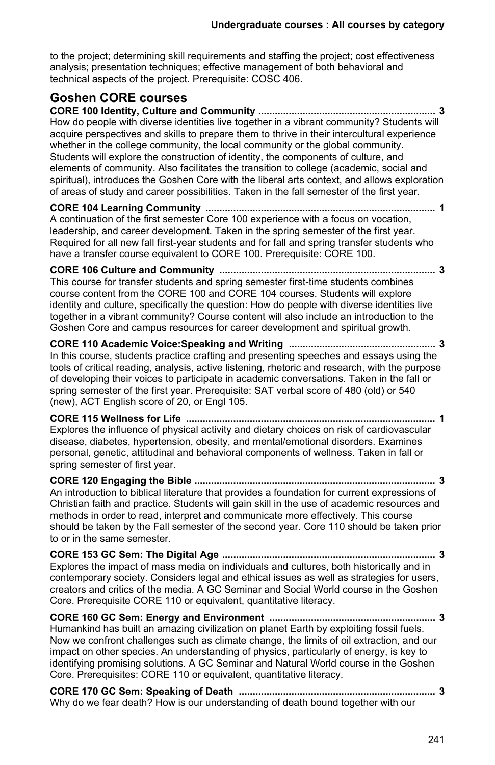to the project; determining skill requirements and staffing the project; cost effectiveness analysis; presentation techniques; effective management of both behavioral and technical aspects of the project. Prerequisite: COSC 406.

## Goshen CORE courses

**CORE 100 Identity, Culture and Community ................................................................ 3**
How do people with diverse identities live together in a vibrant community? Students will acquire perspectives and skills to prepare them to thrive in their intercultural experience whether in the college community, the local community or the global community. Students will explore the construction of identity, the components of culture, and elements of community. Also facilitates the transition to college (academic, social and spiritual), introduces the Goshen Core with the liberal arts context, and allows exploration of areas of study and career possibilities. Taken in the fall semester of the first year.

**CORE 104 Learning Community .................................................................................. 1**
A continuation of the first semester Core 100 experience with a focus on vocation, leadership, and career development. Taken in the spring semester of the first year. Required for all new fall first-year students and for fall and spring transfer students who have a transfer course equivalent to CORE 100. Prerequisite: CORE 100.

**CORE 106 Culture and Community ............................................................................. 3**
This course for transfer students and spring semester first-time students combines course content from the CORE 100 and CORE 104 courses. Students will explore identity and culture, specifically the question: How do people with diverse identities live together in a vibrant community? Course content will also include an introduction to the Goshen Core and campus resources for career development and spiritual growth.

**CORE 110 Academic Voice:Speaking and Writing .................................................... 3**
In this course, students practice crafting and presenting speeches and essays using the tools of critical reading, analysis, active listening, rhetoric and research, with the purpose of developing their voices to participate in academic conversations. Taken in the fall or spring semester of the first year. Prerequisite: SAT verbal score of 480 (old) or 540 (new), ACT English score of 20, or Engl 105.

**CORE 115 Wellness for Life .......................................................................................... 1**
Explores the influence of physical activity and dietary choices on risk of cardiovascular disease, diabetes, hypertension, obesity, and mental/emotional disorders. Examines personal, genetic, attitudinal and behavioral components of wellness. Taken in fall or spring semester of first year.

**CORE 120 Engaging the Bible ...................................................................................... 3**
An introduction to biblical literature that provides a foundation for current expressions of Christian faith and practice. Students will gain skill in the use of academic resources and methods in order to read, interpret and communicate more effectively. This course should be taken by the Fall semester of the second year. Core 110 should be taken prior to or in the same semester.

**CORE 153 GC Sem: The Digital Age ............................................................................. 3**
Explores the impact of mass media on individuals and cultures, both historically and in contemporary society. Considers legal and ethical issues as well as strategies for users, creators and critics of the media. A GC Seminar and Social World course in the Goshen Core. Prerequisite CORE 110 or equivalent, quantitative literacy.

**CORE 160 GC Sem: Energy and Environment ............................................................ 3**
Humankind has built an amazing civilization on planet Earth by exploiting fossil fuels. Now we confront challenges such as climate change, the limits of oil extraction, and our impact on other species. An understanding of physics, particularly of energy, is key to identifying promising solutions. A GC Seminar and Natural World course in the Goshen Core. Prerequisites: CORE 110 or equivalent, quantitative literacy.

**CORE 170 GC Sem: Speaking of Death ...................................................................... 3**
Why do we fear death? How is our understanding of death bound together with our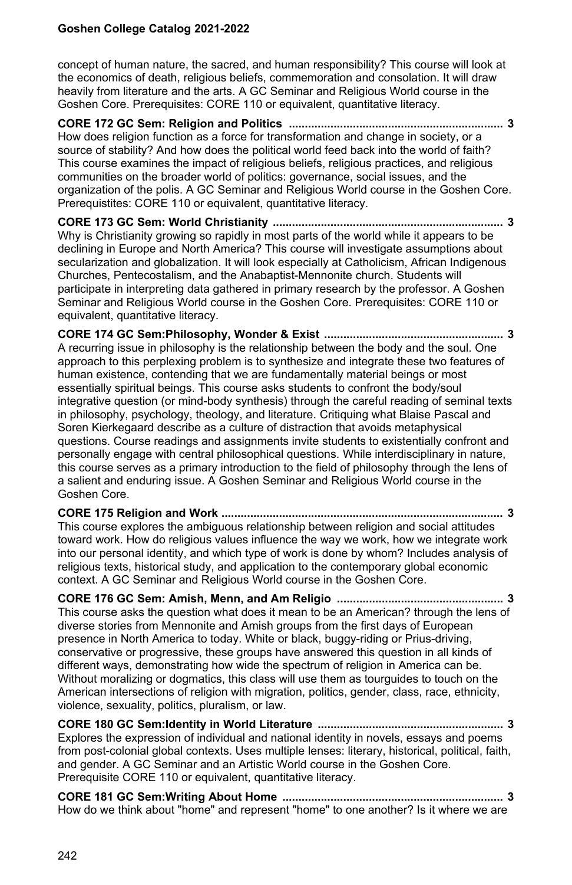concept of human nature, the sacred, and human responsibility? This course will look at the economics of death, religious beliefs, commemoration and consolation. It will draw heavily from literature and the arts. A GC Seminar and Religious World course in the Goshen Core. Prerequisites: CORE 110 or equivalent, quantitative literacy.

**CORE 172 GC Sem: Religion and Politics .................................................................. 3**
How does religion function as a force for transformation and change in society, or a source of stability? And how does the political world feed back into the world of faith? This course examines the impact of religious beliefs, religious practices, and religious communities on the broader world of politics: governance, social issues, and the organization of the polis. A GC Seminar and Religious World course in the Goshen Core. Prerequistites: CORE 110 or equivalent, quantitative literacy.

**CORE 173 GC Sem: World Christianity ...................................................................... 3**
Why is Christianity growing so rapidly in most parts of the world while it appears to be declining in Europe and North America? This course will investigate assumptions about secularization and globalization. It will look especially at Catholicism, African Indigenous Churches, Pentecostalism, and the Anabaptist-Mennonite church. Students will participate in interpreting data gathered in primary research by the professor. A Goshen Seminar and Religious World course in the Goshen Core. Prerequisites: CORE 110 or equivalent, quantitative literacy.

**CORE 174 GC Sem:Philosophy, Wonder & Exist ....................................................... 3**
A recurring issue in philosophy is the relationship between the body and the soul. One approach to this perplexing problem is to synthesize and integrate these two features of human existence, contending that we are fundamentally material beings or most essentially spiritual beings. This course asks students to confront the body/soul integrative question (or mind-body synthesis) through the careful reading of seminal texts in philosophy, psychology, theology, and literature. Critiquing what Blaise Pascal and Soren Kierkegaard describe as a culture of distraction that avoids metaphysical questions. Course readings and assignments invite students to existentially confront and personally engage with central philosophical questions. While interdisciplinary in nature, this course serves as a primary introduction to the field of philosophy through the lens of a salient and enduring issue. A Goshen Seminar and Religious World course in the Goshen Core.

**CORE 175 Religion and Work ...................................................................................... 3**
This course explores the ambiguous relationship between religion and social attitudes toward work. How do religious values influence the way we work, how we integrate work into our personal identity, and which type of work is done by whom? Includes analysis of religious texts, historical study, and application to the contemporary global economic context. A GC Seminar and Religious World course in the Goshen Core.

**CORE 176 GC Sem: Amish, Menn, and Am Religio ................................................... 3**
This course asks the question what does it mean to be an American? through the lens of diverse stories from Mennonite and Amish groups from the first days of European presence in North America to today. White or black, buggy-riding or Prius-driving, conservative or progressive, these groups have answered this question in all kinds of different ways, demonstrating how wide the spectrum of religion in America can be. Without moralizing or dogmatics, this class will use them as tourguides to touch on the American intersections of religion with migration, politics, gender, class, race, ethnicity, violence, sexuality, politics, pluralism, or law.

**CORE 180 GC Sem:Identity in World Literature .......................................................... 3**
Explores the expression of individual and national identity in novels, essays and poems from post-colonial global contexts. Uses multiple lenses: literary, historical, political, faith, and gender. A GC Seminar and an Artistic World course in the Goshen Core. Prerequisite CORE 110 or equivalent, quantitative literacy.

**CORE 181 GC Sem:Writing About Home .................................................................... 3**
How do we think about "home" and represent "home" to one another? Is it where we are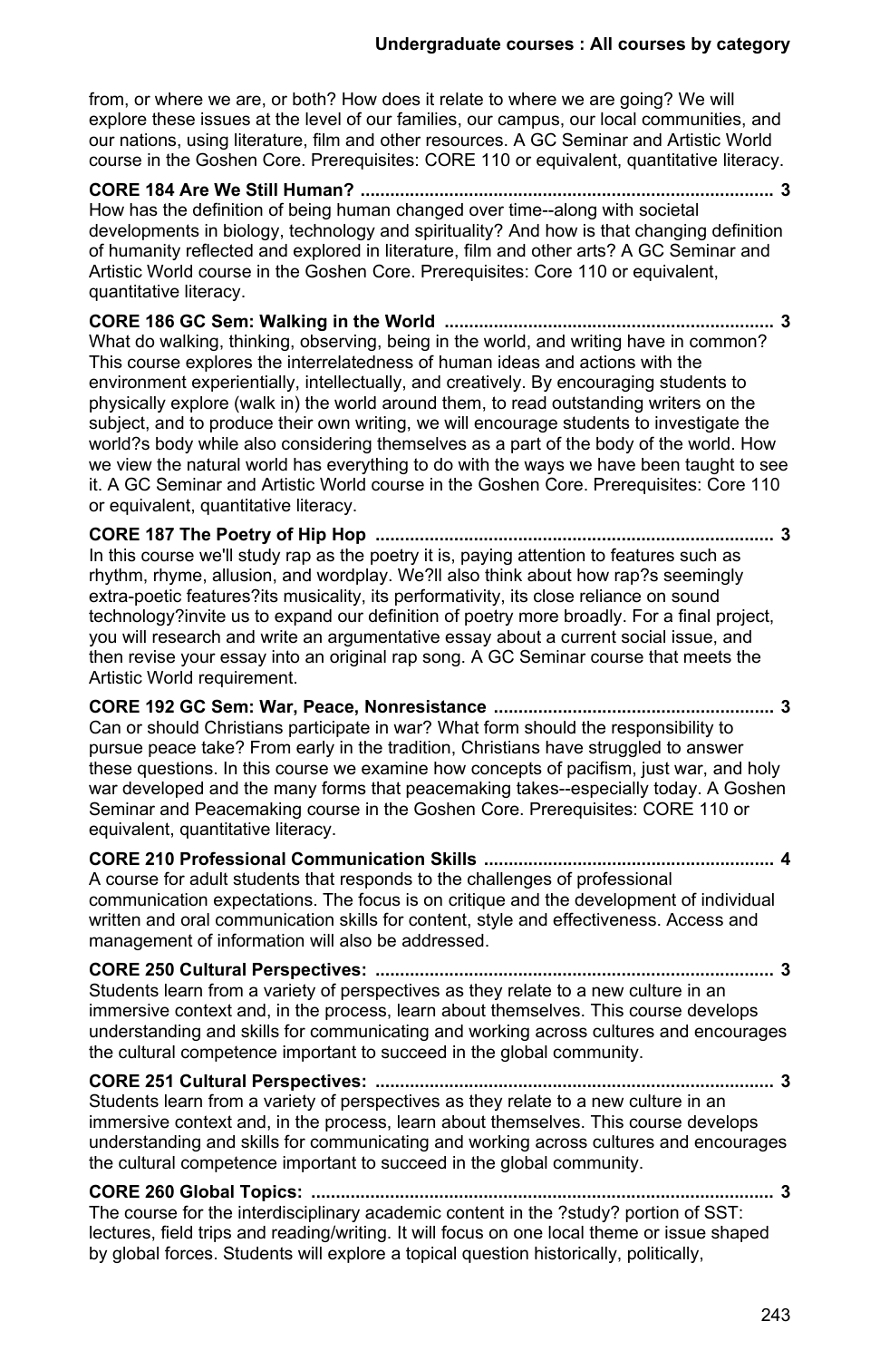from, or where we are, or both? How does it relate to where we are going? We will explore these issues at the level of our families, our campus, our local communities, and our nations, using literature, film and other resources. A GC Seminar and Artistic World course in the Goshen Core. Prerequisites: CORE 110 or equivalent, quantitative literacy.

**CORE 184 Are We Still Human? ................................................................................... 3**
How has the definition of being human changed over time--along with societal developments in biology, technology and spirituality? And how is that changing definition of humanity reflected and explored in literature, film and other arts? A GC Seminar and Artistic World course in the Goshen Core. Prerequisites: Core 110 or equivalent, quantitative literacy.

**CORE 186 GC Sem: Walking in the World ................................................................... 3**
What do walking, thinking, observing, being in the world, and writing have in common? This course explores the interrelatedness of human ideas and actions with the environment experientially, intellectually, and creatively. By encouraging students to physically explore (walk in) the world around them, to read outstanding writers on the subject, and to produce their own writing, we will encourage students to investigate the world?s body while also considering themselves as a part of the body of the world. How we view the natural world has everything to do with the ways we have been taught to see it. A GC Seminar and Artistic World course in the Goshen Core. Prerequisites: Core 110 or equivalent, quantitative literacy.

**CORE 187 The Poetry of Hip Hop ................................................................................ 3**
In this course we'll study rap as the poetry it is, paying attention to features such as rhythm, rhyme, allusion, and wordplay. We?ll also think about how rap?s seemingly extra-poetic features?its musicality, its performativity, its close reliance on sound technology?invite us to expand our definition of poetry more broadly. For a final project, you will research and write an argumentative essay about a current social issue, and then revise your essay into an original rap song. A GC Seminar course that meets the Artistic World requirement.

**CORE 192 GC Sem: War, Peace, Nonresistance ......................................................... 3**
Can or should Christians participate in war? What form should the responsibility to pursue peace take? From early in the tradition, Christians have struggled to answer these questions. In this course we examine how concepts of pacifism, just war, and holy war developed and the many forms that peacemaking takes--especially today. A Goshen Seminar and Peacemaking course in the Goshen Core. Prerequisites: CORE 110 or equivalent, quantitative literacy.

**CORE 210 Professional Communication Skills ........................................................... 4**
A course for adult students that responds to the challenges of professional communication expectations. The focus is on critique and the development of individual written and oral communication skills for content, style and effectiveness. Access and management of information will also be addressed.

**CORE 250 Cultural Perspectives: ................................................................................. 3**
Students learn from a variety of perspectives as they relate to a new culture in an immersive context and, in the process, learn about themselves. This course develops understanding and skills for communicating and working across cultures and encourages the cultural competence important to succeed in the global community.

**CORE 251 Cultural Perspectives: ................................................................................. 3**
Students learn from a variety of perspectives as they relate to a new culture in an immersive context and, in the process, learn about themselves. This course develops understanding and skills for communicating and working across cultures and encourages the cultural competence important to succeed in the global community.

**CORE 260 Global Topics: .............................................................................................. 3**
The course for the interdisciplinary academic content in the ?study? portion of SST: lectures, field trips and reading/writing. It will focus on one local theme or issue shaped by global forces. Students will explore a topical question historically, politically,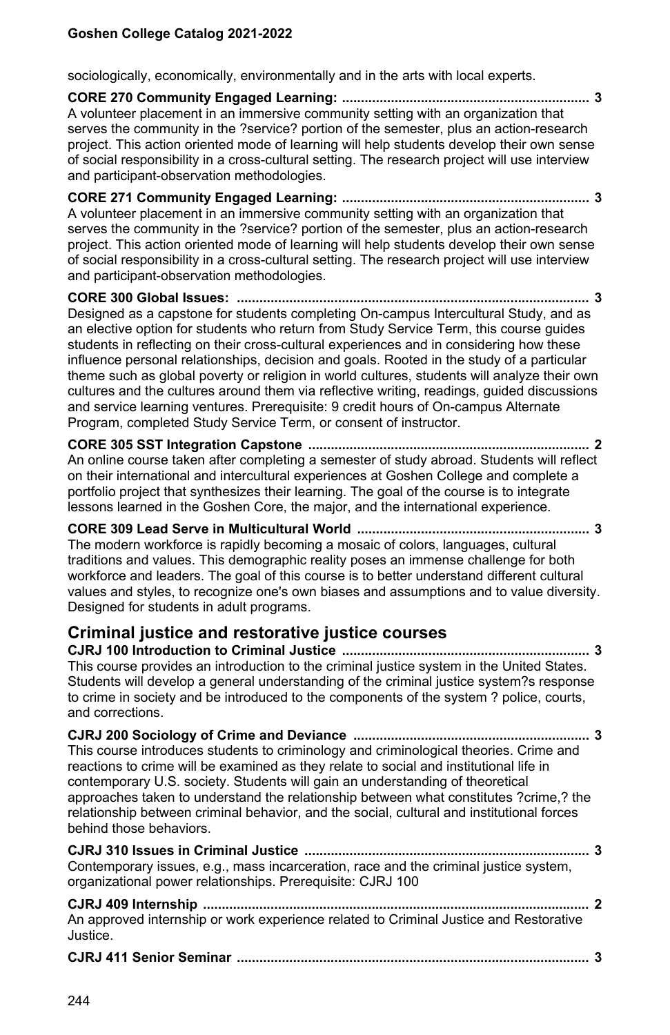sociologically, economically, environmentally and in the arts with local experts.

**CORE 270 Community Engaged Learning: .................................................................. 3**
A volunteer placement in an immersive community setting with an organization that serves the community in the ?service? portion of the semester, plus an action-research project. This action oriented mode of learning will help students develop their own sense of social responsibility in a cross-cultural setting. The research project will use interview and participant-observation methodologies.

**CORE 271 Community Engaged Learning: .................................................................. 3**
A volunteer placement in an immersive community setting with an organization that serves the community in the ?service? portion of the semester, plus an action-research project. This action oriented mode of learning will help students develop their own sense of social responsibility in a cross-cultural setting. The research project will use interview and participant-observation methodologies.

**CORE 300 Global Issues: .............................................................................................. 3**
Designed as a capstone for students completing On-campus Intercultural Study, and as an elective option for students who return from Study Service Term, this course guides students in reflecting on their cross-cultural experiences and in considering how these influence personal relationships, decision and goals. Rooted in the study of a particular theme such as global poverty or religion in world cultures, students will analyze their own cultures and the cultures around them via reflective writing, readings, guided discussions and service learning ventures. Prerequisite: 9 credit hours of On-campus Alternate Program, completed Study Service Term, or consent of instructor.

**CORE 305 SST Integration Capstone ........................................................................... 2**
An online course taken after completing a semester of study abroad. Students will reflect on their international and intercultural experiences at Goshen College and complete a portfolio project that synthesizes their learning. The goal of the course is to integrate lessons learned in the Goshen Core, the major, and the international experience.

**CORE 309 Lead Serve in Multicultural World .............................................................. 3**
The modern workforce is rapidly becoming a mosaic of colors, languages, cultural traditions and values. This demographic reality poses an immense challenge for both workforce and leaders. The goal of this course is to better understand different cultural values and styles, to recognize one's own biases and assumptions and to value diversity. Designed for students in adult programs.

## Criminal justice and restorative justice courses

**CJRJ 100 Introduction to Criminal Justice .................................................................. 3**
This course provides an introduction to the criminal justice system in the United States. Students will develop a general understanding of the criminal justice system?s response to crime in society and be introduced to the components of the system ? police, courts, and corrections.

**CJRJ 200 Sociology of Crime and Deviance ............................................................... 3**
This course introduces students to criminology and criminological theories. Crime and reactions to crime will be examined as they relate to social and institutional life in contemporary U.S. society. Students will gain an understanding of theoretical approaches taken to understand the relationship between what constitutes ?crime,? the relationship between criminal behavior, and the social, cultural and institutional forces behind those behaviors.

**CJRJ 310 Issues in Criminal Justice ............................................................................ 3**
Contemporary issues, e.g., mass incarceration, race and the criminal justice system, organizational power relationships. Prerequisite: CJRJ 100

**CJRJ 409 Internship ....................................................................................................... 2**
An approved internship or work experience related to Criminal Justice and Restorative Justice.

**CJRJ 411 Senior Seminar ............................................................................................. 3**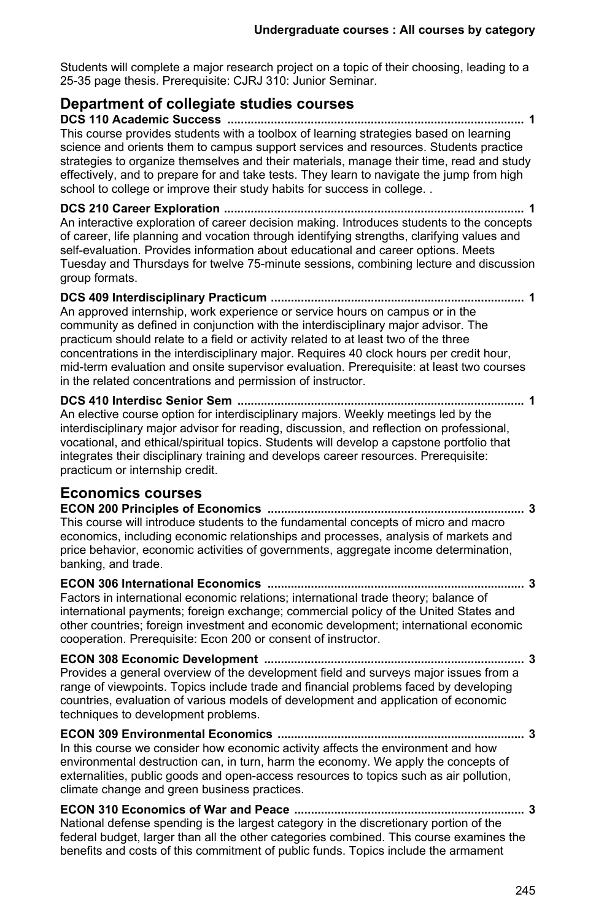Students will complete a major research project on a topic of their choosing, leading to a 25-35 page thesis. Prerequisite: CJRJ 310: Junior Seminar.

## Department of collegiate studies courses

**DCS 110 Academic Success ........................................................................................ 1**
This course provides students with a toolbox of learning strategies based on learning science and orients them to campus support services and resources. Students practice strategies to organize themselves and their materials, manage their time, read and study effectively, and to prepare for and take tests. They learn to navigate the jump from high school to college or improve their study habits for success in college. .

**DCS 210 Career Exploration ........................................................................................ 1**
An interactive exploration of career decision making. Introduces students to the concepts of career, life planning and vocation through identifying strengths, clarifying values and self-evaluation. Provides information about educational and career options. Meets Tuesday and Thursdays for twelve 75-minute sessions, combining lecture and discussion group formats.

**DCS 409 Interdisciplinary Practicum ........................................................................... 1**
An approved internship, work experience or service hours on campus or in the community as defined in conjunction with the interdisciplinary major advisor. The practicum should relate to a field or activity related to at least two of the three concentrations in the interdisciplinary major. Requires 40 clock hours per credit hour, mid-term evaluation and onsite supervisor evaluation. Prerequisite: at least two courses in the related concentrations and permission of instructor.

**DCS 410 Interdisc Senior Sem ..................................................................................... 1**
An elective course option for interdisciplinary majors. Weekly meetings led by the interdisciplinary major advisor for reading, discussion, and reflection on professional, vocational, and ethical/spiritual topics. Students will develop a capstone portfolio that integrates their disciplinary training and develops career resources. Prerequisite: practicum or internship credit.

## Economics courses

**ECON 200 Principles of Economics ............................................................................ 3**
This course will introduce students to the fundamental concepts of micro and macro economics, including economic relationships and processes, analysis of markets and price behavior, economic activities of governments, aggregate income determination, banking, and trade.

**ECON 306 International Economics ............................................................................ 3**
Factors in international economic relations; international trade theory; balance of international payments; foreign exchange; commercial policy of the United States and other countries; foreign investment and economic development; international economic cooperation. Prerequisite: Econ 200 or consent of instructor.

**ECON 308 Economic Development ............................................................................. 3**
Provides a general overview of the development field and surveys major issues from a range of viewpoints. Topics include trade and financial problems faced by developing countries, evaluation of various models of development and application of economic techniques to development problems.

**ECON 309 Environmental Economics .......................................................................... 3**
In this course we consider how economic activity affects the environment and how environmental destruction can, in turn, harm the economy. We apply the concepts of externalities, public goods and open-access resources to topics such as air pollution, climate change and green business practices.

**ECON 310 Economics of War and Peace .................................................................... 3**
National defense spending is the largest category in the discretionary portion of the federal budget, larger than all the other categories combined. This course examines the benefits and costs of this commitment of public funds. Topics include the armament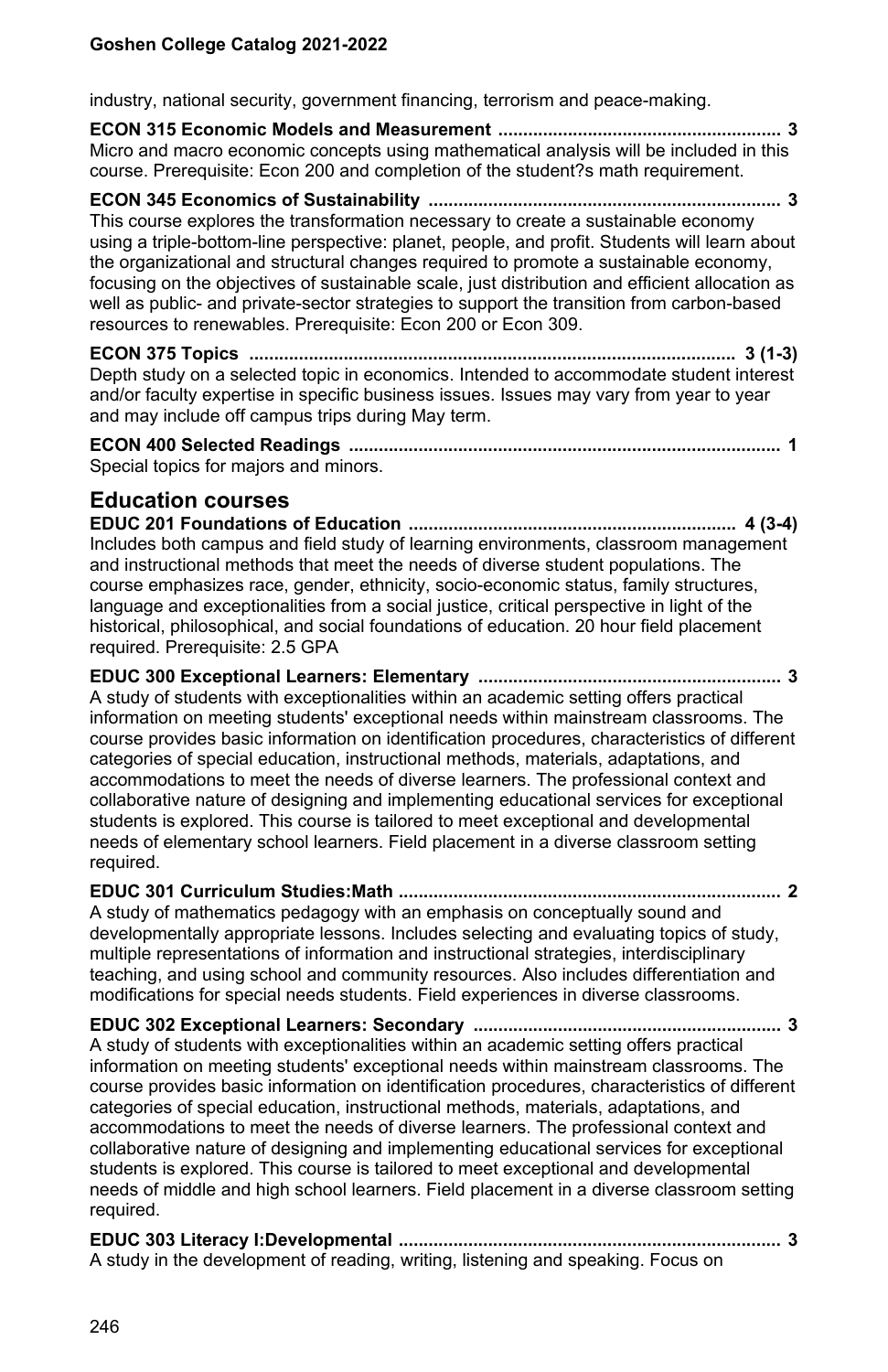industry, national security, government financing, terrorism and peace-making.

**ECON 315 Economic Models and Measurement ........................................................ 3**
Micro and macro economic concepts using mathematical analysis will be included in this course. Prerequisite: Econ 200 and completion of the student?s math requirement.

**ECON 345 Economics of Sustainability ....................................................................... 3**
This course explores the transformation necessary to create a sustainable economy using a triple-bottom-line perspective: planet, people, and profit. Students will learn about the organizational and structural changes required to promote a sustainable economy, focusing on the objectives of sustainable scale, just distribution and efficient allocation as well as public- and private-sector strategies to support the transition from carbon-based resources to renewables. Prerequisite: Econ 200 or Econ 309.

**ECON 375 Topics ................................................................................................ 3 (1-3)**
Depth study on a selected topic in economics. Intended to accommodate student interest and/or faculty expertise in specific business issues. Issues may vary from year to year and may include off campus trips during May term.

**ECON 400 Selected Readings ...................................................................................... 1**
Special topics for majors and minors.

## Education courses

**EDUC 201 Foundations of Education ................................................................. 4 (3-4)**
Includes both campus and field study of learning environments, classroom management and instructional methods that meet the needs of diverse student populations. The course emphasizes race, gender, ethnicity, socio-economic status, family structures, language and exceptionalities from a social justice, critical perspective in light of the historical, philosophical, and social foundations of education. 20 hour field placement required. Prerequisite: 2.5 GPA

**EDUC 300 Exceptional Learners: Elementary ............................................................ 3**
A study of students with exceptionalities within an academic setting offers practical information on meeting students' exceptional needs within mainstream classrooms. The course provides basic information on identification procedures, characteristics of different categories of special education, instructional methods, materials, adaptations, and accommodations to meet the needs of diverse learners. The professional context and collaborative nature of designing and implementing educational services for exceptional students is explored. This course is tailored to meet exceptional and developmental needs of elementary school learners. Field placement in a diverse classroom setting required.

**EDUC 301 Curriculum Studies:Math ............................................................................ 2**
A study of mathematics pedagogy with an emphasis on conceptually sound and developmentally appropriate lessons. Includes selecting and evaluating topics of study, multiple representations of information and instructional strategies, interdisciplinary teaching, and using school and community resources. Also includes differentiation and modifications for special needs students. Field experiences in diverse classrooms.

**EDUC 302 Exceptional Learners: Secondary ............................................................. 3**
A study of students with exceptionalities within an academic setting offers practical information on meeting students' exceptional needs within mainstream classrooms. The course provides basic information on identification procedures, characteristics of different categories of special education, instructional methods, materials, adaptations, and accommodations to meet the needs of diverse learners. The professional context and collaborative nature of designing and implementing educational services for exceptional students is explored. This course is tailored to meet exceptional and developmental needs of middle and high school learners. Field placement in a diverse classroom setting required.

**EDUC 303 Literacy I:Developmental ........................................................................... 3**
A study in the development of reading, writing, listening and speaking. Focus on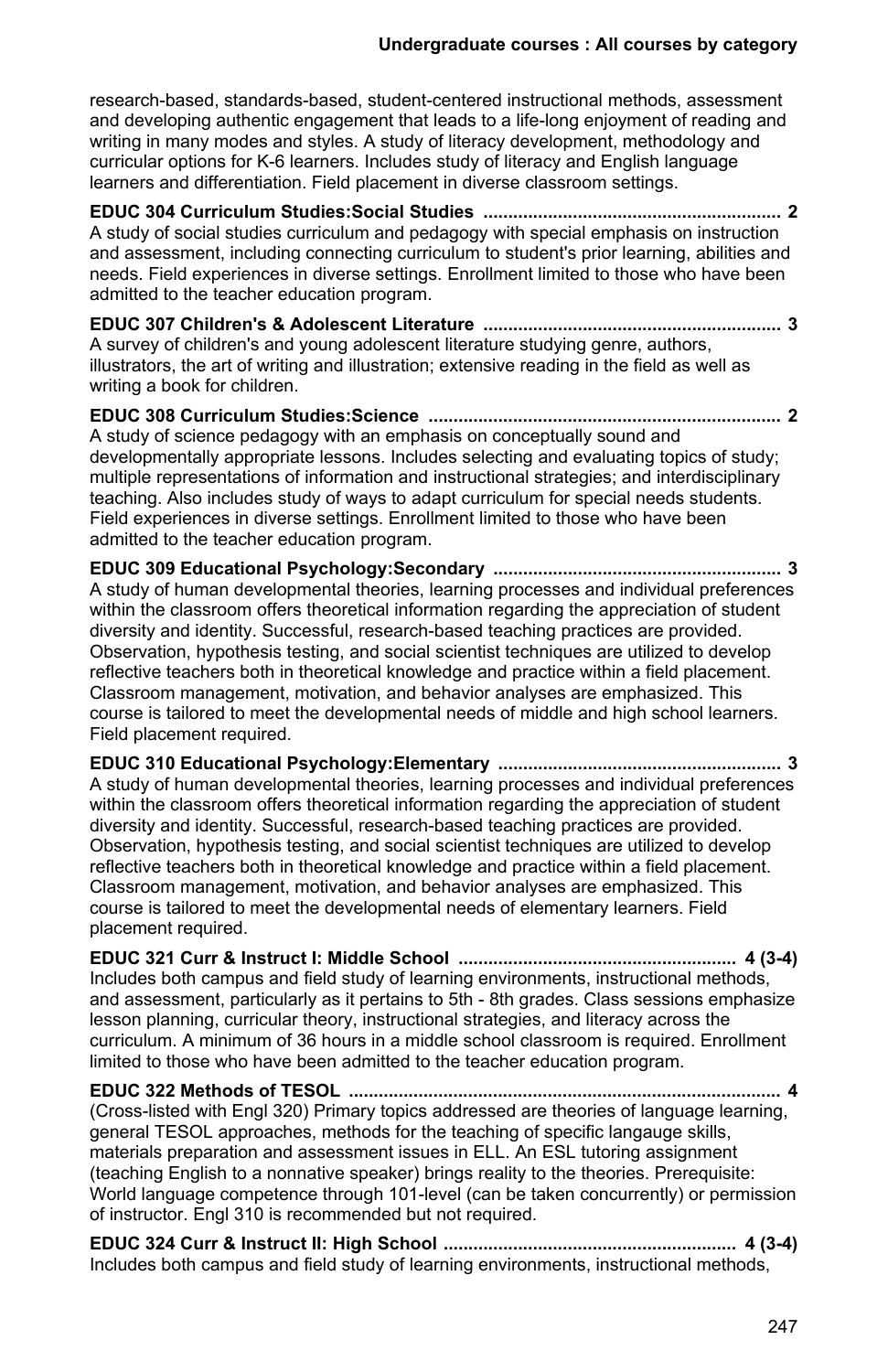research-based, standards-based, student-centered instructional methods, assessment and developing authentic engagement that leads to a life-long enjoyment of reading and writing in many modes and styles. A study of literacy development, methodology and curricular options for K-6 learners. Includes study of literacy and English language learners and differentiation. Field placement in diverse classroom settings.

**EDUC 304 Curriculum Studies:Social Studies .......... 2**
A study of social studies curriculum and pedagogy with special emphasis on instruction and assessment, including connecting curriculum to student's prior learning, abilities and needs. Field experiences in diverse settings. Enrollment limited to those who have been admitted to the teacher education program.

**EDUC 307 Children's & Adolescent Literature .......... 3**
A survey of children's and young adolescent literature studying genre, authors, illustrators, the art of writing and illustration; extensive reading in the field as well as writing a book for children.

**EDUC 308 Curriculum Studies:Science .......... 2**
A study of science pedagogy with an emphasis on conceptually sound and developmentally appropriate lessons. Includes selecting and evaluating topics of study; multiple representations of information and instructional strategies; and interdisciplinary teaching. Also includes study of ways to adapt curriculum for special needs students. Field experiences in diverse settings. Enrollment limited to those who have been admitted to the teacher education program.

**EDUC 309 Educational Psychology:Secondary .......... 3**
A study of human developmental theories, learning processes and individual preferences within the classroom offers theoretical information regarding the appreciation of student diversity and identity. Successful, research-based teaching practices are provided. Observation, hypothesis testing, and social scientist techniques are utilized to develop reflective teachers both in theoretical knowledge and practice within a field placement. Classroom management, motivation, and behavior analyses are emphasized. This course is tailored to meet the developmental needs of middle and high school learners. Field placement required.

**EDUC 310 Educational Psychology:Elementary .......... 3**
A study of human developmental theories, learning processes and individual preferences within the classroom offers theoretical information regarding the appreciation of student diversity and identity. Successful, research-based teaching practices are provided. Observation, hypothesis testing, and social scientist techniques are utilized to develop reflective teachers both in theoretical knowledge and practice within a field placement. Classroom management, motivation, and behavior analyses are emphasized. This course is tailored to meet the developmental needs of elementary learners. Field placement required.

**EDUC 321 Curr & Instruct I: Middle School .......... 4 (3-4)**
Includes both campus and field study of learning environments, instructional methods, and assessment, particularly as it pertains to 5th - 8th grades. Class sessions emphasize lesson planning, curricular theory, instructional strategies, and literacy across the curriculum. A minimum of 36 hours in a middle school classroom is required. Enrollment limited to those who have been admitted to the teacher education program.

**EDUC 322 Methods of TESOL .......... 4**
(Cross-listed with Engl 320) Primary topics addressed are theories of language learning, general TESOL approaches, methods for the teaching of specific langauge skills, materials preparation and assessment issues in ELL. An ESL tutoring assignment (teaching English to a nonnative speaker) brings reality to the theories. Prerequisite: World language competence through 101-level (can be taken concurrently) or permission of instructor. Engl 310 is recommended but not required.

**EDUC 324 Curr & Instruct II: High School .......... 4 (3-4)**
Includes both campus and field study of learning environments, instructional methods,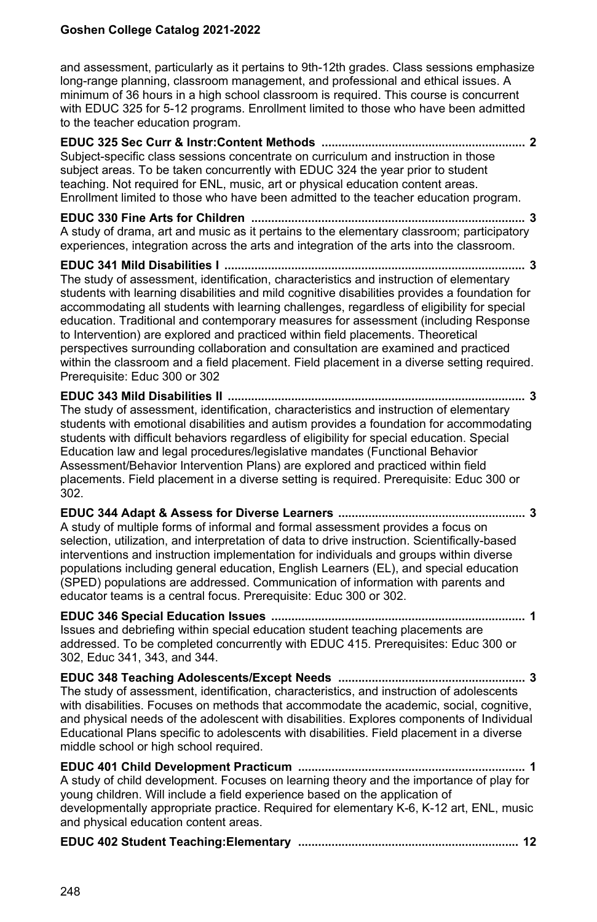and assessment, particularly as it pertains to 9th-12th grades. Class sessions emphasize long-range planning, classroom management, and professional and ethical issues. A minimum of 36 hours in a high school classroom is required. This course is concurrent with EDUC 325 for 5-12 programs. Enrollment limited to those who have been admitted to the teacher education program.

**EDUC 325 Sec Curr & Instr:Content Methods ............................................................. 2**
Subject-specific class sessions concentrate on curriculum and instruction in those subject areas. To be taken concurrently with EDUC 324 the year prior to student teaching. Not required for ENL, music, art or physical education content areas. Enrollment limited to those who have been admitted to the teacher education program.

**EDUC 330 Fine Arts for Children .................................................................................. 3**
A study of drama, art and music as it pertains to the elementary classroom; participatory experiences, integration across the arts and integration of the arts into the classroom.

**EDUC 341 Mild Disabilities I .......................................................................................... 3**
The study of assessment, identification, characteristics and instruction of elementary students with learning disabilities and mild cognitive disabilities provides a foundation for accommodating all students with learning challenges, regardless of eligibility for special education. Traditional and contemporary measures for assessment (including Response to Intervention) are explored and practiced within field placements. Theoretical perspectives surrounding collaboration and consultation are examined and practiced within the classroom and a field placement. Field placement in a diverse setting required. Prerequisite: Educ 300 or 302

**EDUC 343 Mild Disabilities II ......................................................................................... 3**
The study of assessment, identification, characteristics and instruction of elementary students with emotional disabilities and autism provides a foundation for accommodating students with difficult behaviors regardless of eligibility for special education. Special Education law and legal procedures/legislative mandates (Functional Behavior Assessment/Behavior Intervention Plans) are explored and practiced within field placements. Field placement in a diverse setting is required. Prerequisite: Educ 300 or 302.

**EDUC 344 Adapt & Assess for Diverse Learners ........................................................ 3**
A study of multiple forms of informal and formal assessment provides a focus on selection, utilization, and interpretation of data to drive instruction. Scientifically-based interventions and instruction implementation for individuals and groups within diverse populations including general education, English Learners (EL), and special education (SPED) populations are addressed. Communication of information with parents and educator teams is a central focus. Prerequisite: Educ 300 or 302.

**EDUC 346 Special Education Issues ............................................................................ 1**
Issues and debriefing within special education student teaching placements are addressed. To be completed concurrently with EDUC 415. Prerequisites: Educ 300 or 302, Educ 341, 343, and 344.

**EDUC 348 Teaching Adolescents/Except Needs ........................................................ 3**
The study of assessment, identification, characteristics, and instruction of adolescents with disabilities. Focuses on methods that accommodate the academic, social, cognitive, and physical needs of the adolescent with disabilities. Explores components of Individual Educational Plans specific to adolescents with disabilities. Field placement in a diverse middle school or high school required.

**EDUC 401 Child Development Practicum .................................................................... 1**
A study of child development. Focuses on learning theory and the importance of play for young children. Will include a field experience based on the application of developmentally appropriate practice. Required for elementary K-6, K-12 art, ENL, music and physical education content areas.

**EDUC 402 Student Teaching:Elementary .................................................................. 12**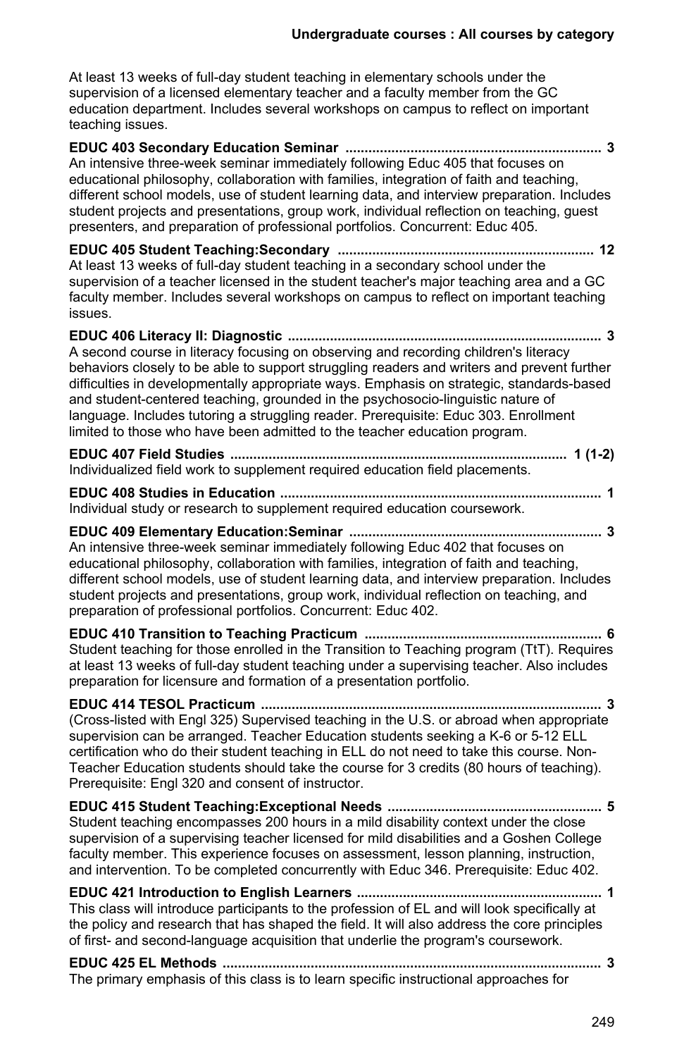At least 13 weeks of full-day student teaching in elementary schools under the supervision of a licensed elementary teacher and a faculty member from the GC education department. Includes several workshops on campus to reflect on important teaching issues.

**EDUC 403 Secondary Education Seminar ................................................................... 3**
An intensive three-week seminar immediately following Educ 405 that focuses on educational philosophy, collaboration with families, integration of faith and teaching, different school models, use of student learning data, and interview preparation. Includes student projects and presentations, group work, individual reflection on teaching, guest presenters, and preparation of professional portfolios. Concurrent: Educ 405.

**EDUC 405 Student Teaching:Secondary .................................................................. 12**
At least 13 weeks of full-day student teaching in a secondary school under the supervision of a teacher licensed in the student teacher's major teaching area and a GC faculty member. Includes several workshops on campus to reflect on important teaching issues.

**EDUC 406 Literacy II: Diagnostic ................................................................................ 3**
A second course in literacy focusing on observing and recording children's literacy behaviors closely to be able to support struggling readers and writers and prevent further difficulties in developmentally appropriate ways. Emphasis on strategic, standards-based and student-centered teaching, grounded in the psychosocio-linguistic nature of language. Includes tutoring a struggling reader. Prerequisite: Educ 303. Enrollment limited to those who have been admitted to the teacher education program.

**EDUC 407 Field Studies ........................................................................................ 1 (1-2)**
Individualized field work to supplement required education field placements.

**EDUC 408 Studies in Education .................................................................................... 1**
Individual study or research to supplement required education coursework.

**EDUC 409 Elementary Education:Seminar ................................................................. 3**
An intensive three-week seminar immediately following Educ 402 that focuses on educational philosophy, collaboration with families, integration of faith and teaching, different school models, use of student learning data, and interview preparation. Includes student projects and presentations, group work, individual reflection on teaching, and preparation of professional portfolios. Concurrent: Educ 402.

**EDUC 410 Transition to Teaching Practicum ............................................................. 6**
Student teaching for those enrolled in the Transition to Teaching program (TtT). Requires at least 13 weeks of full-day student teaching under a supervising teacher. Also includes preparation for licensure and formation of a presentation portfolio.

**EDUC 414 TESOL Practicum ......................................................................................... 3**
(Cross-listed with Engl 325) Supervised teaching in the U.S. or abroad when appropriate supervision can be arranged. Teacher Education students seeking a K-6 or 5-12 ELL certification who do their student teaching in ELL do not need to take this course. Non-Teacher Education students should take the course for 3 credits (80 hours of teaching). Prerequisite: Engl 320 and consent of instructor.

**EDUC 415 Student Teaching:Exceptional Needs ........................................................ 5**
Student teaching encompasses 200 hours in a mild disability context under the close supervision of a supervising teacher licensed for mild disabilities and a Goshen College faculty member. This experience focuses on assessment, lesson planning, instruction, and intervention. To be completed concurrently with Educ 346. Prerequisite: Educ 402.

**EDUC 421 Introduction to English Learners ................................................................ 1**
This class will introduce participants to the profession of EL and will look specifically at the policy and research that has shaped the field. It will also address the core principles of first- and second-language acquisition that underlie the program's coursework.

**EDUC 425 EL Methods ................................................................................................... 3**
The primary emphasis of this class is to learn specific instructional approaches for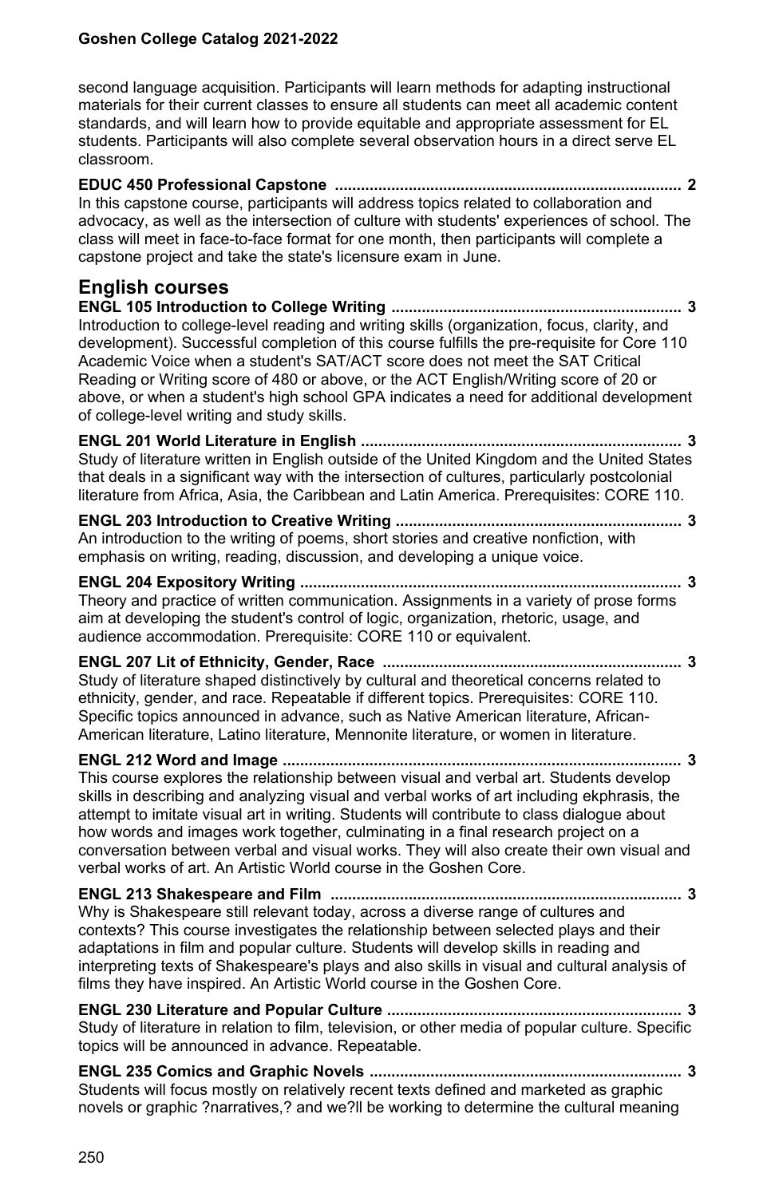second language acquisition. Participants will learn methods for adapting instructional materials for their current classes to ensure all students can meet all academic content standards, and will learn how to provide equitable and appropriate assessment for EL students. Participants will also complete several observation hours in a direct serve EL classroom.

**EDUC 450 Professional Capstone ................................................................................ 2**
In this capstone course, participants will address topics related to collaboration and advocacy, as well as the intersection of culture with students' experiences of school. The class will meet in face-to-face format for one month, then participants will complete a capstone project and take the state's licensure exam in June.

## English courses

**ENGL 105 Introduction to College Writing ................................................................... 3**
Introduction to college-level reading and writing skills (organization, focus, clarity, and development). Successful completion of this course fulfills the pre-requisite for Core 110 Academic Voice when a student's SAT/ACT score does not meet the SAT Critical Reading or Writing score of 480 or above, or the ACT English/Writing score of 20 or above, or when a student's high school GPA indicates a need for additional development of college-level writing and study skills.

**ENGL 201 World Literature in English .......................................................................... 3**
Study of literature written in English outside of the United Kingdom and the United States that deals in a significant way with the intersection of cultures, particularly postcolonial literature from Africa, Asia, the Caribbean and Latin America. Prerequisites: CORE 110.

**ENGL 203 Introduction to Creative Writing .................................................................. 3**
An introduction to the writing of poems, short stories and creative nonfiction, with emphasis on writing, reading, discussion, and developing a unique voice.

**ENGL 204 Expository Writing ....................................................................................... 3**
Theory and practice of written communication. Assignments in a variety of prose forms aim at developing the student's control of logic, organization, rhetoric, usage, and audience accommodation. Prerequisite: CORE 110 or equivalent.

**ENGL 207 Lit of Ethnicity, Gender, Race .................................................................... 3**
Study of literature shaped distinctively by cultural and theoretical concerns related to ethnicity, gender, and race. Repeatable if different topics. Prerequisites: CORE 110. Specific topics announced in advance, such as Native American literature, African-American literature, Latino literature, Mennonite literature, or women in literature.

**ENGL 212 Word and Image ........................................................................................... 3**
This course explores the relationship between visual and verbal art. Students develop skills in describing and analyzing visual and verbal works of art including ekphrasis, the attempt to imitate visual art in writing. Students will contribute to class dialogue about how words and images work together, culminating in a final research project on a conversation between verbal and visual works. They will also create their own visual and verbal works of art. An Artistic World course in the Goshen Core.

**ENGL 213 Shakespeare and Film ................................................................................ 3**
Why is Shakespeare still relevant today, across a diverse range of cultures and contexts? This course investigates the relationship between selected plays and their adaptations in film and popular culture. Students will develop skills in reading and interpreting texts of Shakespeare's plays and also skills in visual and cultural analysis of films they have inspired. An Artistic World course in the Goshen Core.

**ENGL 230 Literature and Popular Culture .................................................................... 3**
Study of literature in relation to film, television, or other media of popular culture. Specific topics will be announced in advance. Repeatable.

**ENGL 235 Comics and Graphic Novels ....................................................................... 3**
Students will focus mostly on relatively recent texts defined and marketed as graphic novels or graphic ?narratives,? and we?ll be working to determine the cultural meaning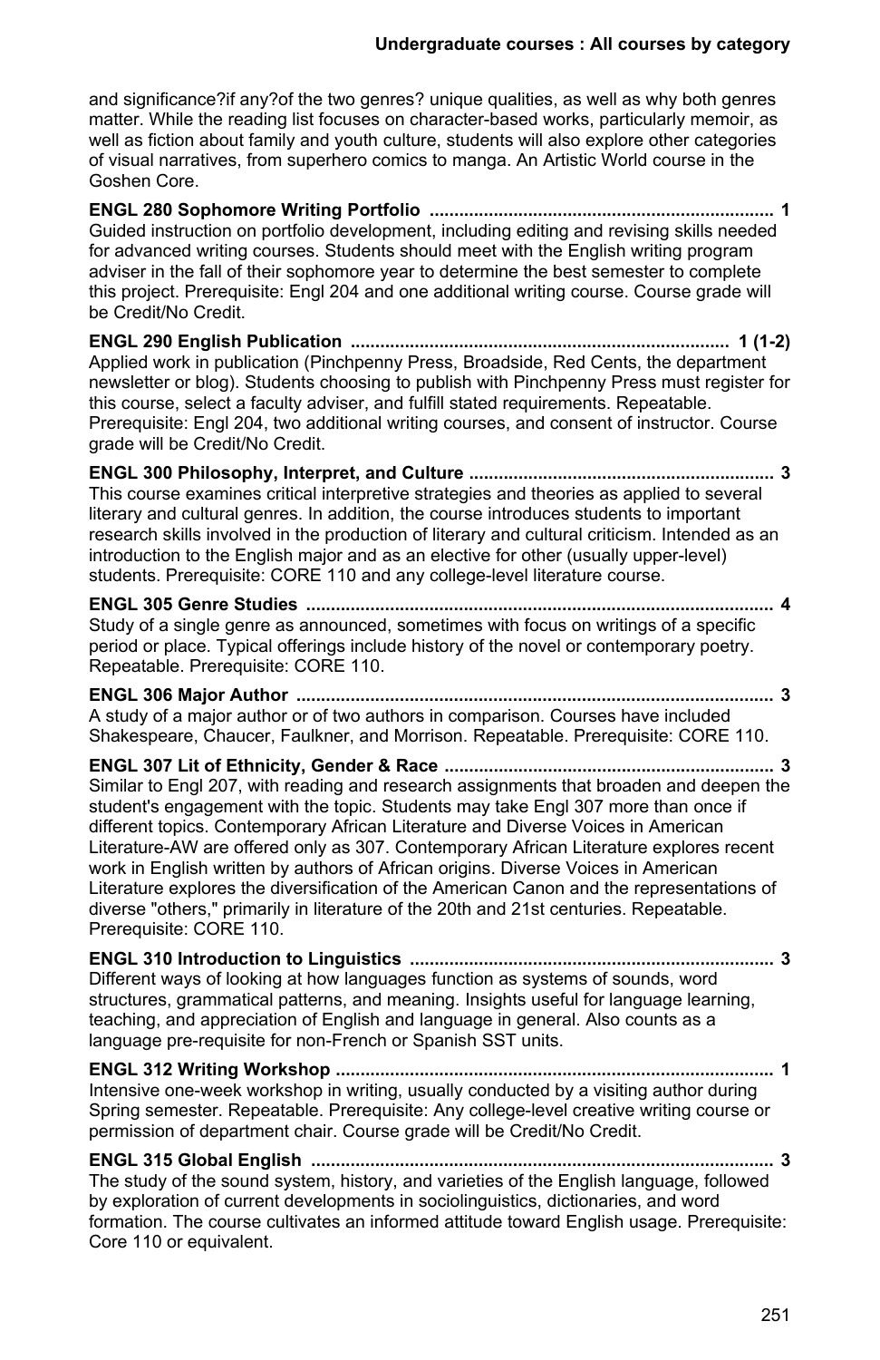and significance?if any?of the two genres? unique qualities, as well as why both genres matter. While the reading list focuses on character-based works, particularly memoir, as well as fiction about family and youth culture, students will also explore other categories of visual narratives, from superhero comics to manga. An Artistic World course in the Goshen Core.

**ENGL 280 Sophomore Writing Portfolio ...................................................................... 1**
Guided instruction on portfolio development, including editing and revising skills needed for advanced writing courses. Students should meet with the English writing program adviser in the fall of their sophomore year to determine the best semester to complete this project. Prerequisite: Engl 204 and one additional writing course. Course grade will be Credit/No Credit.

**ENGL 290 English Publication ............................................................................ 1 (1-2)**
Applied work in publication (Pinchpenny Press, Broadside, Red Cents, the department newsletter or blog). Students choosing to publish with Pinchpenny Press must register for this course, select a faculty adviser, and fulfill stated requirements. Repeatable. Prerequisite: Engl 204, two additional writing courses, and consent of instructor. Course grade will be Credit/No Credit.

**ENGL 300 Philosophy, Interpret, and Culture ............................................................. 3**
This course examines critical interpretive strategies and theories as applied to several literary and cultural genres. In addition, the course introduces students to important research skills involved in the production of literary and cultural criticism. Intended as an introduction to the English major and as an elective for other (usually upper-level) students. Prerequisite: CORE 110 and any college-level literature course.

**ENGL 305 Genre Studies ............................................................................................... 4**
Study of a single genre as announced, sometimes with focus on writings of a specific period or place. Typical offerings include history of the novel or contemporary poetry. Repeatable. Prerequisite: CORE 110.

**ENGL 306 Major Author ................................................................................................. 3**
A study of a major author or of two authors in comparison. Courses have included Shakespeare, Chaucer, Faulkner, and Morrison. Repeatable. Prerequisite: CORE 110.

**ENGL 307 Lit of Ethnicity, Gender & Race .................................................................. 3**
Similar to Engl 207, with reading and research assignments that broaden and deepen the student's engagement with the topic. Students may take Engl 307 more than once if different topics. Contemporary African Literature and Diverse Voices in American Literature-AW are offered only as 307. Contemporary African Literature explores recent work in English written by authors of African origins. Diverse Voices in American Literature explores the diversification of the American Canon and the representations of diverse "others," primarily in literature of the 20th and 21st centuries. Repeatable. Prerequisite: CORE 110.

**ENGL 310 Introduction to Linguistics .......................................................................... 3**
Different ways of looking at how languages function as systems of sounds, word structures, grammatical patterns, and meaning. Insights useful for language learning, teaching, and appreciation of English and language in general. Also counts as a language pre-requisite for non-French or Spanish SST units.

**ENGL 312 Writing Workshop ......................................................................................... 1**
Intensive one-week workshop in writing, usually conducted by a visiting author during Spring semester. Repeatable. Prerequisite: Any college-level creative writing course or permission of department chair. Course grade will be Credit/No Credit.

**ENGL 315 Global English .............................................................................................. 3**
The study of the sound system, history, and varieties of the English language, followed by exploration of current developments in sociolinguistics, dictionaries, and word formation. The course cultivates an informed attitude toward English usage. Prerequisite: Core 110 or equivalent.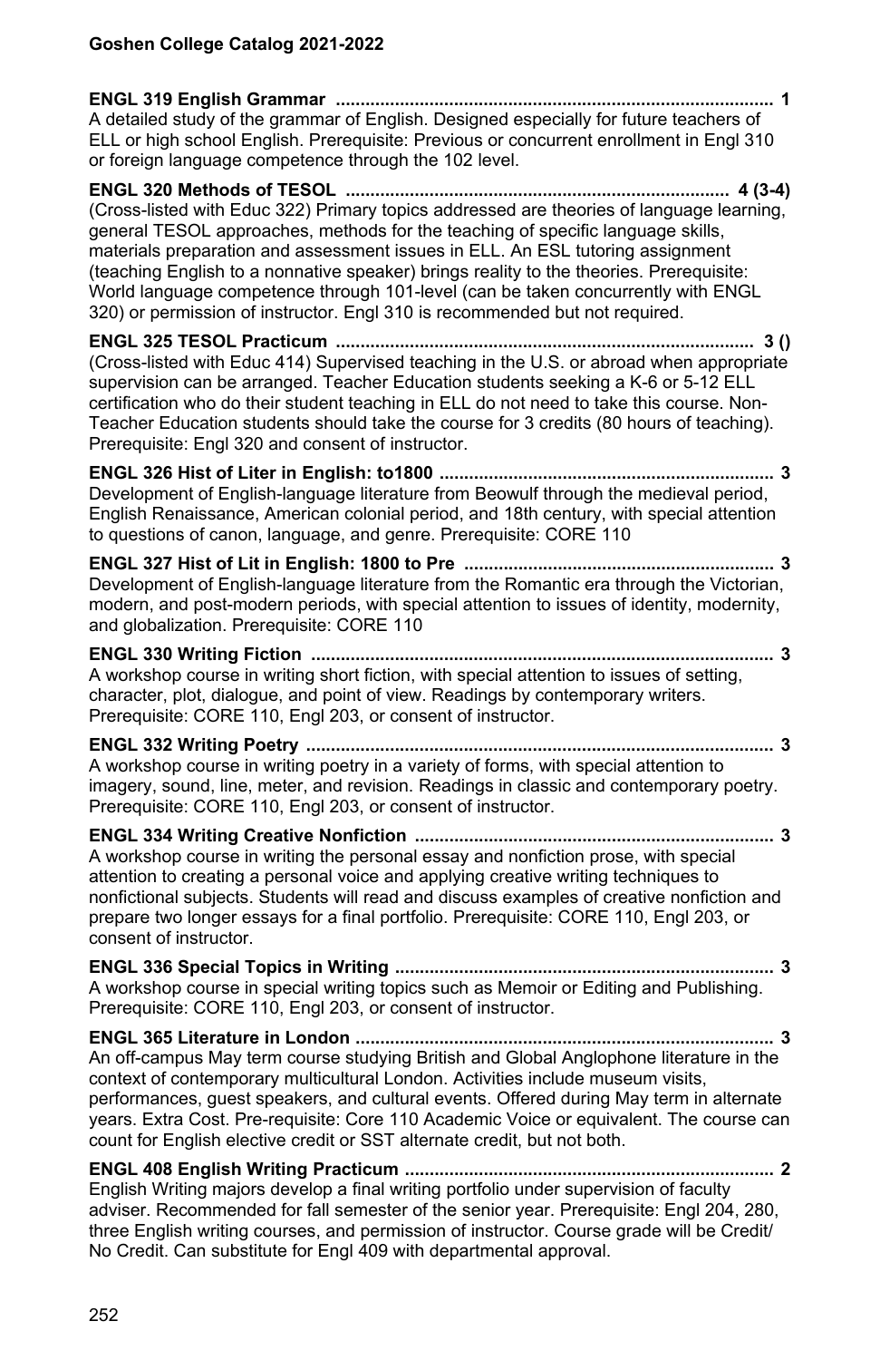**ENGL 319 English Grammar** ........................................................................................ **1**
A detailed study of the grammar of English. Designed especially for future teachers of ELL or high school English. Prerequisite: Previous or concurrent enrollment in Engl 310 or foreign language competence through the 102 level.

**ENGL 320 Methods of TESOL** ............................................................................. **4 (3-4)**
(Cross-listed with Educ 322) Primary topics addressed are theories of language learning, general TESOL approaches, methods for the teaching of specific language skills, materials preparation and assessment issues in ELL. An ESL tutoring assignment (teaching English to a nonnative speaker) brings reality to the theories. Prerequisite: World language competence through 101-level (can be taken concurrently with ENGL 320) or permission of instructor. Engl 310 is recommended but not required.

**ENGL 325 TESOL Practicum** ...................................................................................... **3 ()**
(Cross-listed with Educ 414) Supervised teaching in the U.S. or abroad when appropriate supervision can be arranged. Teacher Education students seeking a K-6 or 5-12 ELL certification who do their student teaching in ELL do not need to take this course. Non-Teacher Education students should take the course for 3 credits (80 hours of teaching). Prerequisite: Engl 320 and consent of instructor.

**ENGL 326 Hist of Liter in English: to1800** .................................................................... **3**
Development of English-language literature from Beowulf through the medieval period, English Renaissance, American colonial period, and 18th century, with special attention to questions of canon, language, and genre. Prerequisite: CORE 110

**ENGL 327 Hist of Lit in English: 1800 to Pre** ............................................................... **3**
Development of English-language literature from the Romantic era through the Victorian, modern, and post-modern periods, with special attention to issues of identity, modernity, and globalization. Prerequisite: CORE 110

**ENGL 330 Writing Fiction** .............................................................................................. **3**
A workshop course in writing short fiction, with special attention to issues of setting, character, plot, dialogue, and point of view. Readings by contemporary writers. Prerequisite: CORE 110, Engl 203, or consent of instructor.

**ENGL 332 Writing Poetry** ............................................................................................... **3**
A workshop course in writing poetry in a variety of forms, with special attention to imagery, sound, line, meter, and revision. Readings in classic and contemporary poetry. Prerequisite: CORE 110, Engl 203, or consent of instructor.

**ENGL 334 Writing Creative Nonfiction** ......................................................................... **3**
A workshop course in writing the personal essay and nonfiction prose, with special attention to creating a personal voice and applying creative writing techniques to nonfictional subjects. Students will read and discuss examples of creative nonfiction and prepare two longer essays for a final portfolio. Prerequisite: CORE 110, Engl 203, or consent of instructor.

**ENGL 336 Special Topics in Writing** ............................................................................. **3**
A workshop course in special writing topics such as Memoir or Editing and Publishing. Prerequisite: CORE 110, Engl 203, or consent of instructor.

**ENGL 365 Literature in London** ..................................................................................... **3**
An off-campus May term course studying British and Global Anglophone literature in the context of contemporary multicultural London. Activities include museum visits, performances, guest speakers, and cultural events. Offered during May term in alternate years. Extra Cost. Pre-requisite: Core 110 Academic Voice or equivalent. The course can count for English elective credit or SST alternate credit, but not both.

**ENGL 408 English Writing Practicum** ........................................................................... **2**
English Writing majors develop a final writing portfolio under supervision of faculty adviser. Recommended for fall semester of the senior year. Prerequisite: Engl 204, 280, three English writing courses, and permission of instructor. Course grade will be Credit/No Credit. Can substitute for Engl 409 with departmental approval.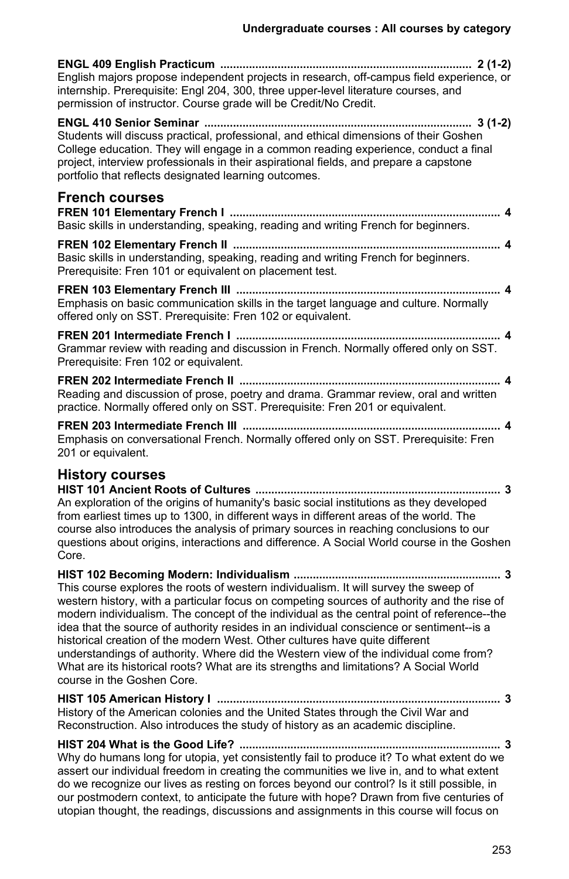**ENGL 409 English Practicum** .............................................................................. **2 (1-2)**
English majors propose independent projects in research, off-campus field experience, or internship. Prerequisite: Engl 204, 300, three upper-level literature courses, and permission of instructor. Course grade will be Credit/No Credit.

**ENGL 410 Senior Seminar** ................................................................................... **3 (1-2)**
Students will discuss practical, professional, and ethical dimensions of their Goshen College education. They will engage in a common reading experience, conduct a final project, interview professionals in their aspirational fields, and prepare a capstone portfolio that reflects designated learning outcomes.

## French courses

**FREN 101 Elementary French I** ..................................................................................... **4**
Basic skills in understanding, speaking, reading and writing French for beginners.

**FREN 102 Elementary French II** .................................................................................... **4**
Basic skills in understanding, speaking, reading and writing French for beginners. Prerequisite: Fren 101 or equivalent on placement test.

**FREN 103 Elementary French III** ................................................................................... **4**
Emphasis on basic communication skills in the target language and culture. Normally offered only on SST. Prerequisite: Fren 102 or equivalent.

**FREN 201 Intermediate French I** ................................................................................... **4**
Grammar review with reading and discussion in French. Normally offered only on SST. Prerequisite: Fren 102 or equivalent.

**FREN 202 Intermediate French II** .................................................................................. **4**
Reading and discussion of prose, poetry and drama. Grammar review, oral and written practice. Normally offered only on SST. Prerequisite: Fren 201 or equivalent.

**FREN 203 Intermediate French III** ................................................................................. **4**
Emphasis on conversational French. Normally offered only on SST. Prerequisite: Fren 201 or equivalent.

## History courses

**HIST 101 Ancient Roots of Cultures** ............................................................................. **3**
An exploration of the origins of humanity's basic social institutions as they developed from earliest times up to 1300, in different ways in different areas of the world. The course also introduces the analysis of primary sources in reaching conclusions to our questions about origins, interactions and difference. A Social World course in the Goshen Core.

**HIST 102 Becoming Modern: Individualism** ................................................................. **3**
This course explores the roots of western individualism. It will survey the sweep of western history, with a particular focus on competing sources of authority and the rise of modern individualism. The concept of the individual as the central point of reference--the idea that the source of authority resides in an individual conscience or sentiment--is a historical creation of the modern West. Other cultures have quite different understandings of authority. Where did the Western view of the individual come from? What are its historical roots? What are its strengths and limitations? A Social World course in the Goshen Core.

**HIST 105 American History I** ......................................................................................... **3**
History of the American colonies and the United States through the Civil War and Reconstruction. Also introduces the study of history as an academic discipline.

**HIST 204 What is the Good Life?** .................................................................................. **3**
Why do humans long for utopia, yet consistently fail to produce it? To what extent do we assert our individual freedom in creating the communities we live in, and to what extent do we recognize our lives as resting on forces beyond our control? Is it still possible, in our postmodern context, to anticipate the future with hope? Drawn from five centuries of utopian thought, the readings, discussions and assignments in this course will focus on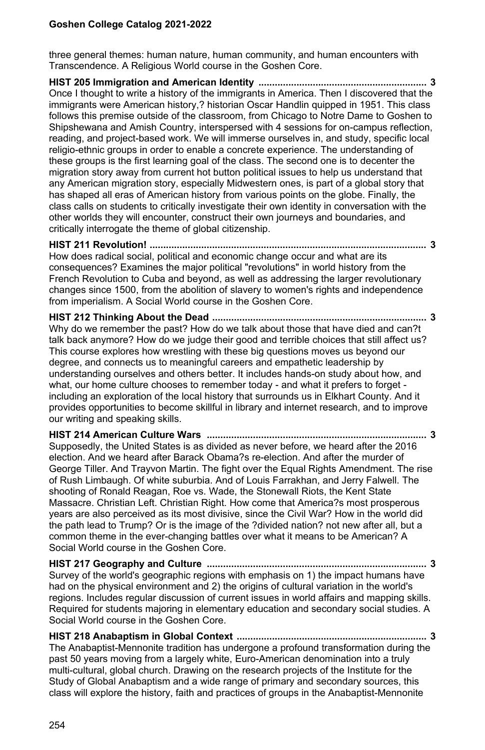three general themes: human nature, human community, and human encounters with Transcendence. A Religious World course in the Goshen Core.

**HIST 205 Immigration and American Identity ............................................................. 3**

Once I thought to write a history of the immigrants in America. Then I discovered that the immigrants were American history,? historian Oscar Handlin quipped in 1951. This class follows this premise outside of the classroom, from Chicago to Notre Dame to Goshen to Shipshewana and Amish Country, interspersed with 4 sessions for on-campus reflection, reading, and project-based work. We will immerse ourselves in, and study, specific local religio-ethnic groups in order to enable a concrete experience. The understanding of these groups is the first learning goal of the class. The second one is to decenter the migration story away from current hot button political issues to help us understand that any American migration story, especially Midwestern ones, is part of a global story that has shaped all eras of American history from various points on the globe. Finally, the class calls on students to critically investigate their own identity in conversation with the other worlds they will encounter, construct their own journeys and boundaries, and critically interrogate the theme of global citizenship.

**HIST 211 Revolution! ..................................................................................................... 3**

How does radical social, political and economic change occur and what are its consequences? Examines the major political "revolutions" in world history from the French Revolution to Cuba and beyond, as well as addressing the larger revolutionary changes since 1500, from the abolition of slavery to women's rights and independence from imperialism. A Social World course in the Goshen Core.

**HIST 212 Thinking About the Dead .............................................................................. 3**

Why do we remember the past? How do we talk about those that have died and can?t talk back anymore? How do we judge their good and terrible choices that still affect us? This course explores how wrestling with these big questions moves us beyond our degree, and connects us to meaningful careers and empathetic leadership by understanding ourselves and others better. It includes hands-on study about how, and what, our home culture chooses to remember today - and what it prefers to forget - including an exploration of the local history that surrounds us in Elkhart County. And it provides opportunities to become skillful in library and internet research, and to improve our writing and speaking skills.

**HIST 214 American Culture Wars ................................................................................ 3**

Supposedly, the United States is as divided as never before, we heard after the 2016 election. And we heard after Barack Obama?s re-election. And after the murder of George Tiller. And Trayvon Martin. The fight over the Equal Rights Amendment. The rise of Rush Limbaugh. Of white suburbia. And of Louis Farrakhan, and Jerry Falwell. The shooting of Ronald Reagan, Roe vs. Wade, the Stonewall Riots, the Kent State Massacre. Christian Left. Christian Right. How come that America?s most prosperous years are also perceived as its most divisive, since the Civil War? How in the world did the path lead to Trump? Or is the image of the ?divided nation? not new after all, but a common theme in the ever-changing battles over what it means to be American? A Social World course in the Goshen Core.

**HIST 217 Geography and Culture ................................................................................ 3**

Survey of the world's geographic regions with emphasis on 1) the impact humans have had on the physical environment and 2) the origins of cultural variation in the world's regions. Includes regular discussion of current issues in world affairs and mapping skills. Required for students majoring in elementary education and secondary social studies. A Social World course in the Goshen Core.

**HIST 218 Anabaptism in Global Context ..................................................................... 3**

The Anabaptist-Mennonite tradition has undergone a profound transformation during the past 50 years moving from a largely white, Euro-American denomination into a truly multi-cultural, global church. Drawing on the research projects of the Institute for the Study of Global Anabaptism and a wide range of primary and secondary sources, this class will explore the history, faith and practices of groups in the Anabaptist-Mennonite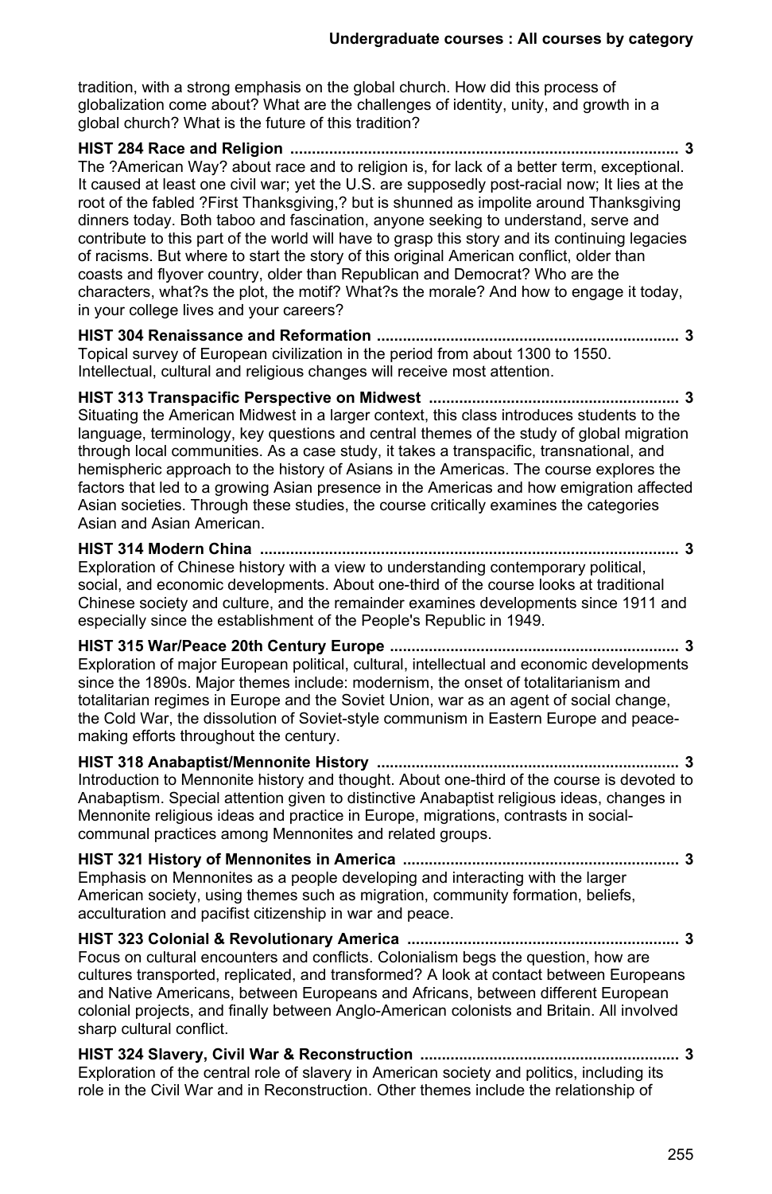tradition, with a strong emphasis on the global church. How did this process of globalization come about? What are the challenges of identity, unity, and growth in a global church? What is the future of this tradition?

**HIST 284 Race and Religion ........................................................................................ 3**
The ?American Way? about race and to religion is, for lack of a better term, exceptional. It caused at least one civil war; yet the U.S. are supposedly post-racial now; It lies at the root of the fabled ?First Thanksgiving,? but is shunned as impolite around Thanksgiving dinners today. Both taboo and fascination, anyone seeking to understand, serve and contribute to this part of the world will have to grasp this story and its continuing legacies of racisms. But where to start the story of this original American conflict, older than coasts and flyover country, older than Republican and Democrat? Who are the characters, what?s the plot, the motif? What?s the morale? And how to engage it today, in your college lives and your careers?

**HIST 304 Renaissance and Reformation .................................................................... 3**
Topical survey of European civilization in the period from about 1300 to 1550. Intellectual, cultural and religious changes will receive most attention.

**HIST 313 Transpacific Perspective on Midwest ......................................................... 3**
Situating the American Midwest in a larger context, this class introduces students to the language, terminology, key questions and central themes of the study of global migration through local communities. As a case study, it takes a transpacific, transnational, and hemispheric approach to the history of Asians in the Americas. The course explores the factors that led to a growing Asian presence in the Americas and how emigration affected Asian societies. Through these studies, the course critically examines the categories Asian and Asian American.

**HIST 314 Modern China ............................................................................................... 3**
Exploration of Chinese history with a view to understanding contemporary political, social, and economic developments. About one-third of the course looks at traditional Chinese society and culture, and the remainder examines developments since 1911 and especially since the establishment of the People's Republic in 1949.

**HIST 315 War/Peace 20th Century Europe ................................................................. 3**
Exploration of major European political, cultural, intellectual and economic developments since the 1890s. Major themes include: modernism, the onset of totalitarianism and totalitarian regimes in Europe and the Soviet Union, war as an agent of social change, the Cold War, the dissolution of Soviet-style communism in Eastern Europe and peace-making efforts throughout the century.

**HIST 318 Anabaptist/Mennonite History .................................................................... 3**
Introduction to Mennonite history and thought. About one-third of the course is devoted to Anabaptism. Special attention given to distinctive Anabaptist religious ideas, changes in Mennonite religious ideas and practice in Europe, migrations, contrasts in social-communal practices among Mennonites and related groups.

**HIST 321 History of Mennonites in America .............................................................. 3**
Emphasis on Mennonites as a people developing and interacting with the larger American society, using themes such as migration, community formation, beliefs, acculturation and pacifist citizenship in war and peace.

**HIST 323 Colonial & Revolutionary America ............................................................. 3**
Focus on cultural encounters and conflicts. Colonialism begs the question, how are cultures transported, replicated, and transformed? A look at contact between Europeans and Native Americans, between Europeans and Africans, between different European colonial projects, and finally between Anglo-American colonists and Britain. All involved sharp cultural conflict.

**HIST 324 Slavery, Civil War & Reconstruction .......................................................... 3**
Exploration of the central role of slavery in American society and politics, including its role in the Civil War and in Reconstruction. Other themes include the relationship of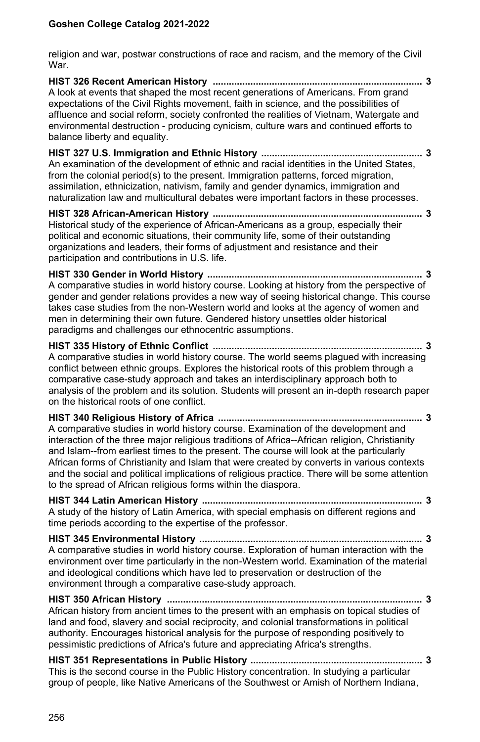religion and war, postwar constructions of race and racism, and the memory of the Civil War.

**HIST 326 Recent American History .............................................................................. 3**
A look at events that shaped the most recent generations of Americans. From grand expectations of the Civil Rights movement, faith in science, and the possibilities of affluence and social reform, society confronted the realities of Vietnam, Watergate and environmental destruction - producing cynicism, culture wars and continued efforts to balance liberty and equality.

**HIST 327 U.S. Immigration and Ethnic History ........................................................... 3**
An examination of the development of ethnic and racial identities in the United States, from the colonial period(s) to the present. Immigration patterns, forced migration, assimilation, ethnicization, nativism, family and gender dynamics, immigration and naturalization law and multicultural debates were important factors in these processes.

**HIST 328 African-American History ............................................................................. 3**
Historical study of the experience of African-Americans as a group, especially their political and economic situations, their community life, some of their outstanding organizations and leaders, their forms of adjustment and resistance and their participation and contributions in U.S. life.

**HIST 330 Gender in World History ................................................................................ 3**
A comparative studies in world history course. Looking at history from the perspective of gender and gender relations provides a new way of seeing historical change. This course takes case studies from the non-Western world and looks at the agency of women and men in determining their own future. Gendered history unsettles older historical paradigms and challenges our ethnocentric assumptions.

**HIST 335 History of Ethnic Conflict ............................................................................. 3**
A comparative studies in world history course. The world seems plagued with increasing conflict between ethnic groups. Explores the historical roots of this problem through a comparative case-study approach and takes an interdisciplinary approach both to analysis of the problem and its solution. Students will present an in-depth research paper on the historical roots of one conflict.

**HIST 340 Religious History of Africa ........................................................................... 3**
A comparative studies in world history course. Examination of the development and interaction of the three major religious traditions of Africa--African religion, Christianity and Islam--from earliest times to the present. The course will look at the particularly African forms of Christianity and Islam that were created by converts in various contexts and the social and political implications of religious practice. There will be some attention to the spread of African religious forms within the diaspora.

**HIST 344 Latin American History ................................................................................. 3**
A study of the history of Latin America, with special emphasis on different regions and time periods according to the expertise of the professor.

**HIST 345 Environmental History .................................................................................. 3**
A comparative studies in world history course. Exploration of human interaction with the environment over time particularly in the non-Western world. Examination of the material and ideological conditions which have led to preservation or destruction of the environment through a comparative case-study approach.

**HIST 350 African History .............................................................................................. 3**
African history from ancient times to the present with an emphasis on topical studies of land and food, slavery and social reciprocity, and colonial transformations in political authority. Encourages historical analysis for the purpose of responding positively to pessimistic predictions of Africa's future and appreciating Africa's strengths.

**HIST 351 Representations in Public History ................................................................ 3**
This is the second course in the Public History concentration. In studying a particular group of people, like Native Americans of the Southwest or Amish of Northern Indiana,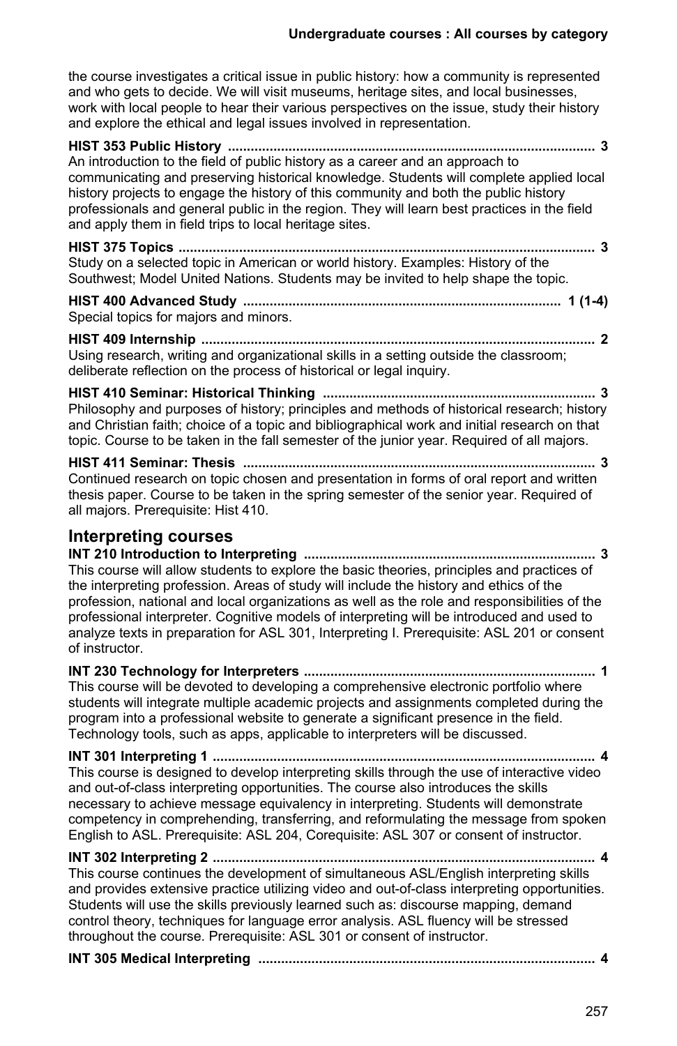the course investigates a critical issue in public history: how a community is represented and who gets to decide. We will visit museums, heritage sites, and local businesses, work with local people to hear their various perspectives on the issue, study their history and explore the ethical and legal issues involved in representation.

**HIST 353 Public History** ........................................................................................ **3**
An introduction to the field of public history as a career and an approach to communicating and preserving historical knowledge. Students will complete applied local history projects to engage the history of this community and both the public history professionals and general public in the region. They will learn best practices in the field and apply them in field trips to local heritage sites.

**HIST 375 Topics** ........................................................................................................ **3**
Study on a selected topic in American or world history. Examples: History of the Southwest; Model United Nations. Students may be invited to help shape the topic.

**HIST 400 Advanced Study** ................................................................................ **1 (1-4)**
Special topics for majors and minors.

**HIST 409 Internship** .................................................................................................. **2**
Using research, writing and organizational skills in a setting outside the classroom; deliberate reflection on the process of historical or legal inquiry.

**HIST 410 Seminar: Historical Thinking** ................................................................... **3**
Philosophy and purposes of history; principles and methods of historical research; history and Christian faith; choice of a topic and bibliographical work and initial research on that topic. Course to be taken in the fall semester of the junior year. Required of all majors.

**HIST 411 Seminar: Thesis** ........................................................................................ **3**
Continued research on topic chosen and presentation in forms of oral report and written thesis paper. Course to be taken in the spring semester of the senior year. Required of all majors. Prerequisite: Hist 410.

## Interpreting courses

**INT 210 Introduction to Interpreting** ......................................................................... **3**
This course will allow students to explore the basic theories, principles and practices of the interpreting profession. Areas of study will include the history and ethics of the profession, national and local organizations as well as the role and responsibilities of the professional interpreter. Cognitive models of interpreting will be introduced and used to analyze texts in preparation for ASL 301, Interpreting I. Prerequisite: ASL 201 or consent of instructor.

**INT 230 Technology for Interpreters** ......................................................................... **1**
This course will be devoted to developing a comprehensive electronic portfolio where students will integrate multiple academic projects and assignments completed during the program into a professional website to generate a significant presence in the field. Technology tools, such as apps, applicable to interpreters will be discussed.

**INT 301 Interpreting 1** ................................................................................................ **4**
This course is designed to develop interpreting skills through the use of interactive video and out-of-class interpreting opportunities. The course also introduces the skills necessary to achieve message equivalency in interpreting. Students will demonstrate competency in comprehending, transferring, and reformulating the message from spoken English to ASL. Prerequisite: ASL 204, Corequisite: ASL 307 or consent of instructor.

**INT 302 Interpreting 2** ................................................................................................ **4**
This course continues the development of simultaneous ASL/English interpreting skills and provides extensive practice utilizing video and out-of-class interpreting opportunities. Students will use the skills previously learned such as: discourse mapping, demand control theory, techniques for language error analysis. ASL fluency will be stressed throughout the course. Prerequisite: ASL 301 or consent of instructor.

**INT 305 Medical Interpreting** .................................................................................... **4**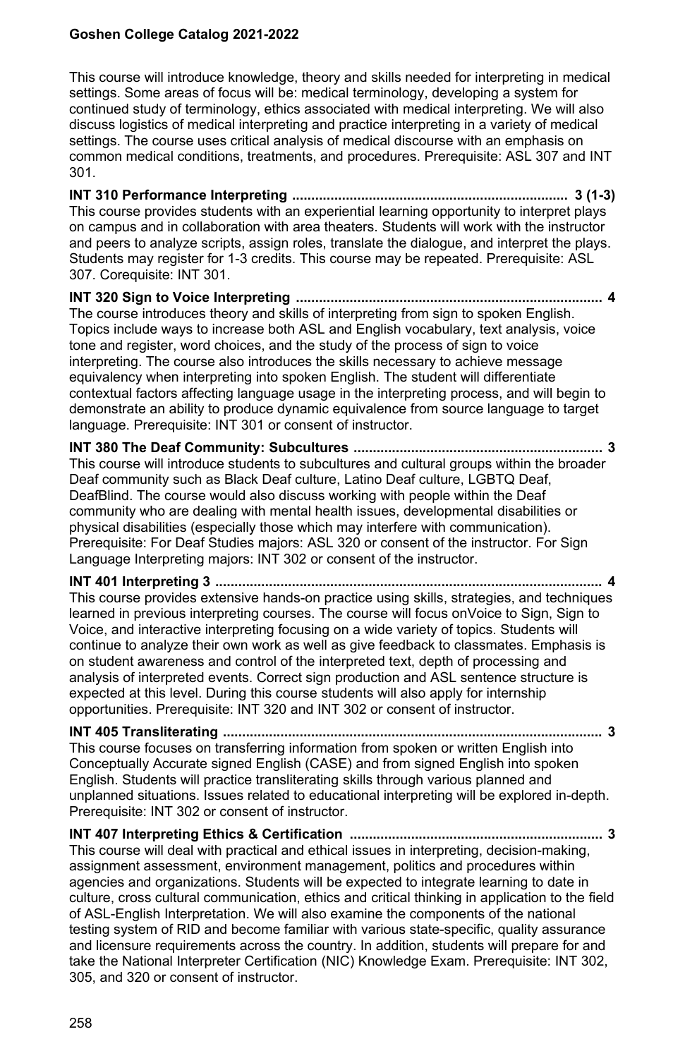This course will introduce knowledge, theory and skills needed for interpreting in medical settings. Some areas of focus will be: medical terminology, developing a system for continued study of terminology, ethics associated with medical interpreting. We will also discuss logistics of medical interpreting and practice interpreting in a variety of medical settings. The course uses critical analysis of medical discourse with an emphasis on common medical conditions, treatments, and procedures. Prerequisite: ASL 307 and INT 301.

**INT 310 Performance Interpreting ........................................................................ 3 (1-3)**
This course provides students with an experiential learning opportunity to interpret plays on campus and in collaboration with area theaters. Students will work with the instructor and peers to analyze scripts, assign roles, translate the dialogue, and interpret the plays. Students may register for 1-3 credits. This course may be repeated. Prerequisite: ASL 307. Corequisite: INT 301.

**INT 320 Sign to Voice Interpreting ................................................................................ 4**
The course introduces theory and skills of interpreting from sign to spoken English. Topics include ways to increase both ASL and English vocabulary, text analysis, voice tone and register, word choices, and the study of the process of sign to voice interpreting. The course also introduces the skills necessary to achieve message equivalency when interpreting into spoken English. The student will differentiate contextual factors affecting language usage in the interpreting process, and will begin to demonstrate an ability to produce dynamic equivalence from source language to target language. Prerequisite: INT 301 or consent of instructor.

**INT 380 The Deaf Community: Subcultures ................................................................. 3**
This course will introduce students to subcultures and cultural groups within the broader Deaf community such as Black Deaf culture, Latino Deaf culture, LGBTQ Deaf, DeafBlind. The course would also discuss working with people within the Deaf community who are dealing with mental health issues, developmental disabilities or physical disabilities (especially those which may interfere with communication). Prerequisite: For Deaf Studies majors: ASL 320 or consent of the instructor. For Sign Language Interpreting majors: INT 302 or consent of the instructor.

**INT 401 Interpreting 3 .................................................................................................... 4**
This course provides extensive hands-on practice using skills, strategies, and techniques learned in previous interpreting courses. The course will focus onVoice to Sign, Sign to Voice, and interactive interpreting focusing on a wide variety of topics. Students will continue to analyze their own work as well as give feedback to classmates. Emphasis is on student awareness and control of the interpreted text, depth of processing and analysis of interpreted events. Correct sign production and ASL sentence structure is expected at this level. During this course students will also apply for internship opportunities. Prerequisite: INT 320 and INT 302 or consent of instructor.

**INT 405 Transliterating .................................................................................................. 3**
This course focuses on transferring information from spoken or written English into Conceptually Accurate signed English (CASE) and from signed English into spoken English. Students will practice transliterating skills through various planned and unplanned situations. Issues related to educational interpreting will be explored in-depth. Prerequisite: INT 302 or consent of instructor.

**INT 407 Interpreting Ethics & Certification .................................................................. 3**
This course will deal with practical and ethical issues in interpreting, decision-making, assignment assessment, environment management, politics and procedures within agencies and organizations. Students will be expected to integrate learning to date in culture, cross cultural communication, ethics and critical thinking in application to the field of ASL-English Interpretation. We will also examine the components of the national testing system of RID and become familiar with various state-specific, quality assurance and licensure requirements across the country. In addition, students will prepare for and take the National Interpreter Certification (NIC) Knowledge Exam. Prerequisite: INT 302, 305, and 320 or consent of instructor.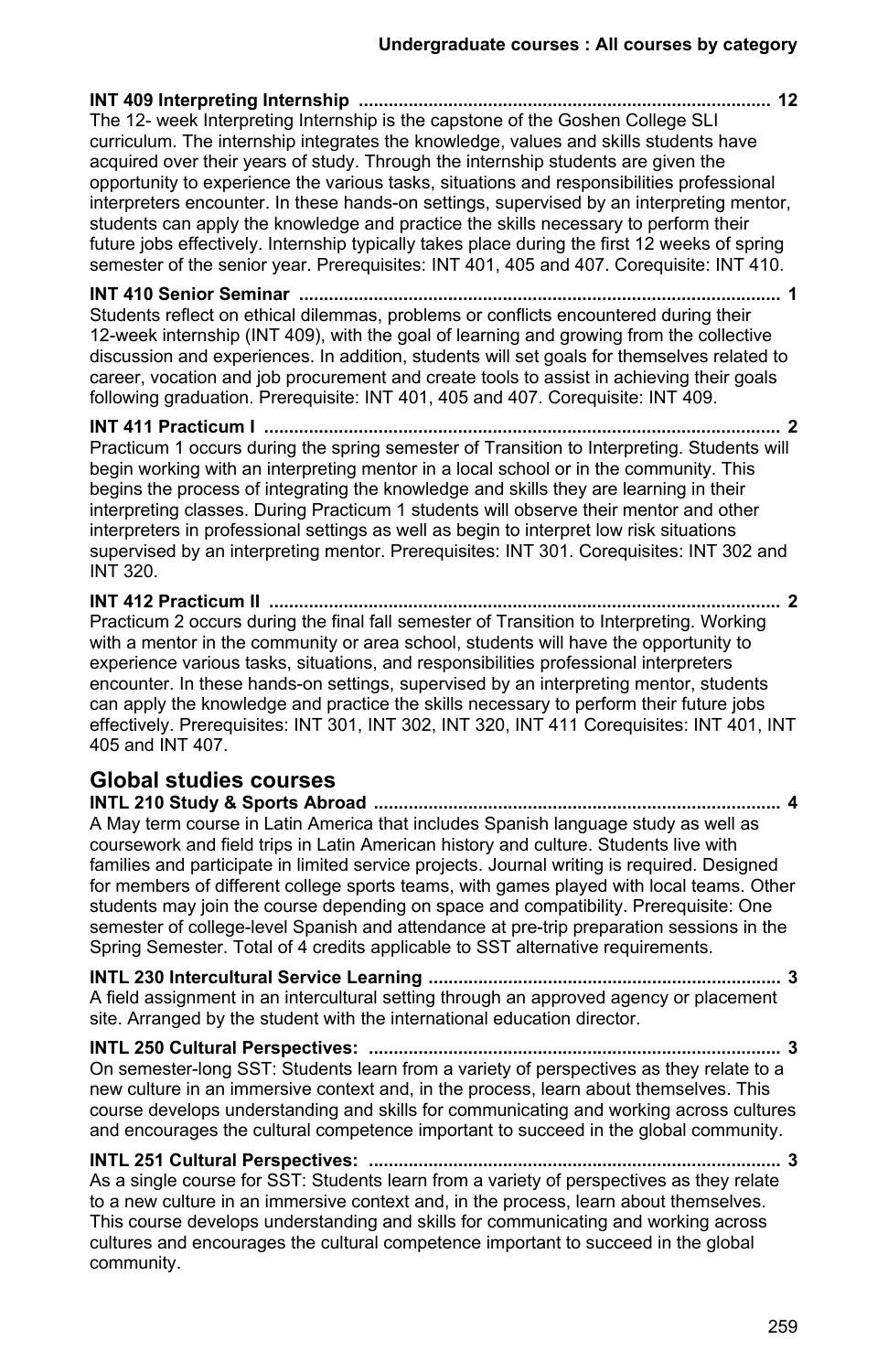**INT 409 Interpreting Internship .................................................................................. 12**
The 12- week Interpreting Internship is the capstone of the Goshen College SLI curriculum. The internship integrates the knowledge, values and skills students have acquired over their years of study. Through the internship students are given the opportunity to experience the various tasks, situations and responsibilities professional interpreters encounter. In these hands-on settings, supervised by an interpreting mentor, students can apply the knowledge and practice the skills necessary to perform their future jobs effectively. Internship typically takes place during the first 12 weeks of spring semester of the senior year. Prerequisites: INT 401, 405 and 407. Corequisite: INT 410.

**INT 410 Senior Seminar ................................................................................................ 1**
Students reflect on ethical dilemmas, problems or conflicts encountered during their 12-week internship (INT 409), with the goal of learning and growing from the collective discussion and experiences. In addition, students will set goals for themselves related to career, vocation and job procurement and create tools to assist in achieving their goals following graduation. Prerequisite: INT 401, 405 and 407. Corequisite: INT 409.

**INT 411 Practicum I ....................................................................................................... 2**
Practicum 1 occurs during the spring semester of Transition to Interpreting. Students will begin working with an interpreting mentor in a local school or in the community. This begins the process of integrating the knowledge and skills they are learning in their interpreting classes. During Practicum 1 students will observe their mentor and other interpreters in professional settings as well as begin to interpret low risk situations supervised by an interpreting mentor. Prerequisites: INT 301. Corequisites: INT 302 and INT 320.

**INT 412 Practicum II ...................................................................................................... 2**
Practicum 2 occurs during the final fall semester of Transition to Interpreting. Working with a mentor in the community or area school, students will have the opportunity to experience various tasks, situations, and responsibilities professional interpreters encounter. In these hands-on settings, supervised by an interpreting mentor, students can apply the knowledge and practice the skills necessary to perform their future jobs effectively. Prerequisites: INT 301, INT 302, INT 320, INT 411 Corequisites: INT 401, INT 405 and INT 407.

## Global studies courses

**INTL 210 Study & Sports Abroad ................................................................................. 4**
A May term course in Latin America that includes Spanish language study as well as coursework and field trips in Latin American history and culture. Students live with families and participate in limited service projects. Journal writing is required. Designed for members of different college sports teams, with games played with local teams. Other students may join the course depending on space and compatibility. Prerequisite: One semester of college-level Spanish and attendance at pre-trip preparation sessions in the Spring Semester. Total of 4 credits applicable to SST alternative requirements.

**INTL 230 Intercultural Service Learning ...................................................................... 3**
A field assignment in an intercultural setting through an approved agency or placement site. Arranged by the student with the international education director.

**INTL 250 Cultural Perspectives: .................................................................................. 3**
On semester-long SST: Students learn from a variety of perspectives as they relate to a new culture in an immersive context and, in the process, learn about themselves. This course develops understanding and skills for communicating and working across cultures and encourages the cultural competence important to succeed in the global community.

**INTL 251 Cultural Perspectives: .................................................................................. 3**
As a single course for SST: Students learn from a variety of perspectives as they relate to a new culture in an immersive context and, in the process, learn about themselves. This course develops understanding and skills for communicating and working across cultures and encourages the cultural competence important to succeed in the global community.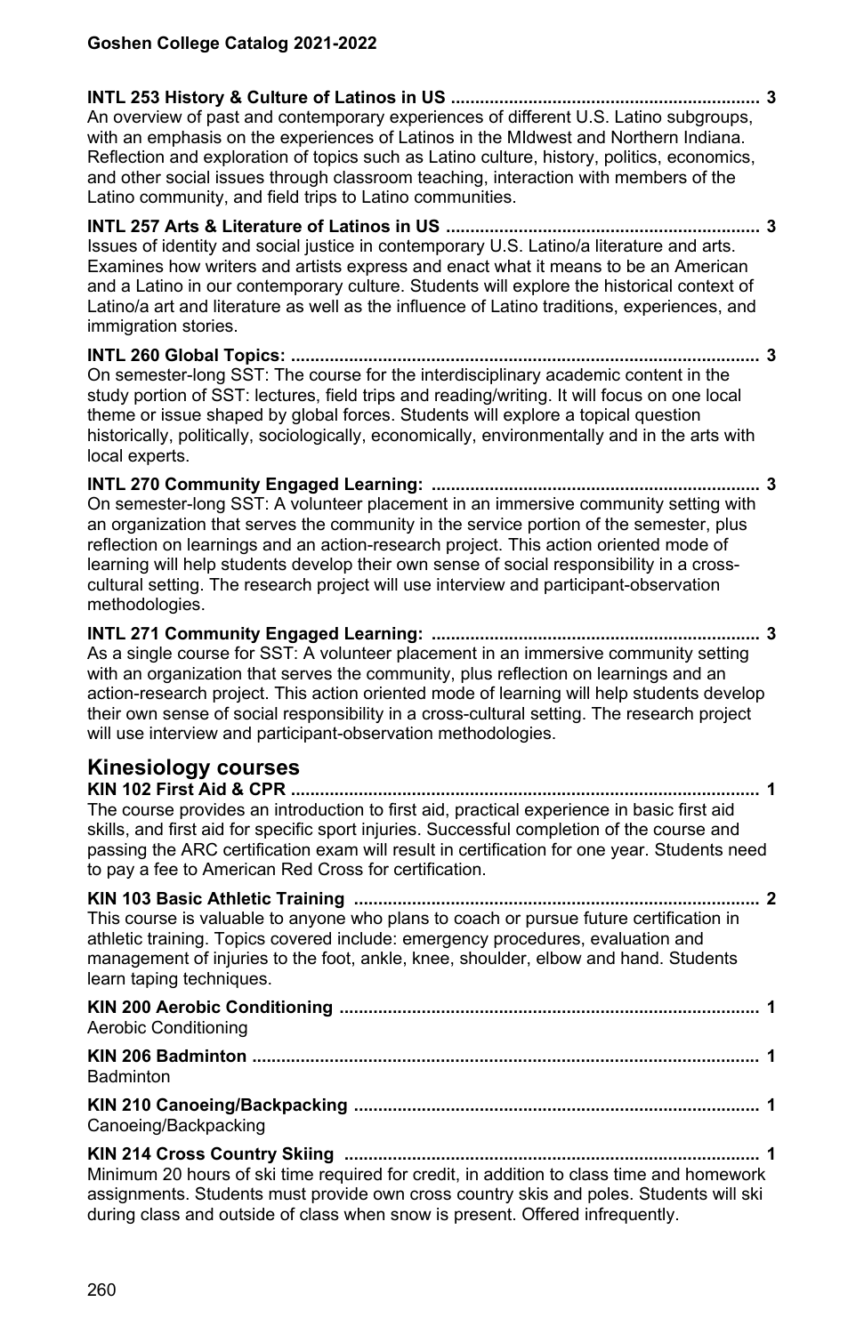**INTL 253 History & Culture of Latinos in US ................................................................ 3**
An overview of past and contemporary experiences of different U.S. Latino subgroups, with an emphasis on the experiences of Latinos in the MIdwest and Northern Indiana. Reflection and exploration of topics such as Latino culture, history, politics, economics, and other social issues through classroom teaching, interaction with members of the Latino community, and field trips to Latino communities.

**INTL 257 Arts & Literature of Latinos in US ................................................................ 3**
Issues of identity and social justice in contemporary U.S. Latino/a literature and arts. Examines how writers and artists express and enact what it means to be an American and a Latino in our contemporary culture. Students will explore the historical context of Latino/a art and literature as well as the influence of Latino traditions, experiences, and immigration stories.

**INTL 260 Global Topics: ................................................................................................ 3**
On semester-long SST: The course for the interdisciplinary academic content in the study portion of SST: lectures, field trips and reading/writing. It will focus on one local theme or issue shaped by global forces. Students will explore a topical question historically, politically, sociologically, economically, environmentally and in the arts with local experts.

**INTL 270 Community Engaged Learning: .................................................................... 3**
On semester-long SST: A volunteer placement in an immersive community setting with an organization that serves the community in the service portion of the semester, plus reflection on learnings and an action-research project. This action oriented mode of learning will help students develop their own sense of social responsibility in a cross-cultural setting. The research project will use interview and participant-observation methodologies.

**INTL 271 Community Engaged Learning: .................................................................... 3**
As a single course for SST: A volunteer placement in an immersive community setting with an organization that serves the community, plus reflection on learnings and an action-research project. This action oriented mode of learning will help students develop their own sense of social responsibility in a cross-cultural setting. The research project will use interview and participant-observation methodologies.

## Kinesiology courses

**KIN 102 First Aid & CPR ................................................................................................ 1**
The course provides an introduction to first aid, practical experience in basic first aid skills, and first aid for specific sport injuries. Successful completion of the course and passing the ARC certification exam will result in certification for one year. Students need to pay a fee to American Red Cross for certification.

**KIN 103 Basic Athletic Training ...................................................................................... 2**
This course is valuable to anyone who plans to coach or pursue future certification in athletic training. Topics covered include: emergency procedures, evaluation and management of injuries to the foot, ankle, knee, shoulder, elbow and hand. Students learn taping techniques.

**KIN 200 Aerobic Conditioning ........................................................................................ 1**
Aerobic Conditioning

**KIN 206 Badminton .......................................................................................................... 1**
Badminton

**KIN 210 Canoeing/Backpacking ...................................................................................... 1**
Canoeing/Backpacking

**KIN 214 Cross Country Skiing ........................................................................................ 1**
Minimum 20 hours of ski time required for credit, in addition to class time and homework assignments. Students must provide own cross country skis and poles. Students will ski during class and outside of class when snow is present. Offered infrequently.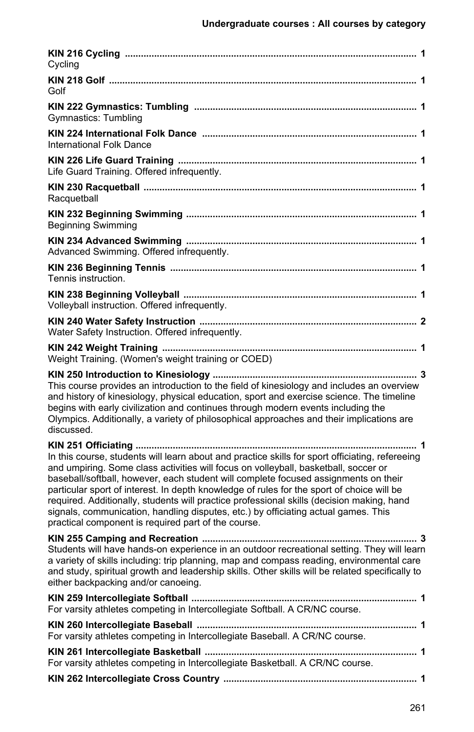**KIN 216 Cycling .......... 1**
Cycling

**KIN 218 Golf .......... 1**
Golf

**KIN 222 Gymnastics: Tumbling .......... 1**
Gymnastics: Tumbling

**KIN 224 International Folk Dance .......... 1**
International Folk Dance

**KIN 226 Life Guard Training .......... 1**
Life Guard Training. Offered infrequently.

**KIN 230 Racquetball .......... 1**
Racquetball

**KIN 232 Beginning Swimming .......... 1**
Beginning Swimming

**KIN 234 Advanced Swimming .......... 1**
Advanced Swimming. Offered infrequently.

**KIN 236 Beginning Tennis .......... 1**
Tennis instruction.

**KIN 238 Beginning Volleyball .......... 1**
Volleyball instruction. Offered infrequently.

**KIN 240 Water Safety Instruction .......... 2**
Water Safety Instruction. Offered infrequently.

**KIN 242 Weight Training .......... 1**
Weight Training. (Women's weight training or COED)

**KIN 250 Introduction to Kinesiology .......... 3**
This course provides an introduction to the field of kinesiology and includes an overview and history of kinesiology, physical education, sport and exercise science. The timeline begins with early civilization and continues through modern events including the Olympics. Additionally, a variety of philosophical approaches and their implications are discussed.

**KIN 251 Officiating .......... 1**
In this course, students will learn about and practice skills for sport officiating, refereeing and umpiring. Some class activities will focus on volleyball, basketball, soccer or baseball/softball, however, each student will complete focused assignments on their particular sport of interest. In depth knowledge of rules for the sport of choice will be required. Additionally, students will practice professional skills (decision making, hand signals, communication, handling disputes, etc.) by officiating actual games. This practical component is required part of the course.

**KIN 255 Camping and Recreation .......... 3**
Students will have hands-on experience in an outdoor recreational setting. They will learn a variety of skills including: trip planning, map and compass reading, environmental care and study, spiritual growth and leadership skills. Other skills will be related specifically to either backpacking and/or canoeing.

**KIN 259 Intercollegiate Softball .......... 1**
For varsity athletes competing in Intercollegiate Softball. A CR/NC course.

**KIN 260 Intercollegiate Baseball .......... 1**
For varsity athletes competing in Intercollegiate Baseball. A CR/NC course.

**KIN 261 Intercollegiate Basketball .......... 1**
For varsity athletes competing in Intercollegiate Basketball. A CR/NC course.

**KIN 262 Intercollegiate Cross Country .......... 1**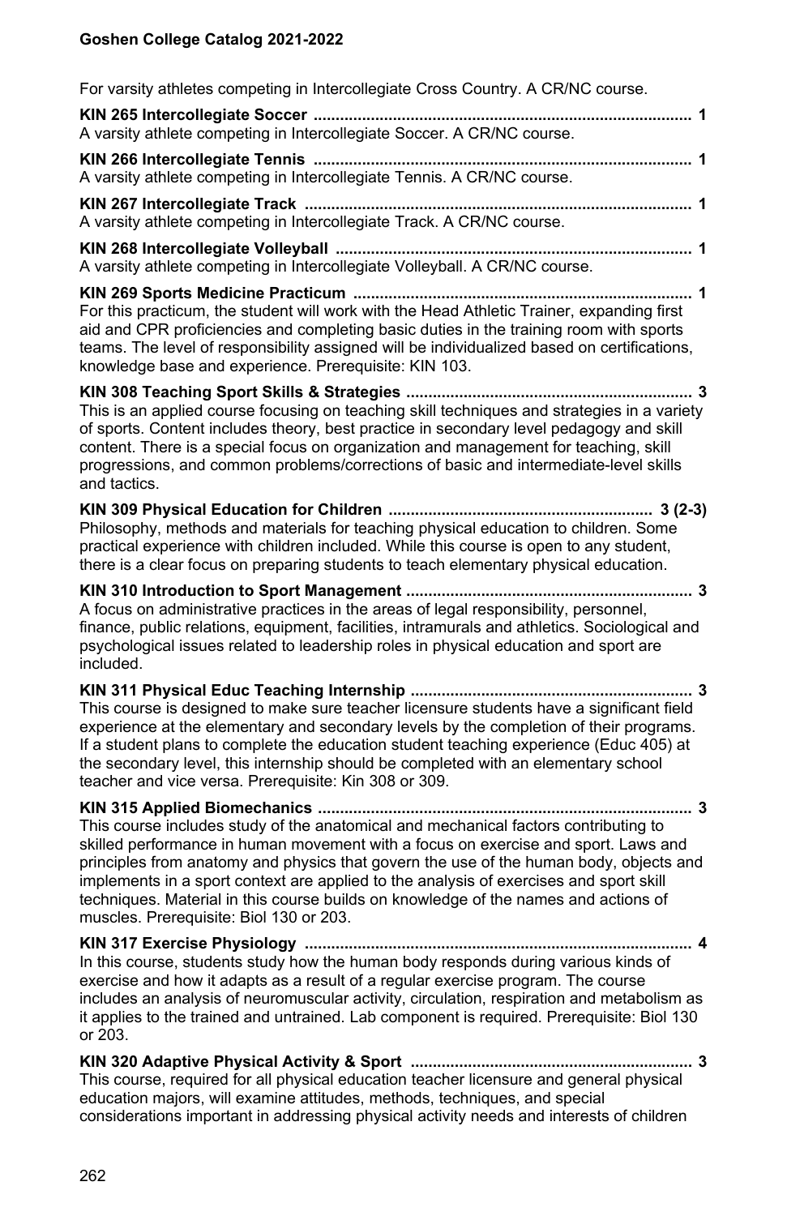For varsity athletes competing in Intercollegiate Cross Country. A CR/NC course.

**KIN 265 Intercollegiate Soccer ..................................................................................... 1**
A varsity athlete competing in Intercollegiate Soccer. A CR/NC course.

**KIN 266 Intercollegiate Tennis ..................................................................................... 1**
A varsity athlete competing in Intercollegiate Tennis. A CR/NC course.

**KIN 267 Intercollegiate Track ....................................................................................... 1**
A varsity athlete competing in Intercollegiate Track. A CR/NC course.

**KIN 268 Intercollegiate Volleyball ................................................................................. 1**
A varsity athlete competing in Intercollegiate Volleyball. A CR/NC course.

**KIN 269 Sports Medicine Practicum ............................................................................. 1**
For this practicum, the student will work with the Head Athletic Trainer, expanding first aid and CPR proficiencies and completing basic duties in the training room with sports teams. The level of responsibility assigned will be individualized based on certifications, knowledge base and experience. Prerequisite: KIN 103.

**KIN 308 Teaching Sport Skills & Strategies ................................................................. 3**
This is an applied course focusing on teaching skill techniques and strategies in a variety of sports. Content includes theory, best practice in secondary level pedagogy and skill content. There is a special focus on organization and management for teaching, skill progressions, and common problems/corrections of basic and intermediate-level skills and tactics.

**KIN 309 Physical Education for Children ........................................................... 3 (2-3)**
Philosophy, methods and materials for teaching physical education to children. Some practical experience with children included. While this course is open to any student, there is a clear focus on preparing students to teach elementary physical education.

**KIN 310 Introduction to Sport Management ................................................................. 3**
A focus on administrative practices in the areas of legal responsibility, personnel, finance, public relations, equipment, facilities, intramurals and athletics. Sociological and psychological issues related to leadership roles in physical education and sport are included.

**KIN 311 Physical Educ Teaching Internship ................................................................ 3**
This course is designed to make sure teacher licensure students have a significant field experience at the elementary and secondary levels by the completion of their programs. If a student plans to complete the education student teaching experience (Educ 405) at the secondary level, this internship should be completed with an elementary school teacher and vice versa. Prerequisite: Kin 308 or 309.

**KIN 315 Applied Biomechanics ..................................................................................... 3**
This course includes study of the anatomical and mechanical factors contributing to skilled performance in human movement with a focus on exercise and sport. Laws and principles from anatomy and physics that govern the use of the human body, objects and implements in a sport context are applied to the analysis of exercises and sport skill techniques. Material in this course builds on knowledge of the names and actions of muscles. Prerequisite: Biol 130 or 203.

**KIN 317 Exercise Physiology ........................................................................................ 4**
In this course, students study how the human body responds during various kinds of exercise and how it adapts as a result of a regular exercise program. The course includes an analysis of neuromuscular activity, circulation, respiration and metabolism as it applies to the trained and untrained. Lab component is required. Prerequisite: Biol 130 or 203.

**KIN 320 Adaptive Physical Activity & Sport ................................................................ 3**
This course, required for all physical education teacher licensure and general physical education majors, will examine attitudes, methods, techniques, and special considerations important in addressing physical activity needs and interests of children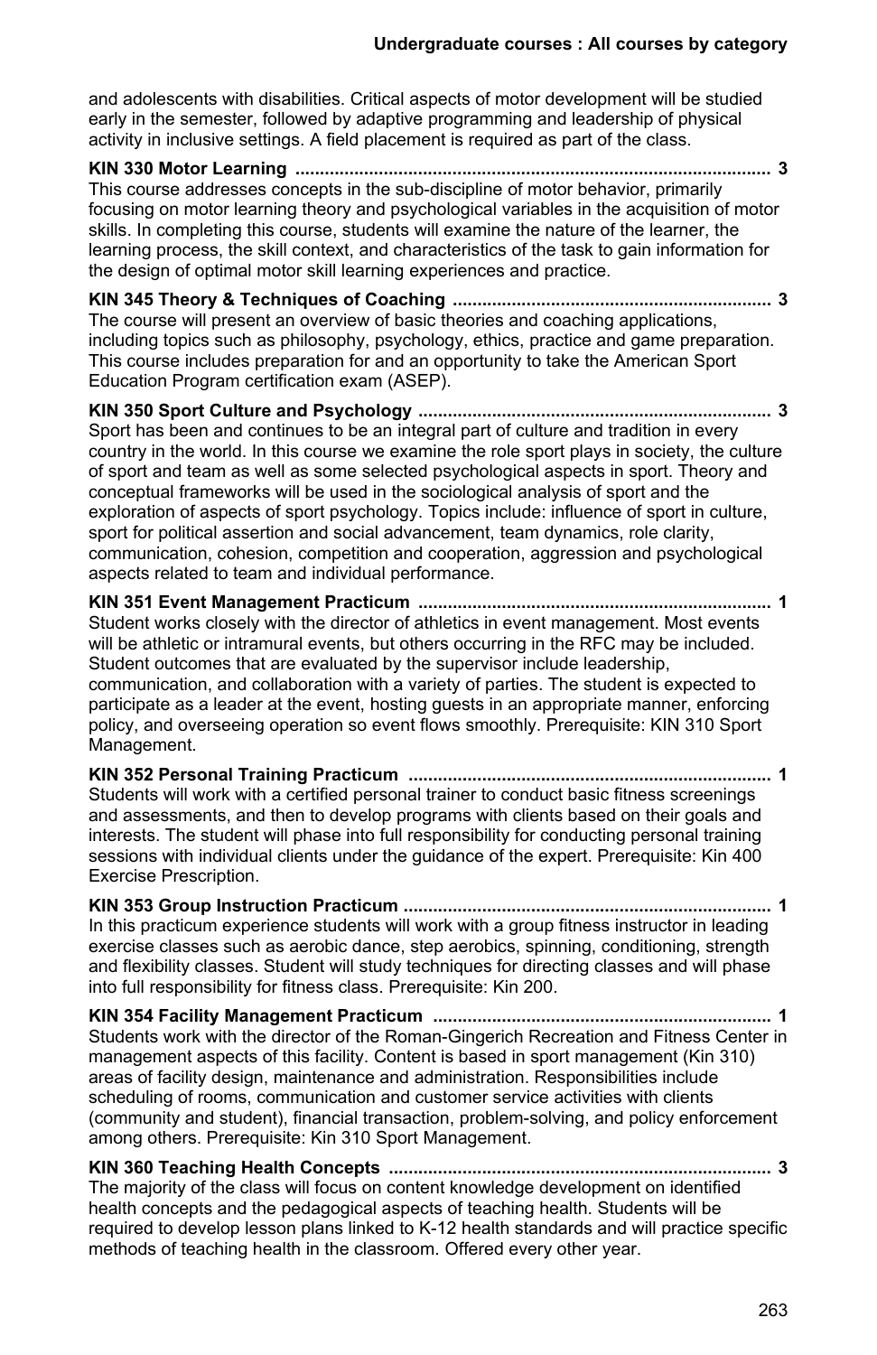and adolescents with disabilities. Critical aspects of motor development will be studied early in the semester, followed by adaptive programming and leadership of physical activity in inclusive settings. A field placement is required as part of the class.

**KIN 330 Motor Learning ................................................................................................ 3**
This course addresses concepts in the sub-discipline of motor behavior, primarily focusing on motor learning theory and psychological variables in the acquisition of motor skills. In completing this course, students will examine the nature of the learner, the learning process, the skill context, and characteristics of the task to gain information for the design of optimal motor skill learning experiences and practice.

**KIN 345 Theory & Techniques of Coaching ................................................................ 3**
The course will present an overview of basic theories and coaching applications, including topics such as philosophy, psychology, ethics, practice and game preparation. This course includes preparation for and an opportunity to take the American Sport Education Program certification exam (ASEP).

**KIN 350 Sport Culture and Psychology ....................................................................... 3**
Sport has been and continues to be an integral part of culture and tradition in every country in the world. In this course we examine the role sport plays in society, the culture of sport and team as well as some selected psychological aspects in sport. Theory and conceptual frameworks will be used in the sociological analysis of sport and the exploration of aspects of sport psychology. Topics include: influence of sport in culture, sport for political assertion and social advancement, team dynamics, role clarity, communication, cohesion, competition and cooperation, aggression and psychological aspects related to team and individual performance.

**KIN 351 Event Management Practicum ....................................................................... 1**
Student works closely with the director of athletics in event management. Most events will be athletic or intramural events, but others occurring in the RFC may be included. Student outcomes that are evaluated by the supervisor include leadership, communication, and collaboration with a variety of parties. The student is expected to participate as a leader at the event, hosting guests in an appropriate manner, enforcing policy, and overseeing operation so event flows smoothly. Prerequisite: KIN 310 Sport Management.

**KIN 352 Personal Training Practicum ......................................................................... 1**
Students will work with a certified personal trainer to conduct basic fitness screenings and assessments, and then to develop programs with clients based on their goals and interests. The student will phase into full responsibility for conducting personal training sessions with individual clients under the guidance of the expert. Prerequisite: Kin 400 Exercise Prescription.

**KIN 353 Group Instruction Practicum .......................................................................... 1**
In this practicum experience students will work with a group fitness instructor in leading exercise classes such as aerobic dance, step aerobics, spinning, conditioning, strength and flexibility classes. Student will study techniques for directing classes and will phase into full responsibility for fitness class. Prerequisite: Kin 200.

**KIN 354 Facility Management Practicum .................................................................... 1**
Students work with the director of the Roman-Gingerich Recreation and Fitness Center in management aspects of this facility. Content is based in sport management (Kin 310) areas of facility design, maintenance and administration. Responsibilities include scheduling of rooms, communication and customer service activities with clients (community and student), financial transaction, problem-solving, and policy enforcement among others. Prerequisite: Kin 310 Sport Management.

**KIN 360 Teaching Health Concepts ............................................................................. 3**
The majority of the class will focus on content knowledge development on identified health concepts and the pedagogical aspects of teaching health. Students will be required to develop lesson plans linked to K-12 health standards and will practice specific methods of teaching health in the classroom. Offered every other year.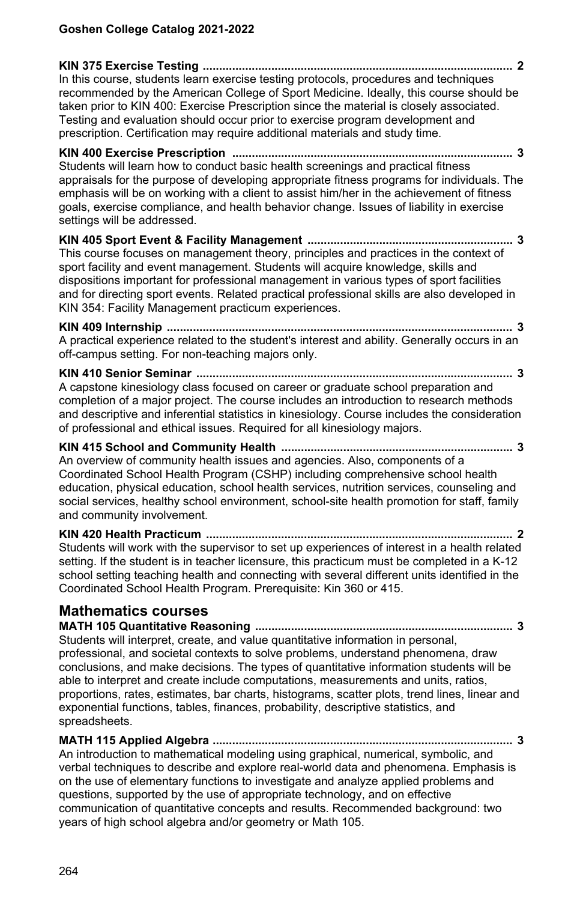**KIN 375 Exercise Testing .............................................................................................. 2**
In this course, students learn exercise testing protocols, procedures and techniques recommended by the American College of Sport Medicine. Ideally, this course should be taken prior to KIN 400: Exercise Prescription since the material is closely associated. Testing and evaluation should occur prior to exercise program development and prescription. Certification may require additional materials and study time.

**KIN 400 Exercise Prescription ..................................................................................... 3**
Students will learn how to conduct basic health screenings and practical fitness appraisals for the purpose of developing appropriate fitness programs for individuals. The emphasis will be on working with a client to assist him/her in the achievement of fitness goals, exercise compliance, and health behavior change. Issues of liability in exercise settings will be addressed.

**KIN 405 Sport Event & Facility Management ............................................................... 3**
This course focuses on management theory, principles and practices in the context of sport facility and event management. Students will acquire knowledge, skills and dispositions important for professional management in various types of sport facilities and for directing sport events. Related practical professional skills are also developed in KIN 354: Facility Management practicum experiences.

**KIN 409 Internship ......................................................................................................... 3**
A practical experience related to the student's interest and ability. Generally occurs in an off-campus setting. For non-teaching majors only.

**KIN 410 Senior Seminar ................................................................................................ 3**
A capstone kinesiology class focused on career or graduate school preparation and completion of a major project. The course includes an introduction to research methods and descriptive and inferential statistics in kinesiology. Course includes the consideration of professional and ethical issues. Required for all kinesiology majors.

**KIN 415 School and Community Health ...................................................................... 3**
An overview of community health issues and agencies. Also, components of a Coordinated School Health Program (CSHP) including comprehensive school health education, physical education, school health services, nutrition services, counseling and social services, healthy school environment, school-site health promotion for staff, family and community involvement.

**KIN 420 Health Practicum ............................................................................................. 2**
Students will work with the supervisor to set up experiences of interest in a health related setting. If the student is in teacher licensure, this practicum must be completed in a K-12 school setting teaching health and connecting with several different units identified in the Coordinated School Health Program. Prerequisite: Kin 360 or 415.

## Mathematics courses

**MATH 105 Quantitative Reasoning .............................................................................. 3**
Students will interpret, create, and value quantitative information in personal, professional, and societal contexts to solve problems, understand phenomena, draw conclusions, and make decisions. The types of quantitative information students will be able to interpret and create include computations, measurements and units, ratios, proportions, rates, estimates, bar charts, histograms, scatter plots, trend lines, linear and exponential functions, tables, finances, probability, descriptive statistics, and spreadsheets.

**MATH 115 Applied Algebra ........................................................................................... 3**
An introduction to mathematical modeling using graphical, numerical, symbolic, and verbal techniques to describe and explore real-world data and phenomena. Emphasis is on the use of elementary functions to investigate and analyze applied problems and questions, supported by the use of appropriate technology, and on effective communication of quantitative concepts and results. Recommended background: two years of high school algebra and/or geometry or Math 105.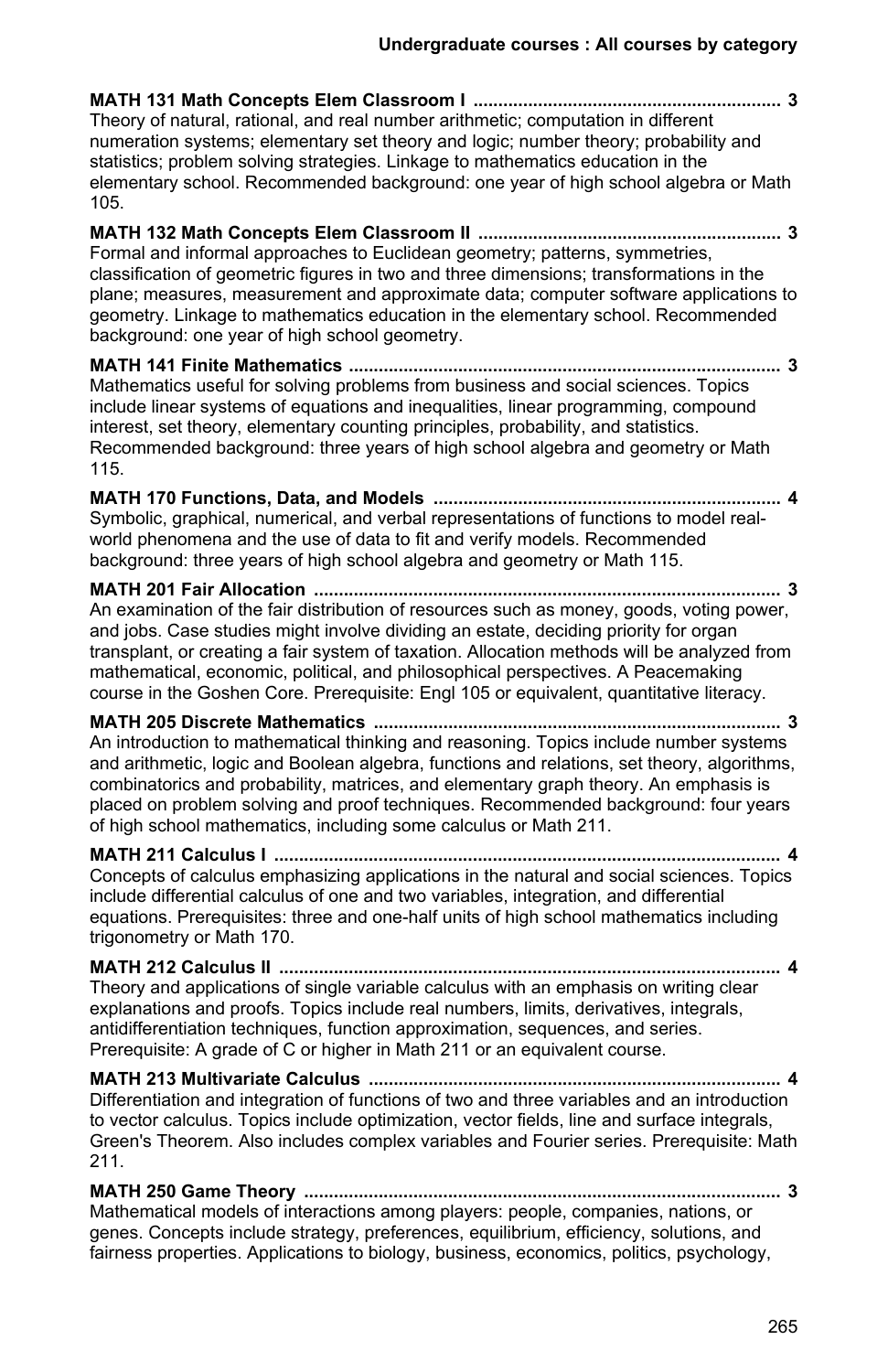**MATH 131 Math Concepts Elem Classroom I .............................................................. 3**
Theory of natural, rational, and real number arithmetic; computation in different numeration systems; elementary set theory and logic; number theory; probability and statistics; problem solving strategies. Linkage to mathematics education in the elementary school. Recommended background: one year of high school algebra or Math 105.

**MATH 132 Math Concepts Elem Classroom II ............................................................. 3**
Formal and informal approaches to Euclidean geometry; patterns, symmetries, classification of geometric figures in two and three dimensions; transformations in the plane; measures, measurement and approximate data; computer software applications to geometry. Linkage to mathematics education in the elementary school. Recommended background: one year of high school geometry.

**MATH 141 Finite Mathematics ....................................................................................... 3**
Mathematics useful for solving problems from business and social sciences. Topics include linear systems of equations and inequalities, linear programming, compound interest, set theory, elementary counting principles, probability, and statistics. Recommended background: three years of high school algebra and geometry or Math 115.

**MATH 170 Functions, Data, and Models ...................................................................... 4**
Symbolic, graphical, numerical, and verbal representations of functions to model real-world phenomena and the use of data to fit and verify models. Recommended background: three years of high school algebra and geometry or Math 115.

**MATH 201 Fair Allocation .............................................................................................. 3**
An examination of the fair distribution of resources such as money, goods, voting power, and jobs. Case studies might involve dividing an estate, deciding priority for organ transplant, or creating a fair system of taxation. Allocation methods will be analyzed from mathematical, economic, political, and philosophical perspectives. A Peacemaking course in the Goshen Core. Prerequisite: Engl 105 or equivalent, quantitative literacy.

**MATH 205 Discrete Mathematics .................................................................................. 3**
An introduction to mathematical thinking and reasoning. Topics include number systems and arithmetic, logic and Boolean algebra, functions and relations, set theory, algorithms, combinatorics and probability, matrices, and elementary graph theory. An emphasis is placed on problem solving and proof techniques. Recommended background: four years of high school mathematics, including some calculus or Math 211.

**MATH 211 Calculus I ...................................................................................................... 4**
Concepts of calculus emphasizing applications in the natural and social sciences. Topics include differential calculus of one and two variables, integration, and differential equations. Prerequisites: three and one-half units of high school mathematics including trigonometry or Math 170.

**MATH 212 Calculus II ..................................................................................................... 4**
Theory and applications of single variable calculus with an emphasis on writing clear explanations and proofs. Topics include real numbers, limits, derivatives, integrals, antidifferentiation techniques, function approximation, sequences, and series. Prerequisite: A grade of C or higher in Math 211 or an equivalent course.

**MATH 213 Multivariate Calculus ................................................................................... 4**
Differentiation and integration of functions of two and three variables and an introduction to vector calculus. Topics include optimization, vector fields, line and surface integrals, Green's Theorem. Also includes complex variables and Fourier series. Prerequisite: Math 211.

**MATH 250 Game Theory ................................................................................................ 3**
Mathematical models of interactions among players: people, companies, nations, or genes. Concepts include strategy, preferences, equilibrium, efficiency, solutions, and fairness properties. Applications to biology, business, economics, politics, psychology,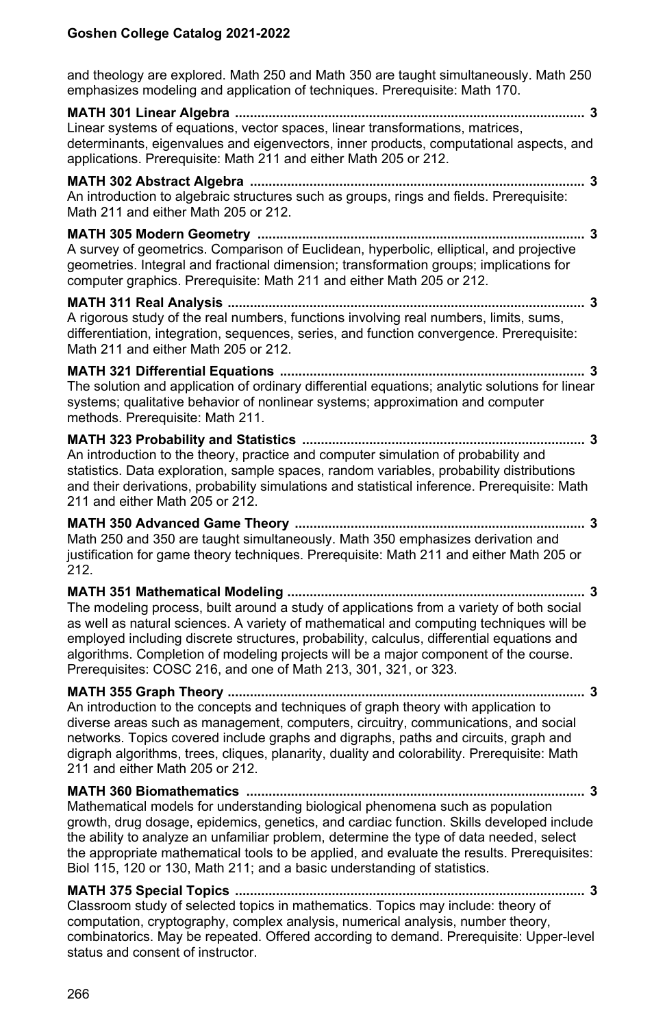and theology are explored. Math 250 and Math 350 are taught simultaneously. Math 250 emphasizes modeling and application of techniques. Prerequisite: Math 170.

**MATH 301 Linear Algebra ............................................................................................ 3**
Linear systems of equations, vector spaces, linear transformations, matrices, determinants, eigenvalues and eigenvectors, inner products, computational aspects, and applications. Prerequisite: Math 211 and either Math 205 or 212.

**MATH 302 Abstract Algebra ......................................................................................... 3**
An introduction to algebraic structures such as groups, rings and fields. Prerequisite: Math 211 and either Math 205 or 212.

**MATH 305 Modern Geometry ....................................................................................... 3**
A survey of geometrics. Comparison of Euclidean, hyperbolic, elliptical, and projective geometries. Integral and fractional dimension; transformation groups; implications for computer graphics. Prerequisite: Math 211 and either Math 205 or 212.

**MATH 311 Real Analysis ............................................................................................... 3**
A rigorous study of the real numbers, functions involving real numbers, limits, sums, differentiation, integration, sequences, series, and function convergence. Prerequisite: Math 211 and either Math 205 or 212.

**MATH 321 Differential Equations ................................................................................. 3**
The solution and application of ordinary differential equations; analytic solutions for linear systems; qualitative behavior of nonlinear systems; approximation and computer methods. Prerequisite: Math 211.

**MATH 323 Probability and Statistics ........................................................................... 3**
An introduction to the theory, practice and computer simulation of probability and statistics. Data exploration, sample spaces, random variables, probability distributions and their derivations, probability simulations and statistical inference. Prerequisite: Math 211 and either Math 205 or 212.

**MATH 350 Advanced Game Theory ............................................................................. 3**
Math 250 and 350 are taught simultaneously. Math 350 emphasizes derivation and justification for game theory techniques. Prerequisite: Math 211 and either Math 205 or 212.

**MATH 351 Mathematical Modeling ............................................................................... 3**
The modeling process, built around a study of applications from a variety of both social as well as natural sciences. A variety of mathematical and computing techniques will be employed including discrete structures, probability, calculus, differential equations and algorithms. Completion of modeling projects will be a major component of the course. Prerequisites: COSC 216, and one of Math 213, 301, 321, or 323.

**MATH 355 Graph Theory ............................................................................................... 3**
An introduction to the concepts and techniques of graph theory with application to diverse areas such as management, computers, circuitry, communications, and social networks. Topics covered include graphs and digraphs, paths and circuits, graph and digraph algorithms, trees, cliques, planarity, duality and colorability. Prerequisite: Math 211 and either Math 205 or 212.

**MATH 360 Biomathematics .......................................................................................... 3**
Mathematical models for understanding biological phenomena such as population growth, drug dosage, epidemics, genetics, and cardiac function. Skills developed include the ability to analyze an unfamiliar problem, determine the type of data needed, select the appropriate mathematical tools to be applied, and evaluate the results. Prerequisites: Biol 115, 120 or 130, Math 211; and a basic understanding of statistics.

**MATH 375 Special Topics ............................................................................................. 3**
Classroom study of selected topics in mathematics. Topics may include: theory of computation, cryptography, complex analysis, numerical analysis, number theory, combinatorics. May be repeated. Offered according to demand. Prerequisite: Upper-level status and consent of instructor.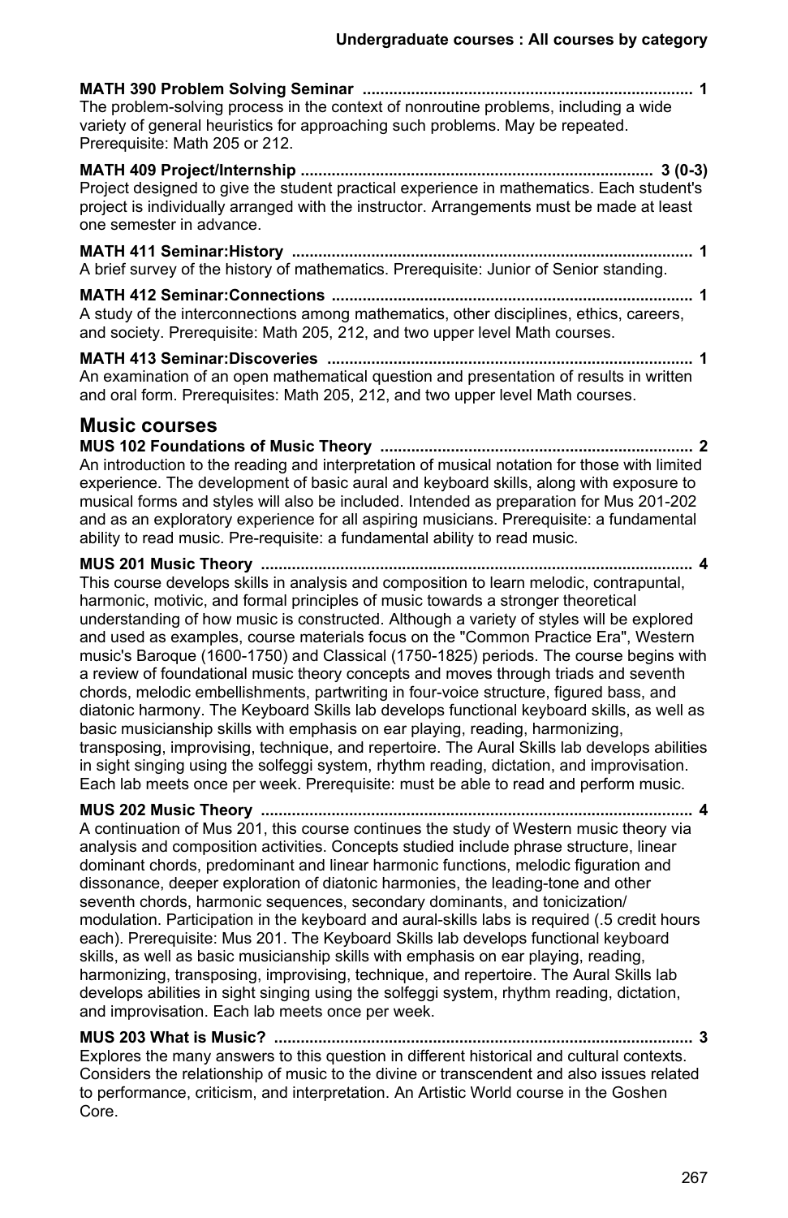**MATH 390 Problem Solving Seminar .......................................................................... 1**
The problem-solving process in the context of nonroutine problems, including a wide variety of general heuristics for approaching such problems. May be repeated. Prerequisite: Math 205 or 212.

**MATH 409 Project/Internship ............................................................................... 3 (0-3)**
Project designed to give the student practical experience in mathematics. Each student's project is individually arranged with the instructor. Arrangements must be made at least one semester in advance.

**MATH 411 Seminar:History ......................................................................................... 1**
A brief survey of the history of mathematics. Prerequisite: Junior of Senior standing.

**MATH 412 Seminar:Connections ................................................................................ 1**
A study of the interconnections among mathematics, other disciplines, ethics, careers, and society. Prerequisite: Math 205, 212, and two upper level Math courses.

**MATH 413 Seminar:Discoveries .................................................................................. 1**
An examination of an open mathematical question and presentation of results in written and oral form. Prerequisites: Math 205, 212, and two upper level Math courses.

## Music courses

**MUS 102 Foundations of Music Theory ...................................................................... 2**
An introduction to the reading and interpretation of musical notation for those with limited experience. The development of basic aural and keyboard skills, along with exposure to musical forms and styles will also be included. Intended as preparation for Mus 201-202 and as an exploratory experience for all aspiring musicians. Prerequisite: a fundamental ability to read music. Pre-requisite: a fundamental ability to read music.

**MUS 201 Music Theory ................................................................................................. 4**
This course develops skills in analysis and composition to learn melodic, contrapuntal, harmonic, motivic, and formal principles of music towards a stronger theoretical understanding of how music is constructed. Although a variety of styles will be explored and used as examples, course materials focus on the "Common Practice Era", Western music's Baroque (1600-1750) and Classical (1750-1825) periods. The course begins with a review of foundational music theory concepts and moves through triads and seventh chords, melodic embellishments, partwriting in four-voice structure, figured bass, and diatonic harmony. The Keyboard Skills lab develops functional keyboard skills, as well as basic musicianship skills with emphasis on ear playing, reading, harmonizing, transposing, improvising, technique, and repertoire. The Aural Skills lab develops abilities in sight singing using the solfeggi system, rhythm reading, dictation, and improvisation. Each lab meets once per week. Prerequisite: must be able to read and perform music.

**MUS 202 Music Theory ................................................................................................. 4**
A continuation of Mus 201, this course continues the study of Western music theory via analysis and composition activities. Concepts studied include phrase structure, linear dominant chords, predominant and linear harmonic functions, melodic figuration and dissonance, deeper exploration of diatonic harmonies, the leading-tone and other seventh chords, harmonic sequences, secondary dominants, and tonicization/modulation. Participation in the keyboard and aural-skills labs is required (.5 credit hours each). Prerequisite: Mus 201. The Keyboard Skills lab develops functional keyboard skills, as well as basic musicianship skills with emphasis on ear playing, reading, harmonizing, transposing, improvising, technique, and repertoire. The Aural Skills lab develops abilities in sight singing using the solfeggi system, rhythm reading, dictation, and improvisation. Each lab meets once per week.

**MUS 203 What is Music? .............................................................................................. 3**
Explores the many answers to this question in different historical and cultural contexts. Considers the relationship of music to the divine or transcendent and also issues related to performance, criticism, and interpretation. An Artistic World course in the Goshen Core.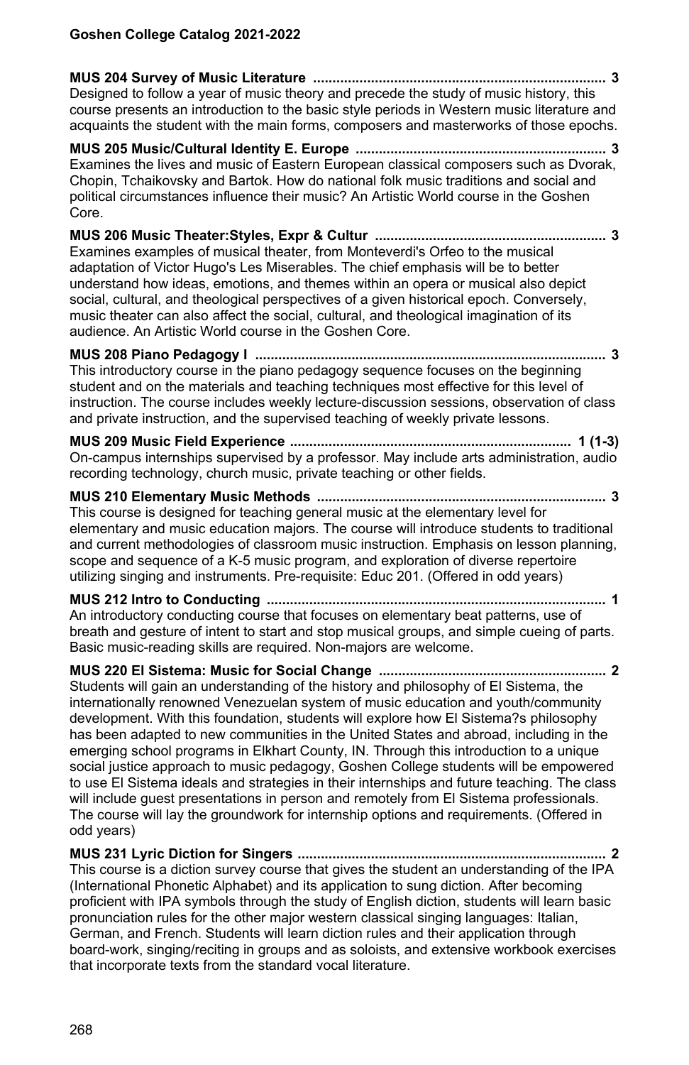**MUS 204 Survey of Music Literature ........................................................................... 3**
Designed to follow a year of music theory and precede the study of music history, this course presents an introduction to the basic style periods in Western music literature and acquaints the student with the main forms, composers and masterworks of those epochs.

**MUS 205 Music/Cultural Identity E. Europe ................................................................ 3**
Examines the lives and music of Eastern European classical composers such as Dvorak, Chopin, Tchaikovsky and Bartok. How do national folk music traditions and social and political circumstances influence their music? An Artistic World course in the Goshen Core.

**MUS 206 Music Theater:Styles, Expr & Cultur ........................................................... 3**
Examines examples of musical theater, from Monteverdi's Orfeo to the musical adaptation of Victor Hugo's Les Miserables. The chief emphasis will be to better understand how ideas, emotions, and themes within an opera or musical also depict social, cultural, and theological perspectives of a given historical epoch. Conversely, music theater can also affect the social, cultural, and theological imagination of its audience. An Artistic World course in the Goshen Core.

**MUS 208 Piano Pedagogy I .......................................................................................... 3**
This introductory course in the piano pedagogy sequence focuses on the beginning student and on the materials and teaching techniques most effective for this level of instruction. The course includes weekly lecture-discussion sessions, observation of class and private instruction, and the supervised teaching of weekly private lessons.

**MUS 209 Music Field Experience ........................................................................ 1 (1-3)**
On-campus internships supervised by a professor. May include arts administration, audio recording technology, church music, private teaching or other fields.

**MUS 210 Elementary Music Methods .......................................................................... 3**
This course is designed for teaching general music at the elementary level for elementary and music education majors. The course will introduce students to traditional and current methodologies of classroom music instruction. Emphasis on lesson planning, scope and sequence of a K-5 music program, and exploration of diverse repertoire utilizing singing and instruments. Pre-requisite: Educ 201. (Offered in odd years)

**MUS 212 Intro to Conducting ....................................................................................... 1**
An introductory conducting course that focuses on elementary beat patterns, use of breath and gesture of intent to start and stop musical groups, and simple cueing of parts. Basic music-reading skills are required. Non-majors are welcome.

**MUS 220 El Sistema: Music for Social Change ........................................................... 2**
Students will gain an understanding of the history and philosophy of El Sistema, the internationally renowned Venezuelan system of music education and youth/community development. With this foundation, students will explore how El Sistema?s philosophy has been adapted to new communities in the United States and abroad, including in the emerging school programs in Elkhart County, IN. Through this introduction to a unique social justice approach to music pedagogy, Goshen College students will be empowered to use El Sistema ideals and strategies in their internships and future teaching. The class will include guest presentations in person and remotely from El Sistema professionals. The course will lay the groundwork for internship options and requirements. (Offered in odd years)

**MUS 231 Lyric Diction for Singers ................................................................................ 2**
This course is a diction survey course that gives the student an understanding of the IPA (International Phonetic Alphabet) and its application to sung diction. After becoming proficient with IPA symbols through the study of English diction, students will learn basic pronunciation rules for the other major western classical singing languages: Italian, German, and French. Students will learn diction rules and their application through board-work, singing/reciting in groups and as soloists, and extensive workbook exercises that incorporate texts from the standard vocal literature.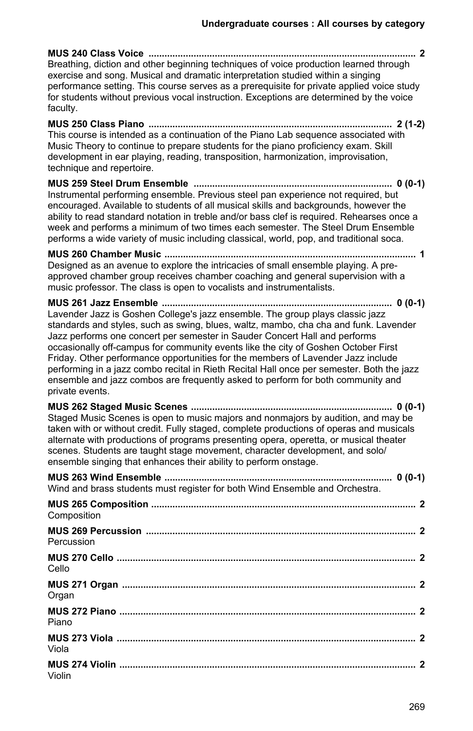**MUS 240 Class Voice** .................................................................................................... **2**
Breathing, diction and other beginning techniques of voice production learned through exercise and song. Musical and dramatic interpretation studied within a singing performance setting. This course serves as a prerequisite for private applied voice study for students without previous vocal instruction. Exceptions are determined by the voice faculty.

**MUS 250 Class Piano** ........................................................................................... **2 (1-2)**
This course is intended as a continuation of the Piano Lab sequence associated with Music Theory to continue to prepare students for the piano proficiency exam. Skill development in ear playing, reading, transposition, harmonization, improvisation, technique and repertoire.

**MUS 259 Steel Drum Ensemble** .......................................................................... **0 (0-1)**
Instrumental performing ensemble. Previous steel pan experience not required, but encouraged. Available to students of all musical skills and backgrounds, however the ability to read standard notation in treble and/or bass clef is required. Rehearses once a week and performs a minimum of two times each semester. The Steel Drum Ensemble performs a wide variety of music including classical, world, pop, and traditional soca.

**MUS 260 Chamber Music** .............................................................................................. **1**
Designed as an avenue to explore the intricacies of small ensemble playing. A pre-approved chamber group receives chamber coaching and general supervision with a music professor. The class is open to vocalists and instrumentalists.

**MUS 261 Jazz Ensemble** ...................................................................................... **0 (0-1)**
Lavender Jazz is Goshen College's jazz ensemble. The group plays classic jazz standards and styles, such as swing, blues, waltz, mambo, cha cha and funk. Lavender Jazz performs one concert per semester in Sauder Concert Hall and performs occasionally off-campus for community events like the city of Goshen October First Friday. Other performance opportunities for the members of Lavender Jazz include performing in a jazz combo recital in Rieth Recital Hall once per semester. Both the jazz ensemble and jazz combos are frequently asked to perform for both community and private events.

**MUS 262 Staged Music Scenes** ........................................................................... **0 (0-1)**
Staged Music Scenes is open to music majors and nonmajors by audition, and may be taken with or without credit. Fully staged, complete productions of operas and musicals alternate with productions of programs presenting opera, operetta, or musical theater scenes. Students are taught stage movement, character development, and solo/ensemble singing that enhances their ability to perform onstage.

**MUS 263 Wind Ensemble** .................................................................................... **0 (0-1)**
Wind and brass students must register for both Wind Ensemble and Orchestra.

**MUS 265 Composition** .................................................................................................. **2**
Composition

**MUS 269 Percussion** .................................................................................................... **2**
Percussion

**MUS 270 Cello** ................................................................................................................ **2**
Cello

**MUS 271 Organ** .............................................................................................................. **2**
Organ

**MUS 272 Piano** ............................................................................................................... **2**
Piano

**MUS 273 Viola** ................................................................................................................ **2**
Viola

**MUS 274 Violin** ............................................................................................................... **2**
Violin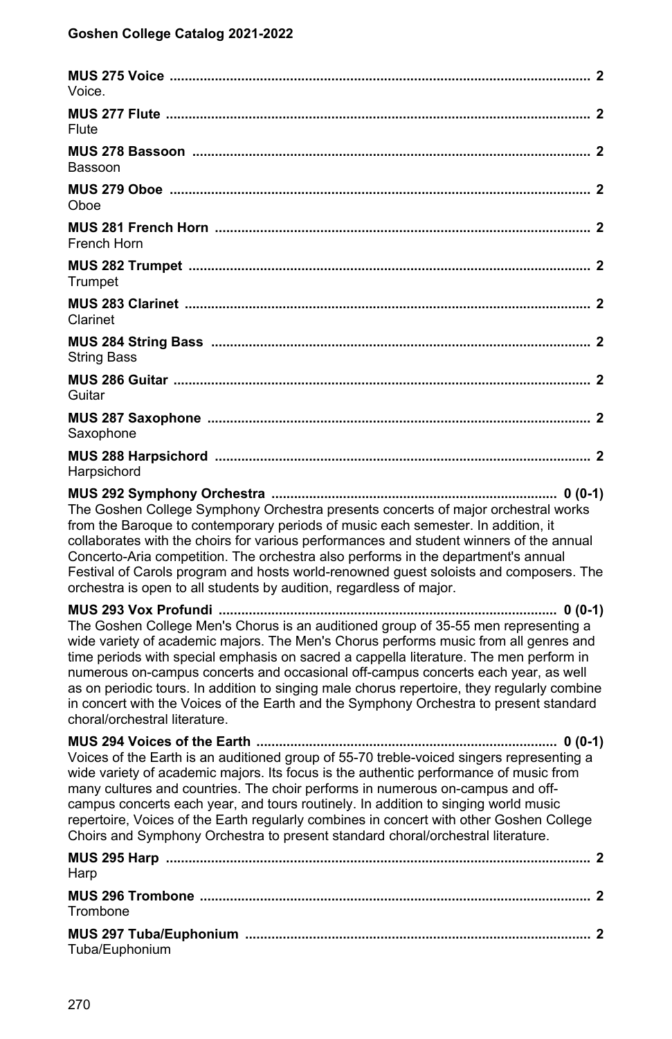**MUS 275 Voice ............................................................................................................. 2**
Voice.

**MUS 277 Flute ............................................................................................................. 2**
Flute

**MUS 278 Bassoon ......................................................................................................... 2**
Bassoon

**MUS 279 Oboe ............................................................................................................. 2**
Oboe

**MUS 281 French Horn ................................................................................................... 2**
French Horn

**MUS 282 Trumpet ......................................................................................................... 2**
Trumpet

**MUS 283 Clarinet .......................................................................................................... 2**
Clarinet

**MUS 284 String Bass ..................................................................................................... 2**
String Bass

**MUS 286 Guitar ............................................................................................................. 2**
Guitar

**MUS 287 Saxophone ..................................................................................................... 2**
Saxophone

**MUS 288 Harpsichord ................................................................................................... 2**
Harpsichord

**MUS 292 Symphony Orchestra ........................................................................... 0 (0-1)**
The Goshen College Symphony Orchestra presents concerts of major orchestral works from the Baroque to contemporary periods of music each semester. In addition, it collaborates with the choirs for various performances and student winners of the annual Concerto-Aria competition. The orchestra also performs in the department's annual Festival of Carols program and hosts world-renowned guest soloists and composers. The orchestra is open to all students by audition, regardless of major.

**MUS 293 Vox Profundi ......................................................................................... 0 (0-1)**
The Goshen College Men's Chorus is an auditioned group of 35-55 men representing a wide variety of academic majors. The Men's Chorus performs music from all genres and time periods with special emphasis on sacred a cappella literature. The men perform in numerous on-campus concerts and occasional off-campus concerts each year, as well as on periodic tours. In addition to singing male chorus repertoire, they regularly combine in concert with the Voices of the Earth and the Symphony Orchestra to present standard choral/orchestral literature.

**MUS 294 Voices of the Earth ............................................................................... 0 (0-1)**
Voices of the Earth is an auditioned group of 55-70 treble-voiced singers representing a wide variety of academic majors. Its focus is the authentic performance of music from many cultures and countries. The choir performs in numerous on-campus and off-campus concerts each year, and tours routinely. In addition to singing world music repertoire, Voices of the Earth regularly combines in concert with other Goshen College Choirs and Symphony Orchestra to present standard choral/orchestral literature.

**MUS 295 Harp ................................................................................................................ 2**
Harp

**MUS 296 Trombone ....................................................................................................... 2**
Trombone

**MUS 297 Tuba/Euphonium ........................................................................................... 2**
Tuba/Euphonium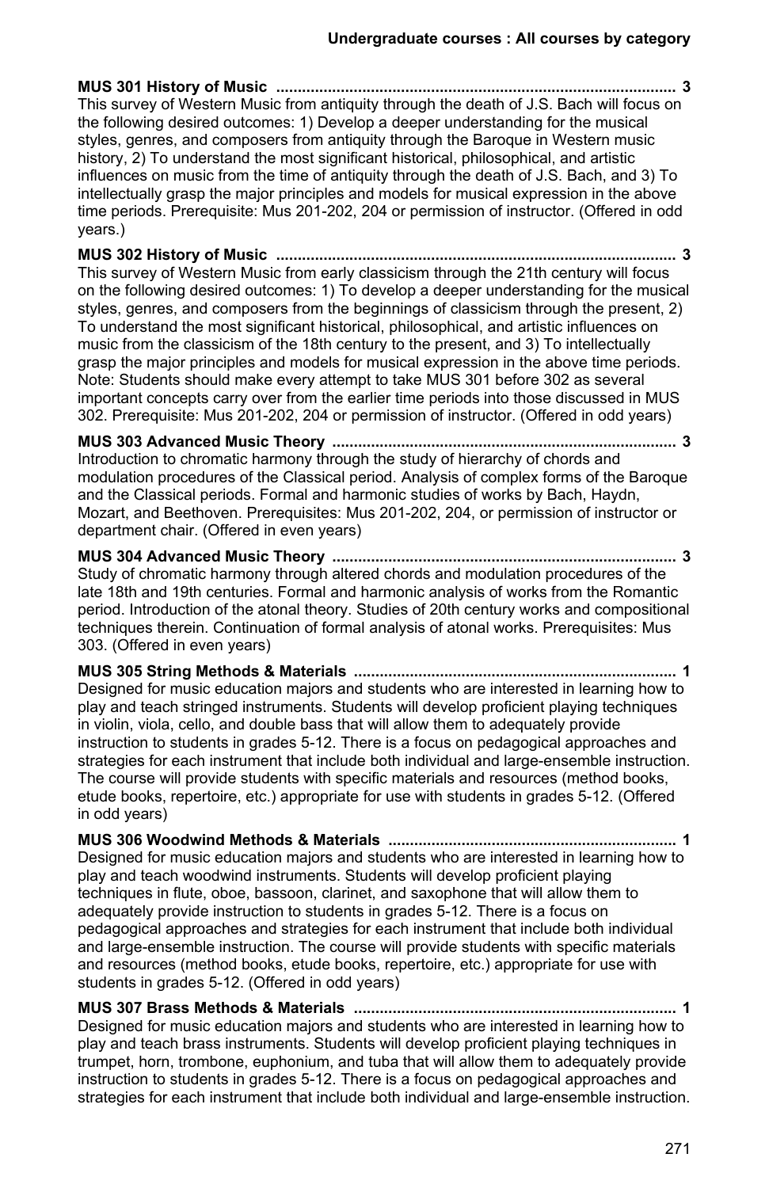**MUS 301 History of Music ............................................................................................. 3**
This survey of Western Music from antiquity through the death of J.S. Bach will focus on the following desired outcomes: 1) Develop a deeper understanding for the musical styles, genres, and composers from antiquity through the Baroque in Western music history, 2) To understand the most significant historical, philosophical, and artistic influences on music from the time of antiquity through the death of J.S. Bach, and 3) To intellectually grasp the major principles and models for musical expression in the above time periods. Prerequisite: Mus 201-202, 204 or permission of instructor. (Offered in odd years.)

**MUS 302 History of Music ............................................................................................. 3**
This survey of Western Music from early classicism through the 21th century will focus on the following desired outcomes: 1) To develop a deeper understanding for the musical styles, genres, and composers from the beginnings of classicism through the present, 2) To understand the most significant historical, philosophical, and artistic influences on music from the classicism of the 18th century to the present, and 3) To intellectually grasp the major principles and models for musical expression in the above time periods. Note: Students should make every attempt to take MUS 301 before 302 as several important concepts carry over from the earlier time periods into those discussed in MUS 302. Prerequisite: Mus 201-202, 204 or permission of instructor. (Offered in odd years)

**MUS 303 Advanced Music Theory ................................................................................ 3**
Introduction to chromatic harmony through the study of hierarchy of chords and modulation procedures of the Classical period. Analysis of complex forms of the Baroque and the Classical periods. Formal and harmonic studies of works by Bach, Haydn, Mozart, and Beethoven. Prerequisites: Mus 201-202, 204, or permission of instructor or department chair. (Offered in even years)

**MUS 304 Advanced Music Theory ................................................................................ 3**
Study of chromatic harmony through altered chords and modulation procedures of the late 18th and 19th centuries. Formal and harmonic analysis of works from the Romantic period. Introduction of the atonal theory. Studies of 20th century works and compositional techniques therein. Continuation of formal analysis of atonal works. Prerequisites: Mus 303. (Offered in even years)

**MUS 305 String Methods & Materials ........................................................................... 1**
Designed for music education majors and students who are interested in learning how to play and teach stringed instruments. Students will develop proficient playing techniques in violin, viola, cello, and double bass that will allow them to adequately provide instruction to students in grades 5-12. There is a focus on pedagogical approaches and strategies for each instrument that include both individual and large-ensemble instruction. The course will provide students with specific materials and resources (method books, etude books, repertoire, etc.) appropriate for use with students in grades 5-12. (Offered in odd years)

**MUS 306 Woodwind Methods & Materials ................................................................... 1**
Designed for music education majors and students who are interested in learning how to play and teach woodwind instruments. Students will develop proficient playing techniques in flute, oboe, bassoon, clarinet, and saxophone that will allow them to adequately provide instruction to students in grades 5-12. There is a focus on pedagogical approaches and strategies for each instrument that include both individual and large-ensemble instruction. The course will provide students with specific materials and resources (method books, etude books, repertoire, etc.) appropriate for use with students in grades 5-12. (Offered in odd years)

**MUS 307 Brass Methods & Materials ........................................................................... 1**
Designed for music education majors and students who are interested in learning how to play and teach brass instruments. Students will develop proficient playing techniques in trumpet, horn, trombone, euphonium, and tuba that will allow them to adequately provide instruction to students in grades 5-12. There is a focus on pedagogical approaches and strategies for each instrument that include both individual and large-ensemble instruction.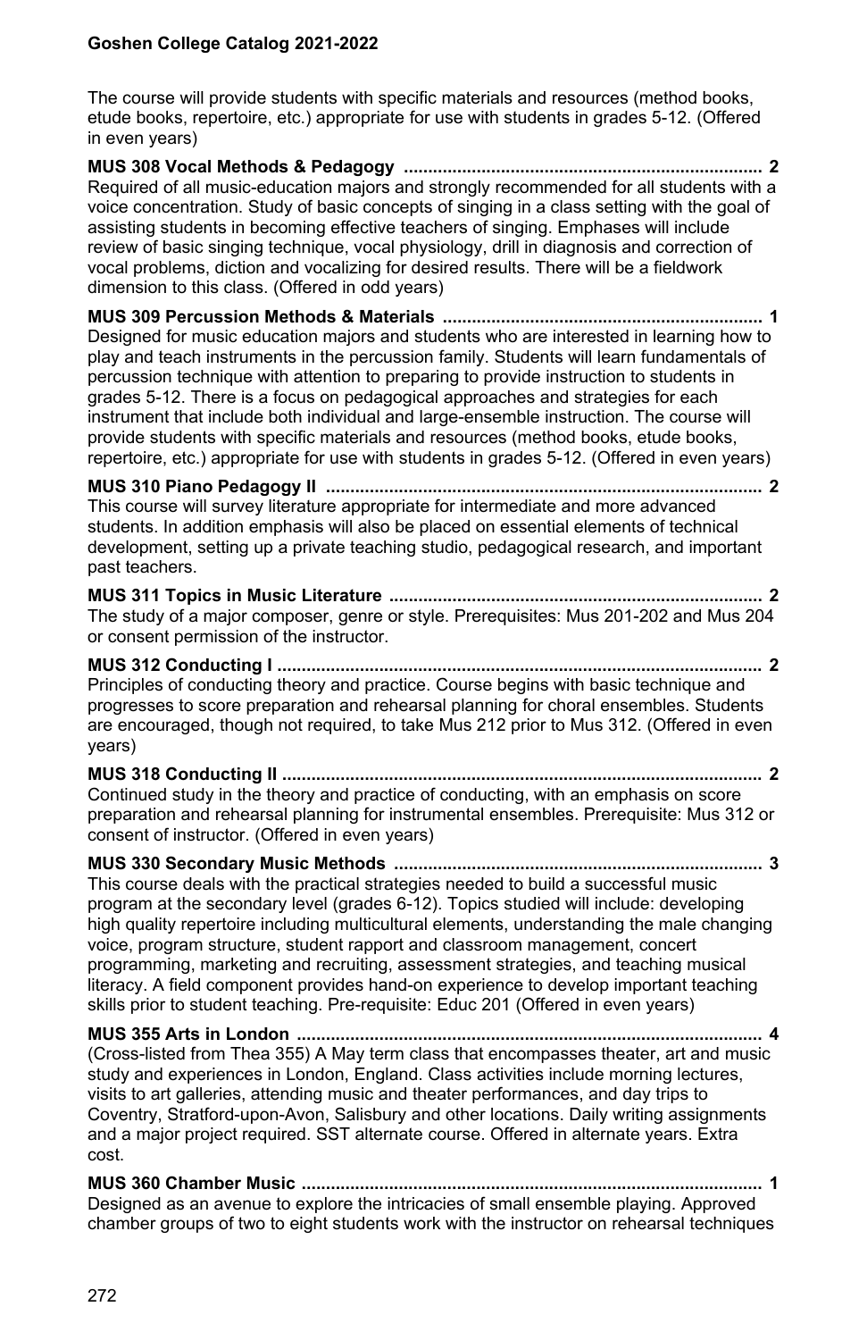The course will provide students with specific materials and resources (method books, etude books, repertoire, etc.) appropriate for use with students in grades 5-12. (Offered in even years)

**MUS 308 Vocal Methods & Pedagogy .......................................................................... 2**
Required of all music-education majors and strongly recommended for all students with a voice concentration. Study of basic concepts of singing in a class setting with the goal of assisting students in becoming effective teachers of singing. Emphases will include review of basic singing technique, vocal physiology, drill in diagnosis and correction of vocal problems, diction and vocalizing for desired results. There will be a fieldwork dimension to this class. (Offered in odd years)

**MUS 309 Percussion Methods & Materials .................................................................. 1**
Designed for music education majors and students who are interested in learning how to play and teach instruments in the percussion family. Students will learn fundamentals of percussion technique with attention to preparing to provide instruction to students in grades 5-12. There is a focus on pedagogical approaches and strategies for each instrument that include both individual and large-ensemble instruction. The course will provide students with specific materials and resources (method books, etude books, repertoire, etc.) appropriate for use with students in grades 5-12. (Offered in even years)

**MUS 310 Piano Pedagogy II .......................................................................................... 2**
This course will survey literature appropriate for intermediate and more advanced students. In addition emphasis will also be placed on essential elements of technical development, setting up a private teaching studio, pedagogical research, and important past teachers.

**MUS 311 Topics in Music Literature ............................................................................. 2**
The study of a major composer, genre or style. Prerequisites: Mus 201-202 and Mus 204 or consent permission of the instructor.

**MUS 312 Conducting I .................................................................................................... 2**
Principles of conducting theory and practice. Course begins with basic technique and progresses to score preparation and rehearsal planning for choral ensembles. Students are encouraged, though not required, to take Mus 212 prior to Mus 312. (Offered in even years)

**MUS 318 Conducting II ................................................................................................... 2**
Continued study in the theory and practice of conducting, with an emphasis on score preparation and rehearsal planning for instrumental ensembles. Prerequisite: Mus 312 or consent of instructor. (Offered in even years)

**MUS 330 Secondary Music Methods ............................................................................ 3**
This course deals with the practical strategies needed to build a successful music program at the secondary level (grades 6-12). Topics studied will include: developing high quality repertoire including multicultural elements, understanding the male changing voice, program structure, student rapport and classroom management, concert programming, marketing and recruiting, assessment strategies, and teaching musical literacy. A field component provides hand-on experience to develop important teaching skills prior to student teaching. Pre-requisite: Educ 201 (Offered in even years)

**MUS 355 Arts in London ................................................................................................. 4**
(Cross-listed from Thea 355) A May term class that encompasses theater, art and music study and experiences in London, England. Class activities include morning lectures, visits to art galleries, attending music and theater performances, and day trips to Coventry, Stratford-upon-Avon, Salisbury and other locations. Daily writing assignments and a major project required. SST alternate course. Offered in alternate years. Extra cost.

**MUS 360 Chamber Music ............................................................................................... 1**
Designed as an avenue to explore the intricacies of small ensemble playing. Approved chamber groups of two to eight students work with the instructor on rehearsal techniques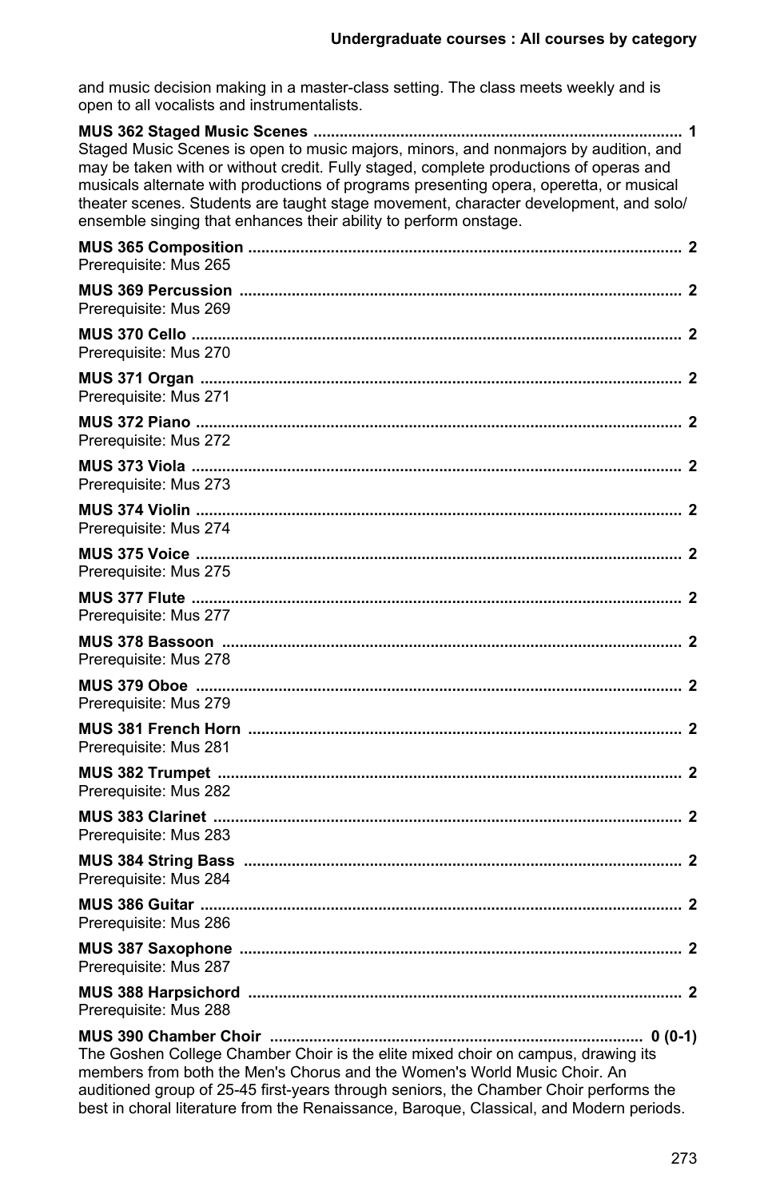and music decision making in a master-class setting. The class meets weekly and is open to all vocalists and instrumentalists.

**MUS 362 Staged Music Scenes ........................................................................................ 1**
Staged Music Scenes is open to music majors, minors, and nonmajors by audition, and may be taken with or without credit. Fully staged, complete productions of operas and musicals alternate with productions of programs presenting opera, operetta, or musical theater scenes. Students are taught stage movement, character development, and solo/ensemble singing that enhances their ability to perform onstage.

**MUS 365 Composition .................................................................................................... 2**
Prerequisite: Mus 265

**MUS 369 Percussion ...................................................................................................... 2**
Prerequisite: Mus 269

**MUS 370 Cello ................................................................................................................ 2**
Prerequisite: Mus 270

**MUS 371 Organ .............................................................................................................. 2**
Prerequisite: Mus 271

**MUS 372 Piano ............................................................................................................... 2**
Prerequisite: Mus 272

**MUS 373 Viola ................................................................................................................ 2**
Prerequisite: Mus 273

**MUS 374 Violin ............................................................................................................... 2**
Prerequisite: Mus 274

**MUS 375 Voice ............................................................................................................... 2**
Prerequisite: Mus 275

**MUS 377 Flute ................................................................................................................ 2**
Prerequisite: Mus 277

**MUS 378 Bassoon .......................................................................................................... 2**
Prerequisite: Mus 278

**MUS 379 Oboe ............................................................................................................... 2**
Prerequisite: Mus 279

**MUS 381 French Horn .................................................................................................... 2**
Prerequisite: Mus 281

**MUS 382 Trumpet ........................................................................................................... 2**
Prerequisite: Mus 282

**MUS 383 Clarinet ............................................................................................................ 2**
Prerequisite: Mus 283

**MUS 384 String Bass ..................................................................................................... 2**
Prerequisite: Mus 284

**MUS 386 Guitar .............................................................................................................. 2**
Prerequisite: Mus 286

**MUS 387 Saxophone ...................................................................................................... 2**
Prerequisite: Mus 287

**MUS 388 Harpsichord .................................................................................................... 2**
Prerequisite: Mus 288

**MUS 390 Chamber Choir ......................................................................................... 0 (0-1)**
The Goshen College Chamber Choir is the elite mixed choir on campus, drawing its members from both the Men's Chorus and the Women's World Music Choir. An auditioned group of 25-45 first-years through seniors, the Chamber Choir performs the best in choral literature from the Renaissance, Baroque, Classical, and Modern periods.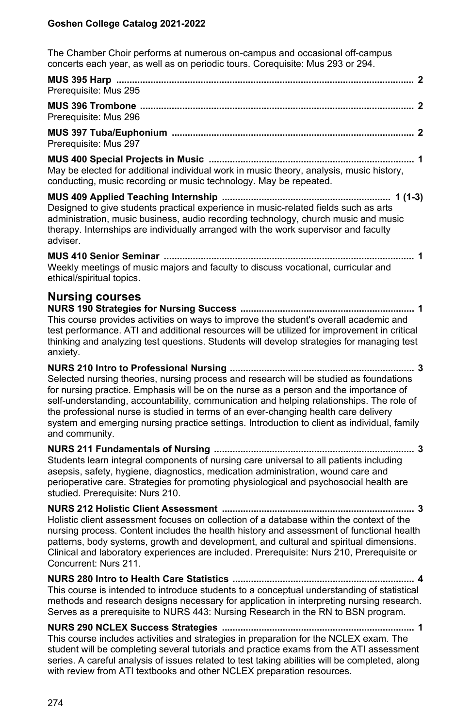The Chamber Choir performs at numerous on-campus and occasional off-campus concerts each year, as well as on periodic tours. Corequisite: Mus 293 or 294.

**MUS 395 Harp ........................................................................................................ 2**
Prerequisite: Mus 295

**MUS 396 Trombone ............................................................................................... 2**
Prerequisite: Mus 296

**MUS 397 Tuba/Euphonium ................................................................................... 2**
Prerequisite: Mus 297

**MUS 400 Special Projects in Music ..................................................................... 1**
May be elected for additional individual work in music theory, analysis, music history, conducting, music recording or music technology. May be repeated.

**MUS 409 Applied Teaching Internship ............................................................... 1 (1-3)**
Designed to give students practical experience in music-related fields such as arts administration, music business, audio recording technology, church music and music therapy. Internships are individually arranged with the work supervisor and faculty adviser.

**MUS 410 Senior Seminar ...................................................................................... 1**
Weekly meetings of music majors and faculty to discuss vocational, curricular and ethical/spiritual topics.

## Nursing courses

**NURS 190 Strategies for Nursing Success .......................................................... 1**
This course provides activities on ways to improve the student's overall academic and test performance. ATI and additional resources will be utilized for improvement in critical thinking and analyzing test questions. Students will develop strategies for managing test anxiety.

**NURS 210 Intro to Professional Nursing ............................................................. 3**
Selected nursing theories, nursing process and research will be studied as foundations for nursing practice. Emphasis will be on the nurse as a person and the importance of self-understanding, accountability, communication and helping relationships. The role of the professional nurse is studied in terms of an ever-changing health care delivery system and emerging nursing practice settings. Introduction to client as individual, family and community.

**NURS 211 Fundamentals of Nursing ................................................................... 3**
Students learn integral components of nursing care universal to all patients including asepsis, safety, hygiene, diagnostics, medication administration, wound care and perioperative care. Strategies for promoting physiological and psychosocial health are studied. Prerequisite: Nurs 210.

**NURS 212 Holistic Client Assessment ................................................................ 3**
Holistic client assessment focuses on collection of a database within the context of the nursing process. Content includes the health history and assessment of functional health patterns, body systems, growth and development, and cultural and spiritual dimensions. Clinical and laboratory experiences are included. Prerequisite: Nurs 210, Prerequisite or Concurrent: Nurs 211.

**NURS 280 Intro to Health Care Statistics ............................................................ 4**
This course is intended to introduce students to a conceptual understanding of statistical methods and research designs necessary for application in interpreting nursing research. Serves as a prerequisite to NURS 443: Nursing Research in the RN to BSN program.

**NURS 290 NCLEX Success Strategies ................................................................. 1**
This course includes activities and strategies in preparation for the NCLEX exam. The student will be completing several tutorials and practice exams from the ATI assessment series. A careful analysis of issues related to test taking abilities will be completed, along with review from ATI textbooks and other NCLEX preparation resources.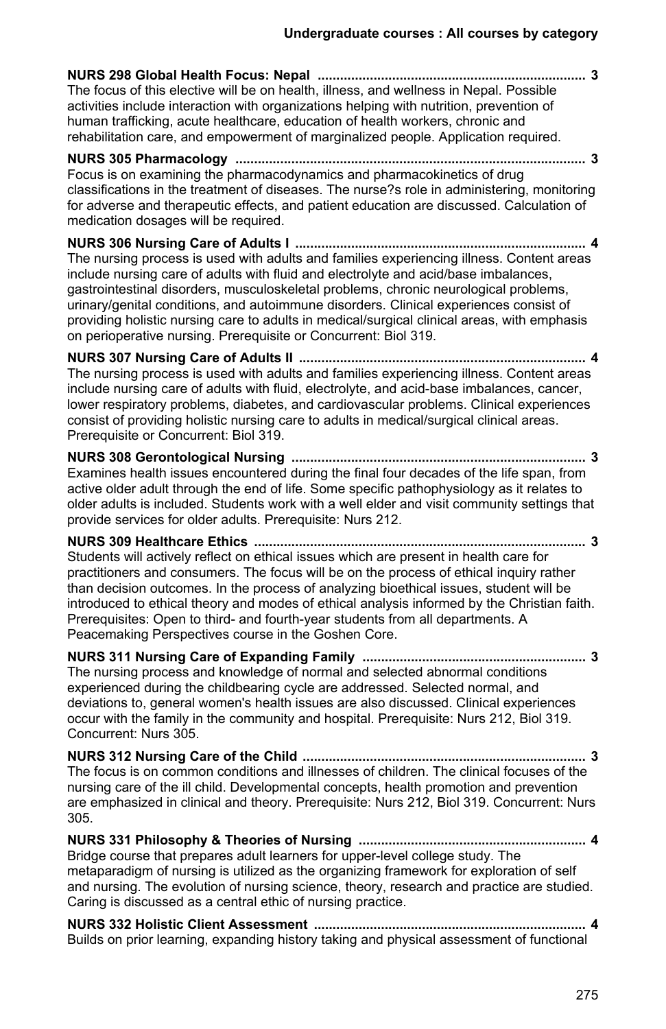**NURS 298 Global Health Focus: Nepal** ........................................................................ **3**
The focus of this elective will be on health, illness, and wellness in Nepal. Possible activities include interaction with organizations helping with nutrition, prevention of human trafficking, acute healthcare, education of health workers, chronic and rehabilitation care, and empowerment of marginalized people. Application required.

**NURS 305 Pharmacology** .............................................................................................. **3**
Focus is on examining the pharmacodynamics and pharmacokinetics of drug classifications in the treatment of diseases. The nurse?s role in administering, monitoring for adverse and therapeutic effects, and patient education are discussed. Calculation of medication dosages will be required.

**NURS 306 Nursing Care of Adults I** ............................................................................. **4**
The nursing process is used with adults and families experiencing illness. Content areas include nursing care of adults with fluid and electrolyte and acid/base imbalances, gastrointestinal disorders, musculoskeletal problems, chronic neurological problems, urinary/genital conditions, and autoimmune disorders. Clinical experiences consist of providing holistic nursing care to adults in medical/surgical clinical areas, with emphasis on perioperative nursing. Prerequisite or Concurrent: Biol 319.

**NURS 307 Nursing Care of Adults II** ............................................................................ **4**
The nursing process is used with adults and families experiencing illness. Content areas include nursing care of adults with fluid, electrolyte, and acid-base imbalances, cancer, lower respiratory problems, diabetes, and cardiovascular problems. Clinical experiences consist of providing holistic nursing care to adults in medical/surgical clinical areas. Prerequisite or Concurrent: Biol 319.

**NURS 308 Gerontological Nursing** ............................................................................... **3**
Examines health issues encountered during the final four decades of the life span, from active older adult through the end of life. Some specific pathophysiology as it relates to older adults is included. Students work with a well elder and visit community settings that provide services for older adults. Prerequisite: Nurs 212.

**NURS 309 Healthcare Ethics** ......................................................................................... **3**
Students will actively reflect on ethical issues which are present in health care for practitioners and consumers. The focus will be on the process of ethical inquiry rather than decision outcomes. In the process of analyzing bioethical issues, student will be introduced to ethical theory and modes of ethical analysis informed by the Christian faith. Prerequisites: Open to third- and fourth-year students from all departments. A Peacemaking Perspectives course in the Goshen Core.

**NURS 311 Nursing Care of Expanding Family** ............................................................ **3**
The nursing process and knowledge of normal and selected abnormal conditions experienced during the childbearing cycle are addressed. Selected normal, and deviations to, general women's health issues are also discussed. Clinical experiences occur with the family in the community and hospital. Prerequisite: Nurs 212, Biol 319. Concurrent: Nurs 305.

**NURS 312 Nursing Care of the Child** ............................................................................ **3**
The focus is on common conditions and illnesses of children. The clinical focuses of the nursing care of the ill child. Developmental concepts, health promotion and prevention are emphasized in clinical and theory. Prerequisite: Nurs 212, Biol 319. Concurrent: Nurs 305.

**NURS 331 Philosophy & Theories of Nursing** ............................................................. **4**
Bridge course that prepares adult learners for upper-level college study. The metaparadigm of nursing is utilized as the organizing framework for exploration of self and nursing. The evolution of nursing science, theory, research and practice are studied. Caring is discussed as a central ethic of nursing practice.

**NURS 332 Holistic Client Assessment** ......................................................................... **4**
Builds on prior learning, expanding history taking and physical assessment of functional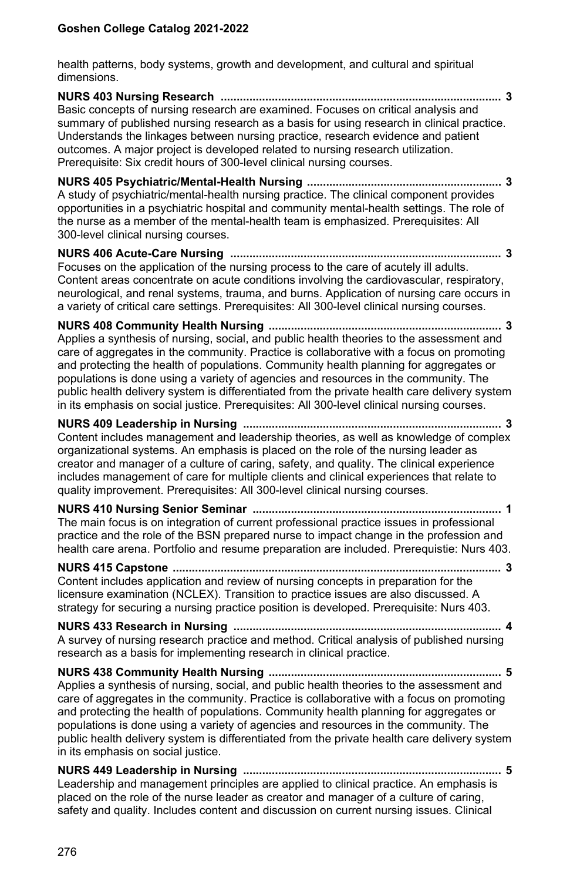health patterns, body systems, growth and development, and cultural and spiritual dimensions.

**NURS 403 Nursing Research ........................................................................................ 3**
Basic concepts of nursing research are examined. Focuses on critical analysis and summary of published nursing research as a basis for using research in clinical practice. Understands the linkages between nursing practice, research evidence and patient outcomes. A major project is developed related to nursing research utilization. Prerequisite: Six credit hours of 300-level clinical nursing courses.

**NURS 405 Psychiatric/Mental-Health Nursing ............................................................ 3**
A study of psychiatric/mental-health nursing practice. The clinical component provides opportunities in a psychiatric hospital and community mental-health settings. The role of the nurse as a member of the mental-health team is emphasized. Prerequisites: All 300-level clinical nursing courses.

**NURS 406 Acute-Care Nursing ..................................................................................... 3**
Focuses on the application of the nursing process to the care of acutely ill adults. Content areas concentrate on acute conditions involving the cardiovascular, respiratory, neurological, and renal systems, trauma, and burns. Application of nursing care occurs in a variety of critical care settings. Prerequisites: All 300-level clinical nursing courses.

**NURS 408 Community Health Nursing ......................................................................... 3**
Applies a synthesis of nursing, social, and public health theories to the assessment and care of aggregates in the community. Practice is collaborative with a focus on promoting and protecting the health of populations. Community health planning for aggregates or populations is done using a variety of agencies and resources in the community. The public health delivery system is differentiated from the private health care delivery system in its emphasis on social justice. Prerequisites: All 300-level clinical nursing courses.

**NURS 409 Leadership in Nursing ................................................................................. 3**
Content includes management and leadership theories, as well as knowledge of complex organizational systems. An emphasis is placed on the role of the nursing leader as creator and manager of a culture of caring, safety, and quality. The clinical experience includes management of care for multiple clients and clinical experiences that relate to quality improvement. Prerequisites: All 300-level clinical nursing courses.

**NURS 410 Nursing Senior Seminar .............................................................................. 1**
The main focus is on integration of current professional practice issues in professional practice and the role of the BSN prepared nurse to impact change in the profession and health care arena. Portfolio and resume preparation are included. Prerequistie: Nurs 403.

**NURS 415 Capstone ....................................................................................................... 3**
Content includes application and review of nursing concepts in preparation for the licensure examination (NCLEX). Transition to practice issues are also discussed. A strategy for securing a nursing practice position is developed. Prerequisite: Nurs 403.

**NURS 433 Research in Nursing .................................................................................... 4**
A survey of nursing research practice and method. Critical analysis of published nursing research as a basis for implementing research in clinical practice.

**NURS 438 Community Health Nursing ......................................................................... 5**
Applies a synthesis of nursing, social, and public health theories to the assessment and care of aggregates in the community. Practice is collaborative with a focus on promoting and protecting the health of populations. Community health planning for aggregates or populations is done using a variety of agencies and resources in the community. The public health delivery system is differentiated from the private health care delivery system in its emphasis on social justice.

**NURS 449 Leadership in Nursing ................................................................................. 5**
Leadership and management principles are applied to clinical practice. An emphasis is placed on the role of the nurse leader as creator and manager of a culture of caring, safety and quality. Includes content and discussion on current nursing issues. Clinical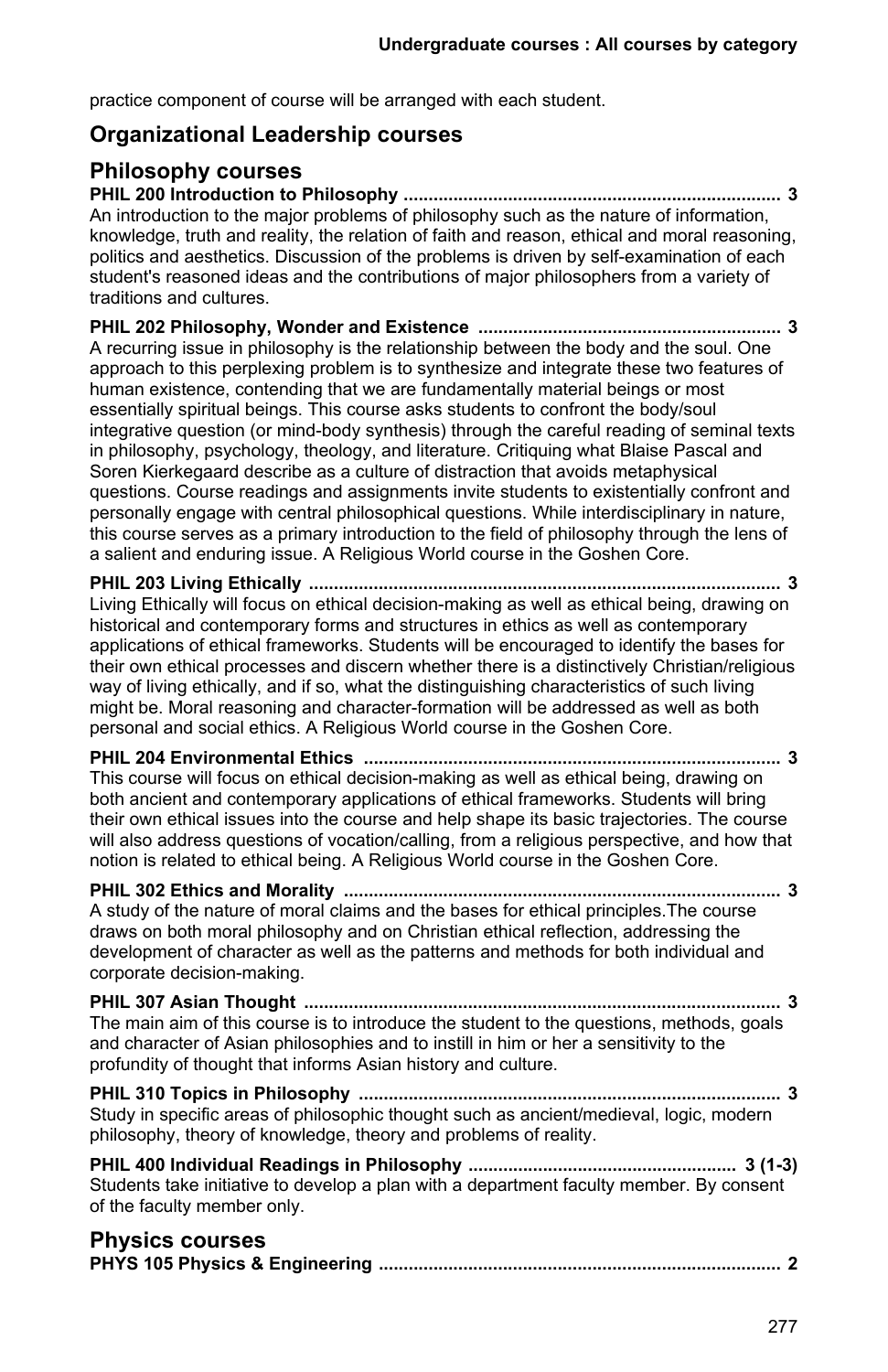practice component of course will be arranged with each student.

## Organizational Leadership courses

## Philosophy courses

**PHIL 200 Introduction to Philosophy ........................................................................... 3**
An introduction to the major problems of philosophy such as the nature of information, knowledge, truth and reality, the relation of faith and reason, ethical and moral reasoning, politics and aesthetics. Discussion of the problems is driven by self-examination of each student's reasoned ideas and the contributions of major philosophers from a variety of traditions and cultures.

**PHIL 202 Philosophy, Wonder and Existence ............................................................. 3**
A recurring issue in philosophy is the relationship between the body and the soul. One approach to this perplexing problem is to synthesize and integrate these two features of human existence, contending that we are fundamentally material beings or most essentially spiritual beings. This course asks students to confront the body/soul integrative question (or mind-body synthesis) through the careful reading of seminal texts in philosophy, psychology, theology, and literature. Critiquing what Blaise Pascal and Soren Kierkegaard describe as a culture of distraction that avoids metaphysical questions. Course readings and assignments invite students to existentially confront and personally engage with central philosophical questions. While interdisciplinary in nature, this course serves as a primary introduction to the field of philosophy through the lens of a salient and enduring issue. A Religious World course in the Goshen Core.

**PHIL 203 Living Ethically ............................................................................................... 3**
Living Ethically will focus on ethical decision-making as well as ethical being, drawing on historical and contemporary forms and structures in ethics as well as contemporary applications of ethical frameworks. Students will be encouraged to identify the bases for their own ethical processes and discern whether there is a distinctively Christian/religious way of living ethically, and if so, what the distinguishing characteristics of such living might be. Moral reasoning and character-formation will be addressed as well as both personal and social ethics. A Religious World course in the Goshen Core.

**PHIL 204 Environmental Ethics ................................................................................... 3**
This course will focus on ethical decision-making as well as ethical being, drawing on both ancient and contemporary applications of ethical frameworks. Students will bring their own ethical issues into the course and help shape its basic trajectories. The course will also address questions of vocation/calling, from a religious perspective, and how that notion is related to ethical being. A Religious World course in the Goshen Core.

**PHIL 302 Ethics and Morality ........................................................................................ 3**
A study of the nature of moral claims and the bases for ethical principles.The course draws on both moral philosophy and on Christian ethical reflection, addressing the development of character as well as the patterns and methods for both individual and corporate decision-making.

**PHIL 307 Asian Thought ................................................................................................ 3**
The main aim of this course is to introduce the student to the questions, methods, goals and character of Asian philosophies and to instill in him or her a sensitivity to the profundity of thought that informs Asian history and culture.

**PHIL 310 Topics in Philosophy ..................................................................................... 3**
Study in specific areas of philosophic thought such as ancient/medieval, logic, modern philosophy, theory of knowledge, theory and problems of reality.

**PHIL 400 Individual Readings in Philosophy ..................................................... 3 (1-3)**
Students take initiative to develop a plan with a department faculty member. By consent of the faculty member only.

## Physics courses

**PHYS 105 Physics & Engineering ................................................................................. 2**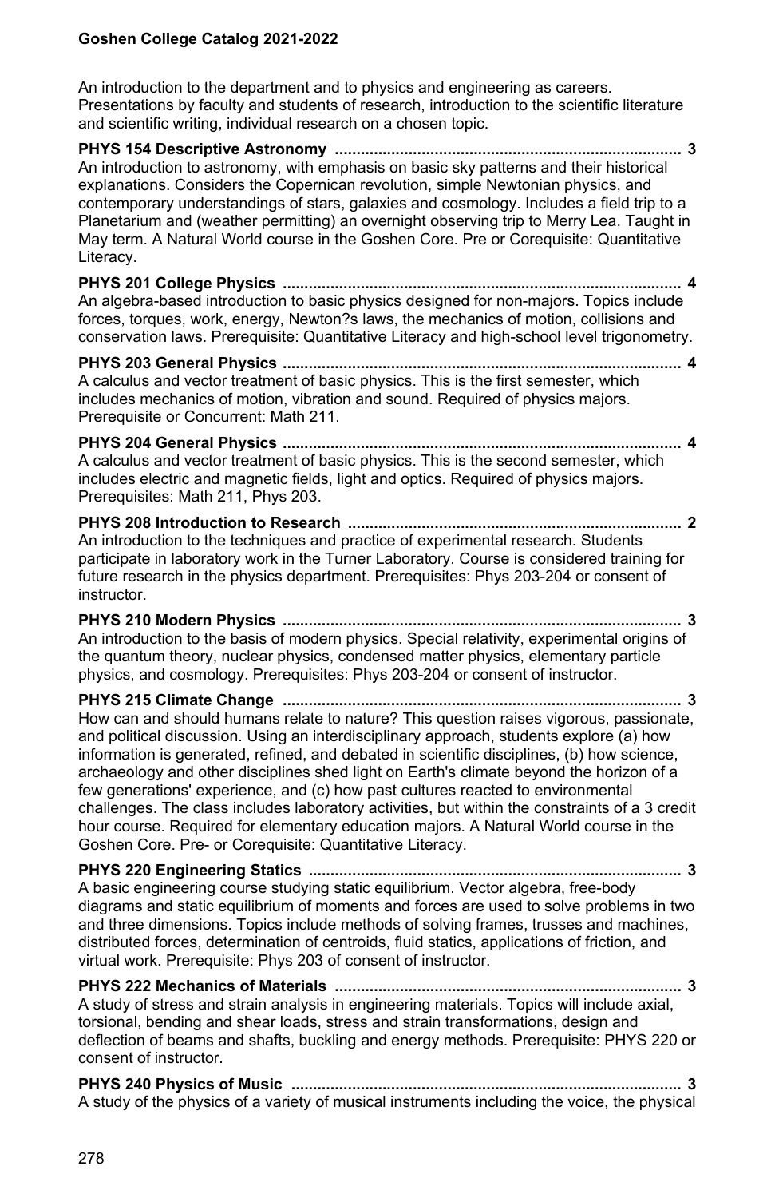An introduction to the department and to physics and engineering as careers. Presentations by faculty and students of research, introduction to the scientific literature and scientific writing, individual research on a chosen topic.

**PHYS 154 Descriptive Astronomy ................................................................................ 3**
An introduction to astronomy, with emphasis on basic sky patterns and their historical explanations. Considers the Copernican revolution, simple Newtonian physics, and contemporary understandings of stars, galaxies and cosmology. Includes a field trip to a Planetarium and (weather permitting) an overnight observing trip to Merry Lea. Taught in May term. A Natural World course in the Goshen Core. Pre or Corequisite: Quantitative Literacy.

**PHYS 201 College Physics ........................................................................................... 4**
An algebra-based introduction to basic physics designed for non-majors. Topics include forces, torques, work, energy, Newton?s laws, the mechanics of motion, collisions and conservation laws. Prerequisite: Quantitative Literacy and high-school level trigonometry.

**PHYS 203 General Physics ........................................................................................... 4**
A calculus and vector treatment of basic physics. This is the first semester, which includes mechanics of motion, vibration and sound. Required of physics majors. Prerequisite or Concurrent: Math 211.

**PHYS 204 General Physics ........................................................................................... 4**
A calculus and vector treatment of basic physics. This is the second semester, which includes electric and magnetic fields, light and optics. Required of physics majors. Prerequisites: Math 211, Phys 203.

**PHYS 208 Introduction to Research ............................................................................ 2**
An introduction to the techniques and practice of experimental research. Students participate in laboratory work in the Turner Laboratory. Course is considered training for future research in the physics department. Prerequisites: Phys 203-204 or consent of instructor.

**PHYS 210 Modern Physics ........................................................................................... 3**
An introduction to the basis of modern physics. Special relativity, experimental origins of the quantum theory, nuclear physics, condensed matter physics, elementary particle physics, and cosmology. Prerequisites: Phys 203-204 or consent of instructor.

**PHYS 215 Climate Change ........................................................................................... 3**
How can and should humans relate to nature? This question raises vigorous, passionate, and political discussion. Using an interdisciplinary approach, students explore (a) how information is generated, refined, and debated in scientific disciplines, (b) how science, archaeology and other disciplines shed light on Earth's climate beyond the horizon of a few generations' experience, and (c) how past cultures reacted to environmental challenges. The class includes laboratory activities, but within the constraints of a 3 credit hour course. Required for elementary education majors. A Natural World course in the Goshen Core. Pre- or Corequisite: Quantitative Literacy.

**PHYS 220 Engineering Statics ..................................................................................... 3**
A basic engineering course studying static equilibrium. Vector algebra, free-body diagrams and static equilibrium of moments and forces are used to solve problems in two and three dimensions. Topics include methods of solving frames, trusses and machines, distributed forces, determination of centroids, fluid statics, applications of friction, and virtual work. Prerequisite: Phys 203 of consent of instructor.

**PHYS 222 Mechanics of Materials ............................................................................... 3**
A study of stress and strain analysis in engineering materials. Topics will include axial, torsional, bending and shear loads, stress and strain transformations, design and deflection of beams and shafts, buckling and energy methods. Prerequisite: PHYS 220 or consent of instructor.

**PHYS 240 Physics of Music ......................................................................................... 3**
A study of the physics of a variety of musical instruments including the voice, the physical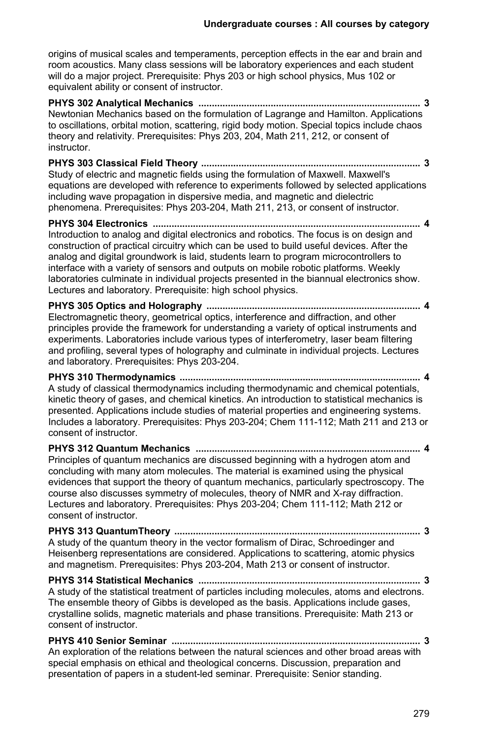origins of musical scales and temperaments, perception effects in the ear and brain and room acoustics. Many class sessions will be laboratory experiences and each student will do a major project. Prerequisite: Phys 203 or high school physics, Mus 102 or equivalent ability or consent of instructor.

**PHYS 302 Analytical Mechanics .................................................................................. 3**
Newtonian Mechanics based on the formulation of Lagrange and Hamilton. Applications to oscillations, orbital motion, scattering, rigid body motion. Special topics include chaos theory and relativity. Prerequisites: Phys 203, 204, Math 211, 212, or consent of instructor.

**PHYS 303 Classical Field Theory .................................................................................. 3**
Study of electric and magnetic fields using the formulation of Maxwell. Maxwell's equations are developed with reference to experiments followed by selected applications including wave propagation in dispersive media, and magnetic and dielectric phenomena. Prerequisites: Phys 203-204, Math 211, 213, or consent of instructor.

**PHYS 304 Electronics .................................................................................................. 4**
Introduction to analog and digital electronics and robotics. The focus is on design and construction of practical circuitry which can be used to build useful devices. After the analog and digital groundwork is laid, students learn to program microcontrollers to interface with a variety of sensors and outputs on mobile robotic platforms. Weekly laboratories culminate in individual projects presented in the biannual electronics show. Lectures and laboratory. Prerequisite: high school physics.

**PHYS 305 Optics and Holography ................................................................................ 4**
Electromagnetic theory, geometrical optics, interference and diffraction, and other principles provide the framework for understanding a variety of optical instruments and experiments. Laboratories include various types of interferometry, laser beam filtering and profiling, several types of holography and culminate in individual projects. Lectures and laboratory. Prerequisites: Phys 203-204.

**PHYS 310 Thermodynamics ......................................................................................... 4**
A study of classical thermodynamics including thermodynamic and chemical potentials, kinetic theory of gases, and chemical kinetics. An introduction to statistical mechanics is presented. Applications include studies of material properties and engineering systems. Includes a laboratory. Prerequisites: Phys 203-204; Chem 111-112; Math 211 and 213 or consent of instructor.

**PHYS 312 Quantum Mechanics .................................................................................... 4**
Principles of quantum mechanics are discussed beginning with a hydrogen atom and concluding with many atom molecules. The material is examined using the physical evidences that support the theory of quantum mechanics, particularly spectroscopy. The course also discusses symmetry of molecules, theory of NMR and X-ray diffraction. Lectures and laboratory. Prerequisites: Phys 203-204; Chem 111-112; Math 212 or consent of instructor.

**PHYS 313 QuantumTheory ........................................................................................... 3**
A study of the quantum theory in the vector formalism of Dirac, Schroedinger and Heisenberg representations are considered. Applications to scattering, atomic physics and magnetism. Prerequisites: Phys 203-204, Math 213 or consent of instructor.

**PHYS 314 Statistical Mechanics .................................................................................. 3**
A study of the statistical treatment of particles including molecules, atoms and electrons. The ensemble theory of Gibbs is developed as the basis. Applications include gases, crystalline solids, magnetic materials and phase transitions. Prerequisite: Math 213 or consent of instructor.

**PHYS 410 Senior Seminar ............................................................................................ 3**
An exploration of the relations between the natural sciences and other broad areas with special emphasis on ethical and theological concerns. Discussion, preparation and presentation of papers in a student-led seminar. Prerequisite: Senior standing.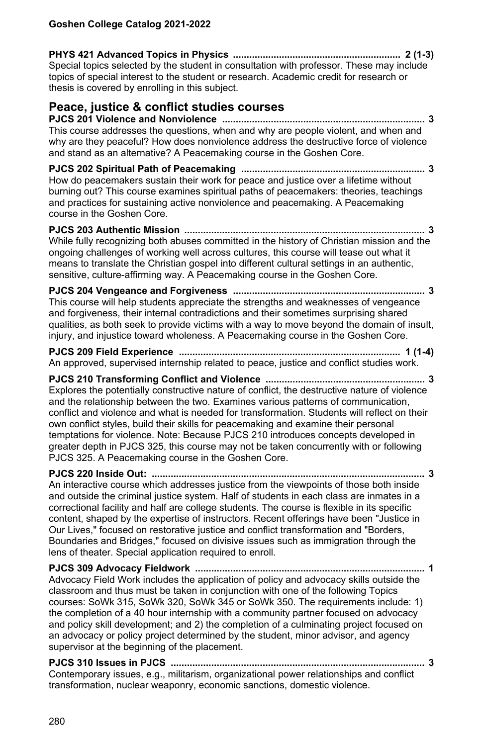**PHYS 421 Advanced Topics in Physics ............................................................. 2 (1-3)**
Special topics selected by the student in consultation with professor. These may include topics of special interest to the student or research. Academic credit for research or thesis is covered by enrolling in this subject.

## Peace, justice & conflict studies courses

**PJCS 201 Violence and Nonviolence .......................................................................... 3**
This course addresses the questions, when and why are people violent, and when and why are they peaceful? How does nonviolence address the destructive force of violence and stand as an alternative? A Peacemaking course in the Goshen Core.

**PJCS 202 Spiritual Path of Peacemaking .................................................................... 3**
How do peacemakers sustain their work for peace and justice over a lifetime without burning out? This course examines spiritual paths of peacemakers: theories, teachings and practices for sustaining active nonviolence and peacemaking. A Peacemaking course in the Goshen Core.

**PJCS 203 Authentic Mission ......................................................................................... 3**
While fully recognizing both abuses committed in the history of Christian mission and the ongoing challenges of working well across cultures, this course will tease out what it means to translate the Christian gospel into different cultural settings in an authentic, sensitive, culture-affirming way. A Peacemaking course in the Goshen Core.

**PJCS 204 Vengeance and Forgiveness ....................................................................... 3**
This course will help students appreciate the strengths and weaknesses of vengeance and forgiveness, their internal contradictions and their sometimes surprising shared qualities, as both seek to provide victims with a way to move beyond the domain of insult, injury, and injustice toward wholeness. A Peacemaking course in the Goshen Core.

**PJCS 209 Field Experience .................................................................................. 1 (1-4)**
An approved, supervised internship related to peace, justice and conflict studies work.

**PJCS 210 Transforming Conflict and Violence ............................................................ 3**
Explores the potentially constructive nature of conflict, the destructive nature of violence and the relationship between the two. Examines various patterns of communication, conflict and violence and what is needed for transformation. Students will reflect on their own conflict styles, build their skills for peacemaking and examine their personal temptations for violence. Note: Because PJCS 210 introduces concepts developed in greater depth in PJCS 325, this course may not be taken concurrently with or following PJCS 325. A Peacemaking course in the Goshen Core.

**PJCS 220 Inside Out: ..................................................................................................... 3**
An interactive course which addresses justice from the viewpoints of those both inside and outside the criminal justice system. Half of students in each class are inmates in a correctional facility and half are college students. The course is flexible in its specific content, shaped by the expertise of instructors. Recent offerings have been "Justice in Our Lives," focused on restorative justice and conflict transformation and "Borders, Boundaries and Bridges," focused on divisive issues such as immigration through the lens of theater. Special application required to enroll.

**PJCS 309 Advocacy Fieldwork ..................................................................................... 1**
Advocacy Field Work includes the application of policy and advocacy skills outside the classroom and thus must be taken in conjunction with one of the following Topics courses: SoWk 315, SoWk 320, SoWk 345 or SoWk 350. The requirements include: 1) the completion of a 40 hour internship with a community partner focused on advocacy and policy skill development; and 2) the completion of a culminating project focused on an advocacy or policy project determined by the student, minor advisor, and agency supervisor at the beginning of the placement.

**PJCS 310 Issues in PJCS .............................................................................................. 3**
Contemporary issues, e.g., militarism, organizational power relationships and conflict transformation, nuclear weaponry, economic sanctions, domestic violence.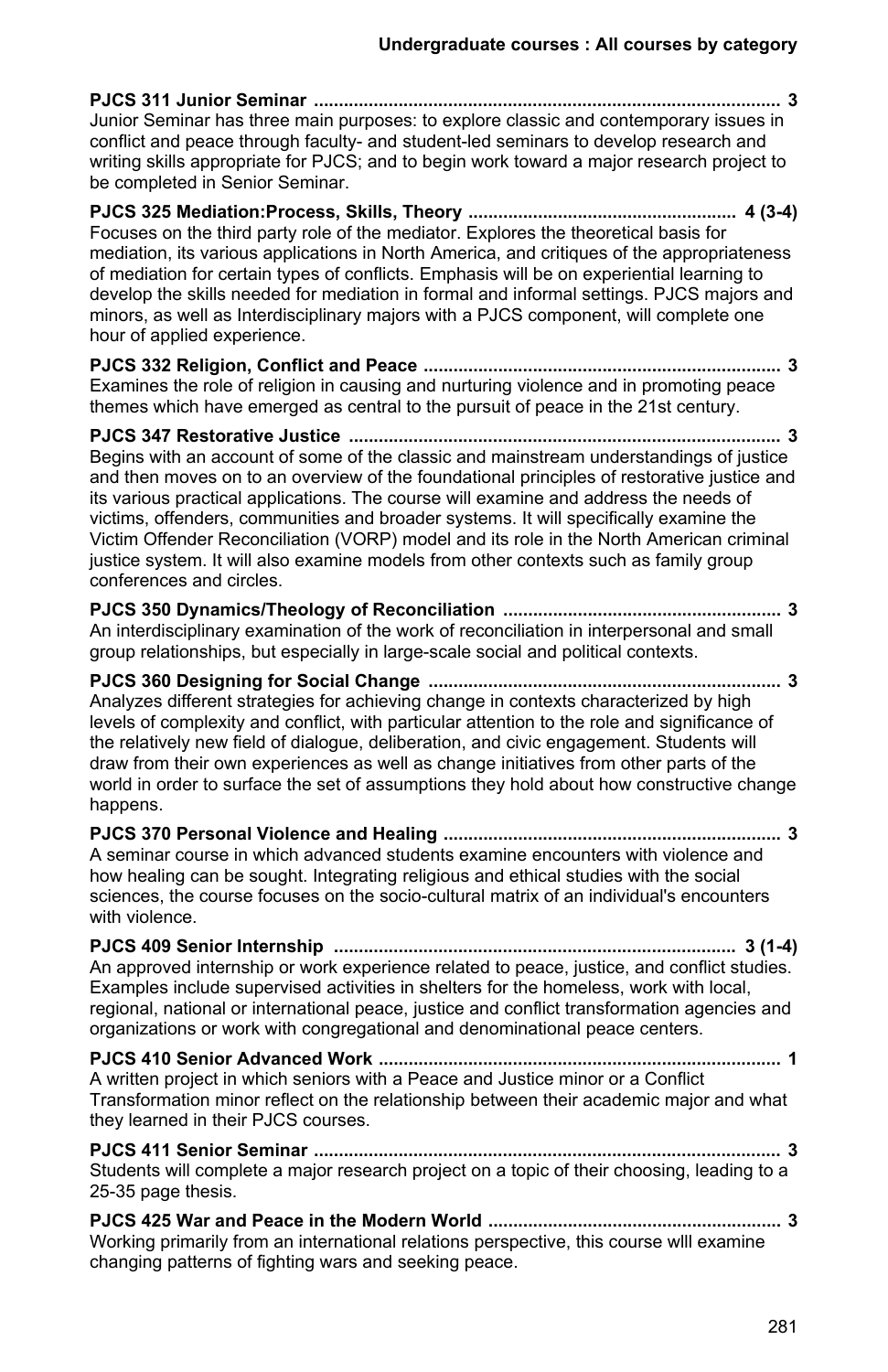**PJCS 311 Junior Seminar** .......................................................................................... **3**
Junior Seminar has three main purposes: to explore classic and contemporary issues in conflict and peace through faculty- and student-led seminars to develop research and writing skills appropriate for PJCS; and to begin work toward a major research project to be completed in Senior Seminar.

**PJCS 325 Mediation:Process, Skills, Theory** ...................................................... **4 (3-4)**
Focuses on the third party role of the mediator. Explores the theoretical basis for mediation, its various applications in North America, and critiques of the appropriateness of mediation for certain types of conflicts. Emphasis will be on experiential learning to develop the skills needed for mediation in formal and informal settings. PJCS majors and minors, as well as Interdisciplinary majors with a PJCS component, will complete one hour of applied experience.

**PJCS 332 Religion, Conflict and Peace** ....................................................................... **3**
Examines the role of religion in causing and nurturing violence and in promoting peace themes which have emerged as central to the pursuit of peace in the 21st century.

**PJCS 347 Restorative Justice** ..................................................................................... **3**
Begins with an account of some of the classic and mainstream understandings of justice and then moves on to an overview of the foundational principles of restorative justice and its various practical applications. The course will examine and address the needs of victims, offenders, communities and broader systems. It will specifically examine the Victim Offender Reconciliation (VORP) model and its role in the North American criminal justice system. It will also examine models from other contexts such as family group conferences and circles.

**PJCS 350 Dynamics/Theology of Reconciliation** ........................................................ **3**
An interdisciplinary examination of the work of reconciliation in interpersonal and small group relationships, but especially in large-scale social and political contexts.

**PJCS 360 Designing for Social Change** ...................................................................... **3**
Analyzes different strategies for achieving change in contexts characterized by high levels of complexity and conflict, with particular attention to the role and significance of the relatively new field of dialogue, deliberation, and civic engagement. Students will draw from their own experiences as well as change initiatives from other parts of the world in order to surface the set of assumptions they hold about how constructive change happens.

**PJCS 370 Personal Violence and Healing** ................................................................... **3**
A seminar course in which advanced students examine encounters with violence and how healing can be sought. Integrating religious and ethical studies with the social sciences, the course focuses on the socio-cultural matrix of an individual's encounters with violence.

**PJCS 409 Senior Internship** ................................................................................ **3 (1-4)**
An approved internship or work experience related to peace, justice, and conflict studies. Examples include supervised activities in shelters for the homeless, work with local, regional, national or international peace, justice and conflict transformation agencies and organizations or work with congregational and denominational peace centers.

**PJCS 410 Senior Advanced Work** ................................................................................ **1**
A written project in which seniors with a Peace and Justice minor or a Conflict Transformation minor reflect on the relationship between their academic major and what they learned in their PJCS courses.

**PJCS 411 Senior Seminar** ............................................................................................. **3**
Students will complete a major research project on a topic of their choosing, leading to a 25-35 page thesis.

**PJCS 425 War and Peace in the Modern World** .......................................................... **3**
Working primarily from an international relations perspective, this course wlll examine changing patterns of fighting wars and seeking peace.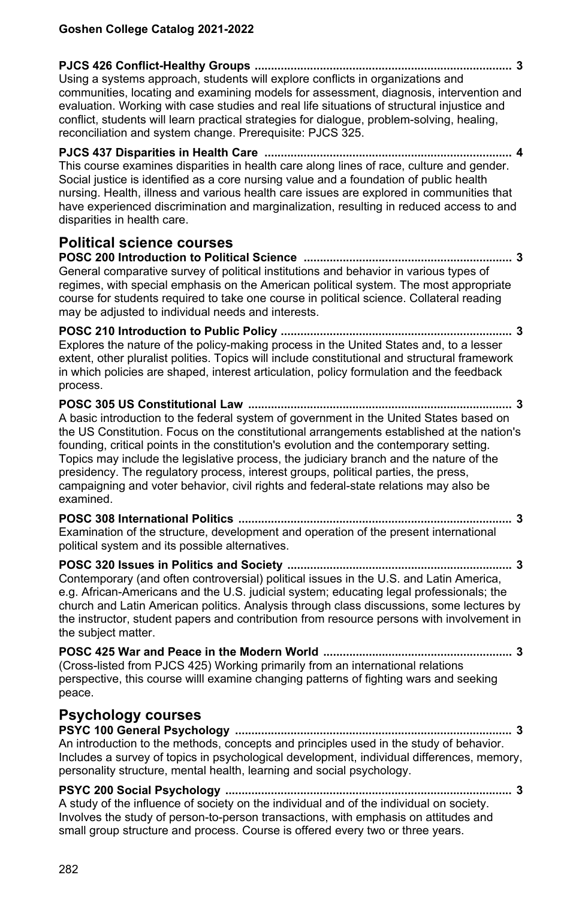**PJCS 426 Conflict-Healthy Groups .............................................................................. 3**
Using a systems approach, students will explore conflicts in organizations and communities, locating and examining models for assessment, diagnosis, intervention and evaluation. Working with case studies and real life situations of structural injustice and conflict, students will learn practical strategies for dialogue, problem-solving, healing, reconciliation and system change. Prerequisite: PJCS 325.

**PJCS 437 Disparities in Health Care ........................................................................... 4**
This course examines disparities in health care along lines of race, culture and gender. Social justice is identified as a core nursing value and a foundation of public health nursing. Health, illness and various health care issues are explored in communities that have experienced discrimination and marginalization, resulting in reduced access to and disparities in health care.

## Political science courses

**POSC 200 Introduction to Political Science ................................................................ 3**
General comparative survey of political institutions and behavior in various types of regimes, with special emphasis on the American political system. The most appropriate course for students required to take one course in political science. Collateral reading may be adjusted to individual needs and interests.

**POSC 210 Introduction to Public Policy ...................................................................... 3**
Explores the nature of the policy-making process in the United States and, to a lesser extent, other pluralist polities. Topics will include constitutional and structural framework in which policies are shaped, interest articulation, policy formulation and the feedback process.

**POSC 305 US Constitutional Law ................................................................................ 3**
A basic introduction to the federal system of government in the United States based on the US Constitution. Focus on the constitutional arrangements established at the nation's founding, critical points in the constitution's evolution and the contemporary setting. Topics may include the legislative process, the judiciary branch and the nature of the presidency. The regulatory process, interest groups, political parties, the press, campaigning and voter behavior, civil rights and federal-state relations may also be examined.

**POSC 308 International Politics ................................................................................... 3**
Examination of the structure, development and operation of the present international political system and its possible alternatives.

**POSC 320 Issues in Politics and Society .................................................................... 3**
Contemporary (and often controversial) political issues in the U.S. and Latin America, e.g. African-Americans and the U.S. judicial system; educating legal professionals; the church and Latin American politics. Analysis through class discussions, some lectures by the instructor, student papers and contribution from resource persons with involvement in the subject matter.

**POSC 425 War and Peace in the Modern World .......................................................... 3**
(Cross-listed from PJCS 425) Working primarily from an international relations perspective, this course willl examine changing patterns of fighting wars and seeking peace.

## Psychology courses

**PSYC 100 General Psychology .................................................................................... 3**
An introduction to the methods, concepts and principles used in the study of behavior. Includes a survey of topics in psychological development, individual differences, memory, personality structure, mental health, learning and social psychology.

**PSYC 200 Social Psychology ....................................................................................... 3**
A study of the influence of society on the individual and of the individual on society. Involves the study of person-to-person transactions, with emphasis on attitudes and small group structure and process. Course is offered every two or three years.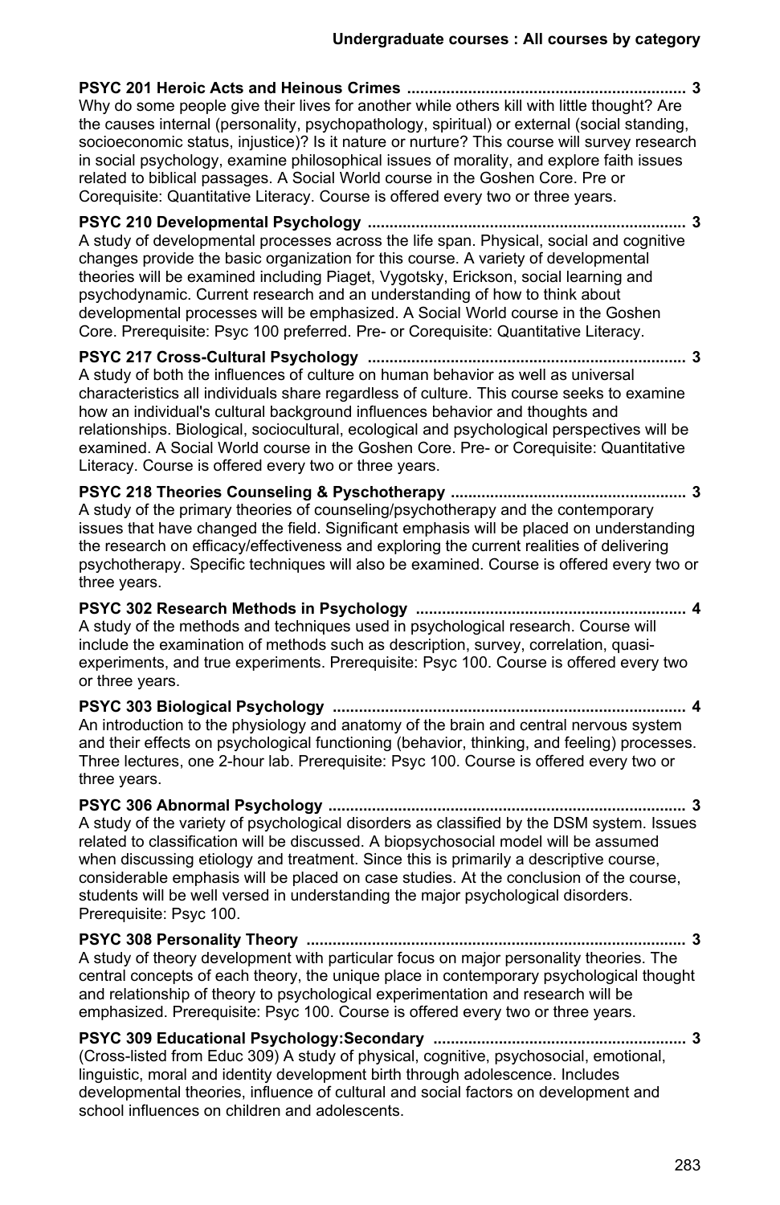**PSYC 201 Heroic Acts and Heinous Crimes ................................................................ 3**
Why do some people give their lives for another while others kill with little thought? Are the causes internal (personality, psychopathology, spiritual) or external (social standing, socioeconomic status, injustice)? Is it nature or nurture? This course will survey research in social psychology, examine philosophical issues of morality, and explore faith issues related to biblical passages. A Social World course in the Goshen Core. Pre or Corequisite: Quantitative Literacy. Course is offered every two or three years.

**PSYC 210 Developmental Psychology ......................................................................... 3**
A study of developmental processes across the life span. Physical, social and cognitive changes provide the basic organization for this course. A variety of developmental theories will be examined including Piaget, Vygotsky, Erickson, social learning and psychodynamic. Current research and an understanding of how to think about developmental processes will be emphasized. A Social World course in the Goshen Core. Prerequisite: Psyc 100 preferred. Pre- or Corequisite: Quantitative Literacy.

**PSYC 217 Cross-Cultural Psychology ......................................................................... 3**
A study of both the influences of culture on human behavior as well as universal characteristics all individuals share regardless of culture. This course seeks to examine how an individual's cultural background influences behavior and thoughts and relationships. Biological, sociocultural, ecological and psychological perspectives will be examined. A Social World course in the Goshen Core. Pre- or Corequisite: Quantitative Literacy. Course is offered every two or three years.

**PSYC 218 Theories Counseling & Pyschotherapy ...................................................... 3**
A study of the primary theories of counseling/psychotherapy and the contemporary issues that have changed the field. Significant emphasis will be placed on understanding the research on efficacy/effectiveness and exploring the current realities of delivering psychotherapy. Specific techniques will also be examined. Course is offered every two or three years.

**PSYC 302 Research Methods in Psychology ............................................................. 4**
A study of the methods and techniques used in psychological research. Course will include the examination of methods such as description, survey, correlation, quasi-experiments, and true experiments. Prerequisite: Psyc 100. Course is offered every two or three years.

**PSYC 303 Biological Psychology ................................................................................ 4**
An introduction to the physiology and anatomy of the brain and central nervous system and their effects on psychological functioning (behavior, thinking, and feeling) processes. Three lectures, one 2-hour lab. Prerequisite: Psyc 100. Course is offered every two or three years.

**PSYC 306 Abnormal Psychology .................................................................................. 3**
A study of the variety of psychological disorders as classified by the DSM system. Issues related to classification will be discussed. A biopsychosocial model will be assumed when discussing etiology and treatment. Since this is primarily a descriptive course, considerable emphasis will be placed on case studies. At the conclusion of the course, students will be well versed in understanding the major psychological disorders. Prerequisite: Psyc 100.

**PSYC 308 Personality Theory ...................................................................................... 3**
A study of theory development with particular focus on major personality theories. The central concepts of each theory, the unique place in contemporary psychological thought and relationship of theory to psychological experimentation and research will be emphasized. Prerequisite: Psyc 100. Course is offered every two or three years.

**PSYC 309 Educational Psychology:Secondary .......................................................... 3**
(Cross-listed from Educ 309) A study of physical, cognitive, psychosocial, emotional, linguistic, moral and identity development birth through adolescence. Includes developmental theories, influence of cultural and social factors on development and school influences on children and adolescents.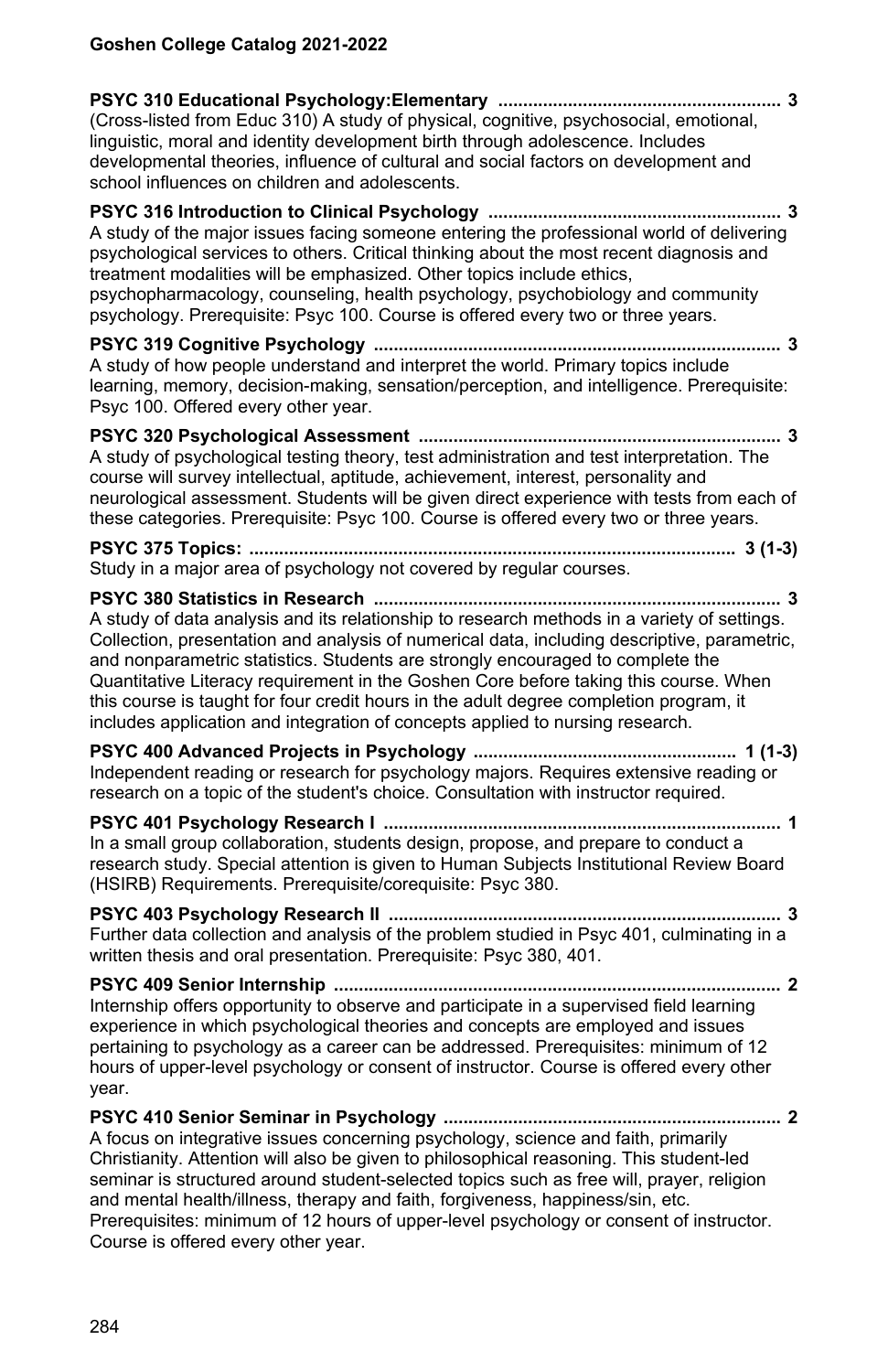**PSYC 310 Educational Psychology:Elementary ........................................................ 3**
(Cross-listed from Educ 310) A study of physical, cognitive, psychosocial, emotional, linguistic, moral and identity development birth through adolescence. Includes developmental theories, influence of cultural and social factors on development and school influences on children and adolescents.

**PSYC 316 Introduction to Clinical Psychology ........................................................... 3**
A study of the major issues facing someone entering the professional world of delivering psychological services to others. Critical thinking about the most recent diagnosis and treatment modalities will be emphasized. Other topics include ethics, psychopharmacology, counseling, health psychology, psychobiology and community psychology. Prerequisite: Psyc 100. Course is offered every two or three years.

**PSYC 319 Cognitive Psychology ................................................................................. 3**
A study of how people understand and interpret the world. Primary topics include learning, memory, decision-making, sensation/perception, and intelligence. Prerequisite: Psyc 100. Offered every other year.

**PSYC 320 Psychological Assessment ........................................................................ 3**
A study of psychological testing theory, test administration and test interpretation. The course will survey intellectual, aptitude, achievement, interest, personality and neurological assessment. Students will be given direct experience with tests from each of these categories. Prerequisite: Psyc 100. Course is offered every two or three years.

**PSYC 375 Topics: ................................................................................................. 3 (1-3)**
Study in a major area of psychology not covered by regular courses.

**PSYC 380 Statistics in Research .................................................................................. 3**
A study of data analysis and its relationship to research methods in a variety of settings. Collection, presentation and analysis of numerical data, including descriptive, parametric, and nonparametric statistics. Students are strongly encouraged to complete the Quantitative Literacy requirement in the Goshen Core before taking this course. When this course is taught for four credit hours in the adult degree completion program, it includes application and integration of concepts applied to nursing research.

**PSYC 400 Advanced Projects in Psychology ..................................................... 1 (1-3)**
Independent reading or research for psychology majors. Requires extensive reading or research on a topic of the student's choice. Consultation with instructor required.

**PSYC 401 Psychology Research I ................................................................................ 1**
In a small group collaboration, students design, propose, and prepare to conduct a research study. Special attention is given to Human Subjects Institutional Review Board (HSIRB) Requirements. Prerequisite/corequisite: Psyc 380.

**PSYC 403 Psychology Research II ............................................................................... 3**
Further data collection and analysis of the problem studied in Psyc 401, culminating in a written thesis and oral presentation. Prerequisite: Psyc 380, 401.

**PSYC 409 Senior Internship .......................................................................................... 2**
Internship offers opportunity to observe and participate in a supervised field learning experience in which psychological theories and concepts are employed and issues pertaining to psychology as a career can be addressed. Prerequisites: minimum of 12 hours of upper-level psychology or consent of instructor. Course is offered every other year.

**PSYC 410 Senior Seminar in Psychology ................................................................... 2**
A focus on integrative issues concerning psychology, science and faith, primarily Christianity. Attention will also be given to philosophical reasoning. This student-led seminar is structured around student-selected topics such as free will, prayer, religion and mental health/illness, therapy and faith, forgiveness, happiness/sin, etc. Prerequisites: minimum of 12 hours of upper-level psychology or consent of instructor. Course is offered every other year.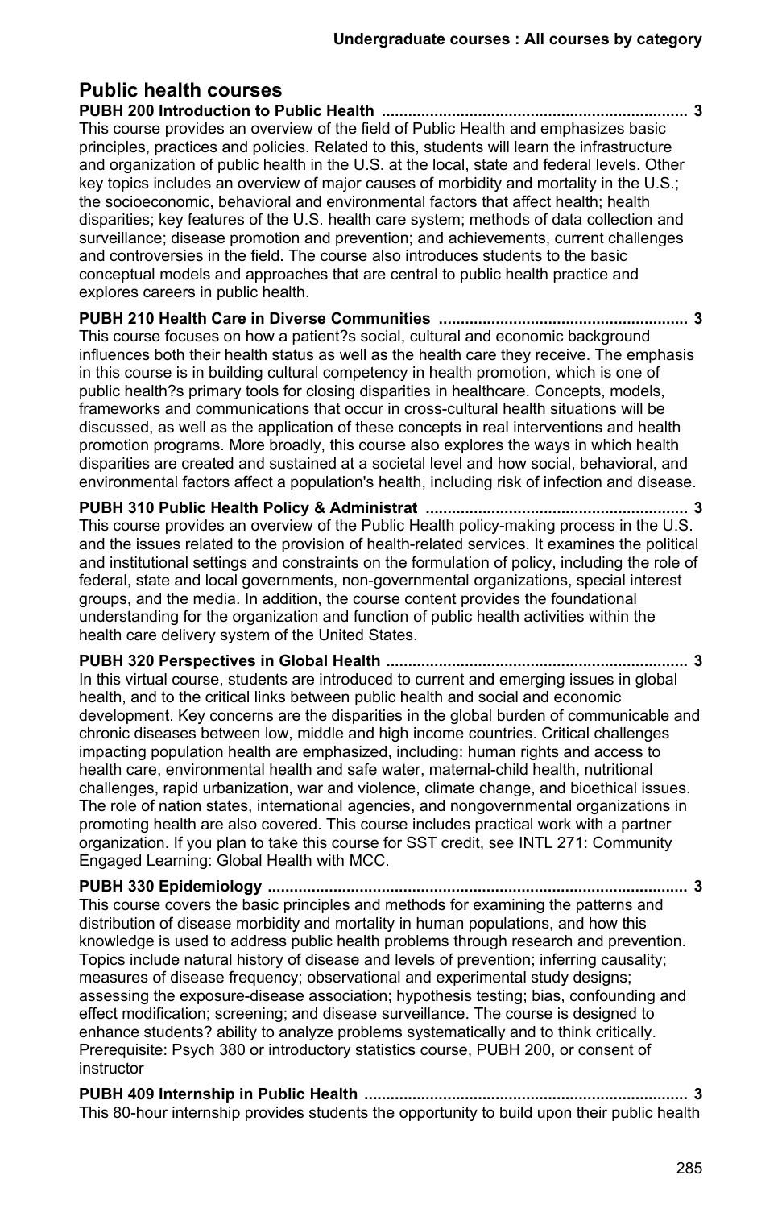## Public health courses

**PUBH 200 Introduction to Public Health ...................................................................... 3**
This course provides an overview of the field of Public Health and emphasizes basic principles, practices and policies. Related to this, students will learn the infrastructure and organization of public health in the U.S. at the local, state and federal levels. Other key topics includes an overview of major causes of morbidity and mortality in the U.S.; the socioeconomic, behavioral and environmental factors that affect health; health disparities; key features of the U.S. health care system; methods of data collection and surveillance; disease promotion and prevention; and achievements, current challenges and controversies in the field. The course also introduces students to the basic conceptual models and approaches that are central to public health practice and explores careers in public health.

**PUBH 210 Health Care in Diverse Communities ......................................................... 3**
This course focuses on how a patient?s social, cultural and economic background influences both their health status as well as the health care they receive. The emphasis in this course is in building cultural competency in health promotion, which is one of public health?s primary tools for closing disparities in healthcare. Concepts, models, frameworks and communications that occur in cross-cultural health situations will be discussed, as well as the application of these concepts in real interventions and health promotion programs. More broadly, this course also explores the ways in which health disparities are created and sustained at a societal level and how social, behavioral, and environmental factors affect a population's health, including risk of infection and disease.

**PUBH 310 Public Health Policy & Administrat ............................................................ 3**
This course provides an overview of the Public Health policy-making process in the U.S. and the issues related to the provision of health-related services. It examines the political and institutional settings and constraints on the formulation of policy, including the role of federal, state and local governments, non-governmental organizations, special interest groups, and the media. In addition, the course content provides the foundational understanding for the organization and function of public health activities within the health care delivery system of the United States.

**PUBH 320 Perspectives in Global Health ..................................................................... 3**
In this virtual course, students are introduced to current and emerging issues in global health, and to the critical links between public health and social and economic development. Key concerns are the disparities in the global burden of communicable and chronic diseases between low, middle and high income countries. Critical challenges impacting population health are emphasized, including: human rights and access to health care, environmental health and safe water, maternal-child health, nutritional challenges, rapid urbanization, war and violence, climate change, and bioethical issues. The role of nation states, international agencies, and nongovernmental organizations in promoting health are also covered. This course includes practical work with a partner organization. If you plan to take this course for SST credit, see INTL 271: Community Engaged Learning: Global Health with MCC.

**PUBH 330 Epidemiology ................................................................................................ 3**
This course covers the basic principles and methods for examining the patterns and distribution of disease morbidity and mortality in human populations, and how this knowledge is used to address public health problems through research and prevention. Topics include natural history of disease and levels of prevention; inferring causality; measures of disease frequency; observational and experimental study designs; assessing the exposure-disease association; hypothesis testing; bias, confounding and effect modification; screening; and disease surveillance. The course is designed to enhance students? ability to analyze problems systematically and to think critically. Prerequisite: Psych 380 or introductory statistics course, PUBH 200, or consent of instructor

**PUBH 409 Internship in Public Health .......................................................................... 3**
This 80-hour internship provides students the opportunity to build upon their public health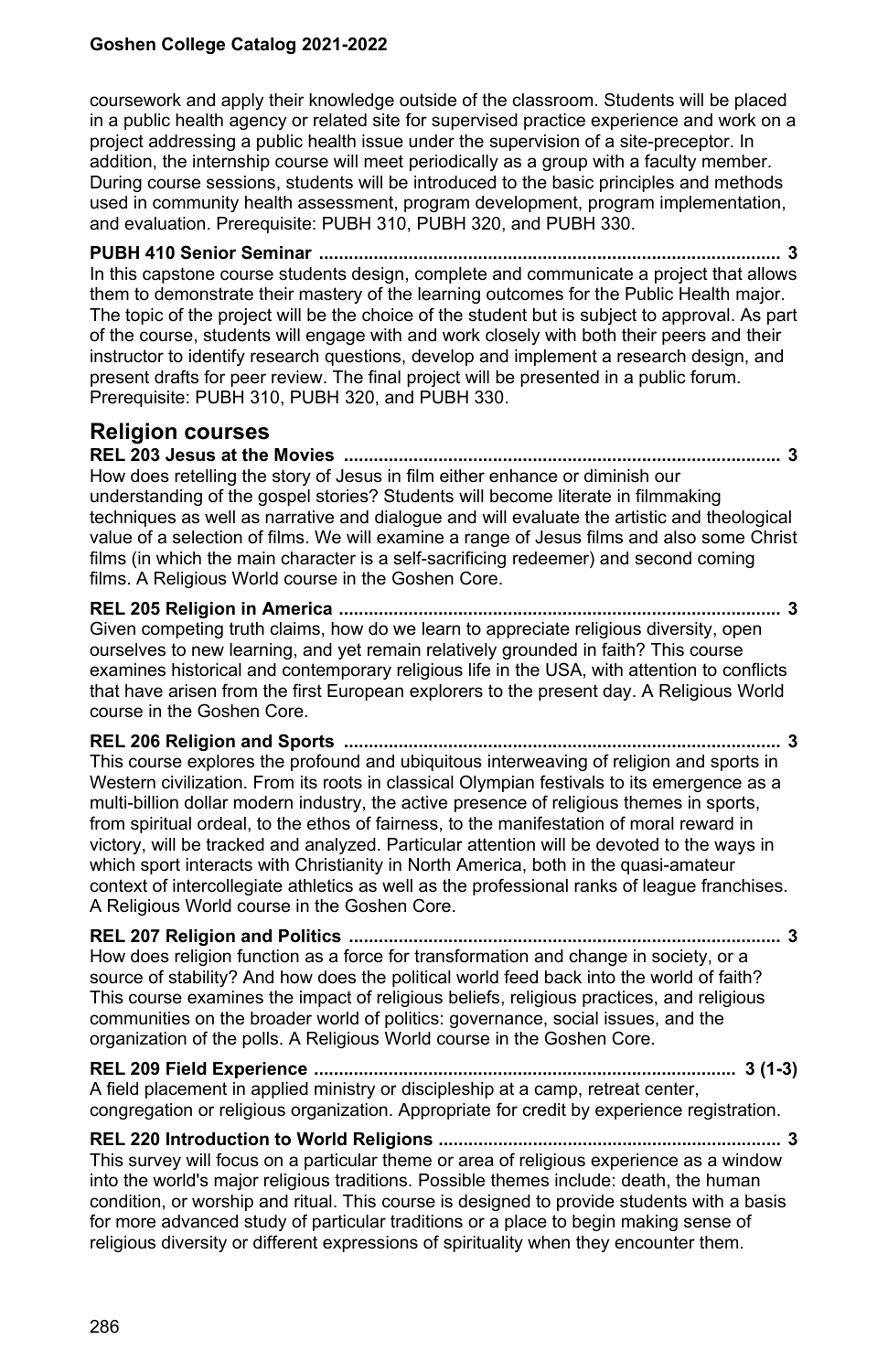coursework and apply their knowledge outside of the classroom. Students will be placed in a public health agency or related site for supervised practice experience and work on a project addressing a public health issue under the supervision of a site-preceptor. In addition, the internship course will meet periodically as a group with a faculty member. During course sessions, students will be introduced to the basic principles and methods used in community health assessment, program development, program implementation, and evaluation. Prerequisite: PUBH 310, PUBH 320, and PUBH 330.

**PUBH 410 Senior Seminar ............................................................................................ 3**
In this capstone course students design, complete and communicate a project that allows them to demonstrate their mastery of the learning outcomes for the Public Health major. The topic of the project will be the choice of the student but is subject to approval. As part of the course, students will engage with and work closely with both their peers and their instructor to identify research questions, develop and implement a research design, and present drafts for peer review. The final project will be presented in a public forum. Prerequisite: PUBH 310, PUBH 320, and PUBH 330.

## Religion courses

**REL 203 Jesus at the Movies ....................................................................................... 3**
How does retelling the story of Jesus in film either enhance or diminish our understanding of the gospel stories? Students will become literate in filmmaking techniques as well as narrative and dialogue and will evaluate the artistic and theological value of a selection of films. We will examine a range of Jesus films and also some Christ films (in which the main character is a self-sacrificing redeemer) and second coming films. A Religious World course in the Goshen Core.

**REL 205 Religion in America ........................................................................................ 3**
Given competing truth claims, how do we learn to appreciate religious diversity, open ourselves to new learning, and yet remain relatively grounded in faith? This course examines historical and contemporary religious life in the USA, with attention to conflicts that have arisen from the first European explorers to the present day. A Religious World course in the Goshen Core.

**REL 206 Religion and Sports ....................................................................................... 3**
This course explores the profound and ubiquitous interweaving of religion and sports in Western civilization. From its roots in classical Olympian festivals to its emergence as a multi-billion dollar modern industry, the active presence of religious themes in sports, from spiritual ordeal, to the ethos of fairness, to the manifestation of moral reward in victory, will be tracked and analyzed. Particular attention will be devoted to the ways in which sport interacts with Christianity in North America, both in the quasi-amateur context of intercollegiate athletics as well as the professional ranks of league franchises. A Religious World course in the Goshen Core.

**REL 207 Religion and Politics ...................................................................................... 3**
How does religion function as a force for transformation and change in society, or a source of stability? And how does the political world feed back into the world of faith? This course examines the impact of religious beliefs, religious practices, and religious communities on the broader world of politics: governance, social issues, and the organization of the polls. A Religious World course in the Goshen Core.

**REL 209 Field Experience .................................................................................... 3 (1-3)**
A field placement in applied ministry or discipleship at a camp, retreat center, congregation or religious organization. Appropriate for credit by experience registration.

**REL 220 Introduction to World Religions .................................................................... 3**
This survey will focus on a particular theme or area of religious experience as a window into the world's major religious traditions. Possible themes include: death, the human condition, or worship and ritual. This course is designed to provide students with a basis for more advanced study of particular traditions or a place to begin making sense of religious diversity or different expressions of spirituality when they encounter them.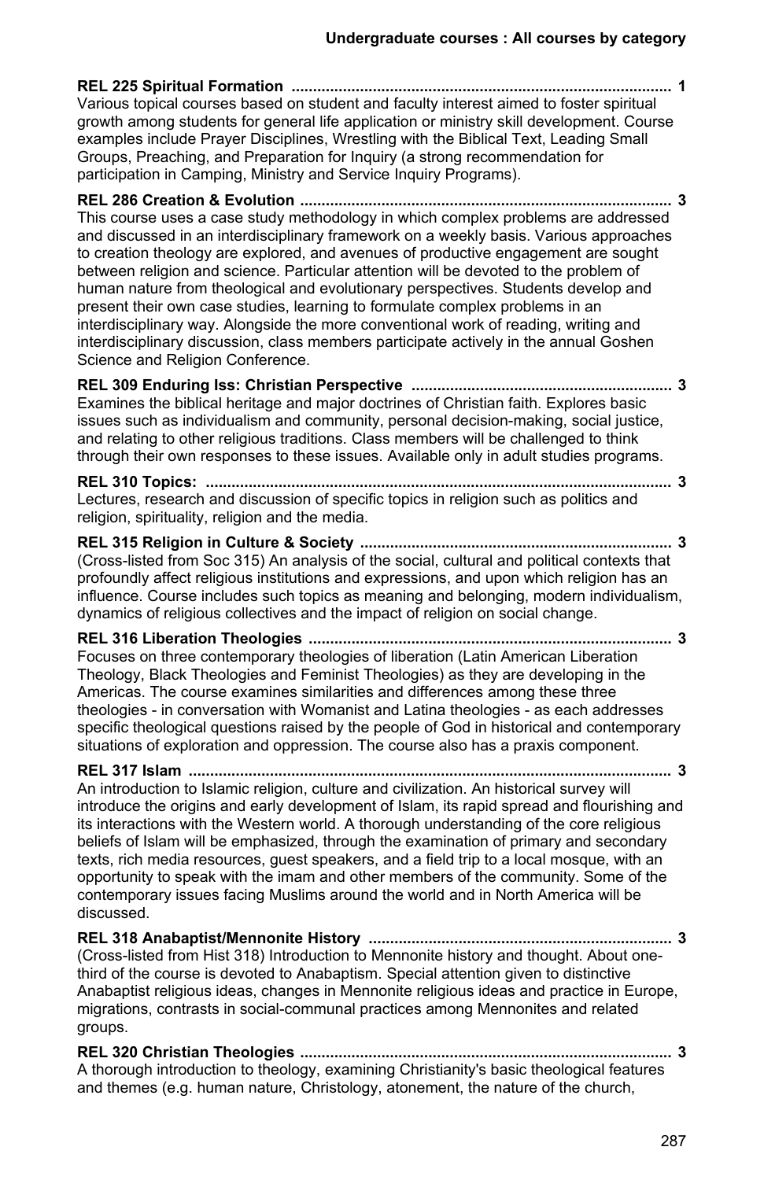**REL 225 Spiritual Formation ........................................................................................ 1**
Various topical courses based on student and faculty interest aimed to foster spiritual growth among students for general life application or ministry skill development. Course examples include Prayer Disciplines, Wrestling with the Biblical Text, Leading Small Groups, Preaching, and Preparation for Inquiry (a strong recommendation for participation in Camping, Ministry and Service Inquiry Programs).

**REL 286 Creation & Evolution ...................................................................................... 3**
This course uses a case study methodology in which complex problems are addressed and discussed in an interdisciplinary framework on a weekly basis. Various approaches to creation theology are explored, and avenues of productive engagement are sought between religion and science. Particular attention will be devoted to the problem of human nature from theological and evolutionary perspectives. Students develop and present their own case studies, learning to formulate complex problems in an interdisciplinary way. Alongside the more conventional work of reading, writing and interdisciplinary discussion, class members participate actively in the annual Goshen Science and Religion Conference.

**REL 309 Enduring Iss: Christian Perspective ............................................................ 3**
Examines the biblical heritage and major doctrines of Christian faith. Explores basic issues such as individualism and community, personal decision-making, social justice, and relating to other religious traditions. Class members will be challenged to think through their own responses to these issues. Available only in adult studies programs.

**REL 310 Topics: ............................................................................................................ 3**
Lectures, research and discussion of specific topics in religion such as politics and religion, spirituality, religion and the media.

**REL 315 Religion in Culture & Society ........................................................................ 3**
(Cross-listed from Soc 315) An analysis of the social, cultural and political contexts that profoundly affect religious institutions and expressions, and upon which religion has an influence. Course includes such topics as meaning and belonging, modern individualism, dynamics of religious collectives and the impact of religion on social change.

**REL 316 Liberation Theologies .................................................................................... 3**
Focuses on three contemporary theologies of liberation (Latin American Liberation Theology, Black Theologies and Feminist Theologies) as they are developing in the Americas. The course examines similarities and differences among these three theologies - in conversation with Womanist and Latina theologies - as each addresses specific theological questions raised by the people of God in historical and contemporary situations of exploration and oppression. The course also has a praxis component.

**REL 317 Islam ................................................................................................................ 3**
An introduction to Islamic religion, culture and civilization. An historical survey will introduce the origins and early development of Islam, its rapid spread and flourishing and its interactions with the Western world. A thorough understanding of the core religious beliefs of Islam will be emphasized, through the examination of primary and secondary texts, rich media resources, guest speakers, and a field trip to a local mosque, with an opportunity to speak with the imam and other members of the community. Some of the contemporary issues facing Muslims around the world and in North America will be discussed.

**REL 318 Anabaptist/Mennonite History ...................................................................... 3**
(Cross-listed from Hist 318) Introduction to Mennonite history and thought. About one-third of the course is devoted to Anabaptism. Special attention given to distinctive Anabaptist religious ideas, changes in Mennonite religious ideas and practice in Europe, migrations, contrasts in social-communal practices among Mennonites and related groups.

**REL 320 Christian Theologies ...................................................................................... 3**
A thorough introduction to theology, examining Christianity's basic theological features and themes (e.g. human nature, Christology, atonement, the nature of the church,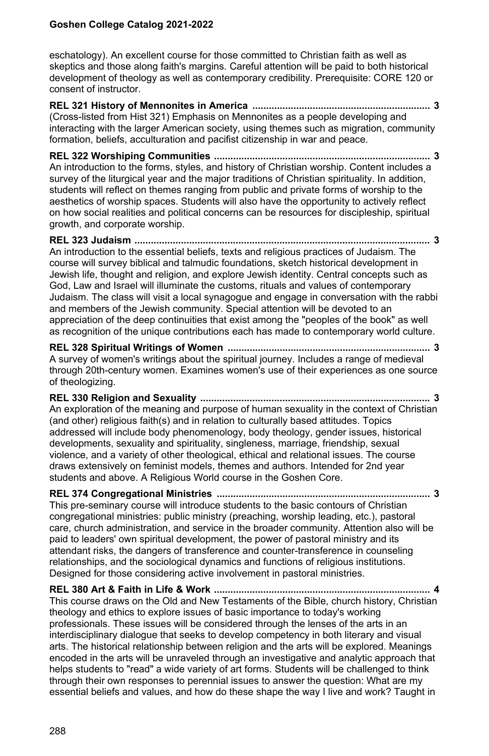eschatology). An excellent course for those committed to Christian faith as well as skeptics and those along faith's margins. Careful attention will be paid to both historical development of theology as well as contemporary credibility. Prerequisite: CORE 120 or consent of instructor.

**REL 321 History of Mennonites in America ................................................................ 3**
(Cross-listed from Hist 321) Emphasis on Mennonites as a people developing and interacting with the larger American society, using themes such as migration, community formation, beliefs, acculturation and pacifist citizenship in war and peace.

**REL 322 Worshiping Communities .............................................................................. 3**
An introduction to the forms, styles, and history of Christian worship. Content includes a survey of the liturgical year and the major traditions of Christian spirituality. In addition, students will reflect on themes ranging from public and private forms of worship to the aesthetics of worship spaces. Students will also have the opportunity to actively reflect on how social realities and political concerns can be resources for discipleship, spiritual growth, and corporate worship.

**REL 323 Judaism .......................................................................................................... 3**
An introduction to the essential beliefs, texts and religious practices of Judaism. The course will survey biblical and talmudic foundations, sketch historical development in Jewish life, thought and religion, and explore Jewish identity. Central concepts such as God, Law and Israel will illuminate the customs, rituals and values of contemporary Judaism. The class will visit a local synagogue and engage in conversation with the rabbi and members of the Jewish community. Special attention will be devoted to an appreciation of the deep continuities that exist among the "peoples of the book" as well as recognition of the unique contributions each has made to contemporary world culture.

**REL 328 Spiritual Writings of Women ......................................................................... 3**
A survey of women's writings about the spiritual journey. Includes a range of medieval through 20th-century women. Examines women's use of their experiences as one source of theologizing.

**REL 330 Religion and Sexuality ................................................................................... 3**
An exploration of the meaning and purpose of human sexuality in the context of Christian (and other) religious faith(s) and in relation to culturally based attitudes. Topics addressed will include body phenomenology, body theology, gender issues, historical developments, sexuality and spirituality, singleness, marriage, friendship, sexual violence, and a variety of other theological, ethical and relational issues. The course draws extensively on feminist models, themes and authors. Intended for 2nd year students and above. A Religious World course in the Goshen Core.

**REL 374 Congregational Ministries ............................................................................. 3**
This pre-seminary course will introduce students to the basic contours of Christian congregational ministries: public ministry (preaching, worship leading, etc.), pastoral care, church administration, and service in the broader community. Attention also will be paid to leaders' own spiritual development, the power of pastoral ministry and its attendant risks, the dangers of transference and counter-transference in counseling relationships, and the sociological dynamics and functions of religious institutions. Designed for those considering active involvement in pastoral ministries.

**REL 380 Art & Faith in Life & Work ............................................................................. 4**
This course draws on the Old and New Testaments of the Bible, church history, Christian theology and ethics to explore issues of basic importance to today's working professionals. These issues will be considered through the lenses of the arts in an interdisciplinary dialogue that seeks to develop competency in both literary and visual arts. The historical relationship between religion and the arts will be explored. Meanings encoded in the arts will be unraveled through an investigative and analytic approach that helps students to "read" a wide variety of art forms. Students will be challenged to think through their own responses to perennial issues to answer the question: What are my essential beliefs and values, and how do these shape the way I live and work? Taught in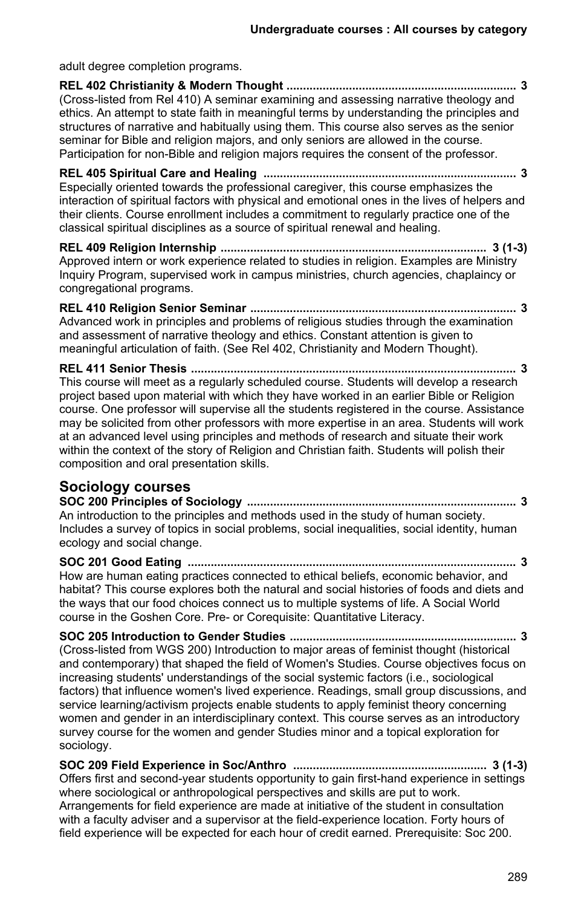adult degree completion programs.

**REL 402 Christianity & Modern Thought ...................................................................... 3**
(Cross-listed from Rel 410) A seminar examining and assessing narrative theology and ethics. An attempt to state faith in meaningful terms by understanding the principles and structures of narrative and habitually using them. This course also serves as the senior seminar for Bible and religion majors, and only seniors are allowed in the course. Participation for non-Bible and religion majors requires the consent of the professor.

**REL 405 Spiritual Care and Healing .............................................................................. 3**
Especially oriented towards the professional caregiver, this course emphasizes the interaction of spiritual factors with physical and emotional ones in the lives of helpers and their clients. Course enrollment includes a commitment to regularly practice one of the classical spiritual disciplines as a source of spiritual renewal and healing.

**REL 409 Religion Internship ................................................................................ 3 (1-3)**
Approved intern or work experience related to studies in religion. Examples are Ministry Inquiry Program, supervised work in campus ministries, church agencies, chaplaincy or congregational programs.

**REL 410 Religion Senior Seminar .................................................................................. 3**
Advanced work in principles and problems of religious studies through the examination and assessment of narrative theology and ethics. Constant attention is given to meaningful articulation of faith. (See Rel 402, Christianity and Modern Thought).

**REL 411 Senior Thesis .................................................................................................... 3**
This course will meet as a regularly scheduled course. Students will develop a research project based upon material with which they have worked in an earlier Bible or Religion course. One professor will supervise all the students registered in the course. Assistance may be solicited from other professors with more expertise in an area. Students will work at an advanced level using principles and methods of research and situate their work within the context of the story of Religion and Christian faith. Students will polish their composition and oral presentation skills.

## Sociology courses

**SOC 200 Principles of Sociology .................................................................................. 3**
An introduction to the principles and methods used in the study of human society. Includes a survey of topics in social problems, social inequalities, social identity, human ecology and social change.

**SOC 201 Good Eating ..................................................................................................... 3**
How are human eating practices connected to ethical beliefs, economic behavior, and habitat? This course explores both the natural and social histories of foods and diets and the ways that our food choices connect us to multiple systems of life. A Social World course in the Goshen Core. Pre- or Corequisite: Quantitative Literacy.

**SOC 205 Introduction to Gender Studies ..................................................................... 3**
(Cross-listed from WGS 200) Introduction to major areas of feminist thought (historical and contemporary) that shaped the field of Women's Studies. Course objectives focus on increasing students' understandings of the social systemic factors (i.e., sociological factors) that influence women's lived experience. Readings, small group discussions, and service learning/activism projects enable students to apply feminist theory concerning women and gender in an interdisciplinary context. This course serves as an introductory survey course for the women and gender Studies minor and a topical exploration for sociology.

**SOC 209 Field Experience in Soc/Anthro ........................................................... 3 (1-3)**
Offers first and second-year students opportunity to gain first-hand experience in settings where sociological or anthropological perspectives and skills are put to work. Arrangements for field experience are made at initiative of the student in consultation with a faculty adviser and a supervisor at the field-experience location. Forty hours of field experience will be expected for each hour of credit earned. Prerequisite: Soc 200.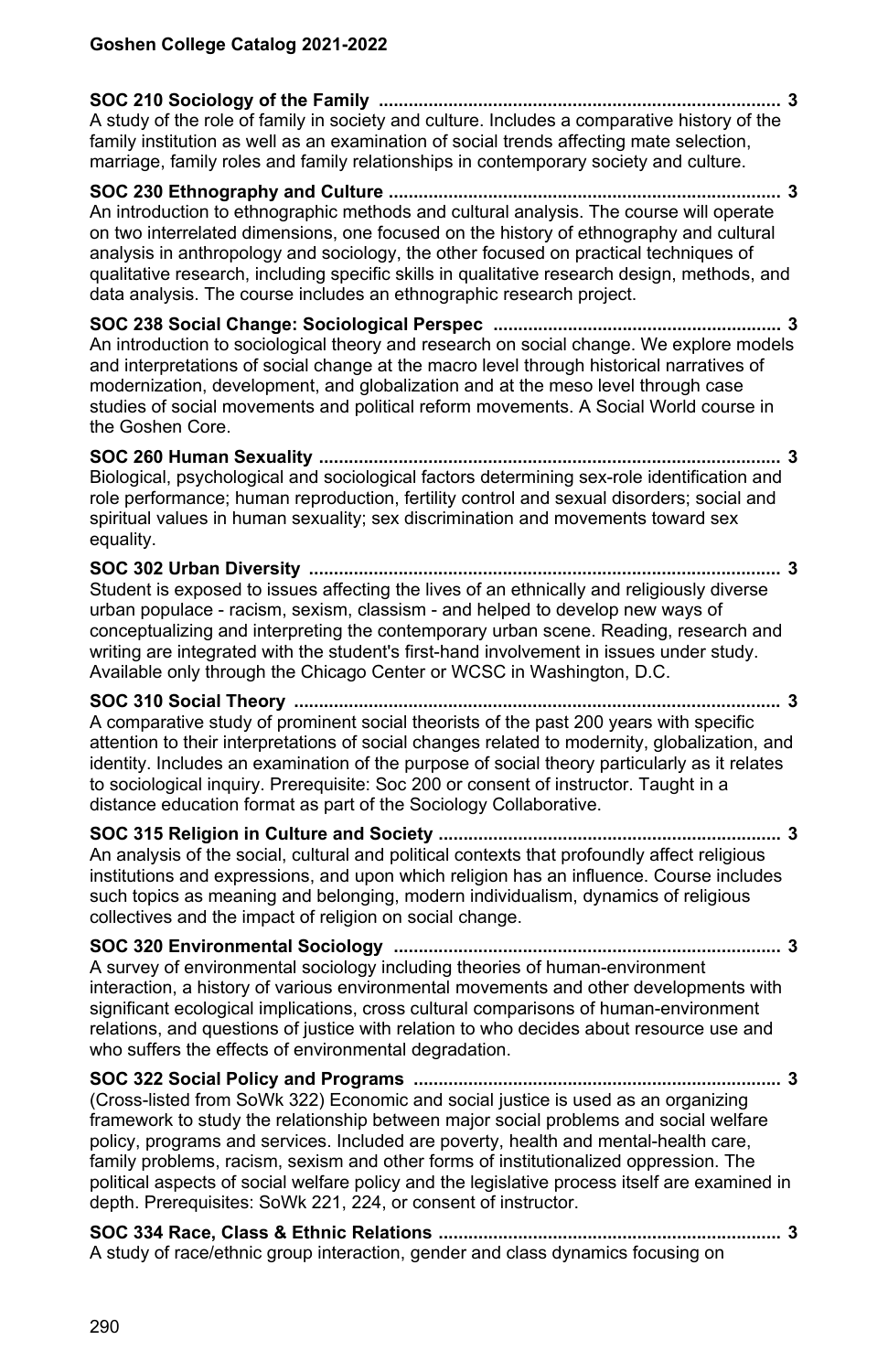**SOC 210 Sociology of the Family ................................................................................. 3**
A study of the role of family in society and culture. Includes a comparative history of the family institution as well as an examination of social trends affecting mate selection, marriage, family roles and family relationships in contemporary society and culture.

**SOC 230 Ethnography and Culture ............................................................................... 3**
An introduction to ethnographic methods and cultural analysis. The course will operate on two interrelated dimensions, one focused on the history of ethnography and cultural analysis in anthropology and sociology, the other focused on practical techniques of qualitative research, including specific skills in qualitative research design, methods, and data analysis. The course includes an ethnographic research project.

**SOC 238 Social Change: Sociological Perspec .......................................................... 3**
An introduction to sociological theory and research on social change. We explore models and interpretations of social change at the macro level through historical narratives of modernization, development, and globalization and at the meso level through case studies of social movements and political reform movements. A Social World course in the Goshen Core.

**SOC 260 Human Sexuality ............................................................................................ 3**
Biological, psychological and sociological factors determining sex-role identification and role performance; human reproduction, fertility control and sexual disorders; social and spiritual values in human sexuality; sex discrimination and movements toward sex equality.

**SOC 302 Urban Diversity ............................................................................................... 3**
Student is exposed to issues affecting the lives of an ethnically and religiously diverse urban populace - racism, sexism, classism - and helped to develop new ways of conceptualizing and interpreting the contemporary urban scene. Reading, research and writing are integrated with the student's first-hand involvement in issues under study. Available only through the Chicago Center or WCSC in Washington, D.C.

**SOC 310 Social Theory ................................................................................................. 3**
A comparative study of prominent social theorists of the past 200 years with specific attention to their interpretations of social changes related to modernity, globalization, and identity. Includes an examination of the purpose of social theory particularly as it relates to sociological inquiry. Prerequisite: Soc 200 or consent of instructor. Taught in a distance education format as part of the Sociology Collaborative.

**SOC 315 Religion in Culture and Society .................................................................... 3**
An analysis of the social, cultural and political contexts that profoundly affect religious institutions and expressions, and upon which religion has an influence. Course includes such topics as meaning and belonging, modern individualism, dynamics of religious collectives and the impact of religion on social change.

**SOC 320 Environmental Sociology ............................................................................. 3**
A survey of environmental sociology including theories of human-environment interaction, a history of various environmental movements and other developments with significant ecological implications, cross cultural comparisons of human-environment relations, and questions of justice with relation to who decides about resource use and who suffers the effects of environmental degradation.

**SOC 322 Social Policy and Programs ......................................................................... 3**
(Cross-listed from SoWk 322) Economic and social justice is used as an organizing framework to study the relationship between major social problems and social welfare policy, programs and services. Included are poverty, health and mental-health care, family problems, racism, sexism and other forms of institutionalized oppression. The political aspects of social welfare policy and the legislative process itself are examined in depth. Prerequisites: SoWk 221, 224, or consent of instructor.

**SOC 334 Race, Class & Ethnic Relations .................................................................... 3**
A study of race/ethnic group interaction, gender and class dynamics focusing on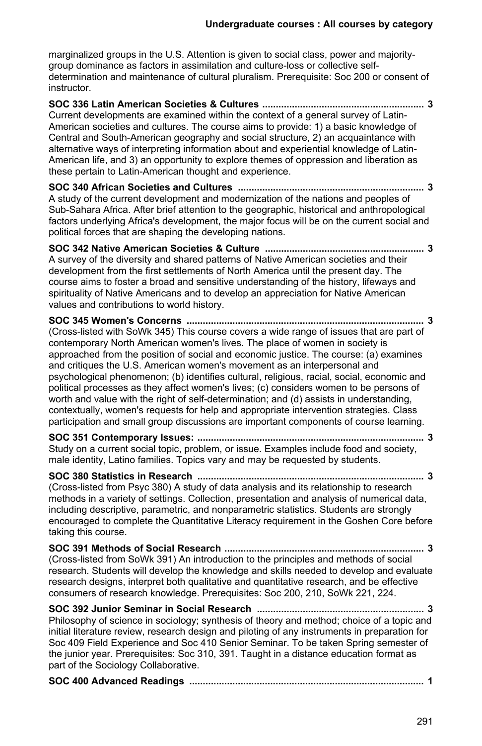marginalized groups in the U.S. Attention is given to social class, power and majority-group dominance as factors in assimilation and culture-loss or collective self-determination and maintenance of cultural pluralism. Prerequisite: Soc 200 or consent of instructor.

**SOC 336 Latin American Societies & Cultures ............................................................ 3**
Current developments are examined within the context of a general survey of Latin-American societies and cultures. The course aims to provide: 1) a basic knowledge of Central and South-American geography and social structure, 2) an acquaintance with alternative ways of interpreting information about and experiential knowledge of Latin-American life, and 3) an opportunity to explore themes of oppression and liberation as these pertain to Latin-American thought and experience.

**SOC 340 African Societies and Cultures ..................................................................... 3**
A study of the current development and modernization of the nations and peoples of Sub-Sahara Africa. After brief attention to the geographic, historical and anthropological factors underlying Africa's development, the major focus will be on the current social and political forces that are shaping the developing nations.

**SOC 342 Native American Societies & Culture ........................................................... 3**
A survey of the diversity and shared patterns of Native American societies and their development from the first settlements of North America until the present day. The course aims to foster a broad and sensitive understanding of the history, lifeways and spirituality of Native Americans and to develop an appreciation for Native American values and contributions to world history.

**SOC 345 Women's Concerns ........................................................................................ 3**
(Cross-listed with SoWk 345) This course covers a wide range of issues that are part of contemporary North American women's lives. The place of women in society is approached from the position of social and economic justice. The course: (a) examines and critiques the U.S. American women's movement as an interpersonal and psychological phenomenon; (b) identifies cultural, religious, racial, social, economic and political processes as they affect women's lives; (c) considers women to be persons of worth and value with the right of self-determination; and (d) assists in understanding, contextually, women's requests for help and appropriate intervention strategies. Class participation and small group discussions are important components of course learning.

**SOC 351 Contemporary Issues: .................................................................................... 3**
Study on a current social topic, problem, or issue. Examples include food and society, male identity, Latino families. Topics vary and may be requested by students.

**SOC 380 Statistics in Research .................................................................................... 3**
(Cross-listed from Psyc 380) A study of data analysis and its relationship to research methods in a variety of settings. Collection, presentation and analysis of numerical data, including descriptive, parametric, and nonparametric statistics. Students are strongly encouraged to complete the Quantitative Literacy requirement in the Goshen Core before taking this course.

**SOC 391 Methods of Social Research .......................................................................... 3**
(Cross-listed from SoWk 391) An introduction to the principles and methods of social research. Students will develop the knowledge and skills needed to develop and evaluate research designs, interpret both qualitative and quantitative research, and be effective consumers of research knowledge. Prerequisites: Soc 200, 210, SoWk 221, 224.

**SOC 392 Junior Seminar in Social Research .............................................................. 3**
Philosophy of science in sociology; synthesis of theory and method; choice of a topic and initial literature review, research design and piloting of any instruments in preparation for Soc 409 Field Experience and Soc 410 Senior Seminar. To be taken Spring semester of the junior year. Prerequisites: Soc 310, 391. Taught in a distance education format as part of the Sociology Collaborative.

**SOC 400 Advanced Readings ....................................................................................... 1**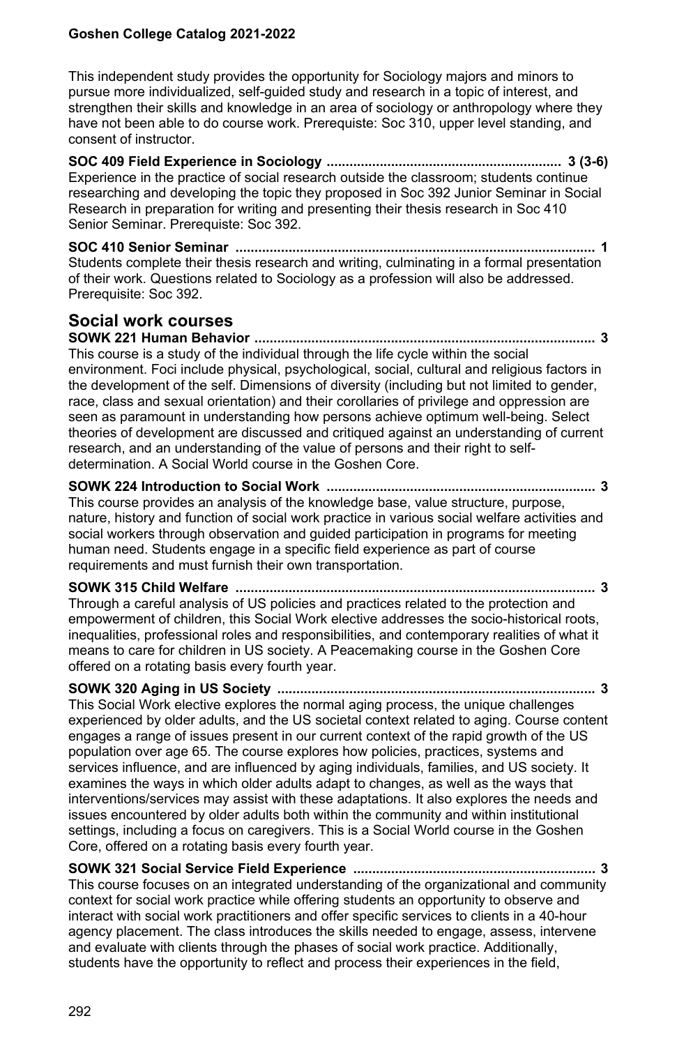This independent study provides the opportunity for Sociology majors and minors to pursue more individualized, self-guided study and research in a topic of interest, and strengthen their skills and knowledge in an area of sociology or anthropology where they have not been able to do course work. Prerequiste: Soc 310, upper level standing, and consent of instructor.

**SOC 409 Field Experience in Sociology ............................................................. 3 (3-6)**
Experience in the practice of social research outside the classroom; students continue researching and developing the topic they proposed in Soc 392 Junior Seminar in Social Research in preparation for writing and presenting their thesis research in Soc 410 Senior Seminar. Prerequiste: Soc 392.

**SOC 410 Senior Seminar ............................................................................................ 1**
Students complete their thesis research and writing, culminating in a formal presentation of their work. Questions related to Sociology as a profession will also be addressed. Prerequisite: Soc 392.

## Social work courses

**SOWK 221 Human Behavior ........................................................................................ 3**
This course is a study of the individual through the life cycle within the social environment. Foci include physical, psychological, social, cultural and religious factors in the development of the self. Dimensions of diversity (including but not limited to gender, race, class and sexual orientation) and their corollaries of privilege and oppression are seen as paramount in understanding how persons achieve optimum well-being. Select theories of development are discussed and critiqued against an understanding of current research, and an understanding of the value of persons and their right to self-determination. A Social World course in the Goshen Core.

**SOWK 224 Introduction to Social Work ..................................................................... 3**
This course provides an analysis of the knowledge base, value structure, purpose, nature, history and function of social work practice in various social welfare activities and social workers through observation and guided participation in programs for meeting human need. Students engage in a specific field experience as part of course requirements and must furnish their own transportation.

**SOWK 315 Child Welfare ............................................................................................ 3**
Through a careful analysis of US policies and practices related to the protection and empowerment of children, this Social Work elective addresses the socio-historical roots, inequalities, professional roles and responsibilities, and contemporary realities of what it means to care for children in US society. A Peacemaking course in the Goshen Core offered on a rotating basis every fourth year.

**SOWK 320 Aging in US Society .................................................................................. 3**
This Social Work elective explores the normal aging process, the unique challenges experienced by older adults, and the US societal context related to aging. Course content engages a range of issues present in our current context of the rapid growth of the US population over age 65. The course explores how policies, practices, systems and services influence, and are influenced by aging individuals, families, and US society. It examines the ways in which older adults adapt to changes, as well as the ways that interventions/services may assist with these adaptations. It also explores the needs and issues encountered by older adults both within the community and within institutional settings, including a focus on caregivers. This is a Social World course in the Goshen Core, offered on a rotating basis every fourth year.

**SOWK 321 Social Service Field Experience .............................................................. 3**
This course focuses on an integrated understanding of the organizational and community context for social work practice while offering students an opportunity to observe and interact with social work practitioners and offer specific services to clients in a 40-hour agency placement. The class introduces the skills needed to engage, assess, intervene and evaluate with clients through the phases of social work practice. Additionally, students have the opportunity to reflect and process their experiences in the field,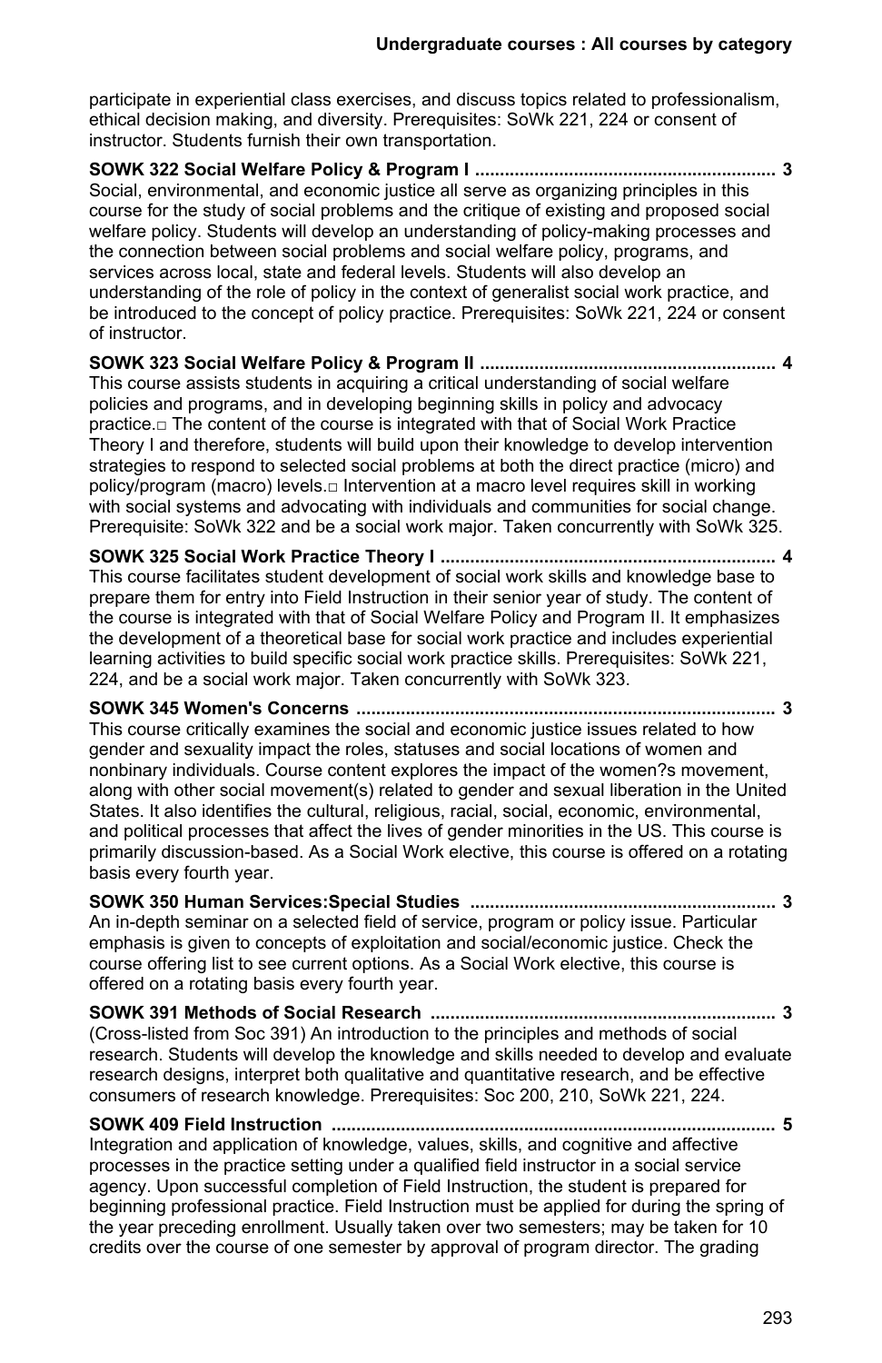participate in experiential class exercises, and discuss topics related to professionalism, ethical decision making, and diversity. Prerequisites: SoWk 221, 224 or consent of instructor. Students furnish their own transportation.

**SOWK 322 Social Welfare Policy & Program I ............................................................ 3**
Social, environmental, and economic justice all serve as organizing principles in this course for the study of social problems and the critique of existing and proposed social welfare policy. Students will develop an understanding of policy-making processes and the connection between social problems and social welfare policy, programs, and services across local, state and federal levels. Students will also develop an understanding of the role of policy in the context of generalist social work practice, and be introduced to the concept of policy practice. Prerequisites: SoWk 221, 224 or consent of instructor.

**SOWK 323 Social Welfare Policy & Program II ........................................................... 4**
This course assists students in acquiring a critical understanding of social welfare policies and programs, and in developing beginning skills in policy and advocacy practice.□ The content of the course is integrated with that of Social Work Practice Theory I and therefore, students will build upon their knowledge to develop intervention strategies to respond to selected social problems at both the direct practice (micro) and policy/program (macro) levels.□ Intervention at a macro level requires skill in working with social systems and advocating with individuals and communities for social change. Prerequisite: SoWk 322 and be a social work major. Taken concurrently with SoWk 325.

**SOWK 325 Social Work Practice Theory I .................................................................... 4**
This course facilitates student development of social work skills and knowledge base to prepare them for entry into Field Instruction in their senior year of study. The content of the course is integrated with that of Social Welfare Policy and Program II. It emphasizes the development of a theoretical base for social work practice and includes experiential learning activities to build specific social work practice skills. Prerequisites: SoWk 221, 224, and be a social work major. Taken concurrently with SoWk 323.

**SOWK 345 Women's Concerns ..................................................................................... 3**
This course critically examines the social and economic justice issues related to how gender and sexuality impact the roles, statuses and social locations of women and nonbinary individuals. Course content explores the impact of the women?s movement, along with other social movement(s) related to gender and sexual liberation in the United States. It also identifies the cultural, religious, racial, social, economic, environmental, and political processes that affect the lives of gender minorities in the US. This course is primarily discussion-based. As a Social Work elective, this course is offered on a rotating basis every fourth year.

**SOWK 350 Human Services:Special Studies .............................................................. 3**
An in-depth seminar on a selected field of service, program or policy issue. Particular emphasis is given to concepts of exploitation and social/economic justice. Check the course offering list to see current options. As a Social Work elective, this course is offered on a rotating basis every fourth year.

**SOWK 391 Methods of Social Research ...................................................................... 3**
(Cross-listed from Soc 391) An introduction to the principles and methods of social research. Students will develop the knowledge and skills needed to develop and evaluate research designs, interpret both qualitative and quantitative research, and be effective consumers of research knowledge. Prerequisites: Soc 200, 210, SoWk 221, 224.

**SOWK 409 Field Instruction .......................................................................................... 5**
Integration and application of knowledge, values, skills, and cognitive and affective processes in the practice setting under a qualified field instructor in a social service agency. Upon successful completion of Field Instruction, the student is prepared for beginning professional practice. Field Instruction must be applied for during the spring of the year preceding enrollment. Usually taken over two semesters; may be taken for 10 credits over the course of one semester by approval of program director. The grading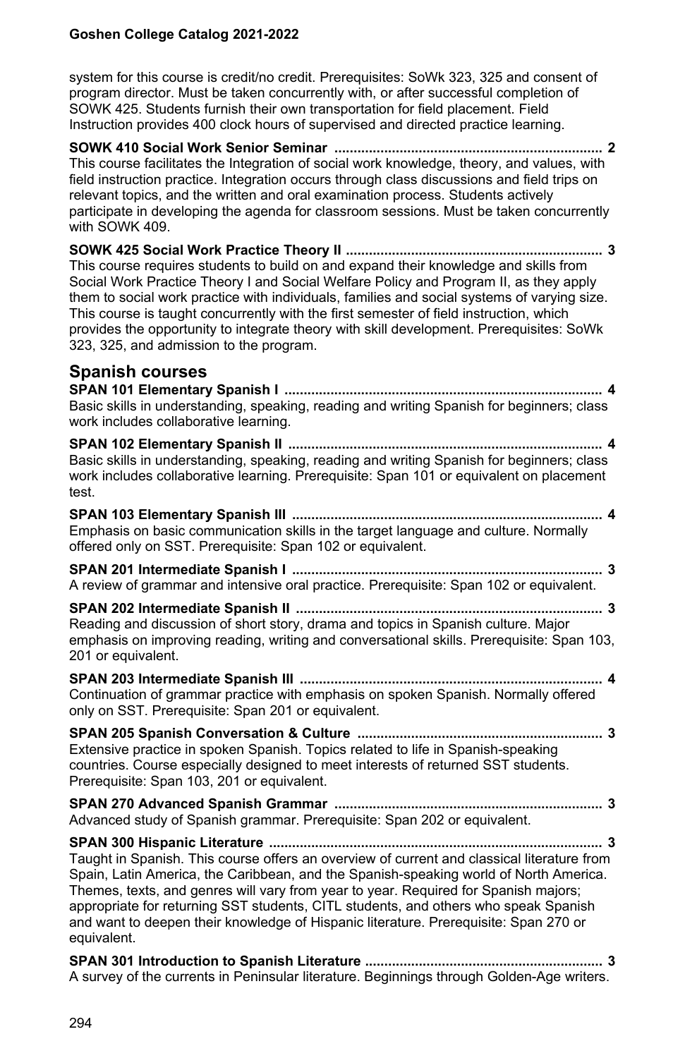system for this course is credit/no credit. Prerequisites: SoWk 323, 325 and consent of program director. Must be taken concurrently with, or after successful completion of SOWK 425. Students furnish their own transportation for field placement. Field Instruction provides 400 clock hours of supervised and directed practice learning.

**SOWK 410 Social Work Senior Seminar ...................................................................... 2**
This course facilitates the Integration of social work knowledge, theory, and values, with field instruction practice. Integration occurs through class discussions and field trips on relevant topics, and the written and oral examination process. Students actively participate in developing the agenda for classroom sessions. Must be taken concurrently with SOWK 409.

**SOWK 425 Social Work Practice Theory II ................................................................... 3**
This course requires students to build on and expand their knowledge and skills from Social Work Practice Theory I and Social Welfare Policy and Program II, as they apply them to social work practice with individuals, families and social systems of varying size. This course is taught concurrently with the first semester of field instruction, which provides the opportunity to integrate theory with skill development. Prerequisites: SoWk 323, 325, and admission to the program.

## Spanish courses

**SPAN 101 Elementary Spanish I .................................................................................. 4**
Basic skills in understanding, speaking, reading and writing Spanish for beginners; class work includes collaborative learning.

**SPAN 102 Elementary Spanish II ................................................................................. 4**
Basic skills in understanding, speaking, reading and writing Spanish for beginners; class work includes collaborative learning. Prerequisite: Span 101 or equivalent on placement test.

**SPAN 103 Elementary Spanish III ................................................................................ 4**
Emphasis on basic communication skills in the target language and culture. Normally offered only on SST. Prerequisite: Span 102 or equivalent.

**SPAN 201 Intermediate Spanish I ................................................................................ 3**
A review of grammar and intensive oral practice. Prerequisite: Span 102 or equivalent.

**SPAN 202 Intermediate Spanish II ............................................................................... 3**
Reading and discussion of short story, drama and topics in Spanish culture. Major emphasis on improving reading, writing and conversational skills. Prerequisite: Span 103, 201 or equivalent.

**SPAN 203 Intermediate Spanish III .............................................................................. 4**
Continuation of grammar practice with emphasis on spoken Spanish. Normally offered only on SST. Prerequisite: Span 201 or equivalent.

**SPAN 205 Spanish Conversation & Culture ............................................................... 3**
Extensive practice in spoken Spanish. Topics related to life in Spanish-speaking countries. Course especially designed to meet interests of returned SST students. Prerequisite: Span 103, 201 or equivalent.

**SPAN 270 Advanced Spanish Grammar ...................................................................... 3**
Advanced study of Spanish grammar. Prerequisite: Span 202 or equivalent.

**SPAN 300 Hispanic Literature ...................................................................................... 3**
Taught in Spanish. This course offers an overview of current and classical literature from Spain, Latin America, the Caribbean, and the Spanish-speaking world of North America. Themes, texts, and genres will vary from year to year. Required for Spanish majors; appropriate for returning SST students, CITL students, and others who speak Spanish and want to deepen their knowledge of Hispanic literature. Prerequisite: Span 270 or equivalent.

**SPAN 301 Introduction to Spanish Literature ............................................................. 3**
A survey of the currents in Peninsular literature. Beginnings through Golden-Age writers.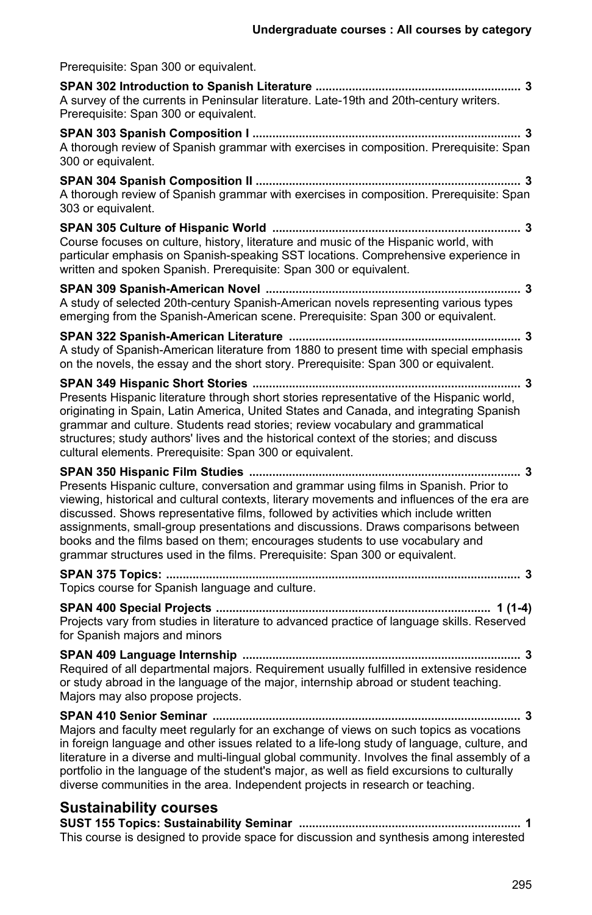Prerequisite: Span 300 or equivalent.

**SPAN 302 Introduction to Spanish Literature ............................................................. 3**
A survey of the currents in Peninsular literature. Late-19th and 20th-century writers. Prerequisite: Span 300 or equivalent.

**SPAN 303 Spanish Composition I ................................................................................ 3**
A thorough review of Spanish grammar with exercises in composition. Prerequisite: Span 300 or equivalent.

**SPAN 304 Spanish Composition II ............................................................................... 3**
A thorough review of Spanish grammar with exercises in composition. Prerequisite: Span 303 or equivalent.

**SPAN 305 Culture of Hispanic World .......................................................................... 3**
Course focuses on culture, history, literature and music of the Hispanic world, with particular emphasis on Spanish-speaking SST locations. Comprehensive experience in written and spoken Spanish. Prerequisite: Span 300 or equivalent.

**SPAN 309 Spanish-American Novel ............................................................................ 3**
A study of selected 20th-century Spanish-American novels representing various types emerging from the Spanish-American scene. Prerequisite: Span 300 or equivalent.

**SPAN 322 Spanish-American Literature ..................................................................... 3**
A study of Spanish-American literature from 1880 to present time with special emphasis on the novels, the essay and the short story. Prerequisite: Span 300 or equivalent.

**SPAN 349 Hispanic Short Stories ................................................................................ 3**
Presents Hispanic literature through short stories representative of the Hispanic world, originating in Spain, Latin America, United States and Canada, and integrating Spanish grammar and culture. Students read stories; review vocabulary and grammatical structures; study authors' lives and the historical context of the stories; and discuss cultural elements. Prerequisite: Span 300 or equivalent.

**SPAN 350 Hispanic Film Studies ................................................................................. 3**
Presents Hispanic culture, conversation and grammar using films in Spanish. Prior to viewing, historical and cultural contexts, literary movements and influences of the era are discussed. Shows representative films, followed by activities which include written assignments, small-group presentations and discussions. Draws comparisons between books and the films based on them; encourages students to use vocabulary and grammar structures used in the films. Prerequisite: Span 300 or equivalent.

**SPAN 375 Topics: .......................................................................................................... 3**
Topics course for Spanish language and culture.

**SPAN 400 Special Projects ................................................................................. 1 (1-4)**
Projects vary from studies in literature to advanced practice of language skills. Reserved for Spanish majors and minors

**SPAN 409 Language Internship ................................................................................... 3**
Required of all departmental majors. Requirement usually fulfilled in extensive residence or study abroad in the language of the major, internship abroad or student teaching. Majors may also propose projects.

**SPAN 410 Senior Seminar ............................................................................................ 3**
Majors and faculty meet regularly for an exchange of views on such topics as vocations in foreign language and other issues related to a life-long study of language, culture, and literature in a diverse and multi-lingual global community. Involves the final assembly of a portfolio in the language of the student's major, as well as field excursions to culturally diverse communities in the area. Independent projects in research or teaching.

## Sustainability courses

**SUST 155 Topics: Sustainability Seminar .................................................................. 1**
This course is designed to provide space for discussion and synthesis among interested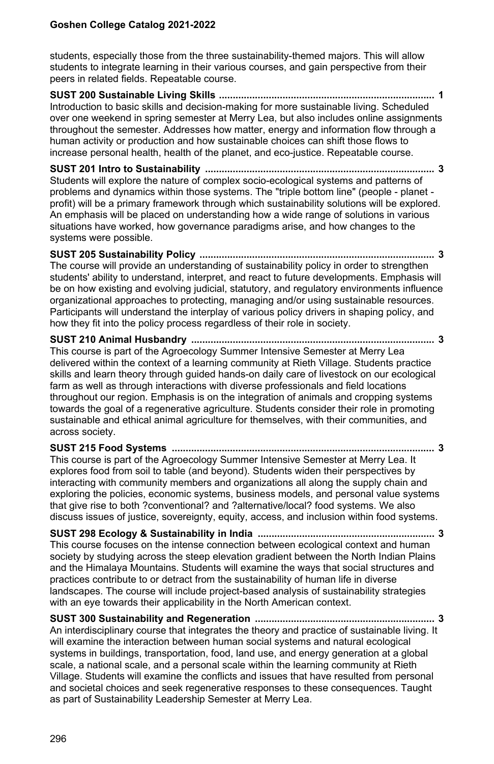students, especially those from the three sustainability-themed majors. This will allow students to integrate learning in their various courses, and gain perspective from their peers in related fields. Repeatable course.

**SUST 200 Sustainable Living Skills ............................................................................. 1**
Introduction to basic skills and decision-making for more sustainable living. Scheduled over one weekend in spring semester at Merry Lea, but also includes online assignments throughout the semester. Addresses how matter, energy and information flow through a human activity or production and how sustainable choices can shift those flows to increase personal health, health of the planet, and eco-justice. Repeatable course.

**SUST 201 Intro to Sustainability .................................................................................. 3**
Students will explore the nature of complex socio-ecological systems and patterns of problems and dynamics within those systems. The "triple bottom line" (people - planet - profit) will be a primary framework through which sustainability solutions will be explored. An emphasis will be placed on understanding how a wide range of solutions in various situations have worked, how governance paradigms arise, and how changes to the systems were possible.

**SUST 205 Sustainability Policy .................................................................................... 3**
The course will provide an understanding of sustainability policy in order to strengthen students' ability to understand, interpret, and react to future developments. Emphasis will be on how existing and evolving judicial, statutory, and regulatory environments influence organizational approaches to protecting, managing and/or using sustainable resources. Participants will understand the interplay of various policy drivers in shaping policy, and how they fit into the policy process regardless of their role in society.

**SUST 210 Animal Husbandry ....................................................................................... 3**
This course is part of the Agroecology Summer Intensive Semester at Merry Lea delivered within the context of a learning community at Rieth Village. Students practice skills and learn theory through guided hands-on daily care of livestock on our ecological farm as well as through interactions with diverse professionals and field locations throughout our region. Emphasis is on the integration of animals and cropping systems towards the goal of a regenerative agriculture. Students consider their role in promoting sustainable and ethical animal agriculture for themselves, with their communities, and across society.

**SUST 215 Food Systems .............................................................................................. 3**
This course is part of the Agroecology Summer Intensive Semester at Merry Lea. It explores food from soil to table (and beyond). Students widen their perspectives by interacting with community members and organizations all along the supply chain and exploring the policies, economic systems, business models, and personal value systems that give rise to both ?conventional? and ?alternative/local? food systems. We also discuss issues of justice, sovereignty, equity, access, and inclusion within food systems.

**SUST 298 Ecology & Sustainability in India ............................................................... 3**
This course focuses on the intense connection between ecological context and human society by studying across the steep elevation gradient between the North Indian Plains and the Himalaya Mountains. Students will examine the ways that social structures and practices contribute to or detract from the sustainability of human life in diverse landscapes. The course will include project-based analysis of sustainability strategies with an eye towards their applicability in the North American context.

**SUST 300 Sustainability and Regeneration ................................................................ 3**
An interdisciplinary course that integrates the theory and practice of sustainable living. It will examine the interaction between human social systems and natural ecological systems in buildings, transportation, food, land use, and energy generation at a global scale, a national scale, and a personal scale within the learning community at Rieth Village. Students will examine the conflicts and issues that have resulted from personal and societal choices and seek regenerative responses to these consequences. Taught as part of Sustainability Leadership Semester at Merry Lea.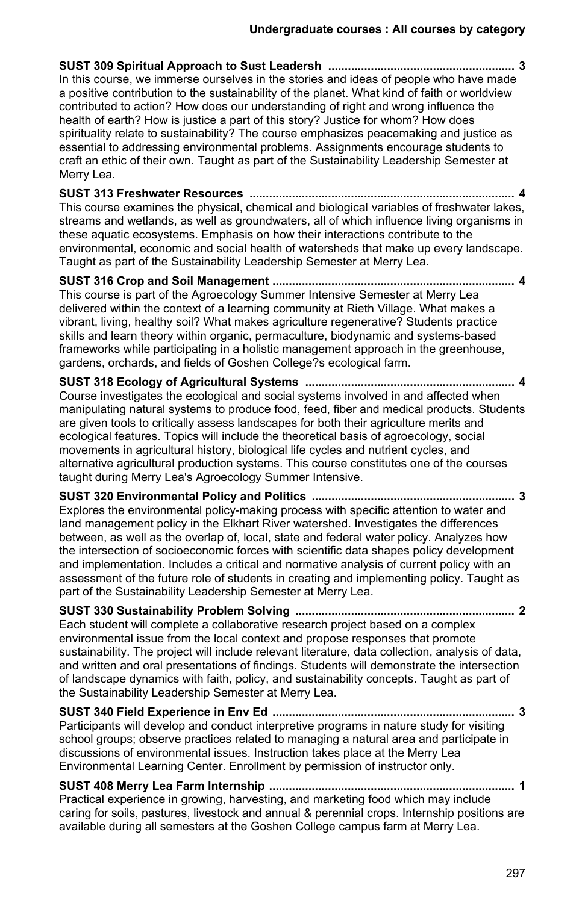**SUST 309 Spiritual Approach to Sust Leadersh ......................................................... 3**
In this course, we immerse ourselves in the stories and ideas of people who have made a positive contribution to the sustainability of the planet. What kind of faith or worldview contributed to action? How does our understanding of right and wrong influence the health of earth? How is justice a part of this story? Justice for whom? How does spirituality relate to sustainability? The course emphasizes peacemaking and justice as essential to addressing environmental problems. Assignments encourage students to craft an ethic of their own. Taught as part of the Sustainability Leadership Semester at Merry Lea.

**SUST 313 Freshwater Resources ................................................................................ 4**
This course examines the physical, chemical and biological variables of freshwater lakes, streams and wetlands, as well as groundwaters, all of which influence living organisms in these aquatic ecosystems. Emphasis on how their interactions contribute to the environmental, economic and social health of watersheds that make up every landscape. Taught as part of the Sustainability Leadership Semester at Merry Lea.

**SUST 316 Crop and Soil Management ......................................................................... 4**
This course is part of the Agroecology Summer Intensive Semester at Merry Lea delivered within the context of a learning community at Rieth Village. What makes a vibrant, living, healthy soil? What makes agriculture regenerative? Students practice skills and learn theory within organic, permaculture, biodynamic and systems-based frameworks while participating in a holistic management approach in the greenhouse, gardens, orchards, and fields of Goshen College?s ecological farm.

**SUST 318 Ecology of Agricultural Systems ................................................................ 4**
Course investigates the ecological and social systems involved in and affected when manipulating natural systems to produce food, feed, fiber and medical products. Students are given tools to critically assess landscapes for both their agriculture merits and ecological features. Topics will include the theoretical basis of agroecology, social movements in agricultural history, biological life cycles and nutrient cycles, and alternative agricultural production systems. This course constitutes one of the courses taught during Merry Lea's Agroecology Summer Intensive.

**SUST 320 Environmental Policy and Politics .............................................................. 3**
Explores the environmental policy-making process with specific attention to water and land management policy in the Elkhart River watershed. Investigates the differences between, as well as the overlap of, local, state and federal water policy. Analyzes how the intersection of socioeconomic forces with scientific data shapes policy development and implementation. Includes a critical and normative analysis of current policy with an assessment of the future role of students in creating and implementing policy. Taught as part of the Sustainability Leadership Semester at Merry Lea.

**SUST 330 Sustainability Problem Solving ................................................................... 2**
Each student will complete a collaborative research project based on a complex environmental issue from the local context and propose responses that promote sustainability. The project will include relevant literature, data collection, analysis of data, and written and oral presentations of findings. Students will demonstrate the intersection of landscape dynamics with faith, policy, and sustainability concepts. Taught as part of the Sustainability Leadership Semester at Merry Lea.

**SUST 340 Field Experience in Env Ed .......................................................................... 3**
Participants will develop and conduct interpretive programs in nature study for visiting school groups; observe practices related to managing a natural area and participate in discussions of environmental issues. Instruction takes place at the Merry Lea Environmental Learning Center. Enrollment by permission of instructor only.

**SUST 408 Merry Lea Farm Internship ........................................................................... 1**
Practical experience in growing, harvesting, and marketing food which may include caring for soils, pastures, livestock and annual & perennial crops. Internship positions are available during all semesters at the Goshen College campus farm at Merry Lea.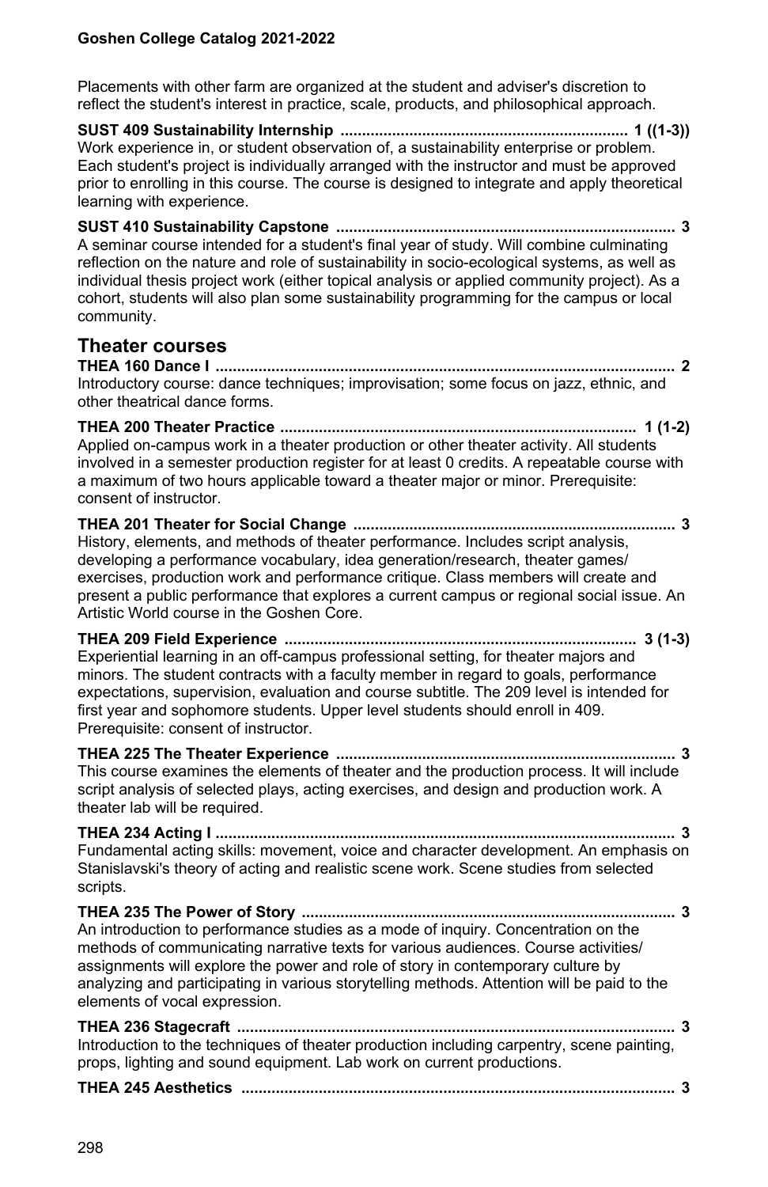Placements with other farm are organized at the student and adviser's discretion to reflect the student's interest in practice, scale, products, and philosophical approach.

**SUST 409 Sustainability Internship .................................................................. 1 ((1-3))**
Work experience in, or student observation of, a sustainability enterprise or problem. Each student's project is individually arranged with the instructor and must be approved prior to enrolling in this course. The course is designed to integrate and apply theoretical learning with experience.

**SUST 410 Sustainability Capstone .............................................................................. 3**
A seminar course intended for a student's final year of study. Will combine culminating reflection on the nature and role of sustainability in socio-ecological systems, as well as individual thesis project work (either topical analysis or applied community project). As a cohort, students will also plan some sustainability programming for the campus or local community.

## Theater courses

**THEA 160 Dance I .......................................................................................................... 2**
Introductory course: dance techniques; improvisation; some focus on jazz, ethnic, and other theatrical dance forms.

**THEA 200 Theater Practice ................................................................................... 1 (1-2)**
Applied on-campus work in a theater production or other theater activity. All students involved in a semester production register for at least 0 credits. A repeatable course with a maximum of two hours applicable toward a theater major or minor. Prerequisite: consent of instructor.

**THEA 201 Theater for Social Change ........................................................................... 3**
History, elements, and methods of theater performance. Includes script analysis, developing a performance vocabulary, idea generation/research, theater games/exercises, production work and performance critique. Class members will create and present a public performance that explores a current campus or regional social issue. An Artistic World course in the Goshen Core.

**THEA 209 Field Experience .................................................................................. 3 (1-3)**
Experiential learning in an off-campus professional setting, for theater majors and minors. The student contracts with a faculty member in regard to goals, performance expectations, supervision, evaluation and course subtitle. The 209 level is intended for first year and sophomore students. Upper level students should enroll in 409. Prerequisite: consent of instructor.

**THEA 225 The Theater Experience ............................................................................... 3**
This course examines the elements of theater and the production process. It will include script analysis of selected plays, acting exercises, and design and production work. A theater lab will be required.

**THEA 234 Acting I .......................................................................................................... 3**
Fundamental acting skills: movement, voice and character development. An emphasis on Stanislavski's theory of acting and realistic scene work. Scene studies from selected scripts.

**THEA 235 The Power of Story ....................................................................................... 3**
An introduction to performance studies as a mode of inquiry. Concentration on the methods of communicating narrative texts for various audiences. Course activities/assignments will explore the power and role of story in contemporary culture by analyzing and participating in various storytelling methods. Attention will be paid to the elements of vocal expression.

**THEA 236 Stagecraft ...................................................................................................... 3**
Introduction to the techniques of theater production including carpentry, scene painting, props, lighting and sound equipment. Lab work on current productions.

**THEA 245 Aesthetics ..................................................................................................... 3**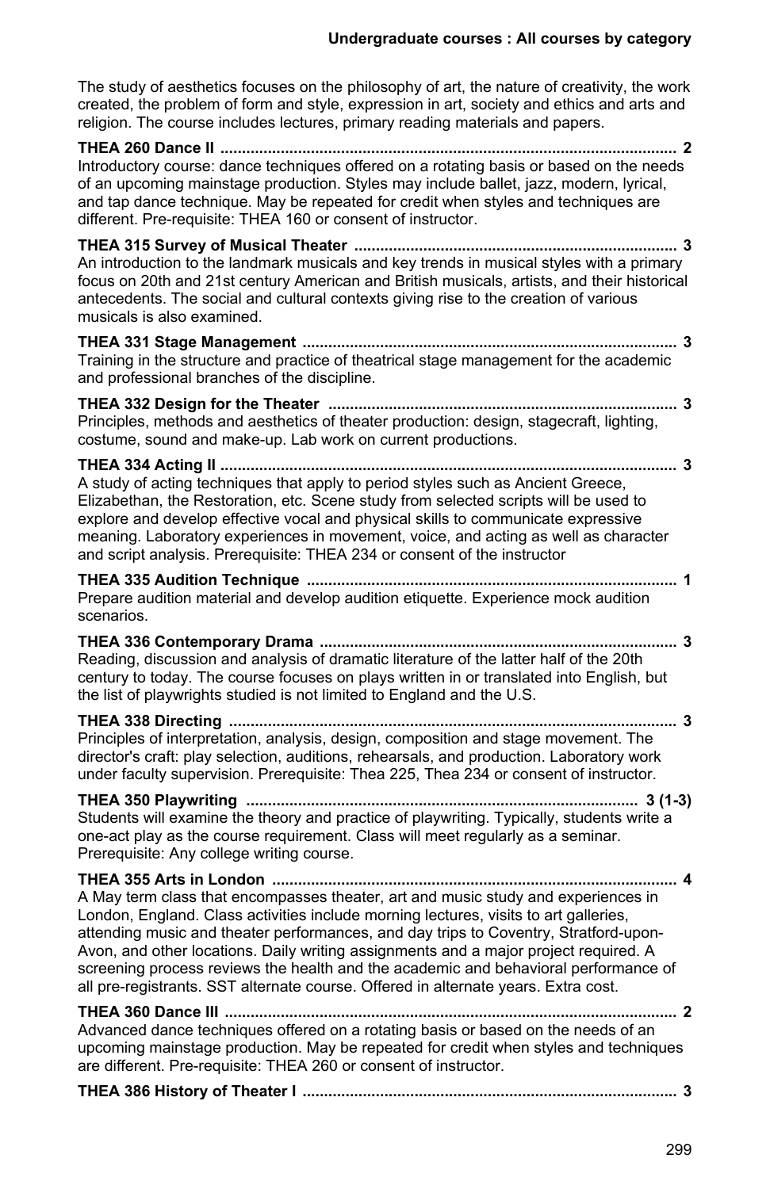The study of aesthetics focuses on the philosophy of art, the nature of creativity, the work created, the problem of form and style, expression in art, society and ethics and arts and religion. The course includes lectures, primary reading materials and papers.

**THEA 260 Dance II ........................................................................................................ 2**
Introductory course: dance techniques offered on a rotating basis or based on the needs of an upcoming mainstage production. Styles may include ballet, jazz, modern, lyrical, and tap dance technique. May be repeated for credit when styles and techniques are different. Pre-requisite: THEA 160 or consent of instructor.

**THEA 315 Survey of Musical Theater ........................................................................ 3**
An introduction to the landmark musicals and key trends in musical styles with a primary focus on 20th and 21st century American and British musicals, artists, and their historical antecedents. The social and cultural contexts giving rise to the creation of various musicals is also examined.

**THEA 331 Stage Management ..................................................................................... 3**
Training in the structure and practice of theatrical stage management for the academic and professional branches of the discipline.

**THEA 332 Design for the Theater ................................................................................ 3**
Principles, methods and aesthetics of theater production: design, stagecraft, lighting, costume, sound and make-up. Lab work on current productions.

**THEA 334 Acting II ........................................................................................................ 3**
A study of acting techniques that apply to period styles such as Ancient Greece, Elizabethan, the Restoration, etc. Scene study from selected scripts will be used to explore and develop effective vocal and physical skills to communicate expressive meaning. Laboratory experiences in movement, voice, and acting as well as character and script analysis. Prerequisite: THEA 234 or consent of the instructor

**THEA 335 Audition Technique ..................................................................................... 1**
Prepare audition material and develop audition etiquette. Experience mock audition scenarios.

**THEA 336 Contemporary Drama .................................................................................. 3**
Reading, discussion and analysis of dramatic literature of the latter half of the 20th century to today. The course focuses on plays written in or translated into English, but the list of playwrights studied is not limited to England and the U.S.

**THEA 338 Directing ....................................................................................................... 3**
Principles of interpretation, analysis, design, composition and stage movement. The director's craft: play selection, auditions, rehearsals, and production. Laboratory work under faculty supervision. Prerequisite: Thea 225, Thea 234 or consent of instructor.

**THEA 350 Playwriting ......................................................................................... 3 (1-3)**
Students will examine the theory and practice of playwriting. Typically, students write a one-act play as the course requirement. Class will meet regularly as a seminar. Prerequisite: Any college writing course.

**THEA 355 Arts in London ............................................................................................. 4**
A May term class that encompasses theater, art and music study and experiences in London, England. Class activities include morning lectures, visits to art galleries, attending music and theater performances, and day trips to Coventry, Stratford-upon-Avon, and other locations. Daily writing assignments and a major project required. A screening process reviews the health and the academic and behavioral performance of all pre-registrants. SST alternate course. Offered in alternate years. Extra cost.

**THEA 360 Dance III ....................................................................................................... 2**
Advanced dance techniques offered on a rotating basis or based on the needs of an upcoming mainstage production. May be repeated for credit when styles and techniques are different. Pre-requisite: THEA 260 or consent of instructor.

**THEA 386 History of Theater I ...................................................................................... 3**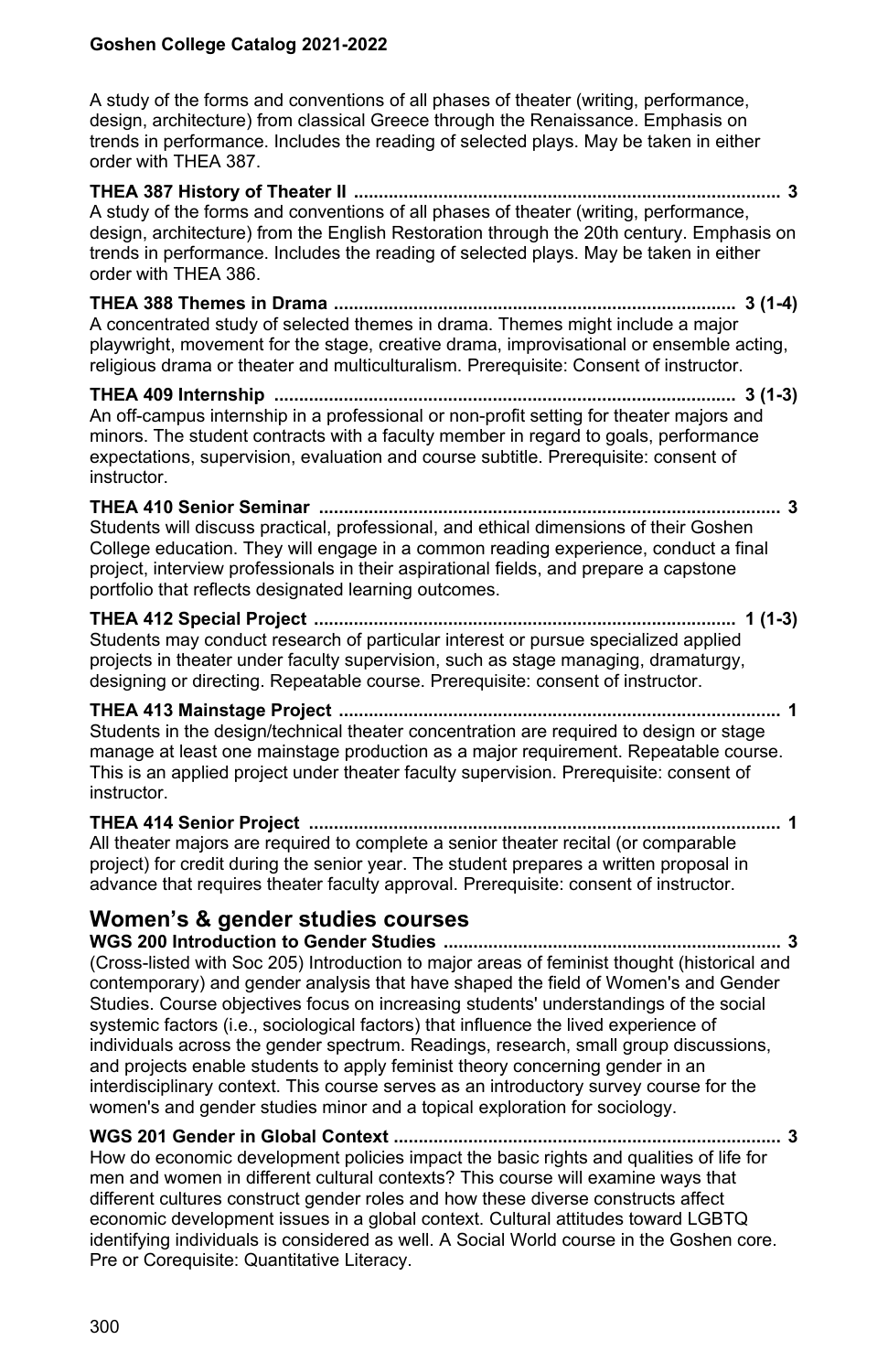A study of the forms and conventions of all phases of theater (writing, performance, design, architecture) from classical Greece through the Renaissance. Emphasis on trends in performance. Includes the reading of selected plays. May be taken in either order with THEA 387.

**THEA 387 History of Theater II ..................................................................................... 3**
A study of the forms and conventions of all phases of theater (writing, performance, design, architecture) from the English Restoration through the 20th century. Emphasis on trends in performance. Includes the reading of selected plays. May be taken in either order with THEA 386.

**THEA 388 Themes in Drama ................................................................................ 3 (1-4)**
A concentrated study of selected themes in drama. Themes might include a major playwright, movement for the stage, creative drama, improvisational or ensemble acting, religious drama or theater and multiculturalism. Prerequisite: Consent of instructor.

**THEA 409 Internship ............................................................................................ 3 (1-3)**
An off-campus internship in a professional or non-profit setting for theater majors and minors. The student contracts with a faculty member in regard to goals, performance expectations, supervision, evaluation and course subtitle. Prerequisite: consent of instructor.

**THEA 410 Senior Seminar ............................................................................................ 3**
Students will discuss practical, professional, and ethical dimensions of their Goshen College education. They will engage in a common reading experience, conduct a final project, interview professionals in their aspirational fields, and prepare a capstone portfolio that reflects designated learning outcomes.

**THEA 412 Special Project .................................................................................... 1 (1-3)**
Students may conduct research of particular interest or pursue specialized applied projects in theater under faculty supervision, such as stage managing, dramaturgy, designing or directing. Repeatable course. Prerequisite: consent of instructor.

**THEA 413 Mainstage Project ........................................................................................ 1**
Students in the design/technical theater concentration are required to design or stage manage at least one mainstage production as a major requirement. Repeatable course. This is an applied project under theater faculty supervision. Prerequisite: consent of instructor.

**THEA 414 Senior Project .............................................................................................. 1**
All theater majors are required to complete a senior theater recital (or comparable project) for credit during the senior year. The student prepares a written proposal in advance that requires theater faculty approval. Prerequisite: consent of instructor.

## Women's & gender studies courses

**WGS 200 Introduction to Gender Studies ................................................................... 3**
(Cross-listed with Soc 205) Introduction to major areas of feminist thought (historical and contemporary) and gender analysis that have shaped the field of Women's and Gender Studies. Course objectives focus on increasing students' understandings of the social systemic factors (i.e., sociological factors) that influence the lived experience of individuals across the gender spectrum. Readings, research, small group discussions, and projects enable students to apply feminist theory concerning gender in an interdisciplinary context. This course serves as an introductory survey course for the women's and gender studies minor and a topical exploration for sociology.

**WGS 201 Gender in Global Context ............................................................................. 3**
How do economic development policies impact the basic rights and qualities of life for men and women in different cultural contexts? This course will examine ways that different cultures construct gender roles and how these diverse constructs affect economic development issues in a global context. Cultural attitudes toward LGBTQ identifying individuals is considered as well. A Social World course in the Goshen core. Pre or Corequisite: Quantitative Literacy.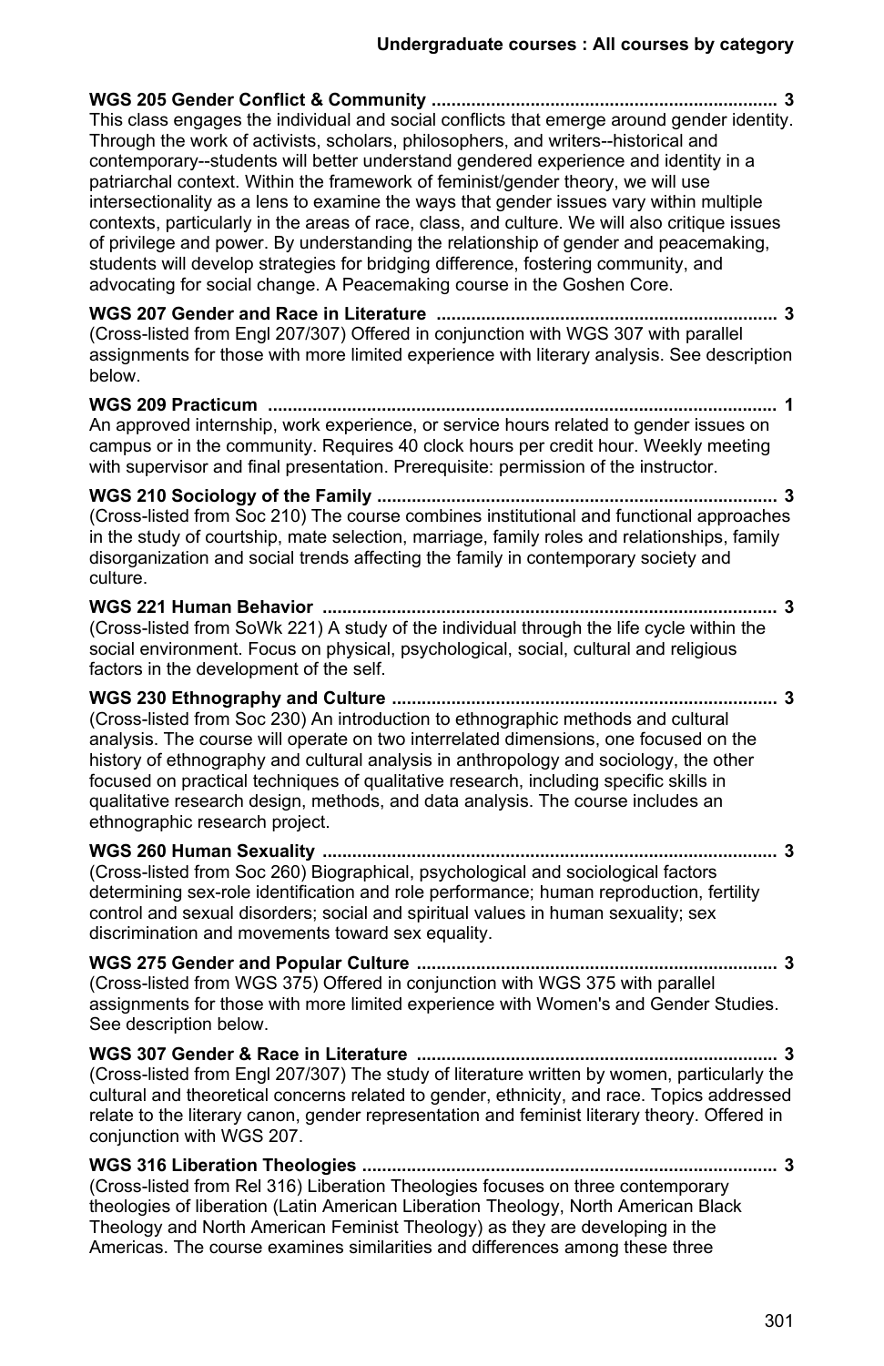**WGS 205 Gender Conflict & Community** ...................................................................... 3
This class engages the individual and social conflicts that emerge around gender identity. Through the work of activists, scholars, philosophers, and writers--historical and contemporary--students will better understand gendered experience and identity in a patriarchal context. Within the framework of feminist/gender theory, we will use intersectionality as a lens to examine the ways that gender issues vary within multiple contexts, particularly in the areas of race, class, and culture. We will also critique issues of privilege and power. By understanding the relationship of gender and peacemaking, students will develop strategies for bridging difference, fostering community, and advocating for social change. A Peacemaking course in the Goshen Core.

**WGS 207 Gender and Race in Literature** ...................................................................... 3
(Cross-listed from Engl 207/307) Offered in conjunction with WGS 307 with parallel assignments for those with more limited experience with literary analysis. See description below.

**WGS 209 Practicum** ...................................................................................................... 1
An approved internship, work experience, or service hours related to gender issues on campus or in the community. Requires 40 clock hours per credit hour. Weekly meeting with supervisor and final presentation. Prerequisite: permission of the instructor.

**WGS 210 Sociology of the Family** ................................................................................. 3
(Cross-listed from Soc 210) The course combines institutional and functional approaches in the study of courtship, mate selection, marriage, family roles and relationships, family disorganization and social trends affecting the family in contemporary society and culture.

**WGS 221 Human Behavior** ............................................................................................ 3
(Cross-listed from SoWk 221) A study of the individual through the life cycle within the social environment. Focus on physical, psychological, social, cultural and religious factors in the development of the self.

**WGS 230 Ethnography and Culture** .............................................................................. 3
(Cross-listed from Soc 230) An introduction to ethnographic methods and cultural analysis. The course will operate on two interrelated dimensions, one focused on the history of ethnography and cultural analysis in anthropology and sociology, the other focused on practical techniques of qualitative research, including specific skills in qualitative research design, methods, and data analysis. The course includes an ethnographic research project.

**WGS 260 Human Sexuality** ............................................................................................ 3
(Cross-listed from Soc 260) Biographical, psychological and sociological factors determining sex-role identification and role performance; human reproduction, fertility control and sexual disorders; social and spiritual values in human sexuality; sex discrimination and movements toward sex equality.

**WGS 275 Gender and Popular Culture** .......................................................................... 3
(Cross-listed from WGS 375) Offered in conjunction with WGS 375 with parallel assignments for those with more limited experience with Women's and Gender Studies. See description below.

**WGS 307 Gender & Race in Literature** .......................................................................... 3
(Cross-listed from Engl 207/307) The study of literature written by women, particularly the cultural and theoretical concerns related to gender, ethnicity, and race. Topics addressed relate to the literary canon, gender representation and feminist literary theory. Offered in conjunction with WGS 207.

**WGS 316 Liberation Theologies** .................................................................................... 3
(Cross-listed from Rel 316) Liberation Theologies focuses on three contemporary theologies of liberation (Latin American Liberation Theology, North American Black Theology and North American Feminist Theology) as they are developing in the Americas. The course examines similarities and differences among these three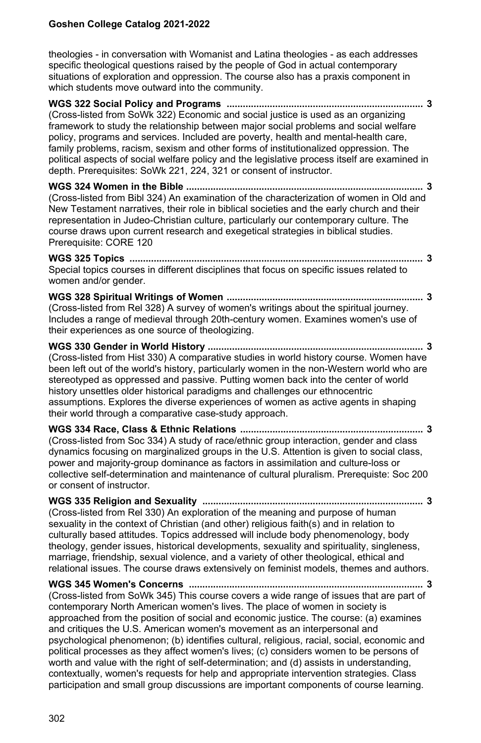theologies - in conversation with Womanist and Latina theologies - as each addresses specific theological questions raised by the people of God in actual contemporary situations of exploration and oppression. The course also has a praxis component in which students move outward into the community.

**WGS 322 Social Policy and Programs ........................................................................ 3**
(Cross-listed from SoWk 322) Economic and social justice is used as an organizing framework to study the relationship between major social problems and social welfare policy, programs and services. Included are poverty, health and mental-health care, family problems, racism, sexism and other forms of institutionalized oppression. The political aspects of social welfare policy and the legislative process itself are examined in depth. Prerequisites: SoWk 221, 224, 321 or consent of instructor.

**WGS 324 Women in the Bible ....................................................................................... 3**
(Cross-listed from Bibl 324) An examination of the characterization of women in Old and New Testament narratives, their role in biblical societies and the early church and their representation in Judeo-Christian culture, particularly our contemporary culture. The course draws upon current research and exegetical strategies in biblical studies. Prerequisite: CORE 120

**WGS 325 Topics ............................................................................................................ 3**
Special topics courses in different disciplines that focus on specific issues related to women and/or gender.

**WGS 328 Spiritual Writings of Women ........................................................................ 3**
(Cross-listed from Rel 328) A survey of women's writings about the spiritual journey. Includes a range of medieval through 20th-century women. Examines women's use of their experiences as one source of theologizing.

**WGS 330 Gender in World History ............................................................................... 3**
(Cross-listed from Hist 330) A comparative studies in world history course. Women have been left out of the world's history, particularly women in the non-Western world who are stereotyped as oppressed and passive. Putting women back into the center of world history unsettles older historical paradigms and challenges our ethnocentric assumptions. Explores the diverse experiences of women as active agents in shaping their world through a comparative case-study approach.

**WGS 334 Race, Class & Ethnic Relations ................................................................... 3**
(Cross-listed from Soc 334) A study of race/ethnic group interaction, gender and class dynamics focusing on marginalized groups in the U.S. Attention is given to social class, power and majority-group dominance as factors in assimilation and culture-loss or collective self-determination and maintenance of cultural pluralism. Prerequiste: Soc 200 or consent of instructor.

**WGS 335 Religion and Sexuality ................................................................................. 3**
(Cross-listed from Rel 330) An exploration of the meaning and purpose of human sexuality in the context of Christian (and other) religious faith(s) and in relation to culturally based attitudes. Topics addressed will include body phenomenology, body theology, gender issues, historical developments, sexuality and spirituality, singleness, marriage, friendship, sexual violence, and a variety of other theological, ethical and relational issues. The course draws extensively on feminist models, themes and authors.

**WGS 345 Women's Concerns ...................................................................................... 3**
(Cross-listed from SoWk 345) This course covers a wide range of issues that are part of contemporary North American women's lives. The place of women in society is approached from the position of social and economic justice. The course: (a) examines and critiques the U.S. American women's movement as an interpersonal and psychological phenomenon; (b) identifies cultural, religious, racial, social, economic and political processes as they affect women's lives; (c) considers women to be persons of worth and value with the right of self-determination; and (d) assists in understanding, contextually, women's requests for help and appropriate intervention strategies. Class participation and small group discussions are important components of course learning.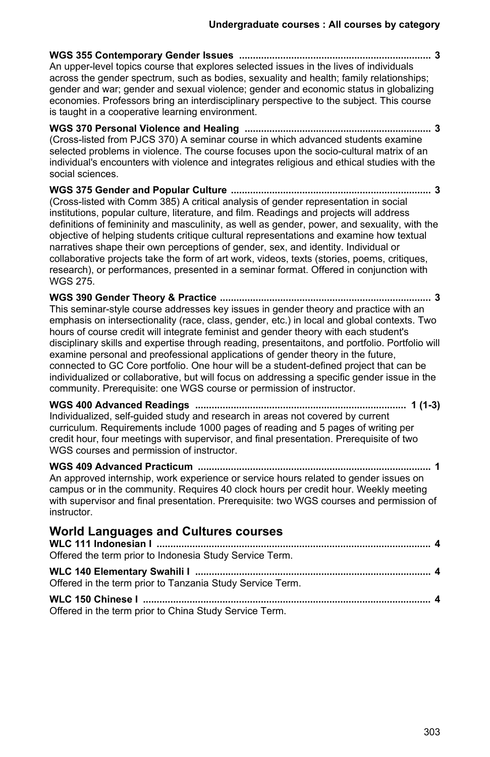**WGS 355 Contemporary Gender Issues** ..................................................................... 3
An upper-level topics course that explores selected issues in the lives of individuals across the gender spectrum, such as bodies, sexuality and health; family relationships; gender and war; gender and sexual violence; gender and economic status in globalizing economies. Professors bring an interdisciplinary perspective to the subject. This course is taught in a cooperative learning environment.

**WGS 370 Personal Violence and Healing** ................................................................... 3
(Cross-listed from PJCS 370) A seminar course in which advanced students examine selected problems in violence. The course focuses upon the socio-cultural matrix of an individual's encounters with violence and integrates religious and ethical studies with the social sciences.

**WGS 375 Gender and Popular Culture** ........................................................................ 3
(Cross-listed with Comm 385) A critical analysis of gender representation in social institutions, popular culture, literature, and film. Readings and projects will address definitions of femininity and masculinity, as well as gender, power, and sexuality, with the objective of helping students critique cultural representations and examine how textual narratives shape their own perceptions of gender, sex, and identity. Individual or collaborative projects take the form of art work, videos, texts (stories, poems, critiques, research), or performances, presented in a seminar format. Offered in conjunction with WGS 275.

**WGS 390 Gender Theory & Practice** ............................................................................ 3
This seminar-style course addresses key issues in gender theory and practice with an emphasis on intersectionality (race, class, gender, etc.) in local and global contexts. Two hours of course credit will integrate feminist and gender theory with each student's disciplinary skills and expertise through reading, presentaitons, and portfolio. Portfolio will examine personal and preofessional applications of gender theory in the future, connected to GC Core portfolio. One hour will be a student-defined project that can be individualized or collaborative, but will focus on addressing a specific gender issue in the community. Prerequisite: one WGS course or permission of instructor.

**WGS 400 Advanced Readings** ............................................................................ 1 (1-3)
Individualized, self-guided study and research in areas not covered by current curriculum. Requirements include 1000 pages of reading and 5 pages of writing per credit hour, four meetings with supervisor, and final presentation. Prerequisite of two WGS courses and permission of instructor.

**WGS 409 Advanced Practicum** .................................................................................... 1
An approved internship, work experience or service hours related to gender issues on campus or in the community. Requires 40 clock hours per credit hour. Weekly meeting with supervisor and final presentation. Prerequisite: two WGS courses and permission of instructor.

## World Languages and Cultures courses

**WLC 111 Indonesian I** ................................................................................................... 4
Offered the term prior to Indonesia Study Service Term.

**WLC 140 Elementary Swahili I** ..................................................................................... 4
Offered in the term prior to Tanzania Study Service Term.

**WLC 150 Chinese I** ........................................................................................................ 4
Offered in the term prior to China Study Service Term.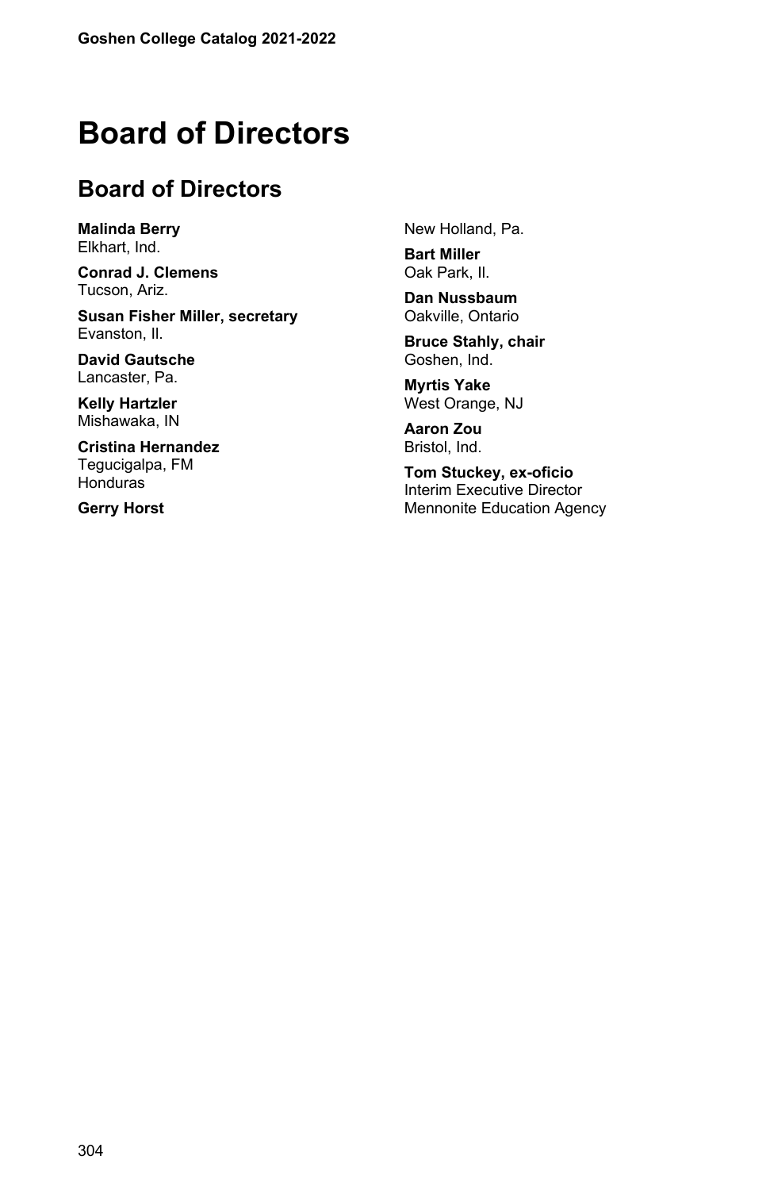# Board of Directors

## Board of Directors

**Malinda Berry**
Elkhart, Ind.

**Conrad J. Clemens**
Tucson, Ariz.

**Susan Fisher Miller, secretary**
Evanston, Il.

**David Gautsche**
Lancaster, Pa.

**Kelly Hartzler**
Mishawaka, IN

**Cristina Hernandez**
Tegucigalpa, FM
Honduras

**Gerry Horst**
New Holland, Pa.

**Bart Miller**
Oak Park, Il.

**Dan Nussbaum**
Oakville, Ontario

**Bruce Stahly, chair**
Goshen, Ind.

**Myrtis Yake**
West Orange, NJ

**Aaron Zou**
Bristol, Ind.

**Tom Stuckey, ex-oficio**
Interim Executive Director
Mennonite Education Agency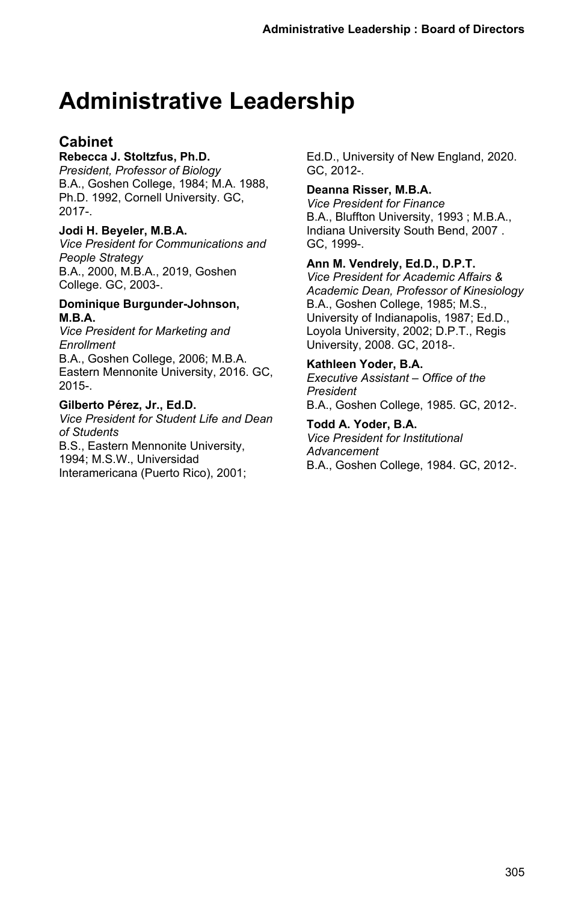# Administrative Leadership

## Cabinet

**Rebecca J. Stoltzfus, Ph.D.**
*President, Professor of Biology*
B.A., Goshen College, 1984; M.A. 1988, Ph.D. 1992, Cornell University. GC, 2017-.

**Jodi H. Beyeler, M.B.A.**
*Vice President for Communications and People Strategy*
B.A., 2000, M.B.A., 2019, Goshen College. GC, 2003-.

**Dominique Burgunder-Johnson, M.B.A.**
*Vice President for Marketing and Enrollment*
B.A., Goshen College, 2006; M.B.A. Eastern Mennonite University, 2016. GC, 2015-.

**Gilberto Pérez, Jr., Ed.D.**
*Vice President for Student Life and Dean of Students*
B.S., Eastern Mennonite University, 1994; M.S.W., Universidad Interamericana (Puerto Rico), 2001; Ed.D., University of New England, 2020. GC, 2012-.

**Deanna Risser, M.B.A.**
*Vice President for Finance*
B.A., Bluffton University, 1993 ; M.B.A., Indiana University South Bend, 2007 . GC, 1999-.

**Ann M. Vendrely, Ed.D., D.P.T.**
*Vice President for Academic Affairs & Academic Dean, Professor of Kinesiology*
B.A., Goshen College, 1985; M.S., University of Indianapolis, 1987; Ed.D., Loyola University, 2002; D.P.T., Regis University, 2008. GC, 2018-.

**Kathleen Yoder, B.A.**
*Executive Assistant – Office of the President*
B.A., Goshen College, 1985. GC, 2012-.

**Todd A. Yoder, B.A.**
*Vice President for Institutional Advancement*
B.A., Goshen College, 1984. GC, 2012-.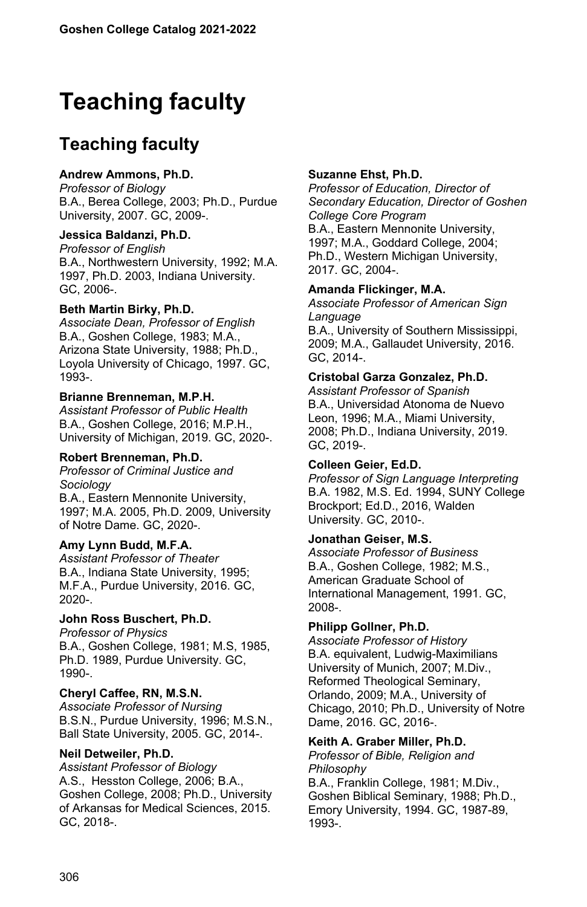# Teaching faculty

## Teaching faculty

**Andrew Ammons, Ph.D.**
*Professor of Biology*
B.A., Berea College, 2003; Ph.D., Purdue University, 2007. GC, 2009-.

**Jessica Baldanzi, Ph.D.**
*Professor of English*
B.A., Northwestern University, 1992; M.A. 1997, Ph.D. 2003, Indiana University. GC, 2006-.

**Beth Martin Birky, Ph.D.**
*Associate Dean, Professor of English*
B.A., Goshen College, 1983; M.A., Arizona State University, 1988; Ph.D., Loyola University of Chicago, 1997. GC, 1993-.

**Brianne Brenneman, M.P.H.**
*Assistant Professor of Public Health*
B.A., Goshen College, 2016; M.P.H., University of Michigan, 2019. GC, 2020-.

**Robert Brenneman, Ph.D.**
*Professor of Criminal Justice and Sociology*
B.A., Eastern Mennonite University, 1997; M.A. 2005, Ph.D. 2009, University of Notre Dame. GC, 2020-.

**Amy Lynn Budd, M.F.A.**
*Assistant Professor of Theater*
B.A., Indiana State University, 1995; M.F.A., Purdue University, 2016. GC, 2020-.

**John Ross Buschert, Ph.D.**
*Professor of Physics*
B.A., Goshen College, 1981; M.S, 1985, Ph.D. 1989, Purdue University. GC, 1990-.

**Cheryl Caffee, RN, M.S.N.**
*Associate Professor of Nursing*
B.S.N., Purdue University, 1996; M.S.N., Ball State University, 2005. GC, 2014-.

**Neil Detweiler, Ph.D.**
*Assistant Professor of Biology*
A.S., Hesston College, 2006; B.A., Goshen College, 2008; Ph.D., University of Arkansas for Medical Sciences, 2015. GC, 2018-.

**Suzanne Ehst, Ph.D.**
*Professor of Education, Director of Secondary Education, Director of Goshen College Core Program*
B.A., Eastern Mennonite University, 1997; M.A., Goddard College, 2004; Ph.D., Western Michigan University, 2017. GC, 2004-.

**Amanda Flickinger, M.A.**
*Associate Professor of American Sign Language*
B.A., University of Southern Mississippi, 2009; M.A., Gallaudet University, 2016. GC, 2014-.

**Cristobal Garza Gonzalez, Ph.D.**
*Assistant Professor of Spanish*
B.A., Universidad Atonoma de Nuevo Leon, 1996; M.A., Miami University, 2008; Ph.D., Indiana University, 2019. GC, 2019-.

**Colleen Geier, Ed.D.**
*Professor of Sign Language Interpreting*
B.A. 1982, M.S. Ed. 1994, SUNY College Brockport; Ed.D., 2016, Walden University. GC, 2010-.

**Jonathan Geiser, M.S.**
*Associate Professor of Business*
B.A., Goshen College, 1982; M.S., American Graduate School of International Management, 1991. GC, 2008-.

**Philipp Gollner, Ph.D.**
*Associate Professor of History*
B.A. equivalent, Ludwig-Maximilians University of Munich, 2007; M.Div., Reformed Theological Seminary, Orlando, 2009; M.A., University of Chicago, 2010; Ph.D., University of Notre Dame, 2016. GC, 2016-.

**Keith A. Graber Miller, Ph.D.**
*Professor of Bible, Religion and Philosophy*
B.A., Franklin College, 1981; M.Div., Goshen Biblical Seminary, 1988; Ph.D., Emory University, 1994. GC, 1987-89, 1993-.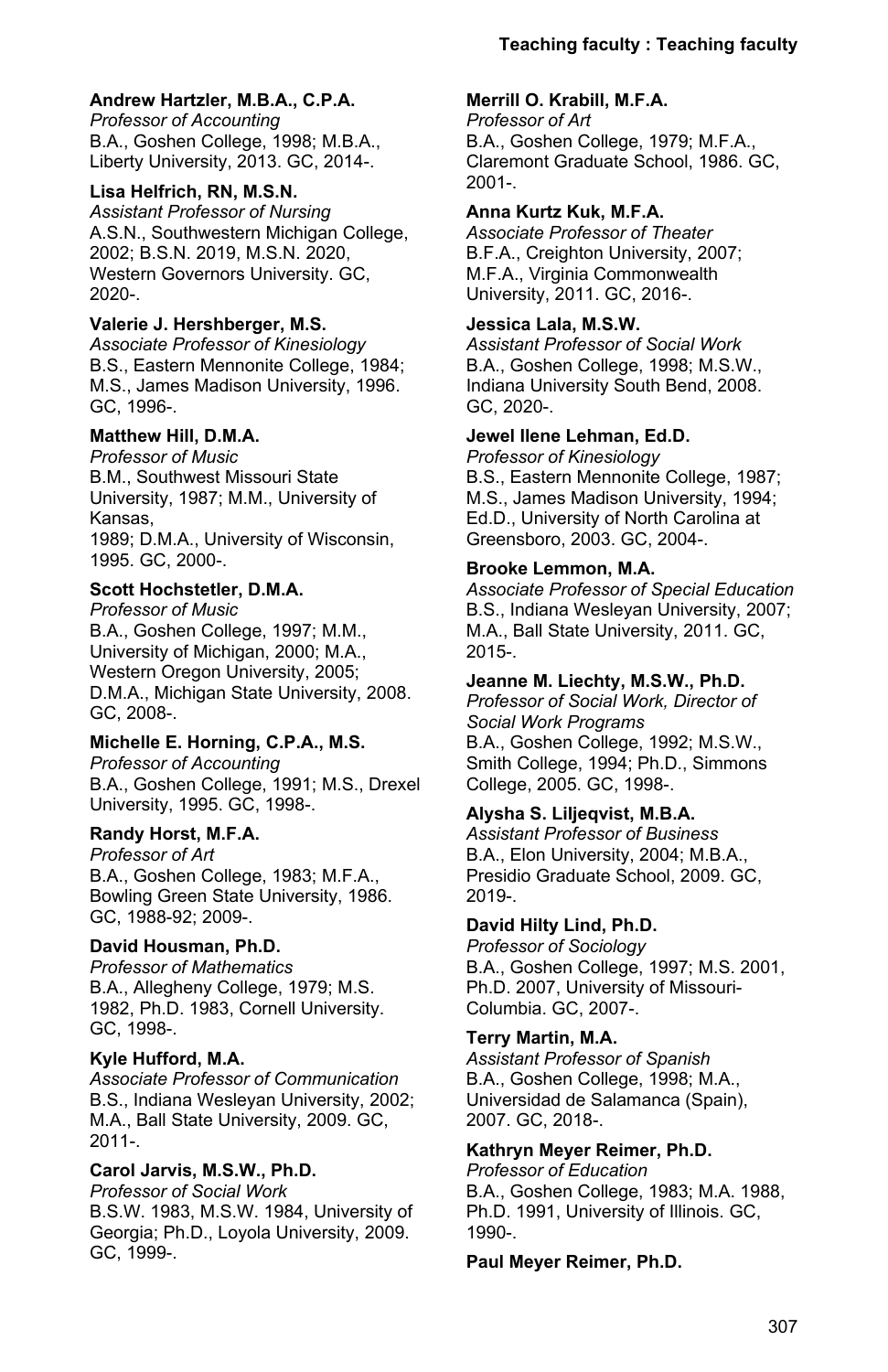**Andrew Hartzler, M.B.A., C.P.A.**
*Professor of Accounting*
B.A., Goshen College, 1998; M.B.A., Liberty University, 2013. GC, 2014-.

**Lisa Helfrich, RN, M.S.N.**
*Assistant Professor of Nursing*
A.S.N., Southwestern Michigan College, 2002; B.S.N. 2019, M.S.N. 2020, Western Governors University. GC, 2020-.

**Valerie J. Hershberger, M.S.**
*Associate Professor of Kinesiology*
B.S., Eastern Mennonite College, 1984; M.S., James Madison University, 1996. GC, 1996-.

**Matthew Hill, D.M.A.**
*Professor of Music*
B.M., Southwest Missouri State University, 1987; M.M., University of Kansas, 1989; D.M.A., University of Wisconsin, 1995. GC, 2000-.

**Scott Hochstetler, D.M.A.**
*Professor of Music*
B.A., Goshen College, 1997; M.M., University of Michigan, 2000; M.A., Western Oregon University, 2005; D.M.A., Michigan State University, 2008. GC, 2008-.

**Michelle E. Horning, C.P.A., M.S.**
*Professor of Accounting*
B.A., Goshen College, 1991; M.S., Drexel University, 1995. GC, 1998-.

**Randy Horst, M.F.A.**
*Professor of Art*
B.A., Goshen College, 1983; M.F.A., Bowling Green State University, 1986. GC, 1988-92; 2009-.

**David Housman, Ph.D.**
*Professor of Mathematics*
B.A., Allegheny College, 1979; M.S. 1982, Ph.D. 1983, Cornell University. GC, 1998-.

**Kyle Hufford, M.A.**
*Associate Professor of Communication*
B.S., Indiana Wesleyan University, 2002; M.A., Ball State University, 2009. GC, 2011-.

**Carol Jarvis, M.S.W., Ph.D.**
*Professor of Social Work*
B.S.W. 1983, M.S.W. 1984, University of Georgia; Ph.D., Loyola University, 2009. GC, 1999-.

**Merrill O. Krabill, M.F.A.**
*Professor of Art*
B.A., Goshen College, 1979; M.F.A., Claremont Graduate School, 1986. GC, 2001-.

**Anna Kurtz Kuk, M.F.A.**
*Associate Professor of Theater*
B.F.A., Creighton University, 2007; M.F.A., Virginia Commonwealth University, 2011. GC, 2016-.

**Jessica Lala, M.S.W.**
*Assistant Professor of Social Work*
B.A., Goshen College, 1998; M.S.W., Indiana University South Bend, 2008. GC, 2020-.

**Jewel Ilene Lehman, Ed.D.**
*Professor of Kinesiology*
B.S., Eastern Mennonite College, 1987; M.S., James Madison University, 1994; Ed.D., University of North Carolina at Greensboro, 2003. GC, 2004-.

**Brooke Lemmon, M.A.**
*Associate Professor of Special Education*
B.S., Indiana Wesleyan University, 2007; M.A., Ball State University, 2011. GC, 2015-.

**Jeanne M. Liechty, M.S.W., Ph.D.**
*Professor of Social Work, Director of Social Work Programs*
B.A., Goshen College, 1992; M.S.W., Smith College, 1994; Ph.D., Simmons College, 2005. GC, 1998-.

**Alysha S. Liljeqvist, M.B.A.**
*Assistant Professor of Business*
B.A., Elon University, 2004; M.B.A., Presidio Graduate School, 2009. GC, 2019-.

**David Hilty Lind, Ph.D.**
*Professor of Sociology*
B.A., Goshen College, 1997; M.S. 2001, Ph.D. 2007, University of Missouri-Columbia. GC, 2007-.

**Terry Martin, M.A.**
*Assistant Professor of Spanish*
B.A., Goshen College, 1998; M.A., Universidad de Salamanca (Spain), 2007. GC, 2018-.

**Kathryn Meyer Reimer, Ph.D.**
*Professor of Education*
B.A., Goshen College, 1983; M.A. 1988, Ph.D. 1991, University of Illinois. GC, 1990-.

**Paul Meyer Reimer, Ph.D.**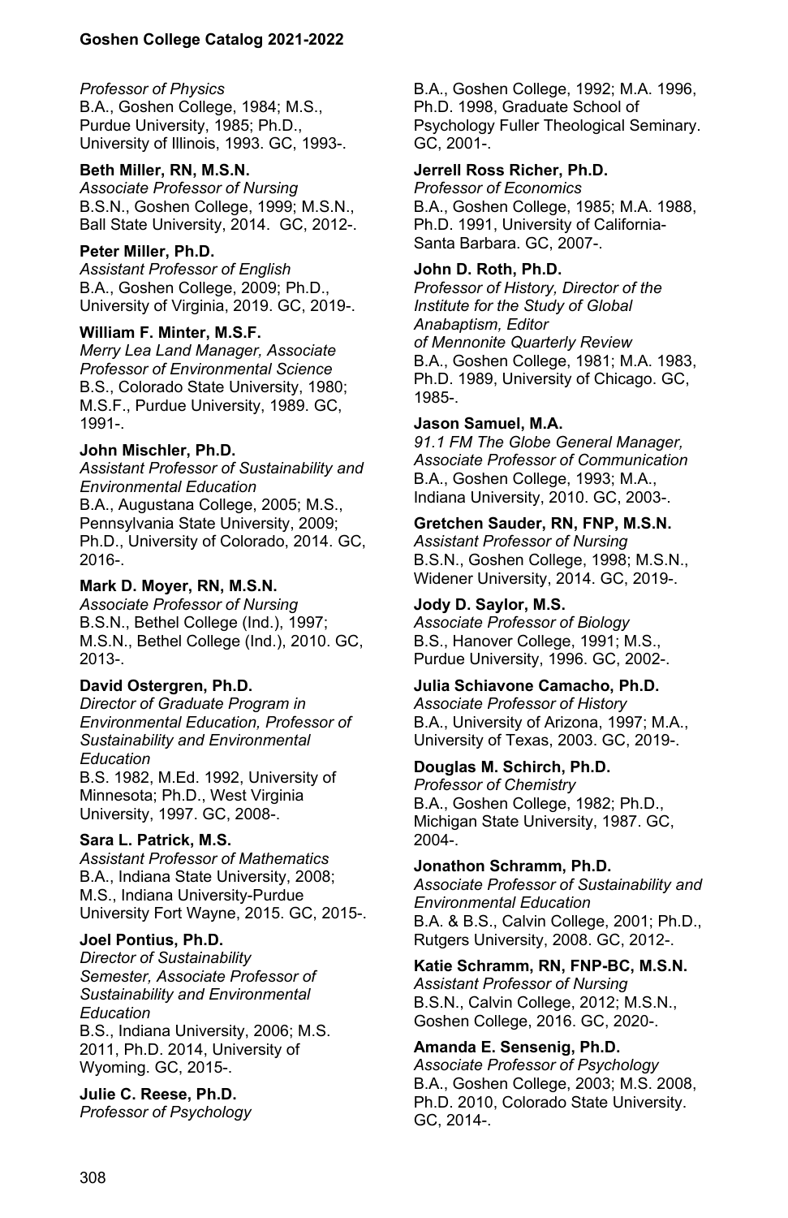*Professor of Physics*
B.A., Goshen College, 1984; M.S., Purdue University, 1985; Ph.D., University of Illinois, 1993. GC, 1993-.

**Beth Miller, RN, M.S.N.**
*Associate Professor of Nursing*
B.S.N., Goshen College, 1999; M.S.N., Ball State University, 2014. GC, 2012-.

**Peter Miller, Ph.D.**
*Assistant Professor of English*
B.A., Goshen College, 2009; Ph.D., University of Virginia, 2019. GC, 2019-.

**William F. Minter, M.S.F.**
*Merry Lea Land Manager, Associate Professor of Environmental Science*
B.S., Colorado State University, 1980; M.S.F., Purdue University, 1989. GC, 1991-.

**John Mischler, Ph.D.**
*Assistant Professor of Sustainability and Environmental Education*
B.A., Augustana College, 2005; M.S., Pennsylvania State University, 2009; Ph.D., University of Colorado, 2014. GC, 2016-.

**Mark D. Moyer, RN, M.S.N.**
*Associate Professor of Nursing*
B.S.N., Bethel College (Ind.), 1997; M.S.N., Bethel College (Ind.), 2010. GC, 2013-.

**David Ostergren, Ph.D.**
*Director of Graduate Program in Environmental Education, Professor of Sustainability and Environmental Education*
B.S. 1982, M.Ed. 1992, University of Minnesota; Ph.D., West Virginia University, 1997. GC, 2008-.

**Sara L. Patrick, M.S.**
*Assistant Professor of Mathematics*
B.A., Indiana State University, 2008; M.S., Indiana University-Purdue University Fort Wayne, 2015. GC, 2015-.

**Joel Pontius, Ph.D.**
*Director of Sustainability Semester, Associate Professor of Sustainability and Environmental Education*
B.S., Indiana University, 2006; M.S. 2011, Ph.D. 2014, University of Wyoming. GC, 2015-.

**Julie C. Reese, Ph.D.**
*Professor of Psychology*
B.A., Goshen College, 1992; M.A. 1996, Ph.D. 1998, Graduate School of Psychology Fuller Theological Seminary. GC, 2001-.

**Jerrell Ross Richer, Ph.D.**
*Professor of Economics*
B.A., Goshen College, 1985; M.A. 1988, Ph.D. 1991, University of California-Santa Barbara. GC, 2007-.

**John D. Roth, Ph.D.**
*Professor of History, Director of the Institute for the Study of Global Anabaptism, Editor of Mennonite Quarterly Review*
B.A., Goshen College, 1981; M.A. 1983, Ph.D. 1989, University of Chicago. GC, 1985-.

**Jason Samuel, M.A.**
*91.1 FM The Globe General Manager, Associate Professor of Communication*
B.A., Goshen College, 1993; M.A., Indiana University, 2010. GC, 2003-.

**Gretchen Sauder, RN, FNP, M.S.N.**
*Assistant Professor of Nursing*
B.S.N., Goshen College, 1998; M.S.N., Widener University, 2014. GC, 2019-.

**Jody D. Saylor, M.S.**
*Associate Professor of Biology*
B.S., Hanover College, 1991; M.S., Purdue University, 1996. GC, 2002-.

**Julia Schiavone Camacho, Ph.D.**
*Associate Professor of History*
B.A., University of Arizona, 1997; M.A., University of Texas, 2003. GC, 2019-.

**Douglas M. Schirch, Ph.D.**
*Professor of Chemistry*
B.A., Goshen College, 1982; Ph.D., Michigan State University, 1987. GC, 2004-.

**Jonathon Schramm, Ph.D.**
*Associate Professor of Sustainability and Environmental Education*
B.A. & B.S., Calvin College, 2001; Ph.D., Rutgers University, 2008. GC, 2012-.

**Katie Schramm, RN, FNP-BC, M.S.N.**
*Assistant Professor of Nursing*
B.S.N., Calvin College, 2012; M.S.N., Goshen College, 2016. GC, 2020-.

**Amanda E. Sensenig, Ph.D.**
*Associate Professor of Psychology*
B.A., Goshen College, 2003; M.S. 2008, Ph.D. 2010, Colorado State University. GC, 2014-.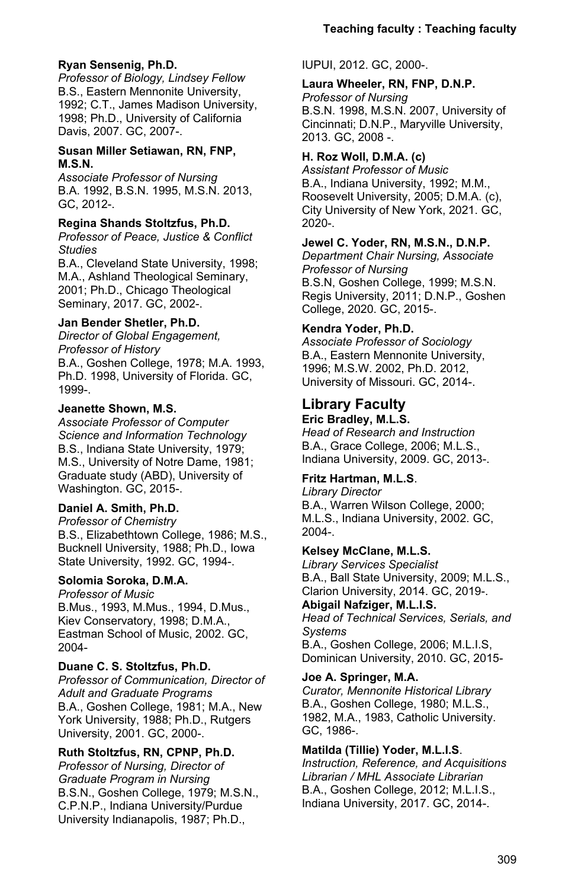**Ryan Sensenig, Ph.D.**
*Professor of Biology, Lindsey Fellow*
B.S., Eastern Mennonite University, 1992; C.T., James Madison University, 1998; Ph.D., University of California Davis, 2007. GC, 2007-.

**Susan Miller Setiawan, RN, FNP, M.S.N.**
*Associate Professor of Nursing*
B.A. 1992, B.S.N. 1995, M.S.N. 2013, GC, 2012-.

**Regina Shands Stoltzfus, Ph.D.**
*Professor of Peace, Justice & Conflict Studies*
B.A., Cleveland State University, 1998; M.A., Ashland Theological Seminary, 2001; Ph.D., Chicago Theological Seminary, 2017. GC, 2002-.

**Jan Bender Shetler, Ph.D.**
*Director of Global Engagement, Professor of History*
B.A., Goshen College, 1978; M.A. 1993, Ph.D. 1998, University of Florida. GC, 1999-.

**Jeanette Shown, M.S.**
*Associate Professor of Computer Science and Information Technology*
B.S., Indiana State University, 1979; M.S., University of Notre Dame, 1981; Graduate study (ABD), University of Washington. GC, 2015-.

**Daniel A. Smith, Ph.D.**
*Professor of Chemistry*
B.S., Elizabethtown College, 1986; M.S., Bucknell University, 1988; Ph.D., Iowa State University, 1992. GC, 1994-.

**Solomia Soroka, D.M.A.**
*Professor of Music*
B.Mus., 1993, M.Mus., 1994, D.Mus., Kiev Conservatory, 1998; D.M.A., Eastman School of Music, 2002. GC, 2004-

**Duane C. S. Stoltzfus, Ph.D.**
*Professor of Communication, Director of Adult and Graduate Programs*
B.A., Goshen College, 1981; M.A., New York University, 1988; Ph.D., Rutgers University, 2001. GC, 2000-.

**Ruth Stoltzfus, RN, CPNP, Ph.D.**
*Professor of Nursing, Director of Graduate Program in Nursing*
B.S.N., Goshen College, 1979; M.S.N., C.P.N.P., Indiana University/Purdue University Indianapolis, 1987; Ph.D., IUPUI, 2012. GC, 2000-.

**Laura Wheeler, RN, FNP, D.N.P.**
*Professor of Nursing*
B.S.N. 1998, M.S.N. 2007, University of Cincinnati; D.N.P., Maryville University, 2013. GC, 2008 -.

**H. Roz Woll, D.M.A. (c)**
*Assistant Professor of Music*
B.A., Indiana University, 1992; M.M., Roosevelt University, 2005; D.M.A. (c), City University of New York, 2021. GC, 2020-.

**Jewel C. Yoder, RN, M.S.N., D.N.P.**
*Department Chair Nursing, Associate Professor of Nursing*
B.S.N, Goshen College, 1999; M.S.N. Regis University, 2011; D.N.P., Goshen College, 2020. GC, 2015-.

**Kendra Yoder, Ph.D.**
*Associate Professor of Sociology*
B.A., Eastern Mennonite University, 1996; M.S.W. 2002, Ph.D. 2012, University of Missouri. GC, 2014-.

## Library Faculty

**Eric Bradley, M.L.S.**
*Head of Research and Instruction*
B.A., Grace College, 2006; M.L.S., Indiana University, 2009. GC, 2013-.

**Fritz Hartman, M.L.S**.
*Library Director*
B.A., Warren Wilson College, 2000; M.L.S., Indiana University, 2002. GC, 2004-.

**Kelsey McClane, M.L.S.**
*Library Services Specialist*
B.A., Ball State University, 2009; M.L.S., Clarion University, 2014. GC, 2019-.

**Abigail Nafziger, M.L.I.S.**
*Head of Technical Services, Serials, and Systems*
B.A., Goshen College, 2006; M.L.I.S, Dominican University, 2010. GC, 2015-

**Joe A. Springer, M.A.**
*Curator, Mennonite Historical Library*
B.A., Goshen College, 1980; M.L.S., 1982, M.A., 1983, Catholic University. GC, 1986-.

**Matilda (Tillie) Yoder, M.L.I.S**.
*Instruction, Reference, and Acquisitions Librarian / MHL Associate Librarian*
B.A., Goshen College, 2012; M.L.I.S., Indiana University, 2017. GC, 2014-.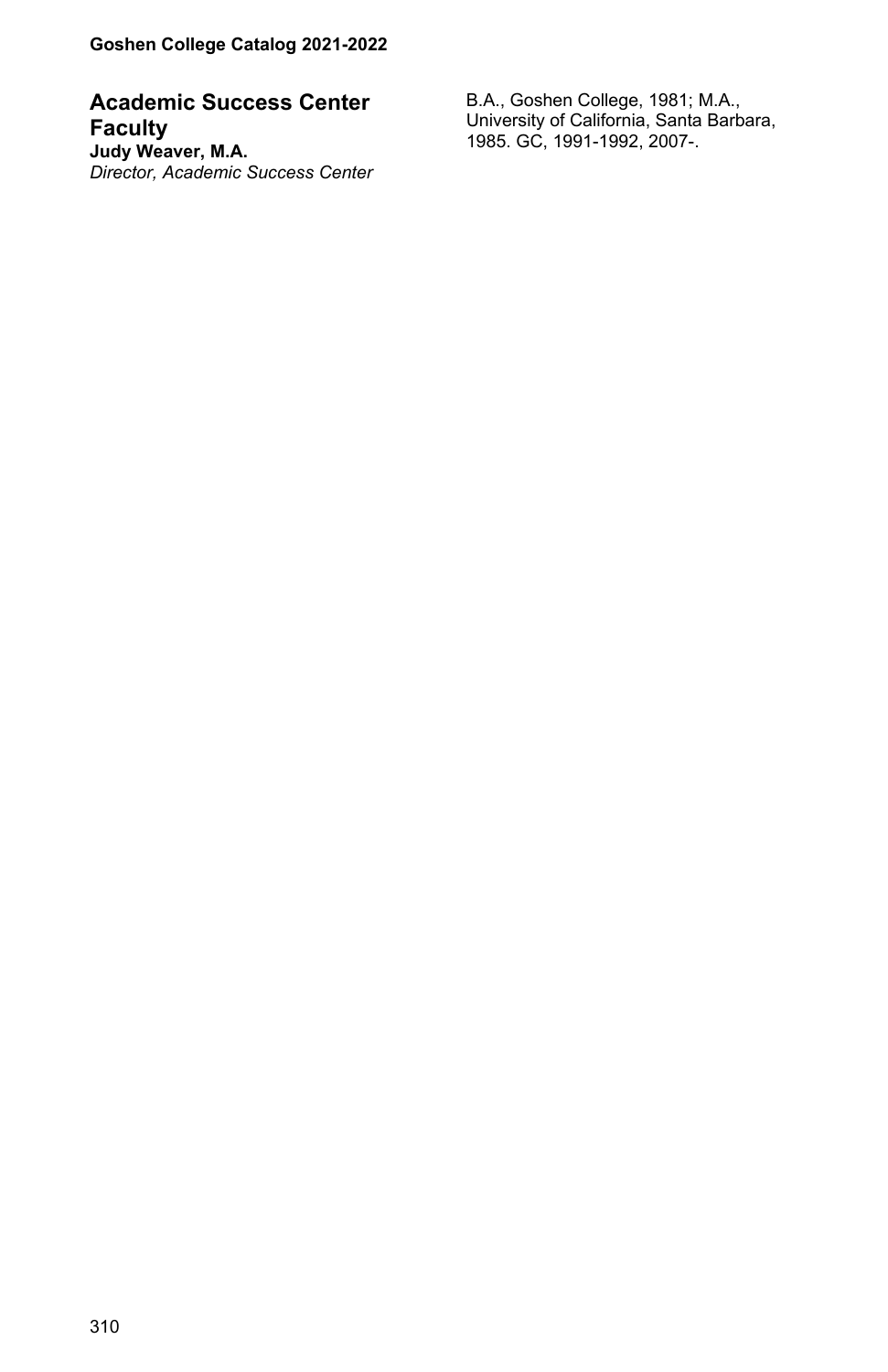## Academic Success Center Faculty

**Judy Weaver, M.A.**
*Director, Academic Success Center*
B.A., Goshen College, 1981; M.A., University of California, Santa Barbara, 1985. GC, 1991-1992, 2007-.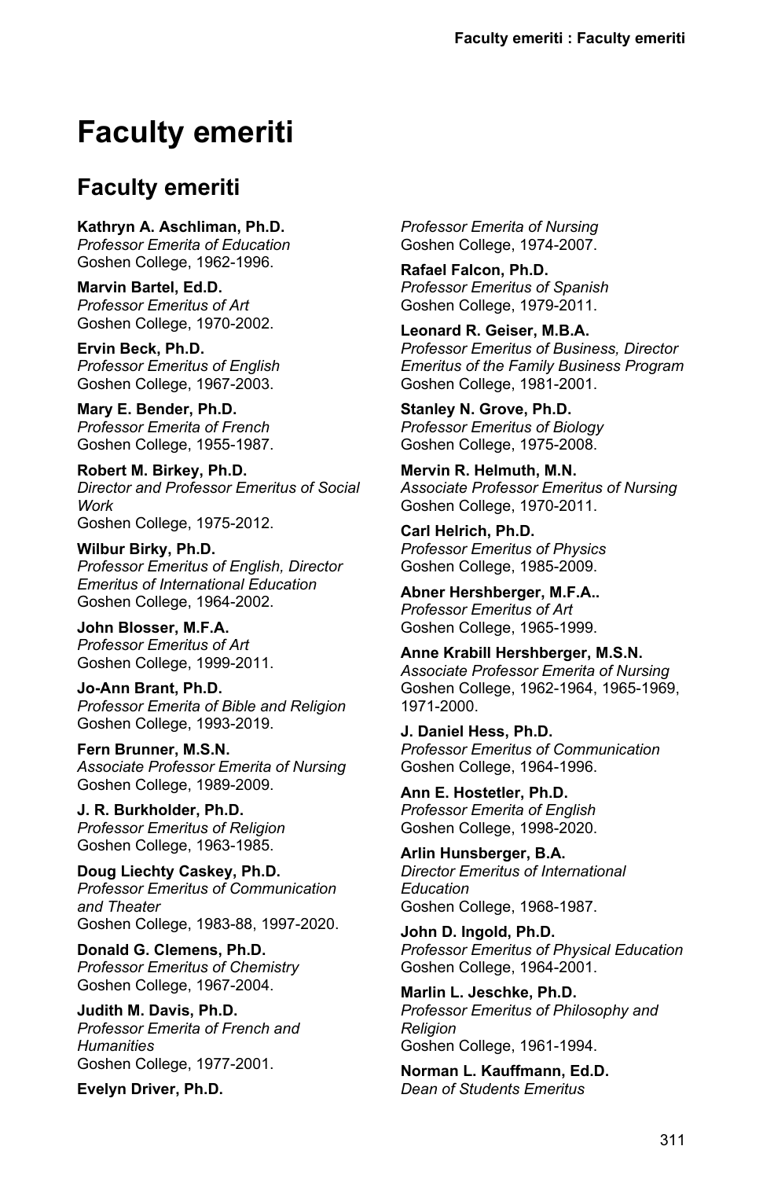# Faculty emeriti

## Faculty emeriti

**Kathryn A. Aschliman, Ph.D.**
*Professor Emerita of Education*
Goshen College, 1962-1996.

**Marvin Bartel, Ed.D.**
*Professor Emeritus of Art*
Goshen College, 1970-2002.

**Ervin Beck, Ph.D.**
*Professor Emeritus of English*
Goshen College, 1967-2003.

**Mary E. Bender, Ph.D.**
*Professor Emerita of French*
Goshen College, 1955-1987.

**Robert M. Birkey, Ph.D.**
*Director and Professor Emeritus of Social Work*
Goshen College, 1975-2012.

**Wilbur Birky, Ph.D.**
*Professor Emeritus of English, Director Emeritus of International Education*
Goshen College, 1964-2002.

**John Blosser, M.F.A.**
*Professor Emeritus of Art*
Goshen College, 1999-2011.

**Jo-Ann Brant, Ph.D.**
*Professor Emerita of Bible and Religion*
Goshen College, 1993-2019.

**Fern Brunner, M.S.N.**
*Associate Professor Emerita of Nursing*
Goshen College, 1989-2009.

**J. R. Burkholder, Ph.D.**
*Professor Emeritus of Religion*
Goshen College, 1963-1985.

**Doug Liechty Caskey, Ph.D.**
*Professor Emeritus of Communication and Theater*
Goshen College, 1983-88, 1997-2020.

**Donald G. Clemens, Ph.D.**
*Professor Emeritus of Chemistry*
Goshen College, 1967-2004.

**Judith M. Davis, Ph.D.**
*Professor Emerita of French and Humanities*
Goshen College, 1977-2001.

**Evelyn Driver, Ph.D.**
*Professor Emerita of Nursing*
Goshen College, 1974-2007.

**Rafael Falcon, Ph.D.**
*Professor Emeritus of Spanish*
Goshen College, 1979-2011.

**Leonard R. Geiser, M.B.A.**
*Professor Emeritus of Business, Director Emeritus of the Family Business Program*
Goshen College, 1981-2001.

**Stanley N. Grove, Ph.D.**
*Professor Emeritus of Biology*
Goshen College, 1975-2008.

**Mervin R. Helmuth, M.N.**
*Associate Professor Emeritus of Nursing*
Goshen College, 1970-2011.

**Carl Helrich, Ph.D.**
*Professor Emeritus of Physics*
Goshen College, 1985-2009.

**Abner Hershberger, M.F.A..**
*Professor Emeritus of Art*
Goshen College, 1965-1999.

**Anne Krabill Hershberger, M.S.N.**
*Associate Professor Emerita of Nursing*
Goshen College, 1962-1964, 1965-1969, 1971-2000.

**J. Daniel Hess, Ph.D.**
*Professor Emeritus of Communication*
Goshen College, 1964-1996.

**Ann E. Hostetler, Ph.D.**
*Professor Emerita of English*
Goshen College, 1998-2020.

**Arlin Hunsberger, B.A.**
*Director Emeritus of International Education*
Goshen College, 1968-1987.

**John D. Ingold, Ph.D.**
*Professor Emeritus of Physical Education*
Goshen College, 1964-2001.

**Marlin L. Jeschke, Ph.D.**
*Professor Emeritus of Philosophy and Religion*
Goshen College, 1961-1994.

**Norman L. Kauffmann, Ed.D.**
*Dean of Students Emeritus*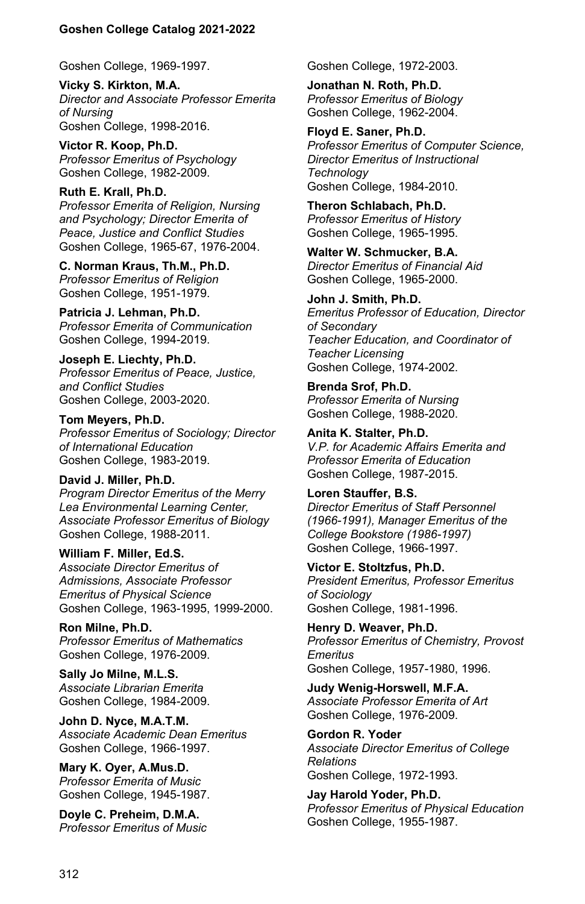Goshen College, 1969-1997.

**Vicky S. Kirkton, M.A.**
*Director and Associate Professor Emerita of Nursing*
Goshen College, 1998-2016.

**Victor R. Koop, Ph.D.**
*Professor Emeritus of Psychology*
Goshen College, 1982-2009.

**Ruth E. Krall, Ph.D.**
*Professor Emerita of Religion, Nursing and Psychology; Director Emerita of Peace, Justice and Conflict Studies*
Goshen College, 1965-67, 1976-2004.

**C. Norman Kraus, Th.M., Ph.D.**
*Professor Emeritus of Religion*
Goshen College, 1951-1979.

**Patricia J. Lehman, Ph.D.**
*Professor Emerita of Communication*
Goshen College, 1994-2019.

**Joseph E. Liechty, Ph.D.**
*Professor Emeritus of Peace, Justice, and Conflict Studies*
Goshen College, 2003-2020.

**Tom Meyers, Ph.D.**
*Professor Emeritus of Sociology; Director of International Education*
Goshen College, 1983-2019.

**David J. Miller, Ph.D.**
*Program Director Emeritus of the Merry Lea Environmental Learning Center, Associate Professor Emeritus of Biology*
Goshen College, 1988-2011.

**William F. Miller, Ed.S.**
*Associate Director Emeritus of Admissions, Associate Professor Emeritus of Physical Science*
Goshen College, 1963-1995, 1999-2000.

**Ron Milne, Ph.D.**
*Professor Emeritus of Mathematics*
Goshen College, 1976-2009.

**Sally Jo Milne, M.L.S.**
*Associate Librarian Emerita*
Goshen College, 1984-2009.

**John D. Nyce, M.A.T.M.**
*Associate Academic Dean Emeritus*
Goshen College, 1966-1997.

**Mary K. Oyer, A.Mus.D.**
*Professor Emerita of Music*
Goshen College, 1945-1987.

**Doyle C. Preheim, D.M.A.**
*Professor Emeritus of Music*
Goshen College, 1972-2003.

**Jonathan N. Roth, Ph.D.**
*Professor Emeritus of Biology*
Goshen College, 1962-2004.

**Floyd E. Saner, Ph.D.**
*Professor Emeritus of Computer Science, Director Emeritus of Instructional Technology*
Goshen College, 1984-2010.

**Theron Schlabach, Ph.D.**
*Professor Emeritus of History*
Goshen College, 1965-1995.

**Walter W. Schmucker, B.A.**
*Director Emeritus of Financial Aid*
Goshen College, 1965-2000.

**John J. Smith, Ph.D.**
*Emeritus Professor of Education, Director of Secondary Teacher Education, and Coordinator of Teacher Licensing*
Goshen College, 1974-2002.

**Brenda Srof, Ph.D.**
*Professor Emerita of Nursing*
Goshen College, 1988-2020.

**Anita K. Stalter, Ph.D.**
*V.P. for Academic Affairs Emerita and Professor Emerita of Education*
Goshen College, 1987-2015.

**Loren Stauffer, B.S.**
*Director Emeritus of Staff Personnel (1966-1991), Manager Emeritus of the College Bookstore (1986-1997)*
Goshen College, 1966-1997.

**Victor E. Stoltzfus, Ph.D.**
*President Emeritus, Professor Emeritus of Sociology*
Goshen College, 1981-1996.

**Henry D. Weaver, Ph.D.**
*Professor Emeritus of Chemistry, Provost Emeritus*
Goshen College, 1957-1980, 1996.

**Judy Wenig-Horswell, M.F.A.**
*Associate Professor Emerita of Art*
Goshen College, 1976-2009.

**Gordon R. Yoder**
*Associate Director Emeritus of College Relations*
Goshen College, 1972-1993.

**Jay Harold Yoder, Ph.D.**
*Professor Emeritus of Physical Education*
Goshen College, 1955-1987.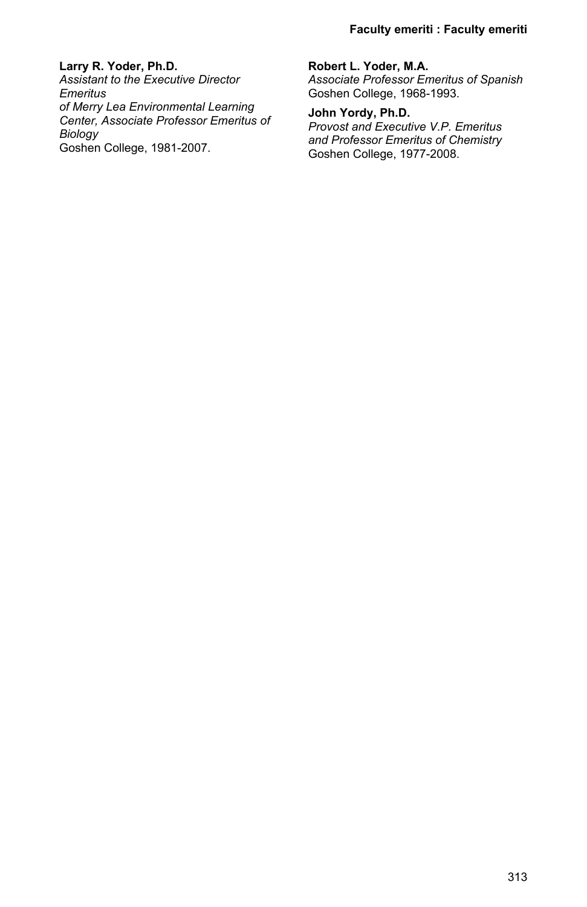**Larry R. Yoder, Ph.D.**
*Assistant to the Executive Director Emeritus of Merry Lea Environmental Learning Center, Associate Professor Emeritus of Biology*
Goshen College, 1981-2007.

**Robert L. Yoder, M.A.**
*Associate Professor Emeritus of Spanish*
Goshen College, 1968-1993.

**John Yordy, Ph.D.**
*Provost and Executive V.P. Emeritus and Professor Emeritus of Chemistry*
Goshen College, 1977-2008.